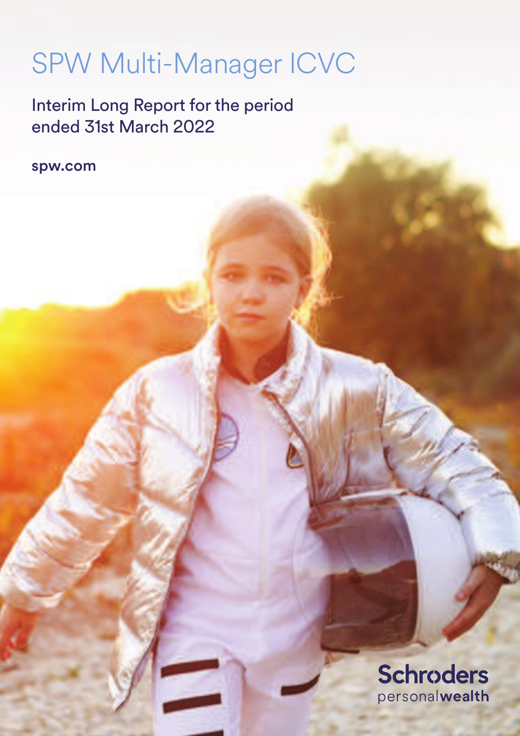# SPW Multi-Manager ICVC

## Interim Long Report for the period ended 31st March 2022

**spw.com**

**Schroders** personal**wealth**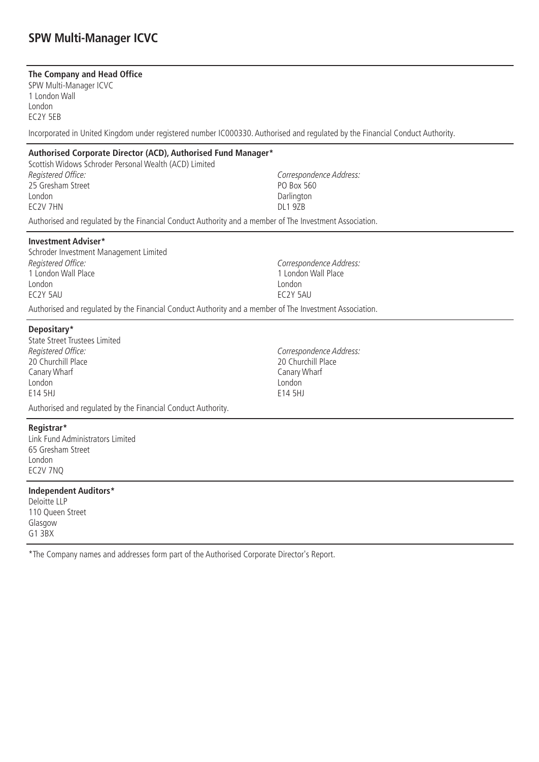# SPW Multi-Manager ICVC

**The Company and Head Office**

SPW Multi-Manager ICVC
1 London Wall
London
EC2Y 5EB

Incorporated in United Kingdom under registered number IC000330. Authorised and regulated by the Financial Conduct Authority.

**Authorised Corporate Director (ACD), Authorised Fund Manager***

Scottish Widows Schroder Personal Wealth (ACD) Limited

*Registered Office:*
25 Gresham Street
London
EC2V 7HN

*Correspondence Address:*
PO Box 560
Darlington
DL1 9ZB

Authorised and regulated by the Financial Conduct Authority and a member of The Investment Association.

**Investment Adviser***

Schroder Investment Management Limited

*Registered Office:*
1 London Wall Place
London
EC2Y 5AU

*Correspondence Address:*
1 London Wall Place
London
EC2Y 5AU

Authorised and regulated by the Financial Conduct Authority and a member of The Investment Association.

**Depositary***

State Street Trustees Limited

*Registered Office:*
20 Churchill Place
Canary Wharf
London
E14 5HJ

*Correspondence Address:*
20 Churchill Place
Canary Wharf
London
E14 5HJ

Authorised and regulated by the Financial Conduct Authority.

**Registrar***

Link Fund Administrators Limited
65 Gresham Street
London
EC2V 7NQ

**Independent Auditors***

Deloitte LLP
110 Queen Street
Glasgow
G1 3BX

*The Company names and addresses form part of the Authorised Corporate Director's Report.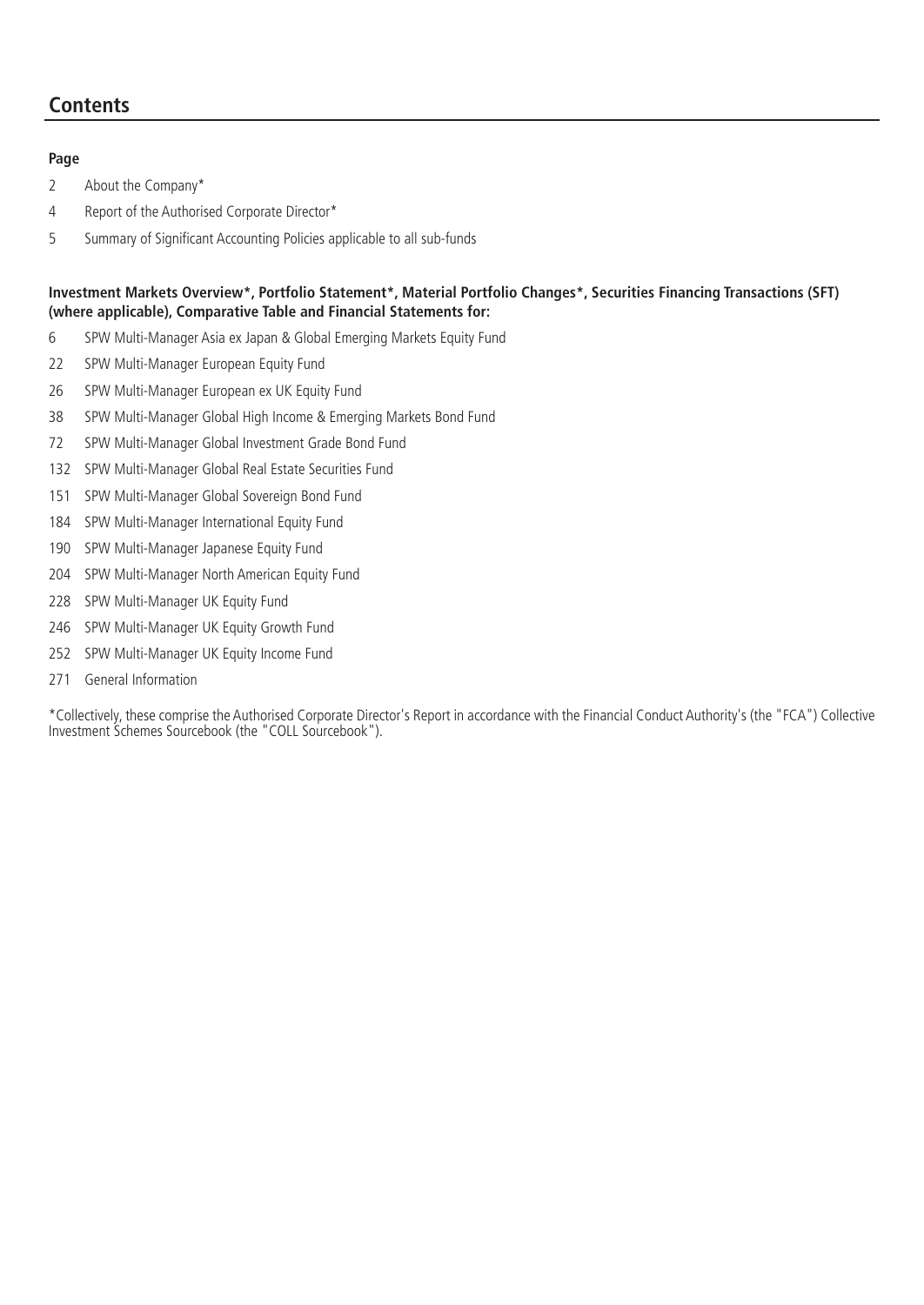## Contents

**Page**

2 About the Company*

4 Report of the Authorised Corporate Director*

5 Summary of Significant Accounting Policies applicable to all sub-funds

**Investment Markets Overview*, Portfolio Statement*, Material Portfolio Changes*, Securities Financing Transactions (SFT) (where applicable), Comparative Table and Financial Statements for:**

6 SPW Multi-Manager Asia ex Japan & Global Emerging Markets Equity Fund

22 SPW Multi-Manager European Equity Fund

26 SPW Multi-Manager European ex UK Equity Fund

38 SPW Multi-Manager Global High Income & Emerging Markets Bond Fund

72 SPW Multi-Manager Global Investment Grade Bond Fund

132 SPW Multi-Manager Global Real Estate Securities Fund

151 SPW Multi-Manager Global Sovereign Bond Fund

184 SPW Multi-Manager International Equity Fund

190 SPW Multi-Manager Japanese Equity Fund

204 SPW Multi-Manager North American Equity Fund

228 SPW Multi-Manager UK Equity Fund

246 SPW Multi-Manager UK Equity Growth Fund

252 SPW Multi-Manager UK Equity Income Fund

271 General Information

*Collectively, these comprise the Authorised Corporate Director's Report in accordance with the Financial Conduct Authority's (the "FCA") Collective Investment Schemes Sourcebook (the "COLL Sourcebook").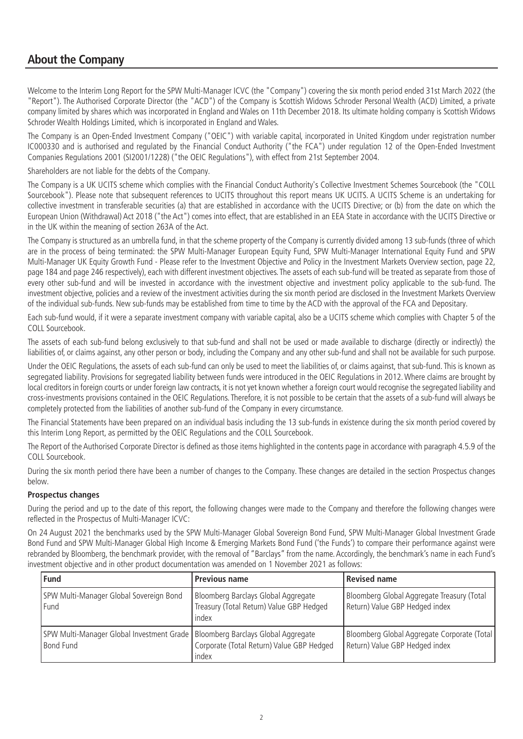## About the Company

Welcome to the Interim Long Report for the SPW Multi-Manager ICVC (the "Company") covering the six month period ended 31st March 2022 (the "Report"). The Authorised Corporate Director (the "ACD") of the Company is Scottish Widows Schroder Personal Wealth (ACD) Limited, a private company limited by shares which was incorporated in England and Wales on 11th December 2018. Its ultimate holding company is Scottish Widows Schroder Wealth Holdings Limited, which is incorporated in England and Wales.

The Company is an Open-Ended Investment Company ("OEIC") with variable capital, incorporated in United Kingdom under registration number IC000330 and is authorised and regulated by the Financial Conduct Authority ("the FCA") under regulation 12 of the Open-Ended Investment Companies Regulations 2001 (SI2001/1228) ("the OEIC Regulations"), with effect from 21st September 2004.

Shareholders are not liable for the debts of the Company.

The Company is a UK UCITS scheme which complies with the Financial Conduct Authority's Collective Investment Schemes Sourcebook (the "COLL Sourcebook"). Please note that subsequent references to UCITS throughout this report means UK UCITS. A UCITS Scheme is an undertaking for collective investment in transferable securities (a) that are established in accordance with the UCITS Directive; or (b) from the date on which the European Union (Withdrawal) Act 2018 ("the Act") comes into effect, that are established in an EEA State in accordance with the UCITS Directive or in the UK within the meaning of section 263A of the Act.

The Company is structured as an umbrella fund, in that the scheme property of the Company is currently divided among 13 sub-funds (three of which are in the process of being terminated: the SPW Multi-Manager European Equity Fund, SPW Multi-Manager International Equity Fund and SPW Multi-Manager UK Equity Growth Fund - Please refer to the Investment Objective and Policy in the Investment Markets Overview section, page 22, page 184 and page 246 respectively), each with different investment objectives. The assets of each sub-fund will be treated as separate from those of every other sub-fund and will be invested in accordance with the investment objective and investment policy applicable to the sub-fund. The investment objective, policies and a review of the investment activities during the six month period are disclosed in the Investment Markets Overview of the individual sub-funds. New sub-funds may be established from time to time by the ACD with the approval of the FCA and Depositary.

Each sub-fund would, if it were a separate investment company with variable capital, also be a UCITS scheme which complies with Chapter 5 of the COLL Sourcebook.

The assets of each sub-fund belong exclusively to that sub-fund and shall not be used or made available to discharge (directly or indirectly) the liabilities of, or claims against, any other person or body, including the Company and any other sub-fund and shall not be available for such purpose.

Under the OEIC Regulations, the assets of each sub-fund can only be used to meet the liabilities of, or claims against, that sub-fund. This is known as segregated liability. Provisions for segregated liability between funds were introduced in the OEIC Regulations in 2012. Where claims are brought by local creditors in foreign courts or under foreign law contracts, it is not yet known whether a foreign court would recognise the segregated liability and cross-investments provisions contained in the OEIC Regulations. Therefore, it is not possible to be certain that the assets of a sub-fund will always be completely protected from the liabilities of another sub-fund of the Company in every circumstance.

The Financial Statements have been prepared on an individual basis including the 13 sub-funds in existence during the six month period covered by this Interim Long Report, as permitted by the OEIC Regulations and the COLL Sourcebook.

The Report of the Authorised Corporate Director is defined as those items highlighted in the contents page in accordance with paragraph 4.5.9 of the COLL Sourcebook.

During the six month period there have been a number of changes to the Company. These changes are detailed in the section Prospectus changes below.

**Prospectus changes**

During the period and up to the date of this report, the following changes were made to the Company and therefore the following changes were reflected in the Prospectus of Multi-Manager ICVC:

On 24 August 2021 the benchmarks used by the SPW Multi-Manager Global Sovereign Bond Fund, SPW Multi-Manager Global Investment Grade Bond Fund and SPW Multi-Manager Global High Income & Emerging Markets Bond Fund ('the Funds') to compare their performance against were rebranded by Bloomberg, the benchmark provider, with the removal of "Barclays" from the name. Accordingly, the benchmark's name in each Fund's investment objective and in other product documentation was amended on 1 November 2021 as follows:

| Fund | Previous name | Revised name |
|---|---|---|
| SPW Multi-Manager Global Sovereign Bond Fund | Bloomberg Barclays Global Aggregate Treasury (Total Return) Value GBP Hedged index | Bloomberg Global Aggregate Treasury (Total Return) Value GBP Hedged index |
| SPW Multi-Manager Global Investment Grade Bond Fund | Bloomberg Barclays Global Aggregate Corporate (Total Return) Value GBP Hedged index | Bloomberg Global Aggregate Corporate (Total Return) Value GBP Hedged index |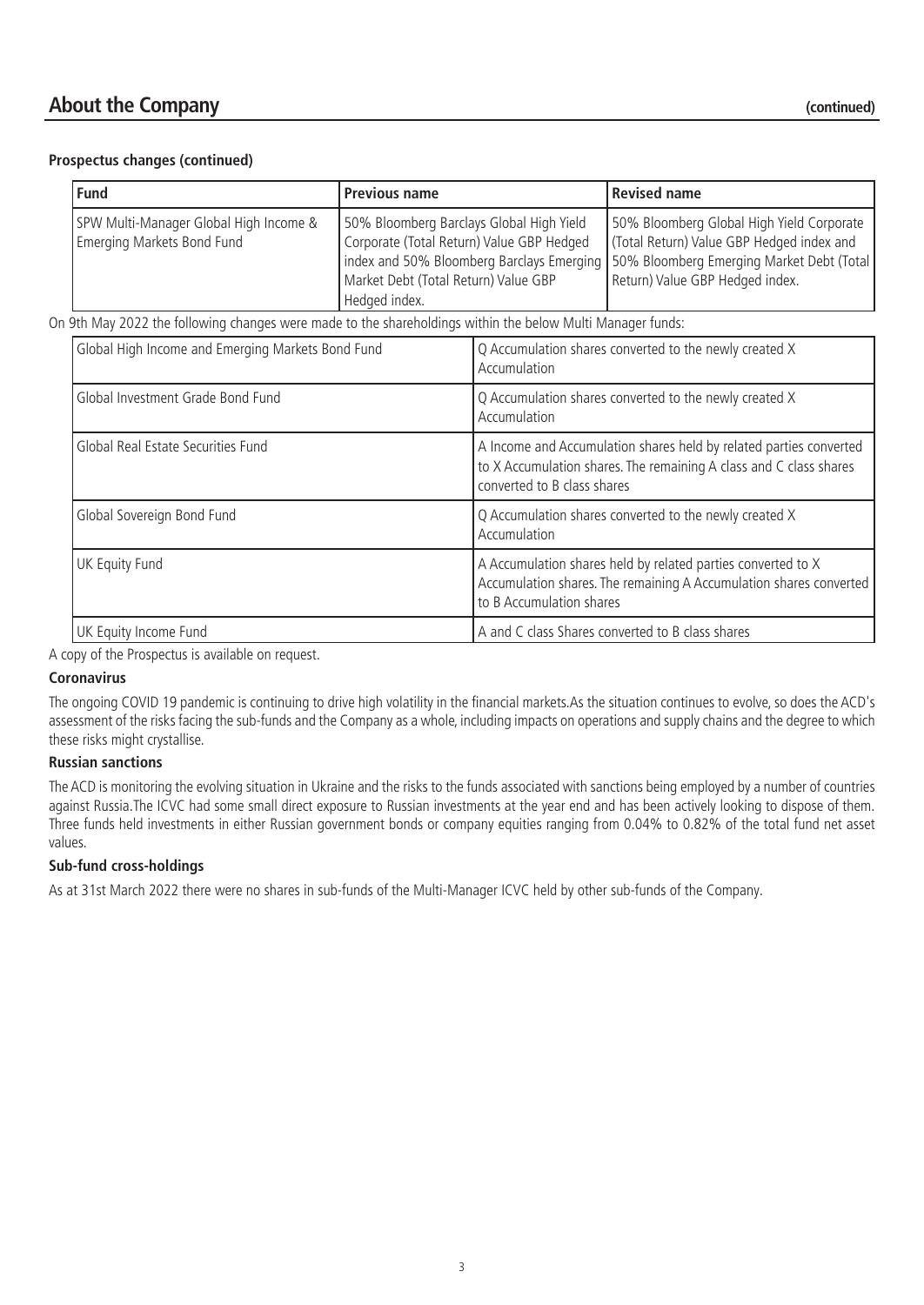## About the Company (continued)

**Prospectus changes (continued)**

| Fund | Previous name | Revised name |
|---|---|---|
| SPW Multi-Manager Global High Income & Emerging Markets Bond Fund | 50% Bloomberg Barclays Global High Yield Corporate (Total Return) Value GBP Hedged index and 50% Bloomberg Barclays Emerging Market Debt (Total Return) Value GBP Hedged index. | 50% Bloomberg Global High Yield Corporate (Total Return) Value GBP Hedged index and 50% Bloomberg Emerging Market Debt (Total Return) Value GBP Hedged index. |

On 9th May 2022 the following changes were made to the shareholdings within the below Multi Manager funds:

| Fund | Change |
|---|---|
| Global High Income and Emerging Markets Bond Fund | Q Accumulation shares converted to the newly created X Accumulation |
| Global Investment Grade Bond Fund | Q Accumulation shares converted to the newly created X Accumulation |
| Global Real Estate Securities Fund | A Income and Accumulation shares held by related parties converted to X Accumulation shares. The remaining A class and C class shares converted to B class shares |
| Global Sovereign Bond Fund | Q Accumulation shares converted to the newly created X Accumulation |
| UK Equity Fund | A Accumulation shares held by related parties converted to X Accumulation shares. The remaining A Accumulation shares converted to B Accumulation shares |
| UK Equity Income Fund | A and C class Shares converted to B class shares |

A copy of the Prospectus is available on request.

**Coronavirus**

The ongoing COVID 19 pandemic is continuing to drive high volatility in the financial markets.As the situation continues to evolve, so does the ACD's assessment of the risks facing the sub-funds and the Company as a whole, including impacts on operations and supply chains and the degree to which these risks might crystallise.

**Russian sanctions**

The ACD is monitoring the evolving situation in Ukraine and the risks to the funds associated with sanctions being employed by a number of countries against Russia.The ICVC had some small direct exposure to Russian investments at the year end and has been actively looking to dispose of them. Three funds held investments in either Russian government bonds or company equities ranging from 0.04% to 0.82% of the total fund net asset values.

**Sub-fund cross-holdings**

As at 31st March 2022 there were no shares in sub-funds of the Multi-Manager ICVC held by other sub-funds of the Company.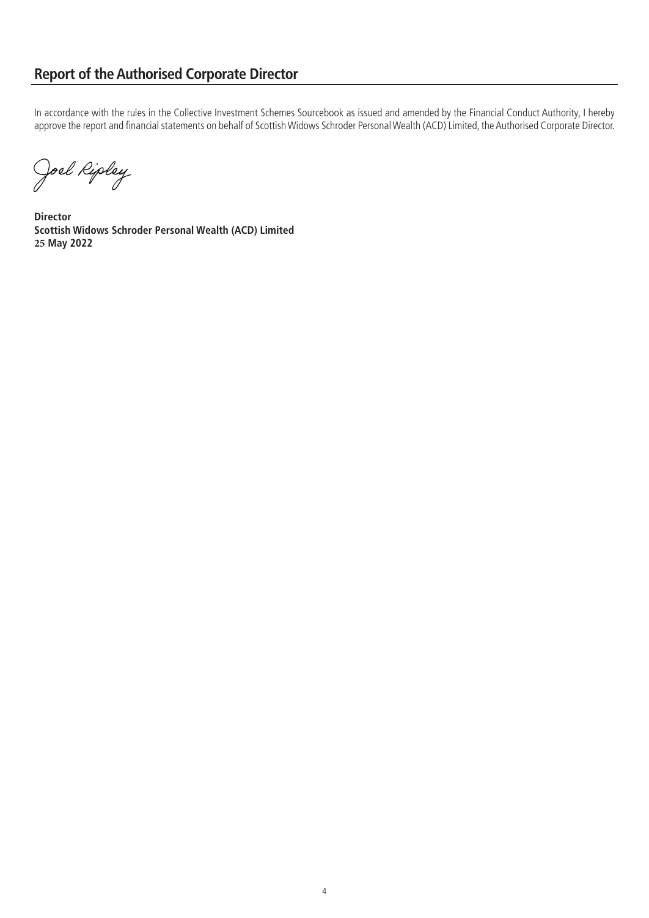## Report of the Authorised Corporate Director

In accordance with the rules in the Collective Investment Schemes Sourcebook as issued and amended by the Financial Conduct Authority, I hereby approve the report and financial statements on behalf of Scottish Widows Schroder Personal Wealth (ACD) Limited, the Authorised Corporate Director.

Joel Ripley

**Director**
**Scottish Widows Schroder Personal Wealth (ACD) Limited**
**25 May 2022**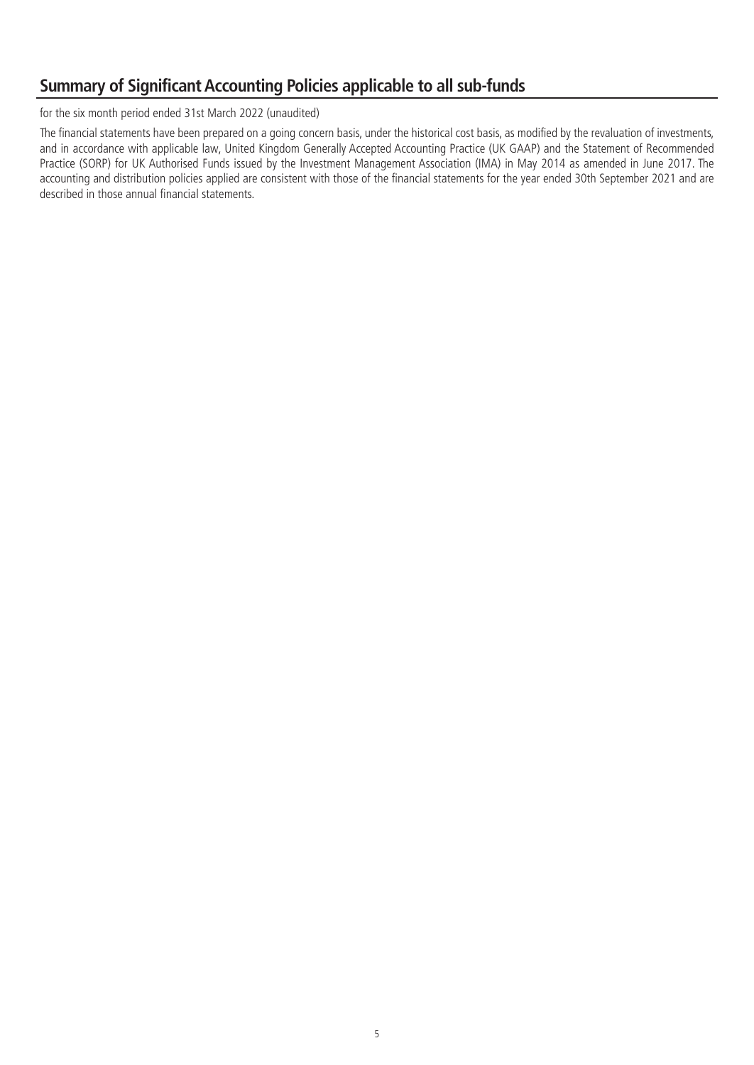## Summary of Significant Accounting Policies applicable to all sub-funds

for the six month period ended 31st March 2022 (unaudited)

The financial statements have been prepared on a going concern basis, under the historical cost basis, as modified by the revaluation of investments, and in accordance with applicable law, United Kingdom Generally Accepted Accounting Practice (UK GAAP) and the Statement of Recommended Practice (SORP) for UK Authorised Funds issued by the Investment Management Association (IMA) in May 2014 as amended in June 2017. The accounting and distribution policies applied are consistent with those of the financial statements for the year ended 30th September 2021 and are described in those annual financial statements.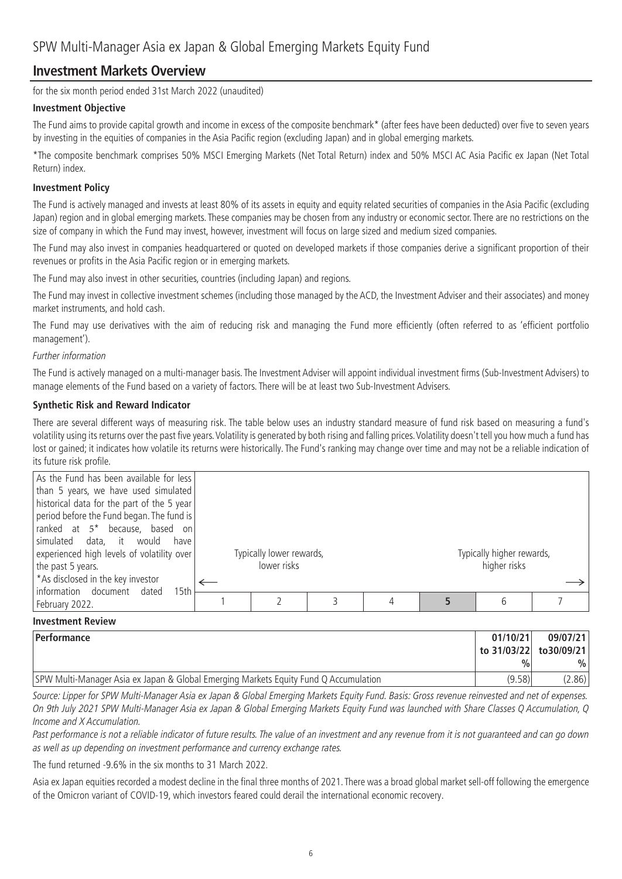# SPW Multi-Manager Asia ex Japan & Global Emerging Markets Equity Fund

## Investment Markets Overview

for the six month period ended 31st March 2022 (unaudited)

### Investment Objective

The Fund aims to provide capital growth and income in excess of the composite benchmark* (after fees have been deducted) over five to seven years by investing in the equities of companies in the Asia Pacific region (excluding Japan) and in global emerging markets.

*The composite benchmark comprises 50% MSCI Emerging Markets (Net Total Return) index and 50% MSCI AC Asia Pacific ex Japan (Net Total Return) index.

### Investment Policy

The Fund is actively managed and invests at least 80% of its assets in equity and equity related securities of companies in the Asia Pacific (excluding Japan) region and in global emerging markets. These companies may be chosen from any industry or economic sector. There are no restrictions on the size of company in which the Fund may invest, however, investment will focus on large sized and medium sized companies.

The Fund may also invest in companies headquartered or quoted on developed markets if those companies derive a significant proportion of their revenues or profits in the Asia Pacific region or in emerging markets.

The Fund may also invest in other securities, countries (including Japan) and regions.

The Fund may invest in collective investment schemes (including those managed by the ACD, the Investment Adviser and their associates) and money market instruments, and hold cash.

The Fund may use derivatives with the aim of reducing risk and managing the Fund more efficiently (often referred to as 'efficient portfolio management').

*Further information*

The Fund is actively managed on a multi-manager basis. The Investment Adviser will appoint individual investment firms (Sub-Investment Advisers) to manage elements of the Fund based on a variety of factors. There will be at least two Sub-Investment Advisers.

### Synthetic Risk and Reward Indicator

There are several different ways of measuring risk. The table below uses an industry standard measure of fund risk based on measuring a fund's volatility using its returns over the past five years. Volatility is generated by both rising and falling prices. Volatility doesn't tell you how much a fund has lost or gained; it indicates how volatile its returns were historically. The Fund's ranking may change over time and may not be a reliable indication of its future risk profile.

As the Fund has been available for less than 5 years, we have used simulated historical data for the part of the 5 year period before the Fund began. The fund is ranked at 5* because, based on simulated data, it would have experienced high levels of volatility over the past 5 years.

*As disclosed in the key investor information document dated 15th February 2022.

| Typically lower rewards, lower risks ← | | | | | → Typically higher rewards, higher risks | |
|---|---|---|---|---|---|---|
| 1 | 2 | 3 | 4 | **5** | 6 | 7 |

### Investment Review

| Performance | 01/10/21 to 31/03/22 % | 09/07/21 to30/09/21 % |
|---|---|---|
| SPW Multi-Manager Asia ex Japan & Global Emerging Markets Equity Fund Q Accumulation | (9.58) | (2.86) |

*Source: Lipper for SPW Multi-Manager Asia ex Japan & Global Emerging Markets Equity Fund. Basis: Gross revenue reinvested and net of expenses. On 9th July 2021 SPW Multi-Manager Asia ex Japan & Global Emerging Markets Equity Fund was launched with Share Classes Q Accumulation, Q Income and X Accumulation.*

*Past performance is not a reliable indicator of future results. The value of an investment and any revenue from it is not guaranteed and can go down as well as up depending on investment performance and currency exchange rates.*

The fund returned -9.6% in the six months to 31 March 2022.

Asia ex Japan equities recorded a modest decline in the final three months of 2021. There was a broad global market sell-off following the emergence of the Omicron variant of COVID-19, which investors feared could derail the international economic recovery.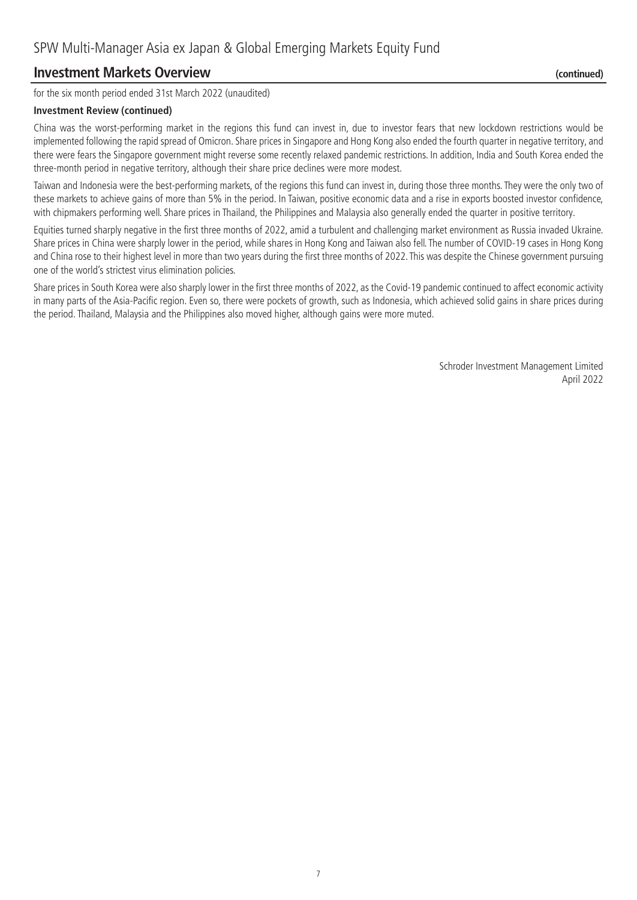SPW Multi-Manager Asia ex Japan & Global Emerging Markets Equity Fund

## Investment Markets Overview (continued)

for the six month period ended 31st March 2022 (unaudited)

**Investment Review (continued)**

China was the worst-performing market in the regions this fund can invest in, due to investor fears that new lockdown restrictions would be implemented following the rapid spread of Omicron. Share prices in Singapore and Hong Kong also ended the fourth quarter in negative territory, and there were fears the Singapore government might reverse some recently relaxed pandemic restrictions. In addition, India and South Korea ended the three-month period in negative territory, although their share price declines were more modest.

Taiwan and Indonesia were the best-performing markets, of the regions this fund can invest in, during those three months. They were the only two of these markets to achieve gains of more than 5% in the period. In Taiwan, positive economic data and a rise in exports boosted investor confidence, with chipmakers performing well. Share prices in Thailand, the Philippines and Malaysia also generally ended the quarter in positive territory.

Equities turned sharply negative in the first three months of 2022, amid a turbulent and challenging market environment as Russia invaded Ukraine. Share prices in China were sharply lower in the period, while shares in Hong Kong and Taiwan also fell. The number of COVID-19 cases in Hong Kong and China rose to their highest level in more than two years during the first three months of 2022. This was despite the Chinese government pursuing one of the world's strictest virus elimination policies.

Share prices in South Korea were also sharply lower in the first three months of 2022, as the Covid-19 pandemic continued to affect economic activity in many parts of the Asia-Pacific region. Even so, there were pockets of growth, such as Indonesia, which achieved solid gains in share prices during the period. Thailand, Malaysia and the Philippines also moved higher, although gains were more muted.

Schroder Investment Management Limited
April 2022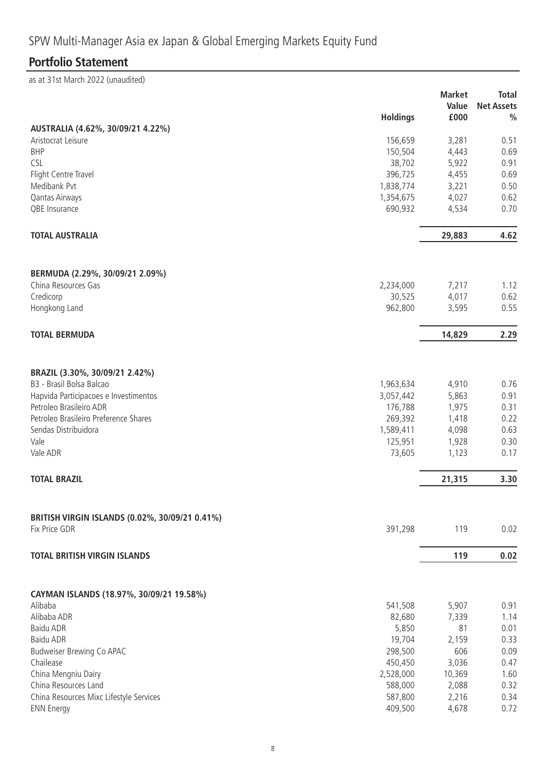# SPW Multi-Manager Asia ex Japan & Global Emerging Markets Equity Fund

## Portfolio Statement

as at 31st March 2022 (unaudited)

| | Holdings | Market Value £000 | Total Net Assets % |
|---|---|---|---|
| **AUSTRALIA (4.62%, 30/09/21 4.22%)** | | | |
| Aristocrat Leisure | 156,659 | 3,281 | 0.51 |
| BHP | 150,504 | 4,443 | 0.69 |
| CSL | 38,702 | 5,922 | 0.91 |
| Flight Centre Travel | 396,725 | 4,455 | 0.69 |
| Medibank Pvt | 1,838,774 | 3,221 | 0.50 |
| Qantas Airways | 1,354,675 | 4,027 | 0.62 |
| QBE Insurance | 690,932 | 4,534 | 0.70 |
| **TOTAL AUSTRALIA** | | **29,883** | **4.62** |
| **BERMUDA (2.29%, 30/09/21 2.09%)** | | | |
| China Resources Gas | 2,234,000 | 7,217 | 1.12 |
| Credicorp | 30,525 | 4,017 | 0.62 |
| Hongkong Land | 962,800 | 3,595 | 0.55 |
| **TOTAL BERMUDA** | | **14,829** | **2.29** |
| **BRAZIL (3.30%, 30/09/21 2.42%)** | | | |
| B3 - Brasil Bolsa Balcao | 1,963,634 | 4,910 | 0.76 |
| Hapvida Participacoes e Investimentos | 3,057,442 | 5,863 | 0.91 |
| Petroleo Brasileiro ADR | 176,788 | 1,975 | 0.31 |
| Petroleo Brasileiro Preference Shares | 269,392 | 1,418 | 0.22 |
| Sendas Distribuidora | 1,589,411 | 4,098 | 0.63 |
| Vale | 125,951 | 1,928 | 0.30 |
| Vale ADR | 73,605 | 1,123 | 0.17 |
| **TOTAL BRAZIL** | | **21,315** | **3.30** |
| **BRITISH VIRGIN ISLANDS (0.02%, 30/09/21 0.41%)** | | | |
| Fix Price GDR | 391,298 | 119 | 0.02 |
| **TOTAL BRITISH VIRGIN ISLANDS** | | **119** | **0.02** |
| **CAYMAN ISLANDS (18.97%, 30/09/21 19.58%)** | | | |
| Alibaba | 541,508 | 5,907 | 0.91 |
| Alibaba ADR | 82,680 | 7,339 | 1.14 |
| Baidu ADR | 5,850 | 81 | 0.01 |
| Baidu ADR | 19,704 | 2,159 | 0.33 |
| Budweiser Brewing Co APAC | 298,500 | 606 | 0.09 |
| Chailease | 450,450 | 3,036 | 0.47 |
| China Mengniu Dairy | 2,528,000 | 10,369 | 1.60 |
| China Resources Land | 588,000 | 2,088 | 0.32 |
| China Resources Mixc Lifestyle Services | 587,800 | 2,216 | 0.34 |
| ENN Energy | 409,500 | 4,678 | 0.72 |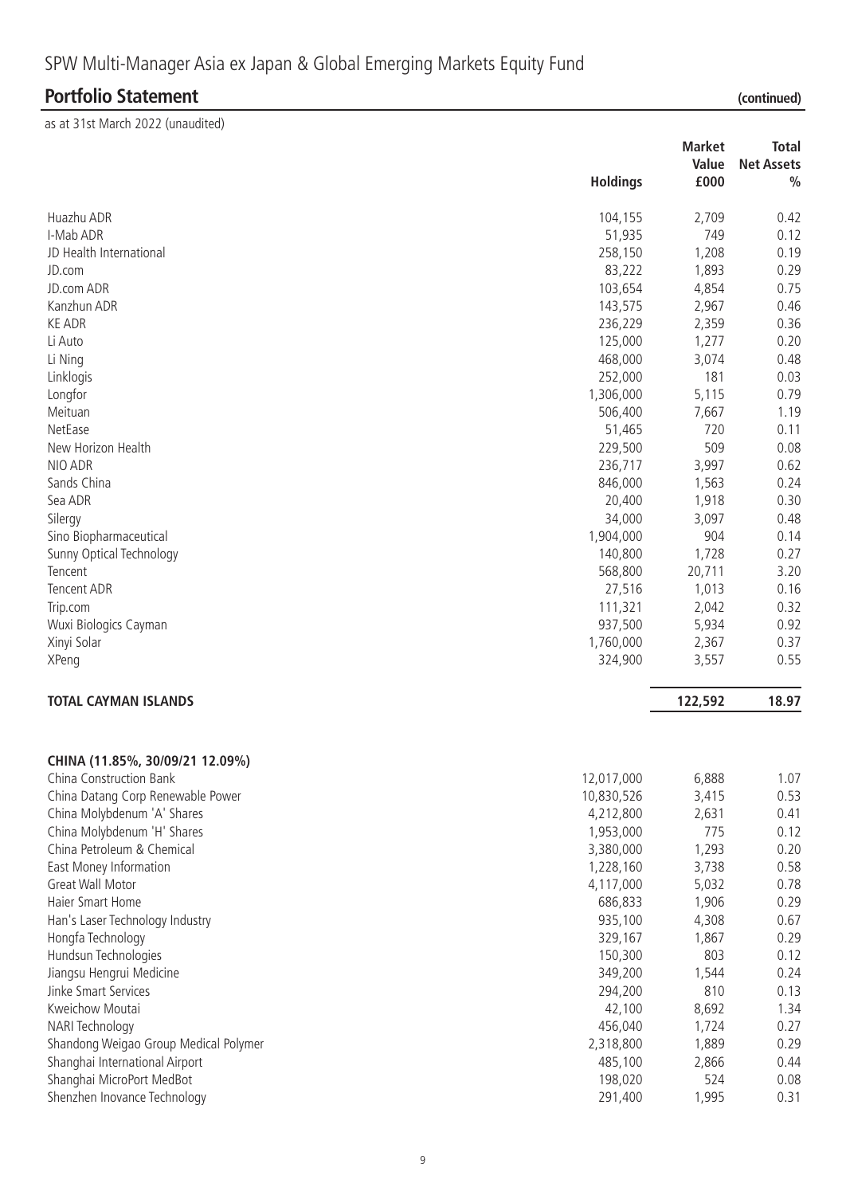# SPW Multi-Manager Asia ex Japan & Global Emerging Markets Equity Fund

## Portfolio Statement (continued)

as at 31st March 2022 (unaudited)

| | Holdings | Market Value £000 | Total Net Assets % |
|---|---|---|---|
| Huazhu ADR | 104,155 | 2,709 | 0.42 |
| I-Mab ADR | 51,935 | 749 | 0.12 |
| JD Health International | 258,150 | 1,208 | 0.19 |
| JD.com | 83,222 | 1,893 | 0.29 |
| JD.com ADR | 103,654 | 4,854 | 0.75 |
| Kanzhun ADR | 143,575 | 2,967 | 0.46 |
| KE ADR | 236,229 | 2,359 | 0.36 |
| Li Auto | 125,000 | 1,277 | 0.20 |
| Li Ning | 468,000 | 3,074 | 0.48 |
| Linklogis | 252,000 | 181 | 0.03 |
| Longfor | 1,306,000 | 5,115 | 0.79 |
| Meituan | 506,400 | 7,667 | 1.19 |
| NetEase | 51,465 | 720 | 0.11 |
| New Horizon Health | 229,500 | 509 | 0.08 |
| NIO ADR | 236,717 | 3,997 | 0.62 |
| Sands China | 846,000 | 1,563 | 0.24 |
| Sea ADR | 20,400 | 1,918 | 0.30 |
| Silergy | 34,000 | 3,097 | 0.48 |
| Sino Biopharmaceutical | 1,904,000 | 904 | 0.14 |
| Sunny Optical Technology | 140,800 | 1,728 | 0.27 |
| Tencent | 568,800 | 20,711 | 3.20 |
| Tencent ADR | 27,516 | 1,013 | 0.16 |
| Trip.com | 111,321 | 2,042 | 0.32 |
| Wuxi Biologics Cayman | 937,500 | 5,934 | 0.92 |
| Xinyi Solar | 1,760,000 | 2,367 | 0.37 |
| XPeng | 324,900 | 3,557 | 0.55 |
| **TOTAL CAYMAN ISLANDS** | | **122,592** | **18.97** |
| | | | |
| **CHINA (11.85%, 30/09/21 12.09%)** | | | |
| China Construction Bank | 12,017,000 | 6,888 | 1.07 |
| China Datang Corp Renewable Power | 10,830,526 | 3,415 | 0.53 |
| China Molybdenum 'A' Shares | 4,212,800 | 2,631 | 0.41 |
| China Molybdenum 'H' Shares | 1,953,000 | 775 | 0.12 |
| China Petroleum & Chemical | 3,380,000 | 1,293 | 0.20 |
| East Money Information | 1,228,160 | 3,738 | 0.58 |
| Great Wall Motor | 4,117,000 | 5,032 | 0.78 |
| Haier Smart Home | 686,833 | 1,906 | 0.29 |
| Han's Laser Technology Industry | 935,100 | 4,308 | 0.67 |
| Hongfa Technology | 329,167 | 1,867 | 0.29 |
| Hundsun Technologies | 150,300 | 803 | 0.12 |
| Jiangsu Hengrui Medicine | 349,200 | 1,544 | 0.24 |
| Jinke Smart Services | 294,200 | 810 | 0.13 |
| Kweichow Moutai | 42,100 | 8,692 | 1.34 |
| NARI Technology | 456,040 | 1,724 | 0.27 |
| Shandong Weigao Group Medical Polymer | 2,318,800 | 1,889 | 0.29 |
| Shanghai International Airport | 485,100 | 2,866 | 0.44 |
| Shanghai MicroPort MedBot | 198,020 | 524 | 0.08 |
| Shenzhen Inovance Technology | 291,400 | 1,995 | 0.31 |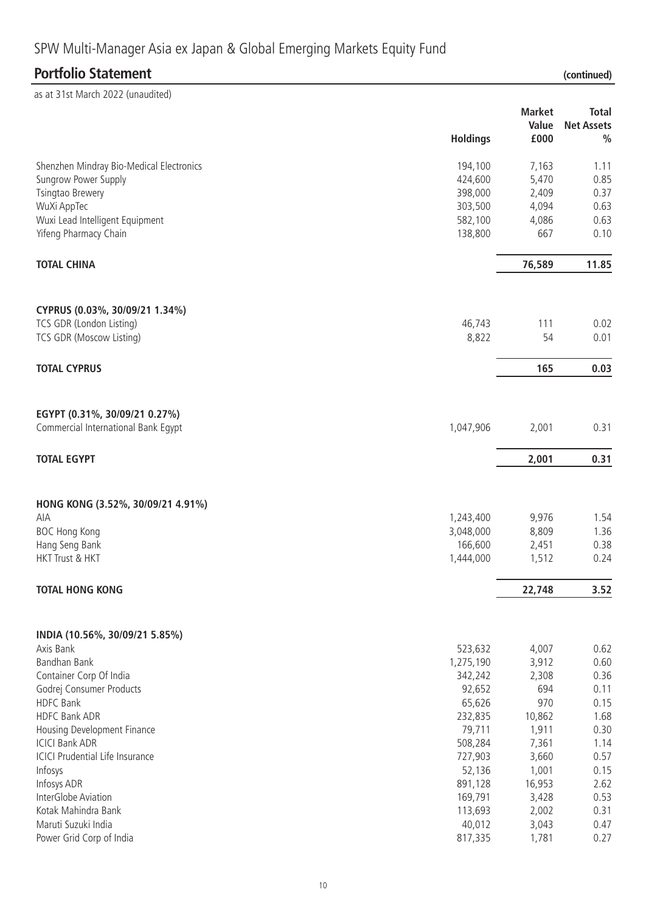# SPW Multi-Manager Asia ex Japan & Global Emerging Markets Equity Fund

## Portfolio Statement (continued)

as at 31st March 2022 (unaudited)

| | Holdings | Market Value £000 | Total Net Assets % |
|---|---|---|---|
| Shenzhen Mindray Bio-Medical Electronics | 194,100 | 7,163 | 1.11 |
| Sungrow Power Supply | 424,600 | 5,470 | 0.85 |
| Tsingtao Brewery | 398,000 | 2,409 | 0.37 |
| WuXi AppTec | 303,500 | 4,094 | 0.63 |
| Wuxi Lead Intelligent Equipment | 582,100 | 4,086 | 0.63 |
| Yifeng Pharmacy Chain | 138,800 | 667 | 0.10 |
| **TOTAL CHINA** | | **76,589** | **11.85** |
| **CYPRUS (0.03%, 30/09/21 1.34%)** | | | |
| TCS GDR (London Listing) | 46,743 | 111 | 0.02 |
| TCS GDR (Moscow Listing) | 8,822 | 54 | 0.01 |
| **TOTAL CYPRUS** | | **165** | **0.03** |
| **EGYPT (0.31%, 30/09/21 0.27%)** | | | |
| Commercial International Bank Egypt | 1,047,906 | 2,001 | 0.31 |
| **TOTAL EGYPT** | | **2,001** | **0.31** |
| **HONG KONG (3.52%, 30/09/21 4.91%)** | | | |
| AIA | 1,243,400 | 9,976 | 1.54 |
| BOC Hong Kong | 3,048,000 | 8,809 | 1.36 |
| Hang Seng Bank | 166,600 | 2,451 | 0.38 |
| HKT Trust & HKT | 1,444,000 | 1,512 | 0.24 |
| **TOTAL HONG KONG** | | **22,748** | **3.52** |
| **INDIA (10.56%, 30/09/21 5.85%)** | | | |
| Axis Bank | 523,632 | 4,007 | 0.62 |
| Bandhan Bank | 1,275,190 | 3,912 | 0.60 |
| Container Corp Of India | 342,242 | 2,308 | 0.36 |
| Godrej Consumer Products | 92,652 | 694 | 0.11 |
| HDFC Bank | 65,626 | 970 | 0.15 |
| HDFC Bank ADR | 232,835 | 10,862 | 1.68 |
| Housing Development Finance | 79,711 | 1,911 | 0.30 |
| ICICI Bank ADR | 508,284 | 7,361 | 1.14 |
| ICICI Prudential Life Insurance | 727,903 | 3,660 | 0.57 |
| Infosys | 52,136 | 1,001 | 0.15 |
| Infosys ADR | 891,128 | 16,953 | 2.62 |
| InterGlobe Aviation | 169,791 | 3,428 | 0.53 |
| Kotak Mahindra Bank | 113,693 | 2,002 | 0.31 |
| Maruti Suzuki India | 40,012 | 3,043 | 0.47 |
| Power Grid Corp of India | 817,335 | 1,781 | 0.27 |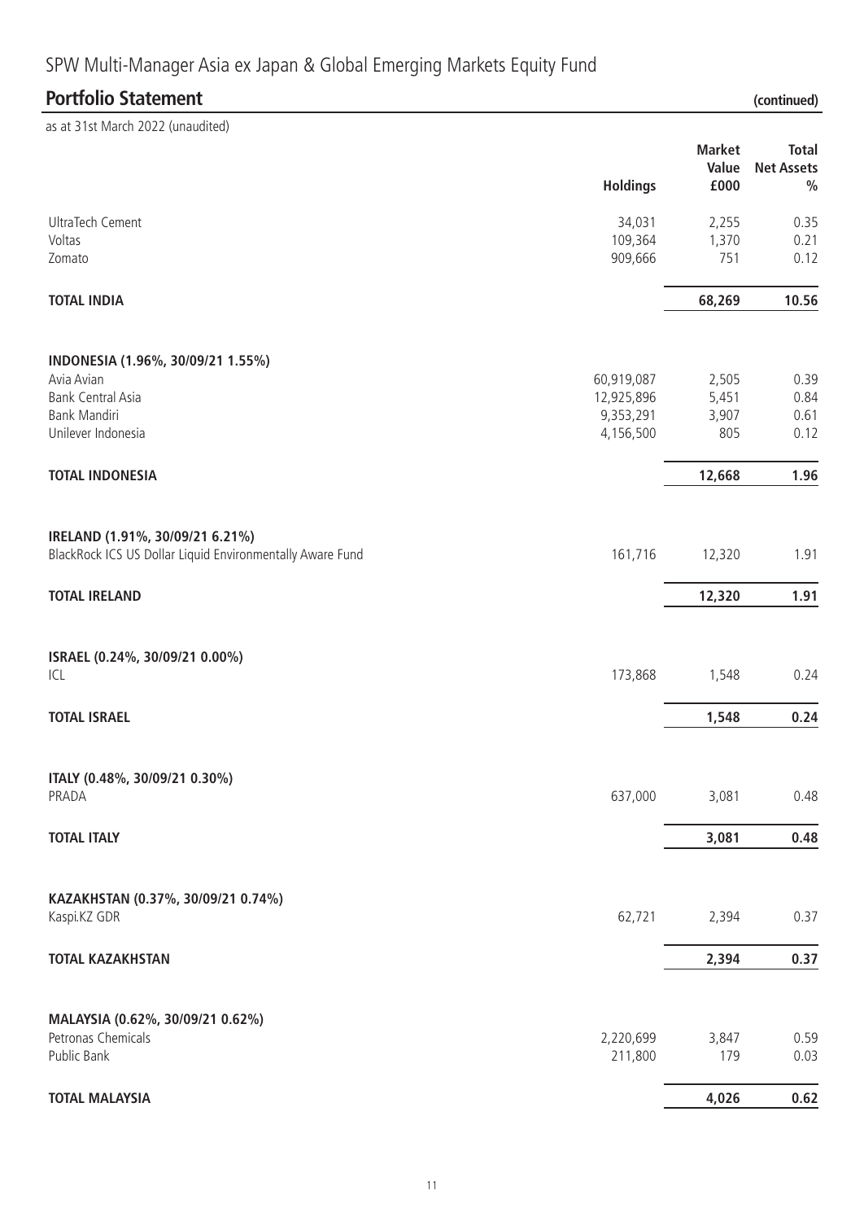# SPW Multi-Manager Asia ex Japan & Global Emerging Markets Equity Fund

## Portfolio Statement (continued)

as at 31st March 2022 (unaudited)

| | Holdings | Market Value £000 | Total Net Assets % |
|---|---|---|---|
| UltraTech Cement | 34,031 | 2,255 | 0.35 |
| Voltas | 109,364 | 1,370 | 0.21 |
| Zomato | 909,666 | 751 | 0.12 |
| **TOTAL INDIA** | | **68,269** | **10.56** |
| **INDONESIA (1.96%, 30/09/21 1.55%)** | | | |
| Avia Avian | 60,919,087 | 2,505 | 0.39 |
| Bank Central Asia | 12,925,896 | 5,451 | 0.84 |
| Bank Mandiri | 9,353,291 | 3,907 | 0.61 |
| Unilever Indonesia | 4,156,500 | 805 | 0.12 |
| **TOTAL INDONESIA** | | **12,668** | **1.96** |
| **IRELAND (1.91%, 30/09/21 6.21%)** | | | |
| BlackRock ICS US Dollar Liquid Environmentally Aware Fund | 161,716 | 12,320 | 1.91 |
| **TOTAL IRELAND** | | **12,320** | **1.91** |
| **ISRAEL (0.24%, 30/09/21 0.00%)** | | | |
| ICL | 173,868 | 1,548 | 0.24 |
| **TOTAL ISRAEL** | | **1,548** | **0.24** |
| **ITALY (0.48%, 30/09/21 0.30%)** | | | |
| PRADA | 637,000 | 3,081 | 0.48 |
| **TOTAL ITALY** | | **3,081** | **0.48** |
| **KAZAKHSTAN (0.37%, 30/09/21 0.74%)** | | | |
| Kaspi.KZ GDR | 62,721 | 2,394 | 0.37 |
| **TOTAL KAZAKHSTAN** | | **2,394** | **0.37** |
| **MALAYSIA (0.62%, 30/09/21 0.62%)** | | | |
| Petronas Chemicals | 2,220,699 | 3,847 | 0.59 |
| Public Bank | 211,800 | 179 | 0.03 |
| **TOTAL MALAYSIA** | | **4,026** | **0.62** |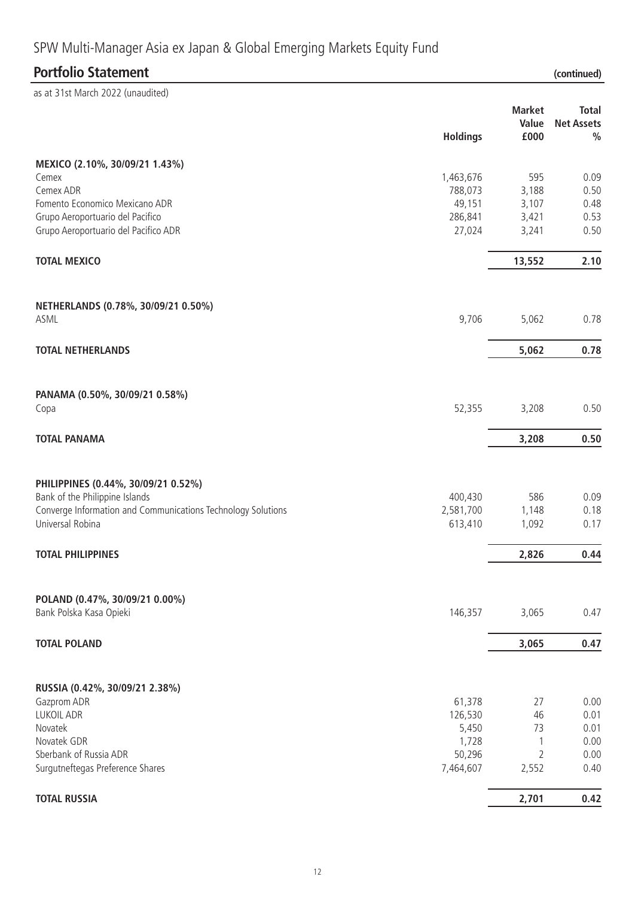# SPW Multi-Manager Asia ex Japan & Global Emerging Markets Equity Fund

## Portfolio Statement (continued)

as at 31st March 2022 (unaudited)

| | Holdings | Market Value £000 | Total Net Assets % |
|---|---|---|---|
| **MEXICO (2.10%, 30/09/21 1.43%)** | | | |
| Cemex | 1,463,676 | 595 | 0.09 |
| Cemex ADR | 788,073 | 3,188 | 0.50 |
| Fomento Economico Mexicano ADR | 49,151 | 3,107 | 0.48 |
| Grupo Aeroportuario del Pacifico | 286,841 | 3,421 | 0.53 |
| Grupo Aeroportuario del Pacifico ADR | 27,024 | 3,241 | 0.50 |
| **TOTAL MEXICO** | | **13,552** | **2.10** |
| **NETHERLANDS (0.78%, 30/09/21 0.50%)** | | | |
| ASML | 9,706 | 5,062 | 0.78 |
| **TOTAL NETHERLANDS** | | **5,062** | **0.78** |
| **PANAMA (0.50%, 30/09/21 0.58%)** | | | |
| Copa | 52,355 | 3,208 | 0.50 |
| **TOTAL PANAMA** | | **3,208** | **0.50** |
| **PHILIPPINES (0.44%, 30/09/21 0.52%)** | | | |
| Bank of the Philippine Islands | 400,430 | 586 | 0.09 |
| Converge Information and Communications Technology Solutions | 2,581,700 | 1,148 | 0.18 |
| Universal Robina | 613,410 | 1,092 | 0.17 |
| **TOTAL PHILIPPINES** | | **2,826** | **0.44** |
| **POLAND (0.47%, 30/09/21 0.00%)** | | | |
| Bank Polska Kasa Opieki | 146,357 | 3,065 | 0.47 |
| **TOTAL POLAND** | | **3,065** | **0.47** |
| **RUSSIA (0.42%, 30/09/21 2.38%)** | | | |
| Gazprom ADR | 61,378 | 27 | 0.00 |
| LUKOIL ADR | 126,530 | 46 | 0.01 |
| Novatek | 5,450 | 73 | 0.01 |
| Novatek GDR | 1,728 | 1 | 0.00 |
| Sberbank of Russia ADR | 50,296 | 2 | 0.00 |
| Surgutneftegas Preference Shares | 7,464,607 | 2,552 | 0.40 |
| **TOTAL RUSSIA** | | **2,701** | **0.42** |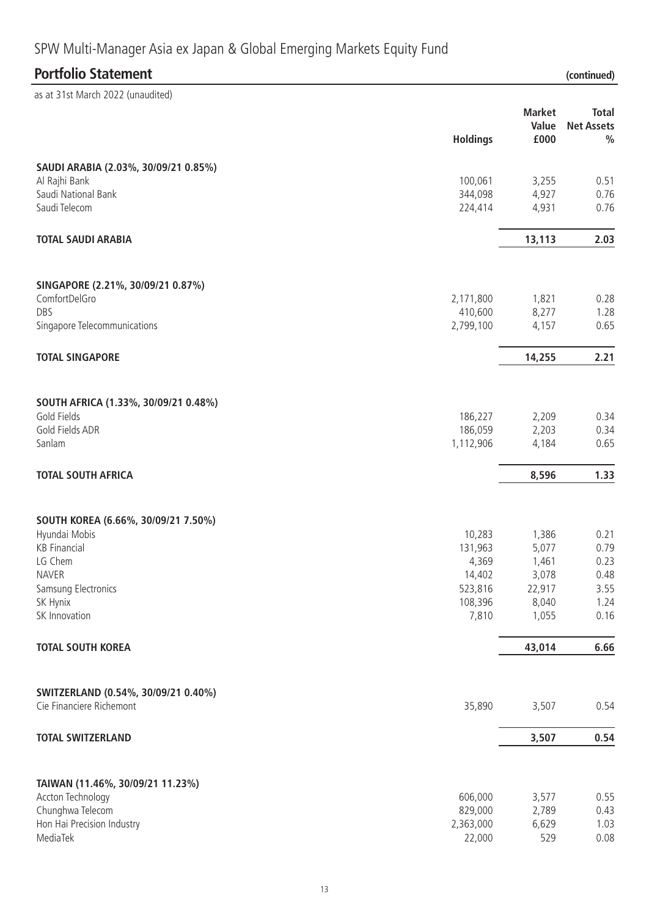# SPW Multi-Manager Asia ex Japan & Global Emerging Markets Equity Fund

## Portfolio Statement (continued)

as at 31st March 2022 (unaudited)

| | Holdings | Market Value £000 | Total Net Assets % |
|---|---|---|---|
| **SAUDI ARABIA (2.03%, 30/09/21 0.85%)** | | | |
| Al Rajhi Bank | 100,061 | 3,255 | 0.51 |
| Saudi National Bank | 344,098 | 4,927 | 0.76 |
| Saudi Telecom | 224,414 | 4,931 | 0.76 |
| **TOTAL SAUDI ARABIA** | | **13,113** | **2.03** |
| **SINGAPORE (2.21%, 30/09/21 0.87%)** | | | |
| ComfortDelGro | 2,171,800 | 1,821 | 0.28 |
| DBS | 410,600 | 8,277 | 1.28 |
| Singapore Telecommunications | 2,799,100 | 4,157 | 0.65 |
| **TOTAL SINGAPORE** | | **14,255** | **2.21** |
| **SOUTH AFRICA (1.33%, 30/09/21 0.48%)** | | | |
| Gold Fields | 186,227 | 2,209 | 0.34 |
| Gold Fields ADR | 186,059 | 2,203 | 0.34 |
| Sanlam | 1,112,906 | 4,184 | 0.65 |
| **TOTAL SOUTH AFRICA** | | **8,596** | **1.33** |
| **SOUTH KOREA (6.66%, 30/09/21 7.50%)** | | | |
| Hyundai Mobis | 10,283 | 1,386 | 0.21 |
| KB Financial | 131,963 | 5,077 | 0.79 |
| LG Chem | 4,369 | 1,461 | 0.23 |
| NAVER | 14,402 | 3,078 | 0.48 |
| Samsung Electronics | 523,816 | 22,917 | 3.55 |
| SK Hynix | 108,396 | 8,040 | 1.24 |
| SK Innovation | 7,810 | 1,055 | 0.16 |
| **TOTAL SOUTH KOREA** | | **43,014** | **6.66** |
| **SWITZERLAND (0.54%, 30/09/21 0.40%)** | | | |
| Cie Financiere Richemont | 35,890 | 3,507 | 0.54 |
| **TOTAL SWITZERLAND** | | **3,507** | **0.54** |
| **TAIWAN (11.46%, 30/09/21 11.23%)** | | | |
| Accton Technology | 606,000 | 3,577 | 0.55 |
| Chunghwa Telecom | 829,000 | 2,789 | 0.43 |
| Hon Hai Precision Industry | 2,363,000 | 6,629 | 1.03 |
| MediaTek | 22,000 | 529 | 0.08 |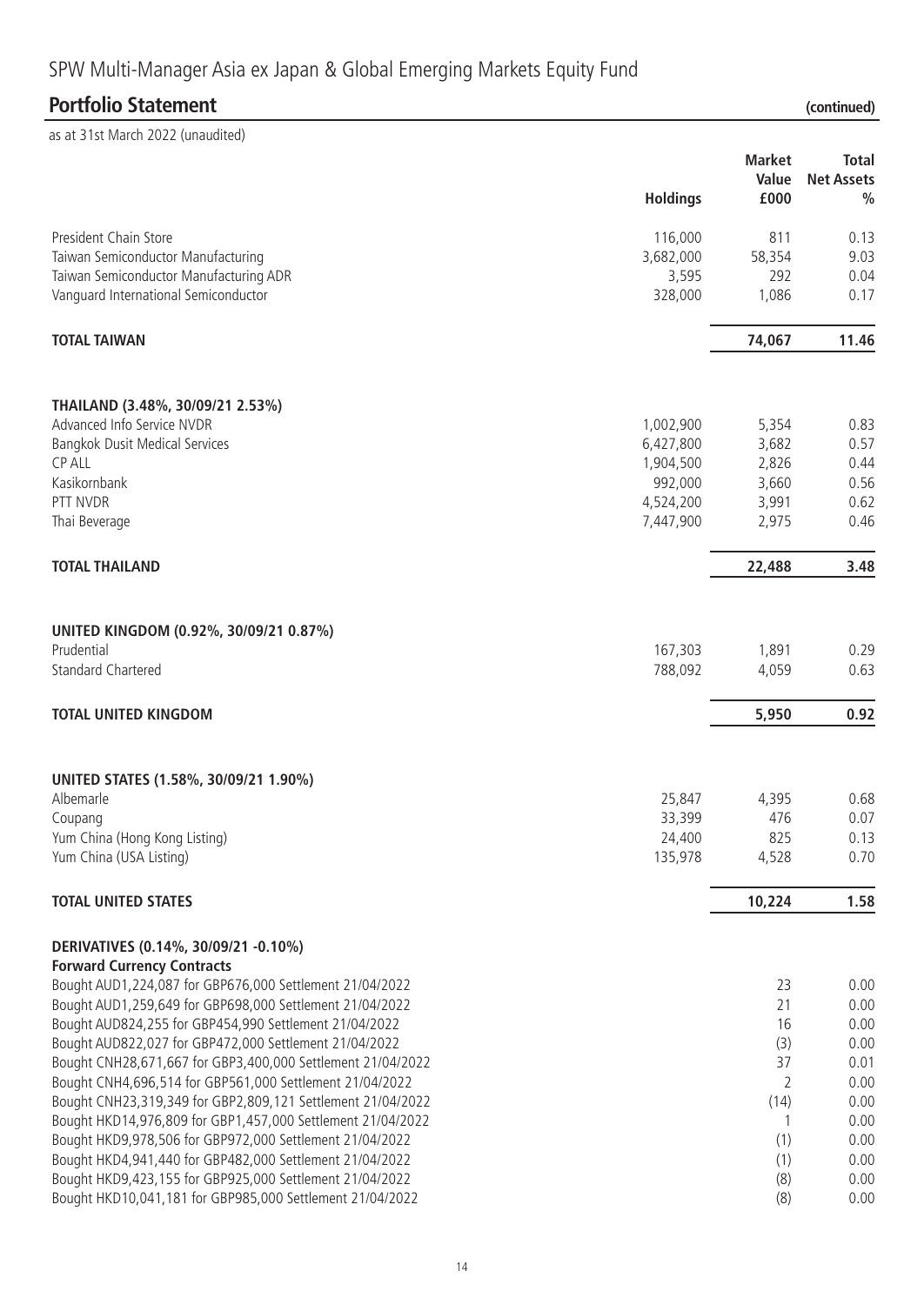# SPW Multi-Manager Asia ex Japan & Global Emerging Markets Equity Fund

## Portfolio Statement (continued)

as at 31st March 2022 (unaudited)

| | Holdings | Market Value £000 | Total Net Assets % |
|---|---|---|---|
| President Chain Store | 116,000 | 811 | 0.13 |
| Taiwan Semiconductor Manufacturing | 3,682,000 | 58,354 | 9.03 |
| Taiwan Semiconductor Manufacturing ADR | 3,595 | 292 | 0.04 |
| Vanguard International Semiconductor | 328,000 | 1,086 | 0.17 |
| **TOTAL TAIWAN** | | **74,067** | **11.46** |
| **THAILAND (3.48%, 30/09/21 2.53%)** | | | |
| Advanced Info Service NVDR | 1,002,900 | 5,354 | 0.83 |
| Bangkok Dusit Medical Services | 6,427,800 | 3,682 | 0.57 |
| CP ALL | 1,904,500 | 2,826 | 0.44 |
| Kasikornbank | 992,000 | 3,660 | 0.56 |
| PTT NVDR | 4,524,200 | 3,991 | 0.62 |
| Thai Beverage | 7,447,900 | 2,975 | 0.46 |
| **TOTAL THAILAND** | | **22,488** | **3.48** |
| **UNITED KINGDOM (0.92%, 30/09/21 0.87%)** | | | |
| Prudential | 167,303 | 1,891 | 0.29 |
| Standard Chartered | 788,092 | 4,059 | 0.63 |
| **TOTAL UNITED KINGDOM** | | **5,950** | **0.92** |
| **UNITED STATES (1.58%, 30/09/21 1.90%)** | | | |
| Albemarle | 25,847 | 4,395 | 0.68 |
| Coupang | 33,399 | 476 | 0.07 |
| Yum China (Hong Kong Listing) | 24,400 | 825 | 0.13 |
| Yum China (USA Listing) | 135,978 | 4,528 | 0.70 |
| **TOTAL UNITED STATES** | | **10,224** | **1.58** |
| **DERIVATIVES (0.14%, 30/09/21 -0.10%)** | | | |
| **Forward Currency Contracts** | | | |
| Bought AUD1,224,087 for GBP676,000 Settlement 21/04/2022 | | 23 | 0.00 |
| Bought AUD1,259,649 for GBP698,000 Settlement 21/04/2022 | | 21 | 0.00 |
| Bought AUD824,255 for GBP454,990 Settlement 21/04/2022 | | 16 | 0.00 |
| Bought AUD822,027 for GBP472,000 Settlement 21/04/2022 | | (3) | 0.00 |
| Bought CNH28,671,667 for GBP3,400,000 Settlement 21/04/2022 | | 37 | 0.01 |
| Bought CNH4,696,514 for GBP561,000 Settlement 21/04/2022 | | 2 | 0.00 |
| Bought CNH23,319,349 for GBP2,809,121 Settlement 21/04/2022 | | (14) | 0.00 |
| Bought HKD14,976,809 for GBP1,457,000 Settlement 21/04/2022 | | 1 | 0.00 |
| Bought HKD9,978,506 for GBP972,000 Settlement 21/04/2022 | | (1) | 0.00 |
| Bought HKD4,941,440 for GBP482,000 Settlement 21/04/2022 | | (1) | 0.00 |
| Bought HKD9,423,155 for GBP925,000 Settlement 21/04/2022 | | (8) | 0.00 |
| Bought HKD10,041,181 for GBP985,000 Settlement 21/04/2022 | | (8) | 0.00 |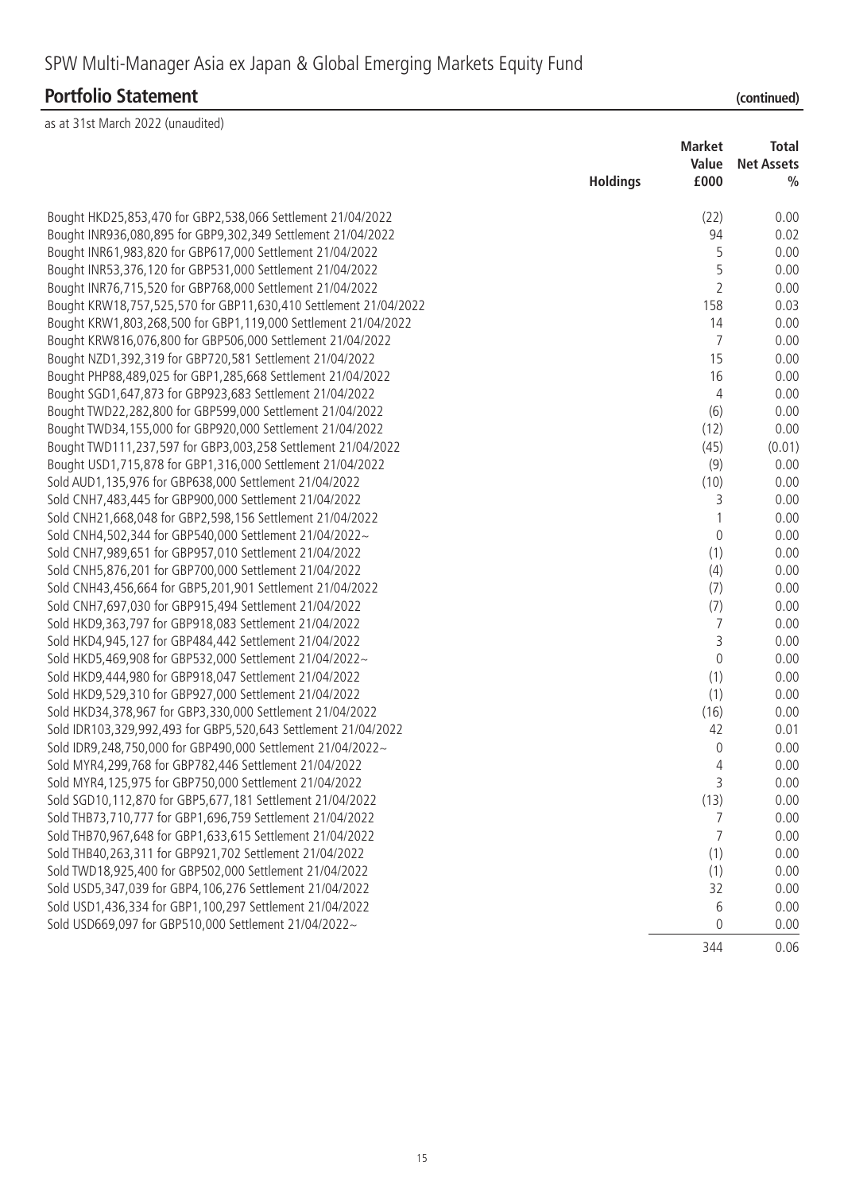# SPW Multi-Manager Asia ex Japan & Global Emerging Markets Equity Fund

## Portfolio Statement (continued)

as at 31st March 2022 (unaudited)

| | Holdings | Market Value £000 | Total Net Assets % |
|---|---|---|---|
| Bought HKD25,853,470 for GBP2,538,066 Settlement 21/04/2022 | | (22) | 0.00 |
| Bought INR936,080,895 for GBP9,302,349 Settlement 21/04/2022 | | 94 | 0.02 |
| Bought INR61,983,820 for GBP617,000 Settlement 21/04/2022 | | 5 | 0.00 |
| Bought INR53,376,120 for GBP531,000 Settlement 21/04/2022 | | 5 | 0.00 |
| Bought INR76,715,520 for GBP768,000 Settlement 21/04/2022 | | 2 | 0.00 |
| Bought KRW18,757,525,570 for GBP11,630,410 Settlement 21/04/2022 | | 158 | 0.03 |
| Bought KRW1,803,268,500 for GBP1,119,000 Settlement 21/04/2022 | | 14 | 0.00 |
| Bought KRW816,076,800 for GBP506,000 Settlement 21/04/2022 | | 7 | 0.00 |
| Bought NZD1,392,319 for GBP720,581 Settlement 21/04/2022 | | 15 | 0.00 |
| Bought PHP88,489,025 for GBP1,285,668 Settlement 21/04/2022 | | 16 | 0.00 |
| Bought SGD1,647,873 for GBP923,683 Settlement 21/04/2022 | | 4 | 0.00 |
| Bought TWD22,282,800 for GBP599,000 Settlement 21/04/2022 | | (6) | 0.00 |
| Bought TWD34,155,000 for GBP920,000 Settlement 21/04/2022 | | (12) | 0.00 |
| Bought TWD111,237,597 for GBP3,003,258 Settlement 21/04/2022 | | (45) | (0.01) |
| Bought USD1,715,878 for GBP1,316,000 Settlement 21/04/2022 | | (9) | 0.00 |
| Sold AUD1,135,976 for GBP638,000 Settlement 21/04/2022 | | (10) | 0.00 |
| Sold CNH7,483,445 for GBP900,000 Settlement 21/04/2022 | | 3 | 0.00 |
| Sold CNH21,668,048 for GBP2,598,156 Settlement 21/04/2022 | | 1 | 0.00 |
| Sold CNH4,502,344 for GBP540,000 Settlement 21/04/2022~ | | 0 | 0.00 |
| Sold CNH7,989,651 for GBP957,010 Settlement 21/04/2022 | | (1) | 0.00 |
| Sold CNH5,876,201 for GBP700,000 Settlement 21/04/2022 | | (4) | 0.00 |
| Sold CNH43,456,664 for GBP5,201,901 Settlement 21/04/2022 | | (7) | 0.00 |
| Sold CNH7,697,030 for GBP915,494 Settlement 21/04/2022 | | (7) | 0.00 |
| Sold HKD9,363,797 for GBP918,083 Settlement 21/04/2022 | | 7 | 0.00 |
| Sold HKD4,945,127 for GBP484,442 Settlement 21/04/2022 | | 3 | 0.00 |
| Sold HKD5,469,908 for GBP532,000 Settlement 21/04/2022~ | | 0 | 0.00 |
| Sold HKD9,444,980 for GBP918,047 Settlement 21/04/2022 | | (1) | 0.00 |
| Sold HKD9,529,310 for GBP927,000 Settlement 21/04/2022 | | (1) | 0.00 |
| Sold HKD34,378,967 for GBP3,330,000 Settlement 21/04/2022 | | (16) | 0.00 |
| Sold IDR103,329,992,493 for GBP5,520,643 Settlement 21/04/2022 | | 42 | 0.01 |
| Sold IDR9,248,750,000 for GBP490,000 Settlement 21/04/2022~ | | 0 | 0.00 |
| Sold MYR4,299,768 for GBP782,446 Settlement 21/04/2022 | | 4 | 0.00 |
| Sold MYR4,125,975 for GBP750,000 Settlement 21/04/2022 | | 3 | 0.00 |
| Sold SGD10,112,870 for GBP5,677,181 Settlement 21/04/2022 | | (13) | 0.00 |
| Sold THB73,710,777 for GBP1,696,759 Settlement 21/04/2022 | | 7 | 0.00 |
| Sold THB70,967,648 for GBP1,633,615 Settlement 21/04/2022 | | 7 | 0.00 |
| Sold THB40,263,311 for GBP921,702 Settlement 21/04/2022 | | (1) | 0.00 |
| Sold TWD18,925,400 for GBP502,000 Settlement 21/04/2022 | | (1) | 0.00 |
| Sold USD5,347,039 for GBP4,106,276 Settlement 21/04/2022 | | 32 | 0.00 |
| Sold USD1,436,334 for GBP1,100,297 Settlement 21/04/2022 | | 6 | 0.00 |
| Sold USD669,097 for GBP510,000 Settlement 21/04/2022~ | | 0 | 0.00 |
| | | 344 | 0.06 |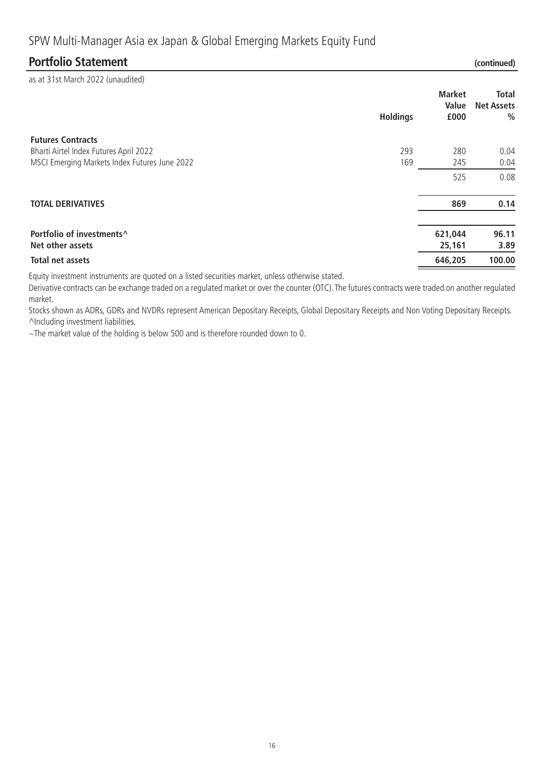## SPW Multi-Manager Asia ex Japan & Global Emerging Markets Equity Fund

### Portfolio Statement (continued)

as at 31st March 2022 (unaudited)

| | Holdings | Market Value £000 | Total Net Assets % |
|---|---|---|---|
| **Futures Contracts** | | | |
| Bharti Airtel Index Futures April 2022 | 293 | 280 | 0.04 |
| MSCI Emerging Markets Index Futures June 2022 | 169 | 245 | 0.04 |
| | | 525 | 0.08 |
| **TOTAL DERIVATIVES** | | **869** | **0.14** |
| **Portfolio of investments^** | | **621,044** | **96.11** |
| **Net other assets** | | **25,161** | **3.89** |
| **Total net assets** | | **646,205** | **100.00** |

Equity investment instruments are quoted on a listed securities market, unless otherwise stated.

Derivative contracts can be exchange traded on a regulated market or over the counter (OTC). The futures contracts were traded on another regulated market.

Stocks shown as ADRs, GDRs and NVDRs represent American Depositary Receipts, Global Depositary Receipts and Non Voting Depositary Receipts.

^Including investment liabilities.

~The market value of the holding is below 500 and is therefore rounded down to 0.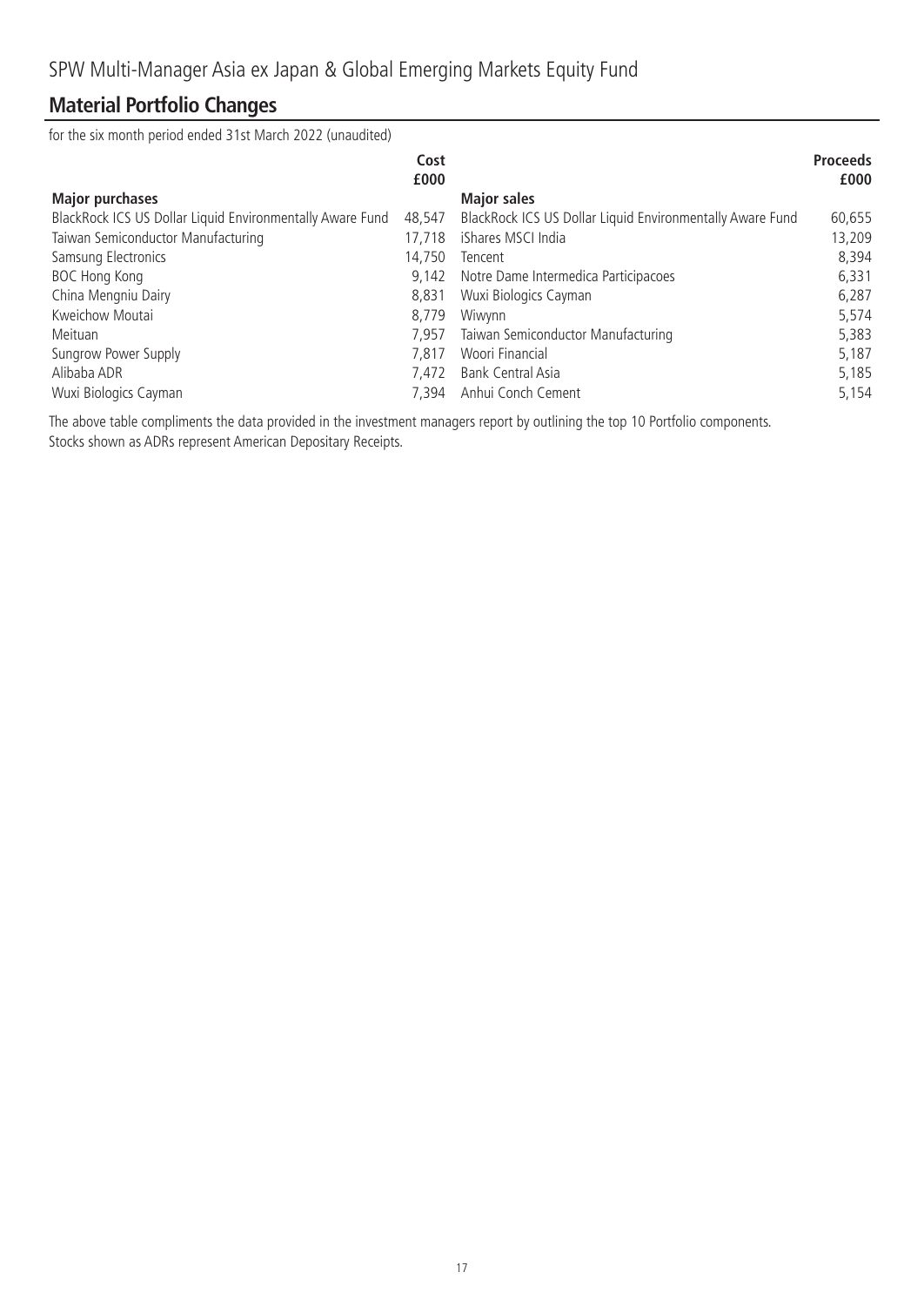# SPW Multi-Manager Asia ex Japan & Global Emerging Markets Equity Fund

## Material Portfolio Changes

for the six month period ended 31st March 2022 (unaudited)

| Major purchases | Cost £000 | Major sales | Proceeds £000 |
|---|---|---|---|
| BlackRock ICS US Dollar Liquid Environmentally Aware Fund | 48,547 | BlackRock ICS US Dollar Liquid Environmentally Aware Fund | 60,655 |
| Taiwan Semiconductor Manufacturing | 17,718 | iShares MSCI India | 13,209 |
| Samsung Electronics | 14,750 | Tencent | 8,394 |
| BOC Hong Kong | 9,142 | Notre Dame Intermedica Participacoes | 6,331 |
| China Mengniu Dairy | 8,831 | Wuxi Biologics Cayman | 6,287 |
| Kweichow Moutai | 8,779 | Wiwynn | 5,574 |
| Meituan | 7,957 | Taiwan Semiconductor Manufacturing | 5,383 |
| Sungrow Power Supply | 7,817 | Woori Financial | 5,187 |
| Alibaba ADR | 7,472 | Bank Central Asia | 5,185 |
| Wuxi Biologics Cayman | 7,394 | Anhui Conch Cement | 5,154 |

The above table compliments the data provided in the investment managers report by outlining the top 10 Portfolio components.
Stocks shown as ADRs represent American Depositary Receipts.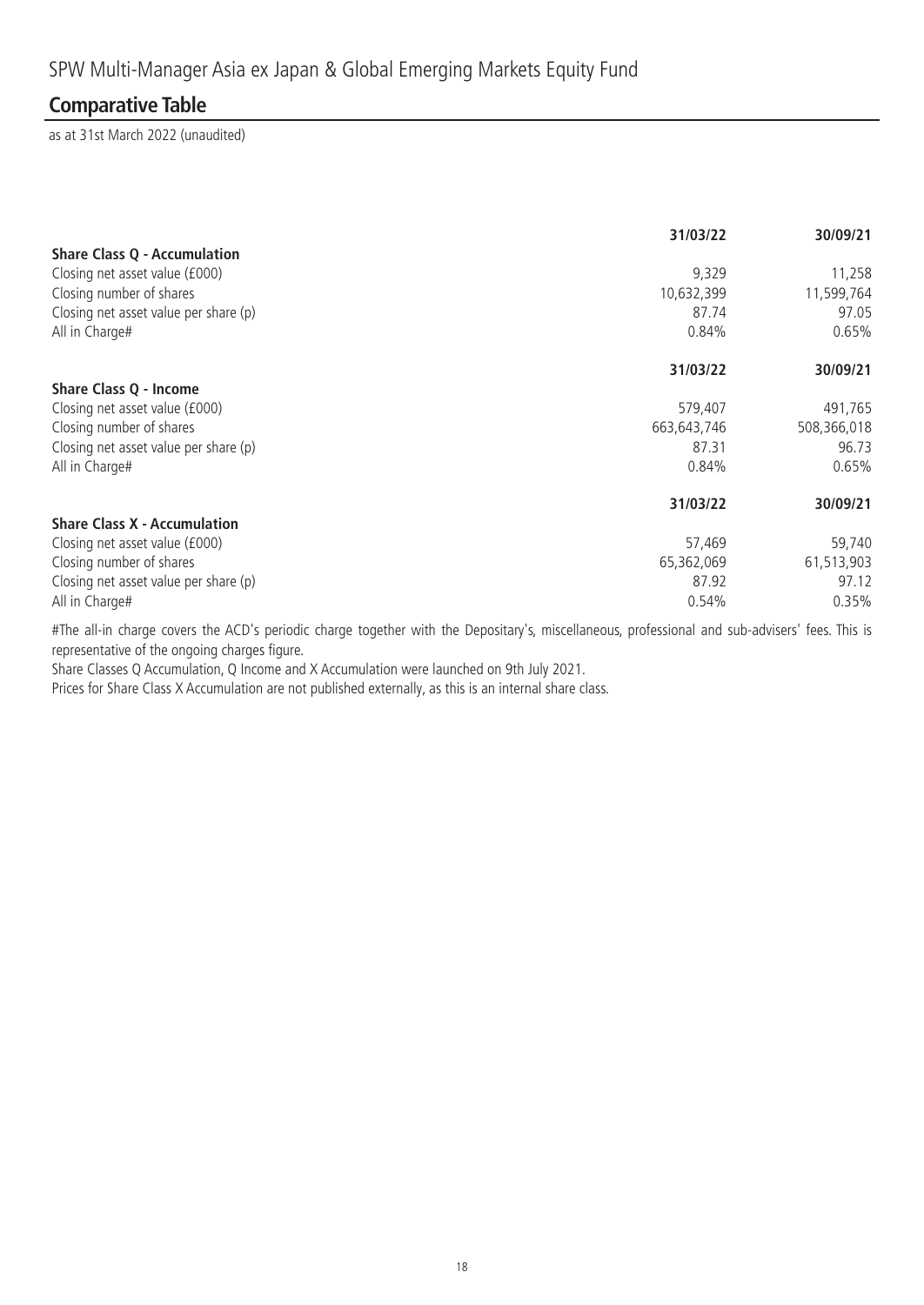SPW Multi-Manager Asia ex Japan & Global Emerging Markets Equity Fund

## Comparative Table

as at 31st March 2022 (unaudited)

| | 31/03/22 | 30/09/21 |
|---|---|---|
| **Share Class Q - Accumulation** | | |
| Closing net asset value (£000) | 9,329 | 11,258 |
| Closing number of shares | 10,632,399 | 11,599,764 |
| Closing net asset value per share (p) | 87.74 | 97.05 |
| All in Charge# | 0.84% | 0.65% |

| | 31/03/22 | 30/09/21 |
|---|---|---|
| **Share Class Q - Income** | | |
| Closing net asset value (£000) | 579,407 | 491,765 |
| Closing number of shares | 663,643,746 | 508,366,018 |
| Closing net asset value per share (p) | 87.31 | 96.73 |
| All in Charge# | 0.84% | 0.65% |

| | 31/03/22 | 30/09/21 |
|---|---|---|
| **Share Class X - Accumulation** | | |
| Closing net asset value (£000) | 57,469 | 59,740 |
| Closing number of shares | 65,362,069 | 61,513,903 |
| Closing net asset value per share (p) | 87.92 | 97.12 |
| All in Charge# | 0.54% | 0.35% |

#The all-in charge covers the ACD's periodic charge together with the Depositary's, miscellaneous, professional and sub-advisers' fees. This is representative of the ongoing charges figure.

Share Classes Q Accumulation, Q Income and X Accumulation were launched on 9th July 2021.

Prices for Share Class X Accumulation are not published externally, as this is an internal share class.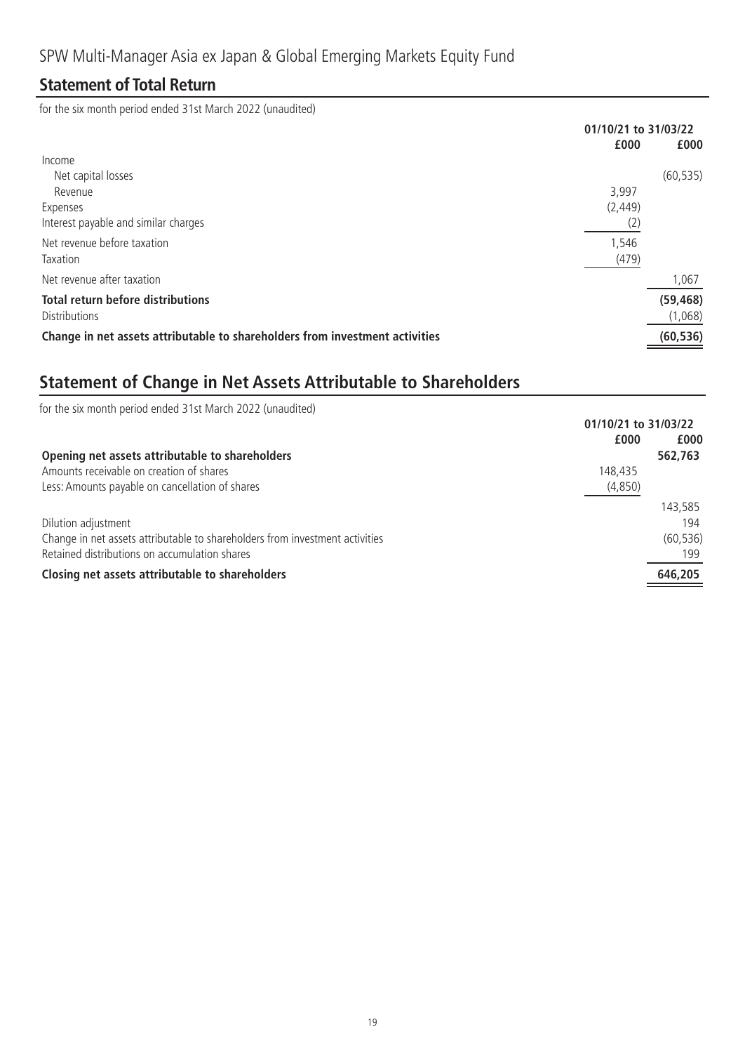# SPW Multi-Manager Asia ex Japan & Global Emerging Markets Equity Fund

## Statement of Total Return

for the six month period ended 31st March 2022 (unaudited)

| | 01/10/21 to 31/03/22 | |
|---|---|---|
| | £000 | £000 |
| Income | | |
| Net capital losses | | (60,535) |
| Revenue | 3,997 | |
| Expenses | (2,449) | |
| Interest payable and similar charges | (2) | |
| Net revenue before taxation | 1,546 | |
| Taxation | (479) | |
| Net revenue after taxation | | 1,067 |
| **Total return before distributions** | | **(59,468)** |
| Distributions | | (1,068) |
| **Change in net assets attributable to shareholders from investment activities** | | **(60,536)** |

## Statement of Change in Net Assets Attributable to Shareholders

for the six month period ended 31st March 2022 (unaudited)

| | 01/10/21 to 31/03/22 | |
|---|---|---|
| | £000 | £000 |
| **Opening net assets attributable to shareholders** | | **562,763** |
| Amounts receivable on creation of shares | 148,435 | |
| Less: Amounts payable on cancellation of shares | (4,850) | |
| | | 143,585 |
| Dilution adjustment | | 194 |
| Change in net assets attributable to shareholders from investment activities | | (60,536) |
| Retained distributions on accumulation shares | | 199 |
| **Closing net assets attributable to shareholders** | | **646,205** |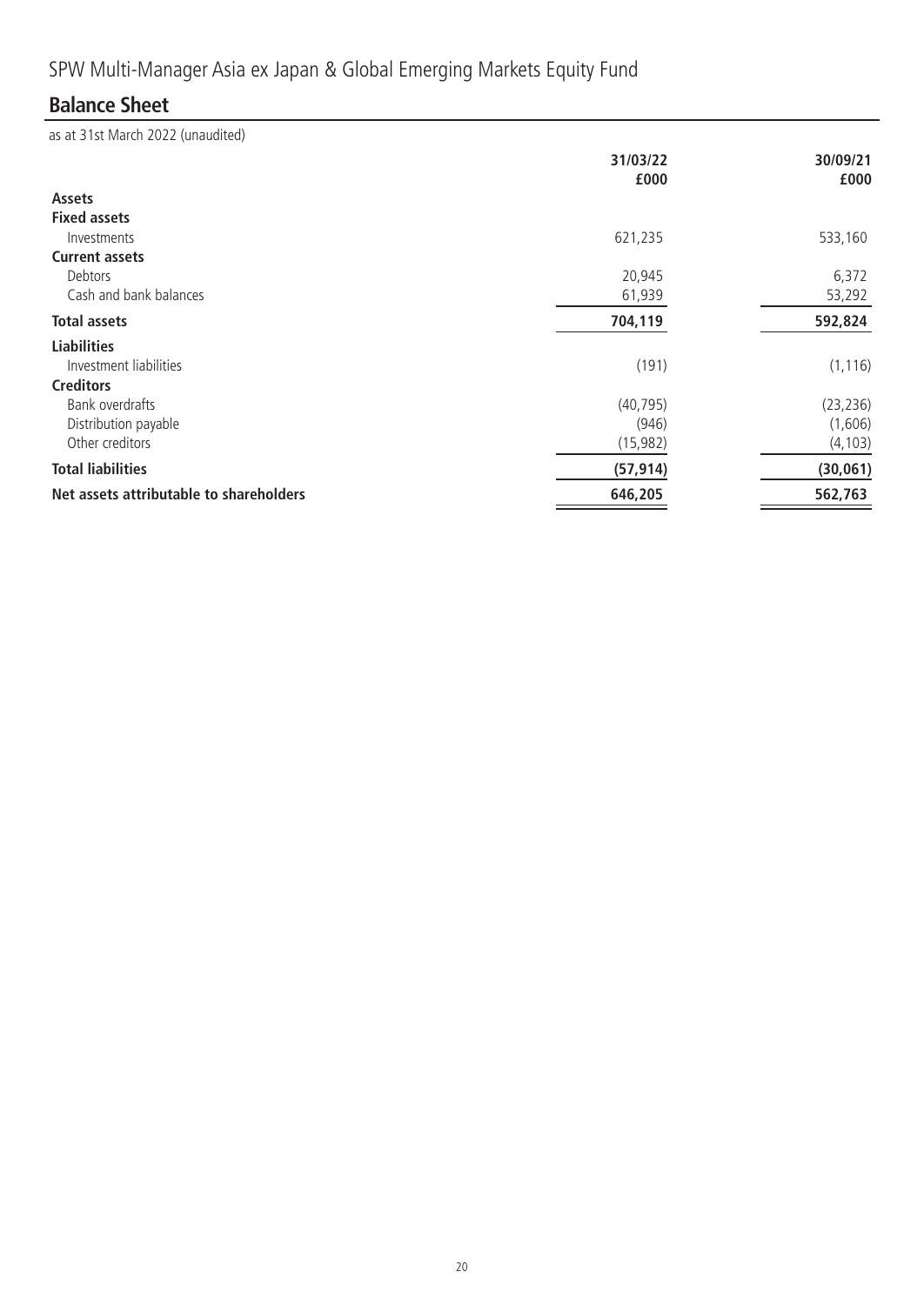SPW Multi-Manager Asia ex Japan & Global Emerging Markets Equity Fund

## Balance Sheet

as at 31st March 2022 (unaudited)

| | 31/03/22<br>£000 | 30/09/21<br>£000 |
|---|---|---|
| **Assets** | | |
| **Fixed assets** | | |
| Investments | 621,235 | 533,160 |
| **Current assets** | | |
| Debtors | 20,945 | 6,372 |
| Cash and bank balances | 61,939 | 53,292 |
| **Total assets** | **704,119** | **592,824** |
| **Liabilities** | | |
| Investment liabilities | (191) | (1,116) |
| **Creditors** | | |
| Bank overdrafts | (40,795) | (23,236) |
| Distribution payable | (946) | (1,606) |
| Other creditors | (15,982) | (4,103) |
| **Total liabilities** | **(57,914)** | **(30,061)** |
| **Net assets attributable to shareholders** | **646,205** | **562,763** |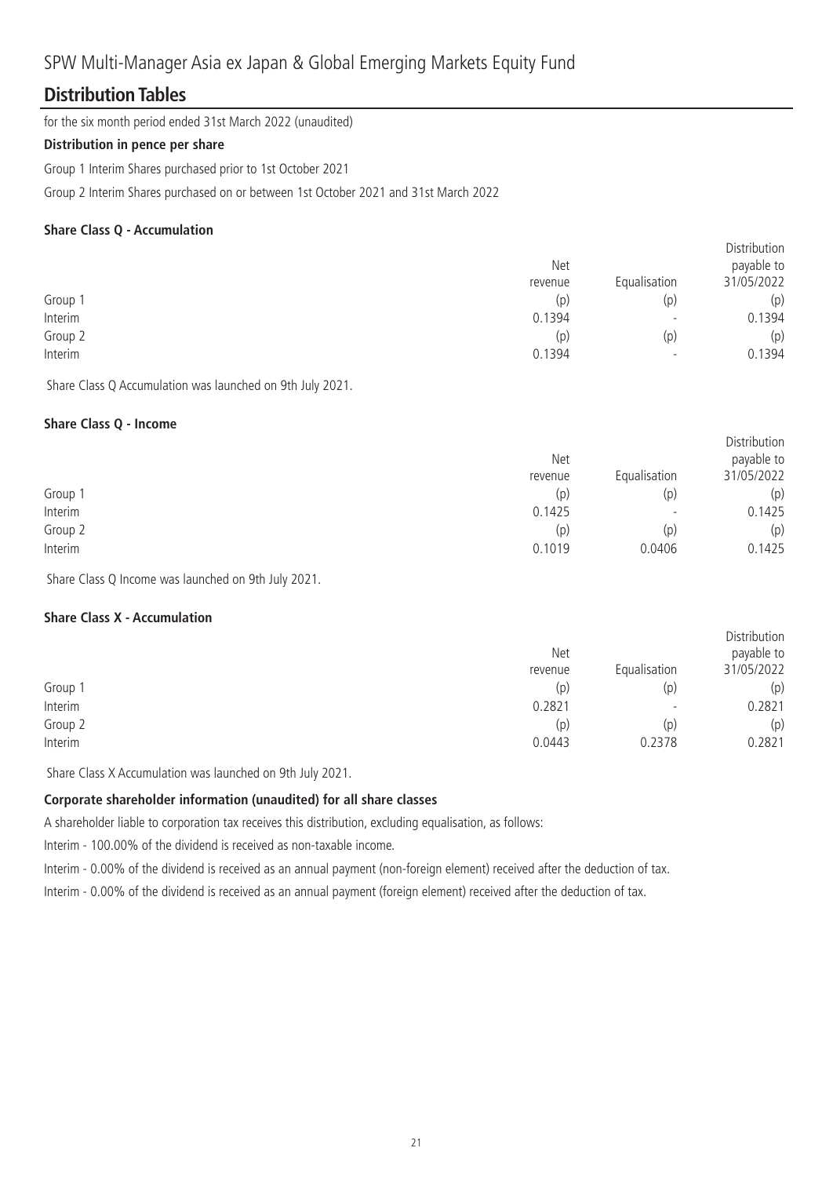# SPW Multi-Manager Asia ex Japan & Global Emerging Markets Equity Fund

## Distribution Tables

for the six month period ended 31st March 2022 (unaudited)

**Distribution in pence per share**

Group 1 Interim Shares purchased prior to 1st October 2021

Group 2 Interim Shares purchased on or between 1st October 2021 and 31st March 2022

**Share Class Q - Accumulation**

| | Net revenue | Equalisation | Distribution payable to 31/05/2022 |
|---|---|---|---|
| Group 1 | (p) | (p) | (p) |
| Interim | 0.1394 | - | 0.1394 |
| Group 2 | (p) | (p) | (p) |
| Interim | 0.1394 | - | 0.1394 |

Share Class Q Accumulation was launched on 9th July 2021.

**Share Class Q - Income**

| | Net revenue | Equalisation | Distribution payable to 31/05/2022 |
|---|---|---|---|
| Group 1 | (p) | (p) | (p) |
| Interim | 0.1425 | - | 0.1425 |
| Group 2 | (p) | (p) | (p) |
| Interim | 0.1019 | 0.0406 | 0.1425 |

Share Class Q Income was launched on 9th July 2021.

**Share Class X - Accumulation**

| | Net revenue | Equalisation | Distribution payable to 31/05/2022 |
|---|---|---|---|
| Group 1 | (p) | (p) | (p) |
| Interim | 0.2821 | - | 0.2821 |
| Group 2 | (p) | (p) | (p) |
| Interim | 0.0443 | 0.2378 | 0.2821 |

Share Class X Accumulation was launched on 9th July 2021.

**Corporate shareholder information (unaudited) for all share classes**

A shareholder liable to corporation tax receives this distribution, excluding equalisation, as follows:

Interim - 100.00% of the dividend is received as non-taxable income.

Interim - 0.00% of the dividend is received as an annual payment (non-foreign element) received after the deduction of tax.

Interim - 0.00% of the dividend is received as an annual payment (foreign element) received after the deduction of tax.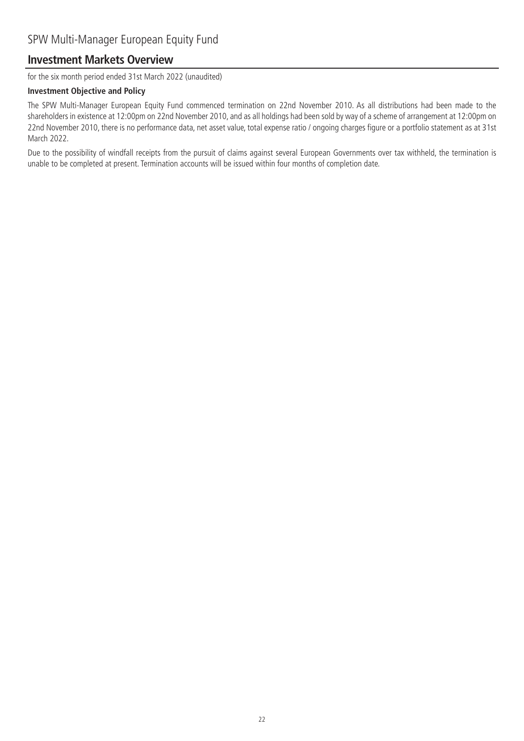# SPW Multi-Manager European Equity Fund

## Investment Markets Overview

for the six month period ended 31st March 2022 (unaudited)

**Investment Objective and Policy**

The SPW Multi-Manager European Equity Fund commenced termination on 22nd November 2010. As all distributions had been made to the shareholders in existence at 12:00pm on 22nd November 2010, and as all holdings had been sold by way of a scheme of arrangement at 12:00pm on 22nd November 2010, there is no performance data, net asset value, total expense ratio / ongoing charges figure or a portfolio statement as at 31st March 2022.

Due to the possibility of windfall receipts from the pursuit of claims against several European Governments over tax withheld, the termination is unable to be completed at present. Termination accounts will be issued within four months of completion date.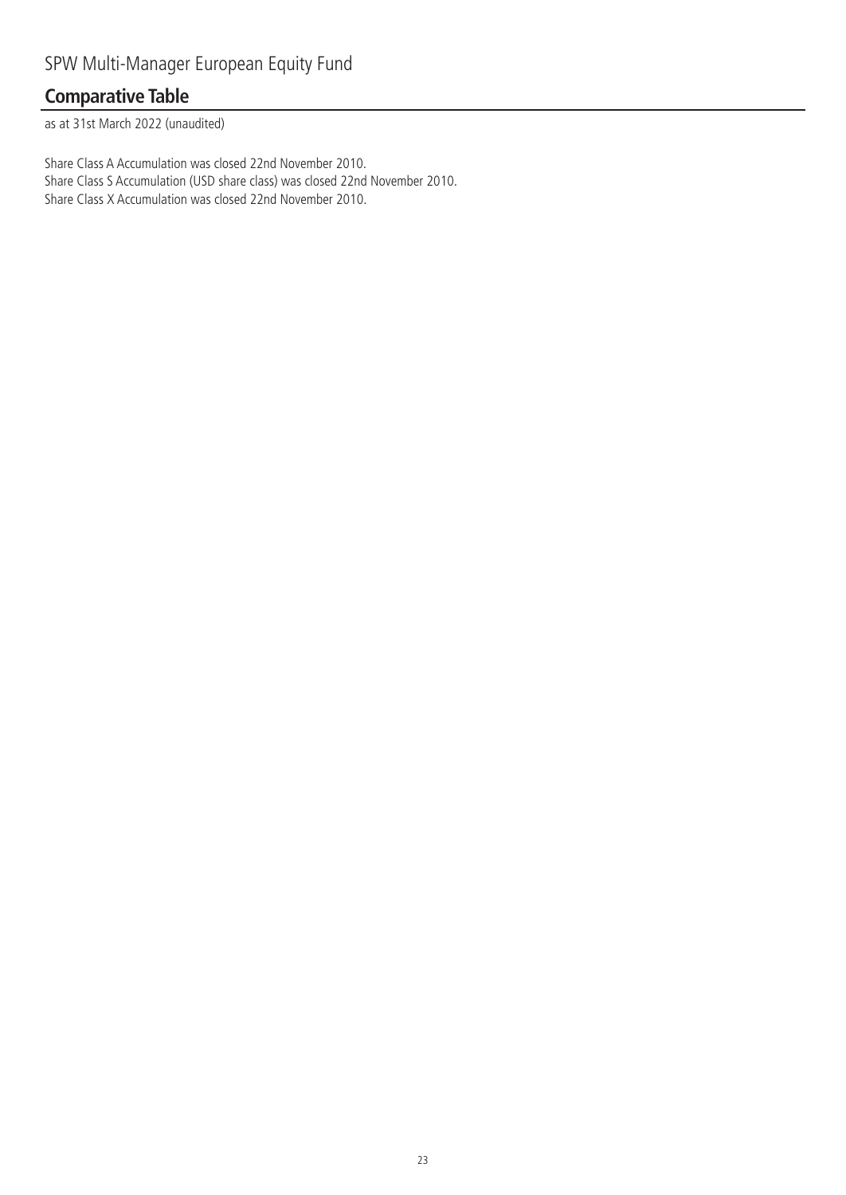SPW Multi-Manager European Equity Fund

## Comparative Table

as at 31st March 2022 (unaudited)

Share Class A Accumulation was closed 22nd November 2010.
Share Class S Accumulation (USD share class) was closed 22nd November 2010.
Share Class X Accumulation was closed 22nd November 2010.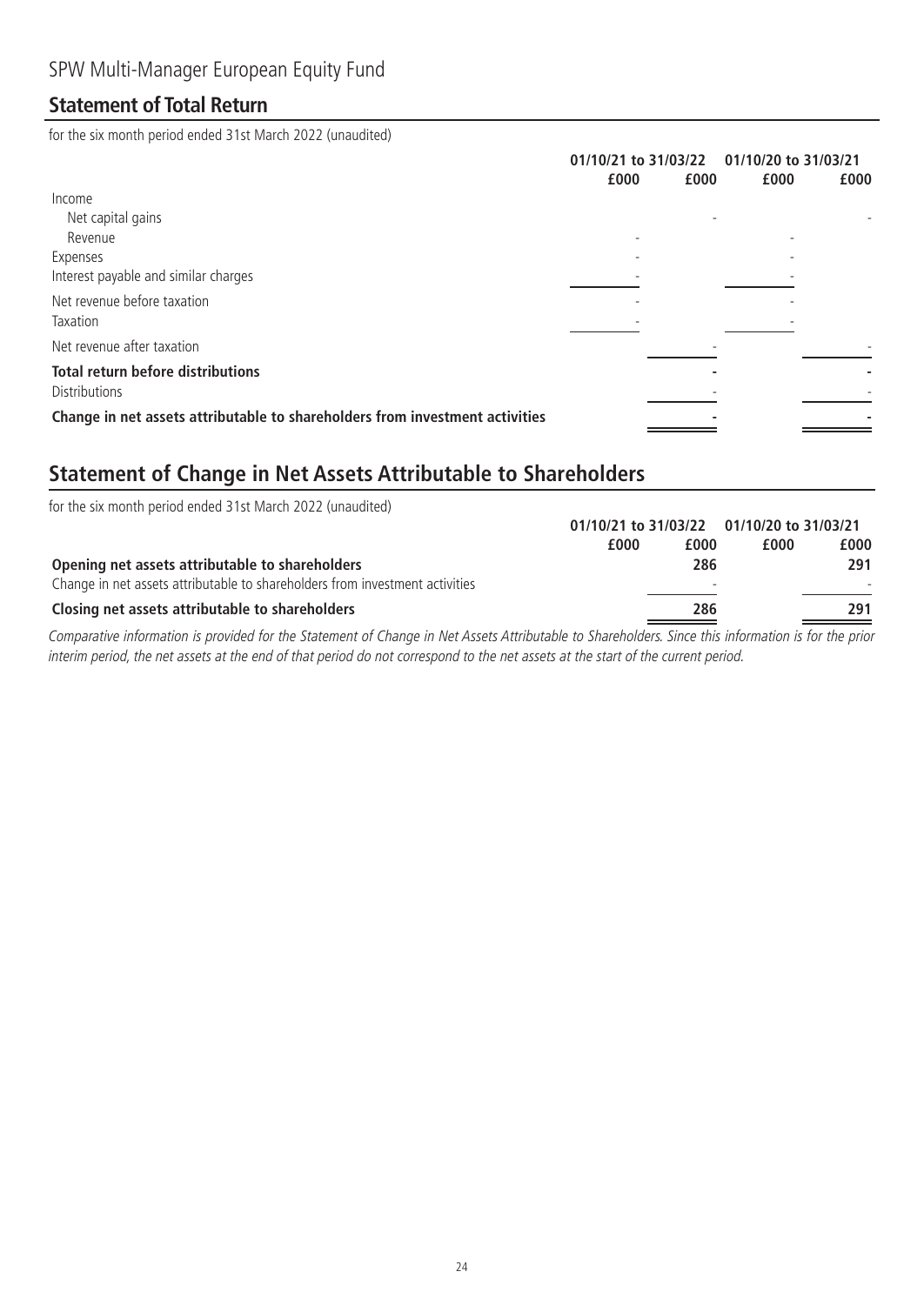SPW Multi-Manager European Equity Fund

## Statement of Total Return

for the six month period ended 31st March 2022 (unaudited)

| | 01/10/21 to 31/03/22 | | 01/10/20 to 31/03/21 | |
|---|---|---|---|---|
| | £000 | £000 | £000 | £000 |
| Income | | | | |
| Net capital gains | | - | | - |
| Revenue | - | | - | |
| Expenses | - | | - | |
| Interest payable and similar charges | - | | - | |
| Net revenue before taxation | - | | - | |
| Taxation | - | | - | |
| Net revenue after taxation | | - | | - |
| **Total return before distributions** | | **-** | | **-** |
| Distributions | | - | | - |
| **Change in net assets attributable to shareholders from investment activities** | | **-** | | **-** |

## Statement of Change in Net Assets Attributable to Shareholders

for the six month period ended 31st March 2022 (unaudited)

| | 01/10/21 to 31/03/22 | | 01/10/20 to 31/03/21 | |
|---|---|---|---|---|
| | £000 | £000 | £000 | £000 |
| **Opening net assets attributable to shareholders** | | **286** | | **291** |
| Change in net assets attributable to shareholders from investment activities | | - | | - |
| **Closing net assets attributable to shareholders** | | **286** | | **291** |

*Comparative information is provided for the Statement of Change in Net Assets Attributable to Shareholders. Since this information is for the prior interim period, the net assets at the end of that period do not correspond to the net assets at the start of the current period.*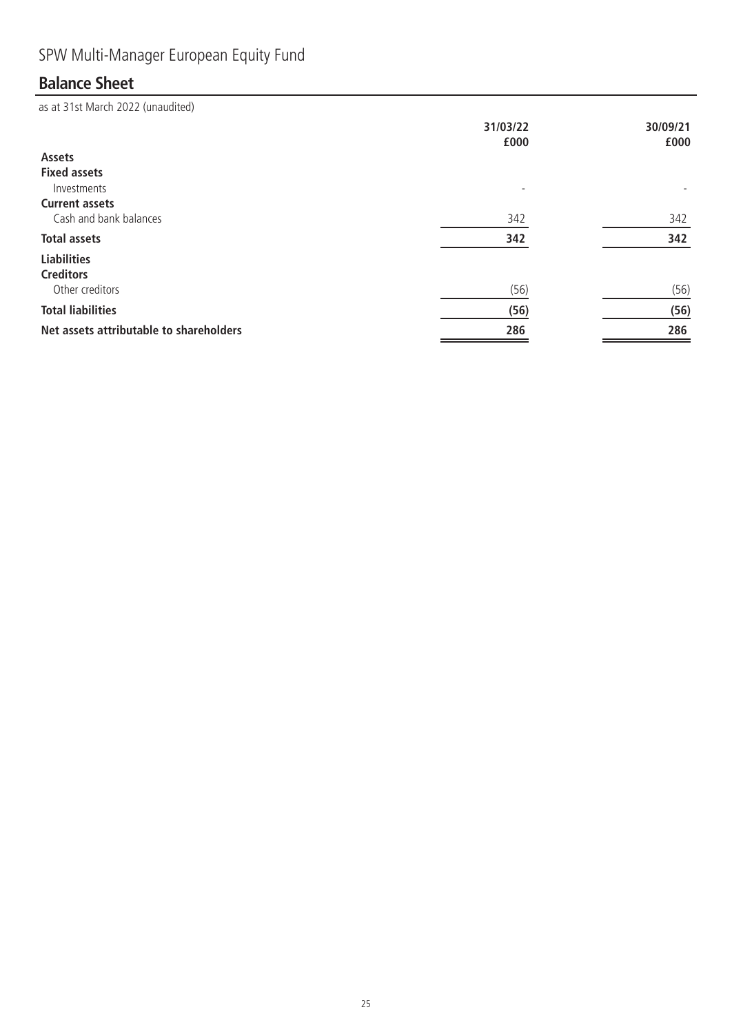# SPW Multi-Manager European Equity Fund

## Balance Sheet

as at 31st March 2022 (unaudited)

| | 31/03/22 £000 | 30/09/21 £000 |
|---|---|---|
| **Assets** | | |
| **Fixed assets** | | |
| Investments | - | - |
| **Current assets** | | |
| Cash and bank balances | 342 | 342 |
| **Total assets** | **342** | **342** |
| **Liabilities** | | |
| **Creditors** | | |
| Other creditors | (56) | (56) |
| **Total liabilities** | **(56)** | **(56)** |
| **Net assets attributable to shareholders** | **286** | **286** |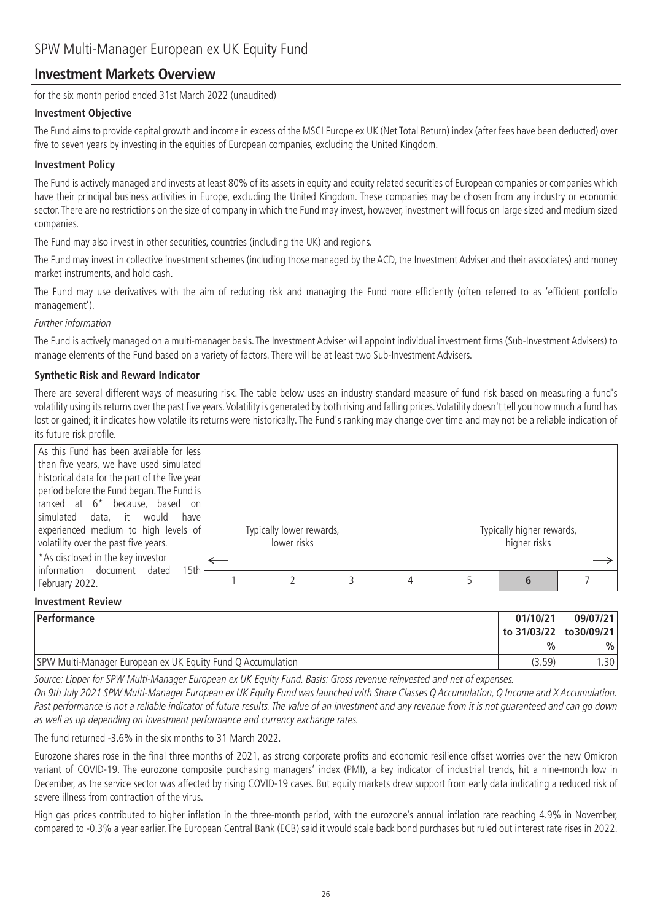# SPW Multi-Manager European ex UK Equity Fund

## Investment Markets Overview

for the six month period ended 31st March 2022 (unaudited)

### Investment Objective

The Fund aims to provide capital growth and income in excess of the MSCI Europe ex UK (Net Total Return) index (after fees have been deducted) over five to seven years by investing in the equities of European companies, excluding the United Kingdom.

### Investment Policy

The Fund is actively managed and invests at least 80% of its assets in equity and equity related securities of European companies or companies which have their principal business activities in Europe, excluding the United Kingdom. These companies may be chosen from any industry or economic sector. There are no restrictions on the size of company in which the Fund may invest, however, investment will focus on large sized and medium sized companies.

The Fund may also invest in other securities, countries (including the UK) and regions.

The Fund may invest in collective investment schemes (including those managed by the ACD, the Investment Adviser and their associates) and money market instruments, and hold cash.

The Fund may use derivatives with the aim of reducing risk and managing the Fund more efficiently (often referred to as 'efficient portfolio management').

*Further information*

The Fund is actively managed on a multi-manager basis. The Investment Adviser will appoint individual investment firms (Sub-Investment Advisers) to manage elements of the Fund based on a variety of factors. There will be at least two Sub-Investment Advisers.

### Synthetic Risk and Reward Indicator

There are several different ways of measuring risk. The table below uses an industry standard measure of fund risk based on measuring a fund's volatility using its returns over the past five years. Volatility is generated by both rising and falling prices. Volatility doesn't tell you how much a fund has lost or gained; it indicates how volatile its returns were historically. The Fund's ranking may change over time and may not be a reliable indication of its future risk profile.

As this Fund has been available for less than five years, we have used simulated historical data for the part of the five year period before the Fund began. The Fund is ranked at 6* because, based on simulated data, it would have experienced medium to high levels of volatility over the past five years.

*As disclosed in the key investor information document dated 15th February 2022.

| Typically lower rewards, lower risks ← | | | | | → Typically higher rewards, higher risks | |
|---|---|---|---|---|---|---|
| 1 | 2 | 3 | 4 | 5 | **6** | 7 |

### Investment Review

| Performance | 01/10/21 to 31/03/22 | 09/07/21 to30/09/21 |
|---|---|---|
| | % | % |
| SPW Multi-Manager European ex UK Equity Fund Q Accumulation | (3.59) | 1.30 |

*Source: Lipper for SPW Multi-Manager European ex UK Equity Fund. Basis: Gross revenue reinvested and net of expenses.*

*On 9th July 2021 SPW Multi-Manager European ex UK Equity Fund was launched with Share Classes Q Accumulation, Q Income and X Accumulation. Past performance is not a reliable indicator of future results. The value of an investment and any revenue from it is not guaranteed and can go down as well as up depending on investment performance and currency exchange rates.*

The fund returned -3.6% in the six months to 31 March 2022.

Eurozone shares rose in the final three months of 2021, as strong corporate profits and economic resilience offset worries over the new Omicron variant of COVID-19. The eurozone composite purchasing managers' index (PMI), a key indicator of industrial trends, hit a nine-month low in December, as the service sector was affected by rising COVID-19 cases. But equity markets drew support from early data indicating a reduced risk of severe illness from contraction of the virus.

High gas prices contributed to higher inflation in the three-month period, with the eurozone's annual inflation rate reaching 4.9% in November, compared to -0.3% a year earlier. The European Central Bank (ECB) said it would scale back bond purchases but ruled out interest rate rises in 2022.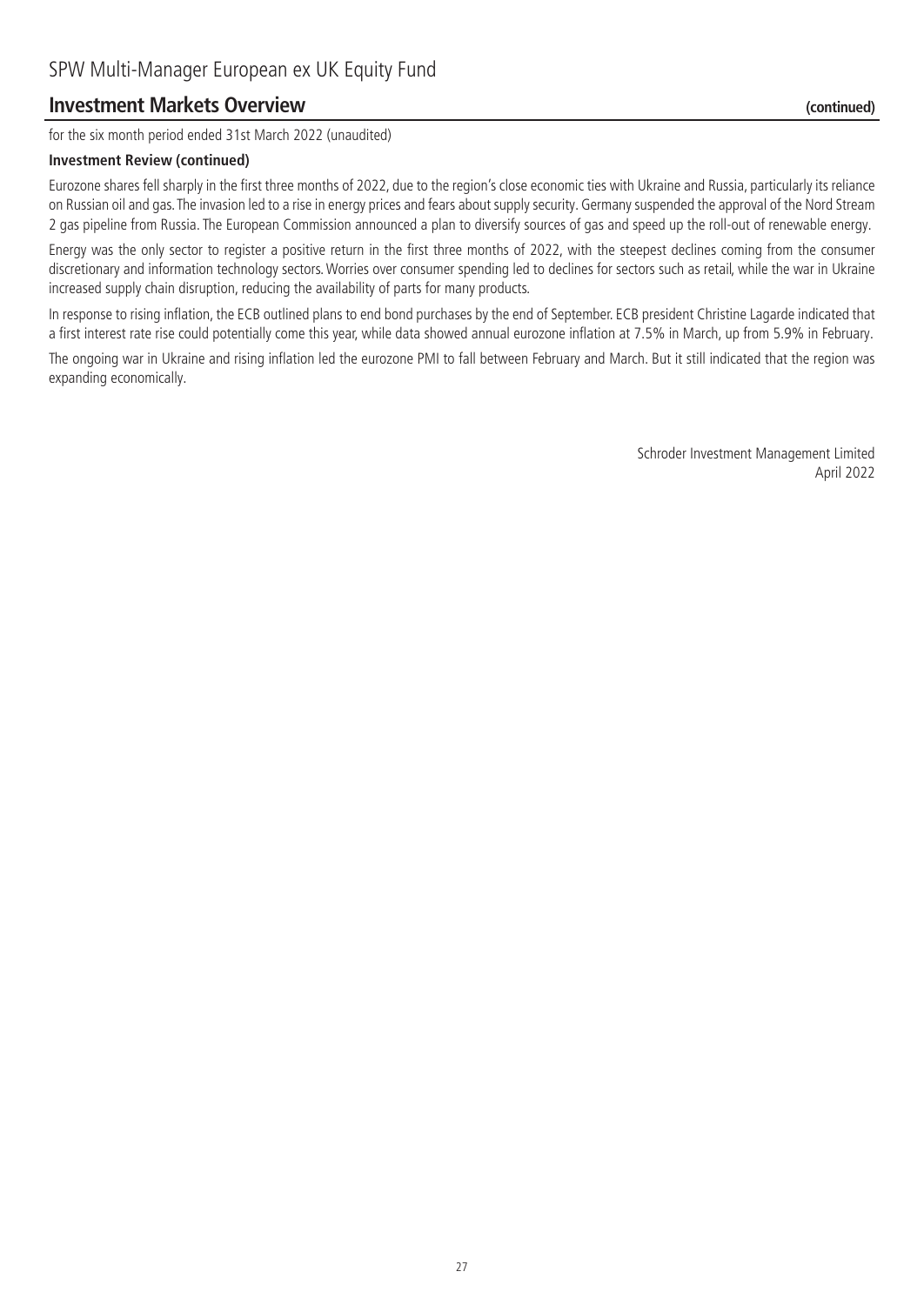## Investment Markets Overview (continued)

for the six month period ended 31st March 2022 (unaudited)

**Investment Review (continued)**

Eurozone shares fell sharply in the first three months of 2022, due to the region's close economic ties with Ukraine and Russia, particularly its reliance on Russian oil and gas. The invasion led to a rise in energy prices and fears about supply security. Germany suspended the approval of the Nord Stream 2 gas pipeline from Russia. The European Commission announced a plan to diversify sources of gas and speed up the roll-out of renewable energy.

Energy was the only sector to register a positive return in the first three months of 2022, with the steepest declines coming from the consumer discretionary and information technology sectors. Worries over consumer spending led to declines for sectors such as retail, while the war in Ukraine increased supply chain disruption, reducing the availability of parts for many products.

In response to rising inflation, the ECB outlined plans to end bond purchases by the end of September. ECB president Christine Lagarde indicated that a first interest rate rise could potentially come this year, while data showed annual eurozone inflation at 7.5% in March, up from 5.9% in February.

The ongoing war in Ukraine and rising inflation led the eurozone PMI to fall between February and March. But it still indicated that the region was expanding economically.

Schroder Investment Management Limited
April 2022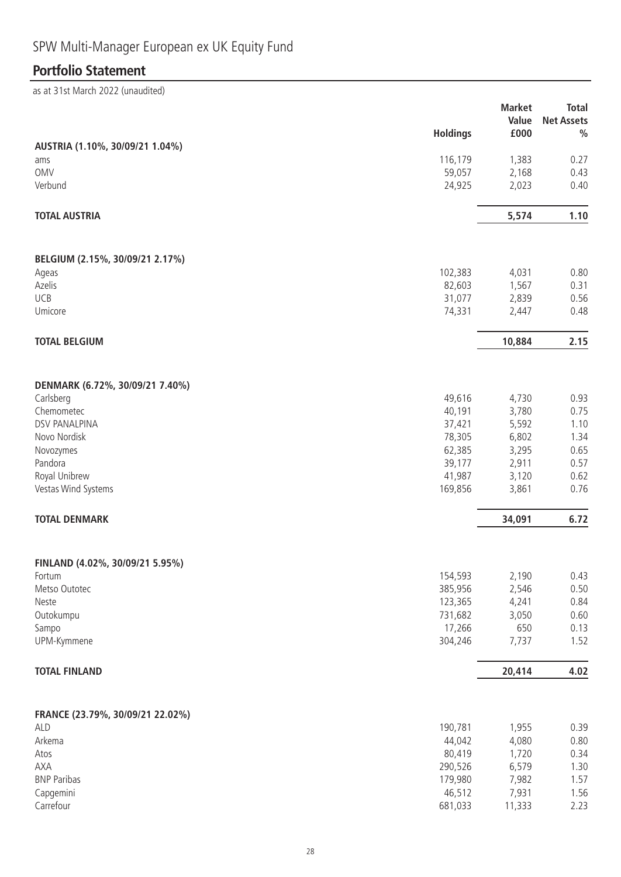# SPW Multi-Manager European ex UK Equity Fund

## Portfolio Statement

as at 31st March 2022 (unaudited)

| | Holdings | Market Value £000 | Total Net Assets % |
|---|---|---|---|
| **AUSTRIA (1.10%, 30/09/21 1.04%)** | | | |
| ams | 116,179 | 1,383 | 0.27 |
| OMV | 59,057 | 2,168 | 0.43 |
| Verbund | 24,925 | 2,023 | 0.40 |
| **TOTAL AUSTRIA** | | **5,574** | **1.10** |
| **BELGIUM (2.15%, 30/09/21 2.17%)** | | | |
| Ageas | 102,383 | 4,031 | 0.80 |
| Azelis | 82,603 | 1,567 | 0.31 |
| UCB | 31,077 | 2,839 | 0.56 |
| Umicore | 74,331 | 2,447 | 0.48 |
| **TOTAL BELGIUM** | | **10,884** | **2.15** |
| **DENMARK (6.72%, 30/09/21 7.40%)** | | | |
| Carlsberg | 49,616 | 4,730 | 0.93 |
| Chemometec | 40,191 | 3,780 | 0.75 |
| DSV PANALPINA | 37,421 | 5,592 | 1.10 |
| Novo Nordisk | 78,305 | 6,802 | 1.34 |
| Novozymes | 62,385 | 3,295 | 0.65 |
| Pandora | 39,177 | 2,911 | 0.57 |
| Royal Unibrew | 41,987 | 3,120 | 0.62 |
| Vestas Wind Systems | 169,856 | 3,861 | 0.76 |
| **TOTAL DENMARK** | | **34,091** | **6.72** |
| **FINLAND (4.02%, 30/09/21 5.95%)** | | | |
| Fortum | 154,593 | 2,190 | 0.43 |
| Metso Outotec | 385,956 | 2,546 | 0.50 |
| Neste | 123,365 | 4,241 | 0.84 |
| Outokumpu | 731,682 | 3,050 | 0.60 |
| Sampo | 17,266 | 650 | 0.13 |
| UPM-Kymmene | 304,246 | 7,737 | 1.52 |
| **TOTAL FINLAND** | | **20,414** | **4.02** |
| **FRANCE (23.79%, 30/09/21 22.02%)** | | | |
| ALD | 190,781 | 1,955 | 0.39 |
| Arkema | 44,042 | 4,080 | 0.80 |
| Atos | 80,419 | 1,720 | 0.34 |
| AXA | 290,526 | 6,579 | 1.30 |
| BNP Paribas | 179,980 | 7,982 | 1.57 |
| Capgemini | 46,512 | 7,931 | 1.56 |
| Carrefour | 681,033 | 11,333 | 2.23 |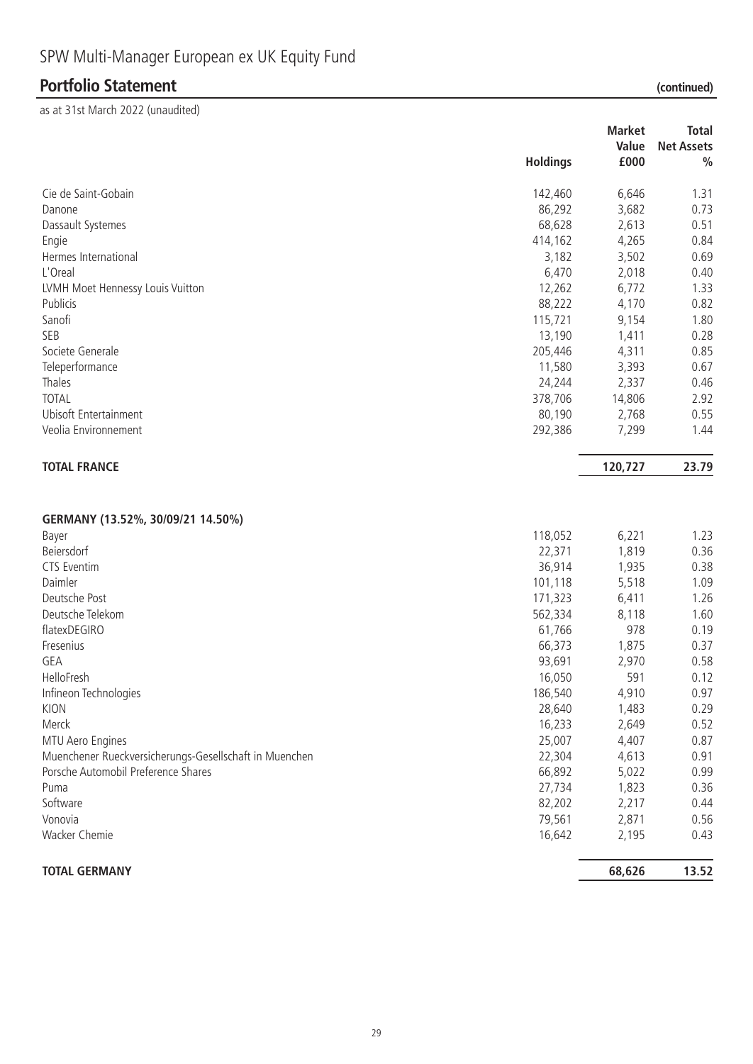SPW Multi-Manager European ex UK Equity Fund

## Portfolio Statement (continued)

as at 31st March 2022 (unaudited)

| | Holdings | Market Value £000 | Total Net Assets % |
|---|---|---|---|
| Cie de Saint-Gobain | 142,460 | 6,646 | 1.31 |
| Danone | 86,292 | 3,682 | 0.73 |
| Dassault Systemes | 68,628 | 2,613 | 0.51 |
| Engie | 414,162 | 4,265 | 0.84 |
| Hermes International | 3,182 | 3,502 | 0.69 |
| L'Oreal | 6,470 | 2,018 | 0.40 |
| LVMH Moet Hennessy Louis Vuitton | 12,262 | 6,772 | 1.33 |
| Publicis | 88,222 | 4,170 | 0.82 |
| Sanofi | 115,721 | 9,154 | 1.80 |
| SEB | 13,190 | 1,411 | 0.28 |
| Societe Generale | 205,446 | 4,311 | 0.85 |
| Teleperformance | 11,580 | 3,393 | 0.67 |
| Thales | 24,244 | 2,337 | 0.46 |
| TOTAL | 378,706 | 14,806 | 2.92 |
| Ubisoft Entertainment | 80,190 | 2,768 | 0.55 |
| Veolia Environnement | 292,386 | 7,299 | 1.44 |
| **TOTAL FRANCE** | | **120,727** | **23.79** |
| | | | |
| **GERMANY (13.52%, 30/09/21 14.50%)** | | | |
| Bayer | 118,052 | 6,221 | 1.23 |
| Beiersdorf | 22,371 | 1,819 | 0.36 |
| CTS Eventim | 36,914 | 1,935 | 0.38 |
| Daimler | 101,118 | 5,518 | 1.09 |
| Deutsche Post | 171,323 | 6,411 | 1.26 |
| Deutsche Telekom | 562,334 | 8,118 | 1.60 |
| flatexDEGIRO | 61,766 | 978 | 0.19 |
| Fresenius | 66,373 | 1,875 | 0.37 |
| GEA | 93,691 | 2,970 | 0.58 |
| HelloFresh | 16,050 | 591 | 0.12 |
| Infineon Technologies | 186,540 | 4,910 | 0.97 |
| KION | 28,640 | 1,483 | 0.29 |
| Merck | 16,233 | 2,649 | 0.52 |
| MTU Aero Engines | 25,007 | 4,407 | 0.87 |
| Muenchener Rueckversicherungs-Gesellschaft in Muenchen | 22,304 | 4,613 | 0.91 |
| Porsche Automobil Preference Shares | 66,892 | 5,022 | 0.99 |
| Puma | 27,734 | 1,823 | 0.36 |
| Software | 82,202 | 2,217 | 0.44 |
| Vonovia | 79,561 | 2,871 | 0.56 |
| Wacker Chemie | 16,642 | 2,195 | 0.43 |
| **TOTAL GERMANY** | | **68,626** | **13.52** |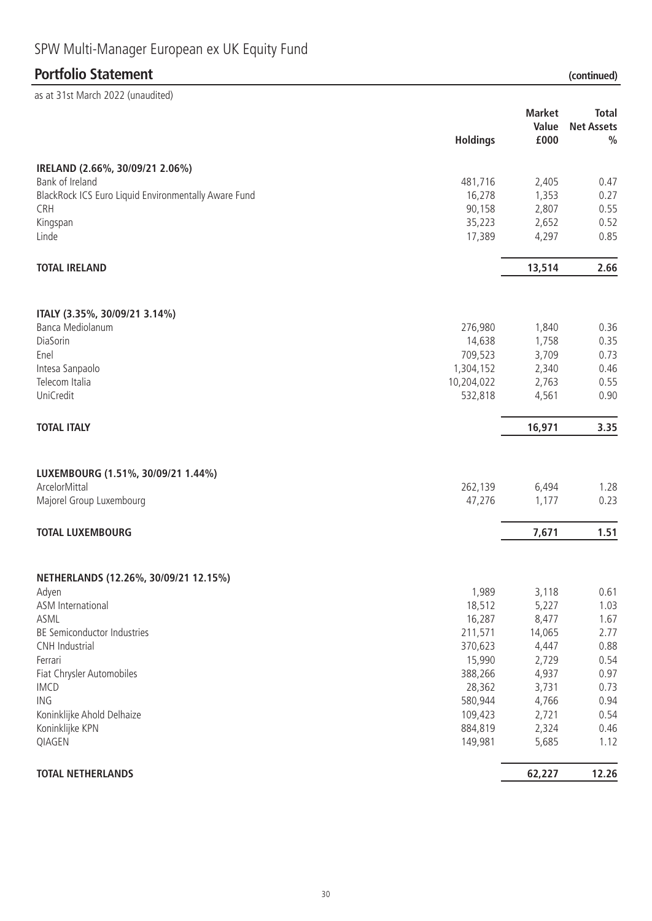# SPW Multi-Manager European ex UK Equity Fund

## Portfolio Statement (continued)

as at 31st March 2022 (unaudited)

| | Holdings | Market Value £000 | Total Net Assets % |
|---|---|---|---|
| **IRELAND (2.66%, 30/09/21 2.06%)** | | | |
| Bank of Ireland | 481,716 | 2,405 | 0.47 |
| BlackRock ICS Euro Liquid Environmentally Aware Fund | 16,278 | 1,353 | 0.27 |
| CRH | 90,158 | 2,807 | 0.55 |
| Kingspan | 35,223 | 2,652 | 0.52 |
| Linde | 17,389 | 4,297 | 0.85 |
| **TOTAL IRELAND** | | **13,514** | **2.66** |
| **ITALY (3.35%, 30/09/21 3.14%)** | | | |
| Banca Mediolanum | 276,980 | 1,840 | 0.36 |
| DiaSorin | 14,638 | 1,758 | 0.35 |
| Enel | 709,523 | 3,709 | 0.73 |
| Intesa Sanpaolo | 1,304,152 | 2,340 | 0.46 |
| Telecom Italia | 10,204,022 | 2,763 | 0.55 |
| UniCredit | 532,818 | 4,561 | 0.90 |
| **TOTAL ITALY** | | **16,971** | **3.35** |
| **LUXEMBOURG (1.51%, 30/09/21 1.44%)** | | | |
| ArcelorMittal | 262,139 | 6,494 | 1.28 |
| Majorel Group Luxembourg | 47,276 | 1,177 | 0.23 |
| **TOTAL LUXEMBOURG** | | **7,671** | **1.51** |
| **NETHERLANDS (12.26%, 30/09/21 12.15%)** | | | |
| Adyen | 1,989 | 3,118 | 0.61 |
| ASM International | 18,512 | 5,227 | 1.03 |
| ASML | 16,287 | 8,477 | 1.67 |
| BE Semiconductor Industries | 211,571 | 14,065 | 2.77 |
| CNH Industrial | 370,623 | 4,447 | 0.88 |
| Ferrari | 15,990 | 2,729 | 0.54 |
| Fiat Chrysler Automobiles | 388,266 | 4,937 | 0.97 |
| IMCD | 28,362 | 3,731 | 0.73 |
| ING | 580,944 | 4,766 | 0.94 |
| Koninklijke Ahold Delhaize | 109,423 | 2,721 | 0.54 |
| Koninklijke KPN | 884,819 | 2,324 | 0.46 |
| QIAGEN | 149,981 | 5,685 | 1.12 |
| **TOTAL NETHERLANDS** | | **62,227** | **12.26** |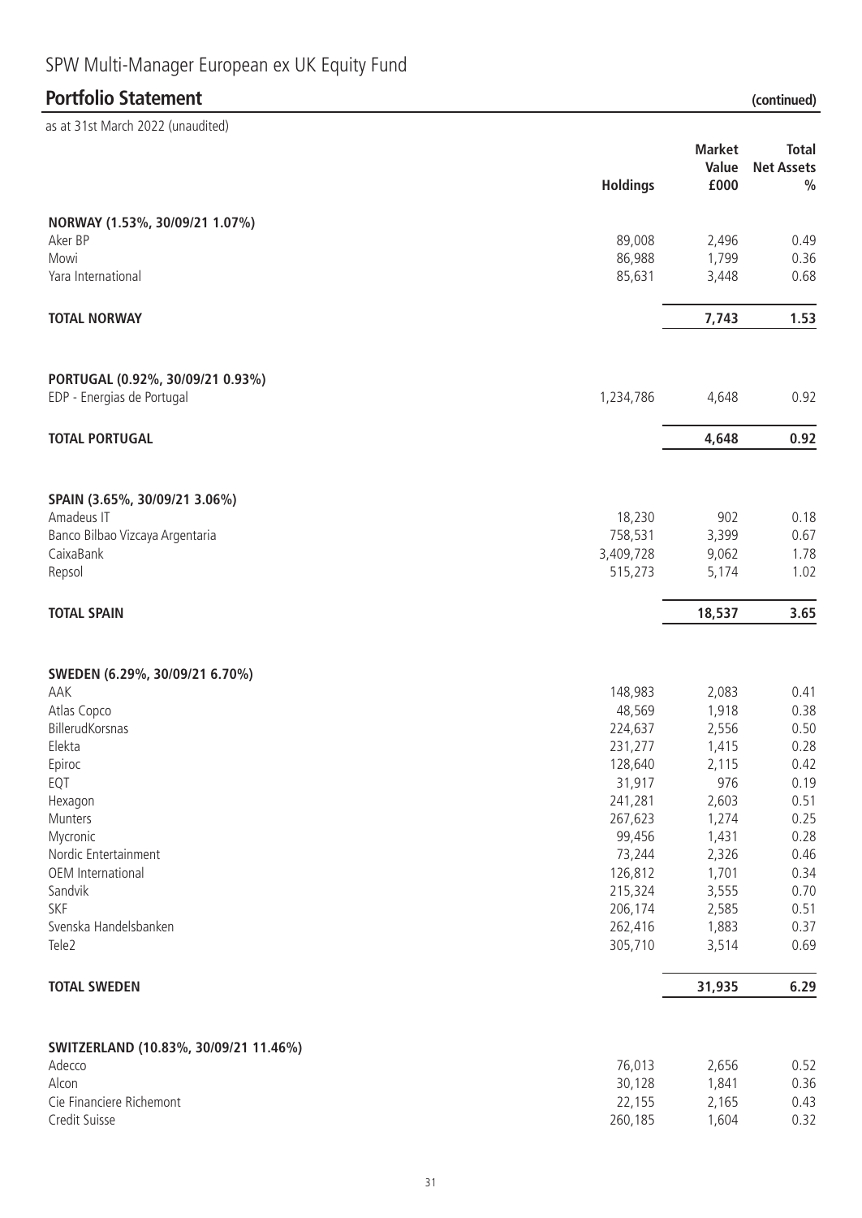# SPW Multi-Manager European ex UK Equity Fund

## Portfolio Statement (continued)

as at 31st March 2022 (unaudited)

| | Holdings | Market Value £000 | Total Net Assets % |
|---|---|---|---|
| **NORWAY (1.53%, 30/09/21 1.07%)** | | | |
| Aker BP | 89,008 | 2,496 | 0.49 |
| Mowi | 86,988 | 1,799 | 0.36 |
| Yara International | 85,631 | 3,448 | 0.68 |
| **TOTAL NORWAY** | | **7,743** | **1.53** |
| **PORTUGAL (0.92%, 30/09/21 0.93%)** | | | |
| EDP - Energias de Portugal | 1,234,786 | 4,648 | 0.92 |
| **TOTAL PORTUGAL** | | **4,648** | **0.92** |
| **SPAIN (3.65%, 30/09/21 3.06%)** | | | |
| Amadeus IT | 18,230 | 902 | 0.18 |
| Banco Bilbao Vizcaya Argentaria | 758,531 | 3,399 | 0.67 |
| CaixaBank | 3,409,728 | 9,062 | 1.78 |
| Repsol | 515,273 | 5,174 | 1.02 |
| **TOTAL SPAIN** | | **18,537** | **3.65** |
| **SWEDEN (6.29%, 30/09/21 6.70%)** | | | |
| AAK | 148,983 | 2,083 | 0.41 |
| Atlas Copco | 48,569 | 1,918 | 0.38 |
| BillerudKorsnas | 224,637 | 2,556 | 0.50 |
| Elekta | 231,277 | 1,415 | 0.28 |
| Epiroc | 128,640 | 2,115 | 0.42 |
| EQT | 31,917 | 976 | 0.19 |
| Hexagon | 241,281 | 2,603 | 0.51 |
| Munters | 267,623 | 1,274 | 0.25 |
| Mycronic | 99,456 | 1,431 | 0.28 |
| Nordic Entertainment | 73,244 | 2,326 | 0.46 |
| OEM International | 126,812 | 1,701 | 0.34 |
| Sandvik | 215,324 | 3,555 | 0.70 |
| SKF | 206,174 | 2,585 | 0.51 |
| Svenska Handelsbanken | 262,416 | 1,883 | 0.37 |
| Tele2 | 305,710 | 3,514 | 0.69 |
| **TOTAL SWEDEN** | | **31,935** | **6.29** |
| **SWITZERLAND (10.83%, 30/09/21 11.46%)** | | | |
| Adecco | 76,013 | 2,656 | 0.52 |
| Alcon | 30,128 | 1,841 | 0.36 |
| Cie Financiere Richemont | 22,155 | 2,165 | 0.43 |
| Credit Suisse | 260,185 | 1,604 | 0.32 |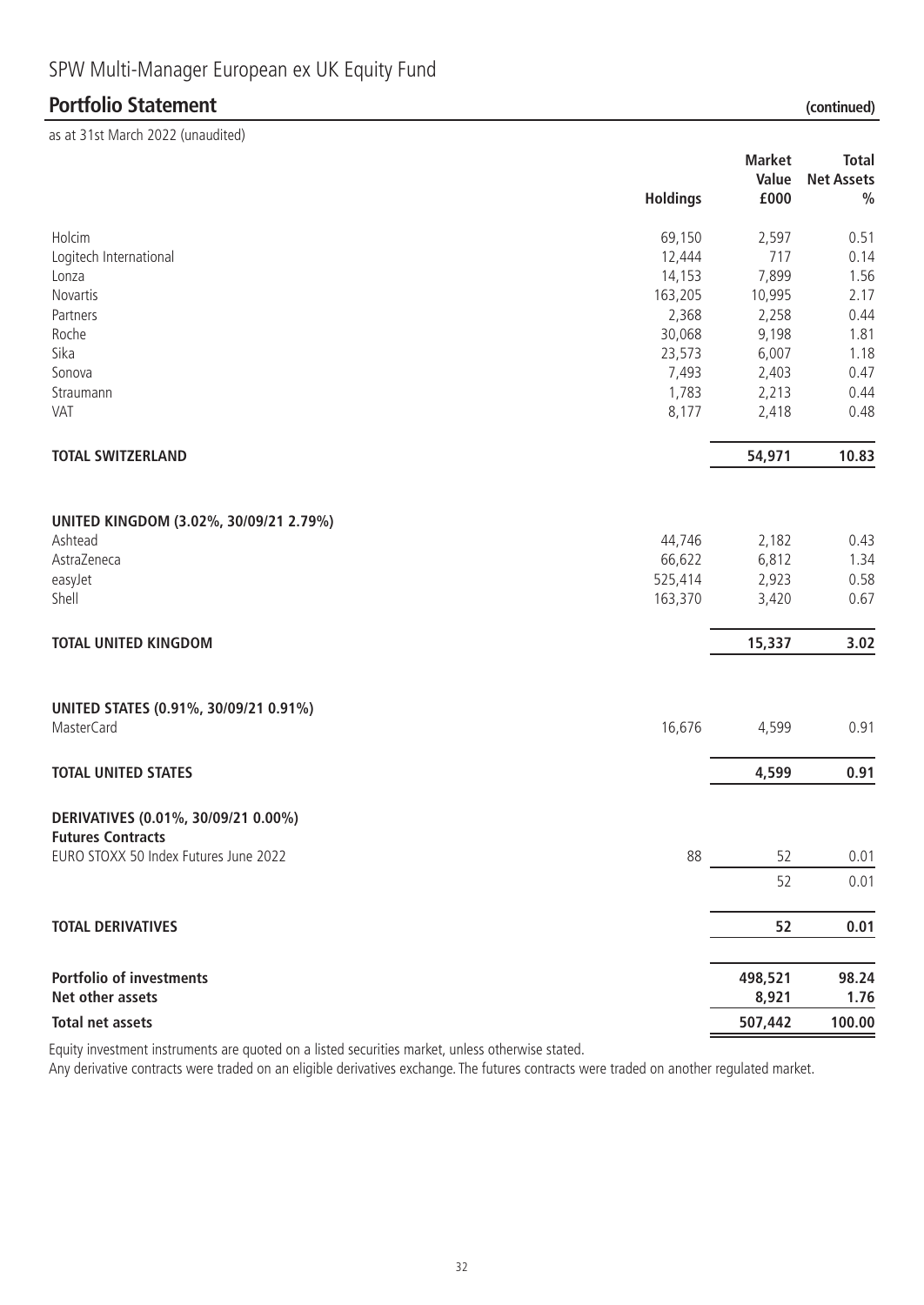SPW Multi-Manager European ex UK Equity Fund

## Portfolio Statement (continued)

as at 31st March 2022 (unaudited)

| | Holdings | Market Value £000 | Total Net Assets % |
|---|---|---|---|
| Holcim | 69,150 | 2,597 | 0.51 |
| Logitech International | 12,444 | 717 | 0.14 |
| Lonza | 14,153 | 7,899 | 1.56 |
| Novartis | 163,205 | 10,995 | 2.17 |
| Partners | 2,368 | 2,258 | 0.44 |
| Roche | 30,068 | 9,198 | 1.81 |
| Sika | 23,573 | 6,007 | 1.18 |
| Sonova | 7,493 | 2,403 | 0.47 |
| Straumann | 1,783 | 2,213 | 0.44 |
| VAT | 8,177 | 2,418 | 0.48 |
| **TOTAL SWITZERLAND** | | **54,971** | **10.83** |
| **UNITED KINGDOM (3.02%, 30/09/21 2.79%)** | | | |
| Ashtead | 44,746 | 2,182 | 0.43 |
| AstraZeneca | 66,622 | 6,812 | 1.34 |
| easyJet | 525,414 | 2,923 | 0.58 |
| Shell | 163,370 | 3,420 | 0.67 |
| **TOTAL UNITED KINGDOM** | | **15,337** | **3.02** |
| **UNITED STATES (0.91%, 30/09/21 0.91%)** | | | |
| MasterCard | 16,676 | 4,599 | 0.91 |
| **TOTAL UNITED STATES** | | **4,599** | **0.91** |
| **DERIVATIVES (0.01%, 30/09/21 0.00%)** | | | |
| **Futures Contracts** | | | |
| EURO STOXX 50 Index Futures June 2022 | 88 | 52 | 0.01 |
| | | 52 | 0.01 |
| **TOTAL DERIVATIVES** | | **52** | **0.01** |
| **Portfolio of investments** | | **498,521** | **98.24** |
| **Net other assets** | | **8,921** | **1.76** |
| **Total net assets** | | **507,442** | **100.00** |

Equity investment instruments are quoted on a listed securities market, unless otherwise stated.

Any derivative contracts were traded on an eligible derivatives exchange. The futures contracts were traded on another regulated market.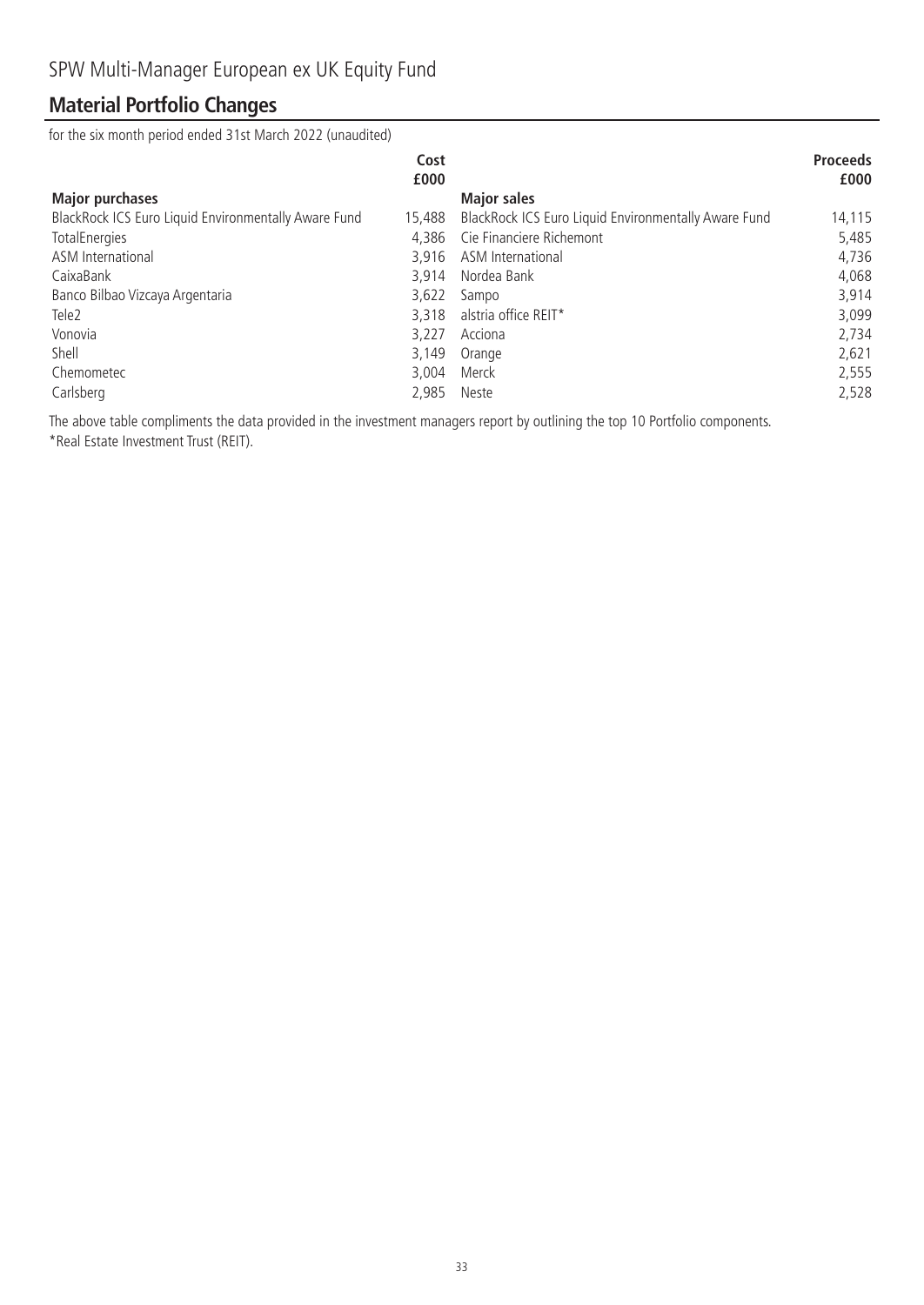# SPW Multi-Manager European ex UK Equity Fund

## Material Portfolio Changes

for the six month period ended 31st March 2022 (unaudited)

| Major purchases | Cost £000 | Major sales | Proceeds £000 |
|---|---|---|---|
| BlackRock ICS Euro Liquid Environmentally Aware Fund | 15,488 | BlackRock ICS Euro Liquid Environmentally Aware Fund | 14,115 |
| TotalEnergies | 4,386 | Cie Financiere Richemont | 5,485 |
| ASM International | 3,916 | ASM International | 4,736 |
| CaixaBank | 3,914 | Nordea Bank | 4,068 |
| Banco Bilbao Vizcaya Argentaria | 3,622 | Sampo | 3,914 |
| Tele2 | 3,318 | alstria office REIT* | 3,099 |
| Vonovia | 3,227 | Acciona | 2,734 |
| Shell | 3,149 | Orange | 2,621 |
| Chemometec | 3,004 | Merck | 2,555 |
| Carlsberg | 2,985 | Neste | 2,528 |

The above table compliments the data provided in the investment managers report by outlining the top 10 Portfolio components.

*Real Estate Investment Trust (REIT).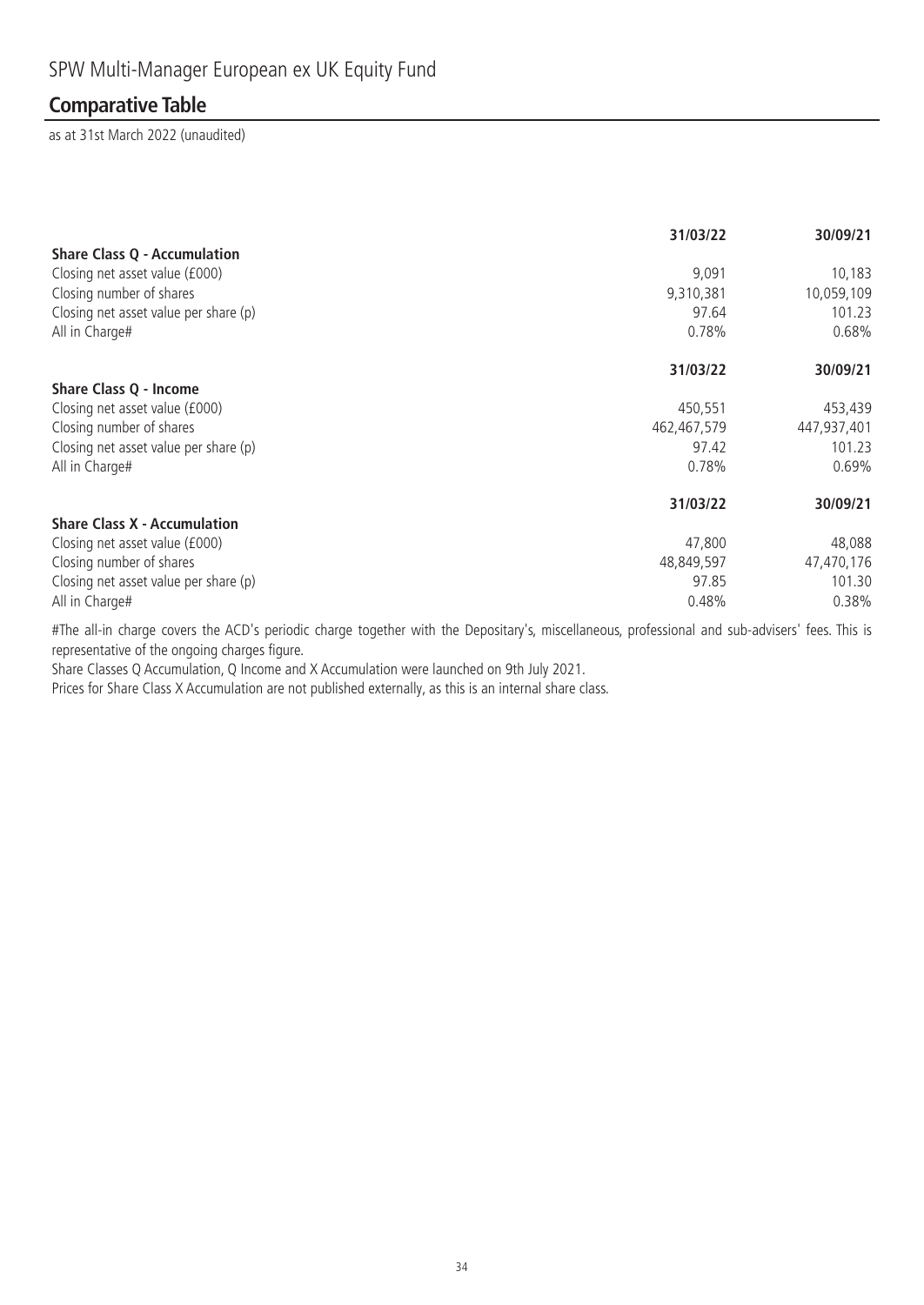SPW Multi-Manager European ex UK Equity Fund

## Comparative Table

as at 31st March 2022 (unaudited)

| | 31/03/22 | 30/09/21 |
|---|---|---|
| **Share Class Q - Accumulation** | | |
| Closing net asset value (£000) | 9,091 | 10,183 |
| Closing number of shares | 9,310,381 | 10,059,109 |
| Closing net asset value per share (p) | 97.64 | 101.23 |
| All in Charge# | 0.78% | 0.68% |

| | 31/03/22 | 30/09/21 |
|---|---|---|
| **Share Class Q - Income** | | |
| Closing net asset value (£000) | 450,551 | 453,439 |
| Closing number of shares | 462,467,579 | 447,937,401 |
| Closing net asset value per share (p) | 97.42 | 101.23 |
| All in Charge# | 0.78% | 0.69% |

| | 31/03/22 | 30/09/21 |
|---|---|---|
| **Share Class X - Accumulation** | | |
| Closing net asset value (£000) | 47,800 | 48,088 |
| Closing number of shares | 48,849,597 | 47,470,176 |
| Closing net asset value per share (p) | 97.85 | 101.30 |
| All in Charge# | 0.48% | 0.38% |

#The all-in charge covers the ACD's periodic charge together with the Depositary's, miscellaneous, professional and sub-advisers' fees. This is representative of the ongoing charges figure.

Share Classes Q Accumulation, Q Income and X Accumulation were launched on 9th July 2021.

Prices for Share Class X Accumulation are not published externally, as this is an internal share class.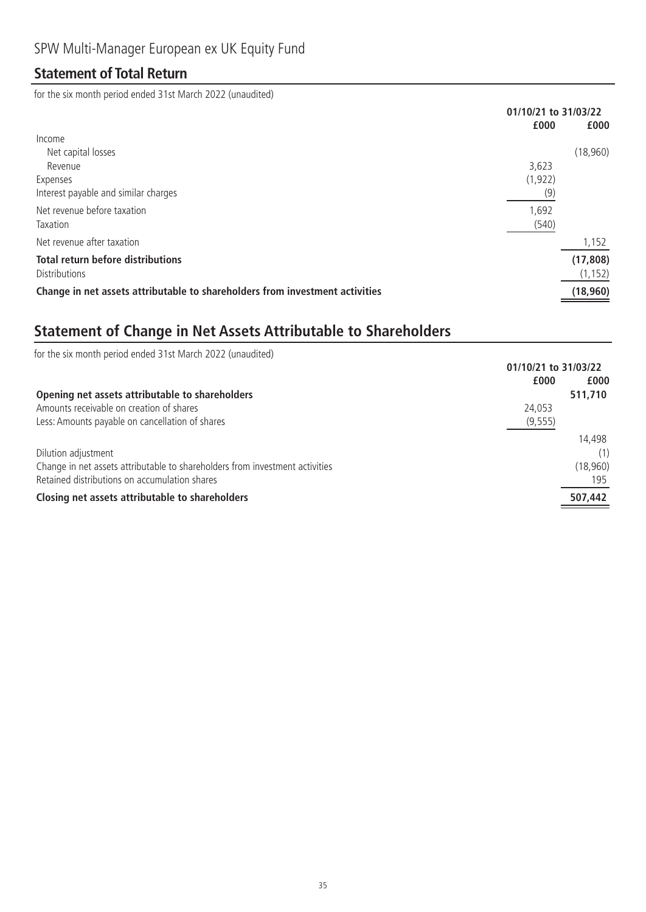SPW Multi-Manager European ex UK Equity Fund

## Statement of Total Return

for the six month period ended 31st March 2022 (unaudited)

| | 01/10/21 to 31/03/22 | |
|---|---|---|
| | £000 | £000 |
| Income | | |
| Net capital losses | | (18,960) |
| Revenue | 3,623 | |
| Expenses | (1,922) | |
| Interest payable and similar charges | (9) | |
| Net revenue before taxation | 1,692 | |
| Taxation | (540) | |
| Net revenue after taxation | | 1,152 |
| **Total return before distributions** | | **(17,808)** |
| Distributions | | (1,152) |
| **Change in net assets attributable to shareholders from investment activities** | | **(18,960)** |

## Statement of Change in Net Assets Attributable to Shareholders

for the six month period ended 31st March 2022 (unaudited)

| | 01/10/21 to 31/03/22 | |
|---|---|---|
| | £000 | £000 |
| **Opening net assets attributable to shareholders** | | **511,710** |
| Amounts receivable on creation of shares | 24,053 | |
| Less: Amounts payable on cancellation of shares | (9,555) | |
| | | 14,498 |
| Dilution adjustment | | (1) |
| Change in net assets attributable to shareholders from investment activities | | (18,960) |
| Retained distributions on accumulation shares | | 195 |
| **Closing net assets attributable to shareholders** | | **507,442** |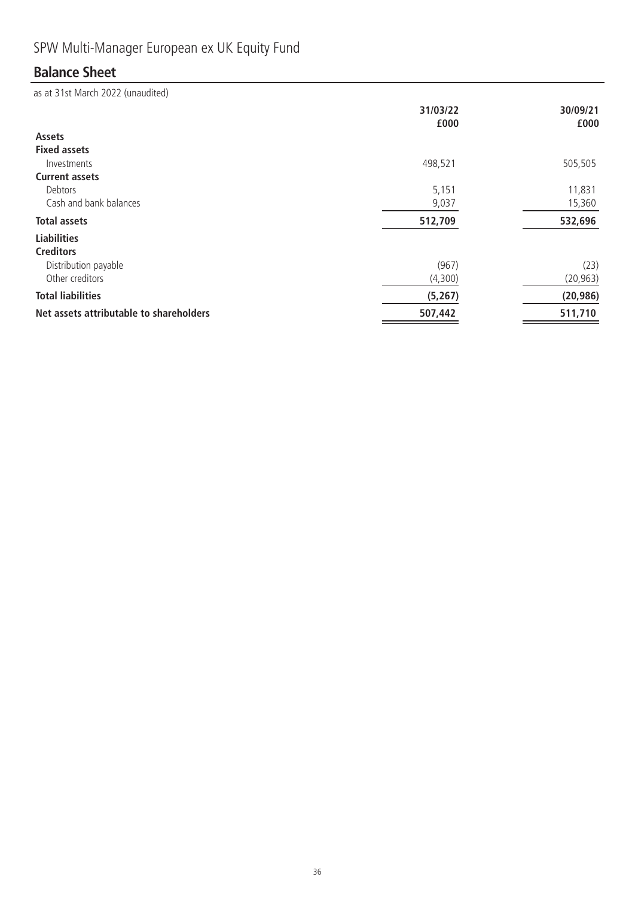# SPW Multi-Manager European ex UK Equity Fund

## Balance Sheet

as at 31st March 2022 (unaudited)

| | 31/03/22 £000 | 30/09/21 £000 |
|---|---|---|
| **Assets** | | |
| **Fixed assets** | | |
| Investments | 498,521 | 505,505 |
| **Current assets** | | |
| Debtors | 5,151 | 11,831 |
| Cash and bank balances | 9,037 | 15,360 |
| **Total assets** | **512,709** | **532,696** |
| **Liabilities** | | |
| **Creditors** | | |
| Distribution payable | (967) | (23) |
| Other creditors | (4,300) | (20,963) |
| **Total liabilities** | **(5,267)** | **(20,986)** |
| **Net assets attributable to shareholders** | **507,442** | **511,710** |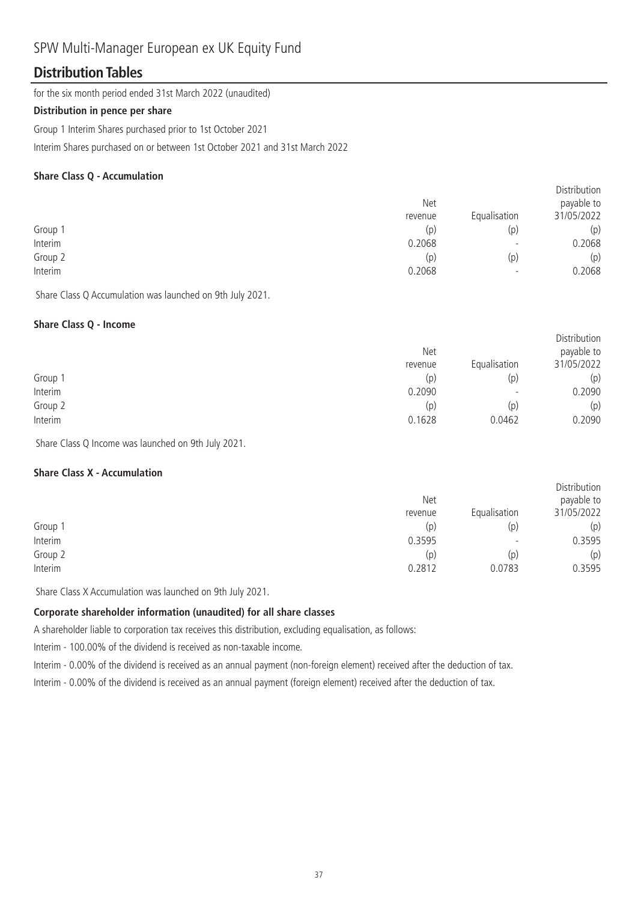# SPW Multi-Manager European ex UK Equity Fund

## Distribution Tables

for the six month period ended 31st March 2022 (unaudited)

**Distribution in pence per share**

Group 1 Interim Shares purchased prior to 1st October 2021

Interim Shares purchased on or between 1st October 2021 and 31st March 2022

**Share Class Q - Accumulation**

| | Net revenue | Equalisation | Distribution payable to 31/05/2022 |
|---|---|---|---|
| Group 1 | (p) | (p) | (p) |
| Interim | 0.2068 | - | 0.2068 |
| Group 2 | (p) | (p) | (p) |
| Interim | 0.2068 | - | 0.2068 |

Share Class Q Accumulation was launched on 9th July 2021.

**Share Class Q - Income**

| | Net revenue | Equalisation | Distribution payable to 31/05/2022 |
|---|---|---|---|
| Group 1 | (p) | (p) | (p) |
| Interim | 0.2090 | - | 0.2090 |
| Group 2 | (p) | (p) | (p) |
| Interim | 0.1628 | 0.0462 | 0.2090 |

Share Class Q Income was launched on 9th July 2021.

**Share Class X - Accumulation**

| | Net revenue | Equalisation | Distribution payable to 31/05/2022 |
|---|---|---|---|
| Group 1 | (p) | (p) | (p) |
| Interim | 0.3595 | - | 0.3595 |
| Group 2 | (p) | (p) | (p) |
| Interim | 0.2812 | 0.0783 | 0.3595 |

Share Class X Accumulation was launched on 9th July 2021.

**Corporate shareholder information (unaudited) for all share classes**

A shareholder liable to corporation tax receives this distribution, excluding equalisation, as follows:

Interim - 100.00% of the dividend is received as non-taxable income.

Interim - 0.00% of the dividend is received as an annual payment (non-foreign element) received after the deduction of tax.

Interim - 0.00% of the dividend is received as an annual payment (foreign element) received after the deduction of tax.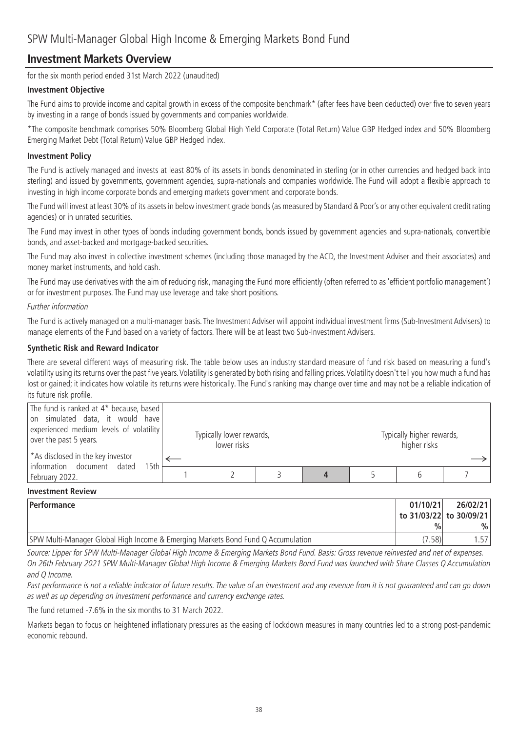# SPW Multi-Manager Global High Income & Emerging Markets Bond Fund

## Investment Markets Overview

for the six month period ended 31st March 2022 (unaudited)

**Investment Objective**

The Fund aims to provide income and capital growth in excess of the composite benchmark* (after fees have been deducted) over five to seven years by investing in a range of bonds issued by governments and companies worldwide.

*The composite benchmark comprises 50% Bloomberg Global High Yield Corporate (Total Return) Value GBP Hedged index and 50% Bloomberg Emerging Market Debt (Total Return) Value GBP Hedged index.

**Investment Policy**

The Fund is actively managed and invests at least 80% of its assets in bonds denominated in sterling (or in other currencies and hedged back into sterling) and issued by governments, government agencies, supra-nationals and companies worldwide. The Fund will adopt a flexible approach to investing in high income corporate bonds and emerging markets government and corporate bonds.

The Fund will invest at least 30% of its assets in below investment grade bonds (as measured by Standard & Poor's or any other equivalent credit rating agencies) or in unrated securities.

The Fund may invest in other types of bonds including government bonds, bonds issued by government agencies and supra-nationals, convertible bonds, and asset-backed and mortgage-backed securities.

The Fund may also invest in collective investment schemes (including those managed by the ACD, the Investment Adviser and their associates) and money market instruments, and hold cash.

The Fund may use derivatives with the aim of reducing risk, managing the Fund more efficiently (often referred to as 'efficient portfolio management') or for investment purposes. The Fund may use leverage and take short positions.

*Further information*

The Fund is actively managed on a multi-manager basis. The Investment Adviser will appoint individual investment firms (Sub-Investment Advisers) to manage elements of the Fund based on a variety of factors. There will be at least two Sub-Investment Advisers.

**Synthetic Risk and Reward Indicator**

There are several different ways of measuring risk. The table below uses an industry standard measure of fund risk based on measuring a fund's volatility using its returns over the past five years. Volatility is generated by both rising and falling prices. Volatility doesn't tell you how much a fund has lost or gained; it indicates how volatile its returns were historically. The Fund's ranking may change over time and may not be a reliable indication of its future risk profile.

| The fund is ranked at 4* because, based on simulated data, it would have experienced medium levels of volatility over the past 5 years. *As disclosed in the key investor information document dated 15th February 2022. | Typically lower rewards, lower risks ← | | | | | Typically higher rewards, higher risks → | |
|---|---|---|---|---|---|---|---|
| | 1 | 2 | 3 | **4** | 5 | 6 | 7 |

**Investment Review**

| Performance | 01/10/21 to 31/03/22 % | 26/02/21 to 30/09/21 % |
|---|---|---|
| SPW Multi-Manager Global High Income & Emerging Markets Bond Fund Q Accumulation | (7.58) | 1.57 |

*Source: Lipper for SPW Multi-Manager Global High Income & Emerging Markets Bond Fund. Basis: Gross revenue reinvested and net of expenses.*
*On 26th February 2021 SPW Multi-Manager Global High Income & Emerging Markets Bond Fund was launched with Share Classes Q Accumulation and Q Income.*

*Past performance is not a reliable indicator of future results. The value of an investment and any revenue from it is not guaranteed and can go down as well as up depending on investment performance and currency exchange rates.*

The fund returned -7.6% in the six months to 31 March 2022.

Markets began to focus on heightened inflationary pressures as the easing of lockdown measures in many countries led to a strong post-pandemic economic rebound.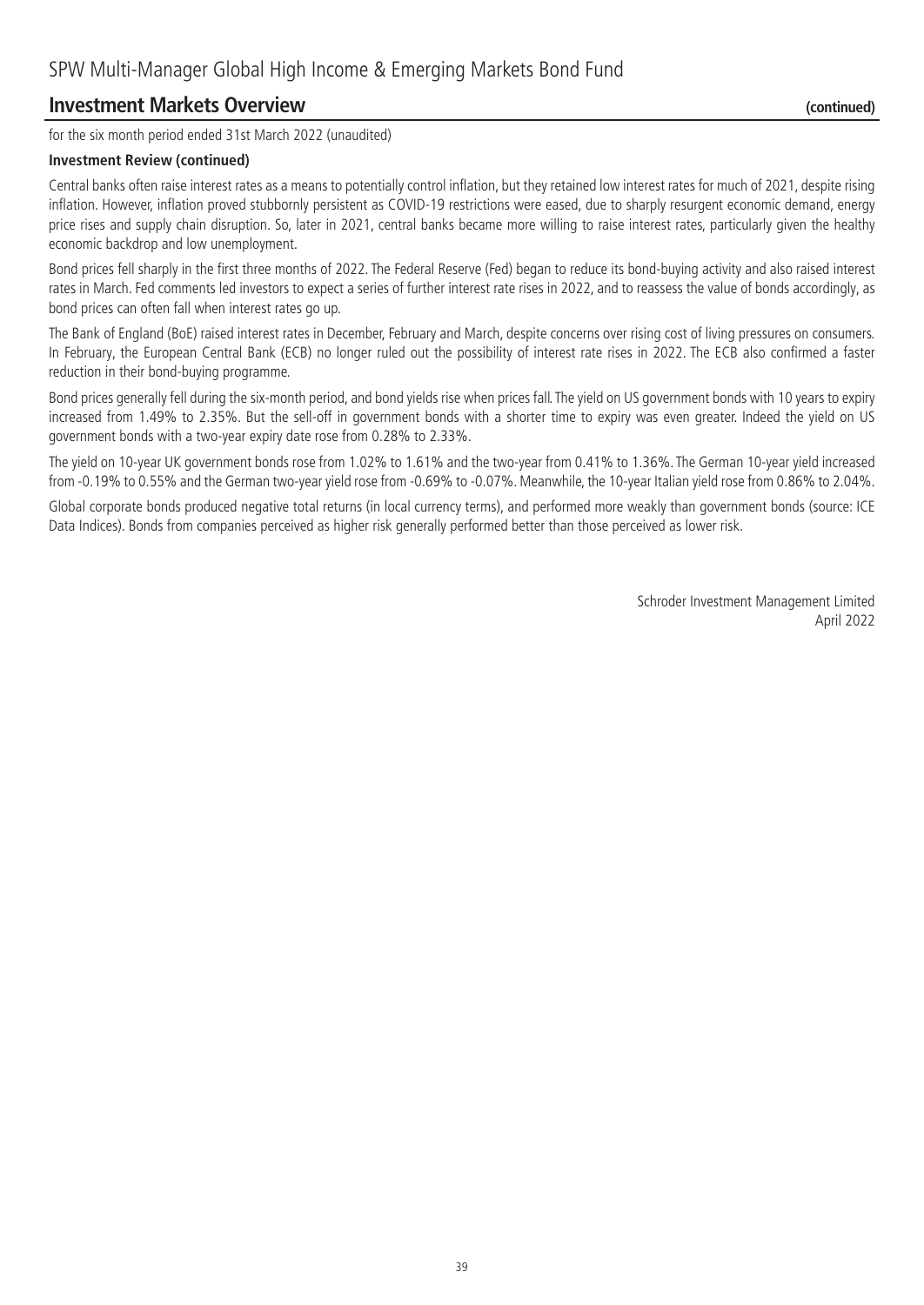## Investment Markets Overview (continued)

for the six month period ended 31st March 2022 (unaudited)

**Investment Review (continued)**

Central banks often raise interest rates as a means to potentially control inflation, but they retained low interest rates for much of 2021, despite rising inflation. However, inflation proved stubbornly persistent as COVID-19 restrictions were eased, due to sharply resurgent economic demand, energy price rises and supply chain disruption. So, later in 2021, central banks became more willing to raise interest rates, particularly given the healthy economic backdrop and low unemployment.

Bond prices fell sharply in the first three months of 2022. The Federal Reserve (Fed) began to reduce its bond-buying activity and also raised interest rates in March. Fed comments led investors to expect a series of further interest rate rises in 2022, and to reassess the value of bonds accordingly, as bond prices can often fall when interest rates go up.

The Bank of England (BoE) raised interest rates in December, February and March, despite concerns over rising cost of living pressures on consumers. In February, the European Central Bank (ECB) no longer ruled out the possibility of interest rate rises in 2022. The ECB also confirmed a faster reduction in their bond-buying programme.

Bond prices generally fell during the six-month period, and bond yields rise when prices fall. The yield on US government bonds with 10 years to expiry increased from 1.49% to 2.35%. But the sell-off in government bonds with a shorter time to expiry was even greater. Indeed the yield on US government bonds with a two-year expiry date rose from 0.28% to 2.33%.

The yield on 10-year UK government bonds rose from 1.02% to 1.61% and the two-year from 0.41% to 1.36%. The German 10-year yield increased from -0.19% to 0.55% and the German two-year yield rose from -0.69% to -0.07%. Meanwhile, the 10-year Italian yield rose from 0.86% to 2.04%.

Global corporate bonds produced negative total returns (in local currency terms), and performed more weakly than government bonds (source: ICE Data Indices). Bonds from companies perceived as higher risk generally performed better than those perceived as lower risk.

Schroder Investment Management Limited
April 2022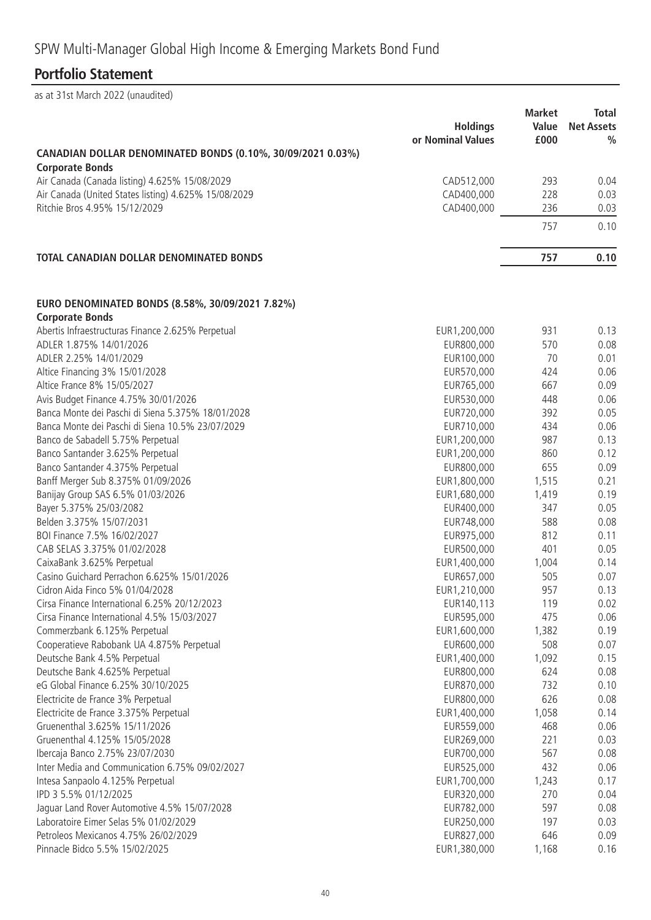# SPW Multi-Manager Global High Income & Emerging Markets Bond Fund

## Portfolio Statement

as at 31st March 2022 (unaudited)

| | Holdings or Nominal Values | Market Value £000 | Total Net Assets % |
|---|---|---|---|
| **CANADIAN DOLLAR DENOMINATED BONDS (0.10%, 30/09/2021 0.03%)** | | | |
| **Corporate Bonds** | | | |
| Air Canada (Canada listing) 4.625% 15/08/2029 | CAD512,000 | 293 | 0.04 |
| Air Canada (United States listing) 4.625% 15/08/2029 | CAD400,000 | 228 | 0.03 |
| Ritchie Bros 4.95% 15/12/2029 | CAD400,000 | 236 | 0.03 |
| | | 757 | 0.10 |
| **TOTAL CANADIAN DOLLAR DENOMINATED BONDS** | | **757** | **0.10** |
| **EURO DENOMINATED BONDS (8.58%, 30/09/2021 7.82%)** | | | |
| **Corporate Bonds** | | | |
| Abertis Infraestructuras Finance 2.625% Perpetual | EUR1,200,000 | 931 | 0.13 |
| ADLER 1.875% 14/01/2026 | EUR800,000 | 570 | 0.08 |
| ADLER 2.25% 14/01/2029 | EUR100,000 | 70 | 0.01 |
| Altice Financing 3% 15/01/2028 | EUR570,000 | 424 | 0.06 |
| Altice France 8% 15/05/2027 | EUR765,000 | 667 | 0.09 |
| Avis Budget Finance 4.75% 30/01/2026 | EUR530,000 | 448 | 0.06 |
| Banca Monte dei Paschi di Siena 5.375% 18/01/2028 | EUR720,000 | 392 | 0.05 |
| Banca Monte dei Paschi di Siena 10.5% 23/07/2029 | EUR710,000 | 434 | 0.06 |
| Banco de Sabadell 5.75% Perpetual | EUR1,200,000 | 987 | 0.13 |
| Banco Santander 3.625% Perpetual | EUR1,200,000 | 860 | 0.12 |
| Banco Santander 4.375% Perpetual | EUR800,000 | 655 | 0.09 |
| Banff Merger Sub 8.375% 01/09/2026 | EUR1,800,000 | 1,515 | 0.21 |
| Banijay Group SAS 6.5% 01/03/2026 | EUR1,680,000 | 1,419 | 0.19 |
| Bayer 5.375% 25/03/2082 | EUR400,000 | 347 | 0.05 |
| Belden 3.375% 15/07/2031 | EUR748,000 | 588 | 0.08 |
| BOI Finance 7.5% 16/02/2027 | EUR975,000 | 812 | 0.11 |
| CAB SELAS 3.375% 01/02/2028 | EUR500,000 | 401 | 0.05 |
| CaixaBank 3.625% Perpetual | EUR1,400,000 | 1,004 | 0.14 |
| Casino Guichard Perrachon 6.625% 15/01/2026 | EUR657,000 | 505 | 0.07 |
| Cidron Aida Finco 5% 01/04/2028 | EUR1,210,000 | 957 | 0.13 |
| Cirsa Finance International 6.25% 20/12/2023 | EUR140,113 | 119 | 0.02 |
| Cirsa Finance International 4.5% 15/03/2027 | EUR595,000 | 475 | 0.06 |
| Commerzbank 6.125% Perpetual | EUR1,600,000 | 1,382 | 0.19 |
| Cooperatieve Rabobank UA 4.875% Perpetual | EUR600,000 | 508 | 0.07 |
| Deutsche Bank 4.5% Perpetual | EUR1,400,000 | 1,092 | 0.15 |
| Deutsche Bank 4.625% Perpetual | EUR800,000 | 624 | 0.08 |
| eG Global Finance 6.25% 30/10/2025 | EUR870,000 | 732 | 0.10 |
| Electricite de France 3% Perpetual | EUR800,000 | 626 | 0.08 |
| Electricite de France 3.375% Perpetual | EUR1,400,000 | 1,058 | 0.14 |
| Gruenenthal 3.625% 15/11/2026 | EUR559,000 | 468 | 0.06 |
| Gruenenthal 4.125% 15/05/2028 | EUR269,000 | 221 | 0.03 |
| Ibercaja Banco 2.75% 23/07/2030 | EUR700,000 | 567 | 0.08 |
| Inter Media and Communication 6.75% 09/02/2027 | EUR525,000 | 432 | 0.06 |
| Intesa Sanpaolo 4.125% Perpetual | EUR1,700,000 | 1,243 | 0.17 |
| IPD 3 5.5% 01/12/2025 | EUR320,000 | 270 | 0.04 |
| Jaguar Land Rover Automotive 4.5% 15/07/2028 | EUR782,000 | 597 | 0.08 |
| Laboratoire Eimer Selas 5% 01/02/2029 | EUR250,000 | 197 | 0.03 |
| Petroleos Mexicanos 4.75% 26/02/2029 | EUR827,000 | 646 | 0.09 |
| Pinnacle Bidco 5.5% 15/02/2025 | EUR1,380,000 | 1,168 | 0.16 |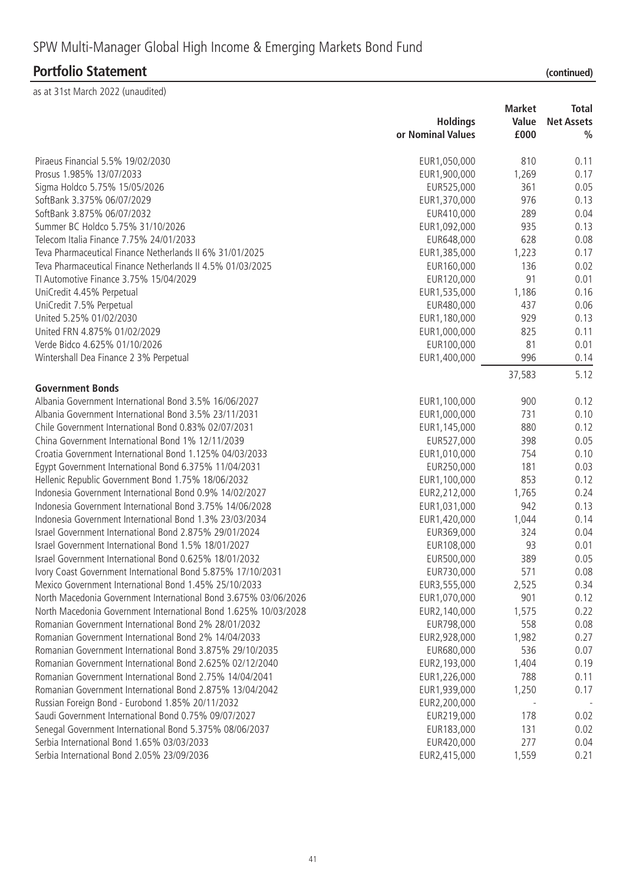# SPW Multi-Manager Global High Income & Emerging Markets Bond Fund

## Portfolio Statement (continued)

as at 31st March 2022 (unaudited)

| | Holdings or Nominal Values | Market Value £000 | Total Net Assets % |
|---|---|---|---|
| Piraeus Financial 5.5% 19/02/2030 | EUR1,050,000 | 810 | 0.11 |
| Prosus 1.985% 13/07/2033 | EUR1,900,000 | 1,269 | 0.17 |
| Sigma Holdco 5.75% 15/05/2026 | EUR525,000 | 361 | 0.05 |
| SoftBank 3.375% 06/07/2029 | EUR1,370,000 | 976 | 0.13 |
| SoftBank 3.875% 06/07/2032 | EUR410,000 | 289 | 0.04 |
| Summer BC Holdco 5.75% 31/10/2026 | EUR1,092,000 | 935 | 0.13 |
| Telecom Italia Finance 7.75% 24/01/2033 | EUR648,000 | 628 | 0.08 |
| Teva Pharmaceutical Finance Netherlands II 6% 31/01/2025 | EUR1,385,000 | 1,223 | 0.17 |
| Teva Pharmaceutical Finance Netherlands II 4.5% 01/03/2025 | EUR160,000 | 136 | 0.02 |
| TI Automotive Finance 3.75% 15/04/2029 | EUR120,000 | 91 | 0.01 |
| UniCredit 4.45% Perpetual | EUR1,535,000 | 1,186 | 0.16 |
| UniCredit 7.5% Perpetual | EUR480,000 | 437 | 0.06 |
| United 5.25% 01/02/2030 | EUR1,180,000 | 929 | 0.13 |
| United FRN 4.875% 01/02/2029 | EUR1,000,000 | 825 | 0.11 |
| Verde Bidco 4.625% 01/10/2026 | EUR100,000 | 81 | 0.01 |
| Wintershall Dea Finance 2 3% Perpetual | EUR1,400,000 | 996 | 0.14 |
| | | 37,583 | 5.12 |
| **Government Bonds** | | | |
| Albania Government International Bond 3.5% 16/06/2027 | EUR1,100,000 | 900 | 0.12 |
| Albania Government International Bond 3.5% 23/11/2031 | EUR1,000,000 | 731 | 0.10 |
| Chile Government International Bond 0.83% 02/07/2031 | EUR1,145,000 | 880 | 0.12 |
| China Government International Bond 1% 12/11/2039 | EUR527,000 | 398 | 0.05 |
| Croatia Government International Bond 1.125% 04/03/2033 | EUR1,010,000 | 754 | 0.10 |
| Egypt Government International Bond 6.375% 11/04/2031 | EUR250,000 | 181 | 0.03 |
| Hellenic Republic Government Bond 1.75% 18/06/2032 | EUR1,100,000 | 853 | 0.12 |
| Indonesia Government International Bond 0.9% 14/02/2027 | EUR2,212,000 | 1,765 | 0.24 |
| Indonesia Government International Bond 3.75% 14/06/2028 | EUR1,031,000 | 942 | 0.13 |
| Indonesia Government International Bond 1.3% 23/03/2034 | EUR1,420,000 | 1,044 | 0.14 |
| Israel Government International Bond 2.875% 29/01/2024 | EUR369,000 | 324 | 0.04 |
| Israel Government International Bond 1.5% 18/01/2027 | EUR108,000 | 93 | 0.01 |
| Israel Government International Bond 0.625% 18/01/2032 | EUR500,000 | 389 | 0.05 |
| Ivory Coast Government International Bond 5.875% 17/10/2031 | EUR730,000 | 571 | 0.08 |
| Mexico Government International Bond 1.45% 25/10/2033 | EUR3,555,000 | 2,525 | 0.34 |
| North Macedonia Government International Bond 3.675% 03/06/2026 | EUR1,070,000 | 901 | 0.12 |
| North Macedonia Government International Bond 1.625% 10/03/2028 | EUR2,140,000 | 1,575 | 0.22 |
| Romanian Government International Bond 2% 28/01/2032 | EUR798,000 | 558 | 0.08 |
| Romanian Government International Bond 2% 14/04/2033 | EUR2,928,000 | 1,982 | 0.27 |
| Romanian Government International Bond 3.875% 29/10/2035 | EUR680,000 | 536 | 0.07 |
| Romanian Government International Bond 2.625% 02/12/2040 | EUR2,193,000 | 1,404 | 0.19 |
| Romanian Government International Bond 2.75% 14/04/2041 | EUR1,226,000 | 788 | 0.11 |
| Romanian Government International Bond 2.875% 13/04/2042 | EUR1,939,000 | 1,250 | 0.17 |
| Russian Foreign Bond - Eurobond 1.85% 20/11/2032 | EUR2,200,000 | - | - |
| Saudi Government International Bond 0.75% 09/07/2027 | EUR219,000 | 178 | 0.02 |
| Senegal Government International Bond 5.375% 08/06/2037 | EUR183,000 | 131 | 0.02 |
| Serbia International Bond 1.65% 03/03/2033 | EUR420,000 | 277 | 0.04 |
| Serbia International Bond 2.05% 23/09/2036 | EUR2,415,000 | 1,559 | 0.21 |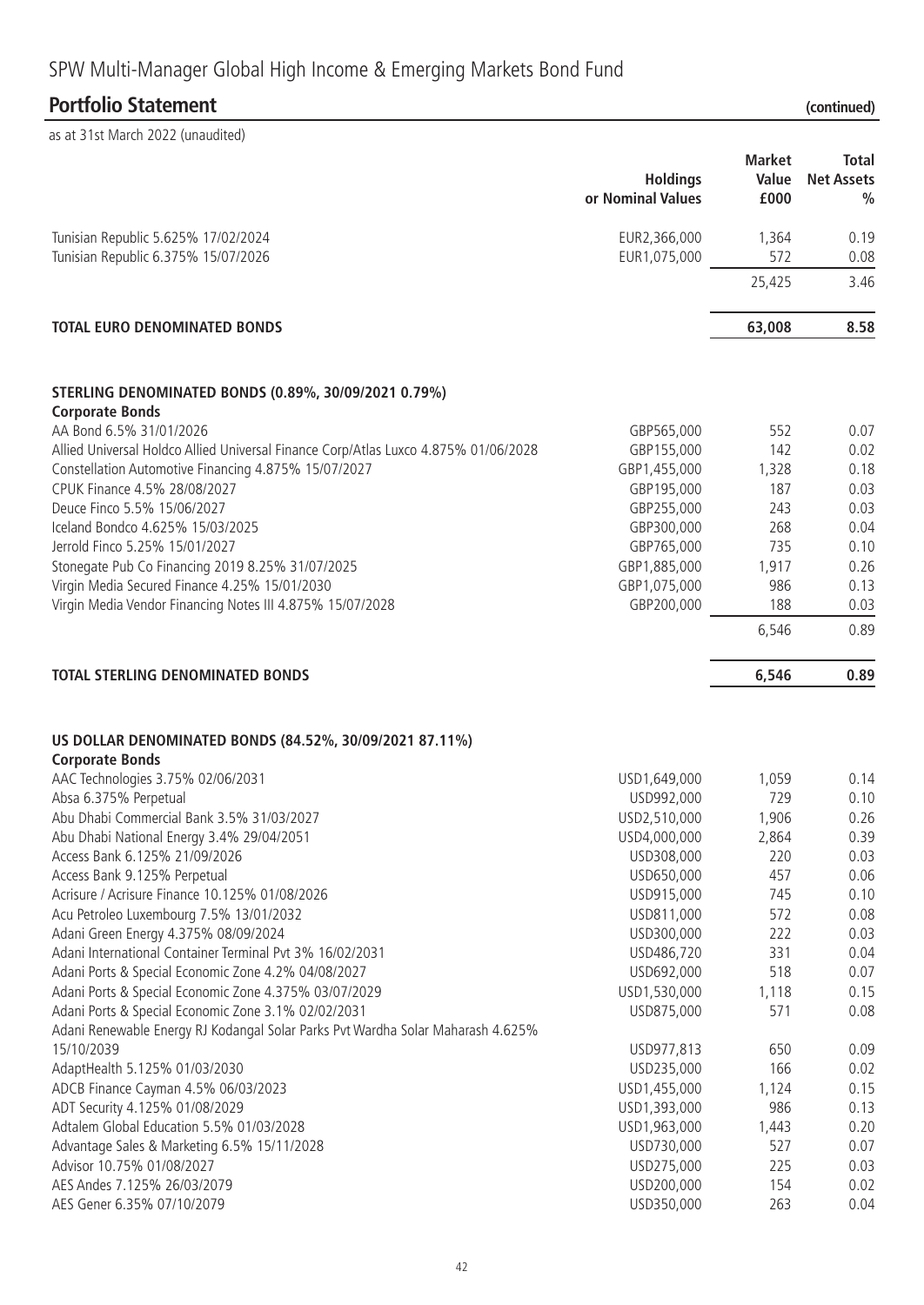# SPW Multi-Manager Global High Income & Emerging Markets Bond Fund

## Portfolio Statement (continued)

as at 31st March 2022 (unaudited)

| | Holdings or Nominal Values | Market Value £000 | Total Net Assets % |
|---|---|---|---|
| Tunisian Republic 5.625% 17/02/2024 | EUR2,366,000 | 1,364 | 0.19 |
| Tunisian Republic 6.375% 15/07/2026 | EUR1,075,000 | 572 | 0.08 |
| | | 25,425 | 3.46 |
| **TOTAL EURO DENOMINATED BONDS** | | **63,008** | **8.58** |
| **STERLING DENOMINATED BONDS (0.89%, 30/09/2021 0.79%)** | | | |
| **Corporate Bonds** | | | |
| AA Bond 6.5% 31/01/2026 | GBP565,000 | 552 | 0.07 |
| Allied Universal Holdco Allied Universal Finance Corp/Atlas Luxco 4.875% 01/06/2028 | GBP155,000 | 142 | 0.02 |
| Constellation Automotive Financing 4.875% 15/07/2027 | GBP1,455,000 | 1,328 | 0.18 |
| CPUK Finance 4.5% 28/08/2027 | GBP195,000 | 187 | 0.03 |
| Deuce Finco 5.5% 15/06/2027 | GBP255,000 | 243 | 0.03 |
| Iceland Bondco 4.625% 15/03/2025 | GBP300,000 | 268 | 0.04 |
| Jerrold Finco 5.25% 15/01/2027 | GBP765,000 | 735 | 0.10 |
| Stonegate Pub Co Financing 2019 8.25% 31/07/2025 | GBP1,885,000 | 1,917 | 0.26 |
| Virgin Media Secured Finance 4.25% 15/01/2030 | GBP1,075,000 | 986 | 0.13 |
| Virgin Media Vendor Financing Notes III 4.875% 15/07/2028 | GBP200,000 | 188 | 0.03 |
| | | 6,546 | 0.89 |
| **TOTAL STERLING DENOMINATED BONDS** | | **6,546** | **0.89** |
| **US DOLLAR DENOMINATED BONDS (84.52%, 30/09/2021 87.11%)** | | | |
| **Corporate Bonds** | | | |
| AAC Technologies 3.75% 02/06/2031 | USD1,649,000 | 1,059 | 0.14 |
| Absa 6.375% Perpetual | USD992,000 | 729 | 0.10 |
| Abu Dhabi Commercial Bank 3.5% 31/03/2027 | USD2,510,000 | 1,906 | 0.26 |
| Abu Dhabi National Energy 3.4% 29/04/2051 | USD4,000,000 | 2,864 | 0.39 |
| Access Bank 6.125% 21/09/2026 | USD308,000 | 220 | 0.03 |
| Access Bank 9.125% Perpetual | USD650,000 | 457 | 0.06 |
| Acrisure / Acrisure Finance 10.125% 01/08/2026 | USD915,000 | 745 | 0.10 |
| Acu Petroleo Luxembourg 7.5% 13/01/2032 | USD811,000 | 572 | 0.08 |
| Adani Green Energy 4.375% 08/09/2024 | USD300,000 | 222 | 0.03 |
| Adani International Container Terminal Pvt 3% 16/02/2031 | USD486,720 | 331 | 0.04 |
| Adani Ports & Special Economic Zone 4.2% 04/08/2027 | USD692,000 | 518 | 0.07 |
| Adani Ports & Special Economic Zone 4.375% 03/07/2029 | USD1,530,000 | 1,118 | 0.15 |
| Adani Ports & Special Economic Zone 3.1% 02/02/2031 | USD875,000 | 571 | 0.08 |
| Adani Renewable Energy RJ Kodangal Solar Parks Pvt Wardha Solar Maharash 4.625% 15/10/2039 | USD977,813 | 650 | 0.09 |
| AdaptHealth 5.125% 01/03/2030 | USD235,000 | 166 | 0.02 |
| ADCB Finance Cayman 4.5% 06/03/2023 | USD1,455,000 | 1,124 | 0.15 |
| ADT Security 4.125% 01/08/2029 | USD1,393,000 | 986 | 0.13 |
| Adtalem Global Education 5.5% 01/03/2028 | USD1,963,000 | 1,443 | 0.20 |
| Advantage Sales & Marketing 6.5% 15/11/2028 | USD730,000 | 527 | 0.07 |
| Advisor 10.75% 01/08/2027 | USD275,000 | 225 | 0.03 |
| AES Andes 7.125% 26/03/2079 | USD200,000 | 154 | 0.02 |
| AES Gener 6.35% 07/10/2079 | USD350,000 | 263 | 0.04 |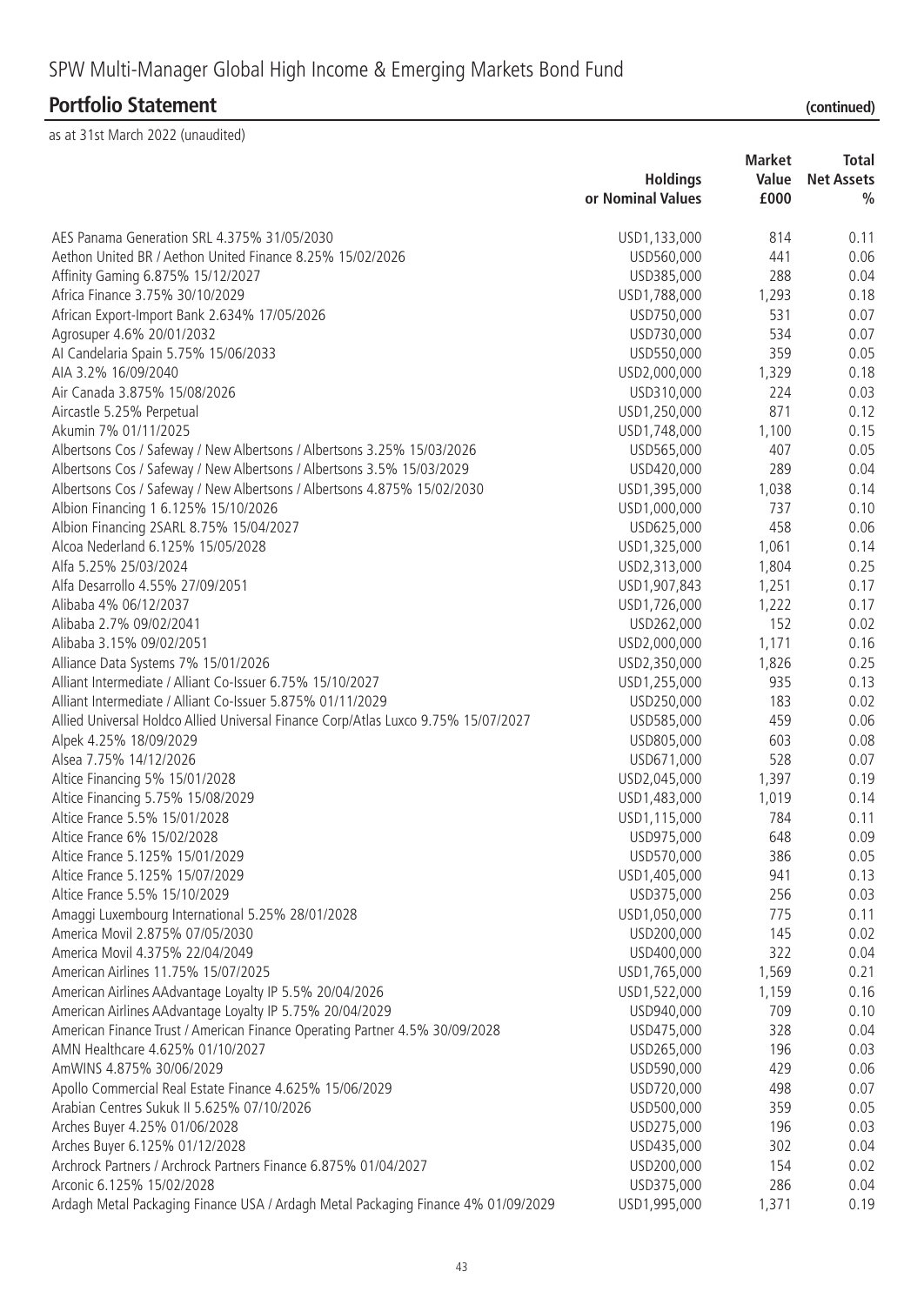# SPW Multi-Manager Global High Income & Emerging Markets Bond Fund

## Portfolio Statement (continued)

as at 31st March 2022 (unaudited)

| | Holdings or Nominal Values | Market Value £000 | Total Net Assets % |
|---|---|---|---|
| AES Panama Generation SRL 4.375% 31/05/2030 | USD1,133,000 | 814 | 0.11 |
| Aethon United BR / Aethon United Finance 8.25% 15/02/2026 | USD560,000 | 441 | 0.06 |
| Affinity Gaming 6.875% 15/12/2027 | USD385,000 | 288 | 0.04 |
| Africa Finance 3.75% 30/10/2029 | USD1,788,000 | 1,293 | 0.18 |
| African Export-Import Bank 2.634% 17/05/2026 | USD750,000 | 531 | 0.07 |
| Agrosuper 4.6% 20/01/2032 | USD730,000 | 534 | 0.07 |
| AI Candelaria Spain 5.75% 15/06/2033 | USD550,000 | 359 | 0.05 |
| AIA 3.2% 16/09/2040 | USD2,000,000 | 1,329 | 0.18 |
| Air Canada 3.875% 15/08/2026 | USD310,000 | 224 | 0.03 |
| Aircastle 5.25% Perpetual | USD1,250,000 | 871 | 0.12 |
| Akumin 7% 01/11/2025 | USD1,748,000 | 1,100 | 0.15 |
| Albertsons Cos / Safeway / New Albertsons / Albertsons 3.25% 15/03/2026 | USD565,000 | 407 | 0.05 |
| Albertsons Cos / Safeway / New Albertsons / Albertsons 3.5% 15/03/2029 | USD420,000 | 289 | 0.04 |
| Albertsons Cos / Safeway / New Albertsons / Albertsons 4.875% 15/02/2030 | USD1,395,000 | 1,038 | 0.14 |
| Albion Financing 1 6.125% 15/10/2026 | USD1,000,000 | 737 | 0.10 |
| Albion Financing 2SARL 8.75% 15/04/2027 | USD625,000 | 458 | 0.06 |
| Alcoa Nederland 6.125% 15/05/2028 | USD1,325,000 | 1,061 | 0.14 |
| Alfa 5.25% 25/03/2024 | USD2,313,000 | 1,804 | 0.25 |
| Alfa Desarrollo 4.55% 27/09/2051 | USD1,907,843 | 1,251 | 0.17 |
| Alibaba 4% 06/12/2037 | USD1,726,000 | 1,222 | 0.17 |
| Alibaba 2.7% 09/02/2041 | USD262,000 | 152 | 0.02 |
| Alibaba 3.15% 09/02/2051 | USD2,000,000 | 1,171 | 0.16 |
| Alliance Data Systems 7% 15/01/2026 | USD2,350,000 | 1,826 | 0.25 |
| Alliant Intermediate / Alliant Co-Issuer 6.75% 15/10/2027 | USD1,255,000 | 935 | 0.13 |
| Alliant Intermediate / Alliant Co-Issuer 5.875% 01/11/2029 | USD250,000 | 183 | 0.02 |
| Allied Universal Holdco Allied Universal Finance Corp/Atlas Luxco 9.75% 15/07/2027 | USD585,000 | 459 | 0.06 |
| Alpek 4.25% 18/09/2029 | USD805,000 | 603 | 0.08 |
| Alsea 7.75% 14/12/2026 | USD671,000 | 528 | 0.07 |
| Altice Financing 5% 15/01/2028 | USD2,045,000 | 1,397 | 0.19 |
| Altice Financing 5.75% 15/08/2029 | USD1,483,000 | 1,019 | 0.14 |
| Altice France 5.5% 15/01/2028 | USD1,115,000 | 784 | 0.11 |
| Altice France 6% 15/02/2028 | USD975,000 | 648 | 0.09 |
| Altice France 5.125% 15/01/2029 | USD570,000 | 386 | 0.05 |
| Altice France 5.125% 15/07/2029 | USD1,405,000 | 941 | 0.13 |
| Altice France 5.5% 15/10/2029 | USD375,000 | 256 | 0.03 |
| Amaggi Luxembourg International 5.25% 28/01/2028 | USD1,050,000 | 775 | 0.11 |
| America Movil 2.875% 07/05/2030 | USD200,000 | 145 | 0.02 |
| America Movil 4.375% 22/04/2049 | USD400,000 | 322 | 0.04 |
| American Airlines 11.75% 15/07/2025 | USD1,765,000 | 1,569 | 0.21 |
| American Airlines AAdvantage Loyalty IP 5.5% 20/04/2026 | USD1,522,000 | 1,159 | 0.16 |
| American Airlines AAdvantage Loyalty IP 5.75% 20/04/2029 | USD940,000 | 709 | 0.10 |
| American Finance Trust / American Finance Operating Partner 4.5% 30/09/2028 | USD475,000 | 328 | 0.04 |
| AMN Healthcare 4.625% 01/10/2027 | USD265,000 | 196 | 0.03 |
| AmWINS 4.875% 30/06/2029 | USD590,000 | 429 | 0.06 |
| Apollo Commercial Real Estate Finance 4.625% 15/06/2029 | USD720,000 | 498 | 0.07 |
| Arabian Centres Sukuk II 5.625% 07/10/2026 | USD500,000 | 359 | 0.05 |
| Arches Buyer 4.25% 01/06/2028 | USD275,000 | 196 | 0.03 |
| Arches Buyer 6.125% 01/12/2028 | USD435,000 | 302 | 0.04 |
| Archrock Partners / Archrock Partners Finance 6.875% 01/04/2027 | USD200,000 | 154 | 0.02 |
| Arconic 6.125% 15/02/2028 | USD375,000 | 286 | 0.04 |
| Ardagh Metal Packaging Finance USA / Ardagh Metal Packaging Finance 4% 01/09/2029 | USD1,995,000 | 1,371 | 0.19 |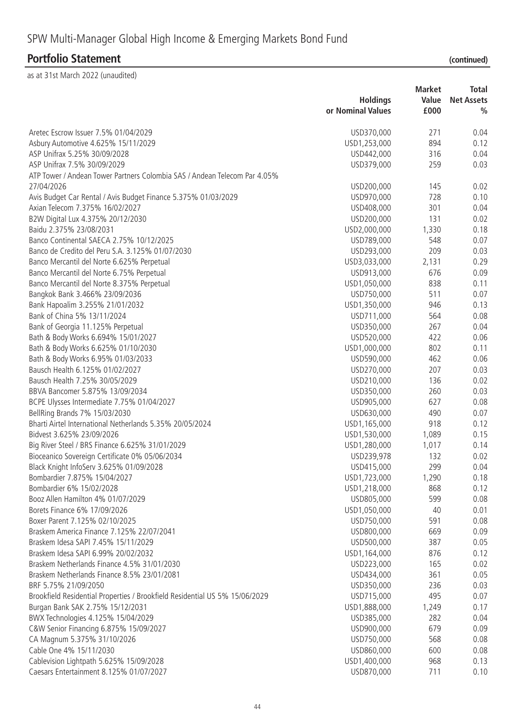# SPW Multi-Manager Global High Income & Emerging Markets Bond Fund

## Portfolio Statement (continued)

as at 31st March 2022 (unaudited)

| | Holdings or Nominal Values | Market Value £000 | Total Net Assets % |
|---|---|---|---|
| Aretec Escrow Issuer 7.5% 01/04/2029 | USD370,000 | 271 | 0.04 |
| Asbury Automotive 4.625% 15/11/2029 | USD1,253,000 | 894 | 0.12 |
| ASP Unifrax 5.25% 30/09/2028 | USD442,000 | 316 | 0.04 |
| ASP Unifrax 7.5% 30/09/2029 | USD379,000 | 259 | 0.03 |
| ATP Tower / Andean Tower Partners Colombia SAS / Andean Telecom Par 4.05% 27/04/2026 | USD200,000 | 145 | 0.02 |
| Avis Budget Car Rental / Avis Budget Finance 5.375% 01/03/2029 | USD970,000 | 728 | 0.10 |
| Axian Telecom 7.375% 16/02/2027 | USD408,000 | 301 | 0.04 |
| B2W Digital Lux 4.375% 20/12/2030 | USD200,000 | 131 | 0.02 |
| Baidu 2.375% 23/08/2031 | USD2,000,000 | 1,330 | 0.18 |
| Banco Continental SAECA 2.75% 10/12/2025 | USD789,000 | 548 | 0.07 |
| Banco de Credito del Peru S.A. 3.125% 01/07/2030 | USD293,000 | 209 | 0.03 |
| Banco Mercantil del Norte 6.625% Perpetual | USD3,033,000 | 2,131 | 0.29 |
| Banco Mercantil del Norte 6.75% Perpetual | USD913,000 | 676 | 0.09 |
| Banco Mercantil del Norte 8.375% Perpetual | USD1,050,000 | 838 | 0.11 |
| Bangkok Bank 3.466% 23/09/2036 | USD750,000 | 511 | 0.07 |
| Bank Hapoalim 3.255% 21/01/2032 | USD1,350,000 | 946 | 0.13 |
| Bank of China 5% 13/11/2024 | USD711,000 | 564 | 0.08 |
| Bank of Georgia 11.125% Perpetual | USD350,000 | 267 | 0.04 |
| Bath & Body Works 6.694% 15/01/2027 | USD520,000 | 422 | 0.06 |
| Bath & Body Works 6.625% 01/10/2030 | USD1,000,000 | 802 | 0.11 |
| Bath & Body Works 6.95% 01/03/2033 | USD590,000 | 462 | 0.06 |
| Bausch Health 6.125% 01/02/2027 | USD270,000 | 207 | 0.03 |
| Bausch Health 7.25% 30/05/2029 | USD210,000 | 136 | 0.02 |
| BBVA Bancomer 5.875% 13/09/2034 | USD350,000 | 260 | 0.03 |
| BCPE Ulysses Intermediate 7.75% 01/04/2027 | USD905,000 | 627 | 0.08 |
| BellRing Brands 7% 15/03/2030 | USD630,000 | 490 | 0.07 |
| Bharti Airtel International Netherlands 5.35% 20/05/2024 | USD1,165,000 | 918 | 0.12 |
| Bidvest 3.625% 23/09/2026 | USD1,530,000 | 1,089 | 0.15 |
| Big River Steel / BRS Finance 6.625% 31/01/2029 | USD1,280,000 | 1,017 | 0.14 |
| Bioceanico Sovereign Certificate 0% 05/06/2034 | USD239,978 | 132 | 0.02 |
| Black Knight InfoServ 3.625% 01/09/2028 | USD415,000 | 299 | 0.04 |
| Bombardier 7.875% 15/04/2027 | USD1,723,000 | 1,290 | 0.18 |
| Bombardier 6% 15/02/2028 | USD1,218,000 | 868 | 0.12 |
| Booz Allen Hamilton 4% 01/07/2029 | USD805,000 | 599 | 0.08 |
| Borets Finance 6% 17/09/2026 | USD1,050,000 | 40 | 0.01 |
| Boxer Parent 7.125% 02/10/2025 | USD750,000 | 591 | 0.08 |
| Braskem America Finance 7.125% 22/07/2041 | USD800,000 | 669 | 0.09 |
| Braskem Idesa SAPI 7.45% 15/11/2029 | USD500,000 | 387 | 0.05 |
| Braskem Idesa SAPI 6.99% 20/02/2032 | USD1,164,000 | 876 | 0.12 |
| Braskem Netherlands Finance 4.5% 31/01/2030 | USD223,000 | 165 | 0.02 |
| Braskem Netherlands Finance 8.5% 23/01/2081 | USD434,000 | 361 | 0.05 |
| BRF 5.75% 21/09/2050 | USD350,000 | 236 | 0.03 |
| Brookfield Residential Properties / Brookfield Residential US 5% 15/06/2029 | USD715,000 | 495 | 0.07 |
| Burgan Bank SAK 2.75% 15/12/2031 | USD1,888,000 | 1,249 | 0.17 |
| BWX Technologies 4.125% 15/04/2029 | USD385,000 | 282 | 0.04 |
| C&W Senior Financing 6.875% 15/09/2027 | USD900,000 | 679 | 0.09 |
| CA Magnum 5.375% 31/10/2026 | USD750,000 | 568 | 0.08 |
| Cable One 4% 15/11/2030 | USD860,000 | 600 | 0.08 |
| Cablevision Lightpath 5.625% 15/09/2028 | USD1,400,000 | 968 | 0.13 |
| Caesars Entertainment 8.125% 01/07/2027 | USD870,000 | 711 | 0.10 |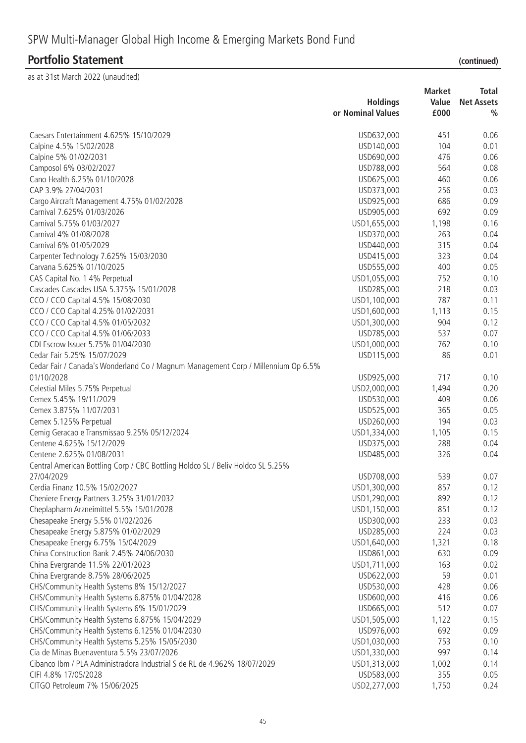# SPW Multi-Manager Global High Income & Emerging Markets Bond Fund

## Portfolio Statement (continued)

as at 31st March 2022 (unaudited)

| | Holdings or Nominal Values | Market Value £000 | Total Net Assets % |
|---|---|---|---|
| Caesars Entertainment 4.625% 15/10/2029 | USD632,000 | 451 | 0.06 |
| Calpine 4.5% 15/02/2028 | USD140,000 | 104 | 0.01 |
| Calpine 5% 01/02/2031 | USD690,000 | 476 | 0.06 |
| Camposol 6% 03/02/2027 | USD788,000 | 564 | 0.08 |
| Cano Health 6.25% 01/10/2028 | USD625,000 | 460 | 0.06 |
| CAP 3.9% 27/04/2031 | USD373,000 | 256 | 0.03 |
| Cargo Aircraft Management 4.75% 01/02/2028 | USD925,000 | 686 | 0.09 |
| Carnival 7.625% 01/03/2026 | USD905,000 | 692 | 0.09 |
| Carnival 5.75% 01/03/2027 | USD1,655,000 | 1,198 | 0.16 |
| Carnival 4% 01/08/2028 | USD370,000 | 263 | 0.04 |
| Carnival 6% 01/05/2029 | USD440,000 | 315 | 0.04 |
| Carpenter Technology 7.625% 15/03/2030 | USD415,000 | 323 | 0.04 |
| Carvana 5.625% 01/10/2025 | USD555,000 | 400 | 0.05 |
| CAS Capital No. 1 4% Perpetual | USD1,055,000 | 752 | 0.10 |
| Cascades Cascades USA 5.375% 15/01/2028 | USD285,000 | 218 | 0.03 |
| CCO / CCO Capital 4.5% 15/08/2030 | USD1,100,000 | 787 | 0.11 |
| CCO / CCO Capital 4.25% 01/02/2031 | USD1,600,000 | 1,113 | 0.15 |
| CCO / CCO Capital 4.5% 01/05/2032 | USD1,300,000 | 904 | 0.12 |
| CCO / CCO Capital 4.5% 01/06/2033 | USD785,000 | 537 | 0.07 |
| CDI Escrow Issuer 5.75% 01/04/2030 | USD1,000,000 | 762 | 0.10 |
| Cedar Fair 5.25% 15/07/2029 | USD115,000 | 86 | 0.01 |
| Cedar Fair / Canada's Wonderland Co / Magnum Management Corp / Millennium Op 6.5% 01/10/2028 | USD925,000 | 717 | 0.10 |
| Celestial Miles 5.75% Perpetual | USD2,000,000 | 1,494 | 0.20 |
| Cemex 5.45% 19/11/2029 | USD530,000 | 409 | 0.06 |
| Cemex 3.875% 11/07/2031 | USD525,000 | 365 | 0.05 |
| Cemex 5.125% Perpetual | USD260,000 | 194 | 0.03 |
| Cemig Geracao e Transmissao 9.25% 05/12/2024 | USD1,334,000 | 1,105 | 0.15 |
| Centene 4.625% 15/12/2029 | USD375,000 | 288 | 0.04 |
| Centene 2.625% 01/08/2031 | USD485,000 | 326 | 0.04 |
| Central American Bottling Corp / CBC Bottling Holdco SL / Beliv Holdco SL 5.25% 27/04/2029 | USD708,000 | 539 | 0.07 |
| Cerdia Finanz 10.5% 15/02/2027 | USD1,300,000 | 857 | 0.12 |
| Cheniere Energy Partners 3.25% 31/01/2032 | USD1,290,000 | 892 | 0.12 |
| Cheplapharm Arzneimittel 5.5% 15/01/2028 | USD1,150,000 | 851 | 0.12 |
| Chesapeake Energy 5.5% 01/02/2026 | USD300,000 | 233 | 0.03 |
| Chesapeake Energy 5.875% 01/02/2029 | USD285,000 | 224 | 0.03 |
| Chesapeake Energy 6.75% 15/04/2029 | USD1,640,000 | 1,321 | 0.18 |
| China Construction Bank 2.45% 24/06/2030 | USD861,000 | 630 | 0.09 |
| China Evergrande 11.5% 22/01/2023 | USD1,711,000 | 163 | 0.02 |
| China Evergrande 8.75% 28/06/2025 | USD622,000 | 59 | 0.01 |
| CHS/Community Health Systems 8% 15/12/2027 | USD530,000 | 428 | 0.06 |
| CHS/Community Health Systems 6.875% 01/04/2028 | USD600,000 | 416 | 0.06 |
| CHS/Community Health Systems 6% 15/01/2029 | USD665,000 | 512 | 0.07 |
| CHS/Community Health Systems 6.875% 15/04/2029 | USD1,505,000 | 1,122 | 0.15 |
| CHS/Community Health Systems 6.125% 01/04/2030 | USD976,000 | 692 | 0.09 |
| CHS/Community Health Systems 5.25% 15/05/2030 | USD1,030,000 | 753 | 0.10 |
| Cia de Minas Buenaventura 5.5% 23/07/2026 | USD1,330,000 | 997 | 0.14 |
| Cibanco Ibm / PLA Administradora Industrial S de RL de 4.962% 18/07/2029 | USD1,313,000 | 1,002 | 0.14 |
| CIFI 4.8% 17/05/2028 | USD583,000 | 355 | 0.05 |
| CITGO Petroleum 7% 15/06/2025 | USD2,277,000 | 1,750 | 0.24 |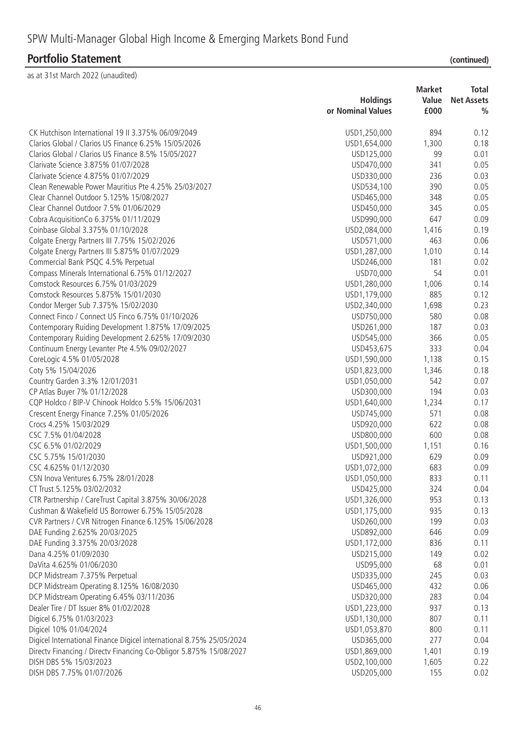# SPW Multi-Manager Global High Income & Emerging Markets Bond Fund

## Portfolio Statement (continued)

as at 31st March 2022 (unaudited)

| | Holdings or Nominal Values | Market Value £000 | Total Net Assets % |
|---|---|---|---|
| CK Hutchison International 19 II 3.375% 06/09/2049 | USD1,250,000 | 894 | 0.12 |
| Clarios Global / Clarios US Finance 6.25% 15/05/2026 | USD1,654,000 | 1,300 | 0.18 |
| Clarios Global / Clarios US Finance 8.5% 15/05/2027 | USD125,000 | 99 | 0.01 |
| Clarivate Science 3.875% 01/07/2028 | USD470,000 | 341 | 0.05 |
| Clarivate Science 4.875% 01/07/2029 | USD330,000 | 236 | 0.03 |
| Clean Renewable Power Mauritius Pte 4.25% 25/03/2027 | USD534,100 | 390 | 0.05 |
| Clear Channel Outdoor 5.125% 15/08/2027 | USD465,000 | 348 | 0.05 |
| Clear Channel Outdoor 7.5% 01/06/2029 | USD450,000 | 345 | 0.05 |
| Cobra AcquisitionCo 6.375% 01/11/2029 | USD990,000 | 647 | 0.09 |
| Coinbase Global 3.375% 01/10/2028 | USD2,084,000 | 1,416 | 0.19 |
| Colgate Energy Partners III 7.75% 15/02/2026 | USD571,000 | 463 | 0.06 |
| Colgate Energy Partners III 5.875% 01/07/2029 | USD1,287,000 | 1,010 | 0.14 |
| Commercial Bank PSQC 4.5% Perpetual | USD246,000 | 181 | 0.02 |
| Compass Minerals International 6.75% 01/12/2027 | USD70,000 | 54 | 0.01 |
| Comstock Resources 6.75% 01/03/2029 | USD1,280,000 | 1,006 | 0.14 |
| Comstock Resources 5.875% 15/01/2030 | USD1,179,000 | 885 | 0.12 |
| Condor Merger Sub 7.375% 15/02/2030 | USD2,340,000 | 1,698 | 0.23 |
| Connect Finco / Connect US Finco 6.75% 01/10/2026 | USD750,000 | 580 | 0.08 |
| Contemporary Ruiding Development 1.875% 17/09/2025 | USD261,000 | 187 | 0.03 |
| Contemporary Ruiding Development 2.625% 17/09/2030 | USD545,000 | 366 | 0.05 |
| Continuum Energy Levanter Pte 4.5% 09/02/2027 | USD453,675 | 333 | 0.04 |
| CoreLogic 4.5% 01/05/2028 | USD1,590,000 | 1,138 | 0.15 |
| Coty 5% 15/04/2026 | USD1,823,000 | 1,346 | 0.18 |
| Country Garden 3.3% 12/01/2031 | USD1,050,000 | 542 | 0.07 |
| CP Atlas Buyer 7% 01/12/2028 | USD300,000 | 194 | 0.03 |
| CQP Holdco / BIP-V Chinook Holdco 5.5% 15/06/2031 | USD1,640,000 | 1,234 | 0.17 |
| Crescent Energy Finance 7.25% 01/05/2026 | USD745,000 | 571 | 0.08 |
| Crocs 4.25% 15/03/2029 | USD920,000 | 622 | 0.08 |
| CSC 7.5% 01/04/2028 | USD800,000 | 600 | 0.08 |
| CSC 6.5% 01/02/2029 | USD1,500,000 | 1,151 | 0.16 |
| CSC 5.75% 15/01/2030 | USD921,000 | 629 | 0.09 |
| CSC 4.625% 01/12/2030 | USD1,072,000 | 683 | 0.09 |
| CSN Inova Ventures 6.75% 28/01/2028 | USD1,050,000 | 833 | 0.11 |
| CT Trust 5.125% 03/02/2032 | USD425,000 | 324 | 0.04 |
| CTR Partnership / CareTrust Capital 3.875% 30/06/2028 | USD1,326,000 | 953 | 0.13 |
| Cushman & Wakefield US Borrower 6.75% 15/05/2028 | USD1,175,000 | 935 | 0.13 |
| CVR Partners / CVR Nitrogen Finance 6.125% 15/06/2028 | USD260,000 | 199 | 0.03 |
| DAE Funding 2.625% 20/03/2025 | USD892,000 | 646 | 0.09 |
| DAE Funding 3.375% 20/03/2028 | USD1,172,000 | 836 | 0.11 |
| Dana 4.25% 01/09/2030 | USD215,000 | 149 | 0.02 |
| DaVita 4.625% 01/06/2030 | USD95,000 | 68 | 0.01 |
| DCP Midstream 7.375% Perpetual | USD335,000 | 245 | 0.03 |
| DCP Midstream Operating 8.125% 16/08/2030 | USD465,000 | 432 | 0.06 |
| DCP Midstream Operating 6.45% 03/11/2036 | USD320,000 | 283 | 0.04 |
| Dealer Tire / DT Issuer 8% 01/02/2028 | USD1,223,000 | 937 | 0.13 |
| Digicel 6.75% 01/03/2023 | USD1,130,000 | 807 | 0.11 |
| Digicel 10% 01/04/2024 | USD1,053,870 | 800 | 0.11 |
| Digicel International Finance Digicel international 8.75% 25/05/2024 | USD365,000 | 277 | 0.04 |
| Directv Financing / Directv Financing Co-Obligor 5.875% 15/08/2027 | USD1,869,000 | 1,401 | 0.19 |
| DISH DBS 5% 15/03/2023 | USD2,100,000 | 1,605 | 0.22 |
| DISH DBS 7.75% 01/07/2026 | USD205,000 | 155 | 0.02 |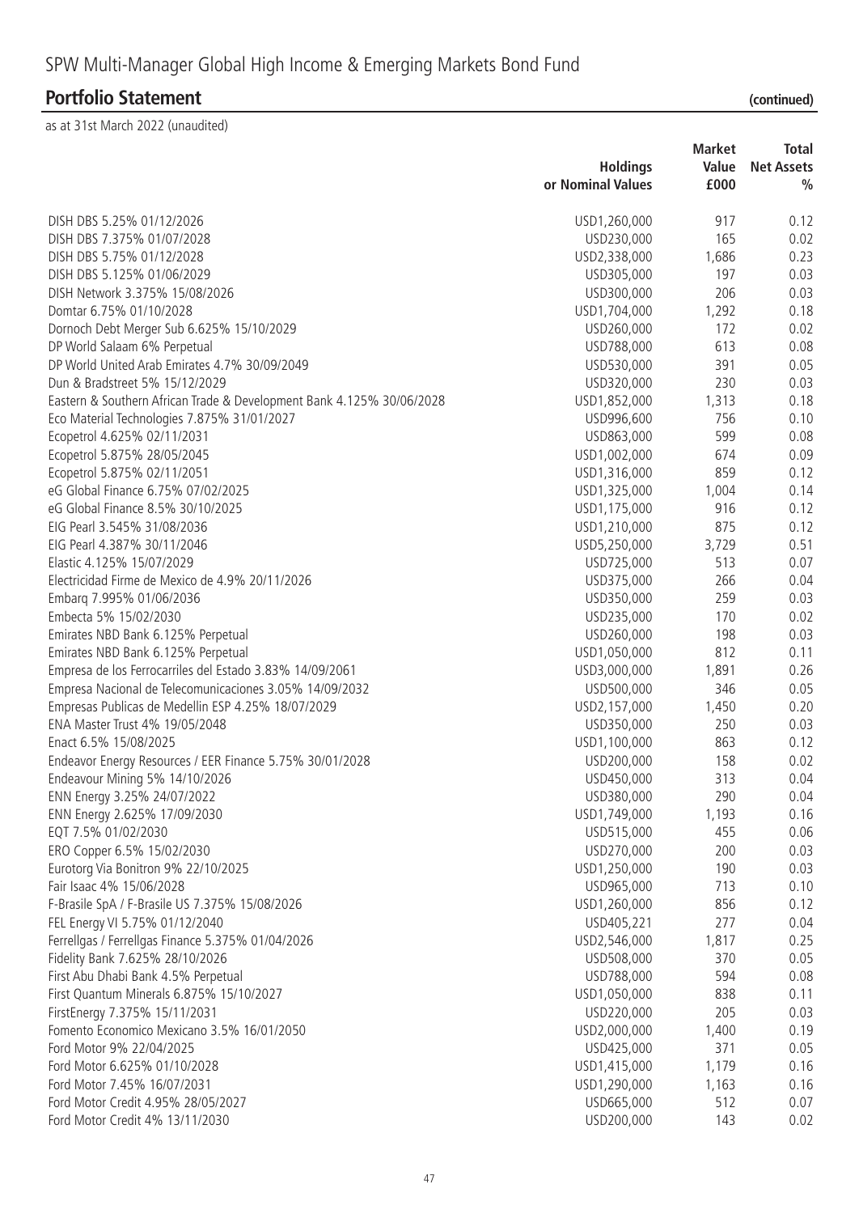# SPW Multi-Manager Global High Income & Emerging Markets Bond Fund

## Portfolio Statement (continued)

as at 31st March 2022 (unaudited)

| | Holdings or Nominal Values | Market Value £000 | Total Net Assets % |
|---|---|---|---|
| DISH DBS 5.25% 01/12/2026 | USD1,260,000 | 917 | 0.12 |
| DISH DBS 7.375% 01/07/2028 | USD230,000 | 165 | 0.02 |
| DISH DBS 5.75% 01/12/2028 | USD2,338,000 | 1,686 | 0.23 |
| DISH DBS 5.125% 01/06/2029 | USD305,000 | 197 | 0.03 |
| DISH Network 3.375% 15/08/2026 | USD300,000 | 206 | 0.03 |
| Domtar 6.75% 01/10/2028 | USD1,704,000 | 1,292 | 0.18 |
| Dornoch Debt Merger Sub 6.625% 15/10/2029 | USD260,000 | 172 | 0.02 |
| DP World Salaam 6% Perpetual | USD788,000 | 613 | 0.08 |
| DP World United Arab Emirates 4.7% 30/09/2049 | USD530,000 | 391 | 0.05 |
| Dun & Bradstreet 5% 15/12/2029 | USD320,000 | 230 | 0.03 |
| Eastern & Southern African Trade & Development Bank 4.125% 30/06/2028 | USD1,852,000 | 1,313 | 0.18 |
| Eco Material Technologies 7.875% 31/01/2027 | USD996,600 | 756 | 0.10 |
| Ecopetrol 4.625% 02/11/2031 | USD863,000 | 599 | 0.08 |
| Ecopetrol 5.875% 28/05/2045 | USD1,002,000 | 674 | 0.09 |
| Ecopetrol 5.875% 02/11/2051 | USD1,316,000 | 859 | 0.12 |
| eG Global Finance 6.75% 07/02/2025 | USD1,325,000 | 1,004 | 0.14 |
| eG Global Finance 8.5% 30/10/2025 | USD1,175,000 | 916 | 0.12 |
| EIG Pearl 3.545% 31/08/2036 | USD1,210,000 | 875 | 0.12 |
| EIG Pearl 4.387% 30/11/2046 | USD5,250,000 | 3,729 | 0.51 |
| Elastic 4.125% 15/07/2029 | USD725,000 | 513 | 0.07 |
| Electricidad Firme de Mexico de 4.9% 20/11/2026 | USD375,000 | 266 | 0.04 |
| Embarq 7.995% 01/06/2036 | USD350,000 | 259 | 0.03 |
| Embecta 5% 15/02/2030 | USD235,000 | 170 | 0.02 |
| Emirates NBD Bank 6.125% Perpetual | USD260,000 | 198 | 0.03 |
| Emirates NBD Bank 6.125% Perpetual | USD1,050,000 | 812 | 0.11 |
| Empresa de los Ferrocarriles del Estado 3.83% 14/09/2061 | USD3,000,000 | 1,891 | 0.26 |
| Empresa Nacional de Telecomunicaciones 3.05% 14/09/2032 | USD500,000 | 346 | 0.05 |
| Empresas Publicas de Medellin ESP 4.25% 18/07/2029 | USD2,157,000 | 1,450 | 0.20 |
| ENA Master Trust 4% 19/05/2048 | USD350,000 | 250 | 0.03 |
| Enact 6.5% 15/08/2025 | USD1,100,000 | 863 | 0.12 |
| Endeavor Energy Resources / EER Finance 5.75% 30/01/2028 | USD200,000 | 158 | 0.02 |
| Endeavour Mining 5% 14/10/2026 | USD450,000 | 313 | 0.04 |
| ENN Energy 3.25% 24/07/2022 | USD380,000 | 290 | 0.04 |
| ENN Energy 2.625% 17/09/2030 | USD1,749,000 | 1,193 | 0.16 |
| EQT 7.5% 01/02/2030 | USD515,000 | 455 | 0.06 |
| ERO Copper 6.5% 15/02/2030 | USD270,000 | 200 | 0.03 |
| Eurotorg Via Bonitron 9% 22/10/2025 | USD1,250,000 | 190 | 0.03 |
| Fair Isaac 4% 15/06/2028 | USD965,000 | 713 | 0.10 |
| F-Brasile SpA / F-Brasile US 7.375% 15/08/2026 | USD1,260,000 | 856 | 0.12 |
| FEL Energy VI 5.75% 01/12/2040 | USD405,221 | 277 | 0.04 |
| Ferrellgas / Ferrellgas Finance 5.375% 01/04/2026 | USD2,546,000 | 1,817 | 0.25 |
| Fidelity Bank 7.625% 28/10/2026 | USD508,000 | 370 | 0.05 |
| First Abu Dhabi Bank 4.5% Perpetual | USD788,000 | 594 | 0.08 |
| First Quantum Minerals 6.875% 15/10/2027 | USD1,050,000 | 838 | 0.11 |
| FirstEnergy 7.375% 15/11/2031 | USD220,000 | 205 | 0.03 |
| Fomento Economico Mexicano 3.5% 16/01/2050 | USD2,000,000 | 1,400 | 0.19 |
| Ford Motor 9% 22/04/2025 | USD425,000 | 371 | 0.05 |
| Ford Motor 6.625% 01/10/2028 | USD1,415,000 | 1,179 | 0.16 |
| Ford Motor 7.45% 16/07/2031 | USD1,290,000 | 1,163 | 0.16 |
| Ford Motor Credit 4.95% 28/05/2027 | USD665,000 | 512 | 0.07 |
| Ford Motor Credit 4% 13/11/2030 | USD200,000 | 143 | 0.02 |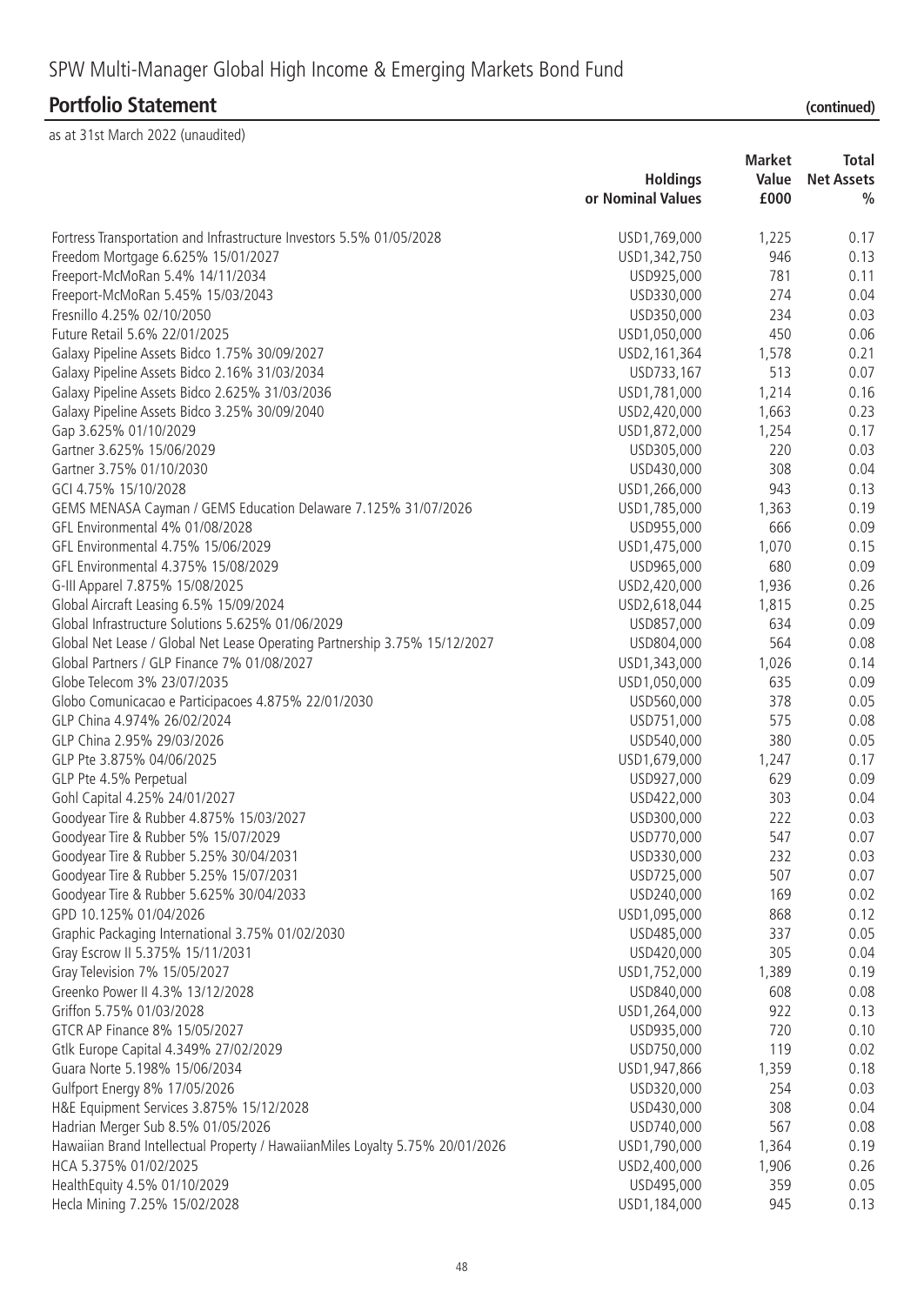# SPW Multi-Manager Global High Income & Emerging Markets Bond Fund

## Portfolio Statement (continued)

as at 31st March 2022 (unaudited)

| | Holdings or Nominal Values | Market Value £000 | Total Net Assets % |
|---|---|---|---|
| Fortress Transportation and Infrastructure Investors 5.5% 01/05/2028 | USD1,769,000 | 1,225 | 0.17 |
| Freedom Mortgage 6.625% 15/01/2027 | USD1,342,750 | 946 | 0.13 |
| Freeport-McMoRan 5.4% 14/11/2034 | USD925,000 | 781 | 0.11 |
| Freeport-McMoRan 5.45% 15/03/2043 | USD330,000 | 274 | 0.04 |
| Fresnillo 4.25% 02/10/2050 | USD350,000 | 234 | 0.03 |
| Future Retail 5.6% 22/01/2025 | USD1,050,000 | 450 | 0.06 |
| Galaxy Pipeline Assets Bidco 1.75% 30/09/2027 | USD2,161,364 | 1,578 | 0.21 |
| Galaxy Pipeline Assets Bidco 2.16% 31/03/2034 | USD733,167 | 513 | 0.07 |
| Galaxy Pipeline Assets Bidco 2.625% 31/03/2036 | USD1,781,000 | 1,214 | 0.16 |
| Galaxy Pipeline Assets Bidco 3.25% 30/09/2040 | USD2,420,000 | 1,663 | 0.23 |
| Gap 3.625% 01/10/2029 | USD1,872,000 | 1,254 | 0.17 |
| Gartner 3.625% 15/06/2029 | USD305,000 | 220 | 0.03 |
| Gartner 3.75% 01/10/2030 | USD430,000 | 308 | 0.04 |
| GCI 4.75% 15/10/2028 | USD1,266,000 | 943 | 0.13 |
| GEMS MENASA Cayman / GEMS Education Delaware 7.125% 31/07/2026 | USD1,785,000 | 1,363 | 0.19 |
| GFL Environmental 4% 01/08/2028 | USD955,000 | 666 | 0.09 |
| GFL Environmental 4.75% 15/06/2029 | USD1,475,000 | 1,070 | 0.15 |
| GFL Environmental 4.375% 15/08/2029 | USD965,000 | 680 | 0.09 |
| G-III Apparel 7.875% 15/08/2025 | USD2,420,000 | 1,936 | 0.26 |
| Global Aircraft Leasing 6.5% 15/09/2024 | USD2,618,044 | 1,815 | 0.25 |
| Global Infrastructure Solutions 5.625% 01/06/2029 | USD857,000 | 634 | 0.09 |
| Global Net Lease / Global Net Lease Operating Partnership 3.75% 15/12/2027 | USD804,000 | 564 | 0.08 |
| Global Partners / GLP Finance 7% 01/08/2027 | USD1,343,000 | 1,026 | 0.14 |
| Globe Telecom 3% 23/07/2035 | USD1,050,000 | 635 | 0.09 |
| Globo Comunicacao e Participacoes 4.875% 22/01/2030 | USD560,000 | 378 | 0.05 |
| GLP China 4.974% 26/02/2024 | USD751,000 | 575 | 0.08 |
| GLP China 2.95% 29/03/2026 | USD540,000 | 380 | 0.05 |
| GLP Pte 3.875% 04/06/2025 | USD1,679,000 | 1,247 | 0.17 |
| GLP Pte 4.5% Perpetual | USD927,000 | 629 | 0.09 |
| Gohl Capital 4.25% 24/01/2027 | USD422,000 | 303 | 0.04 |
| Goodyear Tire & Rubber 4.875% 15/03/2027 | USD300,000 | 222 | 0.03 |
| Goodyear Tire & Rubber 5% 15/07/2029 | USD770,000 | 547 | 0.07 |
| Goodyear Tire & Rubber 5.25% 30/04/2031 | USD330,000 | 232 | 0.03 |
| Goodyear Tire & Rubber 5.25% 15/07/2031 | USD725,000 | 507 | 0.07 |
| Goodyear Tire & Rubber 5.625% 30/04/2033 | USD240,000 | 169 | 0.02 |
| GPD 10.125% 01/04/2026 | USD1,095,000 | 868 | 0.12 |
| Graphic Packaging International 3.75% 01/02/2030 | USD485,000 | 337 | 0.05 |
| Gray Escrow II 5.375% 15/11/2031 | USD420,000 | 305 | 0.04 |
| Gray Television 7% 15/05/2027 | USD1,752,000 | 1,389 | 0.19 |
| Greenko Power II 4.3% 13/12/2028 | USD840,000 | 608 | 0.08 |
| Griffon 5.75% 01/03/2028 | USD1,264,000 | 922 | 0.13 |
| GTCR AP Finance 8% 15/05/2027 | USD935,000 | 720 | 0.10 |
| Gtlk Europe Capital 4.349% 27/02/2029 | USD750,000 | 119 | 0.02 |
| Guara Norte 5.198% 15/06/2034 | USD1,947,866 | 1,359 | 0.18 |
| Gulfport Energy 8% 17/05/2026 | USD320,000 | 254 | 0.03 |
| H&E Equipment Services 3.875% 15/12/2028 | USD430,000 | 308 | 0.04 |
| Hadrian Merger Sub 8.5% 01/05/2026 | USD740,000 | 567 | 0.08 |
| Hawaiian Brand Intellectual Property / HawaiianMiles Loyalty 5.75% 20/01/2026 | USD1,790,000 | 1,364 | 0.19 |
| HCA 5.375% 01/02/2025 | USD2,400,000 | 1,906 | 0.26 |
| HealthEquity 4.5% 01/10/2029 | USD495,000 | 359 | 0.05 |
| Hecla Mining 7.25% 15/02/2028 | USD1,184,000 | 945 | 0.13 |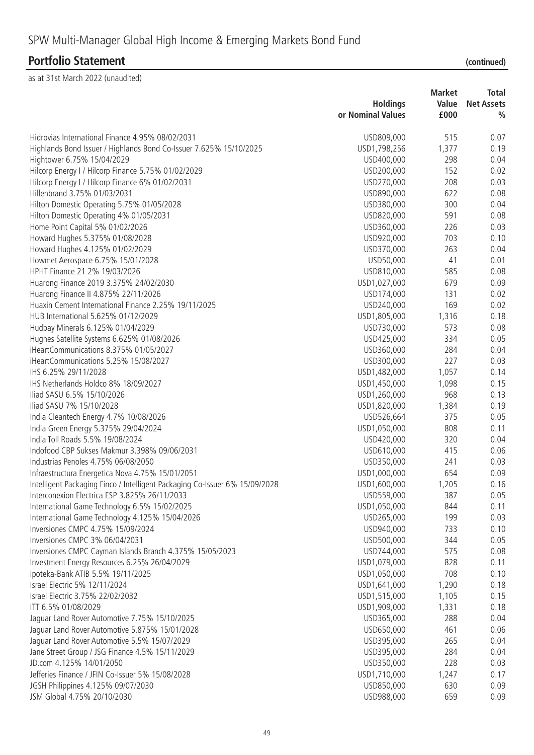# SPW Multi-Manager Global High Income & Emerging Markets Bond Fund

## Portfolio Statement (continued)

as at 31st March 2022 (unaudited)

| | Holdings or Nominal Values | Market Value £000 | Total Net Assets % |
|---|---|---|---|
| Hidrovias International Finance 4.95% 08/02/2031 | USD809,000 | 515 | 0.07 |
| Highlands Bond Issuer / Highlands Bond Co-Issuer 7.625% 15/10/2025 | USD1,798,256 | 1,377 | 0.19 |
| Hightower 6.75% 15/04/2029 | USD400,000 | 298 | 0.04 |
| Hilcorp Energy I / Hilcorp Finance 5.75% 01/02/2029 | USD200,000 | 152 | 0.02 |
| Hilcorp Energy I / Hilcorp Finance 6% 01/02/2031 | USD270,000 | 208 | 0.03 |
| Hillenbrand 3.75% 01/03/2031 | USD890,000 | 622 | 0.08 |
| Hilton Domestic Operating 5.75% 01/05/2028 | USD380,000 | 300 | 0.04 |
| Hilton Domestic Operating 4% 01/05/2031 | USD820,000 | 591 | 0.08 |
| Home Point Capital 5% 01/02/2026 | USD360,000 | 226 | 0.03 |
| Howard Hughes 5.375% 01/08/2028 | USD920,000 | 703 | 0.10 |
| Howard Hughes 4.125% 01/02/2029 | USD370,000 | 263 | 0.04 |
| Howmet Aerospace 6.75% 15/01/2028 | USD50,000 | 41 | 0.01 |
| HPHT Finance 21 2% 19/03/2026 | USD810,000 | 585 | 0.08 |
| Huarong Finance 2019 3.375% 24/02/2030 | USD1,027,000 | 679 | 0.09 |
| Huarong Finance II 4.875% 22/11/2026 | USD174,000 | 131 | 0.02 |
| Huaxin Cement International Finance 2.25% 19/11/2025 | USD240,000 | 169 | 0.02 |
| HUB International 5.625% 01/12/2029 | USD1,805,000 | 1,316 | 0.18 |
| Hudbay Minerals 6.125% 01/04/2029 | USD730,000 | 573 | 0.08 |
| Hughes Satellite Systems 6.625% 01/08/2026 | USD425,000 | 334 | 0.05 |
| iHeartCommunications 8.375% 01/05/2027 | USD360,000 | 284 | 0.04 |
| iHeartCommunications 5.25% 15/08/2027 | USD300,000 | 227 | 0.03 |
| IHS 6.25% 29/11/2028 | USD1,482,000 | 1,057 | 0.14 |
| IHS Netherlands Holdco 8% 18/09/2027 | USD1,450,000 | 1,098 | 0.15 |
| Iliad SASU 6.5% 15/10/2026 | USD1,260,000 | 968 | 0.13 |
| Iliad SASU 7% 15/10/2028 | USD1,820,000 | 1,384 | 0.19 |
| India Cleantech Energy 4.7% 10/08/2026 | USD526,664 | 375 | 0.05 |
| India Green Energy 5.375% 29/04/2024 | USD1,050,000 | 808 | 0.11 |
| India Toll Roads 5.5% 19/08/2024 | USD420,000 | 320 | 0.04 |
| Indofood CBP Sukses Makmur 3.398% 09/06/2031 | USD610,000 | 415 | 0.06 |
| Industrias Penoles 4.75% 06/08/2050 | USD350,000 | 241 | 0.03 |
| Infraestructura Energetica Nova 4.75% 15/01/2051 | USD1,000,000 | 654 | 0.09 |
| Intelligent Packaging Finco / Intelligent Packaging Co-Issuer 6% 15/09/2028 | USD1,600,000 | 1,205 | 0.16 |
| Interconexion Electrica ESP 3.825% 26/11/2033 | USD559,000 | 387 | 0.05 |
| International Game Technology 6.5% 15/02/2025 | USD1,050,000 | 844 | 0.11 |
| International Game Technology 4.125% 15/04/2026 | USD265,000 | 199 | 0.03 |
| Inversiones CMPC 4.75% 15/09/2024 | USD940,000 | 733 | 0.10 |
| Inversiones CMPC 3% 06/04/2031 | USD500,000 | 344 | 0.05 |
| Inversiones CMPC Cayman Islands Branch 4.375% 15/05/2023 | USD744,000 | 575 | 0.08 |
| Investment Energy Resources 6.25% 26/04/2029 | USD1,079,000 | 828 | 0.11 |
| Ipoteka-Bank ATIB 5.5% 19/11/2025 | USD1,050,000 | 708 | 0.10 |
| Israel Electric 5% 12/11/2024 | USD1,641,000 | 1,290 | 0.18 |
| Israel Electric 3.75% 22/02/2032 | USD1,515,000 | 1,105 | 0.15 |
| ITT 6.5% 01/08/2029 | USD1,909,000 | 1,331 | 0.18 |
| Jaguar Land Rover Automotive 7.75% 15/10/2025 | USD365,000 | 288 | 0.04 |
| Jaguar Land Rover Automotive 5.875% 15/01/2028 | USD650,000 | 461 | 0.06 |
| Jaguar Land Rover Automotive 5.5% 15/07/2029 | USD395,000 | 265 | 0.04 |
| Jane Street Group / JSG Finance 4.5% 15/11/2029 | USD395,000 | 284 | 0.04 |
| JD.com 4.125% 14/01/2050 | USD350,000 | 228 | 0.03 |
| Jefferies Finance / JFIN Co-Issuer 5% 15/08/2028 | USD1,710,000 | 1,247 | 0.17 |
| JGSH Philippines 4.125% 09/07/2030 | USD850,000 | 630 | 0.09 |
| JSM Global 4.75% 20/10/2030 | USD988,000 | 659 | 0.09 |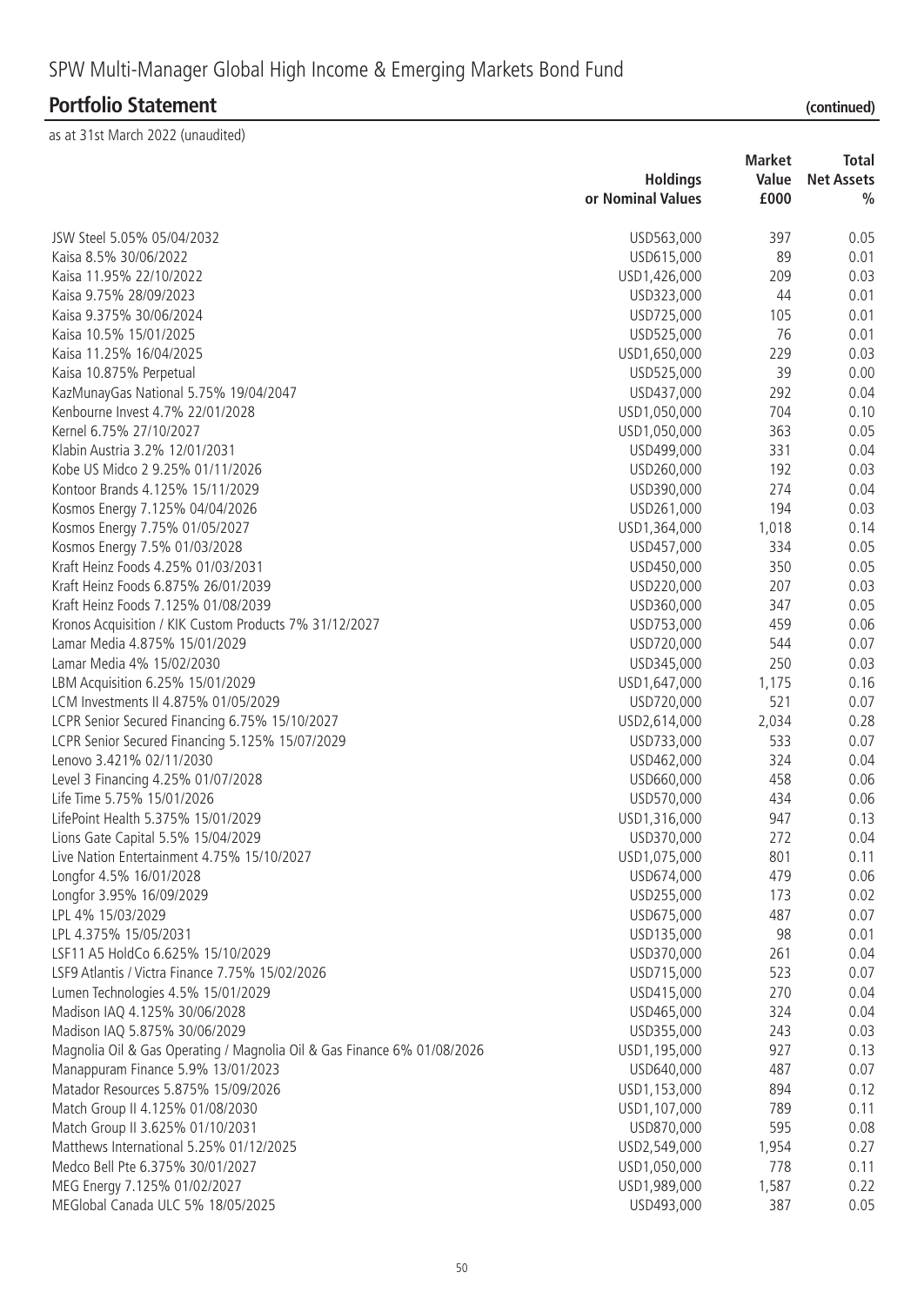# SPW Multi-Manager Global High Income & Emerging Markets Bond Fund

## Portfolio Statement (continued)

as at 31st March 2022 (unaudited)

| | Holdings or Nominal Values | Market Value £000 | Total Net Assets % |
|---|---|---|---|
| JSW Steel 5.05% 05/04/2032 | USD563,000 | 397 | 0.05 |
| Kaisa 8.5% 30/06/2022 | USD615,000 | 89 | 0.01 |
| Kaisa 11.95% 22/10/2022 | USD1,426,000 | 209 | 0.03 |
| Kaisa 9.75% 28/09/2023 | USD323,000 | 44 | 0.01 |
| Kaisa 9.375% 30/06/2024 | USD725,000 | 105 | 0.01 |
| Kaisa 10.5% 15/01/2025 | USD525,000 | 76 | 0.01 |
| Kaisa 11.25% 16/04/2025 | USD1,650,000 | 229 | 0.03 |
| Kaisa 10.875% Perpetual | USD525,000 | 39 | 0.00 |
| KazMunayGas National 5.75% 19/04/2047 | USD437,000 | 292 | 0.04 |
| Kenbourne Invest 4.7% 22/01/2028 | USD1,050,000 | 704 | 0.10 |
| Kernel 6.75% 27/10/2027 | USD1,050,000 | 363 | 0.05 |
| Klabin Austria 3.2% 12/01/2031 | USD499,000 | 331 | 0.04 |
| Kobe US Midco 2 9.25% 01/11/2026 | USD260,000 | 192 | 0.03 |
| Kontoor Brands 4.125% 15/11/2029 | USD390,000 | 274 | 0.04 |
| Kosmos Energy 7.125% 04/04/2026 | USD261,000 | 194 | 0.03 |
| Kosmos Energy 7.75% 01/05/2027 | USD1,364,000 | 1,018 | 0.14 |
| Kosmos Energy 7.5% 01/03/2028 | USD457,000 | 334 | 0.05 |
| Kraft Heinz Foods 4.25% 01/03/2031 | USD450,000 | 350 | 0.05 |
| Kraft Heinz Foods 6.875% 26/01/2039 | USD220,000 | 207 | 0.03 |
| Kraft Heinz Foods 7.125% 01/08/2039 | USD360,000 | 347 | 0.05 |
| Kronos Acquisition / KIK Custom Products 7% 31/12/2027 | USD753,000 | 459 | 0.06 |
| Lamar Media 4.875% 15/01/2029 | USD720,000 | 544 | 0.07 |
| Lamar Media 4% 15/02/2030 | USD345,000 | 250 | 0.03 |
| LBM Acquisition 6.25% 15/01/2029 | USD1,647,000 | 1,175 | 0.16 |
| LCM Investments II 4.875% 01/05/2029 | USD720,000 | 521 | 0.07 |
| LCPR Senior Secured Financing 6.75% 15/10/2027 | USD2,614,000 | 2,034 | 0.28 |
| LCPR Senior Secured Financing 5.125% 15/07/2029 | USD733,000 | 533 | 0.07 |
| Lenovo 3.421% 02/11/2030 | USD462,000 | 324 | 0.04 |
| Level 3 Financing 4.25% 01/07/2028 | USD660,000 | 458 | 0.06 |
| Life Time 5.75% 15/01/2026 | USD570,000 | 434 | 0.06 |
| LifePoint Health 5.375% 15/01/2029 | USD1,316,000 | 947 | 0.13 |
| Lions Gate Capital 5.5% 15/04/2029 | USD370,000 | 272 | 0.04 |
| Live Nation Entertainment 4.75% 15/10/2027 | USD1,075,000 | 801 | 0.11 |
| Longfor 4.5% 16/01/2028 | USD674,000 | 479 | 0.06 |
| Longfor 3.95% 16/09/2029 | USD255,000 | 173 | 0.02 |
| LPL 4% 15/03/2029 | USD675,000 | 487 | 0.07 |
| LPL 4.375% 15/05/2031 | USD135,000 | 98 | 0.01 |
| LSF11 A5 HoldCo 6.625% 15/10/2029 | USD370,000 | 261 | 0.04 |
| LSF9 Atlantis / Victra Finance 7.75% 15/02/2026 | USD715,000 | 523 | 0.07 |
| Lumen Technologies 4.5% 15/01/2029 | USD415,000 | 270 | 0.04 |
| Madison IAQ 4.125% 30/06/2028 | USD465,000 | 324 | 0.04 |
| Madison IAQ 5.875% 30/06/2029 | USD355,000 | 243 | 0.03 |
| Magnolia Oil & Gas Operating / Magnolia Oil & Gas Finance 6% 01/08/2026 | USD1,195,000 | 927 | 0.13 |
| Manappuram Finance 5.9% 13/01/2023 | USD640,000 | 487 | 0.07 |
| Matador Resources 5.875% 15/09/2026 | USD1,153,000 | 894 | 0.12 |
| Match Group II 4.125% 01/08/2030 | USD1,107,000 | 789 | 0.11 |
| Match Group II 3.625% 01/10/2031 | USD870,000 | 595 | 0.08 |
| Matthews International 5.25% 01/12/2025 | USD2,549,000 | 1,954 | 0.27 |
| Medco Bell Pte 6.375% 30/01/2027 | USD1,050,000 | 778 | 0.11 |
| MEG Energy 7.125% 01/02/2027 | USD1,989,000 | 1,587 | 0.22 |
| MEGlobal Canada ULC 5% 18/05/2025 | USD493,000 | 387 | 0.05 |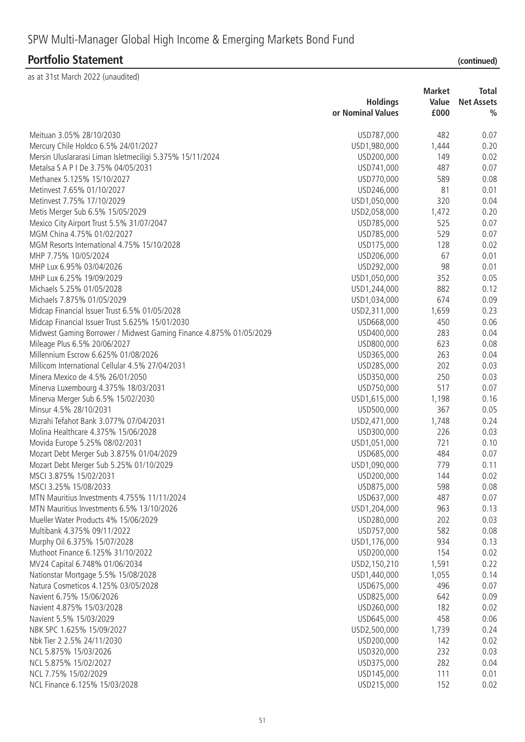# SPW Multi-Manager Global High Income & Emerging Markets Bond Fund

## Portfolio Statement (continued)

as at 31st March 2022 (unaudited)

| | Holdings or Nominal Values | Market Value £000 | Total Net Assets % |
|---|---|---|---|
| Meituan 3.05% 28/10/2030 | USD787,000 | 482 | 0.07 |
| Mercury Chile Holdco 6.5% 24/01/2027 | USD1,980,000 | 1,444 | 0.20 |
| Mersin Uluslararasi Liman Isletmeciligi 5.375% 15/11/2024 | USD200,000 | 149 | 0.02 |
| Metalsa S A P I De 3.75% 04/05/2031 | USD741,000 | 487 | 0.07 |
| Methanex 5.125% 15/10/2027 | USD770,000 | 589 | 0.08 |
| Metinvest 7.65% 01/10/2027 | USD246,000 | 81 | 0.01 |
| Metinvest 7.75% 17/10/2029 | USD1,050,000 | 320 | 0.04 |
| Metis Merger Sub 6.5% 15/05/2029 | USD2,058,000 | 1,472 | 0.20 |
| Mexico City Airport Trust 5.5% 31/07/2047 | USD785,000 | 525 | 0.07 |
| MGM China 4.75% 01/02/2027 | USD785,000 | 529 | 0.07 |
| MGM Resorts International 4.75% 15/10/2028 | USD175,000 | 128 | 0.02 |
| MHP 7.75% 10/05/2024 | USD206,000 | 67 | 0.01 |
| MHP Lux 6.95% 03/04/2026 | USD292,000 | 98 | 0.01 |
| MHP Lux 6.25% 19/09/2029 | USD1,050,000 | 352 | 0.05 |
| Michaels 5.25% 01/05/2028 | USD1,244,000 | 882 | 0.12 |
| Michaels 7.875% 01/05/2029 | USD1,034,000 | 674 | 0.09 |
| Midcap Financial Issuer Trust 6.5% 01/05/2028 | USD2,311,000 | 1,659 | 0.23 |
| Midcap Financial Issuer Trust 5.625% 15/01/2030 | USD668,000 | 450 | 0.06 |
| Midwest Gaming Borrower / Midwest Gaming Finance 4.875% 01/05/2029 | USD400,000 | 283 | 0.04 |
| Mileage Plus 6.5% 20/06/2027 | USD800,000 | 623 | 0.08 |
| Millennium Escrow 6.625% 01/08/2026 | USD365,000 | 263 | 0.04 |
| Millicom International Cellular 4.5% 27/04/2031 | USD285,000 | 202 | 0.03 |
| Minera Mexico de 4.5% 26/01/2050 | USD350,000 | 250 | 0.03 |
| Minerva Luxembourg 4.375% 18/03/2031 | USD750,000 | 517 | 0.07 |
| Minerva Merger Sub 6.5% 15/02/2030 | USD1,615,000 | 1,198 | 0.16 |
| Minsur 4.5% 28/10/2031 | USD500,000 | 367 | 0.05 |
| Mizrahi Tefahot Bank 3.077% 07/04/2031 | USD2,471,000 | 1,748 | 0.24 |
| Molina Healthcare 4.375% 15/06/2028 | USD300,000 | 226 | 0.03 |
| Movida Europe 5.25% 08/02/2031 | USD1,051,000 | 721 | 0.10 |
| Mozart Debt Merger Sub 3.875% 01/04/2029 | USD685,000 | 484 | 0.07 |
| Mozart Debt Merger Sub 5.25% 01/10/2029 | USD1,090,000 | 779 | 0.11 |
| MSCI 3.875% 15/02/2031 | USD200,000 | 144 | 0.02 |
| MSCI 3.25% 15/08/2033 | USD875,000 | 598 | 0.08 |
| MTN Mauritius Investments 4.755% 11/11/2024 | USD637,000 | 487 | 0.07 |
| MTN Mauritius Investments 6.5% 13/10/2026 | USD1,204,000 | 963 | 0.13 |
| Mueller Water Products 4% 15/06/2029 | USD280,000 | 202 | 0.03 |
| Multibank 4.375% 09/11/2022 | USD757,000 | 582 | 0.08 |
| Murphy Oil 6.375% 15/07/2028 | USD1,176,000 | 934 | 0.13 |
| Muthoot Finance 6.125% 31/10/2022 | USD200,000 | 154 | 0.02 |
| MV24 Capital 6.748% 01/06/2034 | USD2,150,210 | 1,591 | 0.22 |
| Nationstar Mortgage 5.5% 15/08/2028 | USD1,440,000 | 1,055 | 0.14 |
| Natura Cosmeticos 4.125% 03/05/2028 | USD675,000 | 496 | 0.07 |
| Navient 6.75% 15/06/2026 | USD825,000 | 642 | 0.09 |
| Navient 4.875% 15/03/2028 | USD260,000 | 182 | 0.02 |
| Navient 5.5% 15/03/2029 | USD645,000 | 458 | 0.06 |
| NBK SPC 1.625% 15/09/2027 | USD2,500,000 | 1,739 | 0.24 |
| Nbk Tier 2 2.5% 24/11/2030 | USD200,000 | 142 | 0.02 |
| NCL 5.875% 15/03/2026 | USD320,000 | 232 | 0.03 |
| NCL 5.875% 15/02/2027 | USD375,000 | 282 | 0.04 |
| NCL 7.75% 15/02/2029 | USD145,000 | 111 | 0.01 |
| NCL Finance 6.125% 15/03/2028 | USD215,000 | 152 | 0.02 |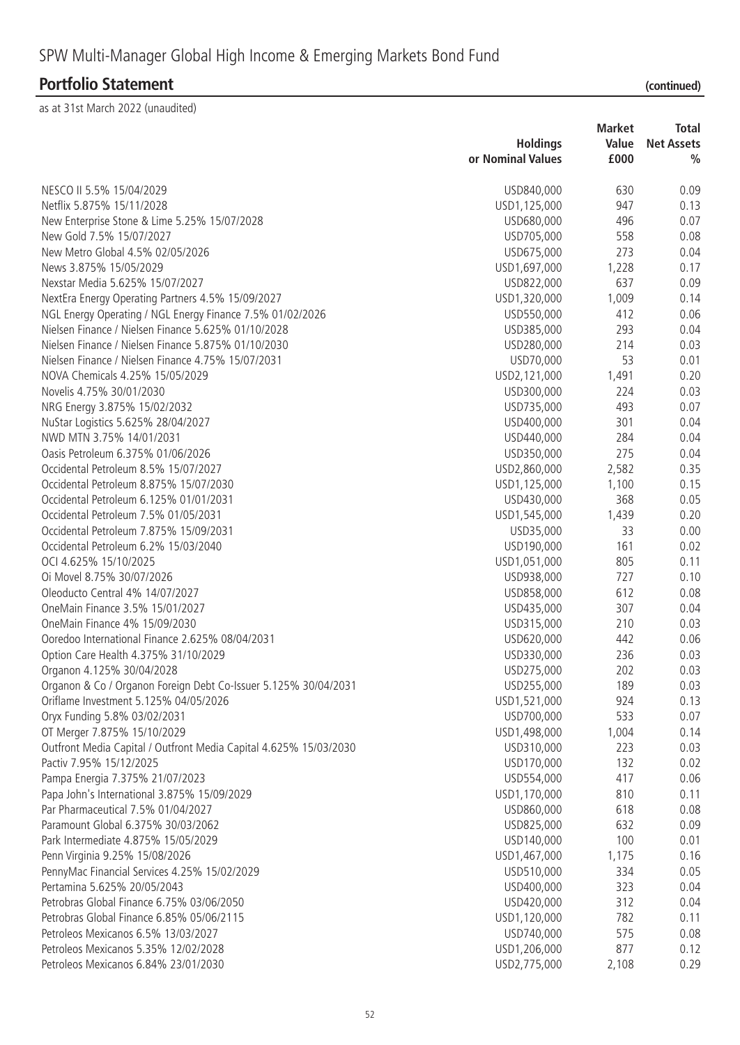# SPW Multi-Manager Global High Income & Emerging Markets Bond Fund

## Portfolio Statement (continued)

as at 31st March 2022 (unaudited)

| | Holdings or Nominal Values | Market Value £000 | Total Net Assets % |
|---|---|---|---|
| NESCO II 5.5% 15/04/2029 | USD840,000 | 630 | 0.09 |
| Netflix 5.875% 15/11/2028 | USD1,125,000 | 947 | 0.13 |
| New Enterprise Stone & Lime 5.25% 15/07/2028 | USD680,000 | 496 | 0.07 |
| New Gold 7.5% 15/07/2027 | USD705,000 | 558 | 0.08 |
| New Metro Global 4.5% 02/05/2026 | USD675,000 | 273 | 0.04 |
| News 3.875% 15/05/2029 | USD1,697,000 | 1,228 | 0.17 |
| Nexstar Media 5.625% 15/07/2027 | USD822,000 | 637 | 0.09 |
| NextEra Energy Operating Partners 4.5% 15/09/2027 | USD1,320,000 | 1,009 | 0.14 |
| NGL Energy Operating / NGL Energy Finance 7.5% 01/02/2026 | USD550,000 | 412 | 0.06 |
| Nielsen Finance / Nielsen Finance 5.625% 01/10/2028 | USD385,000 | 293 | 0.04 |
| Nielsen Finance / Nielsen Finance 5.875% 01/10/2030 | USD280,000 | 214 | 0.03 |
| Nielsen Finance / Nielsen Finance 4.75% 15/07/2031 | USD70,000 | 53 | 0.01 |
| NOVA Chemicals 4.25% 15/05/2029 | USD2,121,000 | 1,491 | 0.20 |
| Novelis 4.75% 30/01/2030 | USD300,000 | 224 | 0.03 |
| NRG Energy 3.875% 15/02/2032 | USD735,000 | 493 | 0.07 |
| NuStar Logistics 5.625% 28/04/2027 | USD400,000 | 301 | 0.04 |
| NWD MTN 3.75% 14/01/2031 | USD440,000 | 284 | 0.04 |
| Oasis Petroleum 6.375% 01/06/2026 | USD350,000 | 275 | 0.04 |
| Occidental Petroleum 8.5% 15/07/2027 | USD2,860,000 | 2,582 | 0.35 |
| Occidental Petroleum 8.875% 15/07/2030 | USD1,125,000 | 1,100 | 0.15 |
| Occidental Petroleum 6.125% 01/01/2031 | USD430,000 | 368 | 0.05 |
| Occidental Petroleum 7.5% 01/05/2031 | USD1,545,000 | 1,439 | 0.20 |
| Occidental Petroleum 7.875% 15/09/2031 | USD35,000 | 33 | 0.00 |
| Occidental Petroleum 6.2% 15/03/2040 | USD190,000 | 161 | 0.02 |
| OCI 4.625% 15/10/2025 | USD1,051,000 | 805 | 0.11 |
| Oi Movel 8.75% 30/07/2026 | USD938,000 | 727 | 0.10 |
| Oleoducto Central 4% 14/07/2027 | USD858,000 | 612 | 0.08 |
| OneMain Finance 3.5% 15/01/2027 | USD435,000 | 307 | 0.04 |
| OneMain Finance 4% 15/09/2030 | USD315,000 | 210 | 0.03 |
| Ooredoo International Finance 2.625% 08/04/2031 | USD620,000 | 442 | 0.06 |
| Option Care Health 4.375% 31/10/2029 | USD330,000 | 236 | 0.03 |
| Organon 4.125% 30/04/2028 | USD275,000 | 202 | 0.03 |
| Organon & Co / Organon Foreign Debt Co-Issuer 5.125% 30/04/2031 | USD255,000 | 189 | 0.03 |
| Oriflame Investment 5.125% 04/05/2026 | USD1,521,000 | 924 | 0.13 |
| Oryx Funding 5.8% 03/02/2031 | USD700,000 | 533 | 0.07 |
| OT Merger 7.875% 15/10/2029 | USD1,498,000 | 1,004 | 0.14 |
| Outfront Media Capital / Outfront Media Capital 4.625% 15/03/2030 | USD310,000 | 223 | 0.03 |
| Pactiv 7.95% 15/12/2025 | USD170,000 | 132 | 0.02 |
| Pampa Energia 7.375% 21/07/2023 | USD554,000 | 417 | 0.06 |
| Papa John's International 3.875% 15/09/2029 | USD1,170,000 | 810 | 0.11 |
| Par Pharmaceutical 7.5% 01/04/2027 | USD860,000 | 618 | 0.08 |
| Paramount Global 6.375% 30/03/2062 | USD825,000 | 632 | 0.09 |
| Park Intermediate 4.875% 15/05/2029 | USD140,000 | 100 | 0.01 |
| Penn Virginia 9.25% 15/08/2026 | USD1,467,000 | 1,175 | 0.16 |
| PennyMac Financial Services 4.25% 15/02/2029 | USD510,000 | 334 | 0.05 |
| Pertamina 5.625% 20/05/2043 | USD400,000 | 323 | 0.04 |
| Petrobras Global Finance 6.75% 03/06/2050 | USD420,000 | 312 | 0.04 |
| Petrobras Global Finance 6.85% 05/06/2115 | USD1,120,000 | 782 | 0.11 |
| Petroleos Mexicanos 6.5% 13/03/2027 | USD740,000 | 575 | 0.08 |
| Petroleos Mexicanos 5.35% 12/02/2028 | USD1,206,000 | 877 | 0.12 |
| Petroleos Mexicanos 6.84% 23/01/2030 | USD2,775,000 | 2,108 | 0.29 |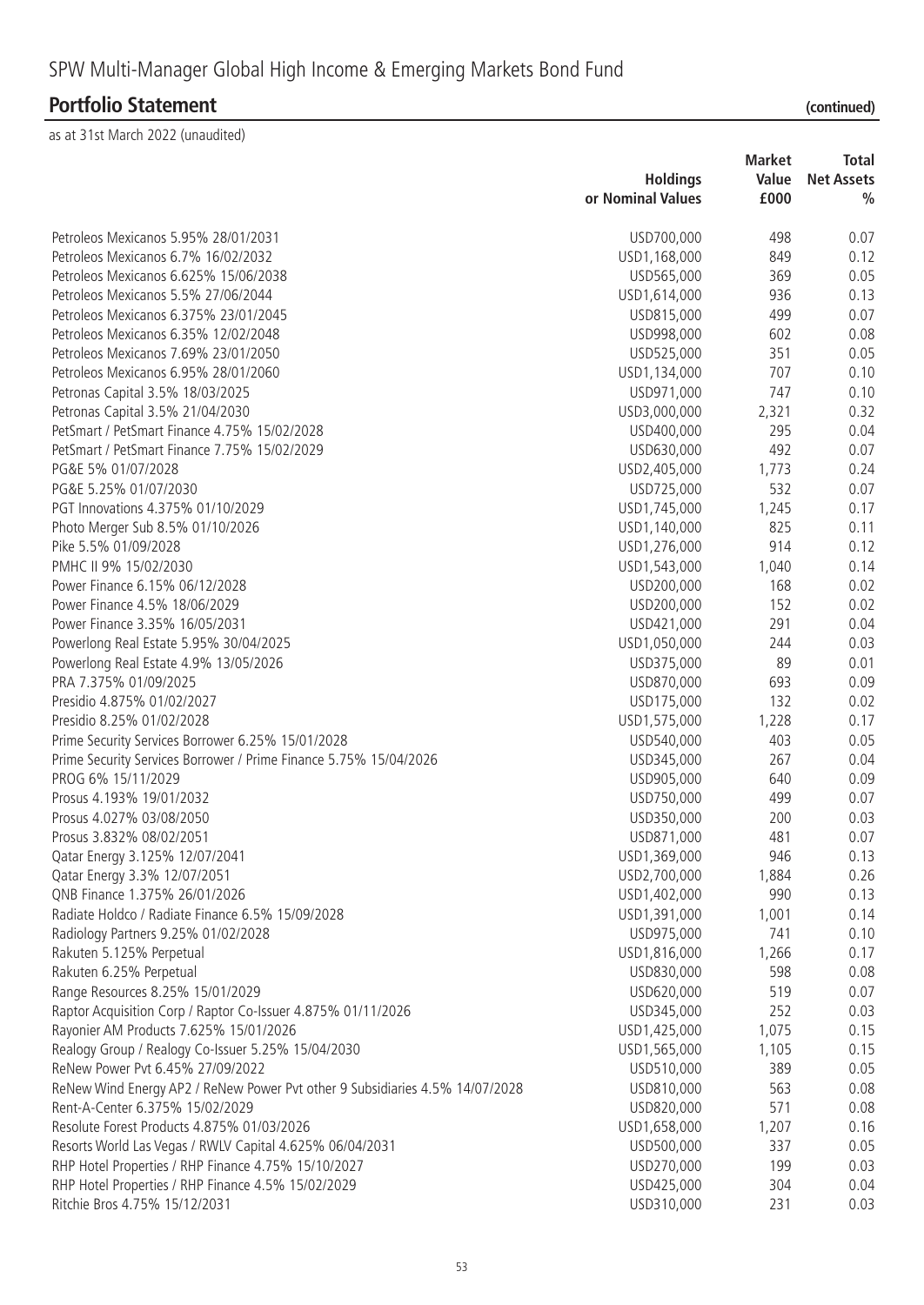# SPW Multi-Manager Global High Income & Emerging Markets Bond Fund

## Portfolio Statement (continued)

as at 31st March 2022 (unaudited)

| | Holdings or Nominal Values | Market Value £000 | Total Net Assets % |
|---|---|---|---|
| Petroleos Mexicanos 5.95% 28/01/2031 | USD700,000 | 498 | 0.07 |
| Petroleos Mexicanos 6.7% 16/02/2032 | USD1,168,000 | 849 | 0.12 |
| Petroleos Mexicanos 6.625% 15/06/2038 | USD565,000 | 369 | 0.05 |
| Petroleos Mexicanos 5.5% 27/06/2044 | USD1,614,000 | 936 | 0.13 |
| Petroleos Mexicanos 6.375% 23/01/2045 | USD815,000 | 499 | 0.07 |
| Petroleos Mexicanos 6.35% 12/02/2048 | USD998,000 | 602 | 0.08 |
| Petroleos Mexicanos 7.69% 23/01/2050 | USD525,000 | 351 | 0.05 |
| Petroleos Mexicanos 6.95% 28/01/2060 | USD1,134,000 | 707 | 0.10 |
| Petronas Capital 3.5% 18/03/2025 | USD971,000 | 747 | 0.10 |
| Petronas Capital 3.5% 21/04/2030 | USD3,000,000 | 2,321 | 0.32 |
| PetSmart / PetSmart Finance 4.75% 15/02/2028 | USD400,000 | 295 | 0.04 |
| PetSmart / PetSmart Finance 7.75% 15/02/2029 | USD630,000 | 492 | 0.07 |
| PG&E 5% 01/07/2028 | USD2,405,000 | 1,773 | 0.24 |
| PG&E 5.25% 01/07/2030 | USD725,000 | 532 | 0.07 |
| PGT Innovations 4.375% 01/10/2029 | USD1,745,000 | 1,245 | 0.17 |
| Photo Merger Sub 8.5% 01/10/2026 | USD1,140,000 | 825 | 0.11 |
| Pike 5.5% 01/09/2028 | USD1,276,000 | 914 | 0.12 |
| PMHC II 9% 15/02/2030 | USD1,543,000 | 1,040 | 0.14 |
| Power Finance 6.15% 06/12/2028 | USD200,000 | 168 | 0.02 |
| Power Finance 4.5% 18/06/2029 | USD200,000 | 152 | 0.02 |
| Power Finance 3.35% 16/05/2031 | USD421,000 | 291 | 0.04 |
| Powerlong Real Estate 5.95% 30/04/2025 | USD1,050,000 | 244 | 0.03 |
| Powerlong Real Estate 4.9% 13/05/2026 | USD375,000 | 89 | 0.01 |
| PRA 7.375% 01/09/2025 | USD870,000 | 693 | 0.09 |
| Presidio 4.875% 01/02/2027 | USD175,000 | 132 | 0.02 |
| Presidio 8.25% 01/02/2028 | USD1,575,000 | 1,228 | 0.17 |
| Prime Security Services Borrower 6.25% 15/01/2028 | USD540,000 | 403 | 0.05 |
| Prime Security Services Borrower / Prime Finance 5.75% 15/04/2026 | USD345,000 | 267 | 0.04 |
| PROG 6% 15/11/2029 | USD905,000 | 640 | 0.09 |
| Prosus 4.193% 19/01/2032 | USD750,000 | 499 | 0.07 |
| Prosus 4.027% 03/08/2050 | USD350,000 | 200 | 0.03 |
| Prosus 3.832% 08/02/2051 | USD871,000 | 481 | 0.07 |
| Qatar Energy 3.125% 12/07/2041 | USD1,369,000 | 946 | 0.13 |
| Qatar Energy 3.3% 12/07/2051 | USD2,700,000 | 1,884 | 0.26 |
| QNB Finance 1.375% 26/01/2026 | USD1,402,000 | 990 | 0.13 |
| Radiate Holdco / Radiate Finance 6.5% 15/09/2028 | USD1,391,000 | 1,001 | 0.14 |
| Radiology Partners 9.25% 01/02/2028 | USD975,000 | 741 | 0.10 |
| Rakuten 5.125% Perpetual | USD1,816,000 | 1,266 | 0.17 |
| Rakuten 6.25% Perpetual | USD830,000 | 598 | 0.08 |
| Range Resources 8.25% 15/01/2029 | USD620,000 | 519 | 0.07 |
| Raptor Acquisition Corp / Raptor Co-Issuer 4.875% 01/11/2026 | USD345,000 | 252 | 0.03 |
| Rayonier AM Products 7.625% 15/01/2026 | USD1,425,000 | 1,075 | 0.15 |
| Realogy Group / Realogy Co-Issuer 5.25% 15/04/2030 | USD1,565,000 | 1,105 | 0.15 |
| ReNew Power Pvt 6.45% 27/09/2022 | USD510,000 | 389 | 0.05 |
| ReNew Wind Energy AP2 / ReNew Power Pvt other 9 Subsidiaries 4.5% 14/07/2028 | USD810,000 | 563 | 0.08 |
| Rent-A-Center 6.375% 15/02/2029 | USD820,000 | 571 | 0.08 |
| Resolute Forest Products 4.875% 01/03/2026 | USD1,658,000 | 1,207 | 0.16 |
| Resorts World Las Vegas / RWLV Capital 4.625% 06/04/2031 | USD500,000 | 337 | 0.05 |
| RHP Hotel Properties / RHP Finance 4.75% 15/10/2027 | USD270,000 | 199 | 0.03 |
| RHP Hotel Properties / RHP Finance 4.5% 15/02/2029 | USD425,000 | 304 | 0.04 |
| Ritchie Bros 4.75% 15/12/2031 | USD310,000 | 231 | 0.03 |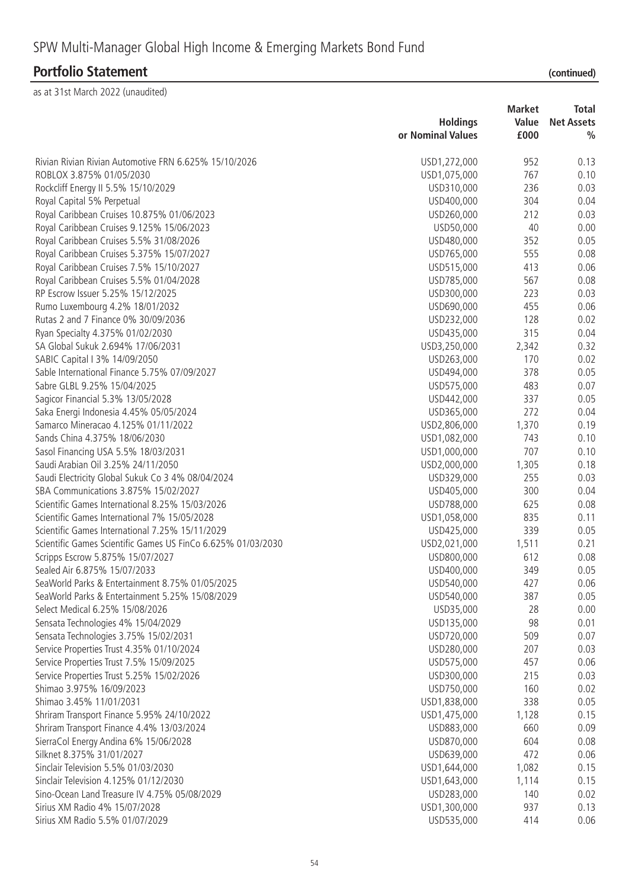# SPW Multi-Manager Global High Income & Emerging Markets Bond Fund

## Portfolio Statement (continued)

as at 31st March 2022 (unaudited)

| | Holdings or Nominal Values | Market Value £000 | Total Net Assets % |
|---|---|---|---|
| Rivian Rivian Rivian Automotive FRN 6.625% 15/10/2026 | USD1,272,000 | 952 | 0.13 |
| ROBLOX 3.875% 01/05/2030 | USD1,075,000 | 767 | 0.10 |
| Rockcliff Energy II 5.5% 15/10/2029 | USD310,000 | 236 | 0.03 |
| Royal Capital 5% Perpetual | USD400,000 | 304 | 0.04 |
| Royal Caribbean Cruises 10.875% 01/06/2023 | USD260,000 | 212 | 0.03 |
| Royal Caribbean Cruises 9.125% 15/06/2023 | USD50,000 | 40 | 0.00 |
| Royal Caribbean Cruises 5.5% 31/08/2026 | USD480,000 | 352 | 0.05 |
| Royal Caribbean Cruises 5.375% 15/07/2027 | USD765,000 | 555 | 0.08 |
| Royal Caribbean Cruises 7.5% 15/10/2027 | USD515,000 | 413 | 0.06 |
| Royal Caribbean Cruises 5.5% 01/04/2028 | USD785,000 | 567 | 0.08 |
| RP Escrow Issuer 5.25% 15/12/2025 | USD300,000 | 223 | 0.03 |
| Rumo Luxembourg 4.2% 18/01/2032 | USD690,000 | 455 | 0.06 |
| Rutas 2 and 7 Finance 0% 30/09/2036 | USD232,000 | 128 | 0.02 |
| Ryan Specialty 4.375% 01/02/2030 | USD435,000 | 315 | 0.04 |
| SA Global Sukuk 2.694% 17/06/2031 | USD3,250,000 | 2,342 | 0.32 |
| SABIC Capital I 3% 14/09/2050 | USD263,000 | 170 | 0.02 |
| Sable International Finance 5.75% 07/09/2027 | USD494,000 | 378 | 0.05 |
| Sabre GLBL 9.25% 15/04/2025 | USD575,000 | 483 | 0.07 |
| Sagicor Financial 5.3% 13/05/2028 | USD442,000 | 337 | 0.05 |
| Saka Energi Indonesia 4.45% 05/05/2024 | USD365,000 | 272 | 0.04 |
| Samarco Mineracao 4.125% 01/11/2022 | USD2,806,000 | 1,370 | 0.19 |
| Sands China 4.375% 18/06/2030 | USD1,082,000 | 743 | 0.10 |
| Sasol Financing USA 5.5% 18/03/2031 | USD1,000,000 | 707 | 0.10 |
| Saudi Arabian Oil 3.25% 24/11/2050 | USD2,000,000 | 1,305 | 0.18 |
| Saudi Electricity Global Sukuk Co 3 4% 08/04/2024 | USD329,000 | 255 | 0.03 |
| SBA Communications 3.875% 15/02/2027 | USD405,000 | 300 | 0.04 |
| Scientific Games International 8.25% 15/03/2026 | USD788,000 | 625 | 0.08 |
| Scientific Games International 7% 15/05/2028 | USD1,058,000 | 835 | 0.11 |
| Scientific Games International 7.25% 15/11/2029 | USD425,000 | 339 | 0.05 |
| Scientific Games Scientific Games US FinCo 6.625% 01/03/2030 | USD2,021,000 | 1,511 | 0.21 |
| Scripps Escrow 5.875% 15/07/2027 | USD800,000 | 612 | 0.08 |
| Sealed Air 6.875% 15/07/2033 | USD400,000 | 349 | 0.05 |
| SeaWorld Parks & Entertainment 8.75% 01/05/2025 | USD540,000 | 427 | 0.06 |
| SeaWorld Parks & Entertainment 5.25% 15/08/2029 | USD540,000 | 387 | 0.05 |
| Select Medical 6.25% 15/08/2026 | USD35,000 | 28 | 0.00 |
| Sensata Technologies 4% 15/04/2029 | USD135,000 | 98 | 0.01 |
| Sensata Technologies 3.75% 15/02/2031 | USD720,000 | 509 | 0.07 |
| Service Properties Trust 4.35% 01/10/2024 | USD280,000 | 207 | 0.03 |
| Service Properties Trust 7.5% 15/09/2025 | USD575,000 | 457 | 0.06 |
| Service Properties Trust 5.25% 15/02/2026 | USD300,000 | 215 | 0.03 |
| Shimao 3.975% 16/09/2023 | USD750,000 | 160 | 0.02 |
| Shimao 3.45% 11/01/2031 | USD1,838,000 | 338 | 0.05 |
| Shriram Transport Finance 5.95% 24/10/2022 | USD1,475,000 | 1,128 | 0.15 |
| Shriram Transport Finance 4.4% 13/03/2024 | USD883,000 | 660 | 0.09 |
| SierraCol Energy Andina 6% 15/06/2028 | USD870,000 | 604 | 0.08 |
| Silknet 8.375% 31/01/2027 | USD639,000 | 472 | 0.06 |
| Sinclair Television 5.5% 01/03/2030 | USD1,644,000 | 1,082 | 0.15 |
| Sinclair Television 4.125% 01/12/2030 | USD1,643,000 | 1,114 | 0.15 |
| Sino-Ocean Land Treasure IV 4.75% 05/08/2029 | USD283,000 | 140 | 0.02 |
| Sirius XM Radio 4% 15/07/2028 | USD1,300,000 | 937 | 0.13 |
| Sirius XM Radio 5.5% 01/07/2029 | USD535,000 | 414 | 0.06 |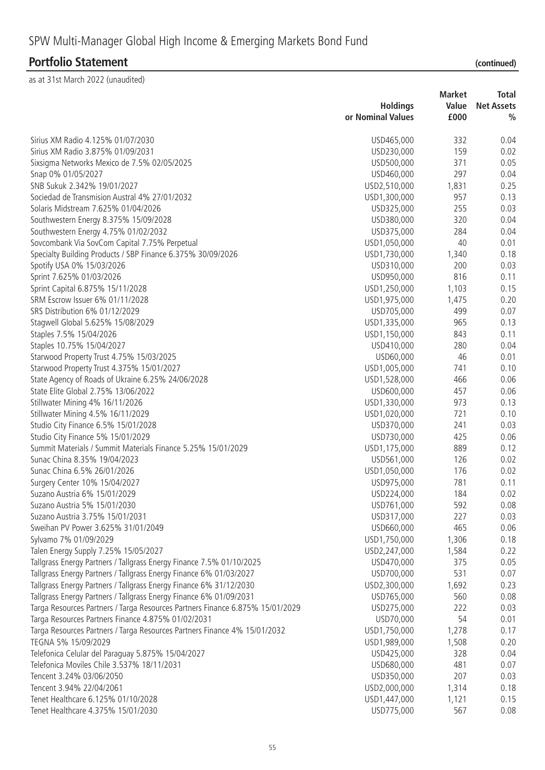# SPW Multi-Manager Global High Income & Emerging Markets Bond Fund

## Portfolio Statement (continued)

as at 31st March 2022 (unaudited)

| | Holdings or Nominal Values | Market Value £000 | Total Net Assets % |
|---|---|---|---|
| Sirius XM Radio 4.125% 01/07/2030 | USD465,000 | 332 | 0.04 |
| Sirius XM Radio 3.875% 01/09/2031 | USD230,000 | 159 | 0.02 |
| Sixsigma Networks Mexico de 7.5% 02/05/2025 | USD500,000 | 371 | 0.05 |
| Snap 0% 01/05/2027 | USD460,000 | 297 | 0.04 |
| SNB Sukuk 2.342% 19/01/2027 | USD2,510,000 | 1,831 | 0.25 |
| Sociedad de Transmision Austral 4% 27/01/2032 | USD1,300,000 | 957 | 0.13 |
| Solaris Midstream 7.625% 01/04/2026 | USD325,000 | 255 | 0.03 |
| Southwestern Energy 8.375% 15/09/2028 | USD380,000 | 320 | 0.04 |
| Southwestern Energy 4.75% 01/02/2032 | USD375,000 | 284 | 0.04 |
| Sovcombank Via SovCom Capital 7.75% Perpetual | USD1,050,000 | 40 | 0.01 |
| Specialty Building Products / SBP Finance 6.375% 30/09/2026 | USD1,730,000 | 1,340 | 0.18 |
| Spotify USA 0% 15/03/2026 | USD310,000 | 200 | 0.03 |
| Sprint 7.625% 01/03/2026 | USD950,000 | 816 | 0.11 |
| Sprint Capital 6.875% 15/11/2028 | USD1,250,000 | 1,103 | 0.15 |
| SRM Escrow Issuer 6% 01/11/2028 | USD1,975,000 | 1,475 | 0.20 |
| SRS Distribution 6% 01/12/2029 | USD705,000 | 499 | 0.07 |
| Stagwell Global 5.625% 15/08/2029 | USD1,335,000 | 965 | 0.13 |
| Staples 7.5% 15/04/2026 | USD1,150,000 | 843 | 0.11 |
| Staples 10.75% 15/04/2027 | USD410,000 | 280 | 0.04 |
| Starwood Property Trust 4.75% 15/03/2025 | USD60,000 | 46 | 0.01 |
| Starwood Property Trust 4.375% 15/01/2027 | USD1,005,000 | 741 | 0.10 |
| State Agency of Roads of Ukraine 6.25% 24/06/2028 | USD1,528,000 | 466 | 0.06 |
| State Elite Global 2.75% 13/06/2022 | USD600,000 | 457 | 0.06 |
| Stillwater Mining 4% 16/11/2026 | USD1,330,000 | 973 | 0.13 |
| Stillwater Mining 4.5% 16/11/2029 | USD1,020,000 | 721 | 0.10 |
| Studio City Finance 6.5% 15/01/2028 | USD370,000 | 241 | 0.03 |
| Studio City Finance 5% 15/01/2029 | USD730,000 | 425 | 0.06 |
| Summit Materials / Summit Materials Finance 5.25% 15/01/2029 | USD1,175,000 | 889 | 0.12 |
| Sunac China 8.35% 19/04/2023 | USD561,000 | 126 | 0.02 |
| Sunac China 6.5% 26/01/2026 | USD1,050,000 | 176 | 0.02 |
| Surgery Center 10% 15/04/2027 | USD975,000 | 781 | 0.11 |
| Suzano Austria 6% 15/01/2029 | USD224,000 | 184 | 0.02 |
| Suzano Austria 5% 15/01/2030 | USD761,000 | 592 | 0.08 |
| Suzano Austria 3.75% 15/01/2031 | USD317,000 | 227 | 0.03 |
| Sweihan PV Power 3.625% 31/01/2049 | USD660,000 | 465 | 0.06 |
| Sylvamo 7% 01/09/2029 | USD1,750,000 | 1,306 | 0.18 |
| Talen Energy Supply 7.25% 15/05/2027 | USD2,247,000 | 1,584 | 0.22 |
| Tallgrass Energy Partners / Tallgrass Energy Finance 7.5% 01/10/2025 | USD470,000 | 375 | 0.05 |
| Tallgrass Energy Partners / Tallgrass Energy Finance 6% 01/03/2027 | USD700,000 | 531 | 0.07 |
| Tallgrass Energy Partners / Tallgrass Energy Finance 6% 31/12/2030 | USD2,300,000 | 1,692 | 0.23 |
| Tallgrass Energy Partners / Tallgrass Energy Finance 6% 01/09/2031 | USD765,000 | 560 | 0.08 |
| Targa Resources Partners / Targa Resources Partners Finance 6.875% 15/01/2029 | USD275,000 | 222 | 0.03 |
| Targa Resources Partners Finance 4.875% 01/02/2031 | USD70,000 | 54 | 0.01 |
| Targa Resources Partners / Targa Resources Partners Finance 4% 15/01/2032 | USD1,750,000 | 1,278 | 0.17 |
| TEGNA 5% 15/09/2029 | USD1,989,000 | 1,508 | 0.20 |
| Telefonica Celular del Paraguay 5.875% 15/04/2027 | USD425,000 | 328 | 0.04 |
| Telefonica Moviles Chile 3.537% 18/11/2031 | USD680,000 | 481 | 0.07 |
| Tencent 3.24% 03/06/2050 | USD350,000 | 207 | 0.03 |
| Tencent 3.94% 22/04/2061 | USD2,000,000 | 1,314 | 0.18 |
| Tenet Healthcare 6.125% 01/10/2028 | USD1,447,000 | 1,121 | 0.15 |
| Tenet Healthcare 4.375% 15/01/2030 | USD775,000 | 567 | 0.08 |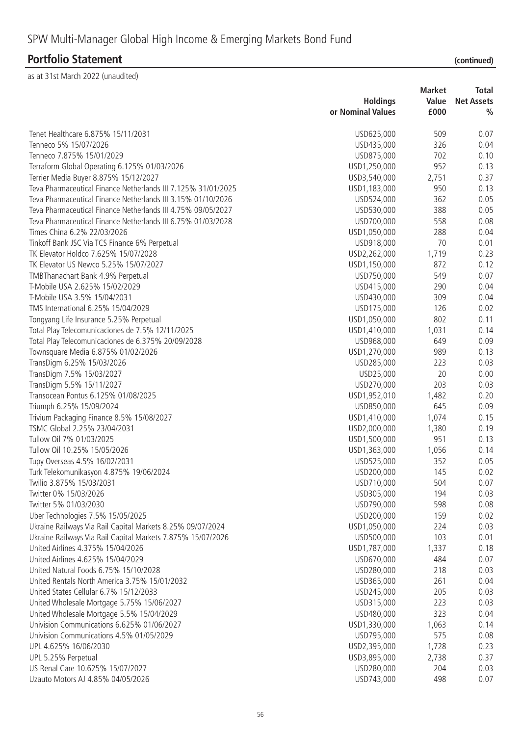# SPW Multi-Manager Global High Income & Emerging Markets Bond Fund

## Portfolio Statement (continued)

as at 31st March 2022 (unaudited)

| | Holdings or Nominal Values | Market Value £000 | Total Net Assets % |
|---|---|---|---|
| Tenet Healthcare 6.875% 15/11/2031 | USD625,000 | 509 | 0.07 |
| Tenneco 5% 15/07/2026 | USD435,000 | 326 | 0.04 |
| Tenneco 7.875% 15/01/2029 | USD875,000 | 702 | 0.10 |
| Terraform Global Operating 6.125% 01/03/2026 | USD1,250,000 | 952 | 0.13 |
| Terrier Media Buyer 8.875% 15/12/2027 | USD3,540,000 | 2,751 | 0.37 |
| Teva Pharmaceutical Finance Netherlands III 7.125% 31/01/2025 | USD1,183,000 | 950 | 0.13 |
| Teva Pharmaceutical Finance Netherlands III 3.15% 01/10/2026 | USD524,000 | 362 | 0.05 |
| Teva Pharmaceutical Finance Netherlands III 4.75% 09/05/2027 | USD530,000 | 388 | 0.05 |
| Teva Pharmaceutical Finance Netherlands III 6.75% 01/03/2028 | USD700,000 | 558 | 0.08 |
| Times China 6.2% 22/03/2026 | USD1,050,000 | 288 | 0.04 |
| Tinkoff Bank JSC Via TCS Finance 6% Perpetual | USD918,000 | 70 | 0.01 |
| TK Elevator Holdco 7.625% 15/07/2028 | USD2,262,000 | 1,719 | 0.23 |
| TK Elevator US Newco 5.25% 15/07/2027 | USD1,150,000 | 872 | 0.12 |
| TMBThanachart Bank 4.9% Perpetual | USD750,000 | 549 | 0.07 |
| T-Mobile USA 2.625% 15/02/2029 | USD415,000 | 290 | 0.04 |
| T-Mobile USA 3.5% 15/04/2031 | USD430,000 | 309 | 0.04 |
| TMS International 6.25% 15/04/2029 | USD175,000 | 126 | 0.02 |
| Tongyang Life Insurance 5.25% Perpetual | USD1,050,000 | 802 | 0.11 |
| Total Play Telecomunicaciones de 7.5% 12/11/2025 | USD1,410,000 | 1,031 | 0.14 |
| Total Play Telecomunicaciones de 6.375% 20/09/2028 | USD968,000 | 649 | 0.09 |
| Townsquare Media 6.875% 01/02/2026 | USD1,270,000 | 989 | 0.13 |
| TransDigm 6.25% 15/03/2026 | USD285,000 | 223 | 0.03 |
| TransDigm 7.5% 15/03/2027 | USD25,000 | 20 | 0.00 |
| TransDigm 5.5% 15/11/2027 | USD270,000 | 203 | 0.03 |
| Transocean Pontus 6.125% 01/08/2025 | USD1,952,010 | 1,482 | 0.20 |
| Triumph 6.25% 15/09/2024 | USD850,000 | 645 | 0.09 |
| Trivium Packaging Finance 8.5% 15/08/2027 | USD1,410,000 | 1,074 | 0.15 |
| TSMC Global 2.25% 23/04/2031 | USD2,000,000 | 1,380 | 0.19 |
| Tullow Oil 7% 01/03/2025 | USD1,500,000 | 951 | 0.13 |
| Tullow Oil 10.25% 15/05/2026 | USD1,363,000 | 1,056 | 0.14 |
| Tupy Overseas 4.5% 16/02/2031 | USD525,000 | 352 | 0.05 |
| Turk Telekomunikasyon 4.875% 19/06/2024 | USD200,000 | 145 | 0.02 |
| Twilio 3.875% 15/03/2031 | USD710,000 | 504 | 0.07 |
| Twitter 0% 15/03/2026 | USD305,000 | 194 | 0.03 |
| Twitter 5% 01/03/2030 | USD790,000 | 598 | 0.08 |
| Uber Technologies 7.5% 15/05/2025 | USD200,000 | 159 | 0.02 |
| Ukraine Railways Via Rail Capital Markets 8.25% 09/07/2024 | USD1,050,000 | 224 | 0.03 |
| Ukraine Railways Via Rail Capital Markets 7.875% 15/07/2026 | USD500,000 | 103 | 0.01 |
| United Airlines 4.375% 15/04/2026 | USD1,787,000 | 1,337 | 0.18 |
| United Airlines 4.625% 15/04/2029 | USD670,000 | 484 | 0.07 |
| United Natural Foods 6.75% 15/10/2028 | USD280,000 | 218 | 0.03 |
| United Rentals North America 3.75% 15/01/2032 | USD365,000 | 261 | 0.04 |
| United States Cellular 6.7% 15/12/2033 | USD245,000 | 205 | 0.03 |
| United Wholesale Mortgage 5.75% 15/06/2027 | USD315,000 | 223 | 0.03 |
| United Wholesale Mortgage 5.5% 15/04/2029 | USD480,000 | 323 | 0.04 |
| Univision Communications 6.625% 01/06/2027 | USD1,330,000 | 1,063 | 0.14 |
| Univision Communications 4.5% 01/05/2029 | USD795,000 | 575 | 0.08 |
| UPL 4.625% 16/06/2030 | USD2,395,000 | 1,728 | 0.23 |
| UPL 5.25% Perpetual | USD3,895,000 | 2,738 | 0.37 |
| US Renal Care 10.625% 15/07/2027 | USD280,000 | 204 | 0.03 |
| Uzauto Motors AJ 4.85% 04/05/2026 | USD743,000 | 498 | 0.07 |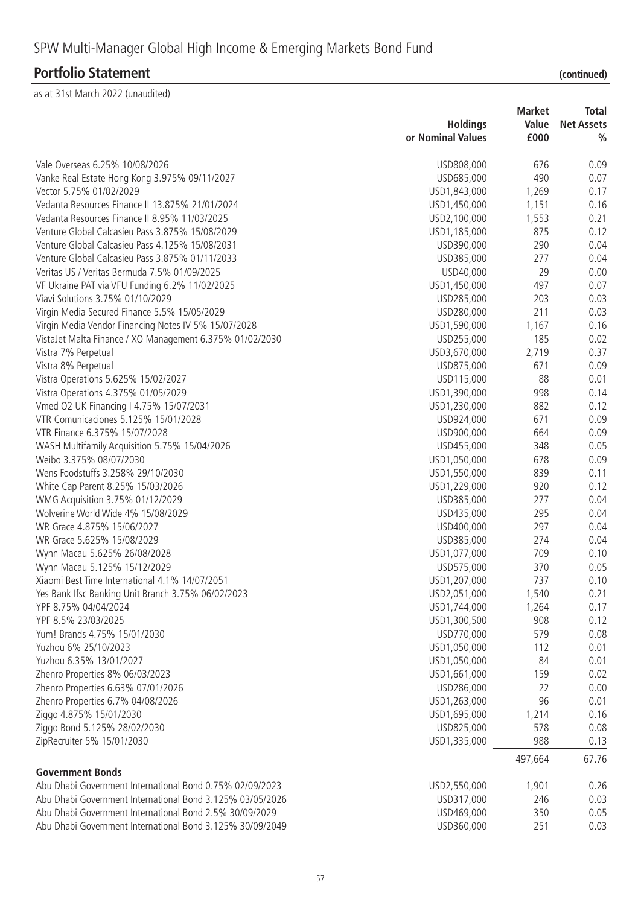# SPW Multi-Manager Global High Income & Emerging Markets Bond Fund

## Portfolio Statement (continued)

as at 31st March 2022 (unaudited)

| | Holdings or Nominal Values | Market Value £000 | Total Net Assets % |
|---|---|---|---|
| Vale Overseas 6.25% 10/08/2026 | USD808,000 | 676 | 0.09 |
| Vanke Real Estate Hong Kong 3.975% 09/11/2027 | USD685,000 | 490 | 0.07 |
| Vector 5.75% 01/02/2029 | USD1,843,000 | 1,269 | 0.17 |
| Vedanta Resources Finance II 13.875% 21/01/2024 | USD1,450,000 | 1,151 | 0.16 |
| Vedanta Resources Finance II 8.95% 11/03/2025 | USD2,100,000 | 1,553 | 0.21 |
| Venture Global Calcasieu Pass 3.875% 15/08/2029 | USD1,185,000 | 875 | 0.12 |
| Venture Global Calcasieu Pass 4.125% 15/08/2031 | USD390,000 | 290 | 0.04 |
| Venture Global Calcasieu Pass 3.875% 01/11/2033 | USD385,000 | 277 | 0.04 |
| Veritas US / Veritas Bermuda 7.5% 01/09/2025 | USD40,000 | 29 | 0.00 |
| VF Ukraine PAT via VFU Funding 6.2% 11/02/2025 | USD1,450,000 | 497 | 0.07 |
| Viavi Solutions 3.75% 01/10/2029 | USD285,000 | 203 | 0.03 |
| Virgin Media Secured Finance 5.5% 15/05/2029 | USD280,000 | 211 | 0.03 |
| Virgin Media Vendor Financing Notes IV 5% 15/07/2028 | USD1,590,000 | 1,167 | 0.16 |
| VistaJet Malta Finance / XO Management 6.375% 01/02/2030 | USD255,000 | 185 | 0.02 |
| Vistra 7% Perpetual | USD3,670,000 | 2,719 | 0.37 |
| Vistra 8% Perpetual | USD875,000 | 671 | 0.09 |
| Vistra Operations 5.625% 15/02/2027 | USD115,000 | 88 | 0.01 |
| Vistra Operations 4.375% 01/05/2029 | USD1,390,000 | 998 | 0.14 |
| Vmed O2 UK Financing I 4.75% 15/07/2031 | USD1,230,000 | 882 | 0.12 |
| VTR Comunicaciones 5.125% 15/01/2028 | USD924,000 | 671 | 0.09 |
| VTR Finance 6.375% 15/07/2028 | USD900,000 | 664 | 0.09 |
| WASH Multifamily Acquisition 5.75% 15/04/2026 | USD455,000 | 348 | 0.05 |
| Weibo 3.375% 08/07/2030 | USD1,050,000 | 678 | 0.09 |
| Wens Foodstuffs 3.258% 29/10/2030 | USD1,550,000 | 839 | 0.11 |
| White Cap Parent 8.25% 15/03/2026 | USD1,229,000 | 920 | 0.12 |
| WMG Acquisition 3.75% 01/12/2029 | USD385,000 | 277 | 0.04 |
| Wolverine World Wide 4% 15/08/2029 | USD435,000 | 295 | 0.04 |
| WR Grace 4.875% 15/06/2027 | USD400,000 | 297 | 0.04 |
| WR Grace 5.625% 15/08/2029 | USD385,000 | 274 | 0.04 |
| Wynn Macau 5.625% 26/08/2028 | USD1,077,000 | 709 | 0.10 |
| Wynn Macau 5.125% 15/12/2029 | USD575,000 | 370 | 0.05 |
| Xiaomi Best Time International 4.1% 14/07/2051 | USD1,207,000 | 737 | 0.10 |
| Yes Bank Ifsc Banking Unit Branch 3.75% 06/02/2023 | USD2,051,000 | 1,540 | 0.21 |
| YPF 8.75% 04/04/2024 | USD1,744,000 | 1,264 | 0.17 |
| YPF 8.5% 23/03/2025 | USD1,300,500 | 908 | 0.12 |
| Yum! Brands 4.75% 15/01/2030 | USD770,000 | 579 | 0.08 |
| Yuzhou 6% 25/10/2023 | USD1,050,000 | 112 | 0.01 |
| Yuzhou 6.35% 13/01/2027 | USD1,050,000 | 84 | 0.01 |
| Zhenro Properties 8% 06/03/2023 | USD1,661,000 | 159 | 0.02 |
| Zhenro Properties 6.63% 07/01/2026 | USD286,000 | 22 | 0.00 |
| Zhenro Properties 6.7% 04/08/2026 | USD1,263,000 | 96 | 0.01 |
| Ziggo 4.875% 15/01/2030 | USD1,695,000 | 1,214 | 0.16 |
| Ziggo Bond 5.125% 28/02/2030 | USD825,000 | 578 | 0.08 |
| ZipRecruiter 5% 15/01/2030 | USD1,335,000 | 988 | 0.13 |
| | | 497,664 | 67.76 |
| **Government Bonds** | | | |
| Abu Dhabi Government International Bond 0.75% 02/09/2023 | USD2,550,000 | 1,901 | 0.26 |
| Abu Dhabi Government International Bond 3.125% 03/05/2026 | USD317,000 | 246 | 0.03 |
| Abu Dhabi Government International Bond 2.5% 30/09/2029 | USD469,000 | 350 | 0.05 |
| Abu Dhabi Government International Bond 3.125% 30/09/2049 | USD360,000 | 251 | 0.03 |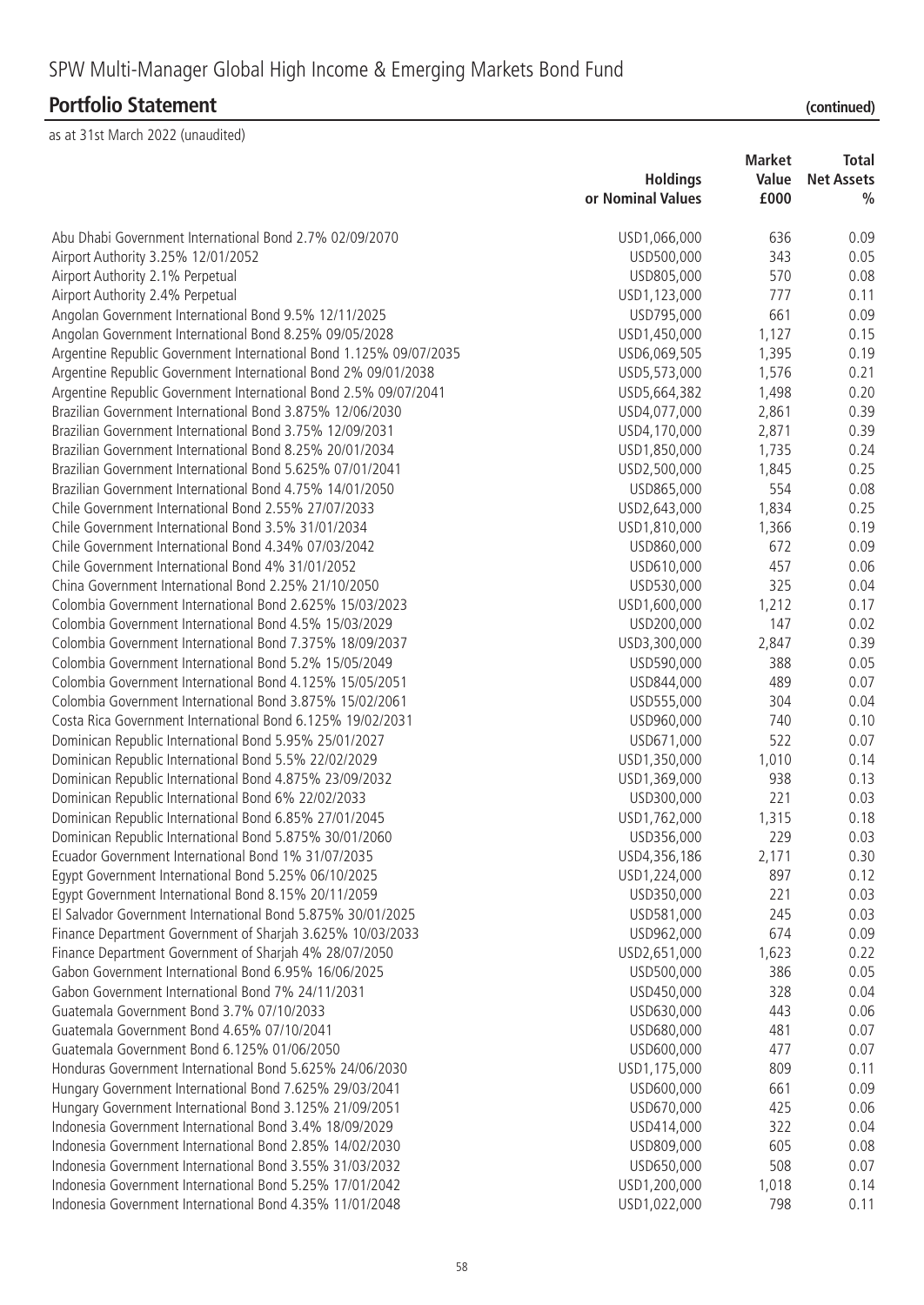# SPW Multi-Manager Global High Income & Emerging Markets Bond Fund

## Portfolio Statement (continued)

as at 31st March 2022 (unaudited)

| | Holdings or Nominal Values | Market Value £000 | Total Net Assets % |
|---|---|---|---|
| Abu Dhabi Government International Bond 2.7% 02/09/2070 | USD1,066,000 | 636 | 0.09 |
| Airport Authority 3.25% 12/01/2052 | USD500,000 | 343 | 0.05 |
| Airport Authority 2.1% Perpetual | USD805,000 | 570 | 0.08 |
| Airport Authority 2.4% Perpetual | USD1,123,000 | 777 | 0.11 |
| Angolan Government International Bond 9.5% 12/11/2025 | USD795,000 | 661 | 0.09 |
| Angolan Government International Bond 8.25% 09/05/2028 | USD1,450,000 | 1,127 | 0.15 |
| Argentine Republic Government International Bond 1.125% 09/07/2035 | USD6,069,505 | 1,395 | 0.19 |
| Argentine Republic Government International Bond 2% 09/01/2038 | USD5,573,000 | 1,576 | 0.21 |
| Argentine Republic Government International Bond 2.5% 09/07/2041 | USD5,664,382 | 1,498 | 0.20 |
| Brazilian Government International Bond 3.875% 12/06/2030 | USD4,077,000 | 2,861 | 0.39 |
| Brazilian Government International Bond 3.75% 12/09/2031 | USD4,170,000 | 2,871 | 0.39 |
| Brazilian Government International Bond 8.25% 20/01/2034 | USD1,850,000 | 1,735 | 0.24 |
| Brazilian Government International Bond 5.625% 07/01/2041 | USD2,500,000 | 1,845 | 0.25 |
| Brazilian Government International Bond 4.75% 14/01/2050 | USD865,000 | 554 | 0.08 |
| Chile Government International Bond 2.55% 27/07/2033 | USD2,643,000 | 1,834 | 0.25 |
| Chile Government International Bond 3.5% 31/01/2034 | USD1,810,000 | 1,366 | 0.19 |
| Chile Government International Bond 4.34% 07/03/2042 | USD860,000 | 672 | 0.09 |
| Chile Government International Bond 4% 31/01/2052 | USD610,000 | 457 | 0.06 |
| China Government International Bond 2.25% 21/10/2050 | USD530,000 | 325 | 0.04 |
| Colombia Government International Bond 2.625% 15/03/2023 | USD1,600,000 | 1,212 | 0.17 |
| Colombia Government International Bond 4.5% 15/03/2029 | USD200,000 | 147 | 0.02 |
| Colombia Government International Bond 7.375% 18/09/2037 | USD3,300,000 | 2,847 | 0.39 |
| Colombia Government International Bond 5.2% 15/05/2049 | USD590,000 | 388 | 0.05 |
| Colombia Government International Bond 4.125% 15/05/2051 | USD844,000 | 489 | 0.07 |
| Colombia Government International Bond 3.875% 15/02/2061 | USD555,000 | 304 | 0.04 |
| Costa Rica Government International Bond 6.125% 19/02/2031 | USD960,000 | 740 | 0.10 |
| Dominican Republic International Bond 5.95% 25/01/2027 | USD671,000 | 522 | 0.07 |
| Dominican Republic International Bond 5.5% 22/02/2029 | USD1,350,000 | 1,010 | 0.14 |
| Dominican Republic International Bond 4.875% 23/09/2032 | USD1,369,000 | 938 | 0.13 |
| Dominican Republic International Bond 6% 22/02/2033 | USD300,000 | 221 | 0.03 |
| Dominican Republic International Bond 6.85% 27/01/2045 | USD1,762,000 | 1,315 | 0.18 |
| Dominican Republic International Bond 5.875% 30/01/2060 | USD356,000 | 229 | 0.03 |
| Ecuador Government International Bond 1% 31/07/2035 | USD4,356,186 | 2,171 | 0.30 |
| Egypt Government International Bond 5.25% 06/10/2025 | USD1,224,000 | 897 | 0.12 |
| Egypt Government International Bond 8.15% 20/11/2059 | USD350,000 | 221 | 0.03 |
| El Salvador Government International Bond 5.875% 30/01/2025 | USD581,000 | 245 | 0.03 |
| Finance Department Government of Sharjah 3.625% 10/03/2033 | USD962,000 | 674 | 0.09 |
| Finance Department Government of Sharjah 4% 28/07/2050 | USD2,651,000 | 1,623 | 0.22 |
| Gabon Government International Bond 6.95% 16/06/2025 | USD500,000 | 386 | 0.05 |
| Gabon Government International Bond 7% 24/11/2031 | USD450,000 | 328 | 0.04 |
| Guatemala Government Bond 3.7% 07/10/2033 | USD630,000 | 443 | 0.06 |
| Guatemala Government Bond 4.65% 07/10/2041 | USD680,000 | 481 | 0.07 |
| Guatemala Government Bond 6.125% 01/06/2050 | USD600,000 | 477 | 0.07 |
| Honduras Government International Bond 5.625% 24/06/2030 | USD1,175,000 | 809 | 0.11 |
| Hungary Government International Bond 7.625% 29/03/2041 | USD600,000 | 661 | 0.09 |
| Hungary Government International Bond 3.125% 21/09/2051 | USD670,000 | 425 | 0.06 |
| Indonesia Government International Bond 3.4% 18/09/2029 | USD414,000 | 322 | 0.04 |
| Indonesia Government International Bond 2.85% 14/02/2030 | USD809,000 | 605 | 0.08 |
| Indonesia Government International Bond 3.55% 31/03/2032 | USD650,000 | 508 | 0.07 |
| Indonesia Government International Bond 5.25% 17/01/2042 | USD1,200,000 | 1,018 | 0.14 |
| Indonesia Government International Bond 4.35% 11/01/2048 | USD1,022,000 | 798 | 0.11 |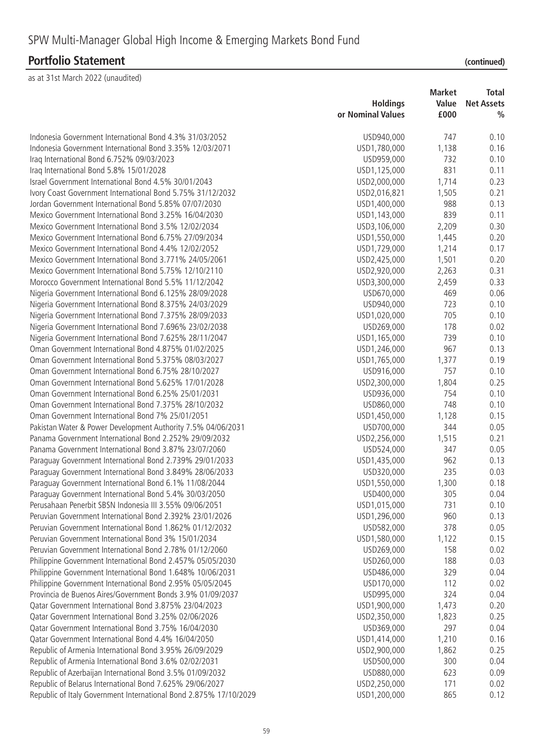# SPW Multi-Manager Global High Income & Emerging Markets Bond Fund

## Portfolio Statement (continued)

as at 31st March 2022 (unaudited)

| | Holdings or Nominal Values | Market Value £000 | Total Net Assets % |
|---|---|---|---|
| Indonesia Government International Bond 4.3% 31/03/2052 | USD940,000 | 747 | 0.10 |
| Indonesia Government International Bond 3.35% 12/03/2071 | USD1,780,000 | 1,138 | 0.16 |
| Iraq International Bond 6.752% 09/03/2023 | USD959,000 | 732 | 0.10 |
| Iraq International Bond 5.8% 15/01/2028 | USD1,125,000 | 831 | 0.11 |
| Israel Government International Bond 4.5% 30/01/2043 | USD2,000,000 | 1,714 | 0.23 |
| Ivory Coast Government International Bond 5.75% 31/12/2032 | USD2,016,821 | 1,505 | 0.21 |
| Jordan Government International Bond 5.85% 07/07/2030 | USD1,400,000 | 988 | 0.13 |
| Mexico Government International Bond 3.25% 16/04/2030 | USD1,143,000 | 839 | 0.11 |
| Mexico Government International Bond 3.5% 12/02/2034 | USD3,106,000 | 2,209 | 0.30 |
| Mexico Government International Bond 6.75% 27/09/2034 | USD1,550,000 | 1,445 | 0.20 |
| Mexico Government International Bond 4.4% 12/02/2052 | USD1,729,000 | 1,214 | 0.17 |
| Mexico Government International Bond 3.771% 24/05/2061 | USD2,425,000 | 1,501 | 0.20 |
| Mexico Government International Bond 5.75% 12/10/2110 | USD2,920,000 | 2,263 | 0.31 |
| Morocco Government International Bond 5.5% 11/12/2042 | USD3,300,000 | 2,459 | 0.33 |
| Nigeria Government International Bond 6.125% 28/09/2028 | USD670,000 | 469 | 0.06 |
| Nigeria Government International Bond 8.375% 24/03/2029 | USD940,000 | 723 | 0.10 |
| Nigeria Government International Bond 7.375% 28/09/2033 | USD1,020,000 | 705 | 0.10 |
| Nigeria Government International Bond 7.696% 23/02/2038 | USD269,000 | 178 | 0.02 |
| Nigeria Government International Bond 7.625% 28/11/2047 | USD1,165,000 | 739 | 0.10 |
| Oman Government International Bond 4.875% 01/02/2025 | USD1,246,000 | 967 | 0.13 |
| Oman Government International Bond 5.375% 08/03/2027 | USD1,765,000 | 1,377 | 0.19 |
| Oman Government International Bond 6.75% 28/10/2027 | USD916,000 | 757 | 0.10 |
| Oman Government International Bond 5.625% 17/01/2028 | USD2,300,000 | 1,804 | 0.25 |
| Oman Government International Bond 6.25% 25/01/2031 | USD936,000 | 754 | 0.10 |
| Oman Government International Bond 7.375% 28/10/2032 | USD860,000 | 748 | 0.10 |
| Oman Government International Bond 7% 25/01/2051 | USD1,450,000 | 1,128 | 0.15 |
| Pakistan Water & Power Development Authority 7.5% 04/06/2031 | USD700,000 | 344 | 0.05 |
| Panama Government International Bond 2.252% 29/09/2032 | USD2,256,000 | 1,515 | 0.21 |
| Panama Government International Bond 3.87% 23/07/2060 | USD524,000 | 347 | 0.05 |
| Paraguay Government International Bond 2.739% 29/01/2033 | USD1,435,000 | 962 | 0.13 |
| Paraguay Government International Bond 3.849% 28/06/2033 | USD320,000 | 235 | 0.03 |
| Paraguay Government International Bond 6.1% 11/08/2044 | USD1,550,000 | 1,300 | 0.18 |
| Paraguay Government International Bond 5.4% 30/03/2050 | USD400,000 | 305 | 0.04 |
| Perusahaan Penerbit SBSN Indonesia III 3.55% 09/06/2051 | USD1,015,000 | 731 | 0.10 |
| Peruvian Government International Bond 2.392% 23/01/2026 | USD1,296,000 | 960 | 0.13 |
| Peruvian Government International Bond 1.862% 01/12/2032 | USD582,000 | 378 | 0.05 |
| Peruvian Government International Bond 3% 15/01/2034 | USD1,580,000 | 1,122 | 0.15 |
| Peruvian Government International Bond 2.78% 01/12/2060 | USD269,000 | 158 | 0.02 |
| Philippine Government International Bond 2.457% 05/05/2030 | USD260,000 | 188 | 0.03 |
| Philippine Government International Bond 1.648% 10/06/2031 | USD486,000 | 329 | 0.04 |
| Philippine Government International Bond 2.95% 05/05/2045 | USD170,000 | 112 | 0.02 |
| Provincia de Buenos Aires/Government Bonds 3.9% 01/09/2037 | USD995,000 | 324 | 0.04 |
| Qatar Government International Bond 3.875% 23/04/2023 | USD1,900,000 | 1,473 | 0.20 |
| Qatar Government International Bond 3.25% 02/06/2026 | USD2,350,000 | 1,823 | 0.25 |
| Qatar Government International Bond 3.75% 16/04/2030 | USD369,000 | 297 | 0.04 |
| Qatar Government International Bond 4.4% 16/04/2050 | USD1,414,000 | 1,210 | 0.16 |
| Republic of Armenia International Bond 3.95% 26/09/2029 | USD2,900,000 | 1,862 | 0.25 |
| Republic of Armenia International Bond 3.6% 02/02/2031 | USD500,000 | 300 | 0.04 |
| Republic of Azerbaijan International Bond 3.5% 01/09/2032 | USD880,000 | 623 | 0.09 |
| Republic of Belarus International Bond 7.625% 29/06/2027 | USD2,250,000 | 171 | 0.02 |
| Republic of Italy Government International Bond 2.875% 17/10/2029 | USD1,200,000 | 865 | 0.12 |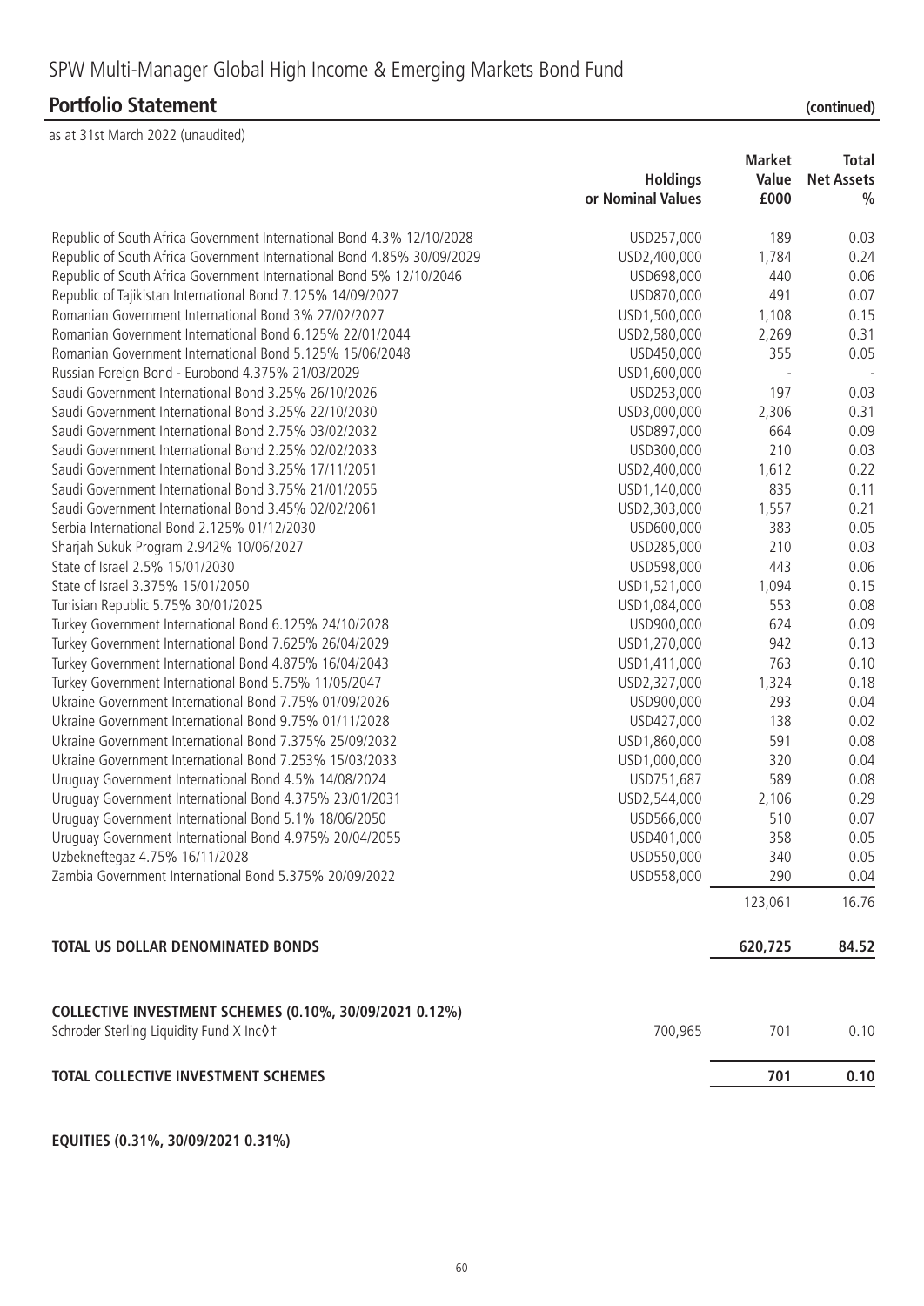# SPW Multi-Manager Global High Income & Emerging Markets Bond Fund

## Portfolio Statement (continued)

as at 31st March 2022 (unaudited)

| | Holdings or Nominal Values | Market Value £000 | Total Net Assets % |
|---|---|---|---|
| Republic of South Africa Government International Bond 4.3% 12/10/2028 | USD257,000 | 189 | 0.03 |
| Republic of South Africa Government International Bond 4.85% 30/09/2029 | USD2,400,000 | 1,784 | 0.24 |
| Republic of South Africa Government International Bond 5% 12/10/2046 | USD698,000 | 440 | 0.06 |
| Republic of Tajikistan International Bond 7.125% 14/09/2027 | USD870,000 | 491 | 0.07 |
| Romanian Government International Bond 3% 27/02/2027 | USD1,500,000 | 1,108 | 0.15 |
| Romanian Government International Bond 6.125% 22/01/2044 | USD2,580,000 | 2,269 | 0.31 |
| Romanian Government International Bond 5.125% 15/06/2048 | USD450,000 | 355 | 0.05 |
| Russian Foreign Bond - Eurobond 4.375% 21/03/2029 | USD1,600,000 | - | - |
| Saudi Government International Bond 3.25% 26/10/2026 | USD253,000 | 197 | 0.03 |
| Saudi Government International Bond 3.25% 22/10/2030 | USD3,000,000 | 2,306 | 0.31 |
| Saudi Government International Bond 2.75% 03/02/2032 | USD897,000 | 664 | 0.09 |
| Saudi Government International Bond 2.25% 02/02/2033 | USD300,000 | 210 | 0.03 |
| Saudi Government International Bond 3.25% 17/11/2051 | USD2,400,000 | 1,612 | 0.22 |
| Saudi Government International Bond 3.75% 21/01/2055 | USD1,140,000 | 835 | 0.11 |
| Saudi Government International Bond 3.45% 02/02/2061 | USD2,303,000 | 1,557 | 0.21 |
| Serbia International Bond 2.125% 01/12/2030 | USD600,000 | 383 | 0.05 |
| Sharjah Sukuk Program 2.942% 10/06/2027 | USD285,000 | 210 | 0.03 |
| State of Israel 2.5% 15/01/2030 | USD598,000 | 443 | 0.06 |
| State of Israel 3.375% 15/01/2050 | USD1,521,000 | 1,094 | 0.15 |
| Tunisian Republic 5.75% 30/01/2025 | USD1,084,000 | 553 | 0.08 |
| Turkey Government International Bond 6.125% 24/10/2028 | USD900,000 | 624 | 0.09 |
| Turkey Government International Bond 7.625% 26/04/2029 | USD1,270,000 | 942 | 0.13 |
| Turkey Government International Bond 4.875% 16/04/2043 | USD1,411,000 | 763 | 0.10 |
| Turkey Government International Bond 5.75% 11/05/2047 | USD2,327,000 | 1,324 | 0.18 |
| Ukraine Government International Bond 7.75% 01/09/2026 | USD900,000 | 293 | 0.04 |
| Ukraine Government International Bond 9.75% 01/11/2028 | USD427,000 | 138 | 0.02 |
| Ukraine Government International Bond 7.375% 25/09/2032 | USD1,860,000 | 591 | 0.08 |
| Ukraine Government International Bond 7.253% 15/03/2033 | USD1,000,000 | 320 | 0.04 |
| Uruguay Government International Bond 4.5% 14/08/2024 | USD751,687 | 589 | 0.08 |
| Uruguay Government International Bond 4.375% 23/01/2031 | USD2,544,000 | 2,106 | 0.29 |
| Uruguay Government International Bond 5.1% 18/06/2050 | USD566,000 | 510 | 0.07 |
| Uruguay Government International Bond 4.975% 20/04/2055 | USD401,000 | 358 | 0.05 |
| Uzbekneftegaz 4.75% 16/11/2028 | USD550,000 | 340 | 0.05 |
| Zambia Government International Bond 5.375% 20/09/2022 | USD558,000 | 290 | 0.04 |
| | | 123,061 | 16.76 |
| **TOTAL US DOLLAR DENOMINATED BONDS** | | **620,725** | **84.52** |
| **COLLECTIVE INVESTMENT SCHEMES (0.10%, 30/09/2021 0.12%)** | | | |
| Schroder Sterling Liquidity Fund X Inc◊† | 700,965 | 701 | 0.10 |
| **TOTAL COLLECTIVE INVESTMENT SCHEMES** | | **701** | **0.10** |

**EQUITIES (0.31%, 30/09/2021 0.31%)**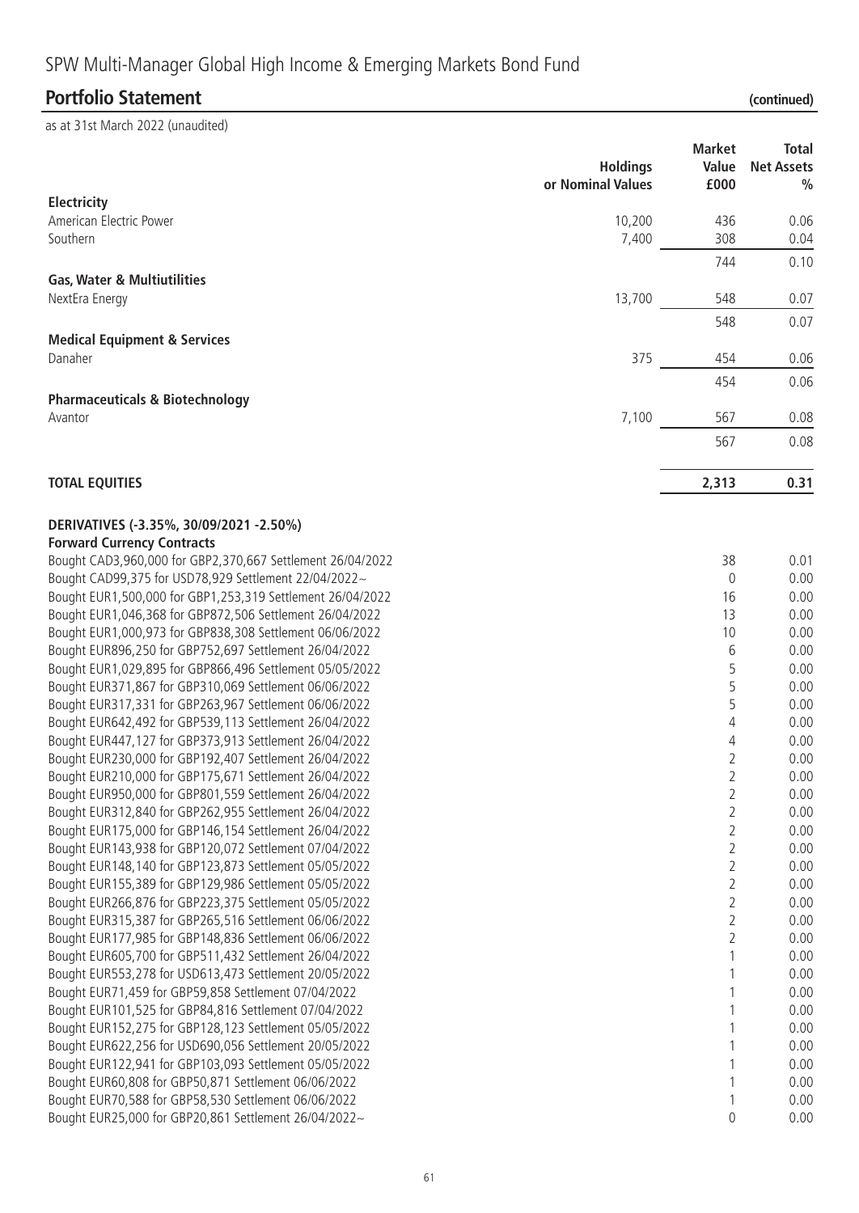# SPW Multi-Manager Global High Income & Emerging Markets Bond Fund

## Portfolio Statement (continued)

as at 31st March 2022 (unaudited)

| | Holdings or Nominal Values | Market Value £000 | Total Net Assets % |
|---|---|---|---|
| **Electricity** | | | |
| American Electric Power | 10,200 | 436 | 0.06 |
| Southern | 7,400 | 308 | 0.04 |
| | | 744 | 0.10 |
| **Gas, Water & Multiutilities** | | | |
| NextEra Energy | 13,700 | 548 | 0.07 |
| | | 548 | 0.07 |
| **Medical Equipment & Services** | | | |
| Danaher | 375 | 454 | 0.06 |
| | | 454 | 0.06 |
| **Pharmaceuticals & Biotechnology** | | | |
| Avantor | 7,100 | 567 | 0.08 |
| | | 567 | 0.08 |
| **TOTAL EQUITIES** | | **2,313** | **0.31** |
| **DERIVATIVES (-3.35%, 30/09/2021 -2.50%)** | | | |
| **Forward Currency Contracts** | | | |
| Bought CAD3,960,000 for GBP2,370,667 Settlement 26/04/2022 | | 38 | 0.01 |
| Bought CAD99,375 for USD78,929 Settlement 22/04/2022~ | | 0 | 0.00 |
| Bought EUR1,500,000 for GBP1,253,319 Settlement 26/04/2022 | | 16 | 0.00 |
| Bought EUR1,046,368 for GBP872,506 Settlement 26/04/2022 | | 13 | 0.00 |
| Bought EUR1,000,973 for GBP838,308 Settlement 06/06/2022 | | 10 | 0.00 |
| Bought EUR896,250 for GBP752,697 Settlement 26/04/2022 | | 6 | 0.00 |
| Bought EUR1,029,895 for GBP866,496 Settlement 05/05/2022 | | 5 | 0.00 |
| Bought EUR371,867 for GBP310,069 Settlement 06/06/2022 | | 5 | 0.00 |
| Bought EUR317,331 for GBP263,967 Settlement 06/06/2022 | | 5 | 0.00 |
| Bought EUR642,492 for GBP539,113 Settlement 26/04/2022 | | 4 | 0.00 |
| Bought EUR447,127 for GBP373,913 Settlement 26/04/2022 | | 4 | 0.00 |
| Bought EUR230,000 for GBP192,407 Settlement 26/04/2022 | | 2 | 0.00 |
| Bought EUR210,000 for GBP175,671 Settlement 26/04/2022 | | 2 | 0.00 |
| Bought EUR950,000 for GBP801,559 Settlement 26/04/2022 | | 2 | 0.00 |
| Bought EUR312,840 for GBP262,955 Settlement 26/04/2022 | | 2 | 0.00 |
| Bought EUR175,000 for GBP146,154 Settlement 26/04/2022 | | 2 | 0.00 |
| Bought EUR143,938 for GBP120,072 Settlement 07/04/2022 | | 2 | 0.00 |
| Bought EUR148,140 for GBP123,873 Settlement 05/05/2022 | | 2 | 0.00 |
| Bought EUR155,389 for GBP129,986 Settlement 05/05/2022 | | 2 | 0.00 |
| Bought EUR266,876 for GBP223,375 Settlement 05/05/2022 | | 2 | 0.00 |
| Bought EUR315,387 for GBP265,516 Settlement 06/06/2022 | | 2 | 0.00 |
| Bought EUR177,985 for GBP148,836 Settlement 06/06/2022 | | 2 | 0.00 |
| Bought EUR605,700 for GBP511,432 Settlement 26/04/2022 | | 1 | 0.00 |
| Bought EUR553,278 for USD613,473 Settlement 20/05/2022 | | 1 | 0.00 |
| Bought EUR71,459 for GBP59,858 Settlement 07/04/2022 | | 1 | 0.00 |
| Bought EUR101,525 for GBP84,816 Settlement 07/04/2022 | | 1 | 0.00 |
| Bought EUR152,275 for GBP128,123 Settlement 05/05/2022 | | 1 | 0.00 |
| Bought EUR622,256 for USD690,056 Settlement 20/05/2022 | | 1 | 0.00 |
| Bought EUR122,941 for GBP103,093 Settlement 05/05/2022 | | 1 | 0.00 |
| Bought EUR60,808 for GBP50,871 Settlement 06/06/2022 | | 1 | 0.00 |
| Bought EUR70,588 for GBP58,530 Settlement 06/06/2022 | | 1 | 0.00 |
| Bought EUR25,000 for GBP20,861 Settlement 26/04/2022~ | | 0 | 0.00 |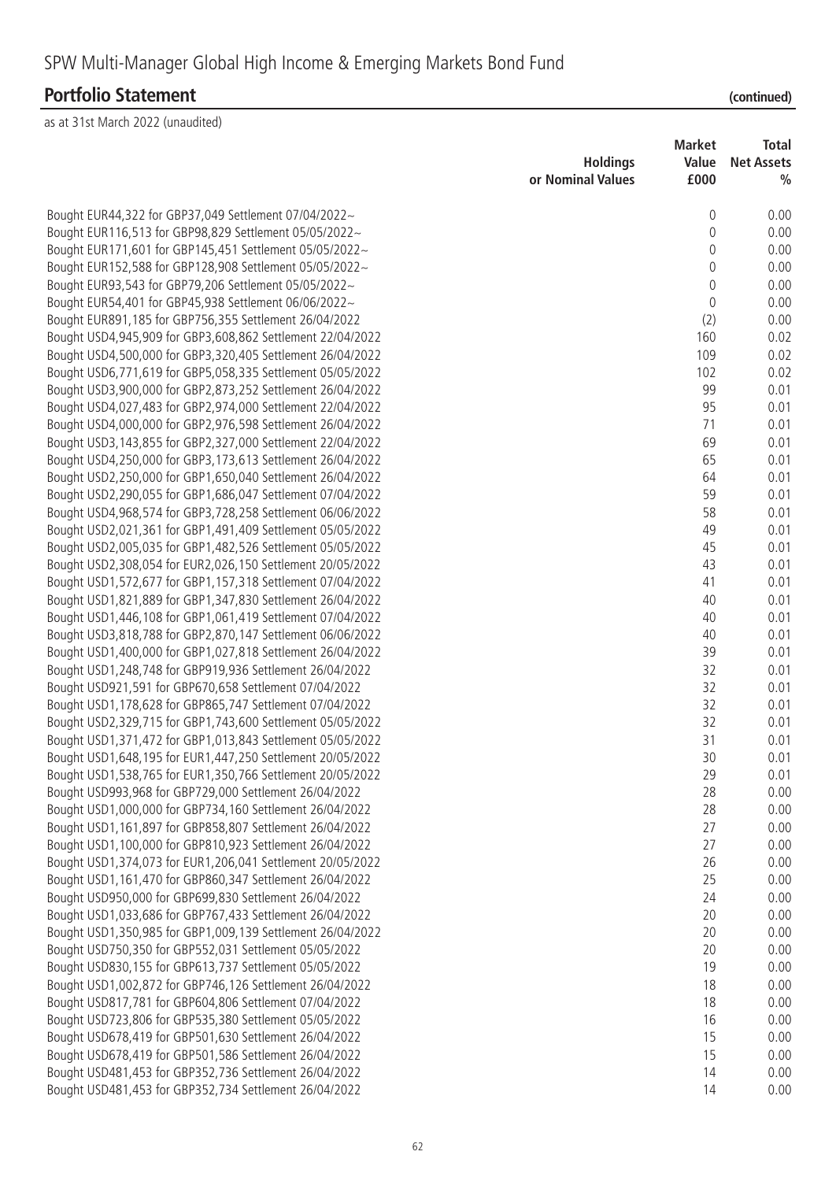# SPW Multi-Manager Global High Income & Emerging Markets Bond Fund

## Portfolio Statement (continued)

as at 31st March 2022 (unaudited)

| | Holdings or Nominal Values | Market Value £000 | Total Net Assets % |
|---|---|---|---|
| Bought EUR44,322 for GBP37,049 Settlement 07/04/2022~ | | 0 | 0.00 |
| Bought EUR116,513 for GBP98,829 Settlement 05/05/2022~ | | 0 | 0.00 |
| Bought EUR171,601 for GBP145,451 Settlement 05/05/2022~ | | 0 | 0.00 |
| Bought EUR152,588 for GBP128,908 Settlement 05/05/2022~ | | 0 | 0.00 |
| Bought EUR93,543 for GBP79,206 Settlement 05/05/2022~ | | 0 | 0.00 |
| Bought EUR54,401 for GBP45,938 Settlement 06/06/2022~ | | 0 | 0.00 |
| Bought EUR891,185 for GBP756,355 Settlement 26/04/2022 | | (2) | 0.00 |
| Bought USD4,945,909 for GBP3,608,862 Settlement 22/04/2022 | | 160 | 0.02 |
| Bought USD4,500,000 for GBP3,320,405 Settlement 26/04/2022 | | 109 | 0.02 |
| Bought USD6,771,619 for GBP5,058,335 Settlement 05/05/2022 | | 102 | 0.02 |
| Bought USD3,900,000 for GBP2,873,252 Settlement 26/04/2022 | | 99 | 0.01 |
| Bought USD4,027,483 for GBP2,974,000 Settlement 22/04/2022 | | 95 | 0.01 |
| Bought USD4,000,000 for GBP2,976,598 Settlement 26/04/2022 | | 71 | 0.01 |
| Bought USD3,143,855 for GBP2,327,000 Settlement 22/04/2022 | | 69 | 0.01 |
| Bought USD4,250,000 for GBP3,173,613 Settlement 26/04/2022 | | 65 | 0.01 |
| Bought USD2,250,000 for GBP1,650,040 Settlement 26/04/2022 | | 64 | 0.01 |
| Bought USD2,290,055 for GBP1,686,047 Settlement 07/04/2022 | | 59 | 0.01 |
| Bought USD4,968,574 for GBP3,728,258 Settlement 06/06/2022 | | 58 | 0.01 |
| Bought USD2,021,361 for GBP1,491,409 Settlement 05/05/2022 | | 49 | 0.01 |
| Bought USD2,005,035 for GBP1,482,526 Settlement 05/05/2022 | | 45 | 0.01 |
| Bought USD2,308,054 for EUR2,026,150 Settlement 20/05/2022 | | 43 | 0.01 |
| Bought USD1,572,677 for GBP1,157,318 Settlement 07/04/2022 | | 41 | 0.01 |
| Bought USD1,821,889 for GBP1,347,830 Settlement 26/04/2022 | | 40 | 0.01 |
| Bought USD1,446,108 for GBP1,061,419 Settlement 07/04/2022 | | 40 | 0.01 |
| Bought USD3,818,788 for GBP2,870,147 Settlement 06/06/2022 | | 40 | 0.01 |
| Bought USD1,400,000 for GBP1,027,818 Settlement 26/04/2022 | | 39 | 0.01 |
| Bought USD1,248,748 for GBP919,936 Settlement 26/04/2022 | | 32 | 0.01 |
| Bought USD921,591 for GBP670,658 Settlement 07/04/2022 | | 32 | 0.01 |
| Bought USD1,178,628 for GBP865,747 Settlement 07/04/2022 | | 32 | 0.01 |
| Bought USD2,329,715 for GBP1,743,600 Settlement 05/05/2022 | | 32 | 0.01 |
| Bought USD1,371,472 for GBP1,013,843 Settlement 05/05/2022 | | 31 | 0.01 |
| Bought USD1,648,195 for EUR1,447,250 Settlement 20/05/2022 | | 30 | 0.01 |
| Bought USD1,538,765 for EUR1,350,766 Settlement 20/05/2022 | | 29 | 0.01 |
| Bought USD993,968 for GBP729,000 Settlement 26/04/2022 | | 28 | 0.00 |
| Bought USD1,000,000 for GBP734,160 Settlement 26/04/2022 | | 28 | 0.00 |
| Bought USD1,161,897 for GBP858,807 Settlement 26/04/2022 | | 27 | 0.00 |
| Bought USD1,100,000 for GBP810,923 Settlement 26/04/2022 | | 27 | 0.00 |
| Bought USD1,374,073 for EUR1,206,041 Settlement 20/05/2022 | | 26 | 0.00 |
| Bought USD1,161,470 for GBP860,347 Settlement 26/04/2022 | | 25 | 0.00 |
| Bought USD950,000 for GBP699,830 Settlement 26/04/2022 | | 24 | 0.00 |
| Bought USD1,033,686 for GBP767,433 Settlement 26/04/2022 | | 20 | 0.00 |
| Bought USD1,350,985 for GBP1,009,139 Settlement 26/04/2022 | | 20 | 0.00 |
| Bought USD750,350 for GBP552,031 Settlement 05/05/2022 | | 20 | 0.00 |
| Bought USD830,155 for GBP613,737 Settlement 05/05/2022 | | 19 | 0.00 |
| Bought USD1,002,872 for GBP746,126 Settlement 26/04/2022 | | 18 | 0.00 |
| Bought USD817,781 for GBP604,806 Settlement 07/04/2022 | | 18 | 0.00 |
| Bought USD723,806 for GBP535,380 Settlement 05/05/2022 | | 16 | 0.00 |
| Bought USD678,419 for GBP501,630 Settlement 26/04/2022 | | 15 | 0.00 |
| Bought USD678,419 for GBP501,586 Settlement 26/04/2022 | | 15 | 0.00 |
| Bought USD481,453 for GBP352,736 Settlement 26/04/2022 | | 14 | 0.00 |
| Bought USD481,453 for GBP352,734 Settlement 26/04/2022 | | 14 | 0.00 |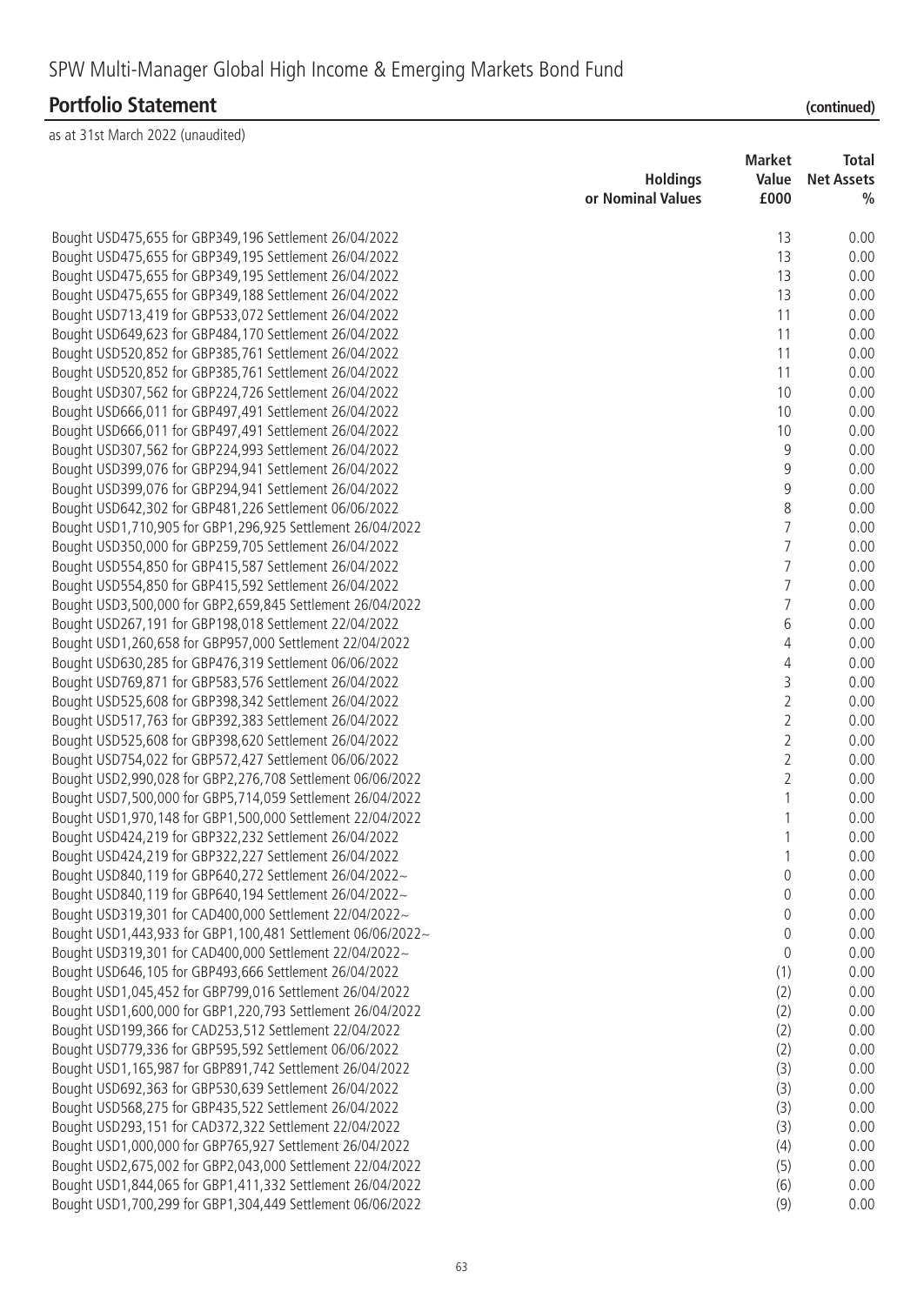# SPW Multi-Manager Global High Income & Emerging Markets Bond Fund

## Portfolio Statement (continued)

as at 31st March 2022 (unaudited)

| | Holdings or Nominal Values | Market Value £000 | Total Net Assets % |
|---|---|---|---|
| Bought USD475,655 for GBP349,196 Settlement 26/04/2022 | | 13 | 0.00 |
| Bought USD475,655 for GBP349,195 Settlement 26/04/2022 | | 13 | 0.00 |
| Bought USD475,655 for GBP349,195 Settlement 26/04/2022 | | 13 | 0.00 |
| Bought USD475,655 for GBP349,188 Settlement 26/04/2022 | | 13 | 0.00 |
| Bought USD713,419 for GBP533,072 Settlement 26/04/2022 | | 11 | 0.00 |
| Bought USD649,623 for GBP484,170 Settlement 26/04/2022 | | 11 | 0.00 |
| Bought USD520,852 for GBP385,761 Settlement 26/04/2022 | | 11 | 0.00 |
| Bought USD520,852 for GBP385,761 Settlement 26/04/2022 | | 11 | 0.00 |
| Bought USD307,562 for GBP224,726 Settlement 26/04/2022 | | 10 | 0.00 |
| Bought USD666,011 for GBP497,491 Settlement 26/04/2022 | | 10 | 0.00 |
| Bought USD666,011 for GBP497,491 Settlement 26/04/2022 | | 10 | 0.00 |
| Bought USD307,562 for GBP224,993 Settlement 26/04/2022 | | 9 | 0.00 |
| Bought USD399,076 for GBP294,941 Settlement 26/04/2022 | | 9 | 0.00 |
| Bought USD399,076 for GBP294,941 Settlement 26/04/2022 | | 9 | 0.00 |
| Bought USD642,302 for GBP481,226 Settlement 06/06/2022 | | 8 | 0.00 |
| Bought USD1,710,905 for GBP1,296,925 Settlement 26/04/2022 | | 7 | 0.00 |
| Bought USD350,000 for GBP259,705 Settlement 26/04/2022 | | 7 | 0.00 |
| Bought USD554,850 for GBP415,587 Settlement 26/04/2022 | | 7 | 0.00 |
| Bought USD554,850 for GBP415,592 Settlement 26/04/2022 | | 7 | 0.00 |
| Bought USD3,500,000 for GBP2,659,845 Settlement 26/04/2022 | | 7 | 0.00 |
| Bought USD267,191 for GBP198,018 Settlement 22/04/2022 | | 6 | 0.00 |
| Bought USD1,260,658 for GBP957,000 Settlement 22/04/2022 | | 4 | 0.00 |
| Bought USD630,285 for GBP476,319 Settlement 06/06/2022 | | 4 | 0.00 |
| Bought USD769,871 for GBP583,576 Settlement 26/04/2022 | | 3 | 0.00 |
| Bought USD525,608 for GBP398,342 Settlement 26/04/2022 | | 2 | 0.00 |
| Bought USD517,763 for GBP392,383 Settlement 26/04/2022 | | 2 | 0.00 |
| Bought USD525,608 for GBP398,620 Settlement 26/04/2022 | | 2 | 0.00 |
| Bought USD754,022 for GBP572,427 Settlement 06/06/2022 | | 2 | 0.00 |
| Bought USD2,990,028 for GBP2,276,708 Settlement 06/06/2022 | | 2 | 0.00 |
| Bought USD7,500,000 for GBP5,714,059 Settlement 26/04/2022 | | 1 | 0.00 |
| Bought USD1,970,148 for GBP1,500,000 Settlement 22/04/2022 | | 1 | 0.00 |
| Bought USD424,219 for GBP322,232 Settlement 26/04/2022 | | 1 | 0.00 |
| Bought USD424,219 for GBP322,227 Settlement 26/04/2022 | | 1 | 0.00 |
| Bought USD840,119 for GBP640,272 Settlement 26/04/2022~ | | 0 | 0.00 |
| Bought USD840,119 for GBP640,194 Settlement 26/04/2022~ | | 0 | 0.00 |
| Bought USD319,301 for CAD400,000 Settlement 22/04/2022~ | | 0 | 0.00 |
| Bought USD1,443,933 for GBP1,100,481 Settlement 06/06/2022~ | | 0 | 0.00 |
| Bought USD319,301 for CAD400,000 Settlement 22/04/2022~ | | 0 | 0.00 |
| Bought USD646,105 for GBP493,666 Settlement 26/04/2022 | | (1) | 0.00 |
| Bought USD1,045,452 for GBP799,016 Settlement 26/04/2022 | | (2) | 0.00 |
| Bought USD1,600,000 for GBP1,220,793 Settlement 26/04/2022 | | (2) | 0.00 |
| Bought USD199,366 for CAD253,512 Settlement 22/04/2022 | | (2) | 0.00 |
| Bought USD779,336 for GBP595,592 Settlement 06/06/2022 | | (2) | 0.00 |
| Bought USD1,165,987 for GBP891,742 Settlement 26/04/2022 | | (3) | 0.00 |
| Bought USD692,363 for GBP530,639 Settlement 26/04/2022 | | (3) | 0.00 |
| Bought USD568,275 for GBP435,522 Settlement 26/04/2022 | | (3) | 0.00 |
| Bought USD293,151 for CAD372,322 Settlement 22/04/2022 | | (3) | 0.00 |
| Bought USD1,000,000 for GBP765,927 Settlement 26/04/2022 | | (4) | 0.00 |
| Bought USD2,675,002 for GBP2,043,000 Settlement 22/04/2022 | | (5) | 0.00 |
| Bought USD1,844,065 for GBP1,411,332 Settlement 26/04/2022 | | (6) | 0.00 |
| Bought USD1,700,299 for GBP1,304,449 Settlement 06/06/2022 | | (9) | 0.00 |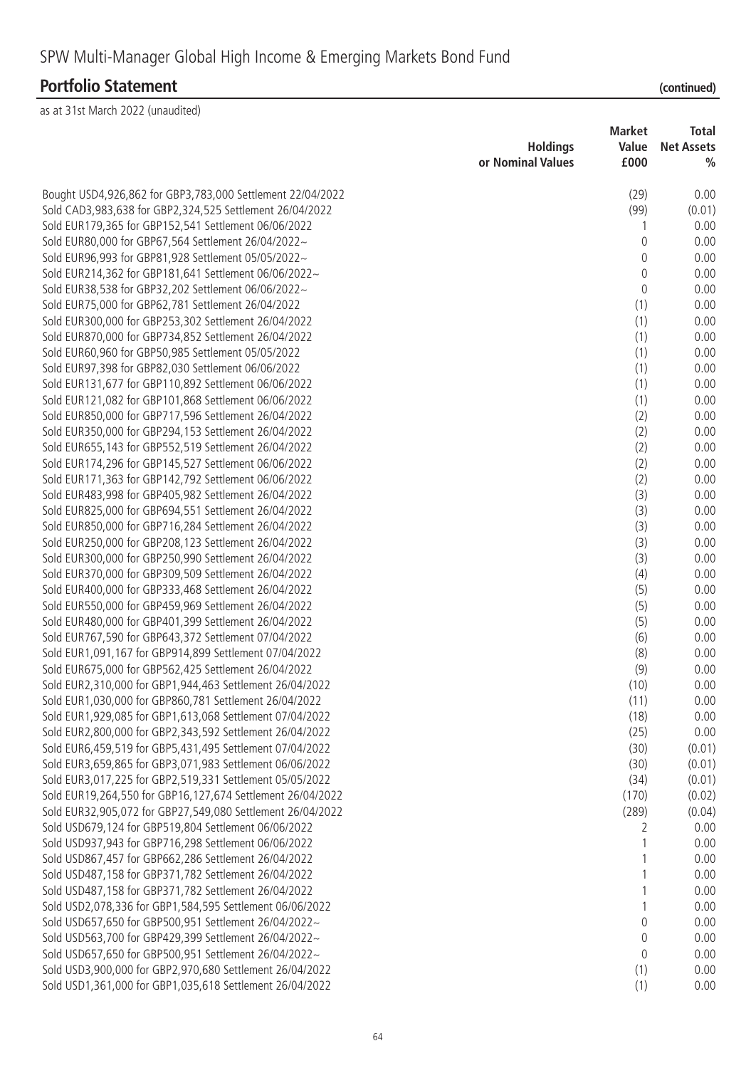# SPW Multi-Manager Global High Income & Emerging Markets Bond Fund

## Portfolio Statement (continued)

as at 31st March 2022 (unaudited)

| | Holdings or Nominal Values | Market Value £000 | Total Net Assets % |
|---|---|---|---|
| Bought USD4,926,862 for GBP3,783,000 Settlement 22/04/2022 | | (29) | 0.00 |
| Sold CAD3,983,638 for GBP2,324,525 Settlement 26/04/2022 | | (99) | (0.01) |
| Sold EUR179,365 for GBP152,541 Settlement 06/06/2022 | | 1 | 0.00 |
| Sold EUR80,000 for GBP67,564 Settlement 26/04/2022~ | | 0 | 0.00 |
| Sold EUR96,993 for GBP81,928 Settlement 05/05/2022~ | | 0 | 0.00 |
| Sold EUR214,362 for GBP181,641 Settlement 06/06/2022~ | | 0 | 0.00 |
| Sold EUR38,538 for GBP32,202 Settlement 06/06/2022~ | | 0 | 0.00 |
| Sold EUR75,000 for GBP62,781 Settlement 26/04/2022 | | (1) | 0.00 |
| Sold EUR300,000 for GBP253,302 Settlement 26/04/2022 | | (1) | 0.00 |
| Sold EUR870,000 for GBP734,852 Settlement 26/04/2022 | | (1) | 0.00 |
| Sold EUR60,960 for GBP50,985 Settlement 05/05/2022 | | (1) | 0.00 |
| Sold EUR97,398 for GBP82,030 Settlement 06/06/2022 | | (1) | 0.00 |
| Sold EUR131,677 for GBP110,892 Settlement 06/06/2022 | | (1) | 0.00 |
| Sold EUR121,082 for GBP101,868 Settlement 06/06/2022 | | (1) | 0.00 |
| Sold EUR850,000 for GBP717,596 Settlement 26/04/2022 | | (2) | 0.00 |
| Sold EUR350,000 for GBP294,153 Settlement 26/04/2022 | | (2) | 0.00 |
| Sold EUR655,143 for GBP552,519 Settlement 26/04/2022 | | (2) | 0.00 |
| Sold EUR174,296 for GBP145,527 Settlement 06/06/2022 | | (2) | 0.00 |
| Sold EUR171,363 for GBP142,792 Settlement 06/06/2022 | | (2) | 0.00 |
| Sold EUR483,998 for GBP405,982 Settlement 26/04/2022 | | (3) | 0.00 |
| Sold EUR825,000 for GBP694,551 Settlement 26/04/2022 | | (3) | 0.00 |
| Sold EUR850,000 for GBP716,284 Settlement 26/04/2022 | | (3) | 0.00 |
| Sold EUR250,000 for GBP208,123 Settlement 26/04/2022 | | (3) | 0.00 |
| Sold EUR300,000 for GBP250,990 Settlement 26/04/2022 | | (3) | 0.00 |
| Sold EUR370,000 for GBP309,509 Settlement 26/04/2022 | | (4) | 0.00 |
| Sold EUR400,000 for GBP333,468 Settlement 26/04/2022 | | (5) | 0.00 |
| Sold EUR550,000 for GBP459,969 Settlement 26/04/2022 | | (5) | 0.00 |
| Sold EUR480,000 for GBP401,399 Settlement 26/04/2022 | | (5) | 0.00 |
| Sold EUR767,590 for GBP643,372 Settlement 07/04/2022 | | (6) | 0.00 |
| Sold EUR1,091,167 for GBP914,899 Settlement 07/04/2022 | | (8) | 0.00 |
| Sold EUR675,000 for GBP562,425 Settlement 26/04/2022 | | (9) | 0.00 |
| Sold EUR2,310,000 for GBP1,944,463 Settlement 26/04/2022 | | (10) | 0.00 |
| Sold EUR1,030,000 for GBP860,781 Settlement 26/04/2022 | | (11) | 0.00 |
| Sold EUR1,929,085 for GBP1,613,068 Settlement 07/04/2022 | | (18) | 0.00 |
| Sold EUR2,800,000 for GBP2,343,592 Settlement 26/04/2022 | | (25) | 0.00 |
| Sold EUR6,459,519 for GBP5,431,495 Settlement 07/04/2022 | | (30) | (0.01) |
| Sold EUR3,659,865 for GBP3,071,983 Settlement 06/06/2022 | | (30) | (0.01) |
| Sold EUR3,017,225 for GBP2,519,331 Settlement 05/05/2022 | | (34) | (0.01) |
| Sold EUR19,264,550 for GBP16,127,674 Settlement 26/04/2022 | | (170) | (0.02) |
| Sold EUR32,905,072 for GBP27,549,080 Settlement 26/04/2022 | | (289) | (0.04) |
| Sold USD679,124 for GBP519,804 Settlement 06/06/2022 | | 2 | 0.00 |
| Sold USD937,943 for GBP716,298 Settlement 06/06/2022 | | 1 | 0.00 |
| Sold USD867,457 for GBP662,286 Settlement 26/04/2022 | | 1 | 0.00 |
| Sold USD487,158 for GBP371,782 Settlement 26/04/2022 | | 1 | 0.00 |
| Sold USD487,158 for GBP371,782 Settlement 26/04/2022 | | 1 | 0.00 |
| Sold USD2,078,336 for GBP1,584,595 Settlement 06/06/2022 | | 1 | 0.00 |
| Sold USD657,650 for GBP500,951 Settlement 26/04/2022~ | | 0 | 0.00 |
| Sold USD563,700 for GBP429,399 Settlement 26/04/2022~ | | 0 | 0.00 |
| Sold USD657,650 for GBP500,951 Settlement 26/04/2022~ | | 0 | 0.00 |
| Sold USD3,900,000 for GBP2,970,680 Settlement 26/04/2022 | | (1) | 0.00 |
| Sold USD1,361,000 for GBP1,035,618 Settlement 26/04/2022 | | (1) | 0.00 |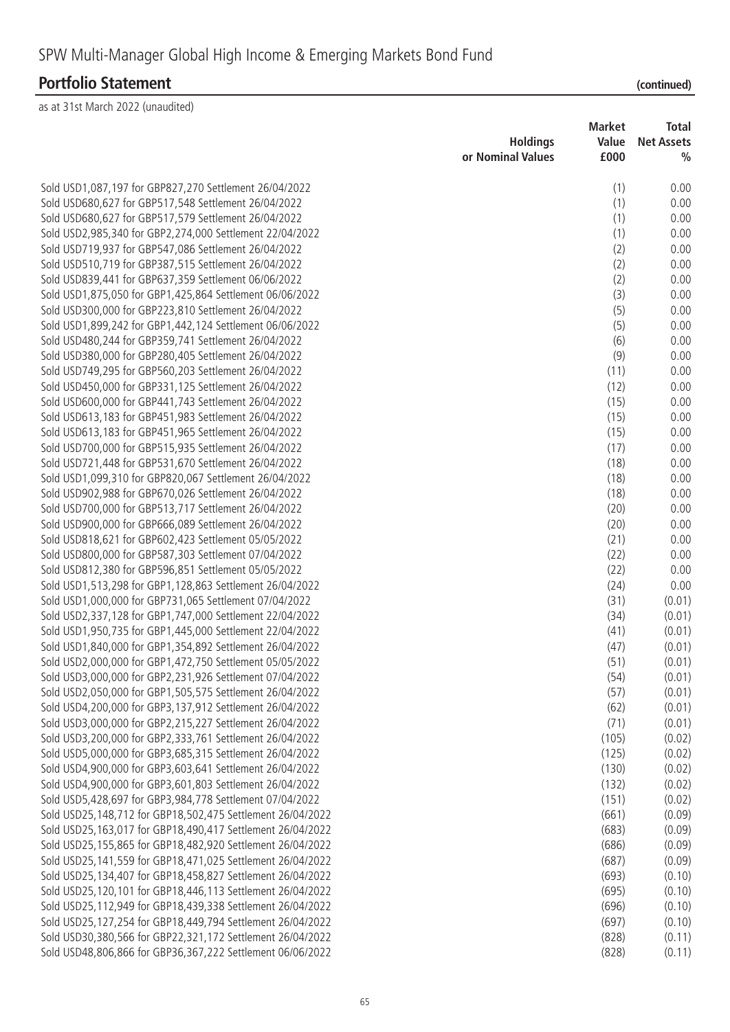# SPW Multi-Manager Global High Income & Emerging Markets Bond Fund

## Portfolio Statement (continued)

as at 31st March 2022 (unaudited)

| | Holdings or Nominal Values | Market Value £000 | Total Net Assets % |
|---|---|---|---|
| Sold USD1,087,197 for GBP827,270 Settlement 26/04/2022 | | (1) | 0.00 |
| Sold USD680,627 for GBP517,548 Settlement 26/04/2022 | | (1) | 0.00 |
| Sold USD680,627 for GBP517,579 Settlement 26/04/2022 | | (1) | 0.00 |
| Sold USD2,985,340 for GBP2,274,000 Settlement 22/04/2022 | | (1) | 0.00 |
| Sold USD719,937 for GBP547,086 Settlement 26/04/2022 | | (2) | 0.00 |
| Sold USD510,719 for GBP387,515 Settlement 26/04/2022 | | (2) | 0.00 |
| Sold USD839,441 for GBP637,359 Settlement 06/06/2022 | | (2) | 0.00 |
| Sold USD1,875,050 for GBP1,425,864 Settlement 06/06/2022 | | (3) | 0.00 |
| Sold USD300,000 for GBP223,810 Settlement 26/04/2022 | | (5) | 0.00 |
| Sold USD1,899,242 for GBP1,442,124 Settlement 06/06/2022 | | (5) | 0.00 |
| Sold USD480,244 for GBP359,741 Settlement 26/04/2022 | | (6) | 0.00 |
| Sold USD380,000 for GBP280,405 Settlement 26/04/2022 | | (9) | 0.00 |
| Sold USD749,295 for GBP560,203 Settlement 26/04/2022 | | (11) | 0.00 |
| Sold USD450,000 for GBP331,125 Settlement 26/04/2022 | | (12) | 0.00 |
| Sold USD600,000 for GBP441,743 Settlement 26/04/2022 | | (15) | 0.00 |
| Sold USD613,183 for GBP451,983 Settlement 26/04/2022 | | (15) | 0.00 |
| Sold USD613,183 for GBP451,965 Settlement 26/04/2022 | | (15) | 0.00 |
| Sold USD700,000 for GBP515,935 Settlement 26/04/2022 | | (17) | 0.00 |
| Sold USD721,448 for GBP531,670 Settlement 26/04/2022 | | (18) | 0.00 |
| Sold USD1,099,310 for GBP820,067 Settlement 26/04/2022 | | (18) | 0.00 |
| Sold USD902,988 for GBP670,026 Settlement 26/04/2022 | | (18) | 0.00 |
| Sold USD700,000 for GBP513,717 Settlement 26/04/2022 | | (20) | 0.00 |
| Sold USD900,000 for GBP666,089 Settlement 26/04/2022 | | (20) | 0.00 |
| Sold USD818,621 for GBP602,423 Settlement 05/05/2022 | | (21) | 0.00 |
| Sold USD800,000 for GBP587,303 Settlement 07/04/2022 | | (22) | 0.00 |
| Sold USD812,380 for GBP596,851 Settlement 05/05/2022 | | (22) | 0.00 |
| Sold USD1,513,298 for GBP1,128,863 Settlement 26/04/2022 | | (24) | 0.00 |
| Sold USD1,000,000 for GBP731,065 Settlement 07/04/2022 | | (31) | (0.01) |
| Sold USD2,337,128 for GBP1,747,000 Settlement 22/04/2022 | | (34) | (0.01) |
| Sold USD1,950,735 for GBP1,445,000 Settlement 22/04/2022 | | (41) | (0.01) |
| Sold USD1,840,000 for GBP1,354,892 Settlement 26/04/2022 | | (47) | (0.01) |
| Sold USD2,000,000 for GBP1,472,750 Settlement 05/05/2022 | | (51) | (0.01) |
| Sold USD3,000,000 for GBP2,231,926 Settlement 07/04/2022 | | (54) | (0.01) |
| Sold USD2,050,000 for GBP1,505,575 Settlement 26/04/2022 | | (57) | (0.01) |
| Sold USD4,200,000 for GBP3,137,912 Settlement 26/04/2022 | | (62) | (0.01) |
| Sold USD3,000,000 for GBP2,215,227 Settlement 26/04/2022 | | (71) | (0.01) |
| Sold USD3,200,000 for GBP2,333,761 Settlement 26/04/2022 | | (105) | (0.02) |
| Sold USD5,000,000 for GBP3,685,315 Settlement 26/04/2022 | | (125) | (0.02) |
| Sold USD4,900,000 for GBP3,603,641 Settlement 26/04/2022 | | (130) | (0.02) |
| Sold USD4,900,000 for GBP3,601,803 Settlement 26/04/2022 | | (132) | (0.02) |
| Sold USD5,428,697 for GBP3,984,778 Settlement 07/04/2022 | | (151) | (0.02) |
| Sold USD25,148,712 for GBP18,502,475 Settlement 26/04/2022 | | (661) | (0.09) |
| Sold USD25,163,017 for GBP18,490,417 Settlement 26/04/2022 | | (683) | (0.09) |
| Sold USD25,155,865 for GBP18,482,920 Settlement 26/04/2022 | | (686) | (0.09) |
| Sold USD25,141,559 for GBP18,471,025 Settlement 26/04/2022 | | (687) | (0.09) |
| Sold USD25,134,407 for GBP18,458,827 Settlement 26/04/2022 | | (693) | (0.10) |
| Sold USD25,120,101 for GBP18,446,113 Settlement 26/04/2022 | | (695) | (0.10) |
| Sold USD25,112,949 for GBP18,439,338 Settlement 26/04/2022 | | (696) | (0.10) |
| Sold USD25,127,254 for GBP18,449,794 Settlement 26/04/2022 | | (697) | (0.10) |
| Sold USD30,380,566 for GBP22,321,172 Settlement 26/04/2022 | | (828) | (0.11) |
| Sold USD48,806,866 for GBP36,367,222 Settlement 06/06/2022 | | (828) | (0.11) |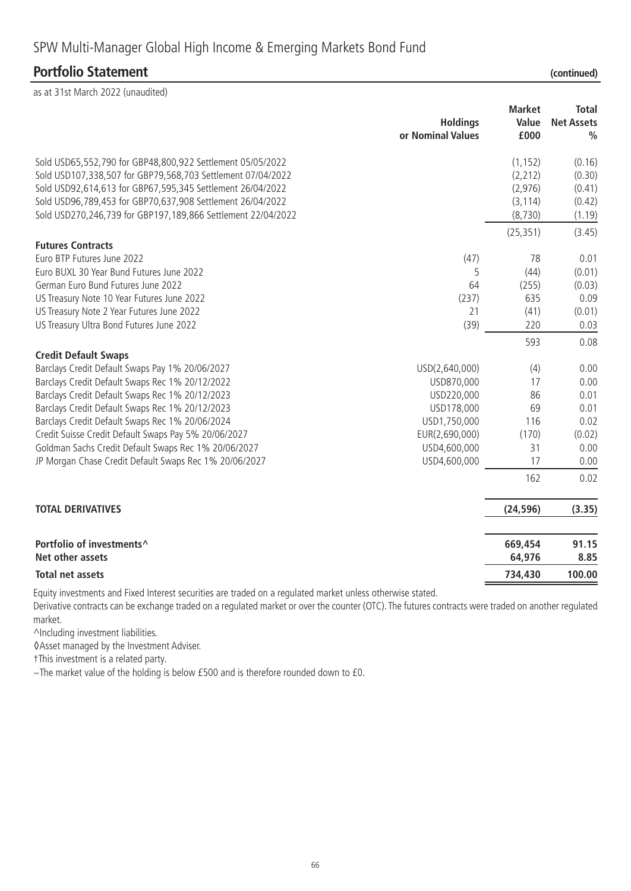# SPW Multi-Manager Global High Income & Emerging Markets Bond Fund

## Portfolio Statement (continued)

as at 31st March 2022 (unaudited)

| | Holdings or Nominal Values | Market Value £000 | Total Net Assets % |
|---|---|---|---|
| Sold USD65,552,790 for GBP48,800,922 Settlement 05/05/2022 | | (1,152) | (0.16) |
| Sold USD107,338,507 for GBP79,568,703 Settlement 07/04/2022 | | (2,212) | (0.30) |
| Sold USD92,614,613 for GBP67,595,345 Settlement 26/04/2022 | | (2,976) | (0.41) |
| Sold USD96,789,453 for GBP70,637,908 Settlement 26/04/2022 | | (3,114) | (0.42) |
| Sold USD270,246,739 for GBP197,189,866 Settlement 22/04/2022 | | (8,730) | (1.19) |
| | | (25,351) | (3.45) |
| **Futures Contracts** | | | |
| Euro BTP Futures June 2022 | (47) | 78 | 0.01 |
| Euro BUXL 30 Year Bund Futures June 2022 | 5 | (44) | (0.01) |
| German Euro Bund Futures June 2022 | 64 | (255) | (0.03) |
| US Treasury Note 10 Year Futures June 2022 | (237) | 635 | 0.09 |
| US Treasury Note 2 Year Futures June 2022 | 21 | (41) | (0.01) |
| US Treasury Ultra Bond Futures June 2022 | (39) | 220 | 0.03 |
| | | 593 | 0.08 |
| **Credit Default Swaps** | | | |
| Barclays Credit Default Swaps Pay 1% 20/06/2027 | USD(2,640,000) | (4) | 0.00 |
| Barclays Credit Default Swaps Rec 1% 20/12/2022 | USD870,000 | 17 | 0.00 |
| Barclays Credit Default Swaps Rec 1% 20/12/2023 | USD220,000 | 86 | 0.01 |
| Barclays Credit Default Swaps Rec 1% 20/12/2023 | USD178,000 | 69 | 0.01 |
| Barclays Credit Default Swaps Rec 1% 20/06/2024 | USD1,750,000 | 116 | 0.02 |
| Credit Suisse Credit Default Swaps Pay 5% 20/06/2027 | EUR(2,690,000) | (170) | (0.02) |
| Goldman Sachs Credit Default Swaps Rec 1% 20/06/2027 | USD4,600,000 | 31 | 0.00 |
| JP Morgan Chase Credit Default Swaps Rec 1% 20/06/2027 | USD4,600,000 | 17 | 0.00 |
| | | 162 | 0.02 |
| **TOTAL DERIVATIVES** | | **(24,596)** | **(3.35)** |
| **Portfolio of investments^** | | **669,454** | **91.15** |
| **Net other assets** | | **64,976** | **8.85** |
| **Total net assets** | | **734,430** | **100.00** |

Equity investments and Fixed Interest securities are traded on a regulated market unless otherwise stated.

Derivative contracts can be exchange traded on a regulated market or over the counter (OTC). The futures contracts were traded on another regulated market.

^Including investment liabilities.

◊Asset managed by the Investment Adviser.

†This investment is a related party.

~The market value of the holding is below £500 and is therefore rounded down to £0.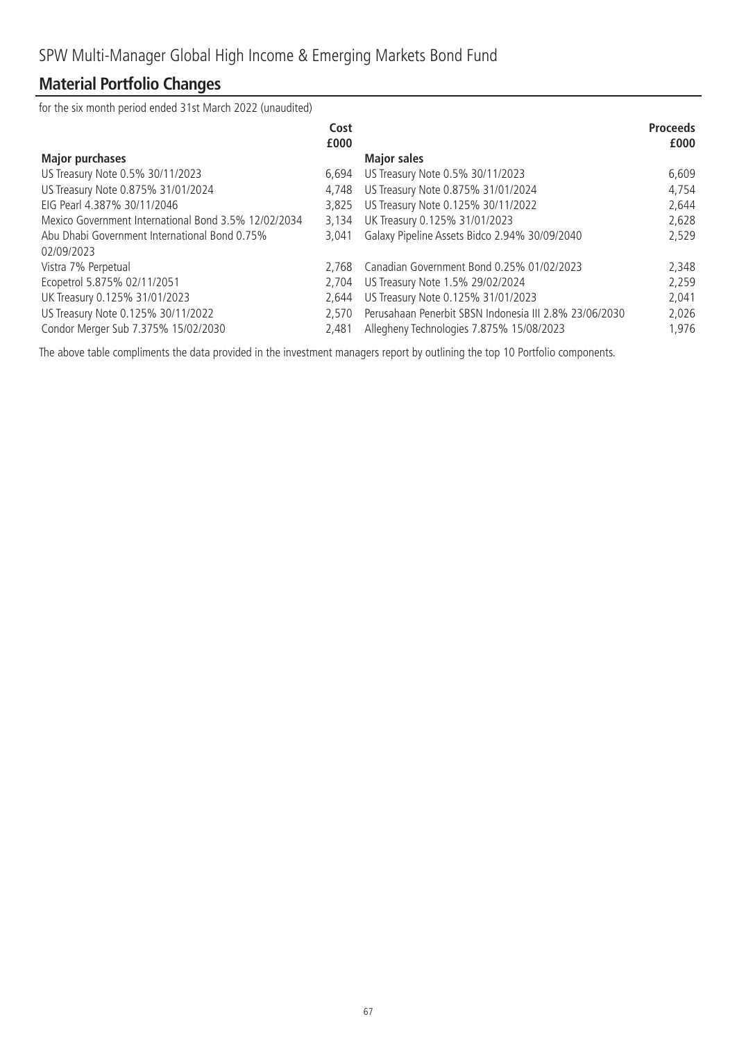# SPW Multi-Manager Global High Income & Emerging Markets Bond Fund

## Material Portfolio Changes

for the six month period ended 31st March 2022 (unaudited)

| Major purchases | Cost £000 | Major sales | Proceeds £000 |
|---|---|---|---|
| US Treasury Note 0.5% 30/11/2023 | 6,694 | US Treasury Note 0.5% 30/11/2023 | 6,609 |
| US Treasury Note 0.875% 31/01/2024 | 4,748 | US Treasury Note 0.875% 31/01/2024 | 4,754 |
| EIG Pearl 4.387% 30/11/2046 | 3,825 | US Treasury Note 0.125% 30/11/2022 | 2,644 |
| Mexico Government International Bond 3.5% 12/02/2034 | 3,134 | UK Treasury 0.125% 31/01/2023 | 2,628 |
| Abu Dhabi Government International Bond 0.75% 02/09/2023 | 3,041 | Galaxy Pipeline Assets Bidco 2.94% 30/09/2040 | 2,529 |
| Vistra 7% Perpetual | 2,768 | Canadian Government Bond 0.25% 01/02/2023 | 2,348 |
| Ecopetrol 5.875% 02/11/2051 | 2,704 | US Treasury Note 1.5% 29/02/2024 | 2,259 |
| UK Treasury 0.125% 31/01/2023 | 2,644 | US Treasury Note 0.125% 31/01/2023 | 2,041 |
| US Treasury Note 0.125% 30/11/2022 | 2,570 | Perusahaan Penerbit SBSN Indonesia III 2.8% 23/06/2030 | 2,026 |
| Condor Merger Sub 7.375% 15/02/2030 | 2,481 | Allegheny Technologies 7.875% 15/08/2023 | 1,976 |

The above table compliments the data provided in the investment managers report by outlining the top 10 Portfolio components.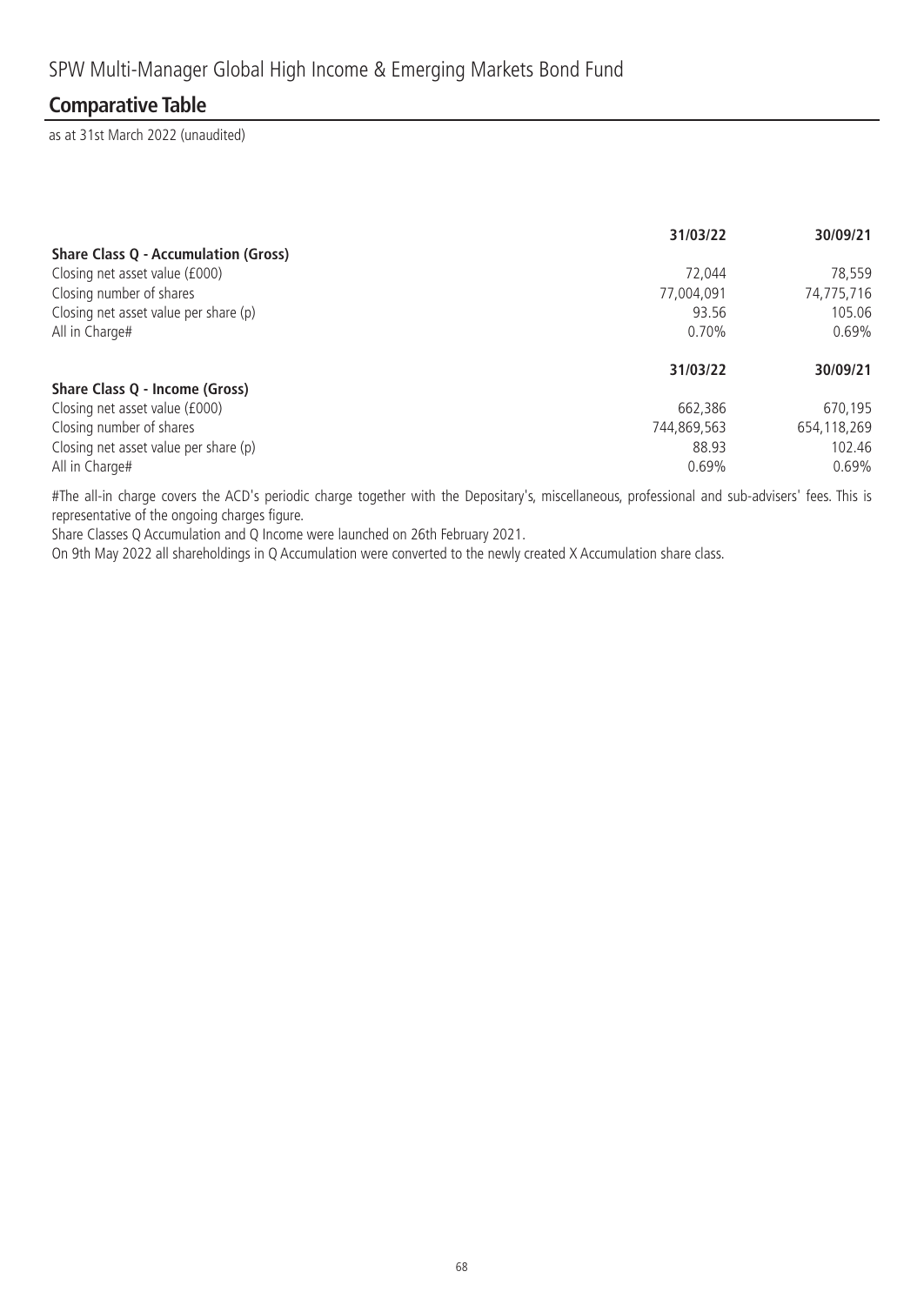# SPW Multi-Manager Global High Income & Emerging Markets Bond Fund

## Comparative Table

as at 31st March 2022 (unaudited)

| | 31/03/22 | 30/09/21 |
|---|---|---|
| **Share Class Q - Accumulation (Gross)** | | |
| Closing net asset value (£000) | 72,044 | 78,559 |
| Closing number of shares | 77,004,091 | 74,775,716 |
| Closing net asset value per share (p) | 93.56 | 105.06 |
| All in Charge# | 0.70% | 0.69% |

| | 31/03/22 | 30/09/21 |
|---|---|---|
| **Share Class Q - Income (Gross)** | | |
| Closing net asset value (£000) | 662,386 | 670,195 |
| Closing number of shares | 744,869,563 | 654,118,269 |
| Closing net asset value per share (p) | 88.93 | 102.46 |
| All in Charge# | 0.69% | 0.69% |

#The all-in charge covers the ACD's periodic charge together with the Depositary's, miscellaneous, professional and sub-advisers' fees. This is representative of the ongoing charges figure.

Share Classes Q Accumulation and Q Income were launched on 26th February 2021.

On 9th May 2022 all shareholdings in Q Accumulation were converted to the newly created X Accumulation share class.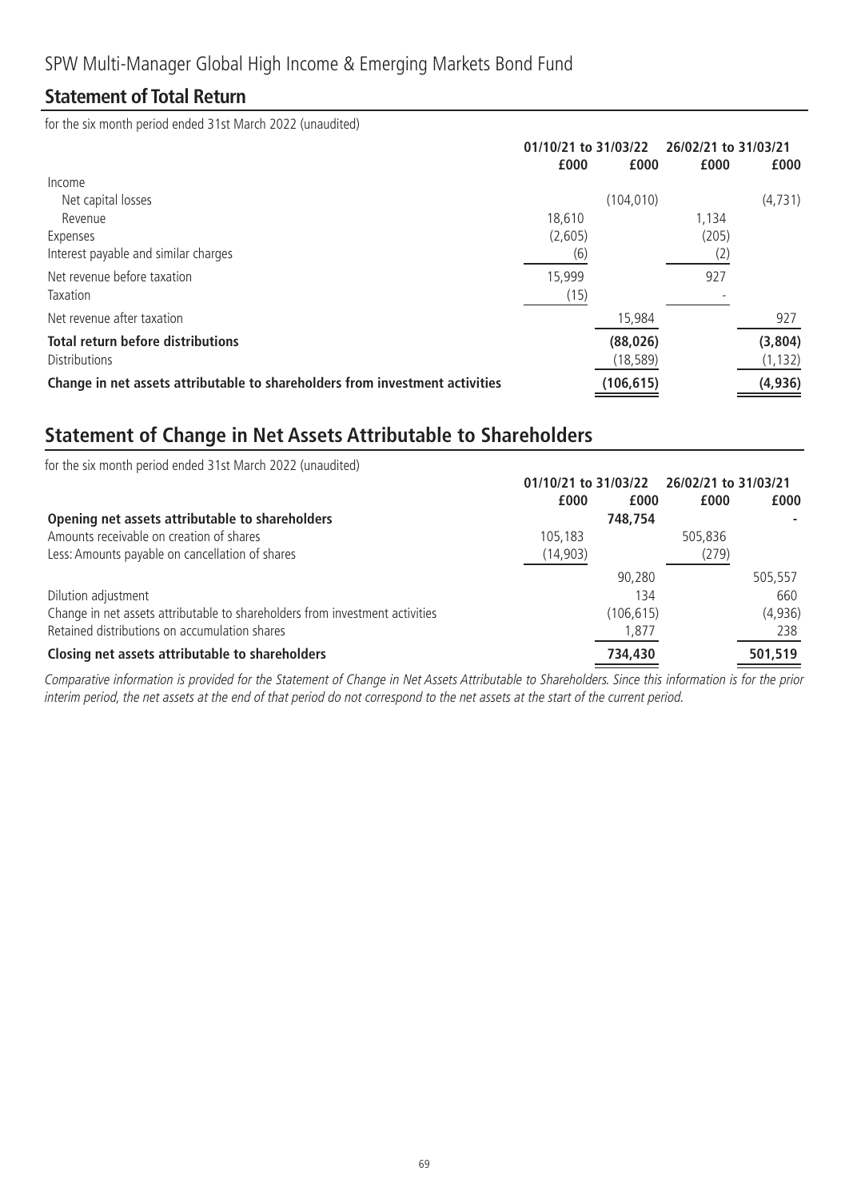# SPW Multi-Manager Global High Income & Emerging Markets Bond Fund

## Statement of Total Return

for the six month period ended 31st March 2022 (unaudited)

| | 01/10/21 to 31/03/22 | | 26/02/21 to 31/03/21 | |
|---|---|---|---|---|
| | £000 | £000 | £000 | £000 |
| Income | | | | |
| Net capital losses | | (104,010) | | (4,731) |
| Revenue | 18,610 | | 1,134 | |
| Expenses | (2,605) | | (205) | |
| Interest payable and similar charges | (6) | | (2) | |
| Net revenue before taxation | 15,999 | | 927 | |
| Taxation | (15) | | - | |
| Net revenue after taxation | | 15,984 | | 927 |
| **Total return before distributions** | | **(88,026)** | | **(3,804)** |
| Distributions | | (18,589) | | (1,132) |
| **Change in net assets attributable to shareholders from investment activities** | | **(106,615)** | | **(4,936)** |

## Statement of Change in Net Assets Attributable to Shareholders

for the six month period ended 31st March 2022 (unaudited)

| | 01/10/21 to 31/03/22 | | 26/02/21 to 31/03/21 | |
|---|---|---|---|---|
| | £000 | £000 | £000 | £000 |
| **Opening net assets attributable to shareholders** | | **748,754** | | **-** |
| Amounts receivable on creation of shares | 105,183 | | 505,836 | |
| Less: Amounts payable on cancellation of shares | (14,903) | | (279) | |
| | | 90,280 | | 505,557 |
| Dilution adjustment | | 134 | | 660 |
| Change in net assets attributable to shareholders from investment activities | | (106,615) | | (4,936) |
| Retained distributions on accumulation shares | | 1,877 | | 238 |
| **Closing net assets attributable to shareholders** | | **734,430** | | **501,519** |

*Comparative information is provided for the Statement of Change in Net Assets Attributable to Shareholders. Since this information is for the prior interim period, the net assets at the end of that period do not correspond to the net assets at the start of the current period.*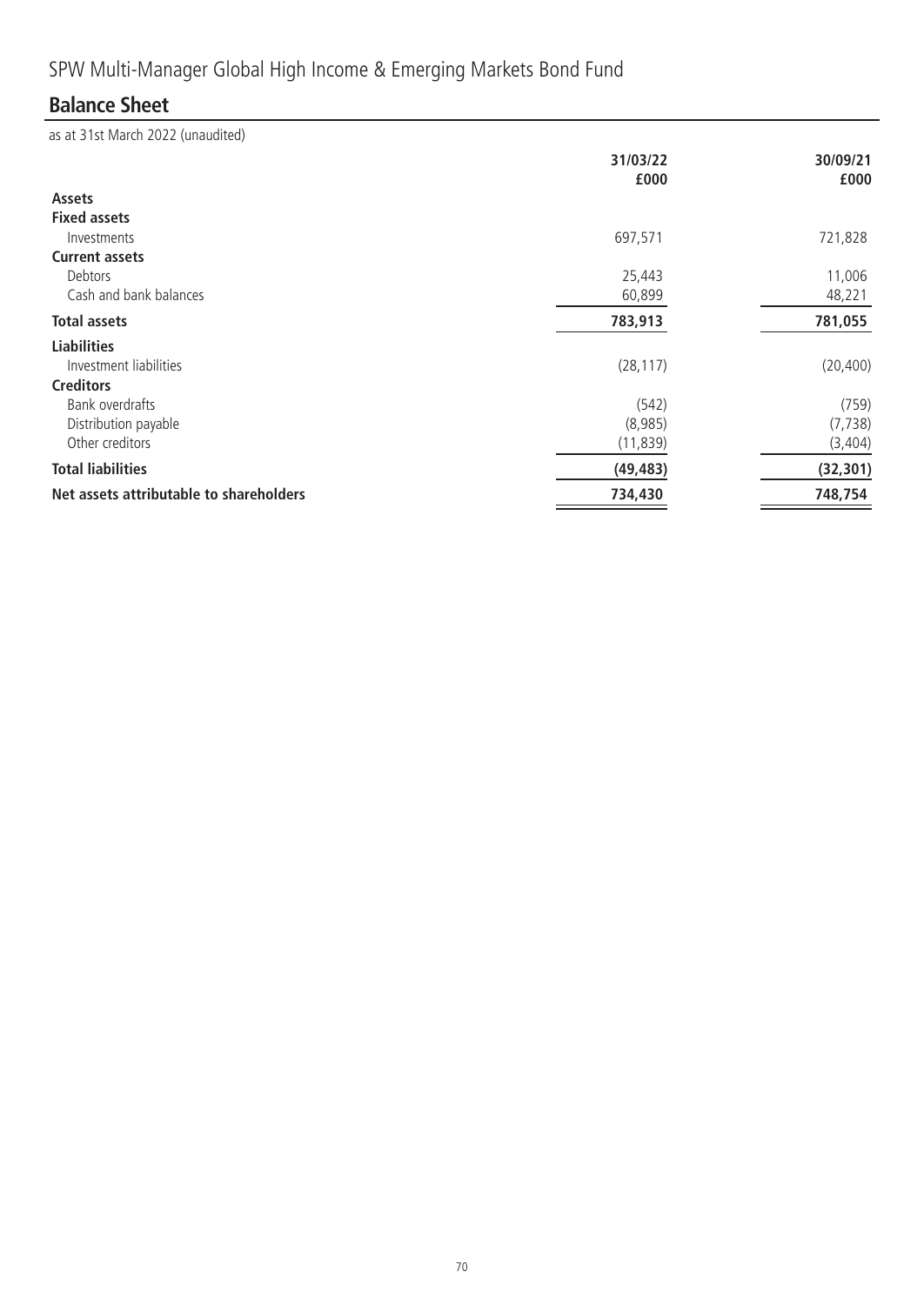# SPW Multi-Manager Global High Income & Emerging Markets Bond Fund

## Balance Sheet

as at 31st March 2022 (unaudited)

| | 31/03/22 £000 | 30/09/21 £000 |
|---|---|---|
| **Assets** | | |
| **Fixed assets** | | |
| Investments | 697,571 | 721,828 |
| **Current assets** | | |
| Debtors | 25,443 | 11,006 |
| Cash and bank balances | 60,899 | 48,221 |
| **Total assets** | **783,913** | **781,055** |
| **Liabilities** | | |
| Investment liabilities | (28,117) | (20,400) |
| **Creditors** | | |
| Bank overdrafts | (542) | (759) |
| Distribution payable | (8,985) | (7,738) |
| Other creditors | (11,839) | (3,404) |
| **Total liabilities** | **(49,483)** | **(32,301)** |
| **Net assets attributable to shareholders** | **734,430** | **748,754** |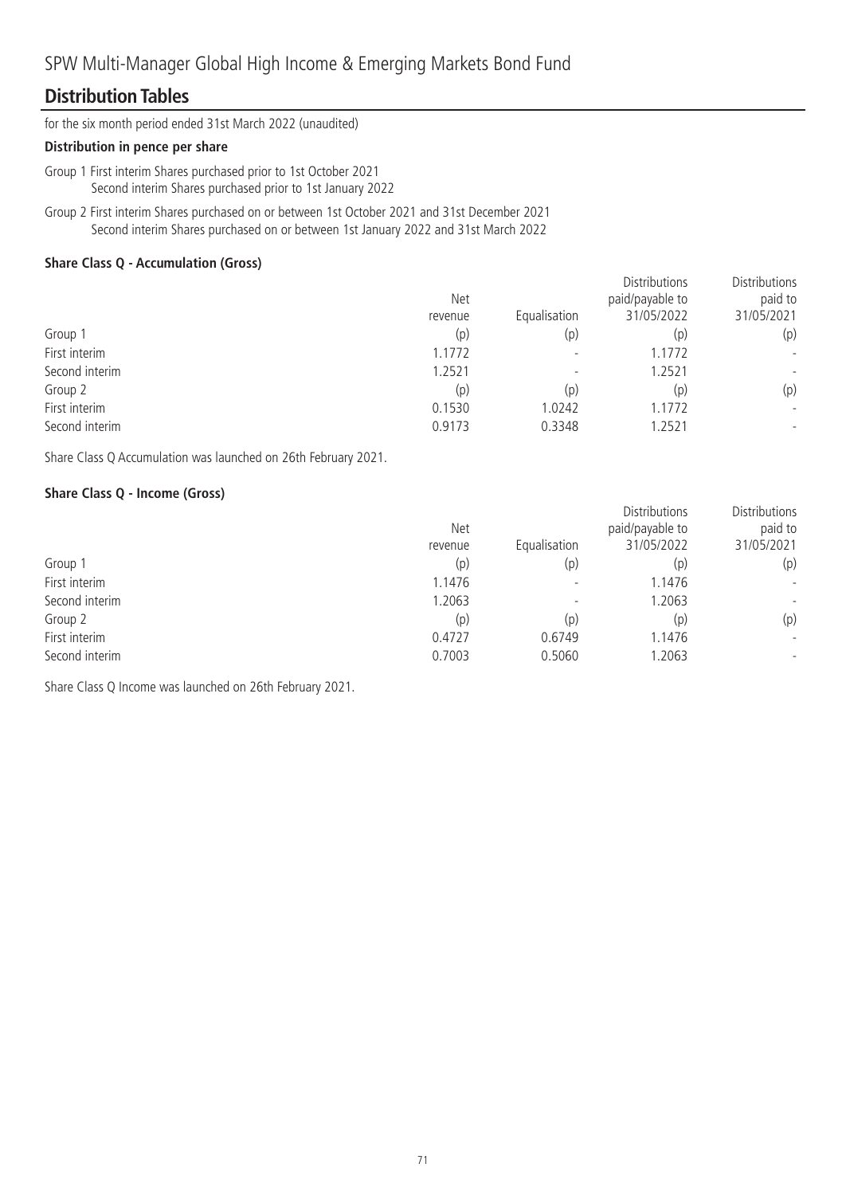## SPW Multi-Manager Global High Income & Emerging Markets Bond Fund

## Distribution Tables

for the six month period ended 31st March 2022 (unaudited)

**Distribution in pence per share**

Group 1 First interim Shares purchased prior to 1st October 2021
Second interim Shares purchased prior to 1st January 2022

Group 2 First interim Shares purchased on or between 1st October 2021 and 31st December 2021
Second interim Shares purchased on or between 1st January 2022 and 31st March 2022

**Share Class Q - Accumulation (Gross)**

| | Net revenue | Equalisation | Distributions paid/payable to 31/05/2022 | Distributions paid to 31/05/2021 |
|---|---|---|---|---|
| Group 1 | (p) | (p) | (p) | (p) |
| First interim | 1.1772 | - | 1.1772 | - |
| Second interim | 1.2521 | - | 1.2521 | - |
| Group 2 | (p) | (p) | (p) | (p) |
| First interim | 0.1530 | 1.0242 | 1.1772 | - |
| Second interim | 0.9173 | 0.3348 | 1.2521 | - |

Share Class Q Accumulation was launched on 26th February 2021.

**Share Class Q - Income (Gross)**

| | Net revenue | Equalisation | Distributions paid/payable to 31/05/2022 | Distributions paid to 31/05/2021 |
|---|---|---|---|---|
| Group 1 | (p) | (p) | (p) | (p) |
| First interim | 1.1476 | - | 1.1476 | - |
| Second interim | 1.2063 | - | 1.2063 | - |
| Group 2 | (p) | (p) | (p) | (p) |
| First interim | 0.4727 | 0.6749 | 1.1476 | - |
| Second interim | 0.7003 | 0.5060 | 1.2063 | - |

Share Class Q Income was launched on 26th February 2021.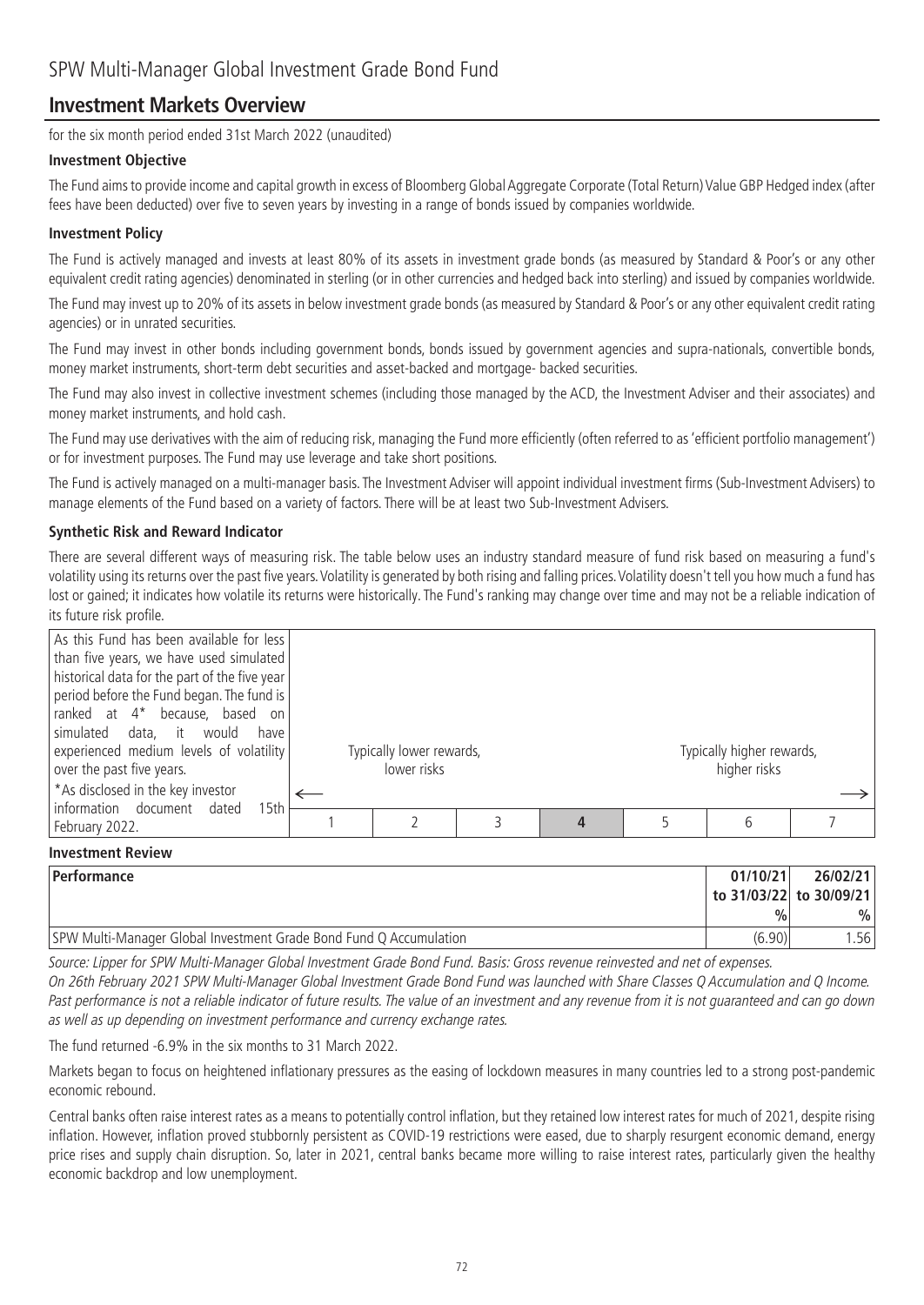## SPW Multi-Manager Global Investment Grade Bond Fund

# Investment Markets Overview

for the six month period ended 31st March 2022 (unaudited)

### Investment Objective

The Fund aims to provide income and capital growth in excess of Bloomberg Global Aggregate Corporate (Total Return) Value GBP Hedged index (after fees have been deducted) over five to seven years by investing in a range of bonds issued by companies worldwide.

### Investment Policy

The Fund is actively managed and invests at least 80% of its assets in investment grade bonds (as measured by Standard & Poor's or any other equivalent credit rating agencies) denominated in sterling (or in other currencies and hedged back into sterling) and issued by companies worldwide.

The Fund may invest up to 20% of its assets in below investment grade bonds (as measured by Standard & Poor's or any other equivalent credit rating agencies) or in unrated securities.

The Fund may invest in other bonds including government bonds, bonds issued by government agencies and supra-nationals, convertible bonds, money market instruments, short-term debt securities and asset-backed and mortgage- backed securities.

The Fund may also invest in collective investment schemes (including those managed by the ACD, the Investment Adviser and their associates) and money market instruments, and hold cash.

The Fund may use derivatives with the aim of reducing risk, managing the Fund more efficiently (often referred to as 'efficient portfolio management') or for investment purposes. The Fund may use leverage and take short positions.

The Fund is actively managed on a multi-manager basis. The Investment Adviser will appoint individual investment firms (Sub-Investment Advisers) to manage elements of the Fund based on a variety of factors. There will be at least two Sub-Investment Advisers.

### Synthetic Risk and Reward Indicator

There are several different ways of measuring risk. The table below uses an industry standard measure of fund risk based on measuring a fund's volatility using its returns over the past five years. Volatility is generated by both rising and falling prices. Volatility doesn't tell you how much a fund has lost or gained; it indicates how volatile its returns were historically. The Fund's ranking may change over time and may not be a reliable indication of its future risk profile.

As this Fund has been available for less than five years, we have used simulated historical data for the part of the five year period before the Fund began. The fund is ranked at 4* because, based on simulated data, it would have experienced medium levels of volatility over the past five years.

*As disclosed in the key investor information document dated 15th February 2022.

| Typically lower rewards, lower risks ← | | | | | Typically higher rewards, higher risks → | |
|---|---|---|---|---|---|---|
| 1 | 2 | 3 | **4** | 5 | 6 | 7 |

### Investment Review

| Performance | 01/10/21 to 31/03/22 % | 26/02/21 to 30/09/21 % |
|---|---|---|
| SPW Multi-Manager Global Investment Grade Bond Fund Q Accumulation | (6.90) | 1.56 |

*Source: Lipper for SPW Multi-Manager Global Investment Grade Bond Fund. Basis: Gross revenue reinvested and net of expenses.*

*On 26th February 2021 SPW Multi-Manager Global Investment Grade Bond Fund was launched with Share Classes Q Accumulation and Q Income. Past performance is not a reliable indicator of future results. The value of an investment and any revenue from it is not guaranteed and can go down as well as up depending on investment performance and currency exchange rates.*

The fund returned -6.9% in the six months to 31 March 2022.

Markets began to focus on heightened inflationary pressures as the easing of lockdown measures in many countries led to a strong post-pandemic economic rebound.

Central banks often raise interest rates as a means to potentially control inflation, but they retained low interest rates for much of 2021, despite rising inflation. However, inflation proved stubbornly persistent as COVID-19 restrictions were eased, due to sharply resurgent economic demand, energy price rises and supply chain disruption. So, later in 2021, central banks became more willing to raise interest rates, particularly given the healthy economic backdrop and low unemployment.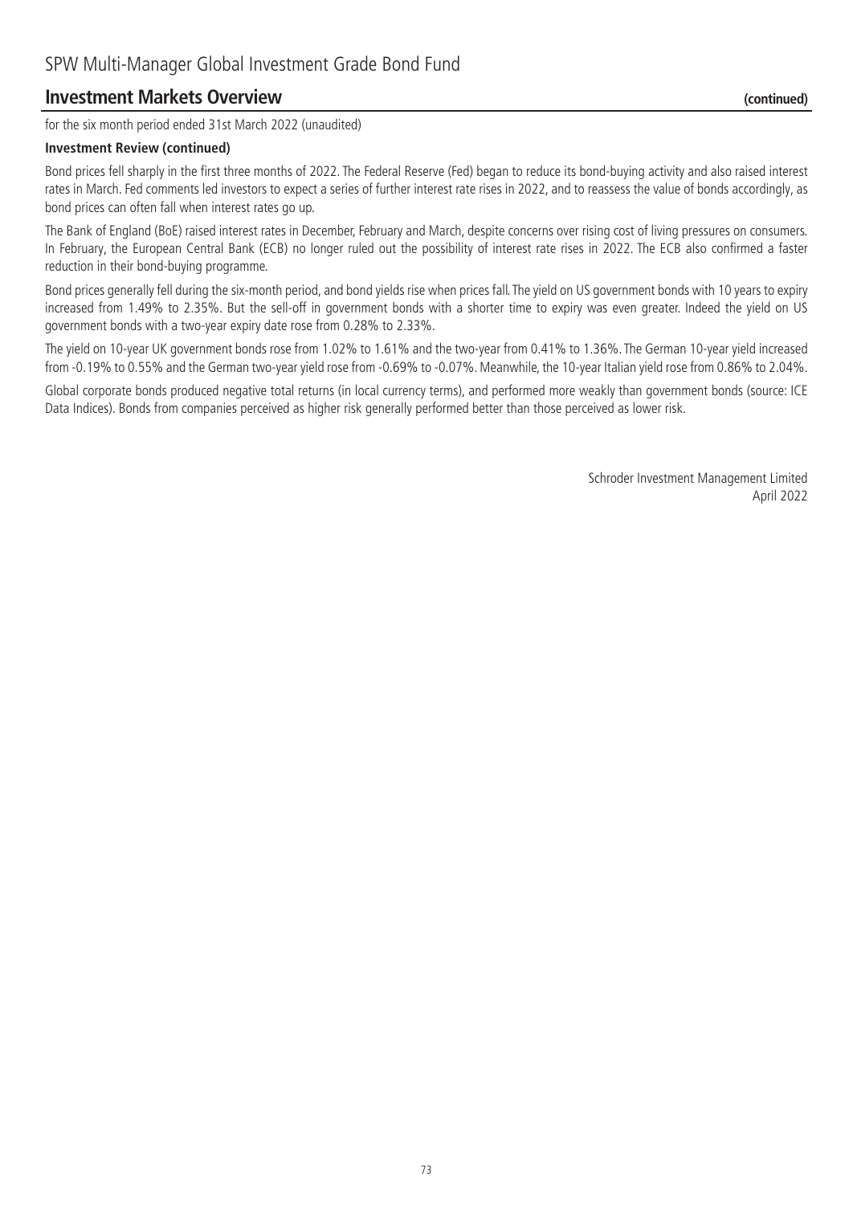## Investment Markets Overview (continued)

for the six month period ended 31st March 2022 (unaudited)

**Investment Review (continued)**

Bond prices fell sharply in the first three months of 2022. The Federal Reserve (Fed) began to reduce its bond-buying activity and also raised interest rates in March. Fed comments led investors to expect a series of further interest rate rises in 2022, and to reassess the value of bonds accordingly, as bond prices can often fall when interest rates go up.

The Bank of England (BoE) raised interest rates in December, February and March, despite concerns over rising cost of living pressures on consumers. In February, the European Central Bank (ECB) no longer ruled out the possibility of interest rate rises in 2022. The ECB also confirmed a faster reduction in their bond-buying programme.

Bond prices generally fell during the six-month period, and bond yields rise when prices fall. The yield on US government bonds with 10 years to expiry increased from 1.49% to 2.35%. But the sell-off in government bonds with a shorter time to expiry was even greater. Indeed the yield on US government bonds with a two-year expiry date rose from 0.28% to 2.33%.

The yield on 10-year UK government bonds rose from 1.02% to 1.61% and the two-year from 0.41% to 1.36%. The German 10-year yield increased from -0.19% to 0.55% and the German two-year yield rose from -0.69% to -0.07%. Meanwhile, the 10-year Italian yield rose from 0.86% to 2.04%.

Global corporate bonds produced negative total returns (in local currency terms), and performed more weakly than government bonds (source: ICE Data Indices). Bonds from companies perceived as higher risk generally performed better than those perceived as lower risk.

Schroder Investment Management Limited
April 2022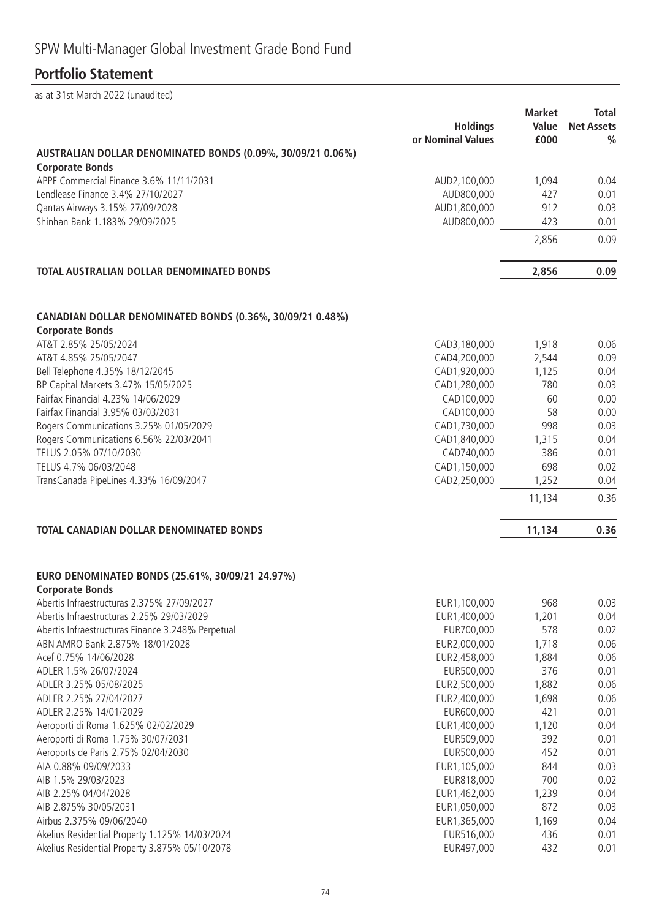# SPW Multi-Manager Global Investment Grade Bond Fund

## Portfolio Statement

as at 31st March 2022 (unaudited)

| | Holdings or Nominal Values | Market Value £000 | Total Net Assets % |
|---|---|---|---|
| **AUSTRALIAN DOLLAR DENOMINATED BONDS (0.09%, 30/09/21 0.06%)** | | | |
| **Corporate Bonds** | | | |
| APPF Commercial Finance 3.6% 11/11/2031 | AUD2,100,000 | 1,094 | 0.04 |
| Lendlease Finance 3.4% 27/10/2027 | AUD800,000 | 427 | 0.01 |
| Qantas Airways 3.15% 27/09/2028 | AUD1,800,000 | 912 | 0.03 |
| Shinhan Bank 1.183% 29/09/2025 | AUD800,000 | 423 | 0.01 |
| | | 2,856 | 0.09 |
| **TOTAL AUSTRALIAN DOLLAR DENOMINATED BONDS** | | **2,856** | **0.09** |
| **CANADIAN DOLLAR DENOMINATED BONDS (0.36%, 30/09/21 0.48%)** | | | |
| **Corporate Bonds** | | | |
| AT&T 2.85% 25/05/2024 | CAD3,180,000 | 1,918 | 0.06 |
| AT&T 4.85% 25/05/2047 | CAD4,200,000 | 2,544 | 0.09 |
| Bell Telephone 4.35% 18/12/2045 | CAD1,920,000 | 1,125 | 0.04 |
| BP Capital Markets 3.47% 15/05/2025 | CAD1,280,000 | 780 | 0.03 |
| Fairfax Financial 4.23% 14/06/2029 | CAD100,000 | 60 | 0.00 |
| Fairfax Financial 3.95% 03/03/2031 | CAD100,000 | 58 | 0.00 |
| Rogers Communications 3.25% 01/05/2029 | CAD1,730,000 | 998 | 0.03 |
| Rogers Communications 6.56% 22/03/2041 | CAD1,840,000 | 1,315 | 0.04 |
| TELUS 2.05% 07/10/2030 | CAD740,000 | 386 | 0.01 |
| TELUS 4.7% 06/03/2048 | CAD1,150,000 | 698 | 0.02 |
| TransCanada PipeLines 4.33% 16/09/2047 | CAD2,250,000 | 1,252 | 0.04 |
| | | 11,134 | 0.36 |
| **TOTAL CANADIAN DOLLAR DENOMINATED BONDS** | | **11,134** | **0.36** |
| **EURO DENOMINATED BONDS (25.61%, 30/09/21 24.97%)** | | | |
| **Corporate Bonds** | | | |
| Abertis Infraestructuras 2.375% 27/09/2027 | EUR1,100,000 | 968 | 0.03 |
| Abertis Infraestructuras 2.25% 29/03/2029 | EUR1,400,000 | 1,201 | 0.04 |
| Abertis Infraestructuras Finance 3.248% Perpetual | EUR700,000 | 578 | 0.02 |
| ABN AMRO Bank 2.875% 18/01/2028 | EUR2,000,000 | 1,718 | 0.06 |
| Acef 0.75% 14/06/2028 | EUR2,458,000 | 1,884 | 0.06 |
| ADLER 1.5% 26/07/2024 | EUR500,000 | 376 | 0.01 |
| ADLER 3.25% 05/08/2025 | EUR2,500,000 | 1,882 | 0.06 |
| ADLER 2.25% 27/04/2027 | EUR2,400,000 | 1,698 | 0.06 |
| ADLER 2.25% 14/01/2029 | EUR600,000 | 421 | 0.01 |
| Aeroporti di Roma 1.625% 02/02/2029 | EUR1,400,000 | 1,120 | 0.04 |
| Aeroporti di Roma 1.75% 30/07/2031 | EUR509,000 | 392 | 0.01 |
| Aeroports de Paris 2.75% 02/04/2030 | EUR500,000 | 452 | 0.01 |
| AIA 0.88% 09/09/2033 | EUR1,105,000 | 844 | 0.03 |
| AIB 1.5% 29/03/2023 | EUR818,000 | 700 | 0.02 |
| AIB 2.25% 04/04/2028 | EUR1,462,000 | 1,239 | 0.04 |
| AIB 2.875% 30/05/2031 | EUR1,050,000 | 872 | 0.03 |
| Airbus 2.375% 09/06/2040 | EUR1,365,000 | 1,169 | 0.04 |
| Akelius Residential Property 1.125% 14/03/2024 | EUR516,000 | 436 | 0.01 |
| Akelius Residential Property 3.875% 05/10/2078 | EUR497,000 | 432 | 0.01 |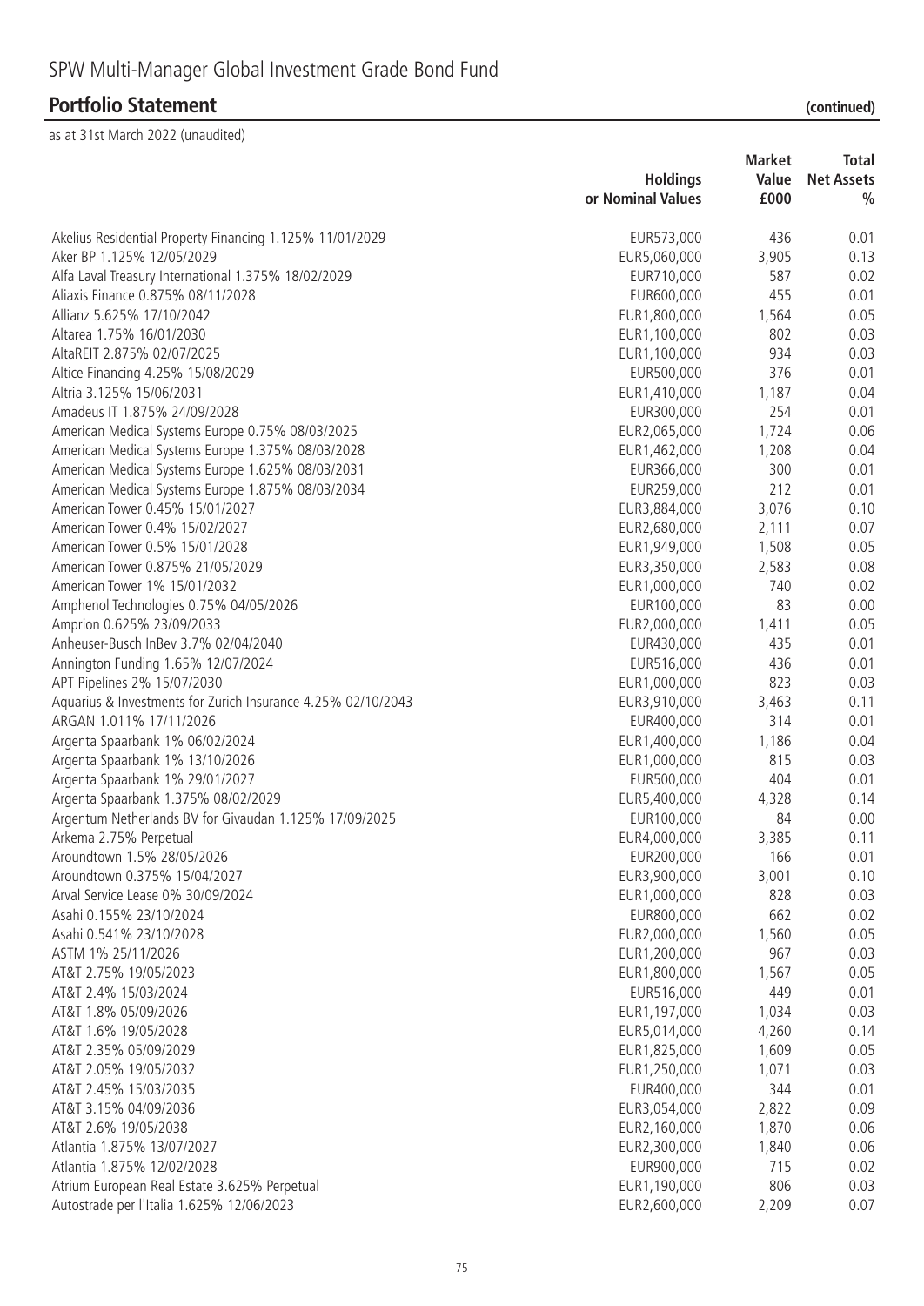# SPW Multi-Manager Global Investment Grade Bond Fund

## Portfolio Statement (continued)

as at 31st March 2022 (unaudited)

| | Holdings or Nominal Values | Market Value £000 | Total Net Assets % |
|---|---|---|---|
| Akelius Residential Property Financing 1.125% 11/01/2029 | EUR573,000 | 436 | 0.01 |
| Aker BP 1.125% 12/05/2029 | EUR5,060,000 | 3,905 | 0.13 |
| Alfa Laval Treasury International 1.375% 18/02/2029 | EUR710,000 | 587 | 0.02 |
| Aliaxis Finance 0.875% 08/11/2028 | EUR600,000 | 455 | 0.01 |
| Allianz 5.625% 17/10/2042 | EUR1,800,000 | 1,564 | 0.05 |
| Altarea 1.75% 16/01/2030 | EUR1,100,000 | 802 | 0.03 |
| AltaREIT 2.875% 02/07/2025 | EUR1,100,000 | 934 | 0.03 |
| Altice Financing 4.25% 15/08/2029 | EUR500,000 | 376 | 0.01 |
| Altria 3.125% 15/06/2031 | EUR1,410,000 | 1,187 | 0.04 |
| Amadeus IT 1.875% 24/09/2028 | EUR300,000 | 254 | 0.01 |
| American Medical Systems Europe 0.75% 08/03/2025 | EUR2,065,000 | 1,724 | 0.06 |
| American Medical Systems Europe 1.375% 08/03/2028 | EUR1,462,000 | 1,208 | 0.04 |
| American Medical Systems Europe 1.625% 08/03/2031 | EUR366,000 | 300 | 0.01 |
| American Medical Systems Europe 1.875% 08/03/2034 | EUR259,000 | 212 | 0.01 |
| American Tower 0.45% 15/01/2027 | EUR3,884,000 | 3,076 | 0.10 |
| American Tower 0.4% 15/02/2027 | EUR2,680,000 | 2,111 | 0.07 |
| American Tower 0.5% 15/01/2028 | EUR1,949,000 | 1,508 | 0.05 |
| American Tower 0.875% 21/05/2029 | EUR3,350,000 | 2,583 | 0.08 |
| American Tower 1% 15/01/2032 | EUR1,000,000 | 740 | 0.02 |
| Amphenol Technologies 0.75% 04/05/2026 | EUR100,000 | 83 | 0.00 |
| Amprion 0.625% 23/09/2033 | EUR2,000,000 | 1,411 | 0.05 |
| Anheuser-Busch InBev 3.7% 02/04/2040 | EUR430,000 | 435 | 0.01 |
| Annington Funding 1.65% 12/07/2024 | EUR516,000 | 436 | 0.01 |
| APT Pipelines 2% 15/07/2030 | EUR1,000,000 | 823 | 0.03 |
| Aquarius & Investments for Zurich Insurance 4.25% 02/10/2043 | EUR3,910,000 | 3,463 | 0.11 |
| ARGAN 1.011% 17/11/2026 | EUR400,000 | 314 | 0.01 |
| Argenta Spaarbank 1% 06/02/2024 | EUR1,400,000 | 1,186 | 0.04 |
| Argenta Spaarbank 1% 13/10/2026 | EUR1,000,000 | 815 | 0.03 |
| Argenta Spaarbank 1% 29/01/2027 | EUR500,000 | 404 | 0.01 |
| Argenta Spaarbank 1.375% 08/02/2029 | EUR5,400,000 | 4,328 | 0.14 |
| Argentum Netherlands BV for Givaudan 1.125% 17/09/2025 | EUR100,000 | 84 | 0.00 |
| Arkema 2.75% Perpetual | EUR4,000,000 | 3,385 | 0.11 |
| Aroundtown 1.5% 28/05/2026 | EUR200,000 | 166 | 0.01 |
| Aroundtown 0.375% 15/04/2027 | EUR3,900,000 | 3,001 | 0.10 |
| Arval Service Lease 0% 30/09/2024 | EUR1,000,000 | 828 | 0.03 |
| Asahi 0.155% 23/10/2024 | EUR800,000 | 662 | 0.02 |
| Asahi 0.541% 23/10/2028 | EUR2,000,000 | 1,560 | 0.05 |
| ASTM 1% 25/11/2026 | EUR1,200,000 | 967 | 0.03 |
| AT&T 2.75% 19/05/2023 | EUR1,800,000 | 1,567 | 0.05 |
| AT&T 2.4% 15/03/2024 | EUR516,000 | 449 | 0.01 |
| AT&T 1.8% 05/09/2026 | EUR1,197,000 | 1,034 | 0.03 |
| AT&T 1.6% 19/05/2028 | EUR5,014,000 | 4,260 | 0.14 |
| AT&T 2.35% 05/09/2029 | EUR1,825,000 | 1,609 | 0.05 |
| AT&T 2.05% 19/05/2032 | EUR1,250,000 | 1,071 | 0.03 |
| AT&T 2.45% 15/03/2035 | EUR400,000 | 344 | 0.01 |
| AT&T 3.15% 04/09/2036 | EUR3,054,000 | 2,822 | 0.09 |
| AT&T 2.6% 19/05/2038 | EUR2,160,000 | 1,870 | 0.06 |
| Atlantia 1.875% 13/07/2027 | EUR2,300,000 | 1,840 | 0.06 |
| Atlantia 1.875% 12/02/2028 | EUR900,000 | 715 | 0.02 |
| Atrium European Real Estate 3.625% Perpetual | EUR1,190,000 | 806 | 0.03 |
| Autostrade per l'Italia 1.625% 12/06/2023 | EUR2,600,000 | 2,209 | 0.07 |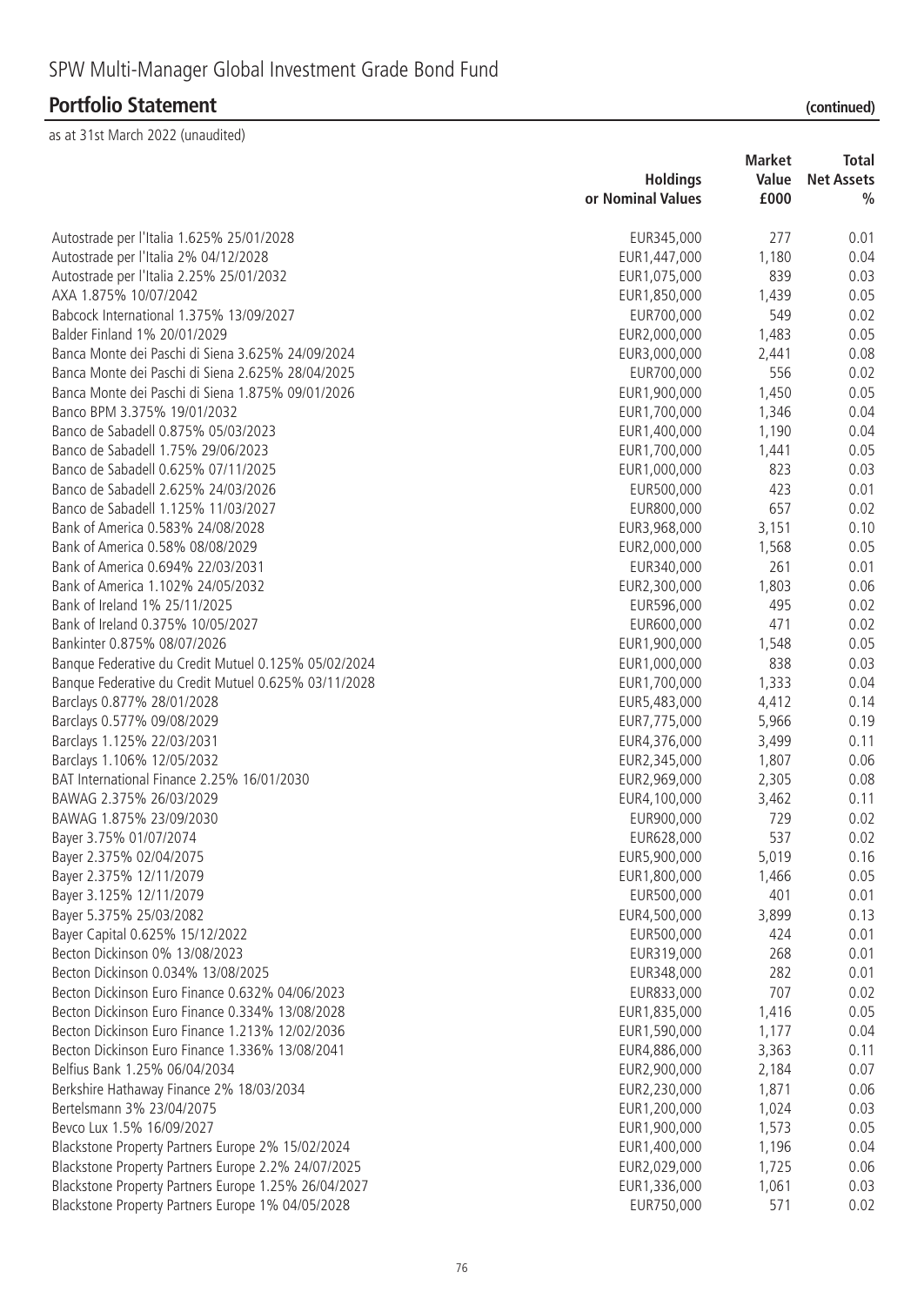# SPW Multi-Manager Global Investment Grade Bond Fund

## Portfolio Statement (continued)

as at 31st March 2022 (unaudited)

| | Holdings or Nominal Values | Market Value £000 | Total Net Assets % |
|---|---|---|---|
| Autostrade per l'Italia 1.625% 25/01/2028 | EUR345,000 | 277 | 0.01 |
| Autostrade per l'Italia 2% 04/12/2028 | EUR1,447,000 | 1,180 | 0.04 |
| Autostrade per l'Italia 2.25% 25/01/2032 | EUR1,075,000 | 839 | 0.03 |
| AXA 1.875% 10/07/2042 | EUR1,850,000 | 1,439 | 0.05 |
| Babcock International 1.375% 13/09/2027 | EUR700,000 | 549 | 0.02 |
| Balder Finland 1% 20/01/2029 | EUR2,000,000 | 1,483 | 0.05 |
| Banca Monte dei Paschi di Siena 3.625% 24/09/2024 | EUR3,000,000 | 2,441 | 0.08 |
| Banca Monte dei Paschi di Siena 2.625% 28/04/2025 | EUR700,000 | 556 | 0.02 |
| Banca Monte dei Paschi di Siena 1.875% 09/01/2026 | EUR1,900,000 | 1,450 | 0.05 |
| Banco BPM 3.375% 19/01/2032 | EUR1,700,000 | 1,346 | 0.04 |
| Banco de Sabadell 0.875% 05/03/2023 | EUR1,400,000 | 1,190 | 0.04 |
| Banco de Sabadell 1.75% 29/06/2023 | EUR1,700,000 | 1,441 | 0.05 |
| Banco de Sabadell 0.625% 07/11/2025 | EUR1,000,000 | 823 | 0.03 |
| Banco de Sabadell 2.625% 24/03/2026 | EUR500,000 | 423 | 0.01 |
| Banco de Sabadell 1.125% 11/03/2027 | EUR800,000 | 657 | 0.02 |
| Bank of America 0.583% 24/08/2028 | EUR3,968,000 | 3,151 | 0.10 |
| Bank of America 0.58% 08/08/2029 | EUR2,000,000 | 1,568 | 0.05 |
| Bank of America 0.694% 22/03/2031 | EUR340,000 | 261 | 0.01 |
| Bank of America 1.102% 24/05/2032 | EUR2,300,000 | 1,803 | 0.06 |
| Bank of Ireland 1% 25/11/2025 | EUR596,000 | 495 | 0.02 |
| Bank of Ireland 0.375% 10/05/2027 | EUR600,000 | 471 | 0.02 |
| Bankinter 0.875% 08/07/2026 | EUR1,900,000 | 1,548 | 0.05 |
| Banque Federative du Credit Mutuel 0.125% 05/02/2024 | EUR1,000,000 | 838 | 0.03 |
| Banque Federative du Credit Mutuel 0.625% 03/11/2028 | EUR1,700,000 | 1,333 | 0.04 |
| Barclays 0.877% 28/01/2028 | EUR5,483,000 | 4,412 | 0.14 |
| Barclays 0.577% 09/08/2029 | EUR7,775,000 | 5,966 | 0.19 |
| Barclays 1.125% 22/03/2031 | EUR4,376,000 | 3,499 | 0.11 |
| Barclays 1.106% 12/05/2032 | EUR2,345,000 | 1,807 | 0.06 |
| BAT International Finance 2.25% 16/01/2030 | EUR2,969,000 | 2,305 | 0.08 |
| BAWAG 2.375% 26/03/2029 | EUR4,100,000 | 3,462 | 0.11 |
| BAWAG 1.875% 23/09/2030 | EUR900,000 | 729 | 0.02 |
| Bayer 3.75% 01/07/2074 | EUR628,000 | 537 | 0.02 |
| Bayer 2.375% 02/04/2075 | EUR5,900,000 | 5,019 | 0.16 |
| Bayer 2.375% 12/11/2079 | EUR1,800,000 | 1,466 | 0.05 |
| Bayer 3.125% 12/11/2079 | EUR500,000 | 401 | 0.01 |
| Bayer 5.375% 25/03/2082 | EUR4,500,000 | 3,899 | 0.13 |
| Bayer Capital 0.625% 15/12/2022 | EUR500,000 | 424 | 0.01 |
| Becton Dickinson 0% 13/08/2023 | EUR319,000 | 268 | 0.01 |
| Becton Dickinson 0.034% 13/08/2025 | EUR348,000 | 282 | 0.01 |
| Becton Dickinson Euro Finance 0.632% 04/06/2023 | EUR833,000 | 707 | 0.02 |
| Becton Dickinson Euro Finance 0.334% 13/08/2028 | EUR1,835,000 | 1,416 | 0.05 |
| Becton Dickinson Euro Finance 1.213% 12/02/2036 | EUR1,590,000 | 1,177 | 0.04 |
| Becton Dickinson Euro Finance 1.336% 13/08/2041 | EUR4,886,000 | 3,363 | 0.11 |
| Belfius Bank 1.25% 06/04/2034 | EUR2,900,000 | 2,184 | 0.07 |
| Berkshire Hathaway Finance 2% 18/03/2034 | EUR2,230,000 | 1,871 | 0.06 |
| Bertelsmann 3% 23/04/2075 | EUR1,200,000 | 1,024 | 0.03 |
| Bevco Lux 1.5% 16/09/2027 | EUR1,900,000 | 1,573 | 0.05 |
| Blackstone Property Partners Europe 2% 15/02/2024 | EUR1,400,000 | 1,196 | 0.04 |
| Blackstone Property Partners Europe 2.2% 24/07/2025 | EUR2,029,000 | 1,725 | 0.06 |
| Blackstone Property Partners Europe 1.25% 26/04/2027 | EUR1,336,000 | 1,061 | 0.03 |
| Blackstone Property Partners Europe 1% 04/05/2028 | EUR750,000 | 571 | 0.02 |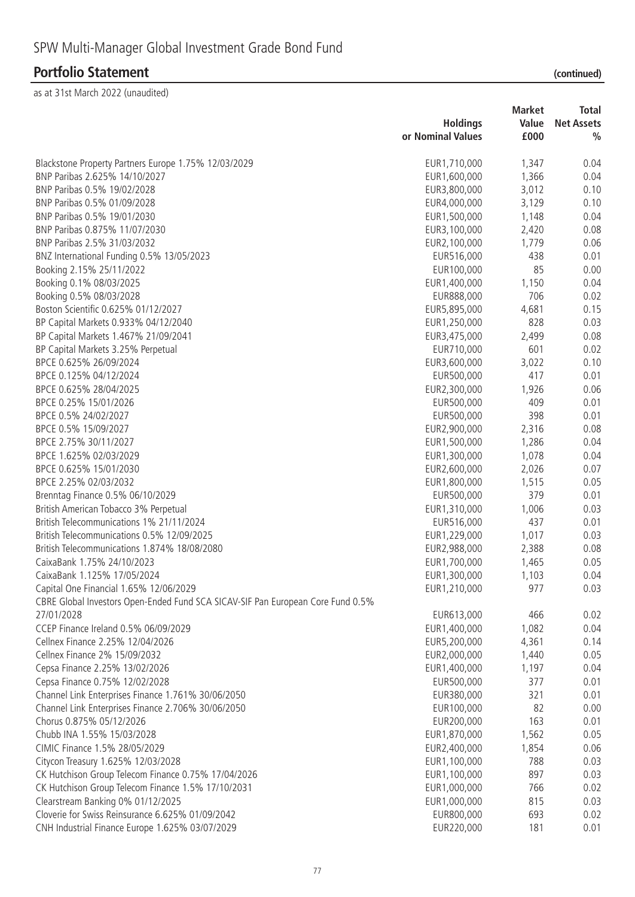# SPW Multi-Manager Global Investment Grade Bond Fund

## Portfolio Statement (continued)

as at 31st March 2022 (unaudited)

| | Holdings or Nominal Values | Market Value £000 | Total Net Assets % |
|---|---|---|---|
| Blackstone Property Partners Europe 1.75% 12/03/2029 | EUR1,710,000 | 1,347 | 0.04 |
| BNP Paribas 2.625% 14/10/2027 | EUR1,600,000 | 1,366 | 0.04 |
| BNP Paribas 0.5% 19/02/2028 | EUR3,800,000 | 3,012 | 0.10 |
| BNP Paribas 0.5% 01/09/2028 | EUR4,000,000 | 3,129 | 0.10 |
| BNP Paribas 0.5% 19/01/2030 | EUR1,500,000 | 1,148 | 0.04 |
| BNP Paribas 0.875% 11/07/2030 | EUR3,100,000 | 2,420 | 0.08 |
| BNP Paribas 2.5% 31/03/2032 | EUR2,100,000 | 1,779 | 0.06 |
| BNZ International Funding 0.5% 13/05/2023 | EUR516,000 | 438 | 0.01 |
| Booking 2.15% 25/11/2022 | EUR100,000 | 85 | 0.00 |
| Booking 0.1% 08/03/2025 | EUR1,400,000 | 1,150 | 0.04 |
| Booking 0.5% 08/03/2028 | EUR888,000 | 706 | 0.02 |
| Boston Scientific 0.625% 01/12/2027 | EUR5,895,000 | 4,681 | 0.15 |
| BP Capital Markets 0.933% 04/12/2040 | EUR1,250,000 | 828 | 0.03 |
| BP Capital Markets 1.467% 21/09/2041 | EUR3,475,000 | 2,499 | 0.08 |
| BP Capital Markets 3.25% Perpetual | EUR710,000 | 601 | 0.02 |
| BPCE 0.625% 26/09/2024 | EUR3,600,000 | 3,022 | 0.10 |
| BPCE 0.125% 04/12/2024 | EUR500,000 | 417 | 0.01 |
| BPCE 0.625% 28/04/2025 | EUR2,300,000 | 1,926 | 0.06 |
| BPCE 0.25% 15/01/2026 | EUR500,000 | 409 | 0.01 |
| BPCE 0.5% 24/02/2027 | EUR500,000 | 398 | 0.01 |
| BPCE 0.5% 15/09/2027 | EUR2,900,000 | 2,316 | 0.08 |
| BPCE 2.75% 30/11/2027 | EUR1,500,000 | 1,286 | 0.04 |
| BPCE 1.625% 02/03/2029 | EUR1,300,000 | 1,078 | 0.04 |
| BPCE 0.625% 15/01/2030 | EUR2,600,000 | 2,026 | 0.07 |
| BPCE 2.25% 02/03/2032 | EUR1,800,000 | 1,515 | 0.05 |
| Brenntag Finance 0.5% 06/10/2029 | EUR500,000 | 379 | 0.01 |
| British American Tobacco 3% Perpetual | EUR1,310,000 | 1,006 | 0.03 |
| British Telecommunications 1% 21/11/2024 | EUR516,000 | 437 | 0.01 |
| British Telecommunications 0.5% 12/09/2025 | EUR1,229,000 | 1,017 | 0.03 |
| British Telecommunications 1.874% 18/08/2080 | EUR2,988,000 | 2,388 | 0.08 |
| CaixaBank 1.75% 24/10/2023 | EUR1,700,000 | 1,465 | 0.05 |
| CaixaBank 1.125% 17/05/2024 | EUR1,300,000 | 1,103 | 0.04 |
| Capital One Financial 1.65% 12/06/2029 | EUR1,210,000 | 977 | 0.03 |
| CBRE Global Investors Open-Ended Fund SCA SICAV-SIF Pan European Core Fund 0.5% 27/01/2028 | EUR613,000 | 466 | 0.02 |
| CCEP Finance Ireland 0.5% 06/09/2029 | EUR1,400,000 | 1,082 | 0.04 |
| Cellnex Finance 2.25% 12/04/2026 | EUR5,200,000 | 4,361 | 0.14 |
| Cellnex Finance 2% 15/09/2032 | EUR2,000,000 | 1,440 | 0.05 |
| Cepsa Finance 2.25% 13/02/2026 | EUR1,400,000 | 1,197 | 0.04 |
| Cepsa Finance 0.75% 12/02/2028 | EUR500,000 | 377 | 0.01 |
| Channel Link Enterprises Finance 1.761% 30/06/2050 | EUR380,000 | 321 | 0.01 |
| Channel Link Enterprises Finance 2.706% 30/06/2050 | EUR100,000 | 82 | 0.00 |
| Chorus 0.875% 05/12/2026 | EUR200,000 | 163 | 0.01 |
| Chubb INA 1.55% 15/03/2028 | EUR1,870,000 | 1,562 | 0.05 |
| CIMIC Finance 1.5% 28/05/2029 | EUR2,400,000 | 1,854 | 0.06 |
| Citycon Treasury 1.625% 12/03/2028 | EUR1,100,000 | 788 | 0.03 |
| CK Hutchison Group Telecom Finance 0.75% 17/04/2026 | EUR1,100,000 | 897 | 0.03 |
| CK Hutchison Group Telecom Finance 1.5% 17/10/2031 | EUR1,000,000 | 766 | 0.02 |
| Clearstream Banking 0% 01/12/2025 | EUR1,000,000 | 815 | 0.03 |
| Cloverie for Swiss Reinsurance 6.625% 01/09/2042 | EUR800,000 | 693 | 0.02 |
| CNH Industrial Finance Europe 1.625% 03/07/2029 | EUR220,000 | 181 | 0.01 |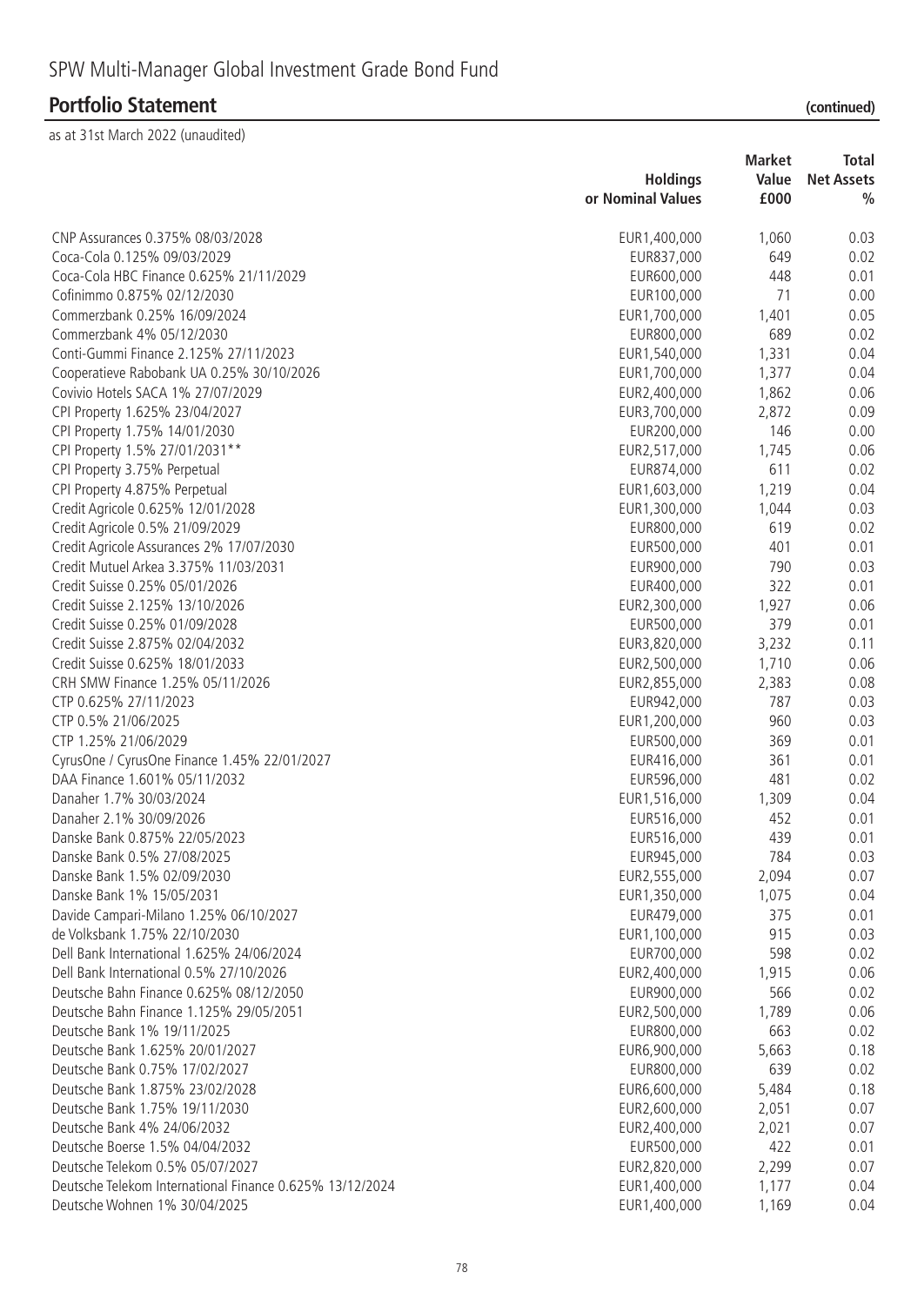# SPW Multi-Manager Global Investment Grade Bond Fund

## Portfolio Statement (continued)

as at 31st March 2022 (unaudited)

| | Holdings or Nominal Values | Market Value £000 | Total Net Assets % |
|---|---|---|---|
| CNP Assurances 0.375% 08/03/2028 | EUR1,400,000 | 1,060 | 0.03 |
| Coca-Cola 0.125% 09/03/2029 | EUR837,000 | 649 | 0.02 |
| Coca-Cola HBC Finance 0.625% 21/11/2029 | EUR600,000 | 448 | 0.01 |
| Cofinimmo 0.875% 02/12/2030 | EUR100,000 | 71 | 0.00 |
| Commerzbank 0.25% 16/09/2024 | EUR1,700,000 | 1,401 | 0.05 |
| Commerzbank 4% 05/12/2030 | EUR800,000 | 689 | 0.02 |
| Conti-Gummi Finance 2.125% 27/11/2023 | EUR1,540,000 | 1,331 | 0.04 |
| Cooperatieve Rabobank UA 0.25% 30/10/2026 | EUR1,700,000 | 1,377 | 0.04 |
| Covivio Hotels SACA 1% 27/07/2029 | EUR2,400,000 | 1,862 | 0.06 |
| CPI Property 1.625% 23/04/2027 | EUR3,700,000 | 2,872 | 0.09 |
| CPI Property 1.75% 14/01/2030 | EUR200,000 | 146 | 0.00 |
| CPI Property 1.5% 27/01/2031** | EUR2,517,000 | 1,745 | 0.06 |
| CPI Property 3.75% Perpetual | EUR874,000 | 611 | 0.02 |
| CPI Property 4.875% Perpetual | EUR1,603,000 | 1,219 | 0.04 |
| Credit Agricole 0.625% 12/01/2028 | EUR1,300,000 | 1,044 | 0.03 |
| Credit Agricole 0.5% 21/09/2029 | EUR800,000 | 619 | 0.02 |
| Credit Agricole Assurances 2% 17/07/2030 | EUR500,000 | 401 | 0.01 |
| Credit Mutuel Arkea 3.375% 11/03/2031 | EUR900,000 | 790 | 0.03 |
| Credit Suisse 0.25% 05/01/2026 | EUR400,000 | 322 | 0.01 |
| Credit Suisse 2.125% 13/10/2026 | EUR2,300,000 | 1,927 | 0.06 |
| Credit Suisse 0.25% 01/09/2028 | EUR500,000 | 379 | 0.01 |
| Credit Suisse 2.875% 02/04/2032 | EUR3,820,000 | 3,232 | 0.11 |
| Credit Suisse 0.625% 18/01/2033 | EUR2,500,000 | 1,710 | 0.06 |
| CRH SMW Finance 1.25% 05/11/2026 | EUR2,855,000 | 2,383 | 0.08 |
| CTP 0.625% 27/11/2023 | EUR942,000 | 787 | 0.03 |
| CTP 0.5% 21/06/2025 | EUR1,200,000 | 960 | 0.03 |
| CTP 1.25% 21/06/2029 | EUR500,000 | 369 | 0.01 |
| CyrusOne / CyrusOne Finance 1.45% 22/01/2027 | EUR416,000 | 361 | 0.01 |
| DAA Finance 1.601% 05/11/2032 | EUR596,000 | 481 | 0.02 |
| Danaher 1.7% 30/03/2024 | EUR1,516,000 | 1,309 | 0.04 |
| Danaher 2.1% 30/09/2026 | EUR516,000 | 452 | 0.01 |
| Danske Bank 0.875% 22/05/2023 | EUR516,000 | 439 | 0.01 |
| Danske Bank 0.5% 27/08/2025 | EUR945,000 | 784 | 0.03 |
| Danske Bank 1.5% 02/09/2030 | EUR2,555,000 | 2,094 | 0.07 |
| Danske Bank 1% 15/05/2031 | EUR1,350,000 | 1,075 | 0.04 |
| Davide Campari-Milano 1.25% 06/10/2027 | EUR479,000 | 375 | 0.01 |
| de Volksbank 1.75% 22/10/2030 | EUR1,100,000 | 915 | 0.03 |
| Dell Bank International 1.625% 24/06/2024 | EUR700,000 | 598 | 0.02 |
| Dell Bank International 0.5% 27/10/2026 | EUR2,400,000 | 1,915 | 0.06 |
| Deutsche Bahn Finance 0.625% 08/12/2050 | EUR900,000 | 566 | 0.02 |
| Deutsche Bahn Finance 1.125% 29/05/2051 | EUR2,500,000 | 1,789 | 0.06 |
| Deutsche Bank 1% 19/11/2025 | EUR800,000 | 663 | 0.02 |
| Deutsche Bank 1.625% 20/01/2027 | EUR6,900,000 | 5,663 | 0.18 |
| Deutsche Bank 0.75% 17/02/2027 | EUR800,000 | 639 | 0.02 |
| Deutsche Bank 1.875% 23/02/2028 | EUR6,600,000 | 5,484 | 0.18 |
| Deutsche Bank 1.75% 19/11/2030 | EUR2,600,000 | 2,051 | 0.07 |
| Deutsche Bank 4% 24/06/2032 | EUR2,400,000 | 2,021 | 0.07 |
| Deutsche Boerse 1.5% 04/04/2032 | EUR500,000 | 422 | 0.01 |
| Deutsche Telekom 0.5% 05/07/2027 | EUR2,820,000 | 2,299 | 0.07 |
| Deutsche Telekom International Finance 0.625% 13/12/2024 | EUR1,400,000 | 1,177 | 0.04 |
| Deutsche Wohnen 1% 30/04/2025 | EUR1,400,000 | 1,169 | 0.04 |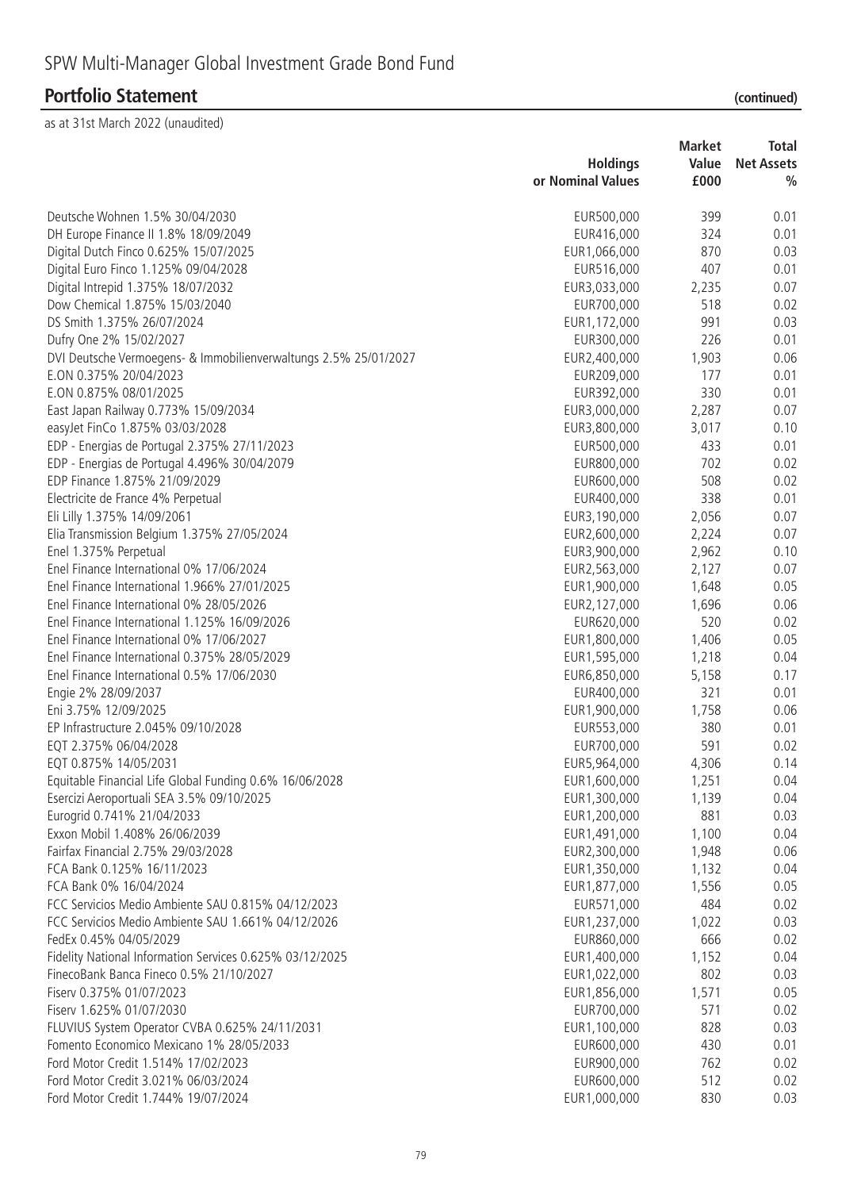# SPW Multi-Manager Global Investment Grade Bond Fund

## Portfolio Statement (continued)

as at 31st March 2022 (unaudited)

| | Holdings or Nominal Values | Market Value £000 | Total Net Assets % |
|---|---|---|---|
| Deutsche Wohnen 1.5% 30/04/2030 | EUR500,000 | 399 | 0.01 |
| DH Europe Finance II 1.8% 18/09/2049 | EUR416,000 | 324 | 0.01 |
| Digital Dutch Finco 0.625% 15/07/2025 | EUR1,066,000 | 870 | 0.03 |
| Digital Euro Finco 1.125% 09/04/2028 | EUR516,000 | 407 | 0.01 |
| Digital Intrepid 1.375% 18/07/2032 | EUR3,033,000 | 2,235 | 0.07 |
| Dow Chemical 1.875% 15/03/2040 | EUR700,000 | 518 | 0.02 |
| DS Smith 1.375% 26/07/2024 | EUR1,172,000 | 991 | 0.03 |
| Dufry One 2% 15/02/2027 | EUR300,000 | 226 | 0.01 |
| DVI Deutsche Vermoegens- & Immobilienverwaltungs 2.5% 25/01/2027 | EUR2,400,000 | 1,903 | 0.06 |
| E.ON 0.375% 20/04/2023 | EUR209,000 | 177 | 0.01 |
| E.ON 0.875% 08/01/2025 | EUR392,000 | 330 | 0.01 |
| East Japan Railway 0.773% 15/09/2034 | EUR3,000,000 | 2,287 | 0.07 |
| easyJet FinCo 1.875% 03/03/2028 | EUR3,800,000 | 3,017 | 0.10 |
| EDP - Energias de Portugal 2.375% 27/11/2023 | EUR500,000 | 433 | 0.01 |
| EDP - Energias de Portugal 4.496% 30/04/2079 | EUR800,000 | 702 | 0.02 |
| EDP Finance 1.875% 21/09/2029 | EUR600,000 | 508 | 0.02 |
| Electricite de France 4% Perpetual | EUR400,000 | 338 | 0.01 |
| Eli Lilly 1.375% 14/09/2061 | EUR3,190,000 | 2,056 | 0.07 |
| Elia Transmission Belgium 1.375% 27/05/2024 | EUR2,600,000 | 2,224 | 0.07 |
| Enel 1.375% Perpetual | EUR3,900,000 | 2,962 | 0.10 |
| Enel Finance International 0% 17/06/2024 | EUR2,563,000 | 2,127 | 0.07 |
| Enel Finance International 1.966% 27/01/2025 | EUR1,900,000 | 1,648 | 0.05 |
| Enel Finance International 0% 28/05/2026 | EUR2,127,000 | 1,696 | 0.06 |
| Enel Finance International 1.125% 16/09/2026 | EUR620,000 | 520 | 0.02 |
| Enel Finance International 0% 17/06/2027 | EUR1,800,000 | 1,406 | 0.05 |
| Enel Finance International 0.375% 28/05/2029 | EUR1,595,000 | 1,218 | 0.04 |
| Enel Finance International 0.5% 17/06/2030 | EUR6,850,000 | 5,158 | 0.17 |
| Engie 2% 28/09/2037 | EUR400,000 | 321 | 0.01 |
| Eni 3.75% 12/09/2025 | EUR1,900,000 | 1,758 | 0.06 |
| EP Infrastructure 2.045% 09/10/2028 | EUR553,000 | 380 | 0.01 |
| EQT 2.375% 06/04/2028 | EUR700,000 | 591 | 0.02 |
| EQT 0.875% 14/05/2031 | EUR5,964,000 | 4,306 | 0.14 |
| Equitable Financial Life Global Funding 0.6% 16/06/2028 | EUR1,600,000 | 1,251 | 0.04 |
| Esercizi Aeroportuali SEA 3.5% 09/10/2025 | EUR1,300,000 | 1,139 | 0.04 |
| Eurogrid 0.741% 21/04/2033 | EUR1,200,000 | 881 | 0.03 |
| Exxon Mobil 1.408% 26/06/2039 | EUR1,491,000 | 1,100 | 0.04 |
| Fairfax Financial 2.75% 29/03/2028 | EUR2,300,000 | 1,948 | 0.06 |
| FCA Bank 0.125% 16/11/2023 | EUR1,350,000 | 1,132 | 0.04 |
| FCA Bank 0% 16/04/2024 | EUR1,877,000 | 1,556 | 0.05 |
| FCC Servicios Medio Ambiente SAU 0.815% 04/12/2023 | EUR571,000 | 484 | 0.02 |
| FCC Servicios Medio Ambiente SAU 1.661% 04/12/2026 | EUR1,237,000 | 1,022 | 0.03 |
| FedEx 0.45% 04/05/2029 | EUR860,000 | 666 | 0.02 |
| Fidelity National Information Services 0.625% 03/12/2025 | EUR1,400,000 | 1,152 | 0.04 |
| FinecoBank Banca Fineco 0.5% 21/10/2027 | EUR1,022,000 | 802 | 0.03 |
| Fiserv 0.375% 01/07/2023 | EUR1,856,000 | 1,571 | 0.05 |
| Fiserv 1.625% 01/07/2030 | EUR700,000 | 571 | 0.02 |
| FLUVIUS System Operator CVBA 0.625% 24/11/2031 | EUR1,100,000 | 828 | 0.03 |
| Fomento Economico Mexicano 1% 28/05/2033 | EUR600,000 | 430 | 0.01 |
| Ford Motor Credit 1.514% 17/02/2023 | EUR900,000 | 762 | 0.02 |
| Ford Motor Credit 3.021% 06/03/2024 | EUR600,000 | 512 | 0.02 |
| Ford Motor Credit 1.744% 19/07/2024 | EUR1,000,000 | 830 | 0.03 |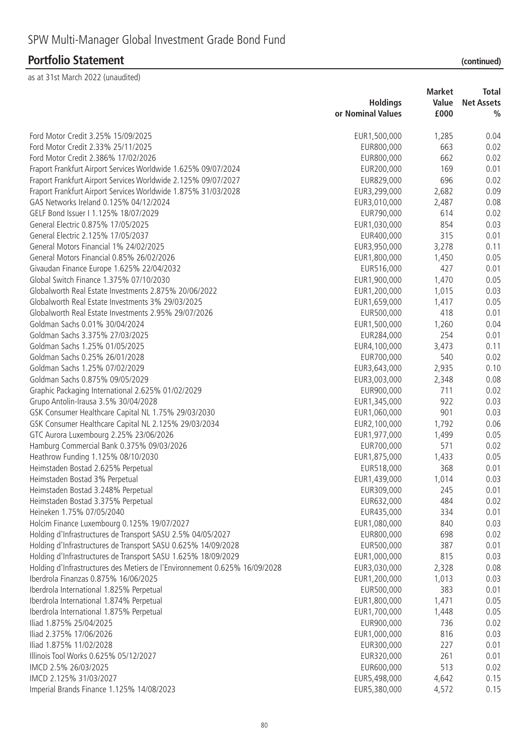# SPW Multi-Manager Global Investment Grade Bond Fund

## Portfolio Statement (continued)

as at 31st March 2022 (unaudited)

| | Holdings or Nominal Values | Market Value £000 | Total Net Assets % |
|---|---|---|---|
| Ford Motor Credit 3.25% 15/09/2025 | EUR1,500,000 | 1,285 | 0.04 |
| Ford Motor Credit 2.33% 25/11/2025 | EUR800,000 | 663 | 0.02 |
| Ford Motor Credit 2.386% 17/02/2026 | EUR800,000 | 662 | 0.02 |
| Fraport Frankfurt Airport Services Worldwide 1.625% 09/07/2024 | EUR200,000 | 169 | 0.01 |
| Fraport Frankfurt Airport Services Worldwide 2.125% 09/07/2027 | EUR829,000 | 696 | 0.02 |
| Fraport Frankfurt Airport Services Worldwide 1.875% 31/03/2028 | EUR3,299,000 | 2,682 | 0.09 |
| GAS Networks Ireland 0.125% 04/12/2024 | EUR3,010,000 | 2,487 | 0.08 |
| GELF Bond Issuer I 1.125% 18/07/2029 | EUR790,000 | 614 | 0.02 |
| General Electric 0.875% 17/05/2025 | EUR1,030,000 | 854 | 0.03 |
| General Electric 2.125% 17/05/2037 | EUR400,000 | 315 | 0.01 |
| General Motors Financial 1% 24/02/2025 | EUR3,950,000 | 3,278 | 0.11 |
| General Motors Financial 0.85% 26/02/2026 | EUR1,800,000 | 1,450 | 0.05 |
| Givaudan Finance Europe 1.625% 22/04/2032 | EUR516,000 | 427 | 0.01 |
| Global Switch Finance 1.375% 07/10/2030 | EUR1,900,000 | 1,470 | 0.05 |
| Globalworth Real Estate Investments 2.875% 20/06/2022 | EUR1,200,000 | 1,015 | 0.03 |
| Globalworth Real Estate Investments 3% 29/03/2025 | EUR1,659,000 | 1,417 | 0.05 |
| Globalworth Real Estate Investments 2.95% 29/07/2026 | EUR500,000 | 418 | 0.01 |
| Goldman Sachs 0.01% 30/04/2024 | EUR1,500,000 | 1,260 | 0.04 |
| Goldman Sachs 3.375% 27/03/2025 | EUR284,000 | 254 | 0.01 |
| Goldman Sachs 1.25% 01/05/2025 | EUR4,100,000 | 3,473 | 0.11 |
| Goldman Sachs 0.25% 26/01/2028 | EUR700,000 | 540 | 0.02 |
| Goldman Sachs 1.25% 07/02/2029 | EUR3,643,000 | 2,935 | 0.10 |
| Goldman Sachs 0.875% 09/05/2029 | EUR3,003,000 | 2,348 | 0.08 |
| Graphic Packaging International 2.625% 01/02/2029 | EUR900,000 | 711 | 0.02 |
| Grupo Antolin-Irausa 3.5% 30/04/2028 | EUR1,345,000 | 922 | 0.03 |
| GSK Consumer Healthcare Capital NL 1.75% 29/03/2030 | EUR1,060,000 | 901 | 0.03 |
| GSK Consumer Healthcare Capital NL 2.125% 29/03/2034 | EUR2,100,000 | 1,792 | 0.06 |
| GTC Aurora Luxembourg 2.25% 23/06/2026 | EUR1,977,000 | 1,499 | 0.05 |
| Hamburg Commercial Bank 0.375% 09/03/2026 | EUR700,000 | 571 | 0.02 |
| Heathrow Funding 1.125% 08/10/2030 | EUR1,875,000 | 1,433 | 0.05 |
| Heimstaden Bostad 2.625% Perpetual | EUR518,000 | 368 | 0.01 |
| Heimstaden Bostad 3% Perpetual | EUR1,439,000 | 1,014 | 0.03 |
| Heimstaden Bostad 3.248% Perpetual | EUR309,000 | 245 | 0.01 |
| Heimstaden Bostad 3.375% Perpetual | EUR632,000 | 484 | 0.02 |
| Heineken 1.75% 07/05/2040 | EUR435,000 | 334 | 0.01 |
| Holcim Finance Luxembourg 0.125% 19/07/2027 | EUR1,080,000 | 840 | 0.03 |
| Holding d'Infrastructures de Transport SASU 2.5% 04/05/2027 | EUR800,000 | 698 | 0.02 |
| Holding d'Infrastructures de Transport SASU 0.625% 14/09/2028 | EUR500,000 | 387 | 0.01 |
| Holding d'Infrastructures de Transport SASU 1.625% 18/09/2029 | EUR1,000,000 | 815 | 0.03 |
| Holding d'Infrastructures des Metiers de l'Environnement 0.625% 16/09/2028 | EUR3,030,000 | 2,328 | 0.08 |
| Iberdrola Finanzas 0.875% 16/06/2025 | EUR1,200,000 | 1,013 | 0.03 |
| Iberdrola International 1.825% Perpetual | EUR500,000 | 383 | 0.01 |
| Iberdrola International 1.874% Perpetual | EUR1,800,000 | 1,471 | 0.05 |
| Iberdrola International 1.875% Perpetual | EUR1,700,000 | 1,448 | 0.05 |
| Iliad 1.875% 25/04/2025 | EUR900,000 | 736 | 0.02 |
| Iliad 2.375% 17/06/2026 | EUR1,000,000 | 816 | 0.03 |
| Iliad 1.875% 11/02/2028 | EUR300,000 | 227 | 0.01 |
| Illinois Tool Works 0.625% 05/12/2027 | EUR320,000 | 261 | 0.01 |
| IMCD 2.5% 26/03/2025 | EUR600,000 | 513 | 0.02 |
| IMCD 2.125% 31/03/2027 | EUR5,498,000 | 4,642 | 0.15 |
| Imperial Brands Finance 1.125% 14/08/2023 | EUR5,380,000 | 4,572 | 0.15 |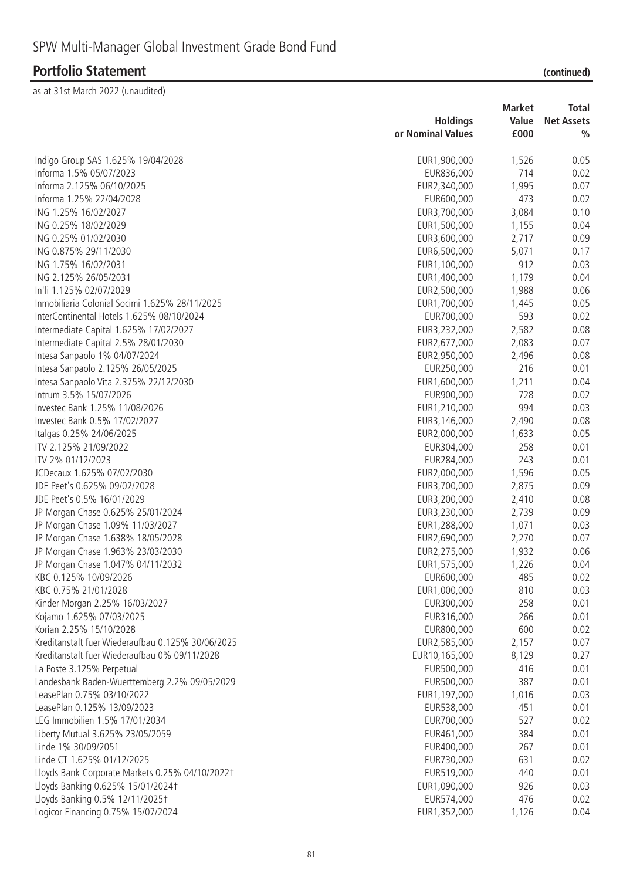# SPW Multi-Manager Global Investment Grade Bond Fund

## Portfolio Statement (continued)

as at 31st March 2022 (unaudited)

| | Holdings or Nominal Values | Market Value £000 | Total Net Assets % |
|---|---|---|---|
| Indigo Group SAS 1.625% 19/04/2028 | EUR1,900,000 | 1,526 | 0.05 |
| Informa 1.5% 05/07/2023 | EUR836,000 | 714 | 0.02 |
| Informa 2.125% 06/10/2025 | EUR2,340,000 | 1,995 | 0.07 |
| Informa 1.25% 22/04/2028 | EUR600,000 | 473 | 0.02 |
| ING 1.25% 16/02/2027 | EUR3,700,000 | 3,084 | 0.10 |
| ING 0.25% 18/02/2029 | EUR1,500,000 | 1,155 | 0.04 |
| ING 0.25% 01/02/2030 | EUR3,600,000 | 2,717 | 0.09 |
| ING 0.875% 29/11/2030 | EUR6,500,000 | 5,071 | 0.17 |
| ING 1.75% 16/02/2031 | EUR1,100,000 | 912 | 0.03 |
| ING 2.125% 26/05/2031 | EUR1,400,000 | 1,179 | 0.04 |
| In'li 1.125% 02/07/2029 | EUR2,500,000 | 1,988 | 0.06 |
| Inmobiliaria Colonial Socimi 1.625% 28/11/2025 | EUR1,700,000 | 1,445 | 0.05 |
| InterContinental Hotels 1.625% 08/10/2024 | EUR700,000 | 593 | 0.02 |
| Intermediate Capital 1.625% 17/02/2027 | EUR3,232,000 | 2,582 | 0.08 |
| Intermediate Capital 2.5% 28/01/2030 | EUR2,677,000 | 2,083 | 0.07 |
| Intesa Sanpaolo 1% 04/07/2024 | EUR2,950,000 | 2,496 | 0.08 |
| Intesa Sanpaolo 2.125% 26/05/2025 | EUR250,000 | 216 | 0.01 |
| Intesa Sanpaolo Vita 2.375% 22/12/2030 | EUR1,600,000 | 1,211 | 0.04 |
| Intrum 3.5% 15/07/2026 | EUR900,000 | 728 | 0.02 |
| Investec Bank 1.25% 11/08/2026 | EUR1,210,000 | 994 | 0.03 |
| Investec Bank 0.5% 17/02/2027 | EUR3,146,000 | 2,490 | 0.08 |
| Italgas 0.25% 24/06/2025 | EUR2,000,000 | 1,633 | 0.05 |
| ITV 2.125% 21/09/2022 | EUR304,000 | 258 | 0.01 |
| ITV 2% 01/12/2023 | EUR284,000 | 243 | 0.01 |
| JCDecaux 1.625% 07/02/2030 | EUR2,000,000 | 1,596 | 0.05 |
| JDE Peet's 0.625% 09/02/2028 | EUR3,700,000 | 2,875 | 0.09 |
| JDE Peet's 0.5% 16/01/2029 | EUR3,200,000 | 2,410 | 0.08 |
| JP Morgan Chase 0.625% 25/01/2024 | EUR3,230,000 | 2,739 | 0.09 |
| JP Morgan Chase 1.09% 11/03/2027 | EUR1,288,000 | 1,071 | 0.03 |
| JP Morgan Chase 1.638% 18/05/2028 | EUR2,690,000 | 2,270 | 0.07 |
| JP Morgan Chase 1.963% 23/03/2030 | EUR2,275,000 | 1,932 | 0.06 |
| JP Morgan Chase 1.047% 04/11/2032 | EUR1,575,000 | 1,226 | 0.04 |
| KBC 0.125% 10/09/2026 | EUR600,000 | 485 | 0.02 |
| KBC 0.75% 21/01/2028 | EUR1,000,000 | 810 | 0.03 |
| Kinder Morgan 2.25% 16/03/2027 | EUR300,000 | 258 | 0.01 |
| Kojamo 1.625% 07/03/2025 | EUR316,000 | 266 | 0.01 |
| Korian 2.25% 15/10/2028 | EUR800,000 | 600 | 0.02 |
| Kreditanstalt fuer Wiederaufbau 0.125% 30/06/2025 | EUR2,585,000 | 2,157 | 0.07 |
| Kreditanstalt fuer Wiederaufbau 0% 09/11/2028 | EUR10,165,000 | 8,129 | 0.27 |
| La Poste 3.125% Perpetual | EUR500,000 | 416 | 0.01 |
| Landesbank Baden-Wuerttemberg 2.2% 09/05/2029 | EUR500,000 | 387 | 0.01 |
| LeasePlan 0.75% 03/10/2022 | EUR1,197,000 | 1,016 | 0.03 |
| LeasePlan 0.125% 13/09/2023 | EUR538,000 | 451 | 0.01 |
| LEG Immobilien 1.5% 17/01/2034 | EUR700,000 | 527 | 0.02 |
| Liberty Mutual 3.625% 23/05/2059 | EUR461,000 | 384 | 0.01 |
| Linde 1% 30/09/2051 | EUR400,000 | 267 | 0.01 |
| Linde CT 1.625% 01/12/2025 | EUR730,000 | 631 | 0.02 |
| Lloyds Bank Corporate Markets 0.25% 04/10/2022† | EUR519,000 | 440 | 0.01 |
| Lloyds Banking 0.625% 15/01/2024† | EUR1,090,000 | 926 | 0.03 |
| Lloyds Banking 0.5% 12/11/2025† | EUR574,000 | 476 | 0.02 |
| Logicor Financing 0.75% 15/07/2024 | EUR1,352,000 | 1,126 | 0.04 |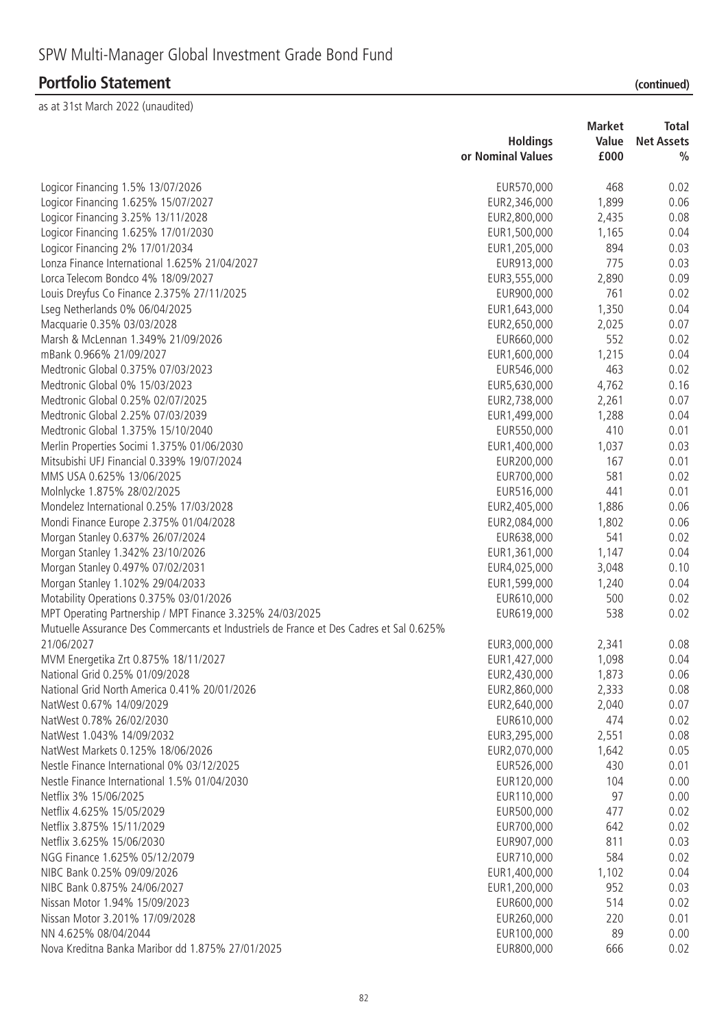# SPW Multi-Manager Global Investment Grade Bond Fund

## Portfolio Statement (continued)

as at 31st March 2022 (unaudited)

| | Holdings or Nominal Values | Market Value £000 | Total Net Assets % |
|---|---|---|---|
| Logicor Financing 1.5% 13/07/2026 | EUR570,000 | 468 | 0.02 |
| Logicor Financing 1.625% 15/07/2027 | EUR2,346,000 | 1,899 | 0.06 |
| Logicor Financing 3.25% 13/11/2028 | EUR2,800,000 | 2,435 | 0.08 |
| Logicor Financing 1.625% 17/01/2030 | EUR1,500,000 | 1,165 | 0.04 |
| Logicor Financing 2% 17/01/2034 | EUR1,205,000 | 894 | 0.03 |
| Lonza Finance International 1.625% 21/04/2027 | EUR913,000 | 775 | 0.03 |
| Lorca Telecom Bondco 4% 18/09/2027 | EUR3,555,000 | 2,890 | 0.09 |
| Louis Dreyfus Co Finance 2.375% 27/11/2025 | EUR900,000 | 761 | 0.02 |
| Lseg Netherlands 0% 06/04/2025 | EUR1,643,000 | 1,350 | 0.04 |
| Macquarie 0.35% 03/03/2028 | EUR2,650,000 | 2,025 | 0.07 |
| Marsh & McLennan 1.349% 21/09/2026 | EUR660,000 | 552 | 0.02 |
| mBank 0.966% 21/09/2027 | EUR1,600,000 | 1,215 | 0.04 |
| Medtronic Global 0.375% 07/03/2023 | EUR546,000 | 463 | 0.02 |
| Medtronic Global 0% 15/03/2023 | EUR5,630,000 | 4,762 | 0.16 |
| Medtronic Global 0.25% 02/07/2025 | EUR2,738,000 | 2,261 | 0.07 |
| Medtronic Global 2.25% 07/03/2039 | EUR1,499,000 | 1,288 | 0.04 |
| Medtronic Global 1.375% 15/10/2040 | EUR550,000 | 410 | 0.01 |
| Merlin Properties Socimi 1.375% 01/06/2030 | EUR1,400,000 | 1,037 | 0.03 |
| Mitsubishi UFJ Financial 0.339% 19/07/2024 | EUR200,000 | 167 | 0.01 |
| MMS USA 0.625% 13/06/2025 | EUR700,000 | 581 | 0.02 |
| Molnlycke 1.875% 28/02/2025 | EUR516,000 | 441 | 0.01 |
| Mondelez International 0.25% 17/03/2028 | EUR2,405,000 | 1,886 | 0.06 |
| Mondi Finance Europe 2.375% 01/04/2028 | EUR2,084,000 | 1,802 | 0.06 |
| Morgan Stanley 0.637% 26/07/2024 | EUR638,000 | 541 | 0.02 |
| Morgan Stanley 1.342% 23/10/2026 | EUR1,361,000 | 1,147 | 0.04 |
| Morgan Stanley 0.497% 07/02/2031 | EUR4,025,000 | 3,048 | 0.10 |
| Morgan Stanley 1.102% 29/04/2033 | EUR1,599,000 | 1,240 | 0.04 |
| Motability Operations 0.375% 03/01/2026 | EUR610,000 | 500 | 0.02 |
| MPT Operating Partnership / MPT Finance 3.325% 24/03/2025 | EUR619,000 | 538 | 0.02 |
| Mutuelle Assurance Des Commercants et Industriels de France et Des Cadres et Sal 0.625% 21/06/2027 | EUR3,000,000 | 2,341 | 0.08 |
| MVM Energetika Zrt 0.875% 18/11/2027 | EUR1,427,000 | 1,098 | 0.04 |
| National Grid 0.25% 01/09/2028 | EUR2,430,000 | 1,873 | 0.06 |
| National Grid North America 0.41% 20/01/2026 | EUR2,860,000 | 2,333 | 0.08 |
| NatWest 0.67% 14/09/2029 | EUR2,640,000 | 2,040 | 0.07 |
| NatWest 0.78% 26/02/2030 | EUR610,000 | 474 | 0.02 |
| NatWest 1.043% 14/09/2032 | EUR3,295,000 | 2,551 | 0.08 |
| NatWest Markets 0.125% 18/06/2026 | EUR2,070,000 | 1,642 | 0.05 |
| Nestle Finance International 0% 03/12/2025 | EUR526,000 | 430 | 0.01 |
| Nestle Finance International 1.5% 01/04/2030 | EUR120,000 | 104 | 0.00 |
| Netflix 3% 15/06/2025 | EUR110,000 | 97 | 0.00 |
| Netflix 4.625% 15/05/2029 | EUR500,000 | 477 | 0.02 |
| Netflix 3.875% 15/11/2029 | EUR700,000 | 642 | 0.02 |
| Netflix 3.625% 15/06/2030 | EUR907,000 | 811 | 0.03 |
| NGG Finance 1.625% 05/12/2079 | EUR710,000 | 584 | 0.02 |
| NIBC Bank 0.25% 09/09/2026 | EUR1,400,000 | 1,102 | 0.04 |
| NIBC Bank 0.875% 24/06/2027 | EUR1,200,000 | 952 | 0.03 |
| Nissan Motor 1.94% 15/09/2023 | EUR600,000 | 514 | 0.02 |
| Nissan Motor 3.201% 17/09/2028 | EUR260,000 | 220 | 0.01 |
| NN 4.625% 08/04/2044 | EUR100,000 | 89 | 0.00 |
| Nova Kreditna Banka Maribor dd 1.875% 27/01/2025 | EUR800,000 | 666 | 0.02 |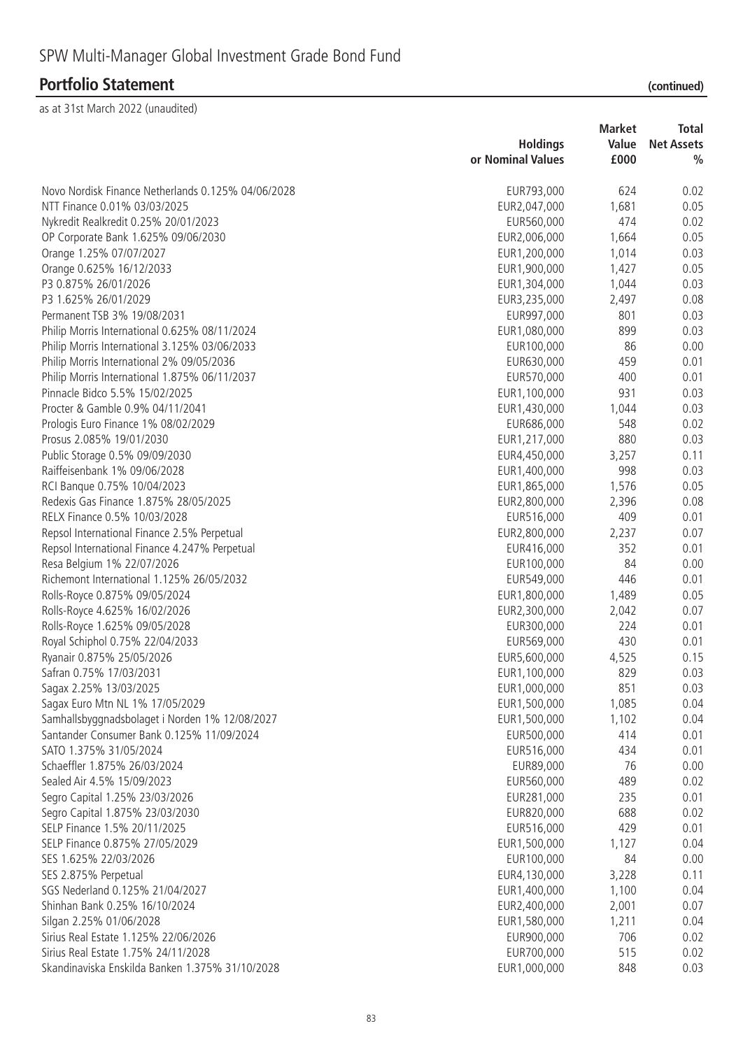# SPW Multi-Manager Global Investment Grade Bond Fund

## Portfolio Statement (continued)

as at 31st March 2022 (unaudited)

| | Holdings or Nominal Values | Market Value £000 | Total Net Assets % |
|---|---|---|---|
| Novo Nordisk Finance Netherlands 0.125% 04/06/2028 | EUR793,000 | 624 | 0.02 |
| NTT Finance 0.01% 03/03/2025 | EUR2,047,000 | 1,681 | 0.05 |
| Nykredit Realkredit 0.25% 20/01/2023 | EUR560,000 | 474 | 0.02 |
| OP Corporate Bank 1.625% 09/06/2030 | EUR2,006,000 | 1,664 | 0.05 |
| Orange 1.25% 07/07/2027 | EUR1,200,000 | 1,014 | 0.03 |
| Orange 0.625% 16/12/2033 | EUR1,900,000 | 1,427 | 0.05 |
| P3 0.875% 26/01/2026 | EUR1,304,000 | 1,044 | 0.03 |
| P3 1.625% 26/01/2029 | EUR3,235,000 | 2,497 | 0.08 |
| Permanent TSB 3% 19/08/2031 | EUR997,000 | 801 | 0.03 |
| Philip Morris International 0.625% 08/11/2024 | EUR1,080,000 | 899 | 0.03 |
| Philip Morris International 3.125% 03/06/2033 | EUR100,000 | 86 | 0.00 |
| Philip Morris International 2% 09/05/2036 | EUR630,000 | 459 | 0.01 |
| Philip Morris International 1.875% 06/11/2037 | EUR570,000 | 400 | 0.01 |
| Pinnacle Bidco 5.5% 15/02/2025 | EUR1,100,000 | 931 | 0.03 |
| Procter & Gamble 0.9% 04/11/2041 | EUR1,430,000 | 1,044 | 0.03 |
| Prologis Euro Finance 1% 08/02/2029 | EUR686,000 | 548 | 0.02 |
| Prosus 2.085% 19/01/2030 | EUR1,217,000 | 880 | 0.03 |
| Public Storage 0.5% 09/09/2030 | EUR4,450,000 | 3,257 | 0.11 |
| Raiffeisenbank 1% 09/06/2028 | EUR1,400,000 | 998 | 0.03 |
| RCI Banque 0.75% 10/04/2023 | EUR1,865,000 | 1,576 | 0.05 |
| Redexis Gas Finance 1.875% 28/05/2025 | EUR2,800,000 | 2,396 | 0.08 |
| RELX Finance 0.5% 10/03/2028 | EUR516,000 | 409 | 0.01 |
| Repsol International Finance 2.5% Perpetual | EUR2,800,000 | 2,237 | 0.07 |
| Repsol International Finance 4.247% Perpetual | EUR416,000 | 352 | 0.01 |
| Resa Belgium 1% 22/07/2026 | EUR100,000 | 84 | 0.00 |
| Richemont International 1.125% 26/05/2032 | EUR549,000 | 446 | 0.01 |
| Rolls-Royce 0.875% 09/05/2024 | EUR1,800,000 | 1,489 | 0.05 |
| Rolls-Royce 4.625% 16/02/2026 | EUR2,300,000 | 2,042 | 0.07 |
| Rolls-Royce 1.625% 09/05/2028 | EUR300,000 | 224 | 0.01 |
| Royal Schiphol 0.75% 22/04/2033 | EUR569,000 | 430 | 0.01 |
| Ryanair 0.875% 25/05/2026 | EUR5,600,000 | 4,525 | 0.15 |
| Safran 0.75% 17/03/2031 | EUR1,100,000 | 829 | 0.03 |
| Sagax 2.25% 13/03/2025 | EUR1,000,000 | 851 | 0.03 |
| Sagax Euro Mtn NL 1% 17/05/2029 | EUR1,500,000 | 1,085 | 0.04 |
| Samhallsbyggnadsbolaget i Norden 1% 12/08/2027 | EUR1,500,000 | 1,102 | 0.04 |
| Santander Consumer Bank 0.125% 11/09/2024 | EUR500,000 | 414 | 0.01 |
| SATO 1.375% 31/05/2024 | EUR516,000 | 434 | 0.01 |
| Schaeffler 1.875% 26/03/2024 | EUR89,000 | 76 | 0.00 |
| Sealed Air 4.5% 15/09/2023 | EUR560,000 | 489 | 0.02 |
| Segro Capital 1.25% 23/03/2026 | EUR281,000 | 235 | 0.01 |
| Segro Capital 1.875% 23/03/2030 | EUR820,000 | 688 | 0.02 |
| SELP Finance 1.5% 20/11/2025 | EUR516,000 | 429 | 0.01 |
| SELP Finance 0.875% 27/05/2029 | EUR1,500,000 | 1,127 | 0.04 |
| SES 1.625% 22/03/2026 | EUR100,000 | 84 | 0.00 |
| SES 2.875% Perpetual | EUR4,130,000 | 3,228 | 0.11 |
| SGS Nederland 0.125% 21/04/2027 | EUR1,400,000 | 1,100 | 0.04 |
| Shinhan Bank 0.25% 16/10/2024 | EUR2,400,000 | 2,001 | 0.07 |
| Silgan 2.25% 01/06/2028 | EUR1,580,000 | 1,211 | 0.04 |
| Sirius Real Estate 1.125% 22/06/2026 | EUR900,000 | 706 | 0.02 |
| Sirius Real Estate 1.75% 24/11/2028 | EUR700,000 | 515 | 0.02 |
| Skandinaviska Enskilda Banken 1.375% 31/10/2028 | EUR1,000,000 | 848 | 0.03 |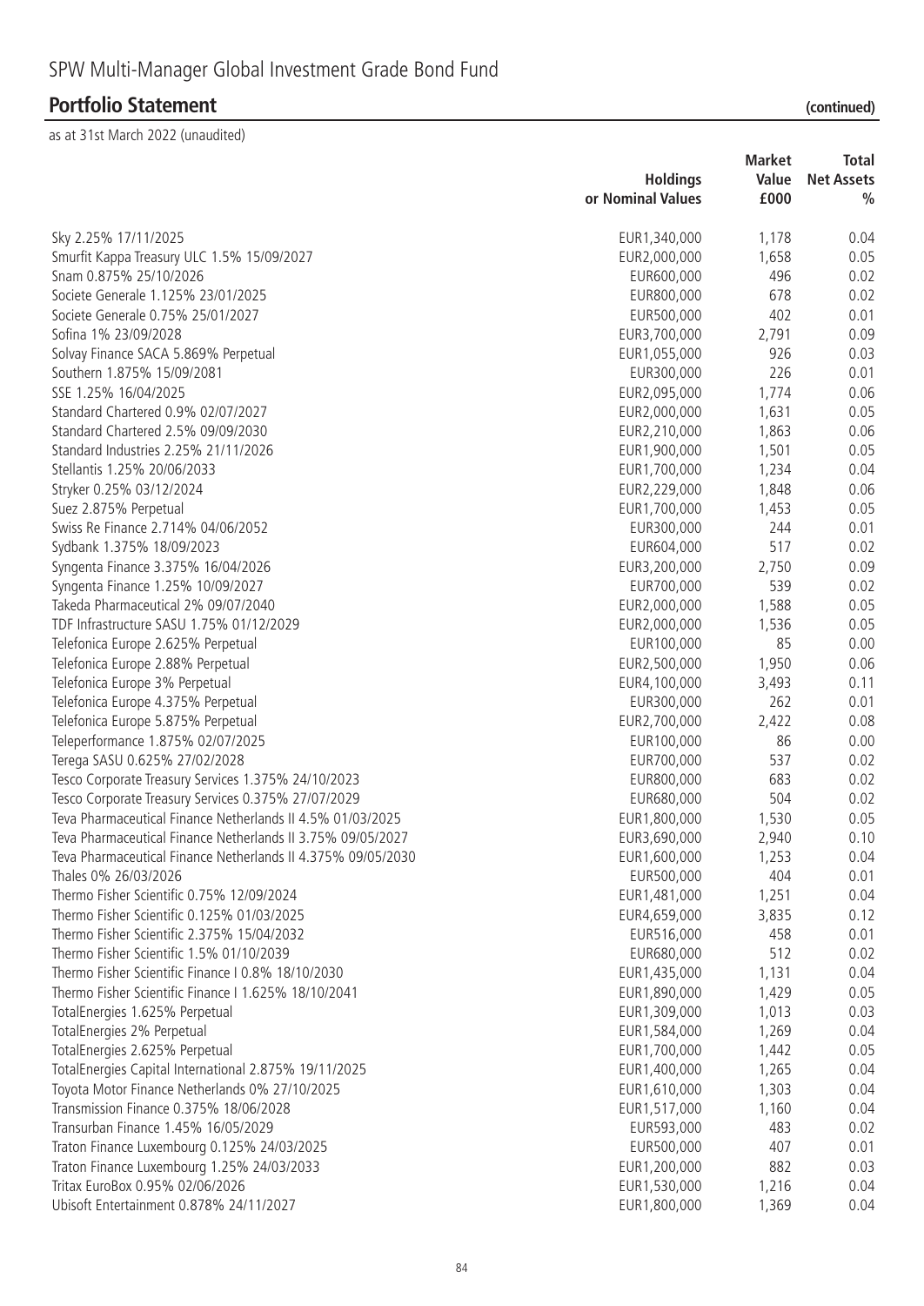# SPW Multi-Manager Global Investment Grade Bond Fund

## Portfolio Statement (continued)

as at 31st March 2022 (unaudited)

| | Holdings or Nominal Values | Market Value £000 | Total Net Assets % |
|---|---|---|---|
| Sky 2.25% 17/11/2025 | EUR1,340,000 | 1,178 | 0.04 |
| Smurfit Kappa Treasury ULC 1.5% 15/09/2027 | EUR2,000,000 | 1,658 | 0.05 |
| Snam 0.875% 25/10/2026 | EUR600,000 | 496 | 0.02 |
| Societe Generale 1.125% 23/01/2025 | EUR800,000 | 678 | 0.02 |
| Societe Generale 0.75% 25/01/2027 | EUR500,000 | 402 | 0.01 |
| Sofina 1% 23/09/2028 | EUR3,700,000 | 2,791 | 0.09 |
| Solvay Finance SACA 5.869% Perpetual | EUR1,055,000 | 926 | 0.03 |
| Southern 1.875% 15/09/2081 | EUR300,000 | 226 | 0.01 |
| SSE 1.25% 16/04/2025 | EUR2,095,000 | 1,774 | 0.06 |
| Standard Chartered 0.9% 02/07/2027 | EUR2,000,000 | 1,631 | 0.05 |
| Standard Chartered 2.5% 09/09/2030 | EUR2,210,000 | 1,863 | 0.06 |
| Standard Industries 2.25% 21/11/2026 | EUR1,900,000 | 1,501 | 0.05 |
| Stellantis 1.25% 20/06/2033 | EUR1,700,000 | 1,234 | 0.04 |
| Stryker 0.25% 03/12/2024 | EUR2,229,000 | 1,848 | 0.06 |
| Suez 2.875% Perpetual | EUR1,700,000 | 1,453 | 0.05 |
| Swiss Re Finance 2.714% 04/06/2052 | EUR300,000 | 244 | 0.01 |
| Sydbank 1.375% 18/09/2023 | EUR604,000 | 517 | 0.02 |
| Syngenta Finance 3.375% 16/04/2026 | EUR3,200,000 | 2,750 | 0.09 |
| Syngenta Finance 1.25% 10/09/2027 | EUR700,000 | 539 | 0.02 |
| Takeda Pharmaceutical 2% 09/07/2040 | EUR2,000,000 | 1,588 | 0.05 |
| TDF Infrastructure SASU 1.75% 01/12/2029 | EUR2,000,000 | 1,536 | 0.05 |
| Telefonica Europe 2.625% Perpetual | EUR100,000 | 85 | 0.00 |
| Telefonica Europe 2.88% Perpetual | EUR2,500,000 | 1,950 | 0.06 |
| Telefonica Europe 3% Perpetual | EUR4,100,000 | 3,493 | 0.11 |
| Telefonica Europe 4.375% Perpetual | EUR300,000 | 262 | 0.01 |
| Telefonica Europe 5.875% Perpetual | EUR2,700,000 | 2,422 | 0.08 |
| Teleperformance 1.875% 02/07/2025 | EUR100,000 | 86 | 0.00 |
| Terega SASU 0.625% 27/02/2028 | EUR700,000 | 537 | 0.02 |
| Tesco Corporate Treasury Services 1.375% 24/10/2023 | EUR800,000 | 683 | 0.02 |
| Tesco Corporate Treasury Services 0.375% 27/07/2029 | EUR680,000 | 504 | 0.02 |
| Teva Pharmaceutical Finance Netherlands II 4.5% 01/03/2025 | EUR1,800,000 | 1,530 | 0.05 |
| Teva Pharmaceutical Finance Netherlands II 3.75% 09/05/2027 | EUR3,690,000 | 2,940 | 0.10 |
| Teva Pharmaceutical Finance Netherlands II 4.375% 09/05/2030 | EUR1,600,000 | 1,253 | 0.04 |
| Thales 0% 26/03/2026 | EUR500,000 | 404 | 0.01 |
| Thermo Fisher Scientific 0.75% 12/09/2024 | EUR1,481,000 | 1,251 | 0.04 |
| Thermo Fisher Scientific 0.125% 01/03/2025 | EUR4,659,000 | 3,835 | 0.12 |
| Thermo Fisher Scientific 2.375% 15/04/2032 | EUR516,000 | 458 | 0.01 |
| Thermo Fisher Scientific 1.5% 01/10/2039 | EUR680,000 | 512 | 0.02 |
| Thermo Fisher Scientific Finance I 0.8% 18/10/2030 | EUR1,435,000 | 1,131 | 0.04 |
| Thermo Fisher Scientific Finance I 1.625% 18/10/2041 | EUR1,890,000 | 1,429 | 0.05 |
| TotalEnergies 1.625% Perpetual | EUR1,309,000 | 1,013 | 0.03 |
| TotalEnergies 2% Perpetual | EUR1,584,000 | 1,269 | 0.04 |
| TotalEnergies 2.625% Perpetual | EUR1,700,000 | 1,442 | 0.05 |
| TotalEnergies Capital International 2.875% 19/11/2025 | EUR1,400,000 | 1,265 | 0.04 |
| Toyota Motor Finance Netherlands 0% 27/10/2025 | EUR1,610,000 | 1,303 | 0.04 |
| Transmission Finance 0.375% 18/06/2028 | EUR1,517,000 | 1,160 | 0.04 |
| Transurban Finance 1.45% 16/05/2029 | EUR593,000 | 483 | 0.02 |
| Traton Finance Luxembourg 0.125% 24/03/2025 | EUR500,000 | 407 | 0.01 |
| Traton Finance Luxembourg 1.25% 24/03/2033 | EUR1,200,000 | 882 | 0.03 |
| Tritax EuroBox 0.95% 02/06/2026 | EUR1,530,000 | 1,216 | 0.04 |
| Ubisoft Entertainment 0.878% 24/11/2027 | EUR1,800,000 | 1,369 | 0.04 |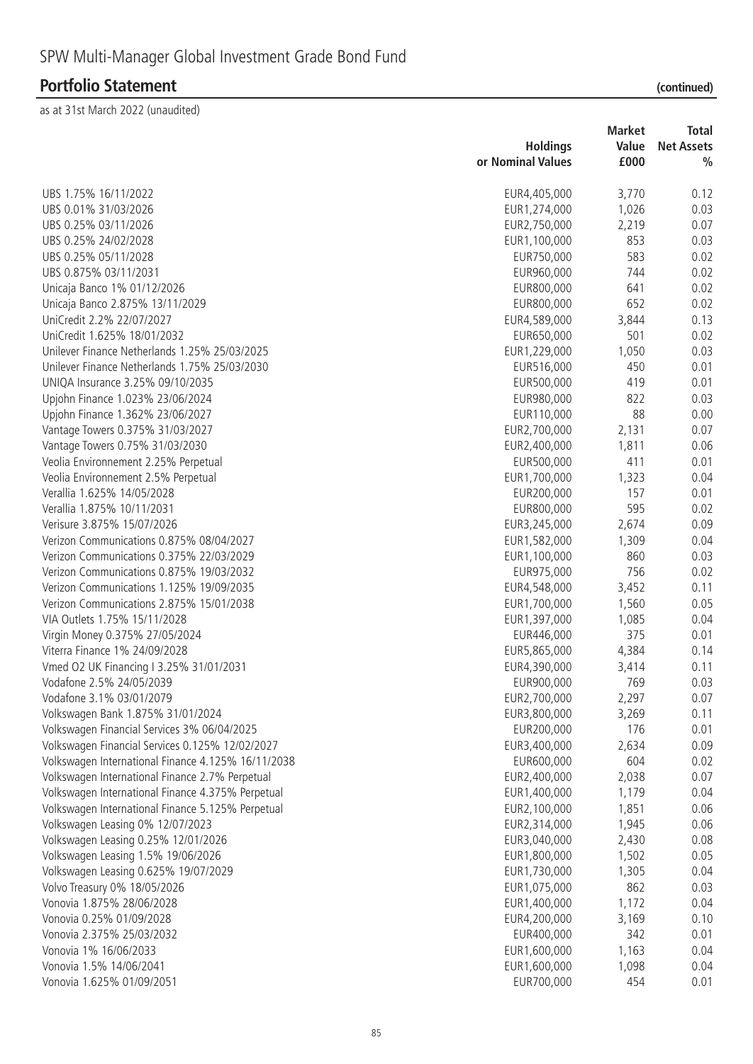# SPW Multi-Manager Global Investment Grade Bond Fund

## Portfolio Statement (continued)

as at 31st March 2022 (unaudited)

| | Holdings or Nominal Values | Market Value £000 | Total Net Assets % |
|---|---|---|---|
| UBS 1.75% 16/11/2022 | EUR4,405,000 | 3,770 | 0.12 |
| UBS 0.01% 31/03/2026 | EUR1,274,000 | 1,026 | 0.03 |
| UBS 0.25% 03/11/2026 | EUR2,750,000 | 2,219 | 0.07 |
| UBS 0.25% 24/02/2028 | EUR1,100,000 | 853 | 0.03 |
| UBS 0.25% 05/11/2028 | EUR750,000 | 583 | 0.02 |
| UBS 0.875% 03/11/2031 | EUR960,000 | 744 | 0.02 |
| Unicaja Banco 1% 01/12/2026 | EUR800,000 | 641 | 0.02 |
| Unicaja Banco 2.875% 13/11/2029 | EUR800,000 | 652 | 0.02 |
| UniCredit 2.2% 22/07/2027 | EUR4,589,000 | 3,844 | 0.13 |
| UniCredit 1.625% 18/01/2032 | EUR650,000 | 501 | 0.02 |
| Unilever Finance Netherlands 1.25% 25/03/2025 | EUR1,229,000 | 1,050 | 0.03 |
| Unilever Finance Netherlands 1.75% 25/03/2030 | EUR516,000 | 450 | 0.01 |
| UNIQA Insurance 3.25% 09/10/2035 | EUR500,000 | 419 | 0.01 |
| Upjohn Finance 1.023% 23/06/2024 | EUR980,000 | 822 | 0.03 |
| Upjohn Finance 1.362% 23/06/2027 | EUR110,000 | 88 | 0.00 |
| Vantage Towers 0.375% 31/03/2027 | EUR2,700,000 | 2,131 | 0.07 |
| Vantage Towers 0.75% 31/03/2030 | EUR2,400,000 | 1,811 | 0.06 |
| Veolia Environnement 2.25% Perpetual | EUR500,000 | 411 | 0.01 |
| Veolia Environnement 2.5% Perpetual | EUR1,700,000 | 1,323 | 0.04 |
| Verallia 1.625% 14/05/2028 | EUR200,000 | 157 | 0.01 |
| Verallia 1.875% 10/11/2031 | EUR800,000 | 595 | 0.02 |
| Verisure 3.875% 15/07/2026 | EUR3,245,000 | 2,674 | 0.09 |
| Verizon Communications 0.875% 08/04/2027 | EUR1,582,000 | 1,309 | 0.04 |
| Verizon Communications 0.375% 22/03/2029 | EUR1,100,000 | 860 | 0.03 |
| Verizon Communications 0.875% 19/03/2032 | EUR975,000 | 756 | 0.02 |
| Verizon Communications 1.125% 19/09/2035 | EUR4,548,000 | 3,452 | 0.11 |
| Verizon Communications 2.875% 15/01/2038 | EUR1,700,000 | 1,560 | 0.05 |
| VIA Outlets 1.75% 15/11/2028 | EUR1,397,000 | 1,085 | 0.04 |
| Virgin Money 0.375% 27/05/2024 | EUR446,000 | 375 | 0.01 |
| Viterra Finance 1% 24/09/2028 | EUR5,865,000 | 4,384 | 0.14 |
| Vmed O2 UK Financing I 3.25% 31/01/2031 | EUR4,390,000 | 3,414 | 0.11 |
| Vodafone 2.5% 24/05/2039 | EUR900,000 | 769 | 0.03 |
| Vodafone 3.1% 03/01/2079 | EUR2,700,000 | 2,297 | 0.07 |
| Volkswagen Bank 1.875% 31/01/2024 | EUR3,800,000 | 3,269 | 0.11 |
| Volkswagen Financial Services 3% 06/04/2025 | EUR200,000 | 176 | 0.01 |
| Volkswagen Financial Services 0.125% 12/02/2027 | EUR3,400,000 | 2,634 | 0.09 |
| Volkswagen International Finance 4.125% 16/11/2038 | EUR600,000 | 604 | 0.02 |
| Volkswagen International Finance 2.7% Perpetual | EUR2,400,000 | 2,038 | 0.07 |
| Volkswagen International Finance 4.375% Perpetual | EUR1,400,000 | 1,179 | 0.04 |
| Volkswagen International Finance 5.125% Perpetual | EUR2,100,000 | 1,851 | 0.06 |
| Volkswagen Leasing 0% 12/07/2023 | EUR2,314,000 | 1,945 | 0.06 |
| Volkswagen Leasing 0.25% 12/01/2026 | EUR3,040,000 | 2,430 | 0.08 |
| Volkswagen Leasing 1.5% 19/06/2026 | EUR1,800,000 | 1,502 | 0.05 |
| Volkswagen Leasing 0.625% 19/07/2029 | EUR1,730,000 | 1,305 | 0.04 |
| Volvo Treasury 0% 18/05/2026 | EUR1,075,000 | 862 | 0.03 |
| Vonovia 1.875% 28/06/2028 | EUR1,400,000 | 1,172 | 0.04 |
| Vonovia 0.25% 01/09/2028 | EUR4,200,000 | 3,169 | 0.10 |
| Vonovia 2.375% 25/03/2032 | EUR400,000 | 342 | 0.01 |
| Vonovia 1% 16/06/2033 | EUR1,600,000 | 1,163 | 0.04 |
| Vonovia 1.5% 14/06/2041 | EUR1,600,000 | 1,098 | 0.04 |
| Vonovia 1.625% 01/09/2051 | EUR700,000 | 454 | 0.01 |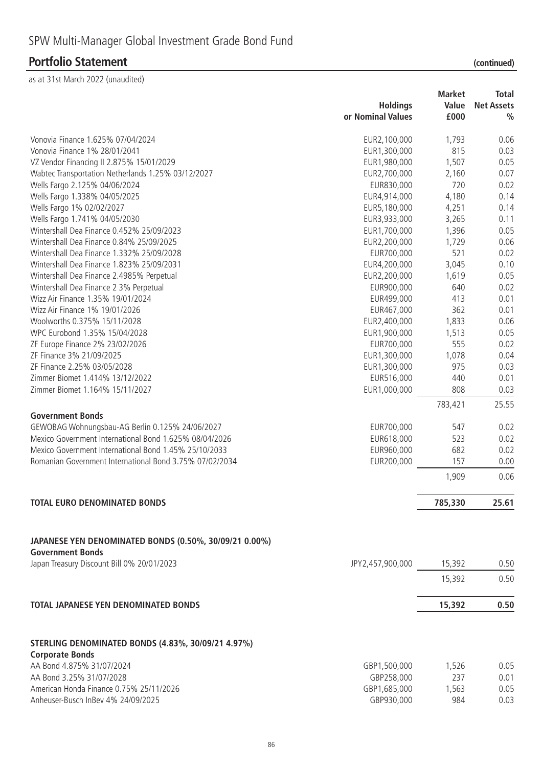## SPW Multi-Manager Global Investment Grade Bond Fund

## Portfolio Statement (continued)

as at 31st March 2022 (unaudited)

| | Holdings or Nominal Values | Market Value £000 | Total Net Assets % |
|---|---|---|---|
| Vonovia Finance 1.625% 07/04/2024 | EUR2,100,000 | 1,793 | 0.06 |
| Vonovia Finance 1% 28/01/2041 | EUR1,300,000 | 815 | 0.03 |
| VZ Vendor Financing II 2.875% 15/01/2029 | EUR1,980,000 | 1,507 | 0.05 |
| Wabtec Transportation Netherlands 1.25% 03/12/2027 | EUR2,700,000 | 2,160 | 0.07 |
| Wells Fargo 2.125% 04/06/2024 | EUR830,000 | 720 | 0.02 |
| Wells Fargo 1.338% 04/05/2025 | EUR4,914,000 | 4,180 | 0.14 |
| Wells Fargo 1% 02/02/2027 | EUR5,180,000 | 4,251 | 0.14 |
| Wells Fargo 1.741% 04/05/2030 | EUR3,933,000 | 3,265 | 0.11 |
| Wintershall Dea Finance 0.452% 25/09/2023 | EUR1,700,000 | 1,396 | 0.05 |
| Wintershall Dea Finance 0.84% 25/09/2025 | EUR2,200,000 | 1,729 | 0.06 |
| Wintershall Dea Finance 1.332% 25/09/2028 | EUR700,000 | 521 | 0.02 |
| Wintershall Dea Finance 1.823% 25/09/2031 | EUR4,200,000 | 3,045 | 0.10 |
| Wintershall Dea Finance 2.4985% Perpetual | EUR2,200,000 | 1,619 | 0.05 |
| Wintershall Dea Finance 2 3% Perpetual | EUR900,000 | 640 | 0.02 |
| Wizz Air Finance 1.35% 19/01/2024 | EUR499,000 | 413 | 0.01 |
| Wizz Air Finance 1% 19/01/2026 | EUR467,000 | 362 | 0.01 |
| Woolworths 0.375% 15/11/2028 | EUR2,400,000 | 1,833 | 0.06 |
| WPC Eurobond 1.35% 15/04/2028 | EUR1,900,000 | 1,513 | 0.05 |
| ZF Europe Finance 2% 23/02/2026 | EUR700,000 | 555 | 0.02 |
| ZF Finance 3% 21/09/2025 | EUR1,300,000 | 1,078 | 0.04 |
| ZF Finance 2.25% 03/05/2028 | EUR1,300,000 | 975 | 0.03 |
| Zimmer Biomet 1.414% 13/12/2022 | EUR516,000 | 440 | 0.01 |
| Zimmer Biomet 1.164% 15/11/2027 | EUR1,000,000 | 808 | 0.03 |
| | | 783,421 | 25.55 |
| **Government Bonds** | | | |
| GEWOBAG Wohnungsbau-AG Berlin 0.125% 24/06/2027 | EUR700,000 | 547 | 0.02 |
| Mexico Government International Bond 1.625% 08/04/2026 | EUR618,000 | 523 | 0.02 |
| Mexico Government International Bond 1.45% 25/10/2033 | EUR960,000 | 682 | 0.02 |
| Romanian Government International Bond 3.75% 07/02/2034 | EUR200,000 | 157 | 0.00 |
| | | 1,909 | 0.06 |
| **TOTAL EURO DENOMINATED BONDS** | | **785,330** | **25.61** |
| | | | |
| **JAPANESE YEN DENOMINATED BONDS (0.50%, 30/09/21 0.00%)** | | | |
| **Government Bonds** | | | |
| Japan Treasury Discount Bill 0% 20/01/2023 | JPY2,457,900,000 | 15,392 | 0.50 |
| | | 15,392 | 0.50 |
| **TOTAL JAPANESE YEN DENOMINATED BONDS** | | **15,392** | **0.50** |
| | | | |
| **STERLING DENOMINATED BONDS (4.83%, 30/09/21 4.97%)** | | | |
| **Corporate Bonds** | | | |
| AA Bond 4.875% 31/07/2024 | GBP1,500,000 | 1,526 | 0.05 |
| AA Bond 3.25% 31/07/2028 | GBP258,000 | 237 | 0.01 |
| American Honda Finance 0.75% 25/11/2026 | GBP1,685,000 | 1,563 | 0.05 |
| Anheuser-Busch InBev 4% 24/09/2025 | GBP930,000 | 984 | 0.03 |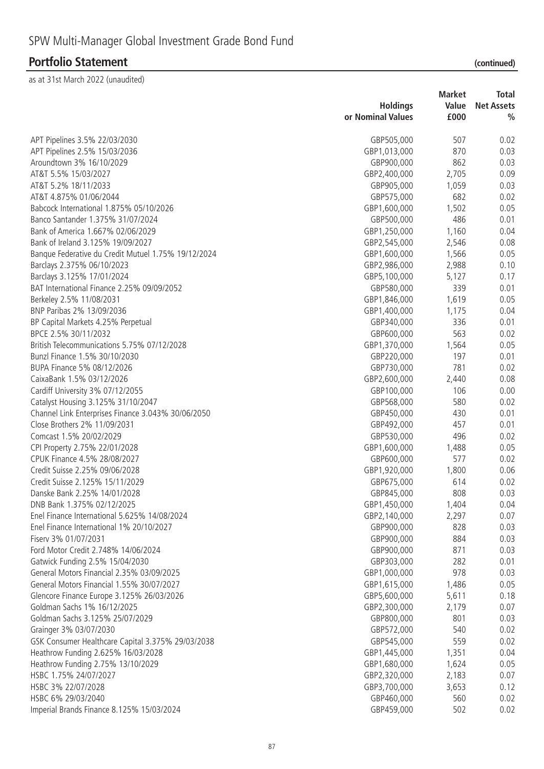# SPW Multi-Manager Global Investment Grade Bond Fund

## Portfolio Statement (continued)

as at 31st March 2022 (unaudited)

| | Holdings or Nominal Values | Market Value £000 | Total Net Assets % |
|---|---|---|---|
| APT Pipelines 3.5% 22/03/2030 | GBP505,000 | 507 | 0.02 |
| APT Pipelines 2.5% 15/03/2036 | GBP1,013,000 | 870 | 0.03 |
| Aroundtown 3% 16/10/2029 | GBP900,000 | 862 | 0.03 |
| AT&T 5.5% 15/03/2027 | GBP2,400,000 | 2,705 | 0.09 |
| AT&T 5.2% 18/11/2033 | GBP905,000 | 1,059 | 0.03 |
| AT&T 4.875% 01/06/2044 | GBP575,000 | 682 | 0.02 |
| Babcock International 1.875% 05/10/2026 | GBP1,600,000 | 1,502 | 0.05 |
| Banco Santander 1.375% 31/07/2024 | GBP500,000 | 486 | 0.01 |
| Bank of America 1.667% 02/06/2029 | GBP1,250,000 | 1,160 | 0.04 |
| Bank of Ireland 3.125% 19/09/2027 | GBP2,545,000 | 2,546 | 0.08 |
| Banque Federative du Credit Mutuel 1.75% 19/12/2024 | GBP1,600,000 | 1,566 | 0.05 |
| Barclays 2.375% 06/10/2023 | GBP2,986,000 | 2,988 | 0.10 |
| Barclays 3.125% 17/01/2024 | GBP5,100,000 | 5,127 | 0.17 |
| BAT International Finance 2.25% 09/09/2052 | GBP580,000 | 339 | 0.01 |
| Berkeley 2.5% 11/08/2031 | GBP1,846,000 | 1,619 | 0.05 |
| BNP Paribas 2% 13/09/2036 | GBP1,400,000 | 1,175 | 0.04 |
| BP Capital Markets 4.25% Perpetual | GBP340,000 | 336 | 0.01 |
| BPCE 2.5% 30/11/2032 | GBP600,000 | 563 | 0.02 |
| British Telecommunications 5.75% 07/12/2028 | GBP1,370,000 | 1,564 | 0.05 |
| Bunzl Finance 1.5% 30/10/2030 | GBP220,000 | 197 | 0.01 |
| BUPA Finance 5% 08/12/2026 | GBP730,000 | 781 | 0.02 |
| CaixaBank 1.5% 03/12/2026 | GBP2,600,000 | 2,440 | 0.08 |
| Cardiff University 3% 07/12/2055 | GBP100,000 | 106 | 0.00 |
| Catalyst Housing 3.125% 31/10/2047 | GBP568,000 | 580 | 0.02 |
| Channel Link Enterprises Finance 3.043% 30/06/2050 | GBP450,000 | 430 | 0.01 |
| Close Brothers 2% 11/09/2031 | GBP492,000 | 457 | 0.01 |
| Comcast 1.5% 20/02/2029 | GBP530,000 | 496 | 0.02 |
| CPI Property 2.75% 22/01/2028 | GBP1,600,000 | 1,488 | 0.05 |
| CPUK Finance 4.5% 28/08/2027 | GBP600,000 | 577 | 0.02 |
| Credit Suisse 2.25% 09/06/2028 | GBP1,920,000 | 1,800 | 0.06 |
| Credit Suisse 2.125% 15/11/2029 | GBP675,000 | 614 | 0.02 |
| Danske Bank 2.25% 14/01/2028 | GBP845,000 | 808 | 0.03 |
| DNB Bank 1.375% 02/12/2025 | GBP1,450,000 | 1,404 | 0.04 |
| Enel Finance International 5.625% 14/08/2024 | GBP2,140,000 | 2,297 | 0.07 |
| Enel Finance International 1% 20/10/2027 | GBP900,000 | 828 | 0.03 |
| Fiserv 3% 01/07/2031 | GBP900,000 | 884 | 0.03 |
| Ford Motor Credit 2.748% 14/06/2024 | GBP900,000 | 871 | 0.03 |
| Gatwick Funding 2.5% 15/04/2030 | GBP303,000 | 282 | 0.01 |
| General Motors Financial 2.35% 03/09/2025 | GBP1,000,000 | 978 | 0.03 |
| General Motors Financial 1.55% 30/07/2027 | GBP1,615,000 | 1,486 | 0.05 |
| Glencore Finance Europe 3.125% 26/03/2026 | GBP5,600,000 | 5,611 | 0.18 |
| Goldman Sachs 1% 16/12/2025 | GBP2,300,000 | 2,179 | 0.07 |
| Goldman Sachs 3.125% 25/07/2029 | GBP800,000 | 801 | 0.03 |
| Grainger 3% 03/07/2030 | GBP572,000 | 540 | 0.02 |
| GSK Consumer Healthcare Capital 3.375% 29/03/2038 | GBP545,000 | 559 | 0.02 |
| Heathrow Funding 2.625% 16/03/2028 | GBP1,445,000 | 1,351 | 0.04 |
| Heathrow Funding 2.75% 13/10/2029 | GBP1,680,000 | 1,624 | 0.05 |
| HSBC 1.75% 24/07/2027 | GBP2,320,000 | 2,183 | 0.07 |
| HSBC 3% 22/07/2028 | GBP3,700,000 | 3,653 | 0.12 |
| HSBC 6% 29/03/2040 | GBP460,000 | 560 | 0.02 |
| Imperial Brands Finance 8.125% 15/03/2024 | GBP459,000 | 502 | 0.02 |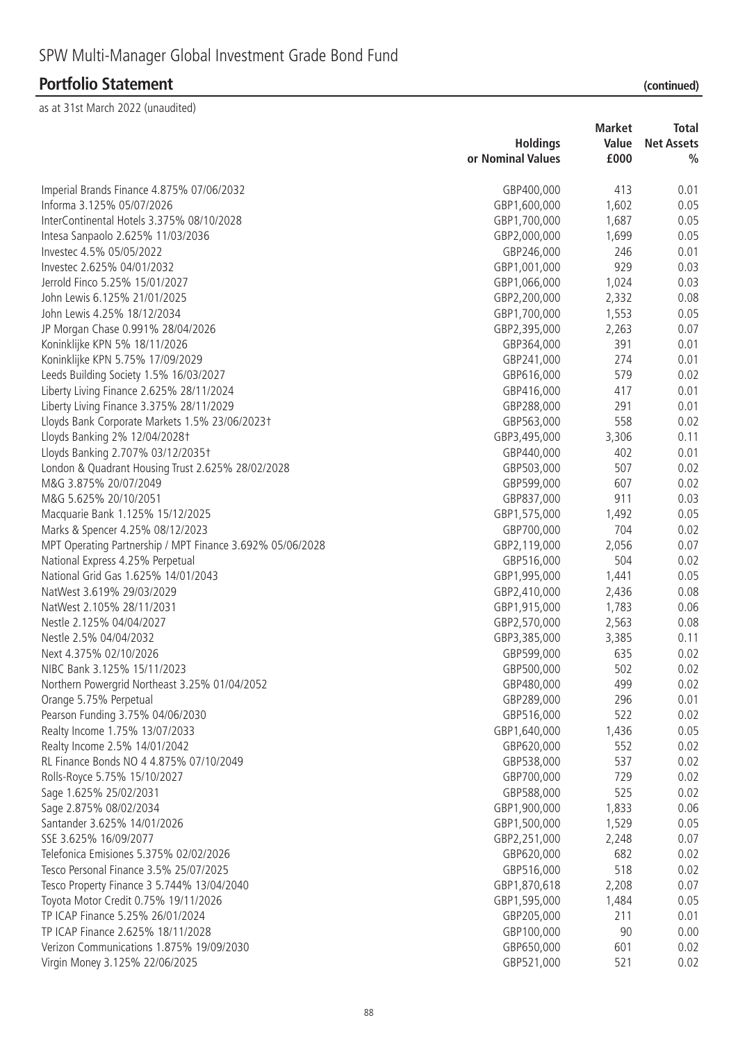# SPW Multi-Manager Global Investment Grade Bond Fund

## Portfolio Statement (continued)

as at 31st March 2022 (unaudited)

| | Holdings or Nominal Values | Market Value £000 | Total Net Assets % |
|---|---|---|---|
| Imperial Brands Finance 4.875% 07/06/2032 | GBP400,000 | 413 | 0.01 |
| Informa 3.125% 05/07/2026 | GBP1,600,000 | 1,602 | 0.05 |
| InterContinental Hotels 3.375% 08/10/2028 | GBP1,700,000 | 1,687 | 0.05 |
| Intesa Sanpaolo 2.625% 11/03/2036 | GBP2,000,000 | 1,699 | 0.05 |
| Investec 4.5% 05/05/2022 | GBP246,000 | 246 | 0.01 |
| Investec 2.625% 04/01/2032 | GBP1,001,000 | 929 | 0.03 |
| Jerrold Finco 5.25% 15/01/2027 | GBP1,066,000 | 1,024 | 0.03 |
| John Lewis 6.125% 21/01/2025 | GBP2,200,000 | 2,332 | 0.08 |
| John Lewis 4.25% 18/12/2034 | GBP1,700,000 | 1,553 | 0.05 |
| JP Morgan Chase 0.991% 28/04/2026 | GBP2,395,000 | 2,263 | 0.07 |
| Koninklijke KPN 5% 18/11/2026 | GBP364,000 | 391 | 0.01 |
| Koninklijke KPN 5.75% 17/09/2029 | GBP241,000 | 274 | 0.01 |
| Leeds Building Society 1.5% 16/03/2027 | GBP616,000 | 579 | 0.02 |
| Liberty Living Finance 2.625% 28/11/2024 | GBP416,000 | 417 | 0.01 |
| Liberty Living Finance 3.375% 28/11/2029 | GBP288,000 | 291 | 0.01 |
| Lloyds Bank Corporate Markets 1.5% 23/06/2023† | GBP563,000 | 558 | 0.02 |
| Lloyds Banking 2% 12/04/2028† | GBP3,495,000 | 3,306 | 0.11 |
| Lloyds Banking 2.707% 03/12/2035† | GBP440,000 | 402 | 0.01 |
| London & Quadrant Housing Trust 2.625% 28/02/2028 | GBP503,000 | 507 | 0.02 |
| M&G 3.875% 20/07/2049 | GBP599,000 | 607 | 0.02 |
| M&G 5.625% 20/10/2051 | GBP837,000 | 911 | 0.03 |
| Macquarie Bank 1.125% 15/12/2025 | GBP1,575,000 | 1,492 | 0.05 |
| Marks & Spencer 4.25% 08/12/2023 | GBP700,000 | 704 | 0.02 |
| MPT Operating Partnership / MPT Finance 3.692% 05/06/2028 | GBP2,119,000 | 2,056 | 0.07 |
| National Express 4.25% Perpetual | GBP516,000 | 504 | 0.02 |
| National Grid Gas 1.625% 14/01/2043 | GBP1,995,000 | 1,441 | 0.05 |
| NatWest 3.619% 29/03/2029 | GBP2,410,000 | 2,436 | 0.08 |
| NatWest 2.105% 28/11/2031 | GBP1,915,000 | 1,783 | 0.06 |
| Nestle 2.125% 04/04/2027 | GBP2,570,000 | 2,563 | 0.08 |
| Nestle 2.5% 04/04/2032 | GBP3,385,000 | 3,385 | 0.11 |
| Next 4.375% 02/10/2026 | GBP599,000 | 635 | 0.02 |
| NIBC Bank 3.125% 15/11/2023 | GBP500,000 | 502 | 0.02 |
| Northern Powergrid Northeast 3.25% 01/04/2052 | GBP480,000 | 499 | 0.02 |
| Orange 5.75% Perpetual | GBP289,000 | 296 | 0.01 |
| Pearson Funding 3.75% 04/06/2030 | GBP516,000 | 522 | 0.02 |
| Realty Income 1.75% 13/07/2033 | GBP1,640,000 | 1,436 | 0.05 |
| Realty Income 2.5% 14/01/2042 | GBP620,000 | 552 | 0.02 |
| RL Finance Bonds NO 4 4.875% 07/10/2049 | GBP538,000 | 537 | 0.02 |
| Rolls-Royce 5.75% 15/10/2027 | GBP700,000 | 729 | 0.02 |
| Sage 1.625% 25/02/2031 | GBP588,000 | 525 | 0.02 |
| Sage 2.875% 08/02/2034 | GBP1,900,000 | 1,833 | 0.06 |
| Santander 3.625% 14/01/2026 | GBP1,500,000 | 1,529 | 0.05 |
| SSE 3.625% 16/09/2077 | GBP2,251,000 | 2,248 | 0.07 |
| Telefonica Emisiones 5.375% 02/02/2026 | GBP620,000 | 682 | 0.02 |
| Tesco Personal Finance 3.5% 25/07/2025 | GBP516,000 | 518 | 0.02 |
| Tesco Property Finance 3 5.744% 13/04/2040 | GBP1,870,618 | 2,208 | 0.07 |
| Toyota Motor Credit 0.75% 19/11/2026 | GBP1,595,000 | 1,484 | 0.05 |
| TP ICAP Finance 5.25% 26/01/2024 | GBP205,000 | 211 | 0.01 |
| TP ICAP Finance 2.625% 18/11/2028 | GBP100,000 | 90 | 0.00 |
| Verizon Communications 1.875% 19/09/2030 | GBP650,000 | 601 | 0.02 |
| Virgin Money 3.125% 22/06/2025 | GBP521,000 | 521 | 0.02 |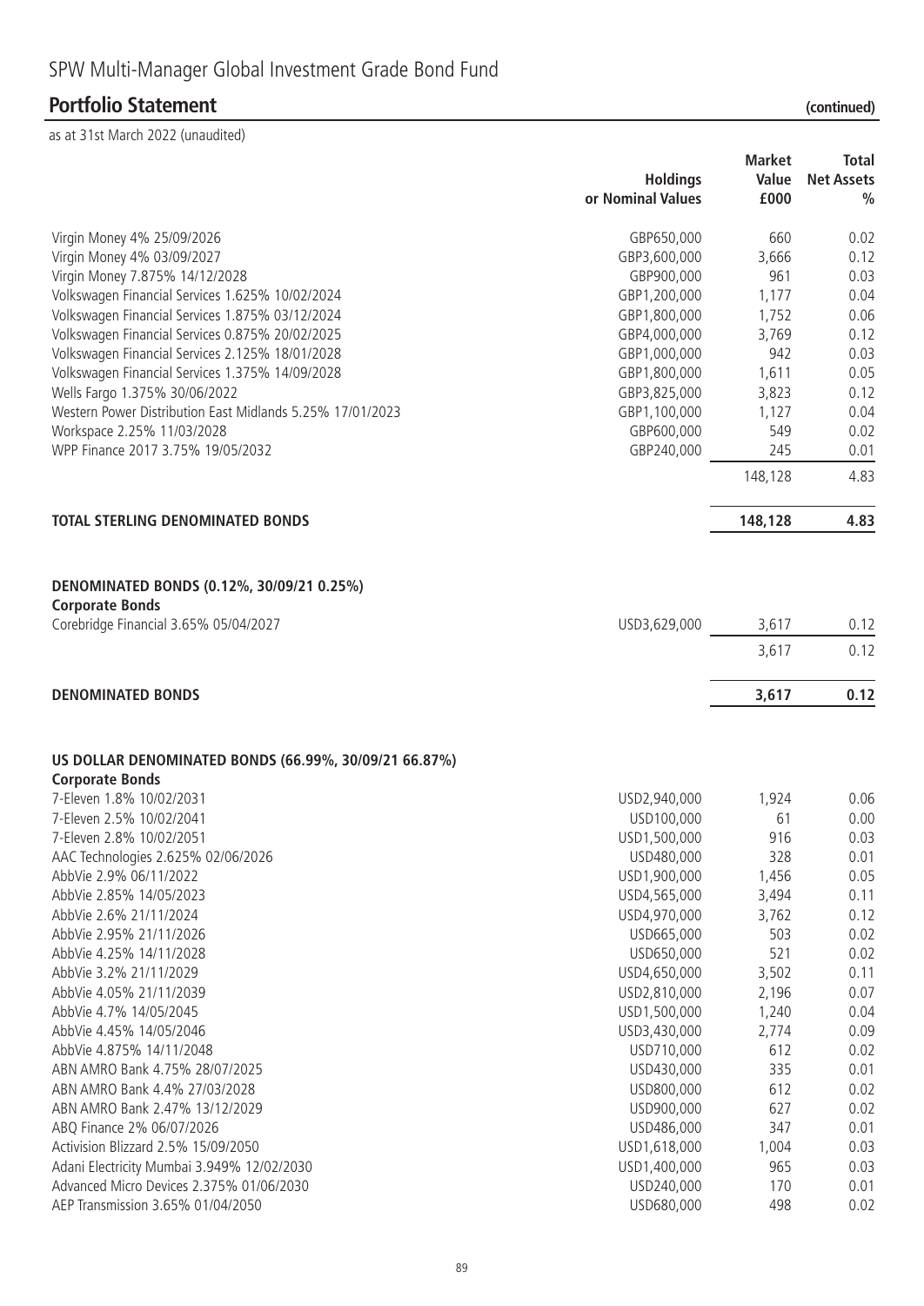# SPW Multi-Manager Global Investment Grade Bond Fund

## Portfolio Statement (continued)

as at 31st March 2022 (unaudited)

| | Holdings or Nominal Values | Market Value £000 | Total Net Assets % |
|---|---|---|---|
| Virgin Money 4% 25/09/2026 | GBP650,000 | 660 | 0.02 |
| Virgin Money 4% 03/09/2027 | GBP3,600,000 | 3,666 | 0.12 |
| Virgin Money 7.875% 14/12/2028 | GBP900,000 | 961 | 0.03 |
| Volkswagen Financial Services 1.625% 10/02/2024 | GBP1,200,000 | 1,177 | 0.04 |
| Volkswagen Financial Services 1.875% 03/12/2024 | GBP1,800,000 | 1,752 | 0.06 |
| Volkswagen Financial Services 0.875% 20/02/2025 | GBP4,000,000 | 3,769 | 0.12 |
| Volkswagen Financial Services 2.125% 18/01/2028 | GBP1,000,000 | 942 | 0.03 |
| Volkswagen Financial Services 1.375% 14/09/2028 | GBP1,800,000 | 1,611 | 0.05 |
| Wells Fargo 1.375% 30/06/2022 | GBP3,825,000 | 3,823 | 0.12 |
| Western Power Distribution East Midlands 5.25% 17/01/2023 | GBP1,100,000 | 1,127 | 0.04 |
| Workspace 2.25% 11/03/2028 | GBP600,000 | 549 | 0.02 |
| WPP Finance 2017 3.75% 19/05/2032 | GBP240,000 | 245 | 0.01 |
| | | 148,128 | 4.83 |
| **TOTAL STERLING DENOMINATED BONDS** | | **148,128** | **4.83** |
| **DENOMINATED BONDS (0.12%, 30/09/21 0.25%)** | | | |
| **Corporate Bonds** | | | |
| Corebridge Financial 3.65% 05/04/2027 | USD3,629,000 | 3,617 | 0.12 |
| | | 3,617 | 0.12 |
| **DENOMINATED BONDS** | | **3,617** | **0.12** |
| **US DOLLAR DENOMINATED BONDS (66.99%, 30/09/21 66.87%)** | | | |
| **Corporate Bonds** | | | |
| 7-Eleven 1.8% 10/02/2031 | USD2,940,000 | 1,924 | 0.06 |
| 7-Eleven 2.5% 10/02/2041 | USD100,000 | 61 | 0.00 |
| 7-Eleven 2.8% 10/02/2051 | USD1,500,000 | 916 | 0.03 |
| AAC Technologies 2.625% 02/06/2026 | USD480,000 | 328 | 0.01 |
| AbbVie 2.9% 06/11/2022 | USD1,900,000 | 1,456 | 0.05 |
| AbbVie 2.85% 14/05/2023 | USD4,565,000 | 3,494 | 0.11 |
| AbbVie 2.6% 21/11/2024 | USD4,970,000 | 3,762 | 0.12 |
| AbbVie 2.95% 21/11/2026 | USD665,000 | 503 | 0.02 |
| AbbVie 4.25% 14/11/2028 | USD650,000 | 521 | 0.02 |
| AbbVie 3.2% 21/11/2029 | USD4,650,000 | 3,502 | 0.11 |
| AbbVie 4.05% 21/11/2039 | USD2,810,000 | 2,196 | 0.07 |
| AbbVie 4.7% 14/05/2045 | USD1,500,000 | 1,240 | 0.04 |
| AbbVie 4.45% 14/05/2046 | USD3,430,000 | 2,774 | 0.09 |
| AbbVie 4.875% 14/11/2048 | USD710,000 | 612 | 0.02 |
| ABN AMRO Bank 4.75% 28/07/2025 | USD430,000 | 335 | 0.01 |
| ABN AMRO Bank 4.4% 27/03/2028 | USD800,000 | 612 | 0.02 |
| ABN AMRO Bank 2.47% 13/12/2029 | USD900,000 | 627 | 0.02 |
| ABQ Finance 2% 06/07/2026 | USD486,000 | 347 | 0.01 |
| Activision Blizzard 2.5% 15/09/2050 | USD1,618,000 | 1,004 | 0.03 |
| Adani Electricity Mumbai 3.949% 12/02/2030 | USD1,400,000 | 965 | 0.03 |
| Advanced Micro Devices 2.375% 01/06/2030 | USD240,000 | 170 | 0.01 |
| AEP Transmission 3.65% 01/04/2050 | USD680,000 | 498 | 0.02 |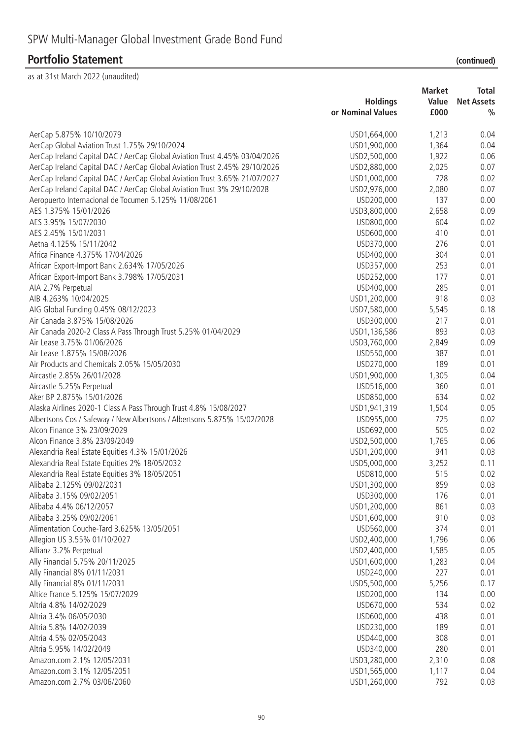# SPW Multi-Manager Global Investment Grade Bond Fund

## Portfolio Statement (continued)

as at 31st March 2022 (unaudited)

| | Holdings or Nominal Values | Market Value £000 | Total Net Assets % |
|---|---|---|---|
| AerCap 5.875% 10/10/2079 | USD1,664,000 | 1,213 | 0.04 |
| AerCap Global Aviation Trust 1.75% 29/10/2024 | USD1,900,000 | 1,364 | 0.04 |
| AerCap Ireland Capital DAC / AerCap Global Aviation Trust 4.45% 03/04/2026 | USD2,500,000 | 1,922 | 0.06 |
| AerCap Ireland Capital DAC / AerCap Global Aviation Trust 2.45% 29/10/2026 | USD2,880,000 | 2,025 | 0.07 |
| AerCap Ireland Capital DAC / AerCap Global Aviation Trust 3.65% 21/07/2027 | USD1,000,000 | 728 | 0.02 |
| AerCap Ireland Capital DAC / AerCap Global Aviation Trust 3% 29/10/2028 | USD2,976,000 | 2,080 | 0.07 |
| Aeropuerto Internacional de Tocumen 5.125% 11/08/2061 | USD200,000 | 137 | 0.00 |
| AES 1.375% 15/01/2026 | USD3,800,000 | 2,658 | 0.09 |
| AES 3.95% 15/07/2030 | USD800,000 | 604 | 0.02 |
| AES 2.45% 15/01/2031 | USD600,000 | 410 | 0.01 |
| Aetna 4.125% 15/11/2042 | USD370,000 | 276 | 0.01 |
| Africa Finance 4.375% 17/04/2026 | USD400,000 | 304 | 0.01 |
| African Export-Import Bank 2.634% 17/05/2026 | USD357,000 | 253 | 0.01 |
| African Export-Import Bank 3.798% 17/05/2031 | USD252,000 | 177 | 0.01 |
| AIA 2.7% Perpetual | USD400,000 | 285 | 0.01 |
| AIB 4.263% 10/04/2025 | USD1,200,000 | 918 | 0.03 |
| AIG Global Funding 0.45% 08/12/2023 | USD7,580,000 | 5,545 | 0.18 |
| Air Canada 3.875% 15/08/2026 | USD300,000 | 217 | 0.01 |
| Air Canada 2020-2 Class A Pass Through Trust 5.25% 01/04/2029 | USD1,136,586 | 893 | 0.03 |
| Air Lease 3.75% 01/06/2026 | USD3,760,000 | 2,849 | 0.09 |
| Air Lease 1.875% 15/08/2026 | USD550,000 | 387 | 0.01 |
| Air Products and Chemicals 2.05% 15/05/2030 | USD270,000 | 189 | 0.01 |
| Aircastle 2.85% 26/01/2028 | USD1,900,000 | 1,305 | 0.04 |
| Aircastle 5.25% Perpetual | USD516,000 | 360 | 0.01 |
| Aker BP 2.875% 15/01/2026 | USD850,000 | 634 | 0.02 |
| Alaska Airlines 2020-1 Class A Pass Through Trust 4.8% 15/08/2027 | USD1,941,319 | 1,504 | 0.05 |
| Albertsons Cos / Safeway / New Albertsons / Albertsons 5.875% 15/02/2028 | USD955,000 | 725 | 0.02 |
| Alcon Finance 3% 23/09/2029 | USD692,000 | 505 | 0.02 |
| Alcon Finance 3.8% 23/09/2049 | USD2,500,000 | 1,765 | 0.06 |
| Alexandria Real Estate Equities 4.3% 15/01/2026 | USD1,200,000 | 941 | 0.03 |
| Alexandria Real Estate Equities 2% 18/05/2032 | USD5,000,000 | 3,252 | 0.11 |
| Alexandria Real Estate Equities 3% 18/05/2051 | USD810,000 | 515 | 0.02 |
| Alibaba 2.125% 09/02/2031 | USD1,300,000 | 859 | 0.03 |
| Alibaba 3.15% 09/02/2051 | USD300,000 | 176 | 0.01 |
| Alibaba 4.4% 06/12/2057 | USD1,200,000 | 861 | 0.03 |
| Alibaba 3.25% 09/02/2061 | USD1,600,000 | 910 | 0.03 |
| Alimentation Couche-Tard 3.625% 13/05/2051 | USD560,000 | 374 | 0.01 |
| Allegion US 3.55% 01/10/2027 | USD2,400,000 | 1,796 | 0.06 |
| Allianz 3.2% Perpetual | USD2,400,000 | 1,585 | 0.05 |
| Ally Financial 5.75% 20/11/2025 | USD1,600,000 | 1,283 | 0.04 |
| Ally Financial 8% 01/11/2031 | USD240,000 | 227 | 0.01 |
| Ally Financial 8% 01/11/2031 | USD5,500,000 | 5,256 | 0.17 |
| Altice France 5.125% 15/07/2029 | USD200,000 | 134 | 0.00 |
| Altria 4.8% 14/02/2029 | USD670,000 | 534 | 0.02 |
| Altria 3.4% 06/05/2030 | USD600,000 | 438 | 0.01 |
| Altria 5.8% 14/02/2039 | USD230,000 | 189 | 0.01 |
| Altria 4.5% 02/05/2043 | USD440,000 | 308 | 0.01 |
| Altria 5.95% 14/02/2049 | USD340,000 | 280 | 0.01 |
| Amazon.com 2.1% 12/05/2031 | USD3,280,000 | 2,310 | 0.08 |
| Amazon.com 3.1% 12/05/2051 | USD1,565,000 | 1,117 | 0.04 |
| Amazon.com 2.7% 03/06/2060 | USD1,260,000 | 792 | 0.03 |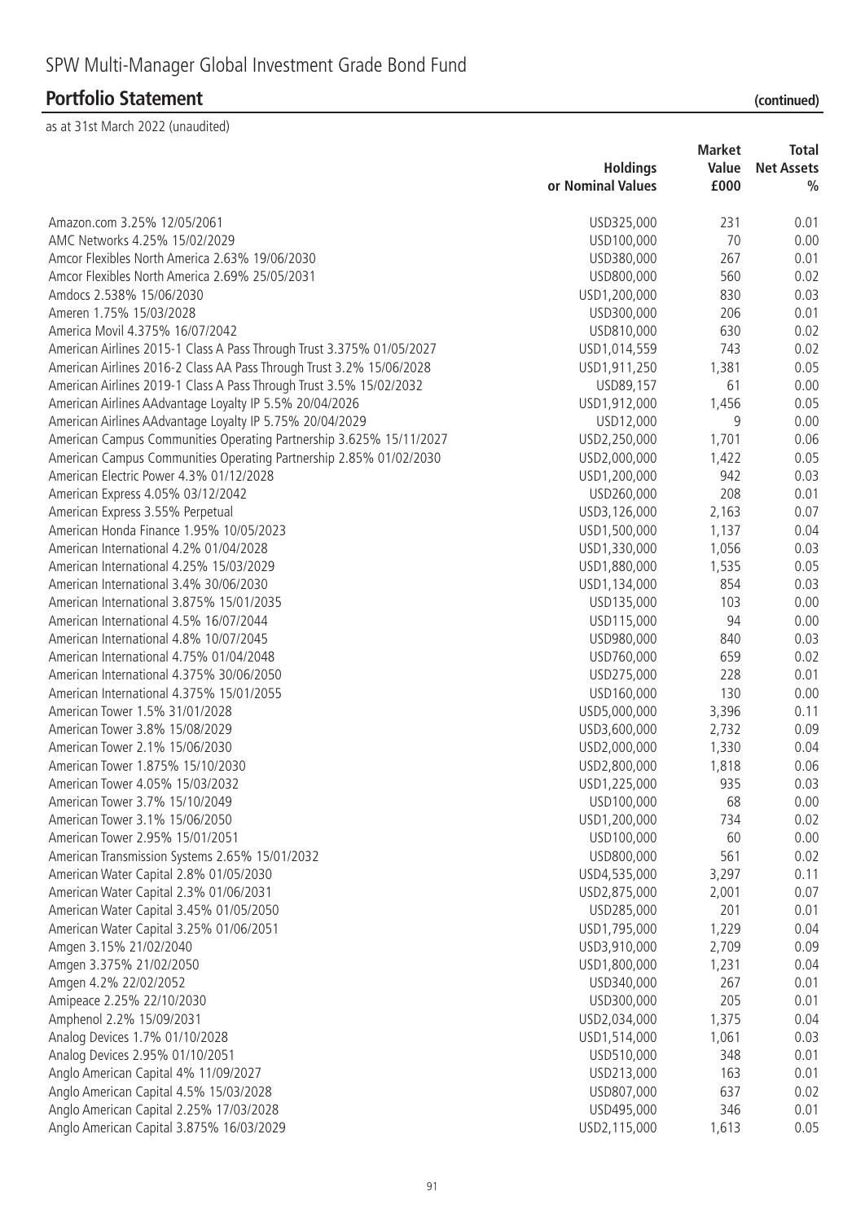# SPW Multi-Manager Global Investment Grade Bond Fund

## Portfolio Statement (continued)

as at 31st March 2022 (unaudited)

| | Holdings or Nominal Values | Market Value £000 | Total Net Assets % |
|---|---|---|---|
| Amazon.com 3.25% 12/05/2061 | USD325,000 | 231 | 0.01 |
| AMC Networks 4.25% 15/02/2029 | USD100,000 | 70 | 0.00 |
| Amcor Flexibles North America 2.63% 19/06/2030 | USD380,000 | 267 | 0.01 |
| Amcor Flexibles North America 2.69% 25/05/2031 | USD800,000 | 560 | 0.02 |
| Amdocs 2.538% 15/06/2030 | USD1,200,000 | 830 | 0.03 |
| Ameren 1.75% 15/03/2028 | USD300,000 | 206 | 0.01 |
| America Movil 4.375% 16/07/2042 | USD810,000 | 630 | 0.02 |
| American Airlines 2015-1 Class A Pass Through Trust 3.375% 01/05/2027 | USD1,014,559 | 743 | 0.02 |
| American Airlines 2016-2 Class AA Pass Through Trust 3.2% 15/06/2028 | USD1,911,250 | 1,381 | 0.05 |
| American Airlines 2019-1 Class A Pass Through Trust 3.5% 15/02/2032 | USD89,157 | 61 | 0.00 |
| American Airlines AAdvantage Loyalty IP 5.5% 20/04/2026 | USD1,912,000 | 1,456 | 0.05 |
| American Airlines AAdvantage Loyalty IP 5.75% 20/04/2029 | USD12,000 | 9 | 0.00 |
| American Campus Communities Operating Partnership 3.625% 15/11/2027 | USD2,250,000 | 1,701 | 0.06 |
| American Campus Communities Operating Partnership 2.85% 01/02/2030 | USD2,000,000 | 1,422 | 0.05 |
| American Electric Power 4.3% 01/12/2028 | USD1,200,000 | 942 | 0.03 |
| American Express 4.05% 03/12/2042 | USD260,000 | 208 | 0.01 |
| American Express 3.55% Perpetual | USD3,126,000 | 2,163 | 0.07 |
| American Honda Finance 1.95% 10/05/2023 | USD1,500,000 | 1,137 | 0.04 |
| American International 4.2% 01/04/2028 | USD1,330,000 | 1,056 | 0.03 |
| American International 4.25% 15/03/2029 | USD1,880,000 | 1,535 | 0.05 |
| American International 3.4% 30/06/2030 | USD1,134,000 | 854 | 0.03 |
| American International 3.875% 15/01/2035 | USD135,000 | 103 | 0.00 |
| American International 4.5% 16/07/2044 | USD115,000 | 94 | 0.00 |
| American International 4.8% 10/07/2045 | USD980,000 | 840 | 0.03 |
| American International 4.75% 01/04/2048 | USD760,000 | 659 | 0.02 |
| American International 4.375% 30/06/2050 | USD275,000 | 228 | 0.01 |
| American International 4.375% 15/01/2055 | USD160,000 | 130 | 0.00 |
| American Tower 1.5% 31/01/2028 | USD5,000,000 | 3,396 | 0.11 |
| American Tower 3.8% 15/08/2029 | USD3,600,000 | 2,732 | 0.09 |
| American Tower 2.1% 15/06/2030 | USD2,000,000 | 1,330 | 0.04 |
| American Tower 1.875% 15/10/2030 | USD2,800,000 | 1,818 | 0.06 |
| American Tower 4.05% 15/03/2032 | USD1,225,000 | 935 | 0.03 |
| American Tower 3.7% 15/10/2049 | USD100,000 | 68 | 0.00 |
| American Tower 3.1% 15/06/2050 | USD1,200,000 | 734 | 0.02 |
| American Tower 2.95% 15/01/2051 | USD100,000 | 60 | 0.00 |
| American Transmission Systems 2.65% 15/01/2032 | USD800,000 | 561 | 0.02 |
| American Water Capital 2.8% 01/05/2030 | USD4,535,000 | 3,297 | 0.11 |
| American Water Capital 2.3% 01/06/2031 | USD2,875,000 | 2,001 | 0.07 |
| American Water Capital 3.45% 01/05/2050 | USD285,000 | 201 | 0.01 |
| American Water Capital 3.25% 01/06/2051 | USD1,795,000 | 1,229 | 0.04 |
| Amgen 3.15% 21/02/2040 | USD3,910,000 | 2,709 | 0.09 |
| Amgen 3.375% 21/02/2050 | USD1,800,000 | 1,231 | 0.04 |
| Amgen 4.2% 22/02/2052 | USD340,000 | 267 | 0.01 |
| Amipeace 2.25% 22/10/2030 | USD300,000 | 205 | 0.01 |
| Amphenol 2.2% 15/09/2031 | USD2,034,000 | 1,375 | 0.04 |
| Analog Devices 1.7% 01/10/2028 | USD1,514,000 | 1,061 | 0.03 |
| Analog Devices 2.95% 01/10/2051 | USD510,000 | 348 | 0.01 |
| Anglo American Capital 4% 11/09/2027 | USD213,000 | 163 | 0.01 |
| Anglo American Capital 4.5% 15/03/2028 | USD807,000 | 637 | 0.02 |
| Anglo American Capital 2.25% 17/03/2028 | USD495,000 | 346 | 0.01 |
| Anglo American Capital 3.875% 16/03/2029 | USD2,115,000 | 1,613 | 0.05 |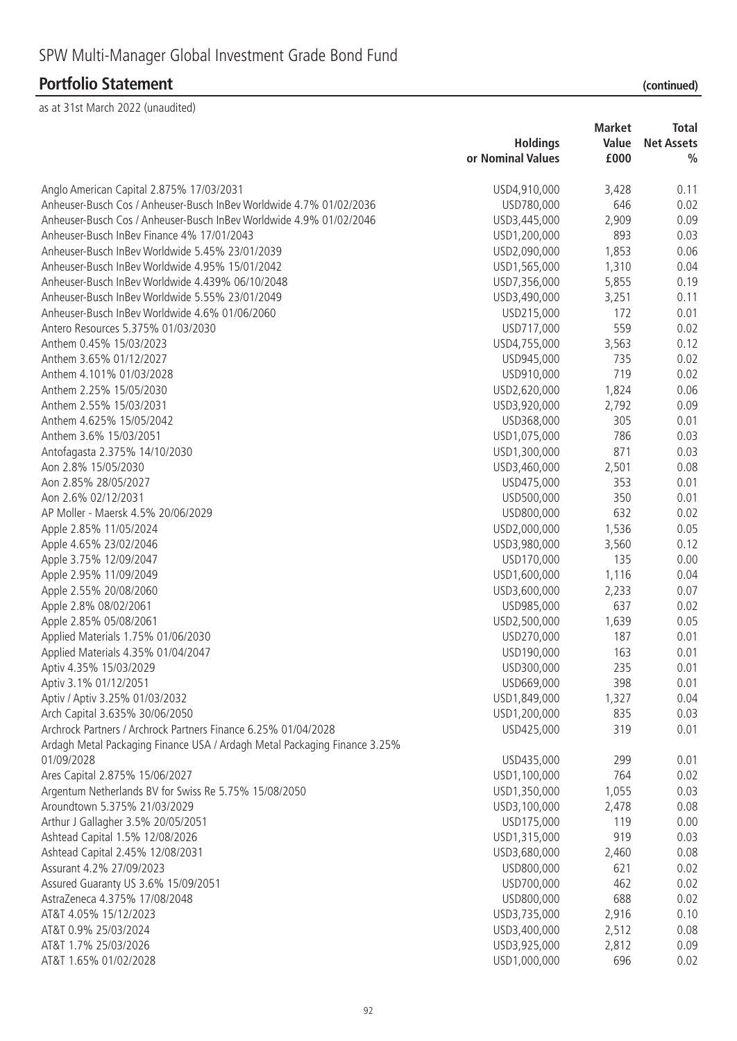# SPW Multi-Manager Global Investment Grade Bond Fund

## Portfolio Statement (continued)

as at 31st March 2022 (unaudited)

| | Holdings or Nominal Values | Market Value £000 | Total Net Assets % |
|---|---|---|---|
| Anglo American Capital 2.875% 17/03/2031 | USD4,910,000 | 3,428 | 0.11 |
| Anheuser-Busch Cos / Anheuser-Busch InBev Worldwide 4.7% 01/02/2036 | USD780,000 | 646 | 0.02 |
| Anheuser-Busch Cos / Anheuser-Busch InBev Worldwide 4.9% 01/02/2046 | USD3,445,000 | 2,909 | 0.09 |
| Anheuser-Busch InBev Finance 4% 17/01/2043 | USD1,200,000 | 893 | 0.03 |
| Anheuser-Busch InBev Worldwide 5.45% 23/01/2039 | USD2,090,000 | 1,853 | 0.06 |
| Anheuser-Busch InBev Worldwide 4.95% 15/01/2042 | USD1,565,000 | 1,310 | 0.04 |
| Anheuser-Busch InBev Worldwide 4.439% 06/10/2048 | USD7,356,000 | 5,855 | 0.19 |
| Anheuser-Busch InBev Worldwide 5.55% 23/01/2049 | USD3,490,000 | 3,251 | 0.11 |
| Anheuser-Busch InBev Worldwide 4.6% 01/06/2060 | USD215,000 | 172 | 0.01 |
| Antero Resources 5.375% 01/03/2030 | USD717,000 | 559 | 0.02 |
| Anthem 0.45% 15/03/2023 | USD4,755,000 | 3,563 | 0.12 |
| Anthem 3.65% 01/12/2027 | USD945,000 | 735 | 0.02 |
| Anthem 4.101% 01/03/2028 | USD910,000 | 719 | 0.02 |
| Anthem 2.25% 15/05/2030 | USD2,620,000 | 1,824 | 0.06 |
| Anthem 2.55% 15/03/2031 | USD3,920,000 | 2,792 | 0.09 |
| Anthem 4.625% 15/05/2042 | USD368,000 | 305 | 0.01 |
| Anthem 3.6% 15/03/2051 | USD1,075,000 | 786 | 0.03 |
| Antofagasta 2.375% 14/10/2030 | USD1,300,000 | 871 | 0.03 |
| Aon 2.8% 15/05/2030 | USD3,460,000 | 2,501 | 0.08 |
| Aon 2.85% 28/05/2027 | USD475,000 | 353 | 0.01 |
| Aon 2.6% 02/12/2031 | USD500,000 | 350 | 0.01 |
| AP Moller - Maersk 4.5% 20/06/2029 | USD800,000 | 632 | 0.02 |
| Apple 2.85% 11/05/2024 | USD2,000,000 | 1,536 | 0.05 |
| Apple 4.65% 23/02/2046 | USD3,980,000 | 3,560 | 0.12 |
| Apple 3.75% 12/09/2047 | USD170,000 | 135 | 0.00 |
| Apple 2.95% 11/09/2049 | USD1,600,000 | 1,116 | 0.04 |
| Apple 2.55% 20/08/2060 | USD3,600,000 | 2,233 | 0.07 |
| Apple 2.8% 08/02/2061 | USD985,000 | 637 | 0.02 |
| Apple 2.85% 05/08/2061 | USD2,500,000 | 1,639 | 0.05 |
| Applied Materials 1.75% 01/06/2030 | USD270,000 | 187 | 0.01 |
| Applied Materials 4.35% 01/04/2047 | USD190,000 | 163 | 0.01 |
| Aptiv 4.35% 15/03/2029 | USD300,000 | 235 | 0.01 |
| Aptiv 3.1% 01/12/2051 | USD669,000 | 398 | 0.01 |
| Aptiv / Aptiv 3.25% 01/03/2032 | USD1,849,000 | 1,327 | 0.04 |
| Arch Capital 3.635% 30/06/2050 | USD1,200,000 | 835 | 0.03 |
| Archrock Partners / Archrock Partners Finance 6.25% 01/04/2028 | USD425,000 | 319 | 0.01 |
| Ardagh Metal Packaging Finance USA / Ardagh Metal Packaging Finance 3.25% 01/09/2028 | USD435,000 | 299 | 0.01 |
| Ares Capital 2.875% 15/06/2027 | USD1,100,000 | 764 | 0.02 |
| Argentum Netherlands BV for Swiss Re 5.75% 15/08/2050 | USD1,350,000 | 1,055 | 0.03 |
| Aroundtown 5.375% 21/03/2029 | USD3,100,000 | 2,478 | 0.08 |
| Arthur J Gallagher 3.5% 20/05/2051 | USD175,000 | 119 | 0.00 |
| Ashtead Capital 1.5% 12/08/2026 | USD1,315,000 | 919 | 0.03 |
| Ashtead Capital 2.45% 12/08/2031 | USD3,680,000 | 2,460 | 0.08 |
| Assurant 4.2% 27/09/2023 | USD800,000 | 621 | 0.02 |
| Assured Guaranty US 3.6% 15/09/2051 | USD700,000 | 462 | 0.02 |
| AstraZeneca 4.375% 17/08/2048 | USD800,000 | 688 | 0.02 |
| AT&T 4.05% 15/12/2023 | USD3,735,000 | 2,916 | 0.10 |
| AT&T 0.9% 25/03/2024 | USD3,400,000 | 2,512 | 0.08 |
| AT&T 1.7% 25/03/2026 | USD3,925,000 | 2,812 | 0.09 |
| AT&T 1.65% 01/02/2028 | USD1,000,000 | 696 | 0.02 |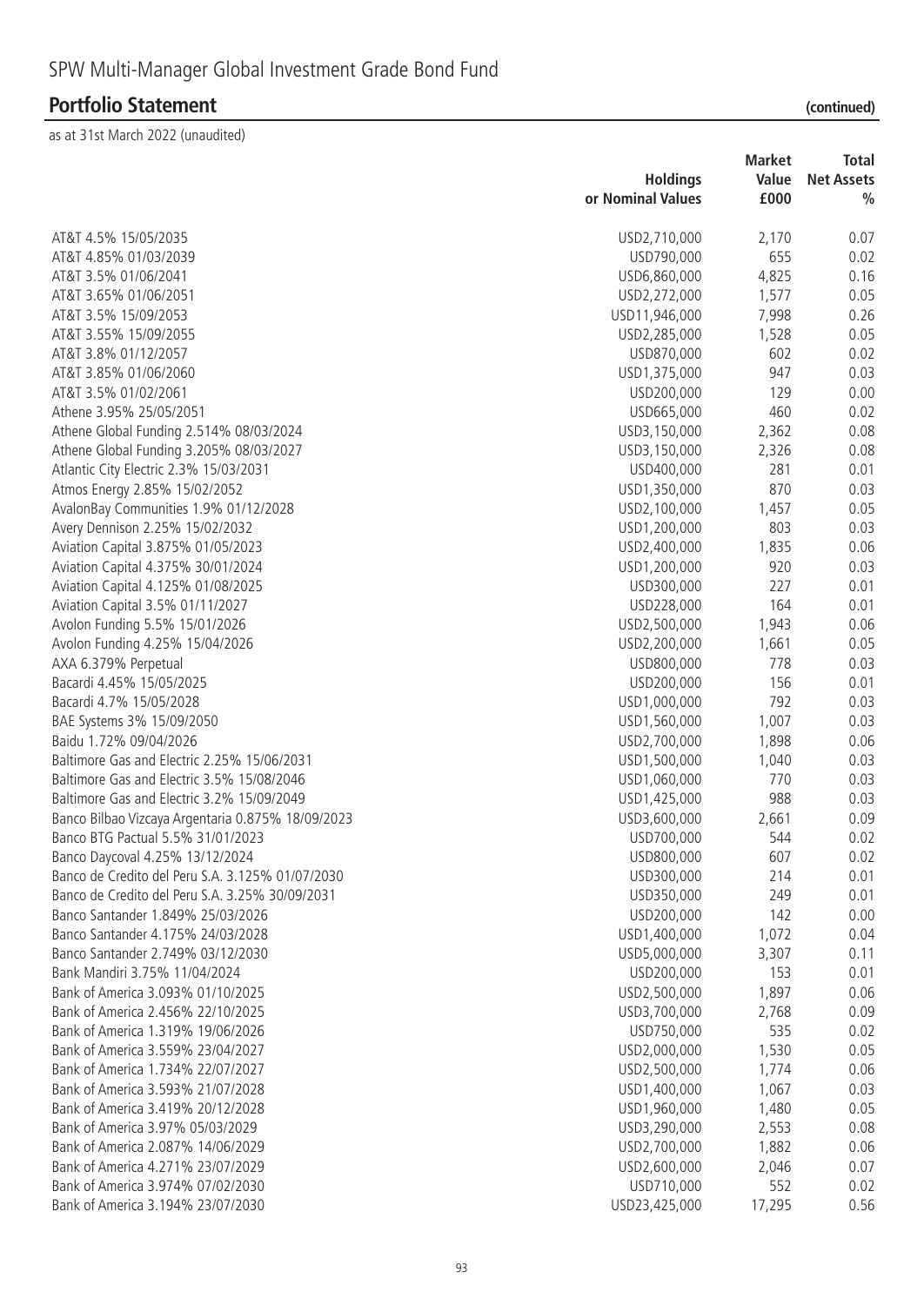# SPW Multi-Manager Global Investment Grade Bond Fund

## Portfolio Statement (continued)

as at 31st March 2022 (unaudited)

| | Holdings or Nominal Values | Market Value £000 | Total Net Assets % |
|---|---|---|---|
| AT&T 4.5% 15/05/2035 | USD2,710,000 | 2,170 | 0.07 |
| AT&T 4.85% 01/03/2039 | USD790,000 | 655 | 0.02 |
| AT&T 3.5% 01/06/2041 | USD6,860,000 | 4,825 | 0.16 |
| AT&T 3.65% 01/06/2051 | USD2,272,000 | 1,577 | 0.05 |
| AT&T 3.5% 15/09/2053 | USD11,946,000 | 7,998 | 0.26 |
| AT&T 3.55% 15/09/2055 | USD2,285,000 | 1,528 | 0.05 |
| AT&T 3.8% 01/12/2057 | USD870,000 | 602 | 0.02 |
| AT&T 3.85% 01/06/2060 | USD1,375,000 | 947 | 0.03 |
| AT&T 3.5% 01/02/2061 | USD200,000 | 129 | 0.00 |
| Athene 3.95% 25/05/2051 | USD665,000 | 460 | 0.02 |
| Athene Global Funding 2.514% 08/03/2024 | USD3,150,000 | 2,362 | 0.08 |
| Athene Global Funding 3.205% 08/03/2027 | USD3,150,000 | 2,326 | 0.08 |
| Atlantic City Electric 2.3% 15/03/2031 | USD400,000 | 281 | 0.01 |
| Atmos Energy 2.85% 15/02/2052 | USD1,350,000 | 870 | 0.03 |
| AvalonBay Communities 1.9% 01/12/2028 | USD2,100,000 | 1,457 | 0.05 |
| Avery Dennison 2.25% 15/02/2032 | USD1,200,000 | 803 | 0.03 |
| Aviation Capital 3.875% 01/05/2023 | USD2,400,000 | 1,835 | 0.06 |
| Aviation Capital 4.375% 30/01/2024 | USD1,200,000 | 920 | 0.03 |
| Aviation Capital 4.125% 01/08/2025 | USD300,000 | 227 | 0.01 |
| Aviation Capital 3.5% 01/11/2027 | USD228,000 | 164 | 0.01 |
| Avolon Funding 5.5% 15/01/2026 | USD2,500,000 | 1,943 | 0.06 |
| Avolon Funding 4.25% 15/04/2026 | USD2,200,000 | 1,661 | 0.05 |
| AXA 6.379% Perpetual | USD800,000 | 778 | 0.03 |
| Bacardi 4.45% 15/05/2025 | USD200,000 | 156 | 0.01 |
| Bacardi 4.7% 15/05/2028 | USD1,000,000 | 792 | 0.03 |
| BAE Systems 3% 15/09/2050 | USD1,560,000 | 1,007 | 0.03 |
| Baidu 1.72% 09/04/2026 | USD2,700,000 | 1,898 | 0.06 |
| Baltimore Gas and Electric 2.25% 15/06/2031 | USD1,500,000 | 1,040 | 0.03 |
| Baltimore Gas and Electric 3.5% 15/08/2046 | USD1,060,000 | 770 | 0.03 |
| Baltimore Gas and Electric 3.2% 15/09/2049 | USD1,425,000 | 988 | 0.03 |
| Banco Bilbao Vizcaya Argentaria 0.875% 18/09/2023 | USD3,600,000 | 2,661 | 0.09 |
| Banco BTG Pactual 5.5% 31/01/2023 | USD700,000 | 544 | 0.02 |
| Banco Daycoval 4.25% 13/12/2024 | USD800,000 | 607 | 0.02 |
| Banco de Credito del Peru S.A. 3.125% 01/07/2030 | USD300,000 | 214 | 0.01 |
| Banco de Credito del Peru S.A. 3.25% 30/09/2031 | USD350,000 | 249 | 0.01 |
| Banco Santander 1.849% 25/03/2026 | USD200,000 | 142 | 0.00 |
| Banco Santander 4.175% 24/03/2028 | USD1,400,000 | 1,072 | 0.04 |
| Banco Santander 2.749% 03/12/2030 | USD5,000,000 | 3,307 | 0.11 |
| Bank Mandiri 3.75% 11/04/2024 | USD200,000 | 153 | 0.01 |
| Bank of America 3.093% 01/10/2025 | USD2,500,000 | 1,897 | 0.06 |
| Bank of America 2.456% 22/10/2025 | USD3,700,000 | 2,768 | 0.09 |
| Bank of America 1.319% 19/06/2026 | USD750,000 | 535 | 0.02 |
| Bank of America 3.559% 23/04/2027 | USD2,000,000 | 1,530 | 0.05 |
| Bank of America 1.734% 22/07/2027 | USD2,500,000 | 1,774 | 0.06 |
| Bank of America 3.593% 21/07/2028 | USD1,400,000 | 1,067 | 0.03 |
| Bank of America 3.419% 20/12/2028 | USD1,960,000 | 1,480 | 0.05 |
| Bank of America 3.97% 05/03/2029 | USD3,290,000 | 2,553 | 0.08 |
| Bank of America 2.087% 14/06/2029 | USD2,700,000 | 1,882 | 0.06 |
| Bank of America 4.271% 23/07/2029 | USD2,600,000 | 2,046 | 0.07 |
| Bank of America 3.974% 07/02/2030 | USD710,000 | 552 | 0.02 |
| Bank of America 3.194% 23/07/2030 | USD23,425,000 | 17,295 | 0.56 |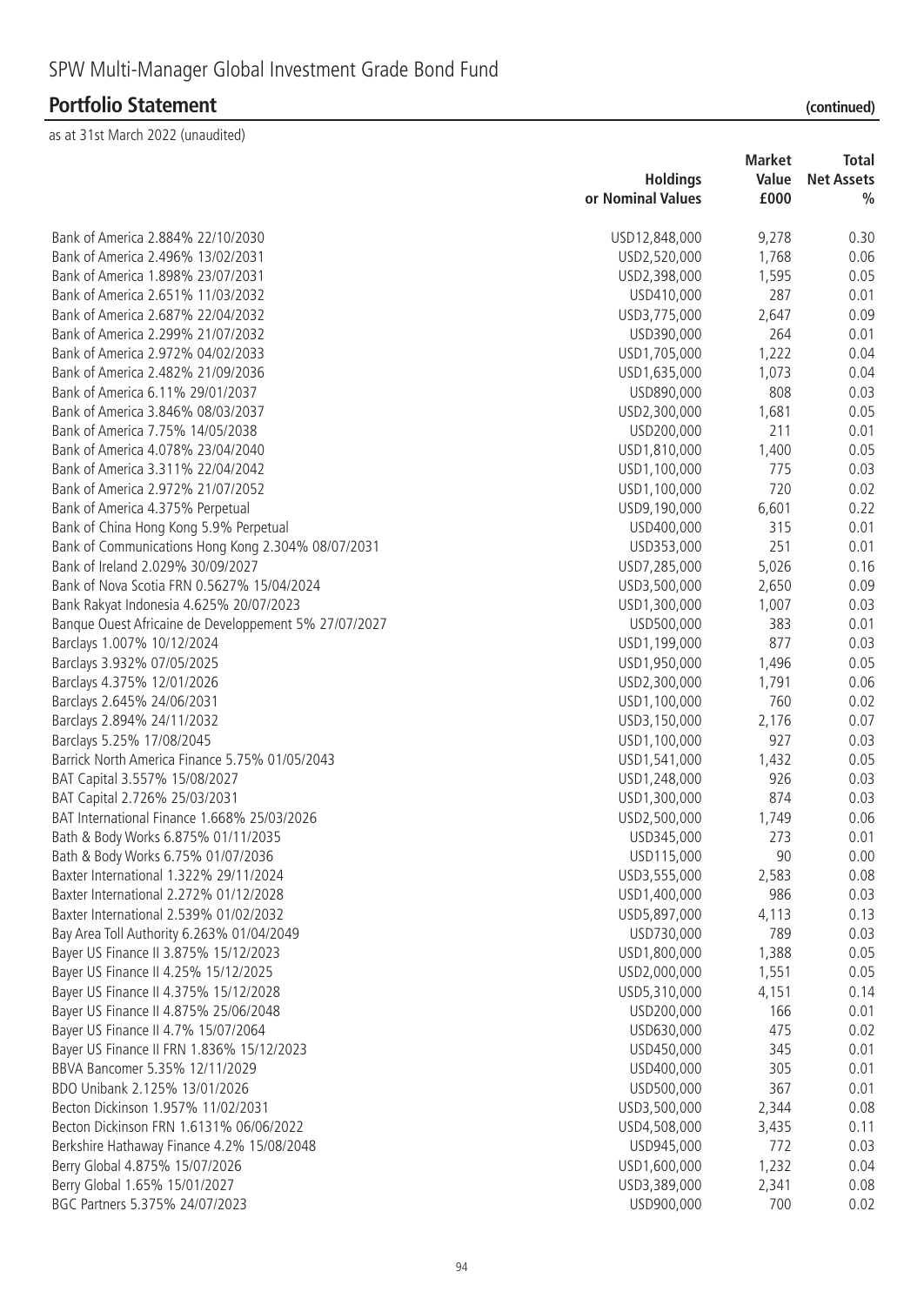# SPW Multi-Manager Global Investment Grade Bond Fund

## Portfolio Statement (continued)

as at 31st March 2022 (unaudited)

| | Holdings or Nominal Values | Market Value £000 | Total Net Assets % |
|---|---|---|---|
| Bank of America 2.884% 22/10/2030 | USD12,848,000 | 9,278 | 0.30 |
| Bank of America 2.496% 13/02/2031 | USD2,520,000 | 1,768 | 0.06 |
| Bank of America 1.898% 23/07/2031 | USD2,398,000 | 1,595 | 0.05 |
| Bank of America 2.651% 11/03/2032 | USD410,000 | 287 | 0.01 |
| Bank of America 2.687% 22/04/2032 | USD3,775,000 | 2,647 | 0.09 |
| Bank of America 2.299% 21/07/2032 | USD390,000 | 264 | 0.01 |
| Bank of America 2.972% 04/02/2033 | USD1,705,000 | 1,222 | 0.04 |
| Bank of America 2.482% 21/09/2036 | USD1,635,000 | 1,073 | 0.04 |
| Bank of America 6.11% 29/01/2037 | USD890,000 | 808 | 0.03 |
| Bank of America 3.846% 08/03/2037 | USD2,300,000 | 1,681 | 0.05 |
| Bank of America 7.75% 14/05/2038 | USD200,000 | 211 | 0.01 |
| Bank of America 4.078% 23/04/2040 | USD1,810,000 | 1,400 | 0.05 |
| Bank of America 3.311% 22/04/2042 | USD1,100,000 | 775 | 0.03 |
| Bank of America 2.972% 21/07/2052 | USD1,100,000 | 720 | 0.02 |
| Bank of America 4.375% Perpetual | USD9,190,000 | 6,601 | 0.22 |
| Bank of China Hong Kong 5.9% Perpetual | USD400,000 | 315 | 0.01 |
| Bank of Communications Hong Kong 2.304% 08/07/2031 | USD353,000 | 251 | 0.01 |
| Bank of Ireland 2.029% 30/09/2027 | USD7,285,000 | 5,026 | 0.16 |
| Bank of Nova Scotia FRN 0.5627% 15/04/2024 | USD3,500,000 | 2,650 | 0.09 |
| Bank Rakyat Indonesia 4.625% 20/07/2023 | USD1,300,000 | 1,007 | 0.03 |
| Banque Ouest Africaine de Developpement 5% 27/07/2027 | USD500,000 | 383 | 0.01 |
| Barclays 1.007% 10/12/2024 | USD1,199,000 | 877 | 0.03 |
| Barclays 3.932% 07/05/2025 | USD1,950,000 | 1,496 | 0.05 |
| Barclays 4.375% 12/01/2026 | USD2,300,000 | 1,791 | 0.06 |
| Barclays 2.645% 24/06/2031 | USD1,100,000 | 760 | 0.02 |
| Barclays 2.894% 24/11/2032 | USD3,150,000 | 2,176 | 0.07 |
| Barclays 5.25% 17/08/2045 | USD1,100,000 | 927 | 0.03 |
| Barrick North America Finance 5.75% 01/05/2043 | USD1,541,000 | 1,432 | 0.05 |
| BAT Capital 3.557% 15/08/2027 | USD1,248,000 | 926 | 0.03 |
| BAT Capital 2.726% 25/03/2031 | USD1,300,000 | 874 | 0.03 |
| BAT International Finance 1.668% 25/03/2026 | USD2,500,000 | 1,749 | 0.06 |
| Bath & Body Works 6.875% 01/11/2035 | USD345,000 | 273 | 0.01 |
| Bath & Body Works 6.75% 01/07/2036 | USD115,000 | 90 | 0.00 |
| Baxter International 1.322% 29/11/2024 | USD3,555,000 | 2,583 | 0.08 |
| Baxter International 2.272% 01/12/2028 | USD1,400,000 | 986 | 0.03 |
| Baxter International 2.539% 01/02/2032 | USD5,897,000 | 4,113 | 0.13 |
| Bay Area Toll Authority 6.263% 01/04/2049 | USD730,000 | 789 | 0.03 |
| Bayer US Finance II 3.875% 15/12/2023 | USD1,800,000 | 1,388 | 0.05 |
| Bayer US Finance II 4.25% 15/12/2025 | USD2,000,000 | 1,551 | 0.05 |
| Bayer US Finance II 4.375% 15/12/2028 | USD5,310,000 | 4,151 | 0.14 |
| Bayer US Finance II 4.875% 25/06/2048 | USD200,000 | 166 | 0.01 |
| Bayer US Finance II 4.7% 15/07/2064 | USD630,000 | 475 | 0.02 |
| Bayer US Finance II FRN 1.836% 15/12/2023 | USD450,000 | 345 | 0.01 |
| BBVA Bancomer 5.35% 12/11/2029 | USD400,000 | 305 | 0.01 |
| BDO Unibank 2.125% 13/01/2026 | USD500,000 | 367 | 0.01 |
| Becton Dickinson 1.957% 11/02/2031 | USD3,500,000 | 2,344 | 0.08 |
| Becton Dickinson FRN 1.6131% 06/06/2022 | USD4,508,000 | 3,435 | 0.11 |
| Berkshire Hathaway Finance 4.2% 15/08/2048 | USD945,000 | 772 | 0.03 |
| Berry Global 4.875% 15/07/2026 | USD1,600,000 | 1,232 | 0.04 |
| Berry Global 1.65% 15/01/2027 | USD3,389,000 | 2,341 | 0.08 |
| BGC Partners 5.375% 24/07/2023 | USD900,000 | 700 | 0.02 |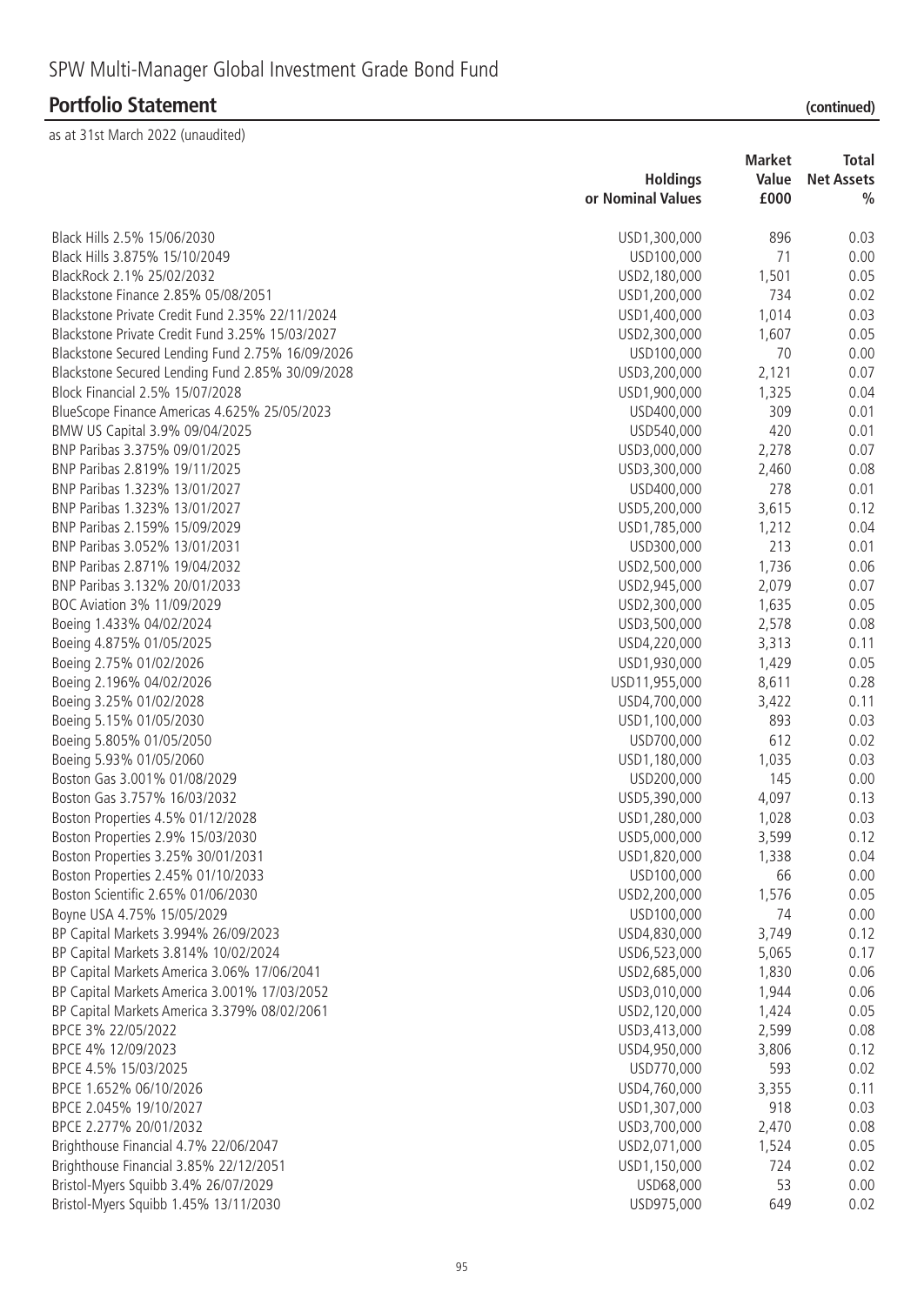# SPW Multi-Manager Global Investment Grade Bond Fund

## Portfolio Statement (continued)

as at 31st March 2022 (unaudited)

| | Holdings or Nominal Values | Market Value £000 | Total Net Assets % |
|---|---|---|---|
| Black Hills 2.5% 15/06/2030 | USD1,300,000 | 896 | 0.03 |
| Black Hills 3.875% 15/10/2049 | USD100,000 | 71 | 0.00 |
| BlackRock 2.1% 25/02/2032 | USD2,180,000 | 1,501 | 0.05 |
| Blackstone Finance 2.85% 05/08/2051 | USD1,200,000 | 734 | 0.02 |
| Blackstone Private Credit Fund 2.35% 22/11/2024 | USD1,400,000 | 1,014 | 0.03 |
| Blackstone Private Credit Fund 3.25% 15/03/2027 | USD2,300,000 | 1,607 | 0.05 |
| Blackstone Secured Lending Fund 2.75% 16/09/2026 | USD100,000 | 70 | 0.00 |
| Blackstone Secured Lending Fund 2.85% 30/09/2028 | USD3,200,000 | 2,121 | 0.07 |
| Block Financial 2.5% 15/07/2028 | USD1,900,000 | 1,325 | 0.04 |
| BlueScope Finance Americas 4.625% 25/05/2023 | USD400,000 | 309 | 0.01 |
| BMW US Capital 3.9% 09/04/2025 | USD540,000 | 420 | 0.01 |
| BNP Paribas 3.375% 09/01/2025 | USD3,000,000 | 2,278 | 0.07 |
| BNP Paribas 2.819% 19/11/2025 | USD3,300,000 | 2,460 | 0.08 |
| BNP Paribas 1.323% 13/01/2027 | USD400,000 | 278 | 0.01 |
| BNP Paribas 1.323% 13/01/2027 | USD5,200,000 | 3,615 | 0.12 |
| BNP Paribas 2.159% 15/09/2029 | USD1,785,000 | 1,212 | 0.04 |
| BNP Paribas 3.052% 13/01/2031 | USD300,000 | 213 | 0.01 |
| BNP Paribas 2.871% 19/04/2032 | USD2,500,000 | 1,736 | 0.06 |
| BNP Paribas 3.132% 20/01/2033 | USD2,945,000 | 2,079 | 0.07 |
| BOC Aviation 3% 11/09/2029 | USD2,300,000 | 1,635 | 0.05 |
| Boeing 1.433% 04/02/2024 | USD3,500,000 | 2,578 | 0.08 |
| Boeing 4.875% 01/05/2025 | USD4,220,000 | 3,313 | 0.11 |
| Boeing 2.75% 01/02/2026 | USD1,930,000 | 1,429 | 0.05 |
| Boeing 2.196% 04/02/2026 | USD11,955,000 | 8,611 | 0.28 |
| Boeing 3.25% 01/02/2028 | USD4,700,000 | 3,422 | 0.11 |
| Boeing 5.15% 01/05/2030 | USD1,100,000 | 893 | 0.03 |
| Boeing 5.805% 01/05/2050 | USD700,000 | 612 | 0.02 |
| Boeing 5.93% 01/05/2060 | USD1,180,000 | 1,035 | 0.03 |
| Boston Gas 3.001% 01/08/2029 | USD200,000 | 145 | 0.00 |
| Boston Gas 3.757% 16/03/2032 | USD5,390,000 | 4,097 | 0.13 |
| Boston Properties 4.5% 01/12/2028 | USD1,280,000 | 1,028 | 0.03 |
| Boston Properties 2.9% 15/03/2030 | USD5,000,000 | 3,599 | 0.12 |
| Boston Properties 3.25% 30/01/2031 | USD1,820,000 | 1,338 | 0.04 |
| Boston Properties 2.45% 01/10/2033 | USD100,000 | 66 | 0.00 |
| Boston Scientific 2.65% 01/06/2030 | USD2,200,000 | 1,576 | 0.05 |
| Boyne USA 4.75% 15/05/2029 | USD100,000 | 74 | 0.00 |
| BP Capital Markets 3.994% 26/09/2023 | USD4,830,000 | 3,749 | 0.12 |
| BP Capital Markets 3.814% 10/02/2024 | USD6,523,000 | 5,065 | 0.17 |
| BP Capital Markets America 3.06% 17/06/2041 | USD2,685,000 | 1,830 | 0.06 |
| BP Capital Markets America 3.001% 17/03/2052 | USD3,010,000 | 1,944 | 0.06 |
| BP Capital Markets America 3.379% 08/02/2061 | USD2,120,000 | 1,424 | 0.05 |
| BPCE 3% 22/05/2022 | USD3,413,000 | 2,599 | 0.08 |
| BPCE 4% 12/09/2023 | USD4,950,000 | 3,806 | 0.12 |
| BPCE 4.5% 15/03/2025 | USD770,000 | 593 | 0.02 |
| BPCE 1.652% 06/10/2026 | USD4,760,000 | 3,355 | 0.11 |
| BPCE 2.045% 19/10/2027 | USD1,307,000 | 918 | 0.03 |
| BPCE 2.277% 20/01/2032 | USD3,700,000 | 2,470 | 0.08 |
| Brighthouse Financial 4.7% 22/06/2047 | USD2,071,000 | 1,524 | 0.05 |
| Brighthouse Financial 3.85% 22/12/2051 | USD1,150,000 | 724 | 0.02 |
| Bristol-Myers Squibb 3.4% 26/07/2029 | USD68,000 | 53 | 0.00 |
| Bristol-Myers Squibb 1.45% 13/11/2030 | USD975,000 | 649 | 0.02 |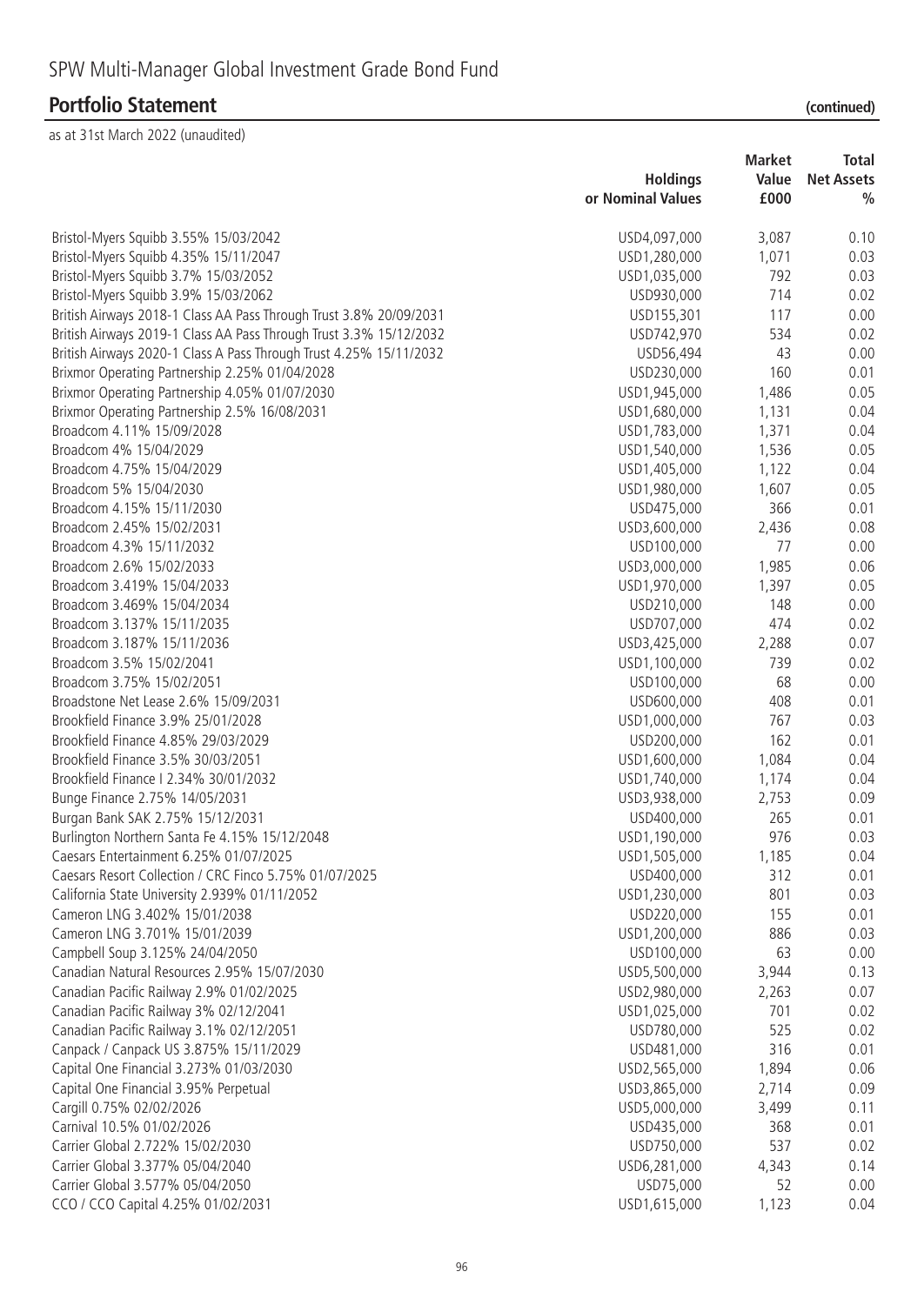# SPW Multi-Manager Global Investment Grade Bond Fund

## Portfolio Statement (continued)

as at 31st March 2022 (unaudited)

| | Holdings or Nominal Values | Market Value £000 | Total Net Assets % |
|---|---|---|---|
| Bristol-Myers Squibb 3.55% 15/03/2042 | USD4,097,000 | 3,087 | 0.10 |
| Bristol-Myers Squibb 4.35% 15/11/2047 | USD1,280,000 | 1,071 | 0.03 |
| Bristol-Myers Squibb 3.7% 15/03/2052 | USD1,035,000 | 792 | 0.03 |
| Bristol-Myers Squibb 3.9% 15/03/2062 | USD930,000 | 714 | 0.02 |
| British Airways 2018-1 Class AA Pass Through Trust 3.8% 20/09/2031 | USD155,301 | 117 | 0.00 |
| British Airways 2019-1 Class AA Pass Through Trust 3.3% 15/12/2032 | USD742,970 | 534 | 0.02 |
| British Airways 2020-1 Class A Pass Through Trust 4.25% 15/11/2032 | USD56,494 | 43 | 0.00 |
| Brixmor Operating Partnership 2.25% 01/04/2028 | USD230,000 | 160 | 0.01 |
| Brixmor Operating Partnership 4.05% 01/07/2030 | USD1,945,000 | 1,486 | 0.05 |
| Brixmor Operating Partnership 2.5% 16/08/2031 | USD1,680,000 | 1,131 | 0.04 |
| Broadcom 4.11% 15/09/2028 | USD1,783,000 | 1,371 | 0.04 |
| Broadcom 4% 15/04/2029 | USD1,540,000 | 1,536 | 0.05 |
| Broadcom 4.75% 15/04/2029 | USD1,405,000 | 1,122 | 0.04 |
| Broadcom 5% 15/04/2030 | USD1,980,000 | 1,607 | 0.05 |
| Broadcom 4.15% 15/11/2030 | USD475,000 | 366 | 0.01 |
| Broadcom 2.45% 15/02/2031 | USD3,600,000 | 2,436 | 0.08 |
| Broadcom 4.3% 15/11/2032 | USD100,000 | 77 | 0.00 |
| Broadcom 2.6% 15/02/2033 | USD3,000,000 | 1,985 | 0.06 |
| Broadcom 3.419% 15/04/2033 | USD1,970,000 | 1,397 | 0.05 |
| Broadcom 3.469% 15/04/2034 | USD210,000 | 148 | 0.00 |
| Broadcom 3.137% 15/11/2035 | USD707,000 | 474 | 0.02 |
| Broadcom 3.187% 15/11/2036 | USD3,425,000 | 2,288 | 0.07 |
| Broadcom 3.5% 15/02/2041 | USD1,100,000 | 739 | 0.02 |
| Broadcom 3.75% 15/02/2051 | USD100,000 | 68 | 0.00 |
| Broadstone Net Lease 2.6% 15/09/2031 | USD600,000 | 408 | 0.01 |
| Brookfield Finance 3.9% 25/01/2028 | USD1,000,000 | 767 | 0.03 |
| Brookfield Finance 4.85% 29/03/2029 | USD200,000 | 162 | 0.01 |
| Brookfield Finance 3.5% 30/03/2051 | USD1,600,000 | 1,084 | 0.04 |
| Brookfield Finance I 2.34% 30/01/2032 | USD1,740,000 | 1,174 | 0.04 |
| Bunge Finance 2.75% 14/05/2031 | USD3,938,000 | 2,753 | 0.09 |
| Burgan Bank SAK 2.75% 15/12/2031 | USD400,000 | 265 | 0.01 |
| Burlington Northern Santa Fe 4.15% 15/12/2048 | USD1,190,000 | 976 | 0.03 |
| Caesars Entertainment 6.25% 01/07/2025 | USD1,505,000 | 1,185 | 0.04 |
| Caesars Resort Collection / CRC Finco 5.75% 01/07/2025 | USD400,000 | 312 | 0.01 |
| California State University 2.939% 01/11/2052 | USD1,230,000 | 801 | 0.03 |
| Cameron LNG 3.402% 15/01/2038 | USD220,000 | 155 | 0.01 |
| Cameron LNG 3.701% 15/01/2039 | USD1,200,000 | 886 | 0.03 |
| Campbell Soup 3.125% 24/04/2050 | USD100,000 | 63 | 0.00 |
| Canadian Natural Resources 2.95% 15/07/2030 | USD5,500,000 | 3,944 | 0.13 |
| Canadian Pacific Railway 2.9% 01/02/2025 | USD2,980,000 | 2,263 | 0.07 |
| Canadian Pacific Railway 3% 02/12/2041 | USD1,025,000 | 701 | 0.02 |
| Canadian Pacific Railway 3.1% 02/12/2051 | USD780,000 | 525 | 0.02 |
| Canpack / Canpack US 3.875% 15/11/2029 | USD481,000 | 316 | 0.01 |
| Capital One Financial 3.273% 01/03/2030 | USD2,565,000 | 1,894 | 0.06 |
| Capital One Financial 3.95% Perpetual | USD3,865,000 | 2,714 | 0.09 |
| Cargill 0.75% 02/02/2026 | USD5,000,000 | 3,499 | 0.11 |
| Carnival 10.5% 01/02/2026 | USD435,000 | 368 | 0.01 |
| Carrier Global 2.722% 15/02/2030 | USD750,000 | 537 | 0.02 |
| Carrier Global 3.377% 05/04/2040 | USD6,281,000 | 4,343 | 0.14 |
| Carrier Global 3.577% 05/04/2050 | USD75,000 | 52 | 0.00 |
| CCO / CCO Capital 4.25% 01/02/2031 | USD1,615,000 | 1,123 | 0.04 |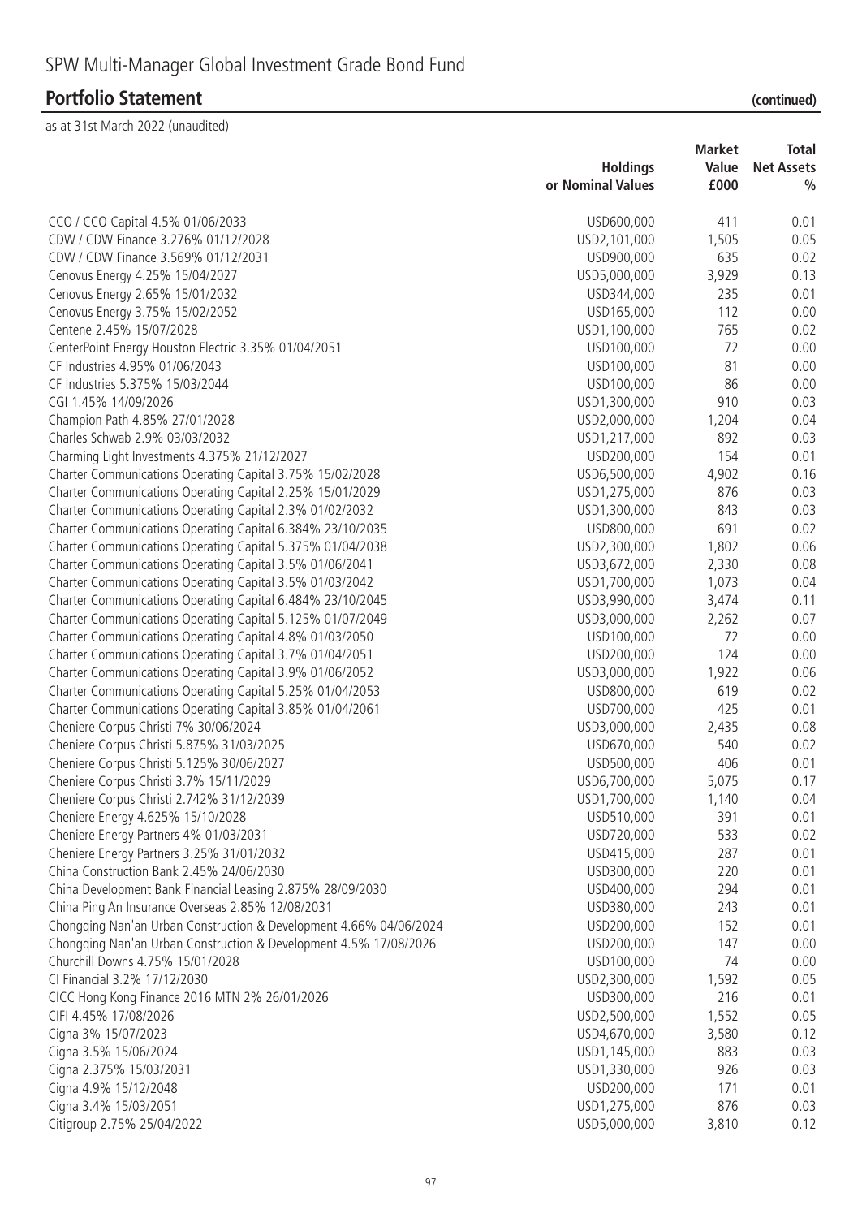# SPW Multi-Manager Global Investment Grade Bond Fund

## Portfolio Statement (continued)

as at 31st March 2022 (unaudited)

| | Holdings or Nominal Values | Market Value £000 | Total Net Assets % |
|---|---|---|---|
| CCO / CCO Capital 4.5% 01/06/2033 | USD600,000 | 411 | 0.01 |
| CDW / CDW Finance 3.276% 01/12/2028 | USD2,101,000 | 1,505 | 0.05 |
| CDW / CDW Finance 3.569% 01/12/2031 | USD900,000 | 635 | 0.02 |
| Cenovus Energy 4.25% 15/04/2027 | USD5,000,000 | 3,929 | 0.13 |
| Cenovus Energy 2.65% 15/01/2032 | USD344,000 | 235 | 0.01 |
| Cenovus Energy 3.75% 15/02/2052 | USD165,000 | 112 | 0.00 |
| Centene 2.45% 15/07/2028 | USD1,100,000 | 765 | 0.02 |
| CenterPoint Energy Houston Electric 3.35% 01/04/2051 | USD100,000 | 72 | 0.00 |
| CF Industries 4.95% 01/06/2043 | USD100,000 | 81 | 0.00 |
| CF Industries 5.375% 15/03/2044 | USD100,000 | 86 | 0.00 |
| CGI 1.45% 14/09/2026 | USD1,300,000 | 910 | 0.03 |
| Champion Path 4.85% 27/01/2028 | USD2,000,000 | 1,204 | 0.04 |
| Charles Schwab 2.9% 03/03/2032 | USD1,217,000 | 892 | 0.03 |
| Charming Light Investments 4.375% 21/12/2027 | USD200,000 | 154 | 0.01 |
| Charter Communications Operating Capital 3.75% 15/02/2028 | USD6,500,000 | 4,902 | 0.16 |
| Charter Communications Operating Capital 2.25% 15/01/2029 | USD1,275,000 | 876 | 0.03 |
| Charter Communications Operating Capital 2.3% 01/02/2032 | USD1,300,000 | 843 | 0.03 |
| Charter Communications Operating Capital 6.384% 23/10/2035 | USD800,000 | 691 | 0.02 |
| Charter Communications Operating Capital 5.375% 01/04/2038 | USD2,300,000 | 1,802 | 0.06 |
| Charter Communications Operating Capital 3.5% 01/06/2041 | USD3,672,000 | 2,330 | 0.08 |
| Charter Communications Operating Capital 3.5% 01/03/2042 | USD1,700,000 | 1,073 | 0.04 |
| Charter Communications Operating Capital 6.484% 23/10/2045 | USD3,990,000 | 3,474 | 0.11 |
| Charter Communications Operating Capital 5.125% 01/07/2049 | USD3,000,000 | 2,262 | 0.07 |
| Charter Communications Operating Capital 4.8% 01/03/2050 | USD100,000 | 72 | 0.00 |
| Charter Communications Operating Capital 3.7% 01/04/2051 | USD200,000 | 124 | 0.00 |
| Charter Communications Operating Capital 3.9% 01/06/2052 | USD3,000,000 | 1,922 | 0.06 |
| Charter Communications Operating Capital 5.25% 01/04/2053 | USD800,000 | 619 | 0.02 |
| Charter Communications Operating Capital 3.85% 01/04/2061 | USD700,000 | 425 | 0.01 |
| Cheniere Corpus Christi 7% 30/06/2024 | USD3,000,000 | 2,435 | 0.08 |
| Cheniere Corpus Christi 5.875% 31/03/2025 | USD670,000 | 540 | 0.02 |
| Cheniere Corpus Christi 5.125% 30/06/2027 | USD500,000 | 406 | 0.01 |
| Cheniere Corpus Christi 3.7% 15/11/2029 | USD6,700,000 | 5,075 | 0.17 |
| Cheniere Corpus Christi 2.742% 31/12/2039 | USD1,700,000 | 1,140 | 0.04 |
| Cheniere Energy 4.625% 15/10/2028 | USD510,000 | 391 | 0.01 |
| Cheniere Energy Partners 4% 01/03/2031 | USD720,000 | 533 | 0.02 |
| Cheniere Energy Partners 3.25% 31/01/2032 | USD415,000 | 287 | 0.01 |
| China Construction Bank 2.45% 24/06/2030 | USD300,000 | 220 | 0.01 |
| China Development Bank Financial Leasing 2.875% 28/09/2030 | USD400,000 | 294 | 0.01 |
| China Ping An Insurance Overseas 2.85% 12/08/2031 | USD380,000 | 243 | 0.01 |
| Chongqing Nan'an Urban Construction & Development 4.66% 04/06/2024 | USD200,000 | 152 | 0.01 |
| Chongqing Nan'an Urban Construction & Development 4.5% 17/08/2026 | USD200,000 | 147 | 0.00 |
| Churchill Downs 4.75% 15/01/2028 | USD100,000 | 74 | 0.00 |
| CI Financial 3.2% 17/12/2030 | USD2,300,000 | 1,592 | 0.05 |
| CICC Hong Kong Finance 2016 MTN 2% 26/01/2026 | USD300,000 | 216 | 0.01 |
| CIFI 4.45% 17/08/2026 | USD2,500,000 | 1,552 | 0.05 |
| Cigna 3% 15/07/2023 | USD4,670,000 | 3,580 | 0.12 |
| Cigna 3.5% 15/06/2024 | USD1,145,000 | 883 | 0.03 |
| Cigna 2.375% 15/03/2031 | USD1,330,000 | 926 | 0.03 |
| Cigna 4.9% 15/12/2048 | USD200,000 | 171 | 0.01 |
| Cigna 3.4% 15/03/2051 | USD1,275,000 | 876 | 0.03 |
| Citigroup 2.75% 25/04/2022 | USD5,000,000 | 3,810 | 0.12 |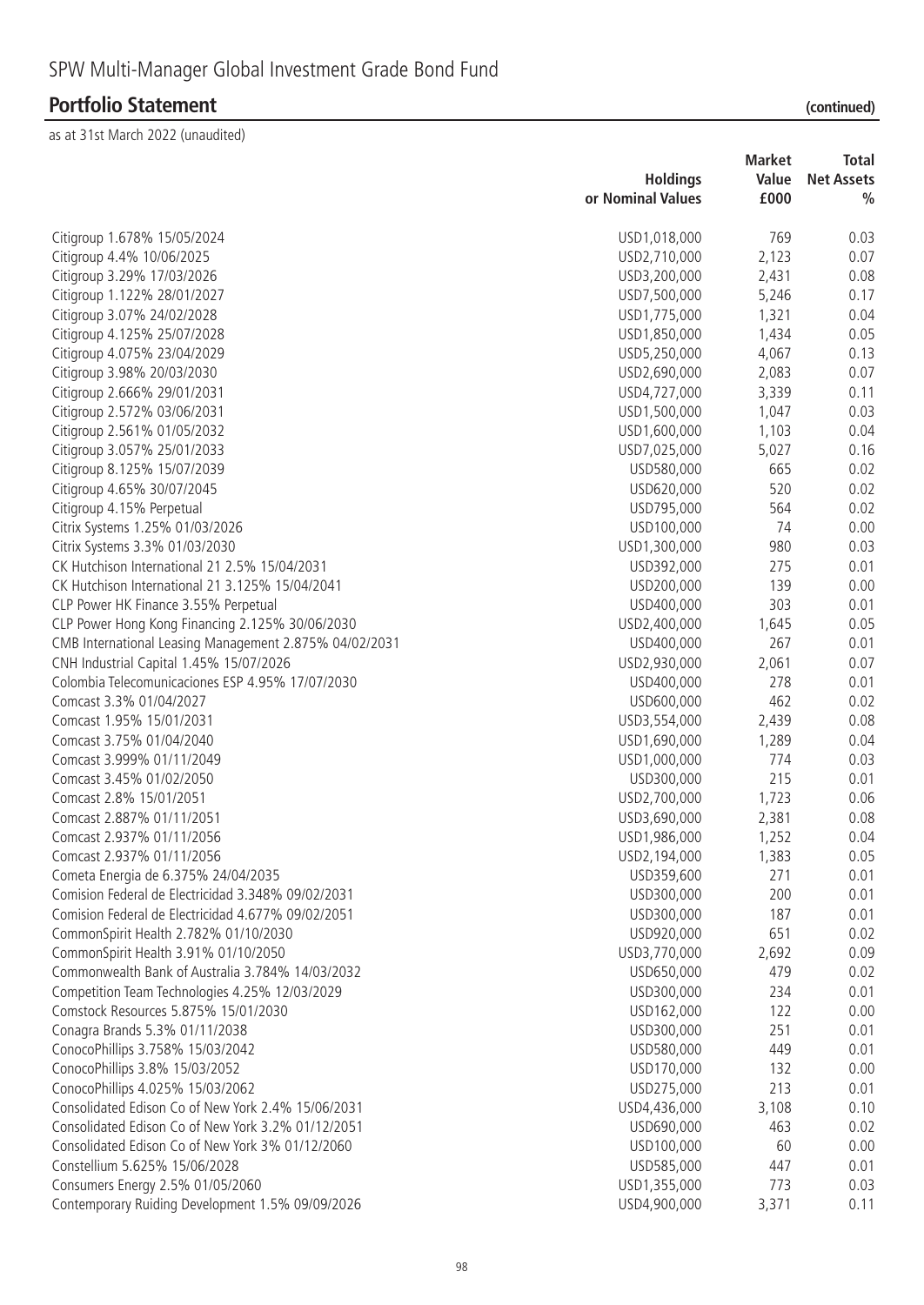# SPW Multi-Manager Global Investment Grade Bond Fund

## Portfolio Statement (continued)

as at 31st March 2022 (unaudited)

| | Holdings or Nominal Values | Market Value £000 | Total Net Assets % |
|---|---|---|---|
| Citigroup 1.678% 15/05/2024 | USD1,018,000 | 769 | 0.03 |
| Citigroup 4.4% 10/06/2025 | USD2,710,000 | 2,123 | 0.07 |
| Citigroup 3.29% 17/03/2026 | USD3,200,000 | 2,431 | 0.08 |
| Citigroup 1.122% 28/01/2027 | USD7,500,000 | 5,246 | 0.17 |
| Citigroup 3.07% 24/02/2028 | USD1,775,000 | 1,321 | 0.04 |
| Citigroup 4.125% 25/07/2028 | USD1,850,000 | 1,434 | 0.05 |
| Citigroup 4.075% 23/04/2029 | USD5,250,000 | 4,067 | 0.13 |
| Citigroup 3.98% 20/03/2030 | USD2,690,000 | 2,083 | 0.07 |
| Citigroup 2.666% 29/01/2031 | USD4,727,000 | 3,339 | 0.11 |
| Citigroup 2.572% 03/06/2031 | USD1,500,000 | 1,047 | 0.03 |
| Citigroup 2.561% 01/05/2032 | USD1,600,000 | 1,103 | 0.04 |
| Citigroup 3.057% 25/01/2033 | USD7,025,000 | 5,027 | 0.16 |
| Citigroup 8.125% 15/07/2039 | USD580,000 | 665 | 0.02 |
| Citigroup 4.65% 30/07/2045 | USD620,000 | 520 | 0.02 |
| Citigroup 4.15% Perpetual | USD795,000 | 564 | 0.02 |
| Citrix Systems 1.25% 01/03/2026 | USD100,000 | 74 | 0.00 |
| Citrix Systems 3.3% 01/03/2030 | USD1,300,000 | 980 | 0.03 |
| CK Hutchison International 21 2.5% 15/04/2031 | USD392,000 | 275 | 0.01 |
| CK Hutchison International 21 3.125% 15/04/2041 | USD200,000 | 139 | 0.00 |
| CLP Power HK Finance 3.55% Perpetual | USD400,000 | 303 | 0.01 |
| CLP Power Hong Kong Financing 2.125% 30/06/2030 | USD2,400,000 | 1,645 | 0.05 |
| CMB International Leasing Management 2.875% 04/02/2031 | USD400,000 | 267 | 0.01 |
| CNH Industrial Capital 1.45% 15/07/2026 | USD2,930,000 | 2,061 | 0.07 |
| Colombia Telecomunicaciones ESP 4.95% 17/07/2030 | USD400,000 | 278 | 0.01 |
| Comcast 3.3% 01/04/2027 | USD600,000 | 462 | 0.02 |
| Comcast 1.95% 15/01/2031 | USD3,554,000 | 2,439 | 0.08 |
| Comcast 3.75% 01/04/2040 | USD1,690,000 | 1,289 | 0.04 |
| Comcast 3.999% 01/11/2049 | USD1,000,000 | 774 | 0.03 |
| Comcast 3.45% 01/02/2050 | USD300,000 | 215 | 0.01 |
| Comcast 2.8% 15/01/2051 | USD2,700,000 | 1,723 | 0.06 |
| Comcast 2.887% 01/11/2051 | USD3,690,000 | 2,381 | 0.08 |
| Comcast 2.937% 01/11/2056 | USD1,986,000 | 1,252 | 0.04 |
| Comcast 2.937% 01/11/2056 | USD2,194,000 | 1,383 | 0.05 |
| Cometa Energia de 6.375% 24/04/2035 | USD359,600 | 271 | 0.01 |
| Comision Federal de Electricidad 3.348% 09/02/2031 | USD300,000 | 200 | 0.01 |
| Comision Federal de Electricidad 4.677% 09/02/2051 | USD300,000 | 187 | 0.01 |
| CommonSpirit Health 2.782% 01/10/2030 | USD920,000 | 651 | 0.02 |
| CommonSpirit Health 3.91% 01/10/2050 | USD3,770,000 | 2,692 | 0.09 |
| Commonwealth Bank of Australia 3.784% 14/03/2032 | USD650,000 | 479 | 0.02 |
| Competition Team Technologies 4.25% 12/03/2029 | USD300,000 | 234 | 0.01 |
| Comstock Resources 5.875% 15/01/2030 | USD162,000 | 122 | 0.00 |
| Conagra Brands 5.3% 01/11/2038 | USD300,000 | 251 | 0.01 |
| ConocoPhillips 3.758% 15/03/2042 | USD580,000 | 449 | 0.01 |
| ConocoPhillips 3.8% 15/03/2052 | USD170,000 | 132 | 0.00 |
| ConocoPhillips 4.025% 15/03/2062 | USD275,000 | 213 | 0.01 |
| Consolidated Edison Co of New York 2.4% 15/06/2031 | USD4,436,000 | 3,108 | 0.10 |
| Consolidated Edison Co of New York 3.2% 01/12/2051 | USD690,000 | 463 | 0.02 |
| Consolidated Edison Co of New York 3% 01/12/2060 | USD100,000 | 60 | 0.00 |
| Constellium 5.625% 15/06/2028 | USD585,000 | 447 | 0.01 |
| Consumers Energy 2.5% 01/05/2060 | USD1,355,000 | 773 | 0.03 |
| Contemporary Ruiding Development 1.5% 09/09/2026 | USD4,900,000 | 3,371 | 0.11 |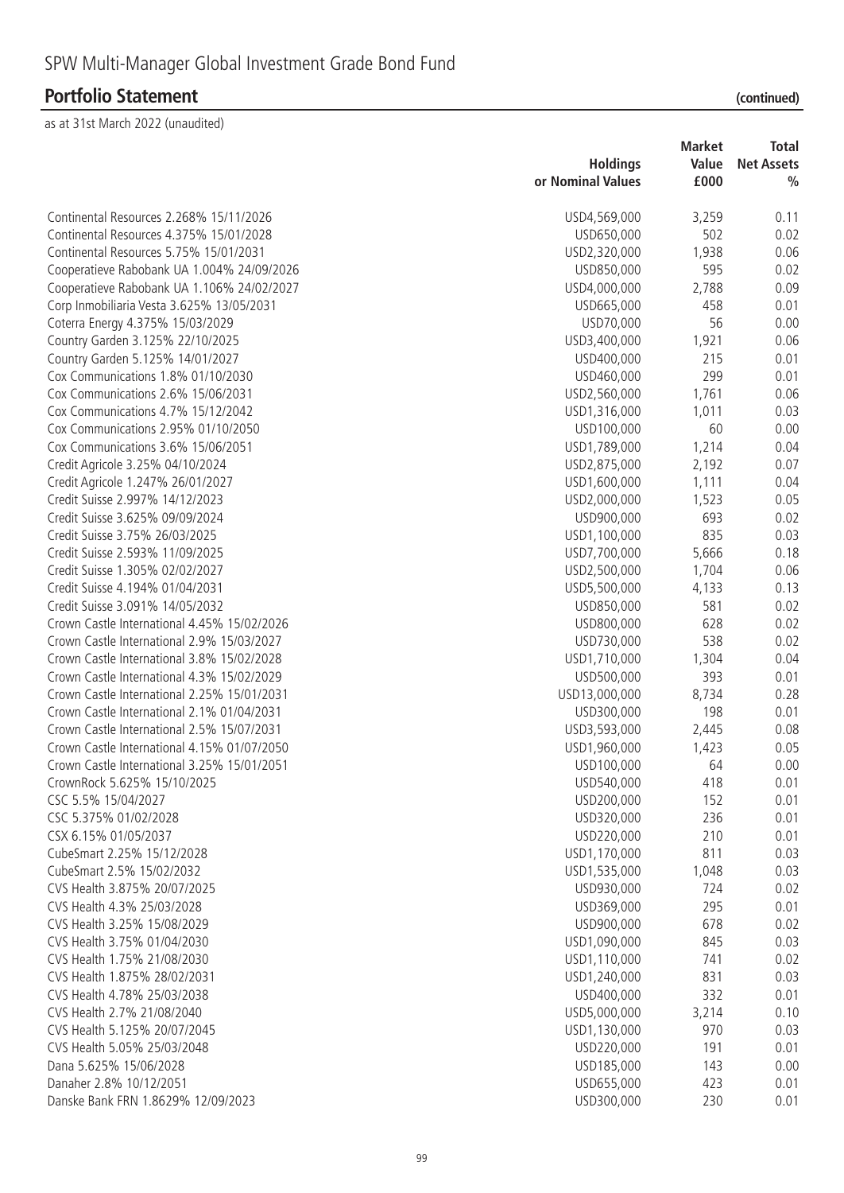# SPW Multi-Manager Global Investment Grade Bond Fund

## Portfolio Statement (continued)

as at 31st March 2022 (unaudited)

| | Holdings or Nominal Values | Market Value £000 | Total Net Assets % |
|---|---|---|---|
| Continental Resources 2.268% 15/11/2026 | USD4,569,000 | 3,259 | 0.11 |
| Continental Resources 4.375% 15/01/2028 | USD650,000 | 502 | 0.02 |
| Continental Resources 5.75% 15/01/2031 | USD2,320,000 | 1,938 | 0.06 |
| Cooperatieve Rabobank UA 1.004% 24/09/2026 | USD850,000 | 595 | 0.02 |
| Cooperatieve Rabobank UA 1.106% 24/02/2027 | USD4,000,000 | 2,788 | 0.09 |
| Corp Inmobiliaria Vesta 3.625% 13/05/2031 | USD665,000 | 458 | 0.01 |
| Coterra Energy 4.375% 15/03/2029 | USD70,000 | 56 | 0.00 |
| Country Garden 3.125% 22/10/2025 | USD3,400,000 | 1,921 | 0.06 |
| Country Garden 5.125% 14/01/2027 | USD400,000 | 215 | 0.01 |
| Cox Communications 1.8% 01/10/2030 | USD460,000 | 299 | 0.01 |
| Cox Communications 2.6% 15/06/2031 | USD2,560,000 | 1,761 | 0.06 |
| Cox Communications 4.7% 15/12/2042 | USD1,316,000 | 1,011 | 0.03 |
| Cox Communications 2.95% 01/10/2050 | USD100,000 | 60 | 0.00 |
| Cox Communications 3.6% 15/06/2051 | USD1,789,000 | 1,214 | 0.04 |
| Credit Agricole 3.25% 04/10/2024 | USD2,875,000 | 2,192 | 0.07 |
| Credit Agricole 1.247% 26/01/2027 | USD1,600,000 | 1,111 | 0.04 |
| Credit Suisse 2.997% 14/12/2023 | USD2,000,000 | 1,523 | 0.05 |
| Credit Suisse 3.625% 09/09/2024 | USD900,000 | 693 | 0.02 |
| Credit Suisse 3.75% 26/03/2025 | USD1,100,000 | 835 | 0.03 |
| Credit Suisse 2.593% 11/09/2025 | USD7,700,000 | 5,666 | 0.18 |
| Credit Suisse 1.305% 02/02/2027 | USD2,500,000 | 1,704 | 0.06 |
| Credit Suisse 4.194% 01/04/2031 | USD5,500,000 | 4,133 | 0.13 |
| Credit Suisse 3.091% 14/05/2032 | USD850,000 | 581 | 0.02 |
| Crown Castle International 4.45% 15/02/2026 | USD800,000 | 628 | 0.02 |
| Crown Castle International 2.9% 15/03/2027 | USD730,000 | 538 | 0.02 |
| Crown Castle International 3.8% 15/02/2028 | USD1,710,000 | 1,304 | 0.04 |
| Crown Castle International 4.3% 15/02/2029 | USD500,000 | 393 | 0.01 |
| Crown Castle International 2.25% 15/01/2031 | USD13,000,000 | 8,734 | 0.28 |
| Crown Castle International 2.1% 01/04/2031 | USD300,000 | 198 | 0.01 |
| Crown Castle International 2.5% 15/07/2031 | USD3,593,000 | 2,445 | 0.08 |
| Crown Castle International 4.15% 01/07/2050 | USD1,960,000 | 1,423 | 0.05 |
| Crown Castle International 3.25% 15/01/2051 | USD100,000 | 64 | 0.00 |
| CrownRock 5.625% 15/10/2025 | USD540,000 | 418 | 0.01 |
| CSC 5.5% 15/04/2027 | USD200,000 | 152 | 0.01 |
| CSC 5.375% 01/02/2028 | USD320,000 | 236 | 0.01 |
| CSX 6.15% 01/05/2037 | USD220,000 | 210 | 0.01 |
| CubeSmart 2.25% 15/12/2028 | USD1,170,000 | 811 | 0.03 |
| CubeSmart 2.5% 15/02/2032 | USD1,535,000 | 1,048 | 0.03 |
| CVS Health 3.875% 20/07/2025 | USD930,000 | 724 | 0.02 |
| CVS Health 4.3% 25/03/2028 | USD369,000 | 295 | 0.01 |
| CVS Health 3.25% 15/08/2029 | USD900,000 | 678 | 0.02 |
| CVS Health 3.75% 01/04/2030 | USD1,090,000 | 845 | 0.03 |
| CVS Health 1.75% 21/08/2030 | USD1,110,000 | 741 | 0.02 |
| CVS Health 1.875% 28/02/2031 | USD1,240,000 | 831 | 0.03 |
| CVS Health 4.78% 25/03/2038 | USD400,000 | 332 | 0.01 |
| CVS Health 2.7% 21/08/2040 | USD5,000,000 | 3,214 | 0.10 |
| CVS Health 5.125% 20/07/2045 | USD1,130,000 | 970 | 0.03 |
| CVS Health 5.05% 25/03/2048 | USD220,000 | 191 | 0.01 |
| Dana 5.625% 15/06/2028 | USD185,000 | 143 | 0.00 |
| Danaher 2.8% 10/12/2051 | USD655,000 | 423 | 0.01 |
| Danske Bank FRN 1.8629% 12/09/2023 | USD300,000 | 230 | 0.01 |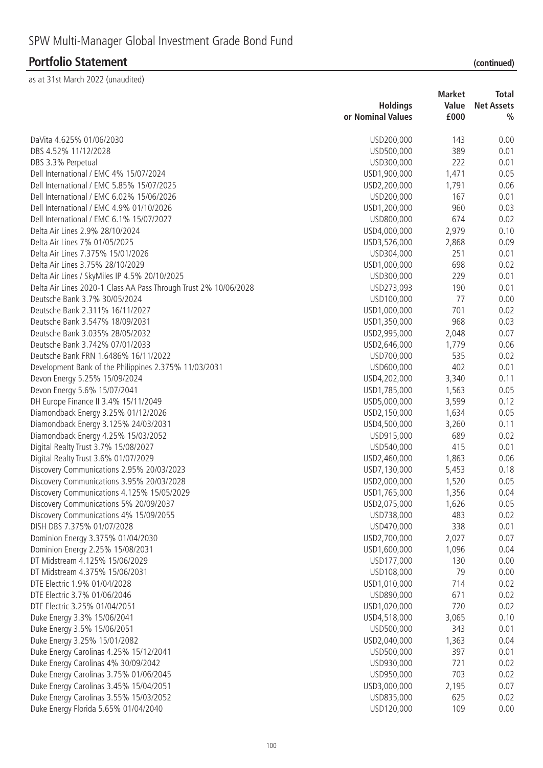# SPW Multi-Manager Global Investment Grade Bond Fund

## Portfolio Statement (continued)

as at 31st March 2022 (unaudited)

| | Holdings or Nominal Values | Market Value £000 | Total Net Assets % |
|---|---|---|---|
| DaVita 4.625% 01/06/2030 | USD200,000 | 143 | 0.00 |
| DBS 4.52% 11/12/2028 | USD500,000 | 389 | 0.01 |
| DBS 3.3% Perpetual | USD300,000 | 222 | 0.01 |
| Dell International / EMC 4% 15/07/2024 | USD1,900,000 | 1,471 | 0.05 |
| Dell International / EMC 5.85% 15/07/2025 | USD2,200,000 | 1,791 | 0.06 |
| Dell International / EMC 6.02% 15/06/2026 | USD200,000 | 167 | 0.01 |
| Dell International / EMC 4.9% 01/10/2026 | USD1,200,000 | 960 | 0.03 |
| Dell International / EMC 6.1% 15/07/2027 | USD800,000 | 674 | 0.02 |
| Delta Air Lines 2.9% 28/10/2024 | USD4,000,000 | 2,979 | 0.10 |
| Delta Air Lines 7% 01/05/2025 | USD3,526,000 | 2,868 | 0.09 |
| Delta Air Lines 7.375% 15/01/2026 | USD304,000 | 251 | 0.01 |
| Delta Air Lines 3.75% 28/10/2029 | USD1,000,000 | 698 | 0.02 |
| Delta Air Lines / SkyMiles IP 4.5% 20/10/2025 | USD300,000 | 229 | 0.01 |
| Delta Air Lines 2020-1 Class AA Pass Through Trust 2% 10/06/2028 | USD273,093 | 190 | 0.01 |
| Deutsche Bank 3.7% 30/05/2024 | USD100,000 | 77 | 0.00 |
| Deutsche Bank 2.311% 16/11/2027 | USD1,000,000 | 701 | 0.02 |
| Deutsche Bank 3.547% 18/09/2031 | USD1,350,000 | 968 | 0.03 |
| Deutsche Bank 3.035% 28/05/2032 | USD2,995,000 | 2,048 | 0.07 |
| Deutsche Bank 3.742% 07/01/2033 | USD2,646,000 | 1,779 | 0.06 |
| Deutsche Bank FRN 1.6486% 16/11/2022 | USD700,000 | 535 | 0.02 |
| Development Bank of the Philippines 2.375% 11/03/2031 | USD600,000 | 402 | 0.01 |
| Devon Energy 5.25% 15/09/2024 | USD4,202,000 | 3,340 | 0.11 |
| Devon Energy 5.6% 15/07/2041 | USD1,785,000 | 1,563 | 0.05 |
| DH Europe Finance II 3.4% 15/11/2049 | USD5,000,000 | 3,599 | 0.12 |
| Diamondback Energy 3.25% 01/12/2026 | USD2,150,000 | 1,634 | 0.05 |
| Diamondback Energy 3.125% 24/03/2031 | USD4,500,000 | 3,260 | 0.11 |
| Diamondback Energy 4.25% 15/03/2052 | USD915,000 | 689 | 0.02 |
| Digital Realty Trust 3.7% 15/08/2027 | USD540,000 | 415 | 0.01 |
| Digital Realty Trust 3.6% 01/07/2029 | USD2,460,000 | 1,863 | 0.06 |
| Discovery Communications 2.95% 20/03/2023 | USD7,130,000 | 5,453 | 0.18 |
| Discovery Communications 3.95% 20/03/2028 | USD2,000,000 | 1,520 | 0.05 |
| Discovery Communications 4.125% 15/05/2029 | USD1,765,000 | 1,356 | 0.04 |
| Discovery Communications 5% 20/09/2037 | USD2,075,000 | 1,626 | 0.05 |
| Discovery Communications 4% 15/09/2055 | USD738,000 | 483 | 0.02 |
| DISH DBS 7.375% 01/07/2028 | USD470,000 | 338 | 0.01 |
| Dominion Energy 3.375% 01/04/2030 | USD2,700,000 | 2,027 | 0.07 |
| Dominion Energy 2.25% 15/08/2031 | USD1,600,000 | 1,096 | 0.04 |
| DT Midstream 4.125% 15/06/2029 | USD177,000 | 130 | 0.00 |
| DT Midstream 4.375% 15/06/2031 | USD108,000 | 79 | 0.00 |
| DTE Electric 1.9% 01/04/2028 | USD1,010,000 | 714 | 0.02 |
| DTE Electric 3.7% 01/06/2046 | USD890,000 | 671 | 0.02 |
| DTE Electric 3.25% 01/04/2051 | USD1,020,000 | 720 | 0.02 |
| Duke Energy 3.3% 15/06/2041 | USD4,518,000 | 3,065 | 0.10 |
| Duke Energy 3.5% 15/06/2051 | USD500,000 | 343 | 0.01 |
| Duke Energy 3.25% 15/01/2082 | USD2,040,000 | 1,363 | 0.04 |
| Duke Energy Carolinas 4.25% 15/12/2041 | USD500,000 | 397 | 0.01 |
| Duke Energy Carolinas 4% 30/09/2042 | USD930,000 | 721 | 0.02 |
| Duke Energy Carolinas 3.75% 01/06/2045 | USD950,000 | 703 | 0.02 |
| Duke Energy Carolinas 3.45% 15/04/2051 | USD3,000,000 | 2,195 | 0.07 |
| Duke Energy Carolinas 3.55% 15/03/2052 | USD835,000 | 625 | 0.02 |
| Duke Energy Florida 5.65% 01/04/2040 | USD120,000 | 109 | 0.00 |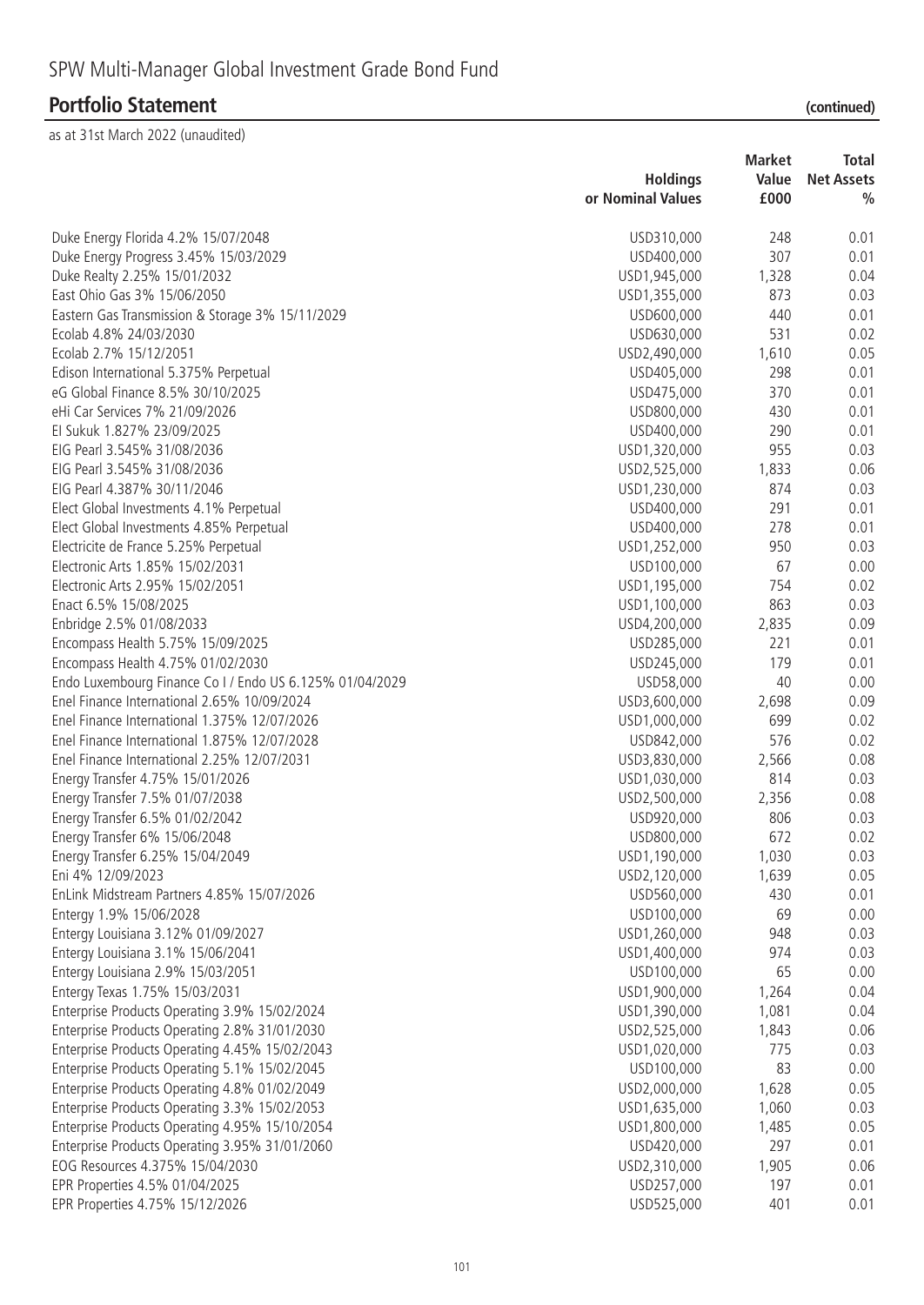# SPW Multi-Manager Global Investment Grade Bond Fund

## Portfolio Statement (continued)

as at 31st March 2022 (unaudited)

| | Holdings or Nominal Values | Market Value £000 | Total Net Assets % |
|---|---|---|---|
| Duke Energy Florida 4.2% 15/07/2048 | USD310,000 | 248 | 0.01 |
| Duke Energy Progress 3.45% 15/03/2029 | USD400,000 | 307 | 0.01 |
| Duke Realty 2.25% 15/01/2032 | USD1,945,000 | 1,328 | 0.04 |
| East Ohio Gas 3% 15/06/2050 | USD1,355,000 | 873 | 0.03 |
| Eastern Gas Transmission & Storage 3% 15/11/2029 | USD600,000 | 440 | 0.01 |
| Ecolab 4.8% 24/03/2030 | USD630,000 | 531 | 0.02 |
| Ecolab 2.7% 15/12/2051 | USD2,490,000 | 1,610 | 0.05 |
| Edison International 5.375% Perpetual | USD405,000 | 298 | 0.01 |
| eG Global Finance 8.5% 30/10/2025 | USD475,000 | 370 | 0.01 |
| eHi Car Services 7% 21/09/2026 | USD800,000 | 430 | 0.01 |
| EI Sukuk 1.827% 23/09/2025 | USD400,000 | 290 | 0.01 |
| EIG Pearl 3.545% 31/08/2036 | USD1,320,000 | 955 | 0.03 |
| EIG Pearl 3.545% 31/08/2036 | USD2,525,000 | 1,833 | 0.06 |
| EIG Pearl 4.387% 30/11/2046 | USD1,230,000 | 874 | 0.03 |
| Elect Global Investments 4.1% Perpetual | USD400,000 | 291 | 0.01 |
| Elect Global Investments 4.85% Perpetual | USD400,000 | 278 | 0.01 |
| Electricite de France 5.25% Perpetual | USD1,252,000 | 950 | 0.03 |
| Electronic Arts 1.85% 15/02/2031 | USD100,000 | 67 | 0.00 |
| Electronic Arts 2.95% 15/02/2051 | USD1,195,000 | 754 | 0.02 |
| Enact 6.5% 15/08/2025 | USD1,100,000 | 863 | 0.03 |
| Enbridge 2.5% 01/08/2033 | USD4,200,000 | 2,835 | 0.09 |
| Encompass Health 5.75% 15/09/2025 | USD285,000 | 221 | 0.01 |
| Encompass Health 4.75% 01/02/2030 | USD245,000 | 179 | 0.01 |
| Endo Luxembourg Finance Co I / Endo US 6.125% 01/04/2029 | USD58,000 | 40 | 0.00 |
| Enel Finance International 2.65% 10/09/2024 | USD3,600,000 | 2,698 | 0.09 |
| Enel Finance International 1.375% 12/07/2026 | USD1,000,000 | 699 | 0.02 |
| Enel Finance International 1.875% 12/07/2028 | USD842,000 | 576 | 0.02 |
| Enel Finance International 2.25% 12/07/2031 | USD3,830,000 | 2,566 | 0.08 |
| Energy Transfer 4.75% 15/01/2026 | USD1,030,000 | 814 | 0.03 |
| Energy Transfer 7.5% 01/07/2038 | USD2,500,000 | 2,356 | 0.08 |
| Energy Transfer 6.5% 01/02/2042 | USD920,000 | 806 | 0.03 |
| Energy Transfer 6% 15/06/2048 | USD800,000 | 672 | 0.02 |
| Energy Transfer 6.25% 15/04/2049 | USD1,190,000 | 1,030 | 0.03 |
| Eni 4% 12/09/2023 | USD2,120,000 | 1,639 | 0.05 |
| EnLink Midstream Partners 4.85% 15/07/2026 | USD560,000 | 430 | 0.01 |
| Entergy 1.9% 15/06/2028 | USD100,000 | 69 | 0.00 |
| Entergy Louisiana 3.12% 01/09/2027 | USD1,260,000 | 948 | 0.03 |
| Entergy Louisiana 3.1% 15/06/2041 | USD1,400,000 | 974 | 0.03 |
| Entergy Louisiana 2.9% 15/03/2051 | USD100,000 | 65 | 0.00 |
| Entergy Texas 1.75% 15/03/2031 | USD1,900,000 | 1,264 | 0.04 |
| Enterprise Products Operating 3.9% 15/02/2024 | USD1,390,000 | 1,081 | 0.04 |
| Enterprise Products Operating 2.8% 31/01/2030 | USD2,525,000 | 1,843 | 0.06 |
| Enterprise Products Operating 4.45% 15/02/2043 | USD1,020,000 | 775 | 0.03 |
| Enterprise Products Operating 5.1% 15/02/2045 | USD100,000 | 83 | 0.00 |
| Enterprise Products Operating 4.8% 01/02/2049 | USD2,000,000 | 1,628 | 0.05 |
| Enterprise Products Operating 3.3% 15/02/2053 | USD1,635,000 | 1,060 | 0.03 |
| Enterprise Products Operating 4.95% 15/10/2054 | USD1,800,000 | 1,485 | 0.05 |
| Enterprise Products Operating 3.95% 31/01/2060 | USD420,000 | 297 | 0.01 |
| EOG Resources 4.375% 15/04/2030 | USD2,310,000 | 1,905 | 0.06 |
| EPR Properties 4.5% 01/04/2025 | USD257,000 | 197 | 0.01 |
| EPR Properties 4.75% 15/12/2026 | USD525,000 | 401 | 0.01 |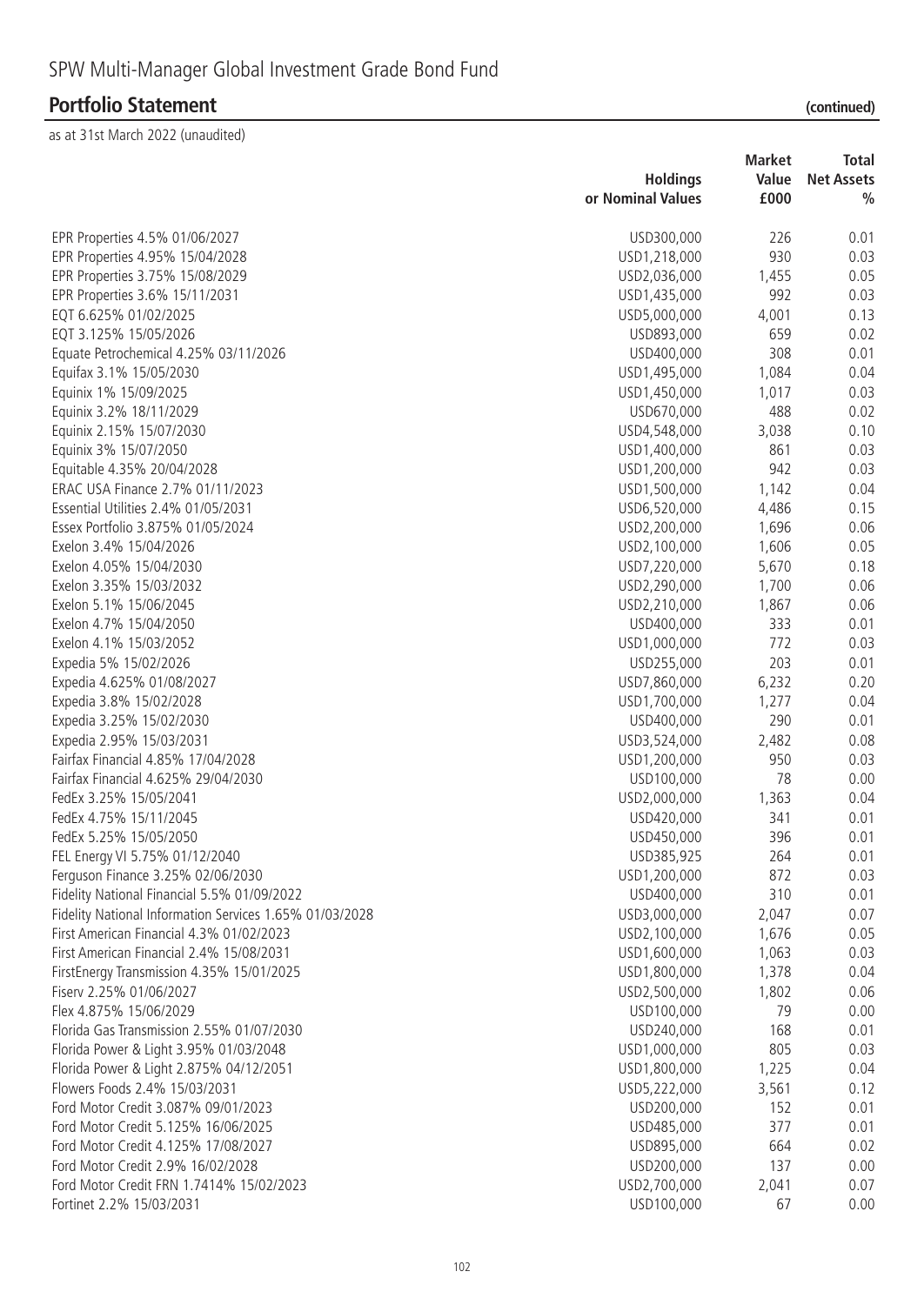# SPW Multi-Manager Global Investment Grade Bond Fund

## Portfolio Statement (continued)

as at 31st March 2022 (unaudited)

| | Holdings or Nominal Values | Market Value £000 | Total Net Assets % |
|---|---|---|---|
| EPR Properties 4.5% 01/06/2027 | USD300,000 | 226 | 0.01 |
| EPR Properties 4.95% 15/04/2028 | USD1,218,000 | 930 | 0.03 |
| EPR Properties 3.75% 15/08/2029 | USD2,036,000 | 1,455 | 0.05 |
| EPR Properties 3.6% 15/11/2031 | USD1,435,000 | 992 | 0.03 |
| EQT 6.625% 01/02/2025 | USD5,000,000 | 4,001 | 0.13 |
| EQT 3.125% 15/05/2026 | USD893,000 | 659 | 0.02 |
| Equate Petrochemical 4.25% 03/11/2026 | USD400,000 | 308 | 0.01 |
| Equifax 3.1% 15/05/2030 | USD1,495,000 | 1,084 | 0.04 |
| Equinix 1% 15/09/2025 | USD1,450,000 | 1,017 | 0.03 |
| Equinix 3.2% 18/11/2029 | USD670,000 | 488 | 0.02 |
| Equinix 2.15% 15/07/2030 | USD4,548,000 | 3,038 | 0.10 |
| Equinix 3% 15/07/2050 | USD1,400,000 | 861 | 0.03 |
| Equitable 4.35% 20/04/2028 | USD1,200,000 | 942 | 0.03 |
| ERAC USA Finance 2.7% 01/11/2023 | USD1,500,000 | 1,142 | 0.04 |
| Essential Utilities 2.4% 01/05/2031 | USD6,520,000 | 4,486 | 0.15 |
| Essex Portfolio 3.875% 01/05/2024 | USD2,200,000 | 1,696 | 0.06 |
| Exelon 3.4% 15/04/2026 | USD2,100,000 | 1,606 | 0.05 |
| Exelon 4.05% 15/04/2030 | USD7,220,000 | 5,670 | 0.18 |
| Exelon 3.35% 15/03/2032 | USD2,290,000 | 1,700 | 0.06 |
| Exelon 5.1% 15/06/2045 | USD2,210,000 | 1,867 | 0.06 |
| Exelon 4.7% 15/04/2050 | USD400,000 | 333 | 0.01 |
| Exelon 4.1% 15/03/2052 | USD1,000,000 | 772 | 0.03 |
| Expedia 5% 15/02/2026 | USD255,000 | 203 | 0.01 |
| Expedia 4.625% 01/08/2027 | USD7,860,000 | 6,232 | 0.20 |
| Expedia 3.8% 15/02/2028 | USD1,700,000 | 1,277 | 0.04 |
| Expedia 3.25% 15/02/2030 | USD400,000 | 290 | 0.01 |
| Expedia 2.95% 15/03/2031 | USD3,524,000 | 2,482 | 0.08 |
| Fairfax Financial 4.85% 17/04/2028 | USD1,200,000 | 950 | 0.03 |
| Fairfax Financial 4.625% 29/04/2030 | USD100,000 | 78 | 0.00 |
| FedEx 3.25% 15/05/2041 | USD2,000,000 | 1,363 | 0.04 |
| FedEx 4.75% 15/11/2045 | USD420,000 | 341 | 0.01 |
| FedEx 5.25% 15/05/2050 | USD450,000 | 396 | 0.01 |
| FEL Energy VI 5.75% 01/12/2040 | USD385,925 | 264 | 0.01 |
| Ferguson Finance 3.25% 02/06/2030 | USD1,200,000 | 872 | 0.03 |
| Fidelity National Financial 5.5% 01/09/2022 | USD400,000 | 310 | 0.01 |
| Fidelity National Information Services 1.65% 01/03/2028 | USD3,000,000 | 2,047 | 0.07 |
| First American Financial 4.3% 01/02/2023 | USD2,100,000 | 1,676 | 0.05 |
| First American Financial 2.4% 15/08/2031 | USD1,600,000 | 1,063 | 0.03 |
| FirstEnergy Transmission 4.35% 15/01/2025 | USD1,800,000 | 1,378 | 0.04 |
| Fiserv 2.25% 01/06/2027 | USD2,500,000 | 1,802 | 0.06 |
| Flex 4.875% 15/06/2029 | USD100,000 | 79 | 0.00 |
| Florida Gas Transmission 2.55% 01/07/2030 | USD240,000 | 168 | 0.01 |
| Florida Power & Light 3.95% 01/03/2048 | USD1,000,000 | 805 | 0.03 |
| Florida Power & Light 2.875% 04/12/2051 | USD1,800,000 | 1,225 | 0.04 |
| Flowers Foods 2.4% 15/03/2031 | USD5,222,000 | 3,561 | 0.12 |
| Ford Motor Credit 3.087% 09/01/2023 | USD200,000 | 152 | 0.01 |
| Ford Motor Credit 5.125% 16/06/2025 | USD485,000 | 377 | 0.01 |
| Ford Motor Credit 4.125% 17/08/2027 | USD895,000 | 664 | 0.02 |
| Ford Motor Credit 2.9% 16/02/2028 | USD200,000 | 137 | 0.00 |
| Ford Motor Credit FRN 1.7414% 15/02/2023 | USD2,700,000 | 2,041 | 0.07 |
| Fortinet 2.2% 15/03/2031 | USD100,000 | 67 | 0.00 |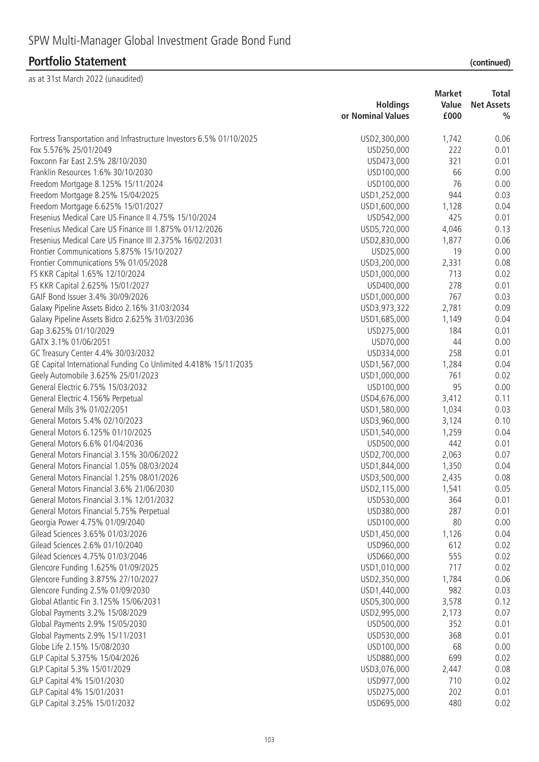# SPW Multi-Manager Global Investment Grade Bond Fund

## Portfolio Statement (continued)

as at 31st March 2022 (unaudited)

| | Holdings or Nominal Values | Market Value £000 | Total Net Assets % |
|---|---|---|---|
| Fortress Transportation and Infrastructure Investors 6.5% 01/10/2025 | USD2,300,000 | 1,742 | 0.06 |
| Fox 5.576% 25/01/2049 | USD250,000 | 222 | 0.01 |
| Foxconn Far East 2.5% 28/10/2030 | USD473,000 | 321 | 0.01 |
| Franklin Resources 1.6% 30/10/2030 | USD100,000 | 66 | 0.00 |
| Freedom Mortgage 8.125% 15/11/2024 | USD100,000 | 76 | 0.00 |
| Freedom Mortgage 8.25% 15/04/2025 | USD1,252,000 | 944 | 0.03 |
| Freedom Mortgage 6.625% 15/01/2027 | USD1,600,000 | 1,128 | 0.04 |
| Fresenius Medical Care US Finance II 4.75% 15/10/2024 | USD542,000 | 425 | 0.01 |
| Fresenius Medical Care US Finance III 1.875% 01/12/2026 | USD5,720,000 | 4,046 | 0.13 |
| Fresenius Medical Care US Finance III 2.375% 16/02/2031 | USD2,830,000 | 1,877 | 0.06 |
| Frontier Communications 5.875% 15/10/2027 | USD25,000 | 19 | 0.00 |
| Frontier Communications 5% 01/05/2028 | USD3,200,000 | 2,331 | 0.08 |
| FS KKR Capital 1.65% 12/10/2024 | USD1,000,000 | 713 | 0.02 |
| FS KKR Capital 2.625% 15/01/2027 | USD400,000 | 278 | 0.01 |
| GAIF Bond Issuer 3.4% 30/09/2026 | USD1,000,000 | 767 | 0.03 |
| Galaxy Pipeline Assets Bidco 2.16% 31/03/2034 | USD3,973,322 | 2,781 | 0.09 |
| Galaxy Pipeline Assets Bidco 2.625% 31/03/2036 | USD1,685,000 | 1,149 | 0.04 |
| Gap 3.625% 01/10/2029 | USD275,000 | 184 | 0.01 |
| GATX 3.1% 01/06/2051 | USD70,000 | 44 | 0.00 |
| GC Treasury Center 4.4% 30/03/2032 | USD334,000 | 258 | 0.01 |
| GE Capital International Funding Co Unlimited 4.418% 15/11/2035 | USD1,567,000 | 1,284 | 0.04 |
| Geely Automobile 3.625% 25/01/2023 | USD1,000,000 | 761 | 0.02 |
| General Electric 6.75% 15/03/2032 | USD100,000 | 95 | 0.00 |
| General Electric 4.156% Perpetual | USD4,676,000 | 3,412 | 0.11 |
| General Mills 3% 01/02/2051 | USD1,580,000 | 1,034 | 0.03 |
| General Motors 5.4% 02/10/2023 | USD3,960,000 | 3,124 | 0.10 |
| General Motors 6.125% 01/10/2025 | USD1,540,000 | 1,259 | 0.04 |
| General Motors 6.6% 01/04/2036 | USD500,000 | 442 | 0.01 |
| General Motors Financial 3.15% 30/06/2022 | USD2,700,000 | 2,063 | 0.07 |
| General Motors Financial 1.05% 08/03/2024 | USD1,844,000 | 1,350 | 0.04 |
| General Motors Financial 1.25% 08/01/2026 | USD3,500,000 | 2,435 | 0.08 |
| General Motors Financial 3.6% 21/06/2030 | USD2,115,000 | 1,541 | 0.05 |
| General Motors Financial 3.1% 12/01/2032 | USD530,000 | 364 | 0.01 |
| General Motors Financial 5.75% Perpetual | USD380,000 | 287 | 0.01 |
| Georgia Power 4.75% 01/09/2040 | USD100,000 | 80 | 0.00 |
| Gilead Sciences 3.65% 01/03/2026 | USD1,450,000 | 1,126 | 0.04 |
| Gilead Sciences 2.6% 01/10/2040 | USD960,000 | 612 | 0.02 |
| Gilead Sciences 4.75% 01/03/2046 | USD660,000 | 555 | 0.02 |
| Glencore Funding 1.625% 01/09/2025 | USD1,010,000 | 717 | 0.02 |
| Glencore Funding 3.875% 27/10/2027 | USD2,350,000 | 1,784 | 0.06 |
| Glencore Funding 2.5% 01/09/2030 | USD1,440,000 | 982 | 0.03 |
| Global Atlantic Fin 3.125% 15/06/2031 | USD5,300,000 | 3,578 | 0.12 |
| Global Payments 3.2% 15/08/2029 | USD2,995,000 | 2,173 | 0.07 |
| Global Payments 2.9% 15/05/2030 | USD500,000 | 352 | 0.01 |
| Global Payments 2.9% 15/11/2031 | USD530,000 | 368 | 0.01 |
| Globe Life 2.15% 15/08/2030 | USD100,000 | 68 | 0.00 |
| GLP Capital 5.375% 15/04/2026 | USD880,000 | 699 | 0.02 |
| GLP Capital 5.3% 15/01/2029 | USD3,076,000 | 2,447 | 0.08 |
| GLP Capital 4% 15/01/2030 | USD977,000 | 710 | 0.02 |
| GLP Capital 4% 15/01/2031 | USD275,000 | 202 | 0.01 |
| GLP Capital 3.25% 15/01/2032 | USD695,000 | 480 | 0.02 |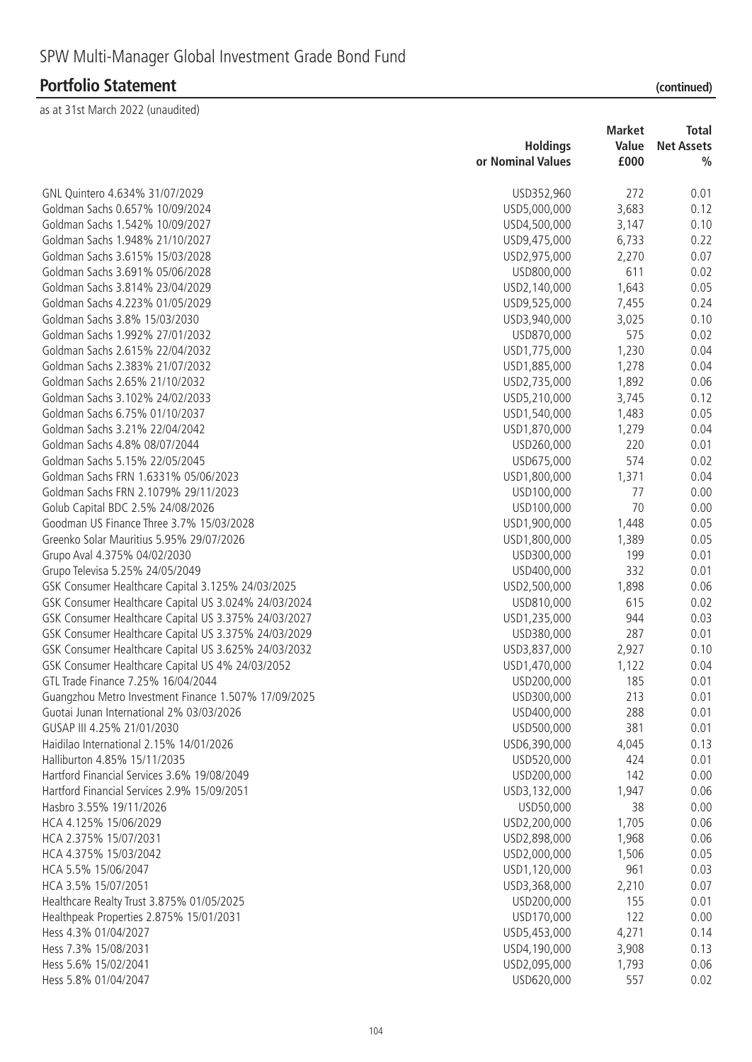# SPW Multi-Manager Global Investment Grade Bond Fund

## Portfolio Statement (continued)

as at 31st March 2022 (unaudited)

| | Holdings or Nominal Values | Market Value £000 | Total Net Assets % |
|---|---|---|---|
| GNL Quintero 4.634% 31/07/2029 | USD352,960 | 272 | 0.01 |
| Goldman Sachs 0.657% 10/09/2024 | USD5,000,000 | 3,683 | 0.12 |
| Goldman Sachs 1.542% 10/09/2027 | USD4,500,000 | 3,147 | 0.10 |
| Goldman Sachs 1.948% 21/10/2027 | USD9,475,000 | 6,733 | 0.22 |
| Goldman Sachs 3.615% 15/03/2028 | USD2,975,000 | 2,270 | 0.07 |
| Goldman Sachs 3.691% 05/06/2028 | USD800,000 | 611 | 0.02 |
| Goldman Sachs 3.814% 23/04/2029 | USD2,140,000 | 1,643 | 0.05 |
| Goldman Sachs 4.223% 01/05/2029 | USD9,525,000 | 7,455 | 0.24 |
| Goldman Sachs 3.8% 15/03/2030 | USD3,940,000 | 3,025 | 0.10 |
| Goldman Sachs 1.992% 27/01/2032 | USD870,000 | 575 | 0.02 |
| Goldman Sachs 2.615% 22/04/2032 | USD1,775,000 | 1,230 | 0.04 |
| Goldman Sachs 2.383% 21/07/2032 | USD1,885,000 | 1,278 | 0.04 |
| Goldman Sachs 2.65% 21/10/2032 | USD2,735,000 | 1,892 | 0.06 |
| Goldman Sachs 3.102% 24/02/2033 | USD5,210,000 | 3,745 | 0.12 |
| Goldman Sachs 6.75% 01/10/2037 | USD1,540,000 | 1,483 | 0.05 |
| Goldman Sachs 3.21% 22/04/2042 | USD1,870,000 | 1,279 | 0.04 |
| Goldman Sachs 4.8% 08/07/2044 | USD260,000 | 220 | 0.01 |
| Goldman Sachs 5.15% 22/05/2045 | USD675,000 | 574 | 0.02 |
| Goldman Sachs FRN 1.6331% 05/06/2023 | USD1,800,000 | 1,371 | 0.04 |
| Goldman Sachs FRN 2.1079% 29/11/2023 | USD100,000 | 77 | 0.00 |
| Golub Capital BDC 2.5% 24/08/2026 | USD100,000 | 70 | 0.00 |
| Goodman US Finance Three 3.7% 15/03/2028 | USD1,900,000 | 1,448 | 0.05 |
| Greenko Solar Mauritius 5.95% 29/07/2026 | USD1,800,000 | 1,389 | 0.05 |
| Grupo Aval 4.375% 04/02/2030 | USD300,000 | 199 | 0.01 |
| Grupo Televisa 5.25% 24/05/2049 | USD400,000 | 332 | 0.01 |
| GSK Consumer Healthcare Capital 3.125% 24/03/2025 | USD2,500,000 | 1,898 | 0.06 |
| GSK Consumer Healthcare Capital US 3.024% 24/03/2024 | USD810,000 | 615 | 0.02 |
| GSK Consumer Healthcare Capital US 3.375% 24/03/2027 | USD1,235,000 | 944 | 0.03 |
| GSK Consumer Healthcare Capital US 3.375% 24/03/2029 | USD380,000 | 287 | 0.01 |
| GSK Consumer Healthcare Capital US 3.625% 24/03/2032 | USD3,837,000 | 2,927 | 0.10 |
| GSK Consumer Healthcare Capital US 4% 24/03/2052 | USD1,470,000 | 1,122 | 0.04 |
| GTL Trade Finance 7.25% 16/04/2044 | USD200,000 | 185 | 0.01 |
| Guangzhou Metro Investment Finance 1.507% 17/09/2025 | USD300,000 | 213 | 0.01 |
| Guotai Junan International 2% 03/03/2026 | USD400,000 | 288 | 0.01 |
| GUSAP III 4.25% 21/01/2030 | USD500,000 | 381 | 0.01 |
| Haidilao International 2.15% 14/01/2026 | USD6,390,000 | 4,045 | 0.13 |
| Halliburton 4.85% 15/11/2035 | USD520,000 | 424 | 0.01 |
| Hartford Financial Services 3.6% 19/08/2049 | USD200,000 | 142 | 0.00 |
| Hartford Financial Services 2.9% 15/09/2051 | USD3,132,000 | 1,947 | 0.06 |
| Hasbro 3.55% 19/11/2026 | USD50,000 | 38 | 0.00 |
| HCA 4.125% 15/06/2029 | USD2,200,000 | 1,705 | 0.06 |
| HCA 2.375% 15/07/2031 | USD2,898,000 | 1,968 | 0.06 |
| HCA 4.375% 15/03/2042 | USD2,000,000 | 1,506 | 0.05 |
| HCA 5.5% 15/06/2047 | USD1,120,000 | 961 | 0.03 |
| HCA 3.5% 15/07/2051 | USD3,368,000 | 2,210 | 0.07 |
| Healthcare Realty Trust 3.875% 01/05/2025 | USD200,000 | 155 | 0.01 |
| Healthpeak Properties 2.875% 15/01/2031 | USD170,000 | 122 | 0.00 |
| Hess 4.3% 01/04/2027 | USD5,453,000 | 4,271 | 0.14 |
| Hess 7.3% 15/08/2031 | USD4,190,000 | 3,908 | 0.13 |
| Hess 5.6% 15/02/2041 | USD2,095,000 | 1,793 | 0.06 |
| Hess 5.8% 01/04/2047 | USD620,000 | 557 | 0.02 |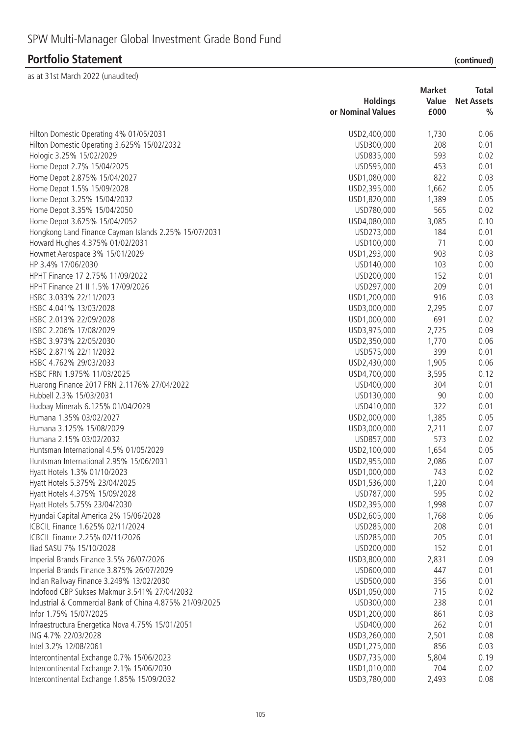# SPW Multi-Manager Global Investment Grade Bond Fund

## Portfolio Statement (continued)

as at 31st March 2022 (unaudited)

| | Holdings or Nominal Values | Market Value £000 | Total Net Assets % |
|---|---|---|---|
| Hilton Domestic Operating 4% 01/05/2031 | USD2,400,000 | 1,730 | 0.06 |
| Hilton Domestic Operating 3.625% 15/02/2032 | USD300,000 | 208 | 0.01 |
| Hologic 3.25% 15/02/2029 | USD835,000 | 593 | 0.02 |
| Home Depot 2.7% 15/04/2025 | USD595,000 | 453 | 0.01 |
| Home Depot 2.875% 15/04/2027 | USD1,080,000 | 822 | 0.03 |
| Home Depot 1.5% 15/09/2028 | USD2,395,000 | 1,662 | 0.05 |
| Home Depot 3.25% 15/04/2032 | USD1,820,000 | 1,389 | 0.05 |
| Home Depot 3.35% 15/04/2050 | USD780,000 | 565 | 0.02 |
| Home Depot 3.625% 15/04/2052 | USD4,080,000 | 3,085 | 0.10 |
| Hongkong Land Finance Cayman Islands 2.25% 15/07/2031 | USD273,000 | 184 | 0.01 |
| Howard Hughes 4.375% 01/02/2031 | USD100,000 | 71 | 0.00 |
| Howmet Aerospace 3% 15/01/2029 | USD1,293,000 | 903 | 0.03 |
| HP 3.4% 17/06/2030 | USD140,000 | 103 | 0.00 |
| HPHT Finance 17 2.75% 11/09/2022 | USD200,000 | 152 | 0.01 |
| HPHT Finance 21 II 1.5% 17/09/2026 | USD297,000 | 209 | 0.01 |
| HSBC 3.033% 22/11/2023 | USD1,200,000 | 916 | 0.03 |
| HSBC 4.041% 13/03/2028 | USD3,000,000 | 2,295 | 0.07 |
| HSBC 2.013% 22/09/2028 | USD1,000,000 | 691 | 0.02 |
| HSBC 2.206% 17/08/2029 | USD3,975,000 | 2,725 | 0.09 |
| HSBC 3.973% 22/05/2030 | USD2,350,000 | 1,770 | 0.06 |
| HSBC 2.871% 22/11/2032 | USD575,000 | 399 | 0.01 |
| HSBC 4.762% 29/03/2033 | USD2,430,000 | 1,905 | 0.06 |
| HSBC FRN 1.975% 11/03/2025 | USD4,700,000 | 3,595 | 0.12 |
| Huarong Finance 2017 FRN 2.1176% 27/04/2022 | USD400,000 | 304 | 0.01 |
| Hubbell 2.3% 15/03/2031 | USD130,000 | 90 | 0.00 |
| Hudbay Minerals 6.125% 01/04/2029 | USD410,000 | 322 | 0.01 |
| Humana 1.35% 03/02/2027 | USD2,000,000 | 1,385 | 0.05 |
| Humana 3.125% 15/08/2029 | USD3,000,000 | 2,211 | 0.07 |
| Humana 2.15% 03/02/2032 | USD857,000 | 573 | 0.02 |
| Huntsman International 4.5% 01/05/2029 | USD2,100,000 | 1,654 | 0.05 |
| Huntsman International 2.95% 15/06/2031 | USD2,955,000 | 2,086 | 0.07 |
| Hyatt Hotels 1.3% 01/10/2023 | USD1,000,000 | 743 | 0.02 |
| Hyatt Hotels 5.375% 23/04/2025 | USD1,536,000 | 1,220 | 0.04 |
| Hyatt Hotels 4.375% 15/09/2028 | USD787,000 | 595 | 0.02 |
| Hyatt Hotels 5.75% 23/04/2030 | USD2,395,000 | 1,998 | 0.07 |
| Hyundai Capital America 2% 15/06/2028 | USD2,605,000 | 1,768 | 0.06 |
| ICBCIL Finance 1.625% 02/11/2024 | USD285,000 | 208 | 0.01 |
| ICBCIL Finance 2.25% 02/11/2026 | USD285,000 | 205 | 0.01 |
| Iliad SASU 7% 15/10/2028 | USD200,000 | 152 | 0.01 |
| Imperial Brands Finance 3.5% 26/07/2026 | USD3,800,000 | 2,831 | 0.09 |
| Imperial Brands Finance 3.875% 26/07/2029 | USD600,000 | 447 | 0.01 |
| Indian Railway Finance 3.249% 13/02/2030 | USD500,000 | 356 | 0.01 |
| Indofood CBP Sukses Makmur 3.541% 27/04/2032 | USD1,050,000 | 715 | 0.02 |
| Industrial & Commercial Bank of China 4.875% 21/09/2025 | USD300,000 | 238 | 0.01 |
| Infor 1.75% 15/07/2025 | USD1,200,000 | 861 | 0.03 |
| Infraestructura Energetica Nova 4.75% 15/01/2051 | USD400,000 | 262 | 0.01 |
| ING 4.7% 22/03/2028 | USD3,260,000 | 2,501 | 0.08 |
| Intel 3.2% 12/08/2061 | USD1,275,000 | 856 | 0.03 |
| Intercontinental Exchange 0.7% 15/06/2023 | USD7,735,000 | 5,804 | 0.19 |
| Intercontinental Exchange 2.1% 15/06/2030 | USD1,010,000 | 704 | 0.02 |
| Intercontinental Exchange 1.85% 15/09/2032 | USD3,780,000 | 2,493 | 0.08 |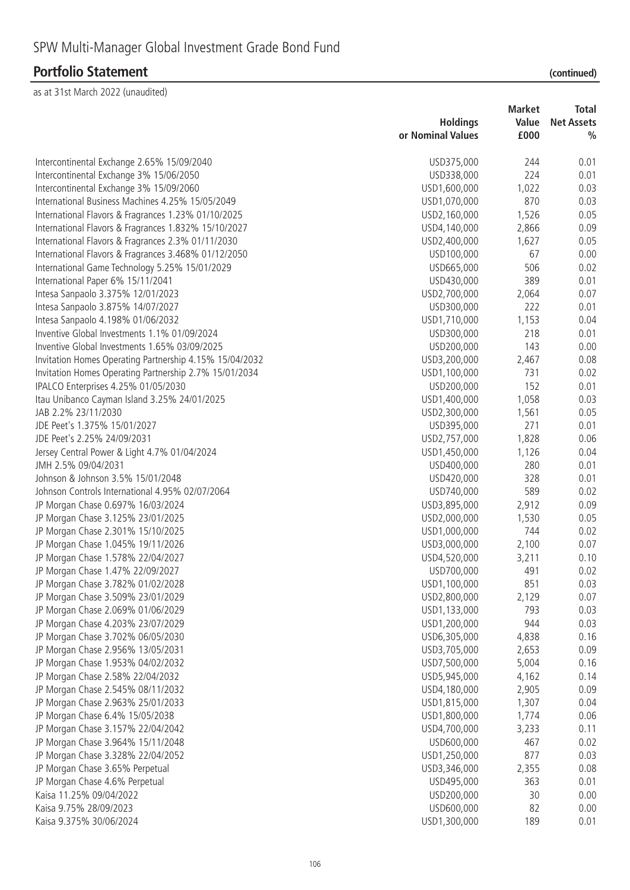# SPW Multi-Manager Global Investment Grade Bond Fund

## Portfolio Statement (continued)

as at 31st March 2022 (unaudited)

| | Holdings or Nominal Values | Market Value £000 | Total Net Assets % |
|---|---|---|---|
| Intercontinental Exchange 2.65% 15/09/2040 | USD375,000 | 244 | 0.01 |
| Intercontinental Exchange 3% 15/06/2050 | USD338,000 | 224 | 0.01 |
| Intercontinental Exchange 3% 15/09/2060 | USD1,600,000 | 1,022 | 0.03 |
| International Business Machines 4.25% 15/05/2049 | USD1,070,000 | 870 | 0.03 |
| International Flavors & Fragrances 1.23% 01/10/2025 | USD2,160,000 | 1,526 | 0.05 |
| International Flavors & Fragrances 1.832% 15/10/2027 | USD4,140,000 | 2,866 | 0.09 |
| International Flavors & Fragrances 2.3% 01/11/2030 | USD2,400,000 | 1,627 | 0.05 |
| International Flavors & Fragrances 3.468% 01/12/2050 | USD100,000 | 67 | 0.00 |
| International Game Technology 5.25% 15/01/2029 | USD665,000 | 506 | 0.02 |
| International Paper 6% 15/11/2041 | USD430,000 | 389 | 0.01 |
| Intesa Sanpaolo 3.375% 12/01/2023 | USD2,700,000 | 2,064 | 0.07 |
| Intesa Sanpaolo 3.875% 14/07/2027 | USD300,000 | 222 | 0.01 |
| Intesa Sanpaolo 4.198% 01/06/2032 | USD1,710,000 | 1,153 | 0.04 |
| Inventive Global Investments 1.1% 01/09/2024 | USD300,000 | 218 | 0.01 |
| Inventive Global Investments 1.65% 03/09/2025 | USD200,000 | 143 | 0.00 |
| Invitation Homes Operating Partnership 4.15% 15/04/2032 | USD3,200,000 | 2,467 | 0.08 |
| Invitation Homes Operating Partnership 2.7% 15/01/2034 | USD1,100,000 | 731 | 0.02 |
| IPALCO Enterprises 4.25% 01/05/2030 | USD200,000 | 152 | 0.01 |
| Itau Unibanco Cayman Island 3.25% 24/01/2025 | USD1,400,000 | 1,058 | 0.03 |
| JAB 2.2% 23/11/2030 | USD2,300,000 | 1,561 | 0.05 |
| JDE Peet's 1.375% 15/01/2027 | USD395,000 | 271 | 0.01 |
| JDE Peet's 2.25% 24/09/2031 | USD2,757,000 | 1,828 | 0.06 |
| Jersey Central Power & Light 4.7% 01/04/2024 | USD1,450,000 | 1,126 | 0.04 |
| JMH 2.5% 09/04/2031 | USD400,000 | 280 | 0.01 |
| Johnson & Johnson 3.5% 15/01/2048 | USD420,000 | 328 | 0.01 |
| Johnson Controls International 4.95% 02/07/2064 | USD740,000 | 589 | 0.02 |
| JP Morgan Chase 0.697% 16/03/2024 | USD3,895,000 | 2,912 | 0.09 |
| JP Morgan Chase 3.125% 23/01/2025 | USD2,000,000 | 1,530 | 0.05 |
| JP Morgan Chase 2.301% 15/10/2025 | USD1,000,000 | 744 | 0.02 |
| JP Morgan Chase 1.045% 19/11/2026 | USD3,000,000 | 2,100 | 0.07 |
| JP Morgan Chase 1.578% 22/04/2027 | USD4,520,000 | 3,211 | 0.10 |
| JP Morgan Chase 1.47% 22/09/2027 | USD700,000 | 491 | 0.02 |
| JP Morgan Chase 3.782% 01/02/2028 | USD1,100,000 | 851 | 0.03 |
| JP Morgan Chase 3.509% 23/01/2029 | USD2,800,000 | 2,129 | 0.07 |
| JP Morgan Chase 2.069% 01/06/2029 | USD1,133,000 | 793 | 0.03 |
| JP Morgan Chase 4.203% 23/07/2029 | USD1,200,000 | 944 | 0.03 |
| JP Morgan Chase 3.702% 06/05/2030 | USD6,305,000 | 4,838 | 0.16 |
| JP Morgan Chase 2.956% 13/05/2031 | USD3,705,000 | 2,653 | 0.09 |
| JP Morgan Chase 1.953% 04/02/2032 | USD7,500,000 | 5,004 | 0.16 |
| JP Morgan Chase 2.58% 22/04/2032 | USD5,945,000 | 4,162 | 0.14 |
| JP Morgan Chase 2.545% 08/11/2032 | USD4,180,000 | 2,905 | 0.09 |
| JP Morgan Chase 2.963% 25/01/2033 | USD1,815,000 | 1,307 | 0.04 |
| JP Morgan Chase 6.4% 15/05/2038 | USD1,800,000 | 1,774 | 0.06 |
| JP Morgan Chase 3.157% 22/04/2042 | USD4,700,000 | 3,233 | 0.11 |
| JP Morgan Chase 3.964% 15/11/2048 | USD600,000 | 467 | 0.02 |
| JP Morgan Chase 3.328% 22/04/2052 | USD1,250,000 | 877 | 0.03 |
| JP Morgan Chase 3.65% Perpetual | USD3,346,000 | 2,355 | 0.08 |
| JP Morgan Chase 4.6% Perpetual | USD495,000 | 363 | 0.01 |
| Kaisa 11.25% 09/04/2022 | USD200,000 | 30 | 0.00 |
| Kaisa 9.75% 28/09/2023 | USD600,000 | 82 | 0.00 |
| Kaisa 9.375% 30/06/2024 | USD1,300,000 | 189 | 0.01 |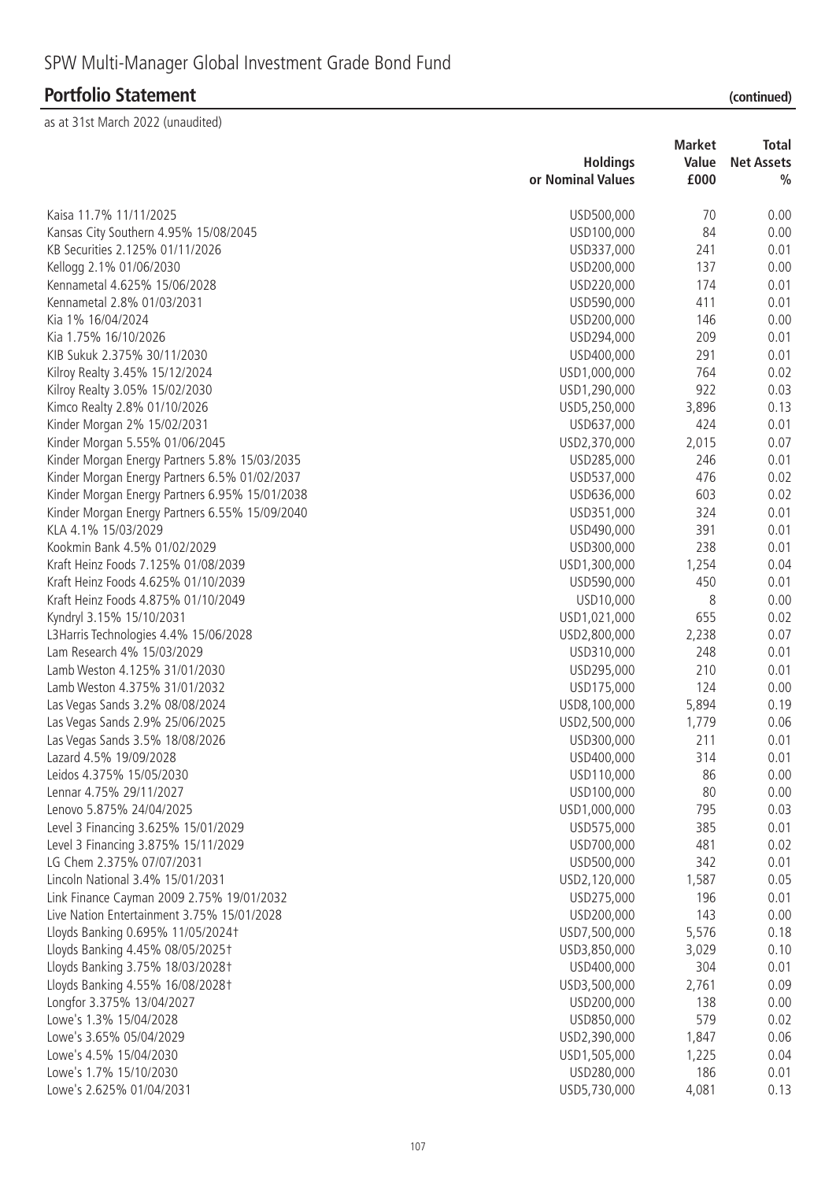# SPW Multi-Manager Global Investment Grade Bond Fund

## Portfolio Statement (continued)

as at 31st March 2022 (unaudited)

| | Holdings or Nominal Values | Market Value £000 | Total Net Assets % |
|---|---|---|---|
| Kaisa 11.7% 11/11/2025 | USD500,000 | 70 | 0.00 |
| Kansas City Southern 4.95% 15/08/2045 | USD100,000 | 84 | 0.00 |
| KB Securities 2.125% 01/11/2026 | USD337,000 | 241 | 0.01 |
| Kellogg 2.1% 01/06/2030 | USD200,000 | 137 | 0.00 |
| Kennametal 4.625% 15/06/2028 | USD220,000 | 174 | 0.01 |
| Kennametal 2.8% 01/03/2031 | USD590,000 | 411 | 0.01 |
| Kia 1% 16/04/2024 | USD200,000 | 146 | 0.00 |
| Kia 1.75% 16/10/2026 | USD294,000 | 209 | 0.01 |
| KIB Sukuk 2.375% 30/11/2030 | USD400,000 | 291 | 0.01 |
| Kilroy Realty 3.45% 15/12/2024 | USD1,000,000 | 764 | 0.02 |
| Kilroy Realty 3.05% 15/02/2030 | USD1,290,000 | 922 | 0.03 |
| Kimco Realty 2.8% 01/10/2026 | USD5,250,000 | 3,896 | 0.13 |
| Kinder Morgan 2% 15/02/2031 | USD637,000 | 424 | 0.01 |
| Kinder Morgan 5.55% 01/06/2045 | USD2,370,000 | 2,015 | 0.07 |
| Kinder Morgan Energy Partners 5.8% 15/03/2035 | USD285,000 | 246 | 0.01 |
| Kinder Morgan Energy Partners 6.5% 01/02/2037 | USD537,000 | 476 | 0.02 |
| Kinder Morgan Energy Partners 6.95% 15/01/2038 | USD636,000 | 603 | 0.02 |
| Kinder Morgan Energy Partners 6.55% 15/09/2040 | USD351,000 | 324 | 0.01 |
| KLA 4.1% 15/03/2029 | USD490,000 | 391 | 0.01 |
| Kookmin Bank 4.5% 01/02/2029 | USD300,000 | 238 | 0.01 |
| Kraft Heinz Foods 7.125% 01/08/2039 | USD1,300,000 | 1,254 | 0.04 |
| Kraft Heinz Foods 4.625% 01/10/2039 | USD590,000 | 450 | 0.01 |
| Kraft Heinz Foods 4.875% 01/10/2049 | USD10,000 | 8 | 0.00 |
| Kyndryl 3.15% 15/10/2031 | USD1,021,000 | 655 | 0.02 |
| L3Harris Technologies 4.4% 15/06/2028 | USD2,800,000 | 2,238 | 0.07 |
| Lam Research 4% 15/03/2029 | USD310,000 | 248 | 0.01 |
| Lamb Weston 4.125% 31/01/2030 | USD295,000 | 210 | 0.01 |
| Lamb Weston 4.375% 31/01/2032 | USD175,000 | 124 | 0.00 |
| Las Vegas Sands 3.2% 08/08/2024 | USD8,100,000 | 5,894 | 0.19 |
| Las Vegas Sands 2.9% 25/06/2025 | USD2,500,000 | 1,779 | 0.06 |
| Las Vegas Sands 3.5% 18/08/2026 | USD300,000 | 211 | 0.01 |
| Lazard 4.5% 19/09/2028 | USD400,000 | 314 | 0.01 |
| Leidos 4.375% 15/05/2030 | USD110,000 | 86 | 0.00 |
| Lennar 4.75% 29/11/2027 | USD100,000 | 80 | 0.00 |
| Lenovo 5.875% 24/04/2025 | USD1,000,000 | 795 | 0.03 |
| Level 3 Financing 3.625% 15/01/2029 | USD575,000 | 385 | 0.01 |
| Level 3 Financing 3.875% 15/11/2029 | USD700,000 | 481 | 0.02 |
| LG Chem 2.375% 07/07/2031 | USD500,000 | 342 | 0.01 |
| Lincoln National 3.4% 15/01/2031 | USD2,120,000 | 1,587 | 0.05 |
| Link Finance Cayman 2009 2.75% 19/01/2032 | USD275,000 | 196 | 0.01 |
| Live Nation Entertainment 3.75% 15/01/2028 | USD200,000 | 143 | 0.00 |
| Lloyds Banking 0.695% 11/05/2024† | USD7,500,000 | 5,576 | 0.18 |
| Lloyds Banking 4.45% 08/05/2025† | USD3,850,000 | 3,029 | 0.10 |
| Lloyds Banking 3.75% 18/03/2028† | USD400,000 | 304 | 0.01 |
| Lloyds Banking 4.55% 16/08/2028† | USD3,500,000 | 2,761 | 0.09 |
| Longfor 3.375% 13/04/2027 | USD200,000 | 138 | 0.00 |
| Lowe's 1.3% 15/04/2028 | USD850,000 | 579 | 0.02 |
| Lowe's 3.65% 05/04/2029 | USD2,390,000 | 1,847 | 0.06 |
| Lowe's 4.5% 15/04/2030 | USD1,505,000 | 1,225 | 0.04 |
| Lowe's 1.7% 15/10/2030 | USD280,000 | 186 | 0.01 |
| Lowe's 2.625% 01/04/2031 | USD5,730,000 | 4,081 | 0.13 |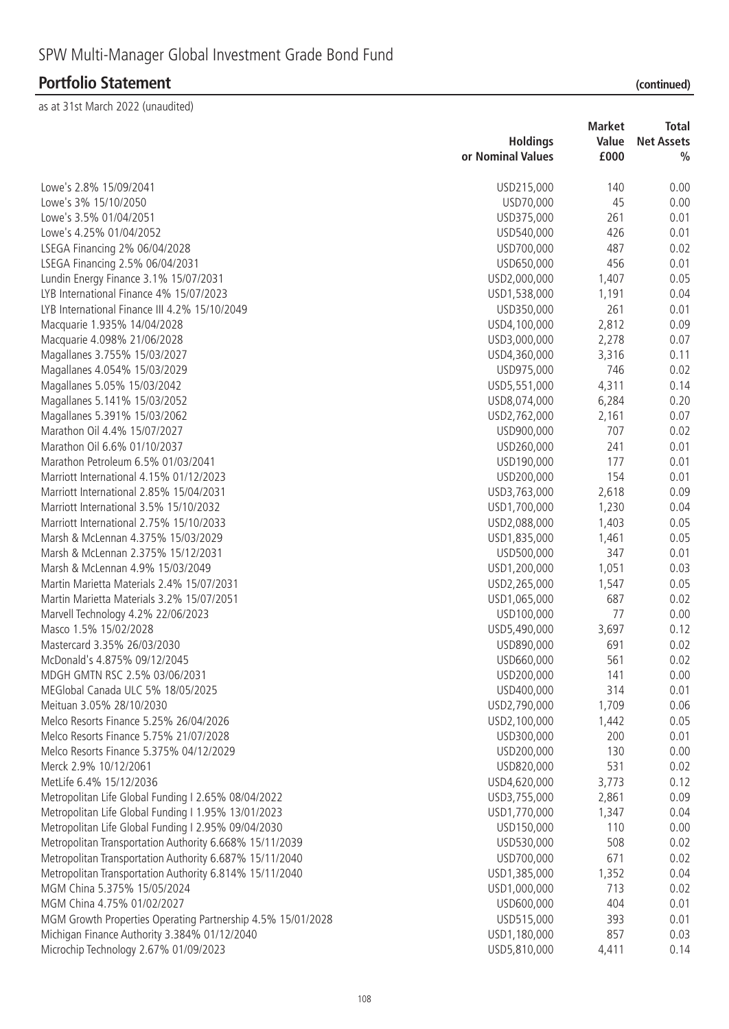# SPW Multi-Manager Global Investment Grade Bond Fund

## Portfolio Statement (continued)

as at 31st March 2022 (unaudited)

| | Holdings or Nominal Values | Market Value £000 | Total Net Assets % |
|---|---|---|---|
| Lowe's 2.8% 15/09/2041 | USD215,000 | 140 | 0.00 |
| Lowe's 3% 15/10/2050 | USD70,000 | 45 | 0.00 |
| Lowe's 3.5% 01/04/2051 | USD375,000 | 261 | 0.01 |
| Lowe's 4.25% 01/04/2052 | USD540,000 | 426 | 0.01 |
| LSEGA Financing 2% 06/04/2028 | USD700,000 | 487 | 0.02 |
| LSEGA Financing 2.5% 06/04/2031 | USD650,000 | 456 | 0.01 |
| Lundin Energy Finance 3.1% 15/07/2031 | USD2,000,000 | 1,407 | 0.05 |
| LYB International Finance 4% 15/07/2023 | USD1,538,000 | 1,191 | 0.04 |
| LYB International Finance III 4.2% 15/10/2049 | USD350,000 | 261 | 0.01 |
| Macquarie 1.935% 14/04/2028 | USD4,100,000 | 2,812 | 0.09 |
| Macquarie 4.098% 21/06/2028 | USD3,000,000 | 2,278 | 0.07 |
| Magallanes 3.755% 15/03/2027 | USD4,360,000 | 3,316 | 0.11 |
| Magallanes 4.054% 15/03/2029 | USD975,000 | 746 | 0.02 |
| Magallanes 5.05% 15/03/2042 | USD5,551,000 | 4,311 | 0.14 |
| Magallanes 5.141% 15/03/2052 | USD8,074,000 | 6,284 | 0.20 |
| Magallanes 5.391% 15/03/2062 | USD2,762,000 | 2,161 | 0.07 |
| Marathon Oil 4.4% 15/07/2027 | USD900,000 | 707 | 0.02 |
| Marathon Oil 6.6% 01/10/2037 | USD260,000 | 241 | 0.01 |
| Marathon Petroleum 6.5% 01/03/2041 | USD190,000 | 177 | 0.01 |
| Marriott International 4.15% 01/12/2023 | USD200,000 | 154 | 0.01 |
| Marriott International 2.85% 15/04/2031 | USD3,763,000 | 2,618 | 0.09 |
| Marriott International 3.5% 15/10/2032 | USD1,700,000 | 1,230 | 0.04 |
| Marriott International 2.75% 15/10/2033 | USD2,088,000 | 1,403 | 0.05 |
| Marsh & McLennan 4.375% 15/03/2029 | USD1,835,000 | 1,461 | 0.05 |
| Marsh & McLennan 2.375% 15/12/2031 | USD500,000 | 347 | 0.01 |
| Marsh & McLennan 4.9% 15/03/2049 | USD1,200,000 | 1,051 | 0.03 |
| Martin Marietta Materials 2.4% 15/07/2031 | USD2,265,000 | 1,547 | 0.05 |
| Martin Marietta Materials 3.2% 15/07/2051 | USD1,065,000 | 687 | 0.02 |
| Marvell Technology 4.2% 22/06/2023 | USD100,000 | 77 | 0.00 |
| Masco 1.5% 15/02/2028 | USD5,490,000 | 3,697 | 0.12 |
| Mastercard 3.35% 26/03/2030 | USD890,000 | 691 | 0.02 |
| McDonald's 4.875% 09/12/2045 | USD660,000 | 561 | 0.02 |
| MDGH GMTN RSC 2.5% 03/06/2031 | USD200,000 | 141 | 0.00 |
| MEGlobal Canada ULC 5% 18/05/2025 | USD400,000 | 314 | 0.01 |
| Meituan 3.05% 28/10/2030 | USD2,790,000 | 1,709 | 0.06 |
| Melco Resorts Finance 5.25% 26/04/2026 | USD2,100,000 | 1,442 | 0.05 |
| Melco Resorts Finance 5.75% 21/07/2028 | USD300,000 | 200 | 0.01 |
| Melco Resorts Finance 5.375% 04/12/2029 | USD200,000 | 130 | 0.00 |
| Merck 2.9% 10/12/2061 | USD820,000 | 531 | 0.02 |
| MetLife 6.4% 15/12/2036 | USD4,620,000 | 3,773 | 0.12 |
| Metropolitan Life Global Funding I 2.65% 08/04/2022 | USD3,755,000 | 2,861 | 0.09 |
| Metropolitan Life Global Funding I 1.95% 13/01/2023 | USD1,770,000 | 1,347 | 0.04 |
| Metropolitan Life Global Funding I 2.95% 09/04/2030 | USD150,000 | 110 | 0.00 |
| Metropolitan Transportation Authority 6.668% 15/11/2039 | USD530,000 | 508 | 0.02 |
| Metropolitan Transportation Authority 6.687% 15/11/2040 | USD700,000 | 671 | 0.02 |
| Metropolitan Transportation Authority 6.814% 15/11/2040 | USD1,385,000 | 1,352 | 0.04 |
| MGM China 5.375% 15/05/2024 | USD1,000,000 | 713 | 0.02 |
| MGM China 4.75% 01/02/2027 | USD600,000 | 404 | 0.01 |
| MGM Growth Properties Operating Partnership 4.5% 15/01/2028 | USD515,000 | 393 | 0.01 |
| Michigan Finance Authority 3.384% 01/12/2040 | USD1,180,000 | 857 | 0.03 |
| Microchip Technology 2.67% 01/09/2023 | USD5,810,000 | 4,411 | 0.14 |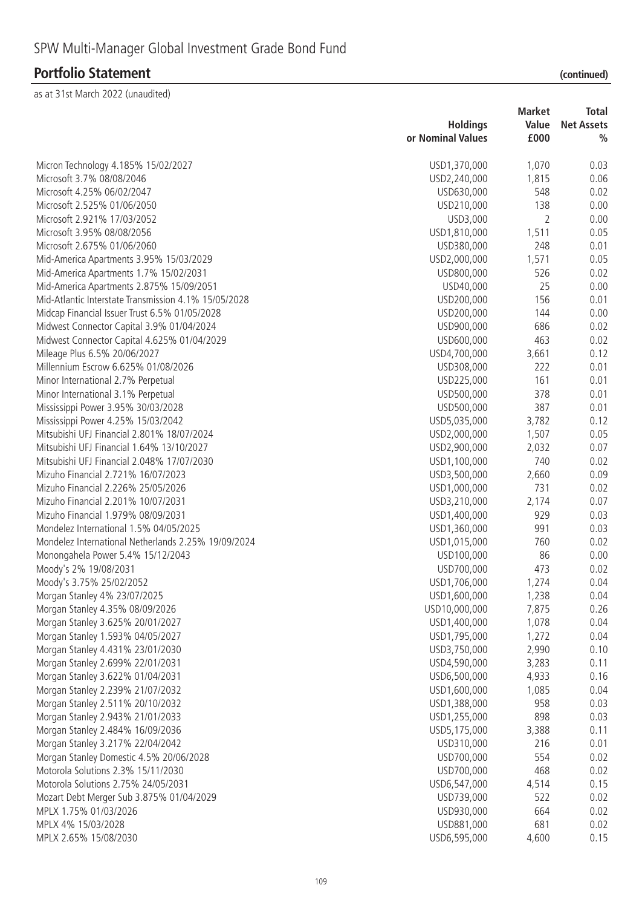# SPW Multi-Manager Global Investment Grade Bond Fund

## Portfolio Statement (continued)

as at 31st March 2022 (unaudited)

| | Holdings or Nominal Values | Market Value £000 | Total Net Assets % |
|---|---|---|---|
| Micron Technology 4.185% 15/02/2027 | USD1,370,000 | 1,070 | 0.03 |
| Microsoft 3.7% 08/08/2046 | USD2,240,000 | 1,815 | 0.06 |
| Microsoft 4.25% 06/02/2047 | USD630,000 | 548 | 0.02 |
| Microsoft 2.525% 01/06/2050 | USD210,000 | 138 | 0.00 |
| Microsoft 2.921% 17/03/2052 | USD3,000 | 2 | 0.00 |
| Microsoft 3.95% 08/08/2056 | USD1,810,000 | 1,511 | 0.05 |
| Microsoft 2.675% 01/06/2060 | USD380,000 | 248 | 0.01 |
| Mid-America Apartments 3.95% 15/03/2029 | USD2,000,000 | 1,571 | 0.05 |
| Mid-America Apartments 1.7% 15/02/2031 | USD800,000 | 526 | 0.02 |
| Mid-America Apartments 2.875% 15/09/2051 | USD40,000 | 25 | 0.00 |
| Mid-Atlantic Interstate Transmission 4.1% 15/05/2028 | USD200,000 | 156 | 0.01 |
| Midcap Financial Issuer Trust 6.5% 01/05/2028 | USD200,000 | 144 | 0.00 |
| Midwest Connector Capital 3.9% 01/04/2024 | USD900,000 | 686 | 0.02 |
| Midwest Connector Capital 4.625% 01/04/2029 | USD600,000 | 463 | 0.02 |
| Mileage Plus 6.5% 20/06/2027 | USD4,700,000 | 3,661 | 0.12 |
| Millennium Escrow 6.625% 01/08/2026 | USD308,000 | 222 | 0.01 |
| Minor International 2.7% Perpetual | USD225,000 | 161 | 0.01 |
| Minor International 3.1% Perpetual | USD500,000 | 378 | 0.01 |
| Mississippi Power 3.95% 30/03/2028 | USD500,000 | 387 | 0.01 |
| Mississippi Power 4.25% 15/03/2042 | USD5,035,000 | 3,782 | 0.12 |
| Mitsubishi UFJ Financial 2.801% 18/07/2024 | USD2,000,000 | 1,507 | 0.05 |
| Mitsubishi UFJ Financial 1.64% 13/10/2027 | USD2,900,000 | 2,032 | 0.07 |
| Mitsubishi UFJ Financial 2.048% 17/07/2030 | USD1,100,000 | 740 | 0.02 |
| Mizuho Financial 2.721% 16/07/2023 | USD3,500,000 | 2,660 | 0.09 |
| Mizuho Financial 2.226% 25/05/2026 | USD1,000,000 | 731 | 0.02 |
| Mizuho Financial 2.201% 10/07/2031 | USD3,210,000 | 2,174 | 0.07 |
| Mizuho Financial 1.979% 08/09/2031 | USD1,400,000 | 929 | 0.03 |
| Mondelez International 1.5% 04/05/2025 | USD1,360,000 | 991 | 0.03 |
| Mondelez International Netherlands 2.25% 19/09/2024 | USD1,015,000 | 760 | 0.02 |
| Monongahela Power 5.4% 15/12/2043 | USD100,000 | 86 | 0.00 |
| Moody's 2% 19/08/2031 | USD700,000 | 473 | 0.02 |
| Moody's 3.75% 25/02/2052 | USD1,706,000 | 1,274 | 0.04 |
| Morgan Stanley 4% 23/07/2025 | USD1,600,000 | 1,238 | 0.04 |
| Morgan Stanley 4.35% 08/09/2026 | USD10,000,000 | 7,875 | 0.26 |
| Morgan Stanley 3.625% 20/01/2027 | USD1,400,000 | 1,078 | 0.04 |
| Morgan Stanley 1.593% 04/05/2027 | USD1,795,000 | 1,272 | 0.04 |
| Morgan Stanley 4.431% 23/01/2030 | USD3,750,000 | 2,990 | 0.10 |
| Morgan Stanley 2.699% 22/01/2031 | USD4,590,000 | 3,283 | 0.11 |
| Morgan Stanley 3.622% 01/04/2031 | USD6,500,000 | 4,933 | 0.16 |
| Morgan Stanley 2.239% 21/07/2032 | USD1,600,000 | 1,085 | 0.04 |
| Morgan Stanley 2.511% 20/10/2032 | USD1,388,000 | 958 | 0.03 |
| Morgan Stanley 2.943% 21/01/2033 | USD1,255,000 | 898 | 0.03 |
| Morgan Stanley 2.484% 16/09/2036 | USD5,175,000 | 3,388 | 0.11 |
| Morgan Stanley 3.217% 22/04/2042 | USD310,000 | 216 | 0.01 |
| Morgan Stanley Domestic 4.5% 20/06/2028 | USD700,000 | 554 | 0.02 |
| Motorola Solutions 2.3% 15/11/2030 | USD700,000 | 468 | 0.02 |
| Motorola Solutions 2.75% 24/05/2031 | USD6,547,000 | 4,514 | 0.15 |
| Mozart Debt Merger Sub 3.875% 01/04/2029 | USD739,000 | 522 | 0.02 |
| MPLX 1.75% 01/03/2026 | USD930,000 | 664 | 0.02 |
| MPLX 4% 15/03/2028 | USD881,000 | 681 | 0.02 |
| MPLX 2.65% 15/08/2030 | USD6,595,000 | 4,600 | 0.15 |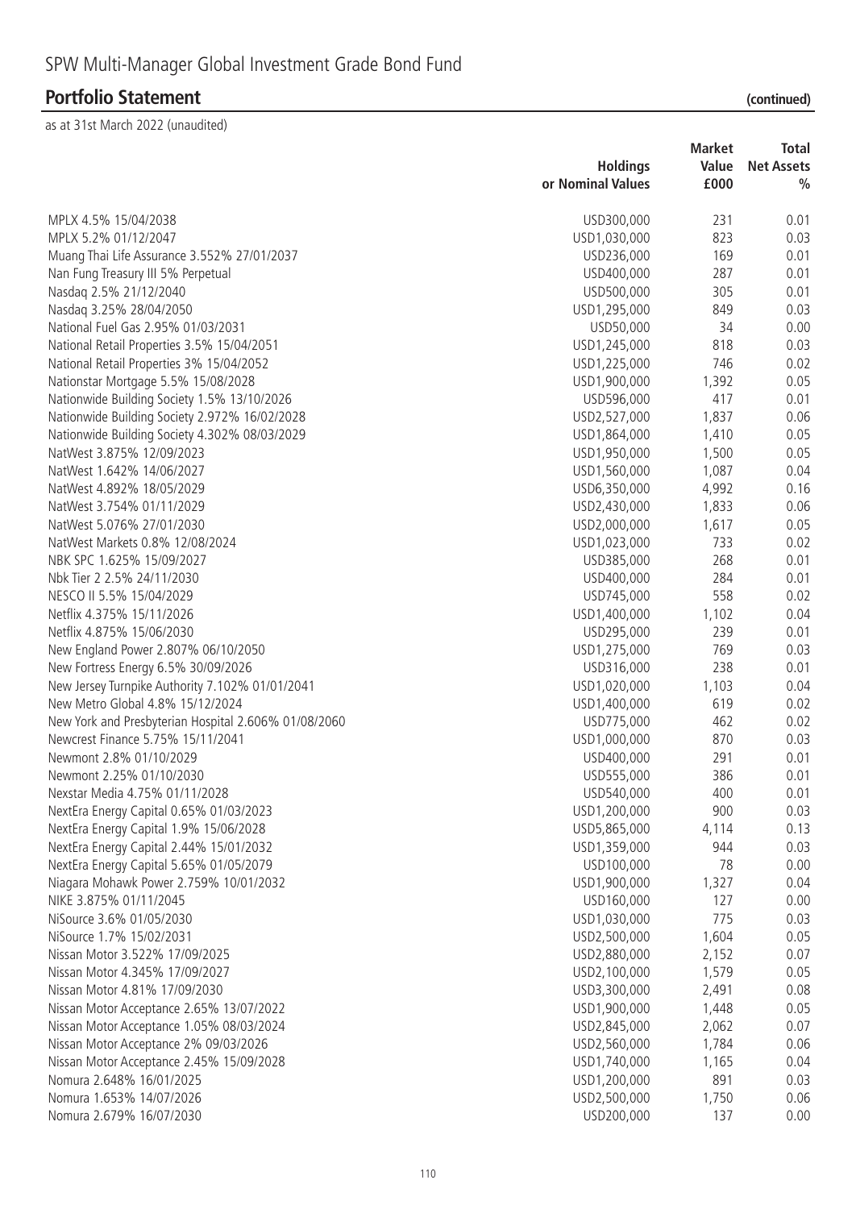# SPW Multi-Manager Global Investment Grade Bond Fund

## Portfolio Statement (continued)

as at 31st March 2022 (unaudited)

| | Holdings or Nominal Values | Market Value £000 | Total Net Assets % |
|---|---|---|---|
| MPLX 4.5% 15/04/2038 | USD300,000 | 231 | 0.01 |
| MPLX 5.2% 01/12/2047 | USD1,030,000 | 823 | 0.03 |
| Muang Thai Life Assurance 3.552% 27/01/2037 | USD236,000 | 169 | 0.01 |
| Nan Fung Treasury III 5% Perpetual | USD400,000 | 287 | 0.01 |
| Nasdaq 2.5% 21/12/2040 | USD500,000 | 305 | 0.01 |
| Nasdaq 3.25% 28/04/2050 | USD1,295,000 | 849 | 0.03 |
| National Fuel Gas 2.95% 01/03/2031 | USD50,000 | 34 | 0.00 |
| National Retail Properties 3.5% 15/04/2051 | USD1,245,000 | 818 | 0.03 |
| National Retail Properties 3% 15/04/2052 | USD1,225,000 | 746 | 0.02 |
| Nationstar Mortgage 5.5% 15/08/2028 | USD1,900,000 | 1,392 | 0.05 |
| Nationwide Building Society 1.5% 13/10/2026 | USD596,000 | 417 | 0.01 |
| Nationwide Building Society 2.972% 16/02/2028 | USD2,527,000 | 1,837 | 0.06 |
| Nationwide Building Society 4.302% 08/03/2029 | USD1,864,000 | 1,410 | 0.05 |
| NatWest 3.875% 12/09/2023 | USD1,950,000 | 1,500 | 0.05 |
| NatWest 1.642% 14/06/2027 | USD1,560,000 | 1,087 | 0.04 |
| NatWest 4.892% 18/05/2029 | USD6,350,000 | 4,992 | 0.16 |
| NatWest 3.754% 01/11/2029 | USD2,430,000 | 1,833 | 0.06 |
| NatWest 5.076% 27/01/2030 | USD2,000,000 | 1,617 | 0.05 |
| NatWest Markets 0.8% 12/08/2024 | USD1,023,000 | 733 | 0.02 |
| NBK SPC 1.625% 15/09/2027 | USD385,000 | 268 | 0.01 |
| Nbk Tier 2 2.5% 24/11/2030 | USD400,000 | 284 | 0.01 |
| NESCO II 5.5% 15/04/2029 | USD745,000 | 558 | 0.02 |
| Netflix 4.375% 15/11/2026 | USD1,400,000 | 1,102 | 0.04 |
| Netflix 4.875% 15/06/2030 | USD295,000 | 239 | 0.01 |
| New England Power 2.807% 06/10/2050 | USD1,275,000 | 769 | 0.03 |
| New Fortress Energy 6.5% 30/09/2026 | USD316,000 | 238 | 0.01 |
| New Jersey Turnpike Authority 7.102% 01/01/2041 | USD1,020,000 | 1,103 | 0.04 |
| New Metro Global 4.8% 15/12/2024 | USD1,400,000 | 619 | 0.02 |
| New York and Presbyterian Hospital 2.606% 01/08/2060 | USD775,000 | 462 | 0.02 |
| Newcrest Finance 5.75% 15/11/2041 | USD1,000,000 | 870 | 0.03 |
| Newmont 2.8% 01/10/2029 | USD400,000 | 291 | 0.01 |
| Newmont 2.25% 01/10/2030 | USD555,000 | 386 | 0.01 |
| Nexstar Media 4.75% 01/11/2028 | USD540,000 | 400 | 0.01 |
| NextEra Energy Capital 0.65% 01/03/2023 | USD1,200,000 | 900 | 0.03 |
| NextEra Energy Capital 1.9% 15/06/2028 | USD5,865,000 | 4,114 | 0.13 |
| NextEra Energy Capital 2.44% 15/01/2032 | USD1,359,000 | 944 | 0.03 |
| NextEra Energy Capital 5.65% 01/05/2079 | USD100,000 | 78 | 0.00 |
| Niagara Mohawk Power 2.759% 10/01/2032 | USD1,900,000 | 1,327 | 0.04 |
| NIKE 3.875% 01/11/2045 | USD160,000 | 127 | 0.00 |
| NiSource 3.6% 01/05/2030 | USD1,030,000 | 775 | 0.03 |
| NiSource 1.7% 15/02/2031 | USD2,500,000 | 1,604 | 0.05 |
| Nissan Motor 3.522% 17/09/2025 | USD2,880,000 | 2,152 | 0.07 |
| Nissan Motor 4.345% 17/09/2027 | USD2,100,000 | 1,579 | 0.05 |
| Nissan Motor 4.81% 17/09/2030 | USD3,300,000 | 2,491 | 0.08 |
| Nissan Motor Acceptance 2.65% 13/07/2022 | USD1,900,000 | 1,448 | 0.05 |
| Nissan Motor Acceptance 1.05% 08/03/2024 | USD2,845,000 | 2,062 | 0.07 |
| Nissan Motor Acceptance 2% 09/03/2026 | USD2,560,000 | 1,784 | 0.06 |
| Nissan Motor Acceptance 2.45% 15/09/2028 | USD1,740,000 | 1,165 | 0.04 |
| Nomura 2.648% 16/01/2025 | USD1,200,000 | 891 | 0.03 |
| Nomura 1.653% 14/07/2026 | USD2,500,000 | 1,750 | 0.06 |
| Nomura 2.679% 16/07/2030 | USD200,000 | 137 | 0.00 |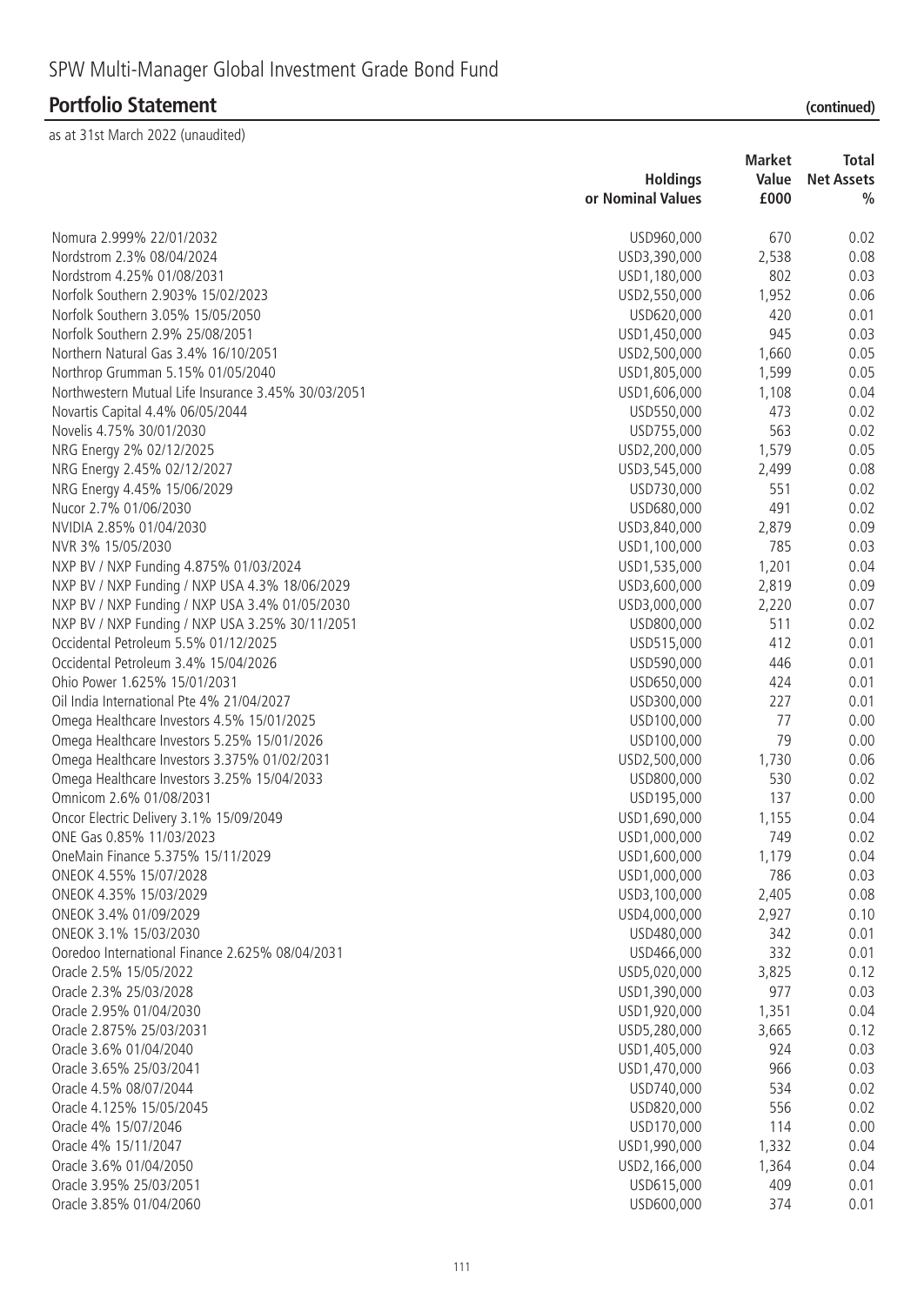# SPW Multi-Manager Global Investment Grade Bond Fund

## Portfolio Statement (continued)

as at 31st March 2022 (unaudited)

| | Holdings or Nominal Values | Market Value £000 | Total Net Assets % |
|---|---|---|---|
| Nomura 2.999% 22/01/2032 | USD960,000 | 670 | 0.02 |
| Nordstrom 2.3% 08/04/2024 | USD3,390,000 | 2,538 | 0.08 |
| Nordstrom 4.25% 01/08/2031 | USD1,180,000 | 802 | 0.03 |
| Norfolk Southern 2.903% 15/02/2023 | USD2,550,000 | 1,952 | 0.06 |
| Norfolk Southern 3.05% 15/05/2050 | USD620,000 | 420 | 0.01 |
| Norfolk Southern 2.9% 25/08/2051 | USD1,450,000 | 945 | 0.03 |
| Northern Natural Gas 3.4% 16/10/2051 | USD2,500,000 | 1,660 | 0.05 |
| Northrop Grumman 5.15% 01/05/2040 | USD1,805,000 | 1,599 | 0.05 |
| Northwestern Mutual Life Insurance 3.45% 30/03/2051 | USD1,606,000 | 1,108 | 0.04 |
| Novartis Capital 4.4% 06/05/2044 | USD550,000 | 473 | 0.02 |
| Novelis 4.75% 30/01/2030 | USD755,000 | 563 | 0.02 |
| NRG Energy 2% 02/12/2025 | USD2,200,000 | 1,579 | 0.05 |
| NRG Energy 2.45% 02/12/2027 | USD3,545,000 | 2,499 | 0.08 |
| NRG Energy 4.45% 15/06/2029 | USD730,000 | 551 | 0.02 |
| Nucor 2.7% 01/06/2030 | USD680,000 | 491 | 0.02 |
| NVIDIA 2.85% 01/04/2030 | USD3,840,000 | 2,879 | 0.09 |
| NVR 3% 15/05/2030 | USD1,100,000 | 785 | 0.03 |
| NXP BV / NXP Funding 4.875% 01/03/2024 | USD1,535,000 | 1,201 | 0.04 |
| NXP BV / NXP Funding / NXP USA 4.3% 18/06/2029 | USD3,600,000 | 2,819 | 0.09 |
| NXP BV / NXP Funding / NXP USA 3.4% 01/05/2030 | USD3,000,000 | 2,220 | 0.07 |
| NXP BV / NXP Funding / NXP USA 3.25% 30/11/2051 | USD800,000 | 511 | 0.02 |
| Occidental Petroleum 5.5% 01/12/2025 | USD515,000 | 412 | 0.01 |
| Occidental Petroleum 3.4% 15/04/2026 | USD590,000 | 446 | 0.01 |
| Ohio Power 1.625% 15/01/2031 | USD650,000 | 424 | 0.01 |
| Oil India International Pte 4% 21/04/2027 | USD300,000 | 227 | 0.01 |
| Omega Healthcare Investors 4.5% 15/01/2025 | USD100,000 | 77 | 0.00 |
| Omega Healthcare Investors 5.25% 15/01/2026 | USD100,000 | 79 | 0.00 |
| Omega Healthcare Investors 3.375% 01/02/2031 | USD2,500,000 | 1,730 | 0.06 |
| Omega Healthcare Investors 3.25% 15/04/2033 | USD800,000 | 530 | 0.02 |
| Omnicom 2.6% 01/08/2031 | USD195,000 | 137 | 0.00 |
| Oncor Electric Delivery 3.1% 15/09/2049 | USD1,690,000 | 1,155 | 0.04 |
| ONE Gas 0.85% 11/03/2023 | USD1,000,000 | 749 | 0.02 |
| OneMain Finance 5.375% 15/11/2029 | USD1,600,000 | 1,179 | 0.04 |
| ONEOK 4.55% 15/07/2028 | USD1,000,000 | 786 | 0.03 |
| ONEOK 4.35% 15/03/2029 | USD3,100,000 | 2,405 | 0.08 |
| ONEOK 3.4% 01/09/2029 | USD4,000,000 | 2,927 | 0.10 |
| ONEOK 3.1% 15/03/2030 | USD480,000 | 342 | 0.01 |
| Ooredoo International Finance 2.625% 08/04/2031 | USD466,000 | 332 | 0.01 |
| Oracle 2.5% 15/05/2022 | USD5,020,000 | 3,825 | 0.12 |
| Oracle 2.3% 25/03/2028 | USD1,390,000 | 977 | 0.03 |
| Oracle 2.95% 01/04/2030 | USD1,920,000 | 1,351 | 0.04 |
| Oracle 2.875% 25/03/2031 | USD5,280,000 | 3,665 | 0.12 |
| Oracle 3.6% 01/04/2040 | USD1,405,000 | 924 | 0.03 |
| Oracle 3.65% 25/03/2041 | USD1,470,000 | 966 | 0.03 |
| Oracle 4.5% 08/07/2044 | USD740,000 | 534 | 0.02 |
| Oracle 4.125% 15/05/2045 | USD820,000 | 556 | 0.02 |
| Oracle 4% 15/07/2046 | USD170,000 | 114 | 0.00 |
| Oracle 4% 15/11/2047 | USD1,990,000 | 1,332 | 0.04 |
| Oracle 3.6% 01/04/2050 | USD2,166,000 | 1,364 | 0.04 |
| Oracle 3.95% 25/03/2051 | USD615,000 | 409 | 0.01 |
| Oracle 3.85% 01/04/2060 | USD600,000 | 374 | 0.01 |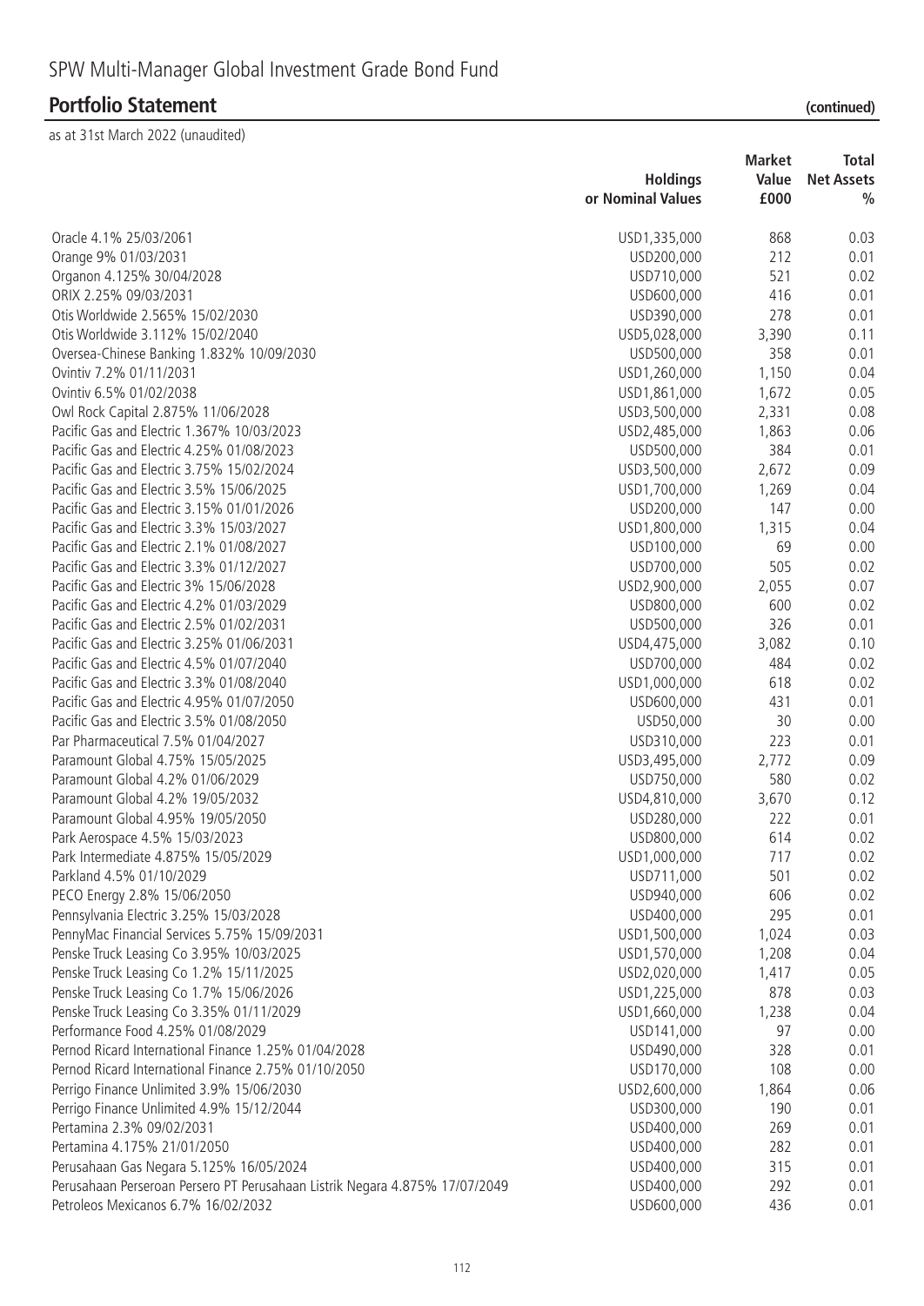# SPW Multi-Manager Global Investment Grade Bond Fund

## Portfolio Statement (continued)

as at 31st March 2022 (unaudited)

| | Holdings or Nominal Values | Market Value £000 | Total Net Assets % |
|---|---|---|---|
| Oracle 4.1% 25/03/2061 | USD1,335,000 | 868 | 0.03 |
| Orange 9% 01/03/2031 | USD200,000 | 212 | 0.01 |
| Organon 4.125% 30/04/2028 | USD710,000 | 521 | 0.02 |
| ORIX 2.25% 09/03/2031 | USD600,000 | 416 | 0.01 |
| Otis Worldwide 2.565% 15/02/2030 | USD390,000 | 278 | 0.01 |
| Otis Worldwide 3.112% 15/02/2040 | USD5,028,000 | 3,390 | 0.11 |
| Oversea-Chinese Banking 1.832% 10/09/2030 | USD500,000 | 358 | 0.01 |
| Ovintiv 7.2% 01/11/2031 | USD1,260,000 | 1,150 | 0.04 |
| Ovintiv 6.5% 01/02/2038 | USD1,861,000 | 1,672 | 0.05 |
| Owl Rock Capital 2.875% 11/06/2028 | USD3,500,000 | 2,331 | 0.08 |
| Pacific Gas and Electric 1.367% 10/03/2023 | USD2,485,000 | 1,863 | 0.06 |
| Pacific Gas and Electric 4.25% 01/08/2023 | USD500,000 | 384 | 0.01 |
| Pacific Gas and Electric 3.75% 15/02/2024 | USD3,500,000 | 2,672 | 0.09 |
| Pacific Gas and Electric 3.5% 15/06/2025 | USD1,700,000 | 1,269 | 0.04 |
| Pacific Gas and Electric 3.15% 01/01/2026 | USD200,000 | 147 | 0.00 |
| Pacific Gas and Electric 3.3% 15/03/2027 | USD1,800,000 | 1,315 | 0.04 |
| Pacific Gas and Electric 2.1% 01/08/2027 | USD100,000 | 69 | 0.00 |
| Pacific Gas and Electric 3.3% 01/12/2027 | USD700,000 | 505 | 0.02 |
| Pacific Gas and Electric 3% 15/06/2028 | USD2,900,000 | 2,055 | 0.07 |
| Pacific Gas and Electric 4.2% 01/03/2029 | USD800,000 | 600 | 0.02 |
| Pacific Gas and Electric 2.5% 01/02/2031 | USD500,000 | 326 | 0.01 |
| Pacific Gas and Electric 3.25% 01/06/2031 | USD4,475,000 | 3,082 | 0.10 |
| Pacific Gas and Electric 4.5% 01/07/2040 | USD700,000 | 484 | 0.02 |
| Pacific Gas and Electric 3.3% 01/08/2040 | USD1,000,000 | 618 | 0.02 |
| Pacific Gas and Electric 4.95% 01/07/2050 | USD600,000 | 431 | 0.01 |
| Pacific Gas and Electric 3.5% 01/08/2050 | USD50,000 | 30 | 0.00 |
| Par Pharmaceutical 7.5% 01/04/2027 | USD310,000 | 223 | 0.01 |
| Paramount Global 4.75% 15/05/2025 | USD3,495,000 | 2,772 | 0.09 |
| Paramount Global 4.2% 01/06/2029 | USD750,000 | 580 | 0.02 |
| Paramount Global 4.2% 19/05/2032 | USD4,810,000 | 3,670 | 0.12 |
| Paramount Global 4.95% 19/05/2050 | USD280,000 | 222 | 0.01 |
| Park Aerospace 4.5% 15/03/2023 | USD800,000 | 614 | 0.02 |
| Park Intermediate 4.875% 15/05/2029 | USD1,000,000 | 717 | 0.02 |
| Parkland 4.5% 01/10/2029 | USD711,000 | 501 | 0.02 |
| PECO Energy 2.8% 15/06/2050 | USD940,000 | 606 | 0.02 |
| Pennsylvania Electric 3.25% 15/03/2028 | USD400,000 | 295 | 0.01 |
| PennyMac Financial Services 5.75% 15/09/2031 | USD1,500,000 | 1,024 | 0.03 |
| Penske Truck Leasing Co 3.95% 10/03/2025 | USD1,570,000 | 1,208 | 0.04 |
| Penske Truck Leasing Co 1.2% 15/11/2025 | USD2,020,000 | 1,417 | 0.05 |
| Penske Truck Leasing Co 1.7% 15/06/2026 | USD1,225,000 | 878 | 0.03 |
| Penske Truck Leasing Co 3.35% 01/11/2029 | USD1,660,000 | 1,238 | 0.04 |
| Performance Food 4.25% 01/08/2029 | USD141,000 | 97 | 0.00 |
| Pernod Ricard International Finance 1.25% 01/04/2028 | USD490,000 | 328 | 0.01 |
| Pernod Ricard International Finance 2.75% 01/10/2050 | USD170,000 | 108 | 0.00 |
| Perrigo Finance Unlimited 3.9% 15/06/2030 | USD2,600,000 | 1,864 | 0.06 |
| Perrigo Finance Unlimited 4.9% 15/12/2044 | USD300,000 | 190 | 0.01 |
| Pertamina 2.3% 09/02/2031 | USD400,000 | 269 | 0.01 |
| Pertamina 4.175% 21/01/2050 | USD400,000 | 282 | 0.01 |
| Perusahaan Gas Negara 5.125% 16/05/2024 | USD400,000 | 315 | 0.01 |
| Perusahaan Perseroan Persero PT Perusahaan Listrik Negara 4.875% 17/07/2049 | USD400,000 | 292 | 0.01 |
| Petroleos Mexicanos 6.7% 16/02/2032 | USD600,000 | 436 | 0.01 |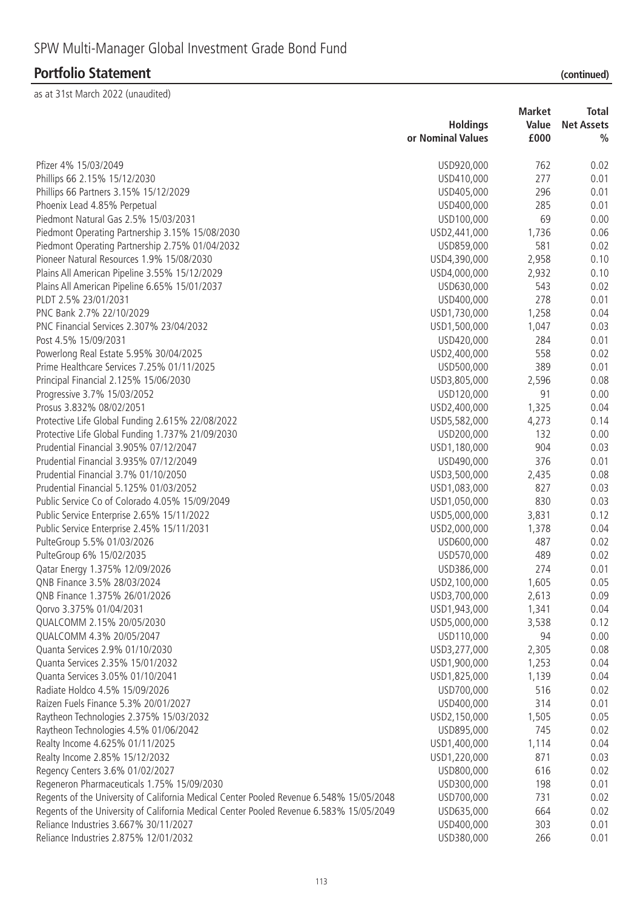# SPW Multi-Manager Global Investment Grade Bond Fund

## Portfolio Statement (continued)

as at 31st March 2022 (unaudited)

| | Holdings or Nominal Values | Market Value £000 | Total Net Assets % |
|---|---|---|---|
| Pfizer 4% 15/03/2049 | USD920,000 | 762 | 0.02 |
| Phillips 66 2.15% 15/12/2030 | USD410,000 | 277 | 0.01 |
| Phillips 66 Partners 3.15% 15/12/2029 | USD405,000 | 296 | 0.01 |
| Phoenix Lead 4.85% Perpetual | USD400,000 | 285 | 0.01 |
| Piedmont Natural Gas 2.5% 15/03/2031 | USD100,000 | 69 | 0.00 |
| Piedmont Operating Partnership 3.15% 15/08/2030 | USD2,441,000 | 1,736 | 0.06 |
| Piedmont Operating Partnership 2.75% 01/04/2032 | USD859,000 | 581 | 0.02 |
| Pioneer Natural Resources 1.9% 15/08/2030 | USD4,390,000 | 2,958 | 0.10 |
| Plains All American Pipeline 3.55% 15/12/2029 | USD4,000,000 | 2,932 | 0.10 |
| Plains All American Pipeline 6.65% 15/01/2037 | USD630,000 | 543 | 0.02 |
| PLDT 2.5% 23/01/2031 | USD400,000 | 278 | 0.01 |
| PNC Bank 2.7% 22/10/2029 | USD1,730,000 | 1,258 | 0.04 |
| PNC Financial Services 2.307% 23/04/2032 | USD1,500,000 | 1,047 | 0.03 |
| Post 4.5% 15/09/2031 | USD420,000 | 284 | 0.01 |
| Powerlong Real Estate 5.95% 30/04/2025 | USD2,400,000 | 558 | 0.02 |
| Prime Healthcare Services 7.25% 01/11/2025 | USD500,000 | 389 | 0.01 |
| Principal Financial 2.125% 15/06/2030 | USD3,805,000 | 2,596 | 0.08 |
| Progressive 3.7% 15/03/2052 | USD120,000 | 91 | 0.00 |
| Prosus 3.832% 08/02/2051 | USD2,400,000 | 1,325 | 0.04 |
| Protective Life Global Funding 2.615% 22/08/2022 | USD5,582,000 | 4,273 | 0.14 |
| Protective Life Global Funding 1.737% 21/09/2030 | USD200,000 | 132 | 0.00 |
| Prudential Financial 3.905% 07/12/2047 | USD1,180,000 | 904 | 0.03 |
| Prudential Financial 3.935% 07/12/2049 | USD490,000 | 376 | 0.01 |
| Prudential Financial 3.7% 01/10/2050 | USD3,500,000 | 2,435 | 0.08 |
| Prudential Financial 5.125% 01/03/2052 | USD1,083,000 | 827 | 0.03 |
| Public Service Co of Colorado 4.05% 15/09/2049 | USD1,050,000 | 830 | 0.03 |
| Public Service Enterprise 2.65% 15/11/2022 | USD5,000,000 | 3,831 | 0.12 |
| Public Service Enterprise 2.45% 15/11/2031 | USD2,000,000 | 1,378 | 0.04 |
| PulteGroup 5.5% 01/03/2026 | USD600,000 | 487 | 0.02 |
| PulteGroup 6% 15/02/2035 | USD570,000 | 489 | 0.02 |
| Qatar Energy 1.375% 12/09/2026 | USD386,000 | 274 | 0.01 |
| QNB Finance 3.5% 28/03/2024 | USD2,100,000 | 1,605 | 0.05 |
| QNB Finance 1.375% 26/01/2026 | USD3,700,000 | 2,613 | 0.09 |
| Qorvo 3.375% 01/04/2031 | USD1,943,000 | 1,341 | 0.04 |
| QUALCOMM 2.15% 20/05/2030 | USD5,000,000 | 3,538 | 0.12 |
| QUALCOMM 4.3% 20/05/2047 | USD110,000 | 94 | 0.00 |
| Quanta Services 2.9% 01/10/2030 | USD3,277,000 | 2,305 | 0.08 |
| Quanta Services 2.35% 15/01/2032 | USD1,900,000 | 1,253 | 0.04 |
| Quanta Services 3.05% 01/10/2041 | USD1,825,000 | 1,139 | 0.04 |
| Radiate Holdco 4.5% 15/09/2026 | USD700,000 | 516 | 0.02 |
| Raizen Fuels Finance 5.3% 20/01/2027 | USD400,000 | 314 | 0.01 |
| Raytheon Technologies 2.375% 15/03/2032 | USD2,150,000 | 1,505 | 0.05 |
| Raytheon Technologies 4.5% 01/06/2042 | USD895,000 | 745 | 0.02 |
| Realty Income 4.625% 01/11/2025 | USD1,400,000 | 1,114 | 0.04 |
| Realty Income 2.85% 15/12/2032 | USD1,220,000 | 871 | 0.03 |
| Regency Centers 3.6% 01/02/2027 | USD800,000 | 616 | 0.02 |
| Regeneron Pharmaceuticals 1.75% 15/09/2030 | USD300,000 | 198 | 0.01 |
| Regents of the University of California Medical Center Pooled Revenue 6.548% 15/05/2048 | USD700,000 | 731 | 0.02 |
| Regents of the University of California Medical Center Pooled Revenue 6.583% 15/05/2049 | USD635,000 | 664 | 0.02 |
| Reliance Industries 3.667% 30/11/2027 | USD400,000 | 303 | 0.01 |
| Reliance Industries 2.875% 12/01/2032 | USD380,000 | 266 | 0.01 |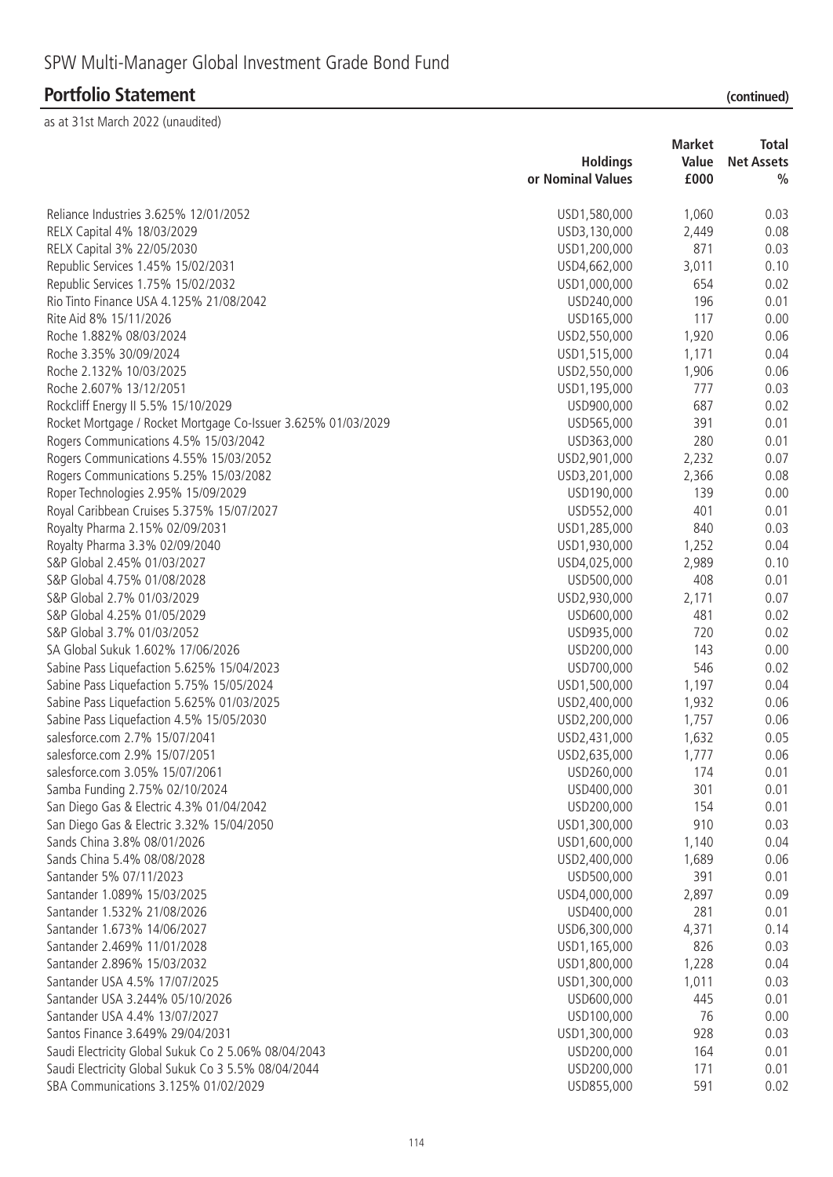# SPW Multi-Manager Global Investment Grade Bond Fund

## Portfolio Statement (continued)

as at 31st March 2022 (unaudited)

| | Holdings or Nominal Values | Market Value £000 | Total Net Assets % |
|---|---|---|---|
| Reliance Industries 3.625% 12/01/2052 | USD1,580,000 | 1,060 | 0.03 |
| RELX Capital 4% 18/03/2029 | USD3,130,000 | 2,449 | 0.08 |
| RELX Capital 3% 22/05/2030 | USD1,200,000 | 871 | 0.03 |
| Republic Services 1.45% 15/02/2031 | USD4,662,000 | 3,011 | 0.10 |
| Republic Services 1.75% 15/02/2032 | USD1,000,000 | 654 | 0.02 |
| Rio Tinto Finance USA 4.125% 21/08/2042 | USD240,000 | 196 | 0.01 |
| Rite Aid 8% 15/11/2026 | USD165,000 | 117 | 0.00 |
| Roche 1.882% 08/03/2024 | USD2,550,000 | 1,920 | 0.06 |
| Roche 3.35% 30/09/2024 | USD1,515,000 | 1,171 | 0.04 |
| Roche 2.132% 10/03/2025 | USD2,550,000 | 1,906 | 0.06 |
| Roche 2.607% 13/12/2051 | USD1,195,000 | 777 | 0.03 |
| Rockcliff Energy II 5.5% 15/10/2029 | USD900,000 | 687 | 0.02 |
| Rocket Mortgage / Rocket Mortgage Co-Issuer 3.625% 01/03/2029 | USD565,000 | 391 | 0.01 |
| Rogers Communications 4.5% 15/03/2042 | USD363,000 | 280 | 0.01 |
| Rogers Communications 4.55% 15/03/2052 | USD2,901,000 | 2,232 | 0.07 |
| Rogers Communications 5.25% 15/03/2082 | USD3,201,000 | 2,366 | 0.08 |
| Roper Technologies 2.95% 15/09/2029 | USD190,000 | 139 | 0.00 |
| Royal Caribbean Cruises 5.375% 15/07/2027 | USD552,000 | 401 | 0.01 |
| Royalty Pharma 2.15% 02/09/2031 | USD1,285,000 | 840 | 0.03 |
| Royalty Pharma 3.3% 02/09/2040 | USD1,930,000 | 1,252 | 0.04 |
| S&P Global 2.45% 01/03/2027 | USD4,025,000 | 2,989 | 0.10 |
| S&P Global 4.75% 01/08/2028 | USD500,000 | 408 | 0.01 |
| S&P Global 2.7% 01/03/2029 | USD2,930,000 | 2,171 | 0.07 |
| S&P Global 4.25% 01/05/2029 | USD600,000 | 481 | 0.02 |
| S&P Global 3.7% 01/03/2052 | USD935,000 | 720 | 0.02 |
| SA Global Sukuk 1.602% 17/06/2026 | USD200,000 | 143 | 0.00 |
| Sabine Pass Liquefaction 5.625% 15/04/2023 | USD700,000 | 546 | 0.02 |
| Sabine Pass Liquefaction 5.75% 15/05/2024 | USD1,500,000 | 1,197 | 0.04 |
| Sabine Pass Liquefaction 5.625% 01/03/2025 | USD2,400,000 | 1,932 | 0.06 |
| Sabine Pass Liquefaction 4.5% 15/05/2030 | USD2,200,000 | 1,757 | 0.06 |
| salesforce.com 2.7% 15/07/2041 | USD2,431,000 | 1,632 | 0.05 |
| salesforce.com 2.9% 15/07/2051 | USD2,635,000 | 1,777 | 0.06 |
| salesforce.com 3.05% 15/07/2061 | USD260,000 | 174 | 0.01 |
| Samba Funding 2.75% 02/10/2024 | USD400,000 | 301 | 0.01 |
| San Diego Gas & Electric 4.3% 01/04/2042 | USD200,000 | 154 | 0.01 |
| San Diego Gas & Electric 3.32% 15/04/2050 | USD1,300,000 | 910 | 0.03 |
| Sands China 3.8% 08/01/2026 | USD1,600,000 | 1,140 | 0.04 |
| Sands China 5.4% 08/08/2028 | USD2,400,000 | 1,689 | 0.06 |
| Santander 5% 07/11/2023 | USD500,000 | 391 | 0.01 |
| Santander 1.089% 15/03/2025 | USD4,000,000 | 2,897 | 0.09 |
| Santander 1.532% 21/08/2026 | USD400,000 | 281 | 0.01 |
| Santander 1.673% 14/06/2027 | USD6,300,000 | 4,371 | 0.14 |
| Santander 2.469% 11/01/2028 | USD1,165,000 | 826 | 0.03 |
| Santander 2.896% 15/03/2032 | USD1,800,000 | 1,228 | 0.04 |
| Santander USA 4.5% 17/07/2025 | USD1,300,000 | 1,011 | 0.03 |
| Santander USA 3.244% 05/10/2026 | USD600,000 | 445 | 0.01 |
| Santander USA 4.4% 13/07/2027 | USD100,000 | 76 | 0.00 |
| Santos Finance 3.649% 29/04/2031 | USD1,300,000 | 928 | 0.03 |
| Saudi Electricity Global Sukuk Co 2 5.06% 08/04/2043 | USD200,000 | 164 | 0.01 |
| Saudi Electricity Global Sukuk Co 3 5.5% 08/04/2044 | USD200,000 | 171 | 0.01 |
| SBA Communications 3.125% 01/02/2029 | USD855,000 | 591 | 0.02 |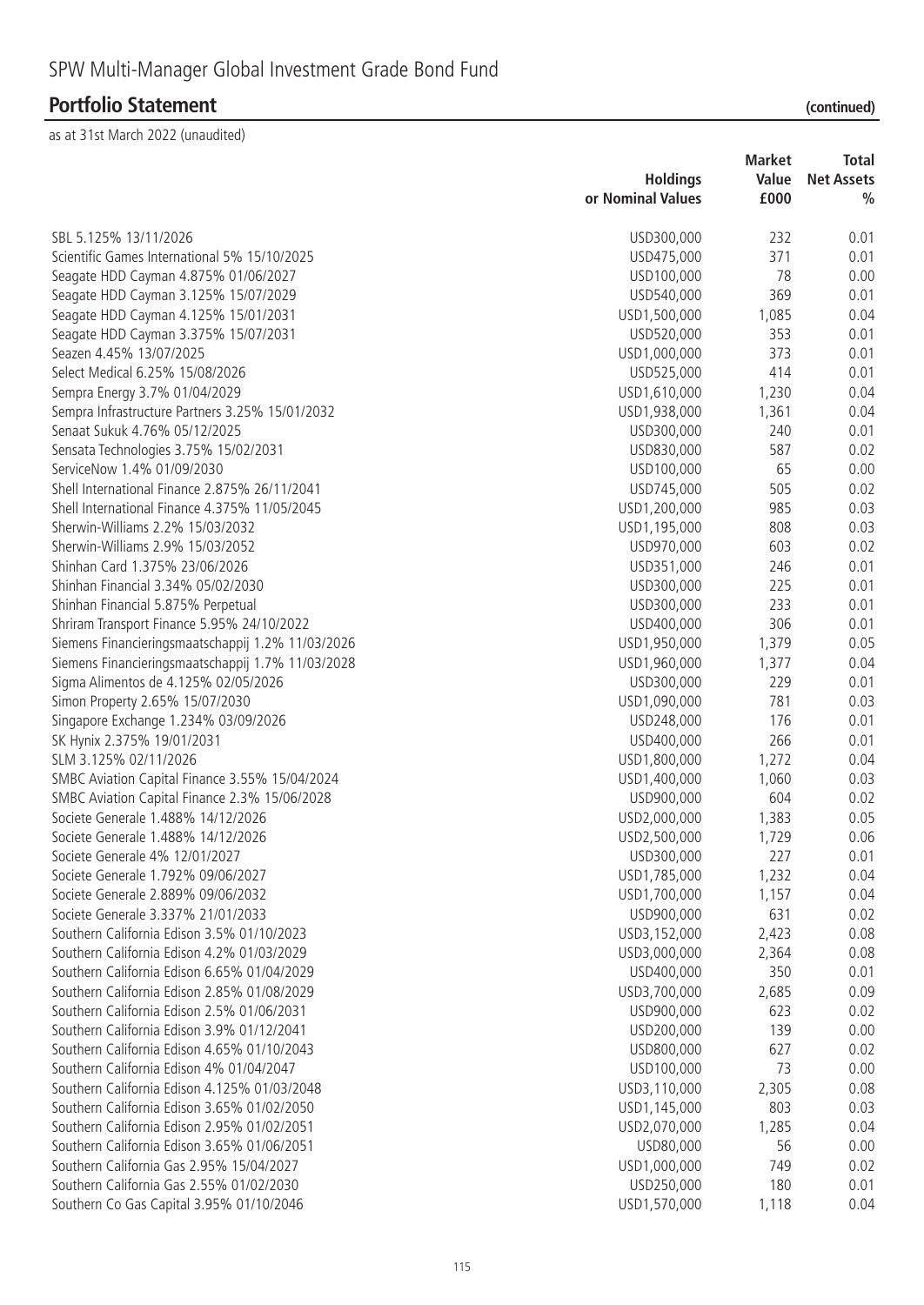# SPW Multi-Manager Global Investment Grade Bond Fund

## Portfolio Statement (continued)

as at 31st March 2022 (unaudited)

| | Holdings or Nominal Values | Market Value £000 | Total Net Assets % |
|---|---|---|---|
| SBL 5.125% 13/11/2026 | USD300,000 | 232 | 0.01 |
| Scientific Games International 5% 15/10/2025 | USD475,000 | 371 | 0.01 |
| Seagate HDD Cayman 4.875% 01/06/2027 | USD100,000 | 78 | 0.00 |
| Seagate HDD Cayman 3.125% 15/07/2029 | USD540,000 | 369 | 0.01 |
| Seagate HDD Cayman 4.125% 15/01/2031 | USD1,500,000 | 1,085 | 0.04 |
| Seagate HDD Cayman 3.375% 15/07/2031 | USD520,000 | 353 | 0.01 |
| Seazen 4.45% 13/07/2025 | USD1,000,000 | 373 | 0.01 |
| Select Medical 6.25% 15/08/2026 | USD525,000 | 414 | 0.01 |
| Sempra Energy 3.7% 01/04/2029 | USD1,610,000 | 1,230 | 0.04 |
| Sempra Infrastructure Partners 3.25% 15/01/2032 | USD1,938,000 | 1,361 | 0.04 |
| Senaat Sukuk 4.76% 05/12/2025 | USD300,000 | 240 | 0.01 |
| Sensata Technologies 3.75% 15/02/2031 | USD830,000 | 587 | 0.02 |
| ServiceNow 1.4% 01/09/2030 | USD100,000 | 65 | 0.00 |
| Shell International Finance 2.875% 26/11/2041 | USD745,000 | 505 | 0.02 |
| Shell International Finance 4.375% 11/05/2045 | USD1,200,000 | 985 | 0.03 |
| Sherwin-Williams 2.2% 15/03/2032 | USD1,195,000 | 808 | 0.03 |
| Sherwin-Williams 2.9% 15/03/2052 | USD970,000 | 603 | 0.02 |
| Shinhan Card 1.375% 23/06/2026 | USD351,000 | 246 | 0.01 |
| Shinhan Financial 3.34% 05/02/2030 | USD300,000 | 225 | 0.01 |
| Shinhan Financial 5.875% Perpetual | USD300,000 | 233 | 0.01 |
| Shriram Transport Finance 5.95% 24/10/2022 | USD400,000 | 306 | 0.01 |
| Siemens Financieringsmaatschappij 1.2% 11/03/2026 | USD1,950,000 | 1,379 | 0.05 |
| Siemens Financieringsmaatschappij 1.7% 11/03/2028 | USD1,960,000 | 1,377 | 0.04 |
| Sigma Alimentos de 4.125% 02/05/2026 | USD300,000 | 229 | 0.01 |
| Simon Property 2.65% 15/07/2030 | USD1,090,000 | 781 | 0.03 |
| Singapore Exchange 1.234% 03/09/2026 | USD248,000 | 176 | 0.01 |
| SK Hynix 2.375% 19/01/2031 | USD400,000 | 266 | 0.01 |
| SLM 3.125% 02/11/2026 | USD1,800,000 | 1,272 | 0.04 |
| SMBC Aviation Capital Finance 3.55% 15/04/2024 | USD1,400,000 | 1,060 | 0.03 |
| SMBC Aviation Capital Finance 2.3% 15/06/2028 | USD900,000 | 604 | 0.02 |
| Societe Generale 1.488% 14/12/2026 | USD2,000,000 | 1,383 | 0.05 |
| Societe Generale 1.488% 14/12/2026 | USD2,500,000 | 1,729 | 0.06 |
| Societe Generale 4% 12/01/2027 | USD300,000 | 227 | 0.01 |
| Societe Generale 1.792% 09/06/2027 | USD1,785,000 | 1,232 | 0.04 |
| Societe Generale 2.889% 09/06/2032 | USD1,700,000 | 1,157 | 0.04 |
| Societe Generale 3.337% 21/01/2033 | USD900,000 | 631 | 0.02 |
| Southern California Edison 3.5% 01/10/2023 | USD3,152,000 | 2,423 | 0.08 |
| Southern California Edison 4.2% 01/03/2029 | USD3,000,000 | 2,364 | 0.08 |
| Southern California Edison 6.65% 01/04/2029 | USD400,000 | 350 | 0.01 |
| Southern California Edison 2.85% 01/08/2029 | USD3,700,000 | 2,685 | 0.09 |
| Southern California Edison 2.5% 01/06/2031 | USD900,000 | 623 | 0.02 |
| Southern California Edison 3.9% 01/12/2041 | USD200,000 | 139 | 0.00 |
| Southern California Edison 4.65% 01/10/2043 | USD800,000 | 627 | 0.02 |
| Southern California Edison 4% 01/04/2047 | USD100,000 | 73 | 0.00 |
| Southern California Edison 4.125% 01/03/2048 | USD3,110,000 | 2,305 | 0.08 |
| Southern California Edison 3.65% 01/02/2050 | USD1,145,000 | 803 | 0.03 |
| Southern California Edison 2.95% 01/02/2051 | USD2,070,000 | 1,285 | 0.04 |
| Southern California Edison 3.65% 01/06/2051 | USD80,000 | 56 | 0.00 |
| Southern California Gas 2.95% 15/04/2027 | USD1,000,000 | 749 | 0.02 |
| Southern California Gas 2.55% 01/02/2030 | USD250,000 | 180 | 0.01 |
| Southern Co Gas Capital 3.95% 01/10/2046 | USD1,570,000 | 1,118 | 0.04 |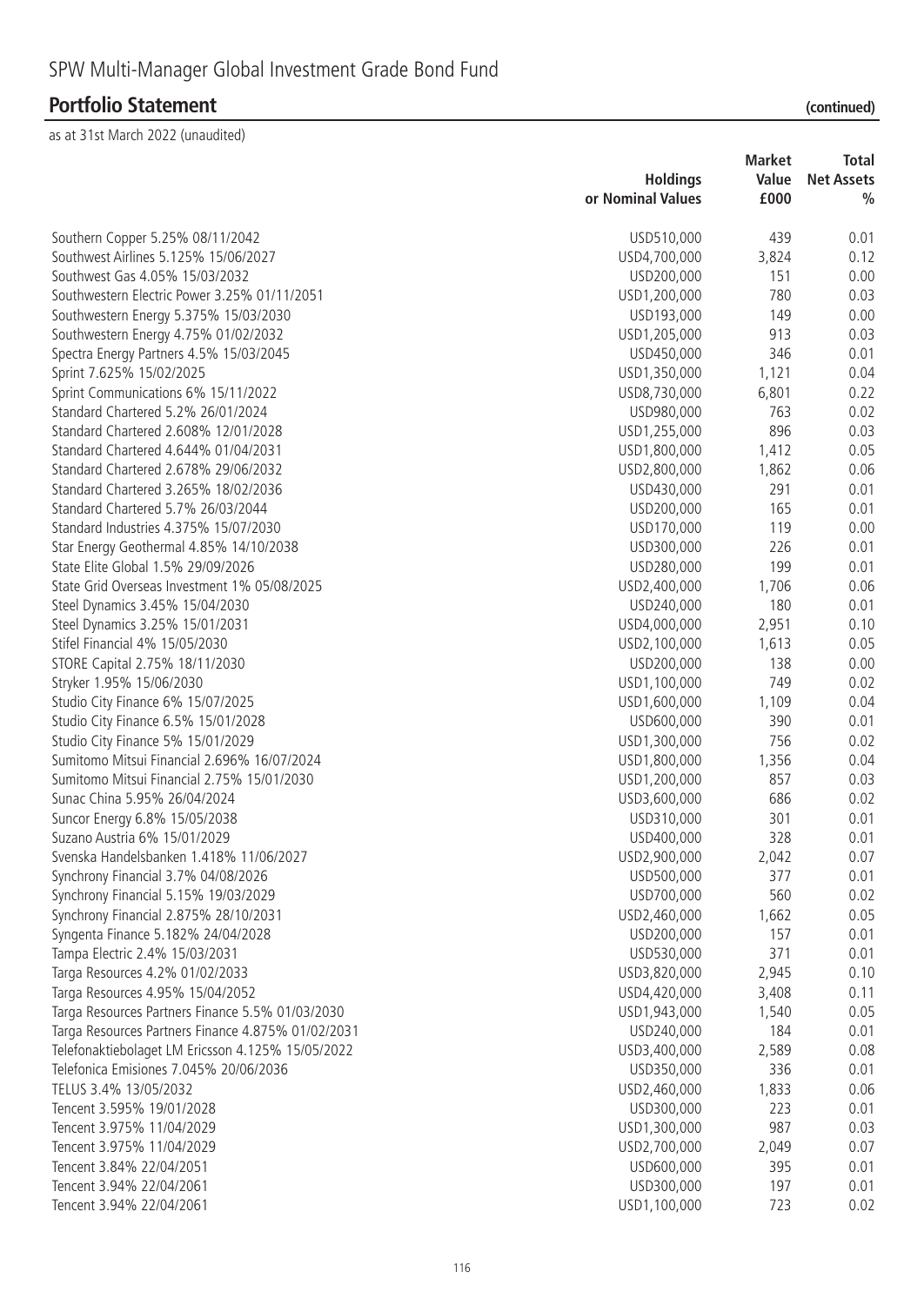# SPW Multi-Manager Global Investment Grade Bond Fund

## Portfolio Statement (continued)

as at 31st March 2022 (unaudited)

| | Holdings or Nominal Values | Market Value £000 | Total Net Assets % |
|---|---|---|---|
| Southern Copper 5.25% 08/11/2042 | USD510,000 | 439 | 0.01 |
| Southwest Airlines 5.125% 15/06/2027 | USD4,700,000 | 3,824 | 0.12 |
| Southwest Gas 4.05% 15/03/2032 | USD200,000 | 151 | 0.00 |
| Southwestern Electric Power 3.25% 01/11/2051 | USD1,200,000 | 780 | 0.03 |
| Southwestern Energy 5.375% 15/03/2030 | USD193,000 | 149 | 0.00 |
| Southwestern Energy 4.75% 01/02/2032 | USD1,205,000 | 913 | 0.03 |
| Spectra Energy Partners 4.5% 15/03/2045 | USD450,000 | 346 | 0.01 |
| Sprint 7.625% 15/02/2025 | USD1,350,000 | 1,121 | 0.04 |
| Sprint Communications 6% 15/11/2022 | USD8,730,000 | 6,801 | 0.22 |
| Standard Chartered 5.2% 26/01/2024 | USD980,000 | 763 | 0.02 |
| Standard Chartered 2.608% 12/01/2028 | USD1,255,000 | 896 | 0.03 |
| Standard Chartered 4.644% 01/04/2031 | USD1,800,000 | 1,412 | 0.05 |
| Standard Chartered 2.678% 29/06/2032 | USD2,800,000 | 1,862 | 0.06 |
| Standard Chartered 3.265% 18/02/2036 | USD430,000 | 291 | 0.01 |
| Standard Chartered 5.7% 26/03/2044 | USD200,000 | 165 | 0.01 |
| Standard Industries 4.375% 15/07/2030 | USD170,000 | 119 | 0.00 |
| Star Energy Geothermal 4.85% 14/10/2038 | USD300,000 | 226 | 0.01 |
| State Elite Global 1.5% 29/09/2026 | USD280,000 | 199 | 0.01 |
| State Grid Overseas Investment 1% 05/08/2025 | USD2,400,000 | 1,706 | 0.06 |
| Steel Dynamics 3.45% 15/04/2030 | USD240,000 | 180 | 0.01 |
| Steel Dynamics 3.25% 15/01/2031 | USD4,000,000 | 2,951 | 0.10 |
| Stifel Financial 4% 15/05/2030 | USD2,100,000 | 1,613 | 0.05 |
| STORE Capital 2.75% 18/11/2030 | USD200,000 | 138 | 0.00 |
| Stryker 1.95% 15/06/2030 | USD1,100,000 | 749 | 0.02 |
| Studio City Finance 6% 15/07/2025 | USD1,600,000 | 1,109 | 0.04 |
| Studio City Finance 6.5% 15/01/2028 | USD600,000 | 390 | 0.01 |
| Studio City Finance 5% 15/01/2029 | USD1,300,000 | 756 | 0.02 |
| Sumitomo Mitsui Financial 2.696% 16/07/2024 | USD1,800,000 | 1,356 | 0.04 |
| Sumitomo Mitsui Financial 2.75% 15/01/2030 | USD1,200,000 | 857 | 0.03 |
| Sunac China 5.95% 26/04/2024 | USD3,600,000 | 686 | 0.02 |
| Suncor Energy 6.8% 15/05/2038 | USD310,000 | 301 | 0.01 |
| Suzano Austria 6% 15/01/2029 | USD400,000 | 328 | 0.01 |
| Svenska Handelsbanken 1.418% 11/06/2027 | USD2,900,000 | 2,042 | 0.07 |
| Synchrony Financial 3.7% 04/08/2026 | USD500,000 | 377 | 0.01 |
| Synchrony Financial 5.15% 19/03/2029 | USD700,000 | 560 | 0.02 |
| Synchrony Financial 2.875% 28/10/2031 | USD2,460,000 | 1,662 | 0.05 |
| Syngenta Finance 5.182% 24/04/2028 | USD200,000 | 157 | 0.01 |
| Tampa Electric 2.4% 15/03/2031 | USD530,000 | 371 | 0.01 |
| Targa Resources 4.2% 01/02/2033 | USD3,820,000 | 2,945 | 0.10 |
| Targa Resources 4.95% 15/04/2052 | USD4,420,000 | 3,408 | 0.11 |
| Targa Resources Partners Finance 5.5% 01/03/2030 | USD1,943,000 | 1,540 | 0.05 |
| Targa Resources Partners Finance 4.875% 01/02/2031 | USD240,000 | 184 | 0.01 |
| Telefonaktiebolaget LM Ericsson 4.125% 15/05/2022 | USD3,400,000 | 2,589 | 0.08 |
| Telefonica Emisiones 7.045% 20/06/2036 | USD350,000 | 336 | 0.01 |
| TELUS 3.4% 13/05/2032 | USD2,460,000 | 1,833 | 0.06 |
| Tencent 3.595% 19/01/2028 | USD300,000 | 223 | 0.01 |
| Tencent 3.975% 11/04/2029 | USD1,300,000 | 987 | 0.03 |
| Tencent 3.975% 11/04/2029 | USD2,700,000 | 2,049 | 0.07 |
| Tencent 3.84% 22/04/2051 | USD600,000 | 395 | 0.01 |
| Tencent 3.94% 22/04/2061 | USD300,000 | 197 | 0.01 |
| Tencent 3.94% 22/04/2061 | USD1,100,000 | 723 | 0.02 |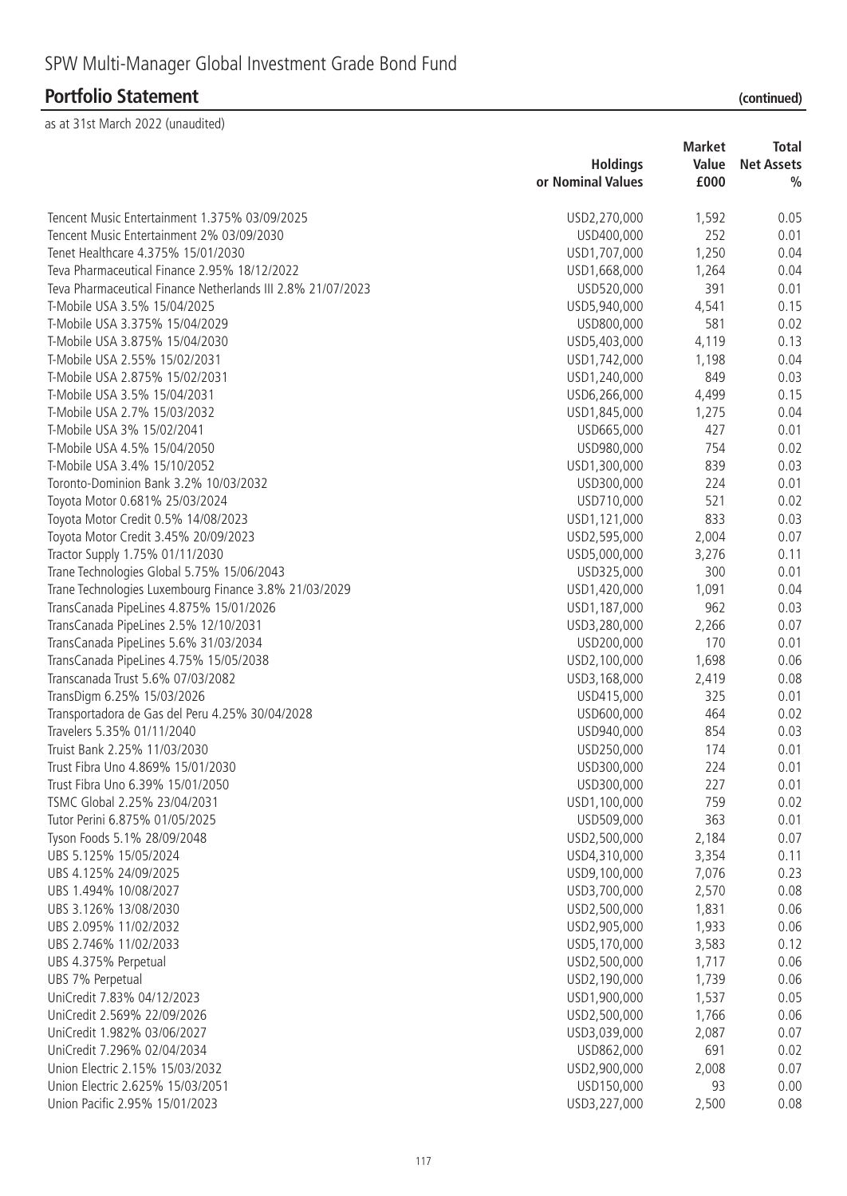# SPW Multi-Manager Global Investment Grade Bond Fund

## Portfolio Statement (continued)

as at 31st March 2022 (unaudited)

| | Holdings or Nominal Values | Market Value £000 | Total Net Assets % |
|---|---|---|---|
| Tencent Music Entertainment 1.375% 03/09/2025 | USD2,270,000 | 1,592 | 0.05 |
| Tencent Music Entertainment 2% 03/09/2030 | USD400,000 | 252 | 0.01 |
| Tenet Healthcare 4.375% 15/01/2030 | USD1,707,000 | 1,250 | 0.04 |
| Teva Pharmaceutical Finance 2.95% 18/12/2022 | USD1,668,000 | 1,264 | 0.04 |
| Teva Pharmaceutical Finance Netherlands III 2.8% 21/07/2023 | USD520,000 | 391 | 0.01 |
| T-Mobile USA 3.5% 15/04/2025 | USD5,940,000 | 4,541 | 0.15 |
| T-Mobile USA 3.375% 15/04/2029 | USD800,000 | 581 | 0.02 |
| T-Mobile USA 3.875% 15/04/2030 | USD5,403,000 | 4,119 | 0.13 |
| T-Mobile USA 2.55% 15/02/2031 | USD1,742,000 | 1,198 | 0.04 |
| T-Mobile USA 2.875% 15/02/2031 | USD1,240,000 | 849 | 0.03 |
| T-Mobile USA 3.5% 15/04/2031 | USD6,266,000 | 4,499 | 0.15 |
| T-Mobile USA 2.7% 15/03/2032 | USD1,845,000 | 1,275 | 0.04 |
| T-Mobile USA 3% 15/02/2041 | USD665,000 | 427 | 0.01 |
| T-Mobile USA 4.5% 15/04/2050 | USD980,000 | 754 | 0.02 |
| T-Mobile USA 3.4% 15/10/2052 | USD1,300,000 | 839 | 0.03 |
| Toronto-Dominion Bank 3.2% 10/03/2032 | USD300,000 | 224 | 0.01 |
| Toyota Motor 0.681% 25/03/2024 | USD710,000 | 521 | 0.02 |
| Toyota Motor Credit 0.5% 14/08/2023 | USD1,121,000 | 833 | 0.03 |
| Toyota Motor Credit 3.45% 20/09/2023 | USD2,595,000 | 2,004 | 0.07 |
| Tractor Supply 1.75% 01/11/2030 | USD5,000,000 | 3,276 | 0.11 |
| Trane Technologies Global 5.75% 15/06/2043 | USD325,000 | 300 | 0.01 |
| Trane Technologies Luxembourg Finance 3.8% 21/03/2029 | USD1,420,000 | 1,091 | 0.04 |
| TransCanada PipeLines 4.875% 15/01/2026 | USD1,187,000 | 962 | 0.03 |
| TransCanada PipeLines 2.5% 12/10/2031 | USD3,280,000 | 2,266 | 0.07 |
| TransCanada PipeLines 5.6% 31/03/2034 | USD200,000 | 170 | 0.01 |
| TransCanada PipeLines 4.75% 15/05/2038 | USD2,100,000 | 1,698 | 0.06 |
| Transcanada Trust 5.6% 07/03/2082 | USD3,168,000 | 2,419 | 0.08 |
| TransDigm 6.25% 15/03/2026 | USD415,000 | 325 | 0.01 |
| Transportadora de Gas del Peru 4.25% 30/04/2028 | USD600,000 | 464 | 0.02 |
| Travelers 5.35% 01/11/2040 | USD940,000 | 854 | 0.03 |
| Truist Bank 2.25% 11/03/2030 | USD250,000 | 174 | 0.01 |
| Trust Fibra Uno 4.869% 15/01/2030 | USD300,000 | 224 | 0.01 |
| Trust Fibra Uno 6.39% 15/01/2050 | USD300,000 | 227 | 0.01 |
| TSMC Global 2.25% 23/04/2031 | USD1,100,000 | 759 | 0.02 |
| Tutor Perini 6.875% 01/05/2025 | USD509,000 | 363 | 0.01 |
| Tyson Foods 5.1% 28/09/2048 | USD2,500,000 | 2,184 | 0.07 |
| UBS 5.125% 15/05/2024 | USD4,310,000 | 3,354 | 0.11 |
| UBS 4.125% 24/09/2025 | USD9,100,000 | 7,076 | 0.23 |
| UBS 1.494% 10/08/2027 | USD3,700,000 | 2,570 | 0.08 |
| UBS 3.126% 13/08/2030 | USD2,500,000 | 1,831 | 0.06 |
| UBS 2.095% 11/02/2032 | USD2,905,000 | 1,933 | 0.06 |
| UBS 2.746% 11/02/2033 | USD5,170,000 | 3,583 | 0.12 |
| UBS 4.375% Perpetual | USD2,500,000 | 1,717 | 0.06 |
| UBS 7% Perpetual | USD2,190,000 | 1,739 | 0.06 |
| UniCredit 7.83% 04/12/2023 | USD1,900,000 | 1,537 | 0.05 |
| UniCredit 2.569% 22/09/2026 | USD2,500,000 | 1,766 | 0.06 |
| UniCredit 1.982% 03/06/2027 | USD3,039,000 | 2,087 | 0.07 |
| UniCredit 7.296% 02/04/2034 | USD862,000 | 691 | 0.02 |
| Union Electric 2.15% 15/03/2032 | USD2,900,000 | 2,008 | 0.07 |
| Union Electric 2.625% 15/03/2051 | USD150,000 | 93 | 0.00 |
| Union Pacific 2.95% 15/01/2023 | USD3,227,000 | 2,500 | 0.08 |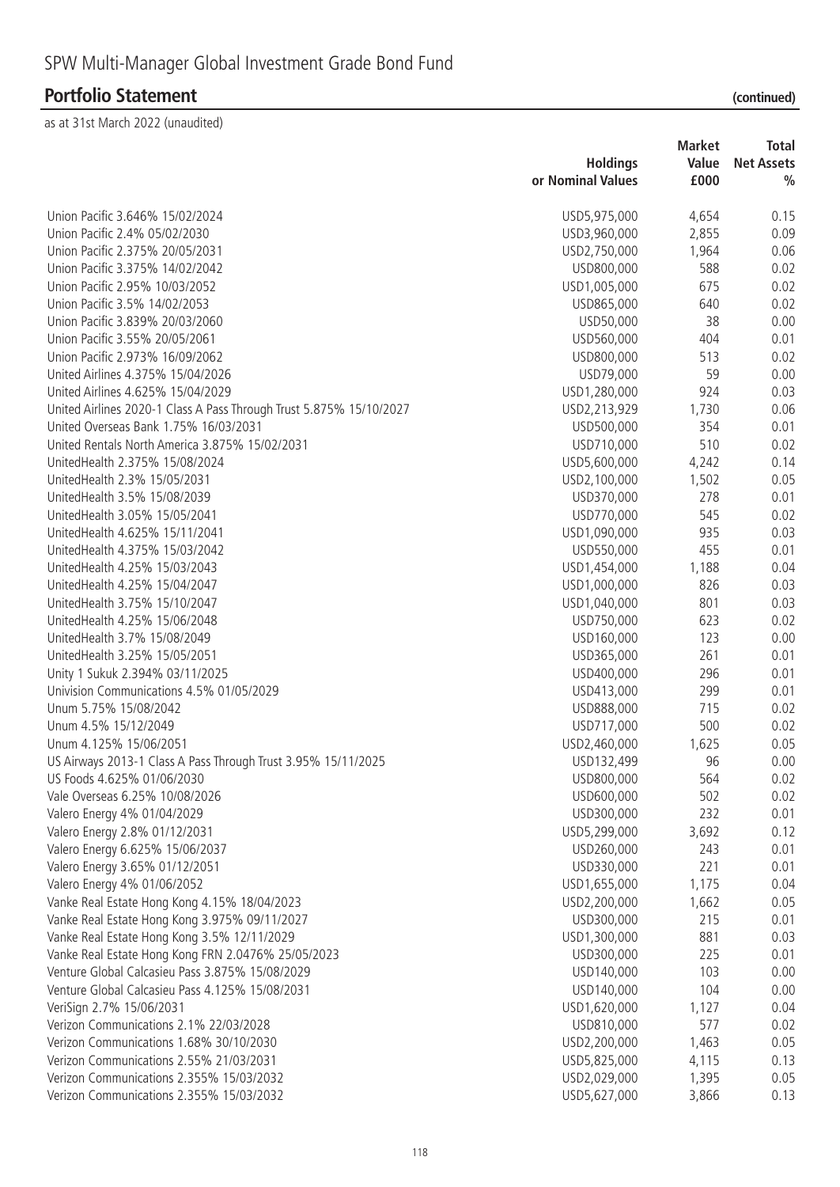# SPW Multi-Manager Global Investment Grade Bond Fund

## Portfolio Statement (continued)

as at 31st March 2022 (unaudited)

| | Holdings or Nominal Values | Market Value £000 | Total Net Assets % |
|---|---|---|---|
| Union Pacific 3.646% 15/02/2024 | USD5,975,000 | 4,654 | 0.15 |
| Union Pacific 2.4% 05/02/2030 | USD3,960,000 | 2,855 | 0.09 |
| Union Pacific 2.375% 20/05/2031 | USD2,750,000 | 1,964 | 0.06 |
| Union Pacific 3.375% 14/02/2042 | USD800,000 | 588 | 0.02 |
| Union Pacific 2.95% 10/03/2052 | USD1,005,000 | 675 | 0.02 |
| Union Pacific 3.5% 14/02/2053 | USD865,000 | 640 | 0.02 |
| Union Pacific 3.839% 20/03/2060 | USD50,000 | 38 | 0.00 |
| Union Pacific 3.55% 20/05/2061 | USD560,000 | 404 | 0.01 |
| Union Pacific 2.973% 16/09/2062 | USD800,000 | 513 | 0.02 |
| United Airlines 4.375% 15/04/2026 | USD79,000 | 59 | 0.00 |
| United Airlines 4.625% 15/04/2029 | USD1,280,000 | 924 | 0.03 |
| United Airlines 2020-1 Class A Pass Through Trust 5.875% 15/10/2027 | USD2,213,929 | 1,730 | 0.06 |
| United Overseas Bank 1.75% 16/03/2031 | USD500,000 | 354 | 0.01 |
| United Rentals North America 3.875% 15/02/2031 | USD710,000 | 510 | 0.02 |
| UnitedHealth 2.375% 15/08/2024 | USD5,600,000 | 4,242 | 0.14 |
| UnitedHealth 2.3% 15/05/2031 | USD2,100,000 | 1,502 | 0.05 |
| UnitedHealth 3.5% 15/08/2039 | USD370,000 | 278 | 0.01 |
| UnitedHealth 3.05% 15/05/2041 | USD770,000 | 545 | 0.02 |
| UnitedHealth 4.625% 15/11/2041 | USD1,090,000 | 935 | 0.03 |
| UnitedHealth 4.375% 15/03/2042 | USD550,000 | 455 | 0.01 |
| UnitedHealth 4.25% 15/03/2043 | USD1,454,000 | 1,188 | 0.04 |
| UnitedHealth 4.25% 15/04/2047 | USD1,000,000 | 826 | 0.03 |
| UnitedHealth 3.75% 15/10/2047 | USD1,040,000 | 801 | 0.03 |
| UnitedHealth 4.25% 15/06/2048 | USD750,000 | 623 | 0.02 |
| UnitedHealth 3.7% 15/08/2049 | USD160,000 | 123 | 0.00 |
| UnitedHealth 3.25% 15/05/2051 | USD365,000 | 261 | 0.01 |
| Unity 1 Sukuk 2.394% 03/11/2025 | USD400,000 | 296 | 0.01 |
| Univision Communications 4.5% 01/05/2029 | USD413,000 | 299 | 0.01 |
| Unum 5.75% 15/08/2042 | USD888,000 | 715 | 0.02 |
| Unum 4.5% 15/12/2049 | USD717,000 | 500 | 0.02 |
| Unum 4.125% 15/06/2051 | USD2,460,000 | 1,625 | 0.05 |
| US Airways 2013-1 Class A Pass Through Trust 3.95% 15/11/2025 | USD132,499 | 96 | 0.00 |
| US Foods 4.625% 01/06/2030 | USD800,000 | 564 | 0.02 |
| Vale Overseas 6.25% 10/08/2026 | USD600,000 | 502 | 0.02 |
| Valero Energy 4% 01/04/2029 | USD300,000 | 232 | 0.01 |
| Valero Energy 2.8% 01/12/2031 | USD5,299,000 | 3,692 | 0.12 |
| Valero Energy 6.625% 15/06/2037 | USD260,000 | 243 | 0.01 |
| Valero Energy 3.65% 01/12/2051 | USD330,000 | 221 | 0.01 |
| Valero Energy 4% 01/06/2052 | USD1,655,000 | 1,175 | 0.04 |
| Vanke Real Estate Hong Kong 4.15% 18/04/2023 | USD2,200,000 | 1,662 | 0.05 |
| Vanke Real Estate Hong Kong 3.975% 09/11/2027 | USD300,000 | 215 | 0.01 |
| Vanke Real Estate Hong Kong 3.5% 12/11/2029 | USD1,300,000 | 881 | 0.03 |
| Vanke Real Estate Hong Kong FRN 2.0476% 25/05/2023 | USD300,000 | 225 | 0.01 |
| Venture Global Calcasieu Pass 3.875% 15/08/2029 | USD140,000 | 103 | 0.00 |
| Venture Global Calcasieu Pass 4.125% 15/08/2031 | USD140,000 | 104 | 0.00 |
| VeriSign 2.7% 15/06/2031 | USD1,620,000 | 1,127 | 0.04 |
| Verizon Communications 2.1% 22/03/2028 | USD810,000 | 577 | 0.02 |
| Verizon Communications 1.68% 30/10/2030 | USD2,200,000 | 1,463 | 0.05 |
| Verizon Communications 2.55% 21/03/2031 | USD5,825,000 | 4,115 | 0.13 |
| Verizon Communications 2.355% 15/03/2032 | USD2,029,000 | 1,395 | 0.05 |
| Verizon Communications 2.355% 15/03/2032 | USD5,627,000 | 3,866 | 0.13 |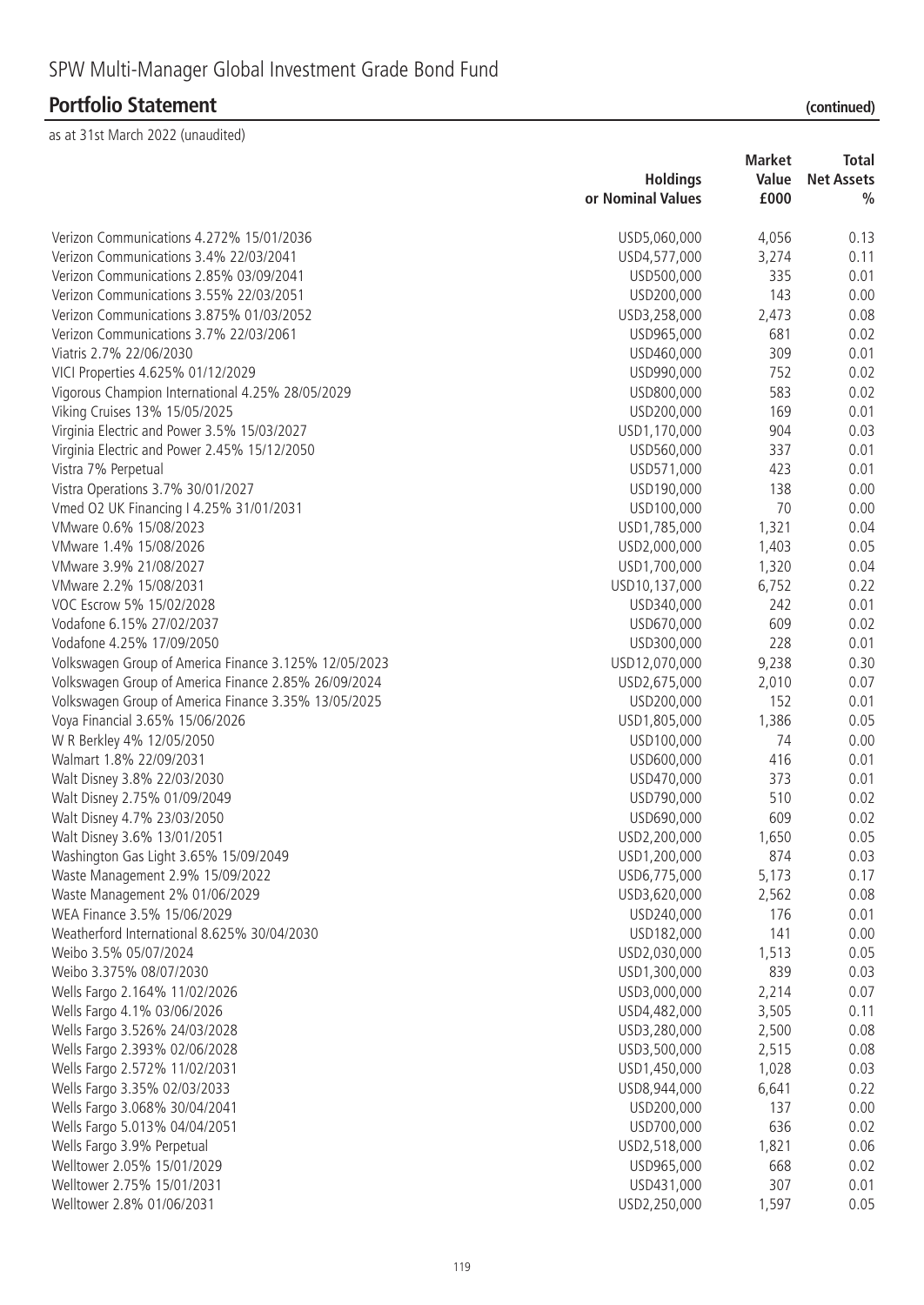# SPW Multi-Manager Global Investment Grade Bond Fund

## Portfolio Statement (continued)

as at 31st March 2022 (unaudited)

| | Holdings or Nominal Values | Market Value £000 | Total Net Assets % |
|---|---|---|---|
| Verizon Communications 4.272% 15/01/2036 | USD5,060,000 | 4,056 | 0.13 |
| Verizon Communications 3.4% 22/03/2041 | USD4,577,000 | 3,274 | 0.11 |
| Verizon Communications 2.85% 03/09/2041 | USD500,000 | 335 | 0.01 |
| Verizon Communications 3.55% 22/03/2051 | USD200,000 | 143 | 0.00 |
| Verizon Communications 3.875% 01/03/2052 | USD3,258,000 | 2,473 | 0.08 |
| Verizon Communications 3.7% 22/03/2061 | USD965,000 | 681 | 0.02 |
| Viatris 2.7% 22/06/2030 | USD460,000 | 309 | 0.01 |
| VICI Properties 4.625% 01/12/2029 | USD990,000 | 752 | 0.02 |
| Vigorous Champion International 4.25% 28/05/2029 | USD800,000 | 583 | 0.02 |
| Viking Cruises 13% 15/05/2025 | USD200,000 | 169 | 0.01 |
| Virginia Electric and Power 3.5% 15/03/2027 | USD1,170,000 | 904 | 0.03 |
| Virginia Electric and Power 2.45% 15/12/2050 | USD560,000 | 337 | 0.01 |
| Vistra 7% Perpetual | USD571,000 | 423 | 0.01 |
| Vistra Operations 3.7% 30/01/2027 | USD190,000 | 138 | 0.00 |
| Vmed O2 UK Financing I 4.25% 31/01/2031 | USD100,000 | 70 | 0.00 |
| VMware 0.6% 15/08/2023 | USD1,785,000 | 1,321 | 0.04 |
| VMware 1.4% 15/08/2026 | USD2,000,000 | 1,403 | 0.05 |
| VMware 3.9% 21/08/2027 | USD1,700,000 | 1,320 | 0.04 |
| VMware 2.2% 15/08/2031 | USD10,137,000 | 6,752 | 0.22 |
| VOC Escrow 5% 15/02/2028 | USD340,000 | 242 | 0.01 |
| Vodafone 6.15% 27/02/2037 | USD670,000 | 609 | 0.02 |
| Vodafone 4.25% 17/09/2050 | USD300,000 | 228 | 0.01 |
| Volkswagen Group of America Finance 3.125% 12/05/2023 | USD12,070,000 | 9,238 | 0.30 |
| Volkswagen Group of America Finance 2.85% 26/09/2024 | USD2,675,000 | 2,010 | 0.07 |
| Volkswagen Group of America Finance 3.35% 13/05/2025 | USD200,000 | 152 | 0.01 |
| Voya Financial 3.65% 15/06/2026 | USD1,805,000 | 1,386 | 0.05 |
| W R Berkley 4% 12/05/2050 | USD100,000 | 74 | 0.00 |
| Walmart 1.8% 22/09/2031 | USD600,000 | 416 | 0.01 |
| Walt Disney 3.8% 22/03/2030 | USD470,000 | 373 | 0.01 |
| Walt Disney 2.75% 01/09/2049 | USD790,000 | 510 | 0.02 |
| Walt Disney 4.7% 23/03/2050 | USD690,000 | 609 | 0.02 |
| Walt Disney 3.6% 13/01/2051 | USD2,200,000 | 1,650 | 0.05 |
| Washington Gas Light 3.65% 15/09/2049 | USD1,200,000 | 874 | 0.03 |
| Waste Management 2.9% 15/09/2022 | USD6,775,000 | 5,173 | 0.17 |
| Waste Management 2% 01/06/2029 | USD3,620,000 | 2,562 | 0.08 |
| WEA Finance 3.5% 15/06/2029 | USD240,000 | 176 | 0.01 |
| Weatherford International 8.625% 30/04/2030 | USD182,000 | 141 | 0.00 |
| Weibo 3.5% 05/07/2024 | USD2,030,000 | 1,513 | 0.05 |
| Weibo 3.375% 08/07/2030 | USD1,300,000 | 839 | 0.03 |
| Wells Fargo 2.164% 11/02/2026 | USD3,000,000 | 2,214 | 0.07 |
| Wells Fargo 4.1% 03/06/2026 | USD4,482,000 | 3,505 | 0.11 |
| Wells Fargo 3.526% 24/03/2028 | USD3,280,000 | 2,500 | 0.08 |
| Wells Fargo 2.393% 02/06/2028 | USD3,500,000 | 2,515 | 0.08 |
| Wells Fargo 2.572% 11/02/2031 | USD1,450,000 | 1,028 | 0.03 |
| Wells Fargo 3.35% 02/03/2033 | USD8,944,000 | 6,641 | 0.22 |
| Wells Fargo 3.068% 30/04/2041 | USD200,000 | 137 | 0.00 |
| Wells Fargo 5.013% 04/04/2051 | USD700,000 | 636 | 0.02 |
| Wells Fargo 3.9% Perpetual | USD2,518,000 | 1,821 | 0.06 |
| Welltower 2.05% 15/01/2029 | USD965,000 | 668 | 0.02 |
| Welltower 2.75% 15/01/2031 | USD431,000 | 307 | 0.01 |
| Welltower 2.8% 01/06/2031 | USD2,250,000 | 1,597 | 0.05 |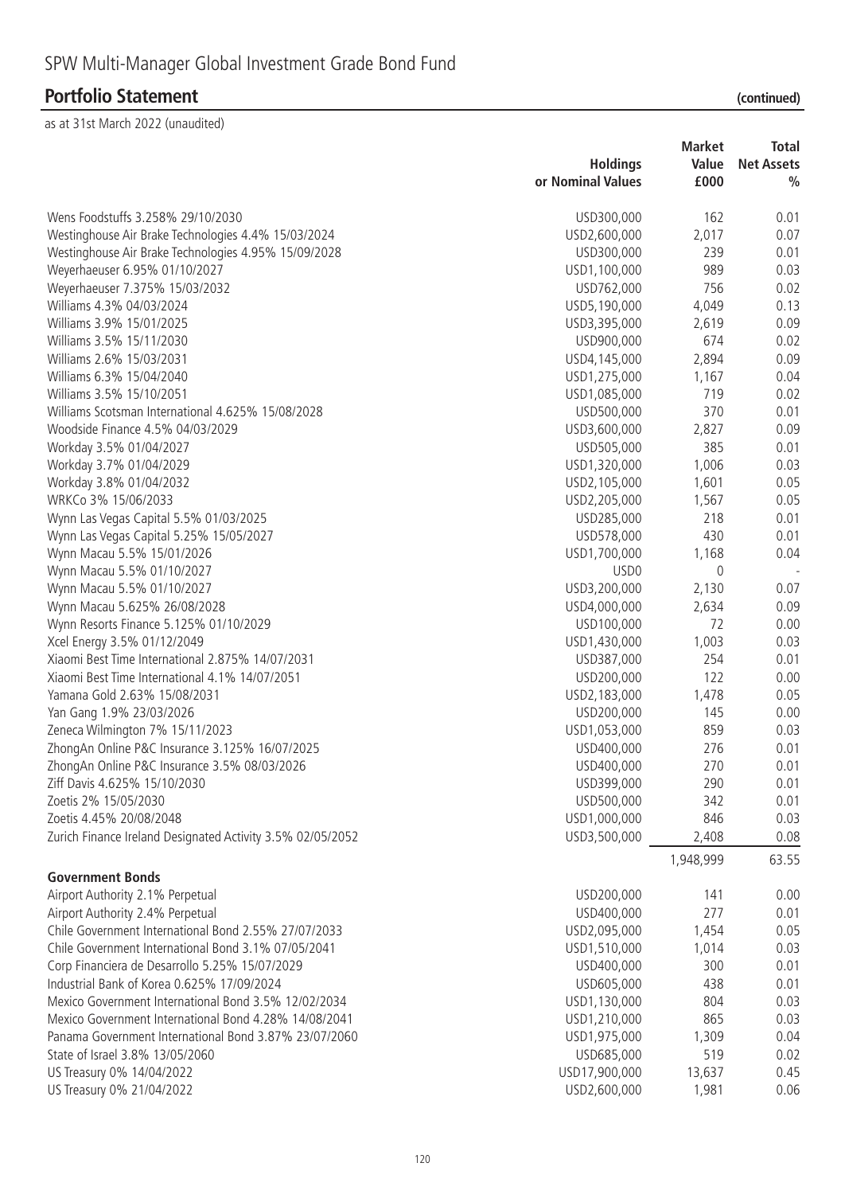# SPW Multi-Manager Global Investment Grade Bond Fund

## Portfolio Statement (continued)

as at 31st March 2022 (unaudited)

| | Holdings or Nominal Values | Market Value £000 | Total Net Assets % |
|---|---|---|---|
| Wens Foodstuffs 3.258% 29/10/2030 | USD300,000 | 162 | 0.01 |
| Westinghouse Air Brake Technologies 4.4% 15/03/2024 | USD2,600,000 | 2,017 | 0.07 |
| Westinghouse Air Brake Technologies 4.95% 15/09/2028 | USD300,000 | 239 | 0.01 |
| Weyerhaeuser 6.95% 01/10/2027 | USD1,100,000 | 989 | 0.03 |
| Weyerhaeuser 7.375% 15/03/2032 | USD762,000 | 756 | 0.02 |
| Williams 4.3% 04/03/2024 | USD5,190,000 | 4,049 | 0.13 |
| Williams 3.9% 15/01/2025 | USD3,395,000 | 2,619 | 0.09 |
| Williams 3.5% 15/11/2030 | USD900,000 | 674 | 0.02 |
| Williams 2.6% 15/03/2031 | USD4,145,000 | 2,894 | 0.09 |
| Williams 6.3% 15/04/2040 | USD1,275,000 | 1,167 | 0.04 |
| Williams 3.5% 15/10/2051 | USD1,085,000 | 719 | 0.02 |
| Williams Scotsman International 4.625% 15/08/2028 | USD500,000 | 370 | 0.01 |
| Woodside Finance 4.5% 04/03/2029 | USD3,600,000 | 2,827 | 0.09 |
| Workday 3.5% 01/04/2027 | USD505,000 | 385 | 0.01 |
| Workday 3.7% 01/04/2029 | USD1,320,000 | 1,006 | 0.03 |
| Workday 3.8% 01/04/2032 | USD2,105,000 | 1,601 | 0.05 |
| WRKCo 3% 15/06/2033 | USD2,205,000 | 1,567 | 0.05 |
| Wynn Las Vegas Capital 5.5% 01/03/2025 | USD285,000 | 218 | 0.01 |
| Wynn Las Vegas Capital 5.25% 15/05/2027 | USD578,000 | 430 | 0.01 |
| Wynn Macau 5.5% 15/01/2026 | USD1,700,000 | 1,168 | 0.04 |
| Wynn Macau 5.5% 01/10/2027 | USD0 | 0 | - |
| Wynn Macau 5.5% 01/10/2027 | USD3,200,000 | 2,130 | 0.07 |
| Wynn Macau 5.625% 26/08/2028 | USD4,000,000 | 2,634 | 0.09 |
| Wynn Resorts Finance 5.125% 01/10/2029 | USD100,000 | 72 | 0.00 |
| Xcel Energy 3.5% 01/12/2049 | USD1,430,000 | 1,003 | 0.03 |
| Xiaomi Best Time International 2.875% 14/07/2031 | USD387,000 | 254 | 0.01 |
| Xiaomi Best Time International 4.1% 14/07/2051 | USD200,000 | 122 | 0.00 |
| Yamana Gold 2.63% 15/08/2031 | USD2,183,000 | 1,478 | 0.05 |
| Yan Gang 1.9% 23/03/2026 | USD200,000 | 145 | 0.00 |
| Zeneca Wilmington 7% 15/11/2023 | USD1,053,000 | 859 | 0.03 |
| ZhongAn Online P&C Insurance 3.125% 16/07/2025 | USD400,000 | 276 | 0.01 |
| ZhongAn Online P&C Insurance 3.5% 08/03/2026 | USD400,000 | 270 | 0.01 |
| Ziff Davis 4.625% 15/10/2030 | USD399,000 | 290 | 0.01 |
| Zoetis 2% 15/05/2030 | USD500,000 | 342 | 0.01 |
| Zoetis 4.45% 20/08/2048 | USD1,000,000 | 846 | 0.03 |
| Zurich Finance Ireland Designated Activity 3.5% 02/05/2052 | USD3,500,000 | 2,408 | 0.08 |
| | | 1,948,999 | 63.55 |
| **Government Bonds** | | | |
| Airport Authority 2.1% Perpetual | USD200,000 | 141 | 0.00 |
| Airport Authority 2.4% Perpetual | USD400,000 | 277 | 0.01 |
| Chile Government International Bond 2.55% 27/07/2033 | USD2,095,000 | 1,454 | 0.05 |
| Chile Government International Bond 3.1% 07/05/2041 | USD1,510,000 | 1,014 | 0.03 |
| Corp Financiera de Desarrollo 5.25% 15/07/2029 | USD400,000 | 300 | 0.01 |
| Industrial Bank of Korea 0.625% 17/09/2024 | USD605,000 | 438 | 0.01 |
| Mexico Government International Bond 3.5% 12/02/2034 | USD1,130,000 | 804 | 0.03 |
| Mexico Government International Bond 4.28% 14/08/2041 | USD1,210,000 | 865 | 0.03 |
| Panama Government International Bond 3.87% 23/07/2060 | USD1,975,000 | 1,309 | 0.04 |
| State of Israel 3.8% 13/05/2060 | USD685,000 | 519 | 0.02 |
| US Treasury 0% 14/04/2022 | USD17,900,000 | 13,637 | 0.45 |
| US Treasury 0% 21/04/2022 | USD2,600,000 | 1,981 | 0.06 |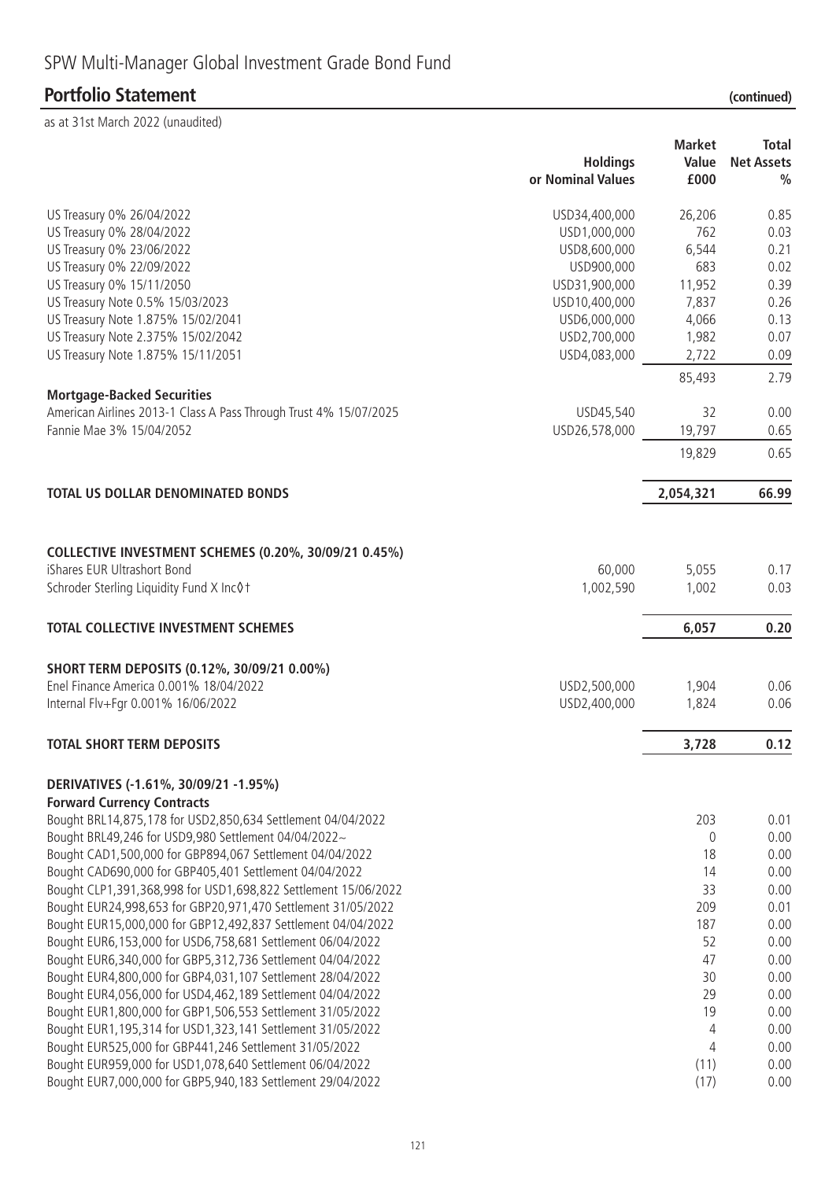# SPW Multi-Manager Global Investment Grade Bond Fund

## Portfolio Statement (continued)

as at 31st March 2022 (unaudited)

| | Holdings or Nominal Values | Market Value £000 | Total Net Assets % |
|---|---|---|---|
| US Treasury 0% 26/04/2022 | USD34,400,000 | 26,206 | 0.85 |
| US Treasury 0% 28/04/2022 | USD1,000,000 | 762 | 0.03 |
| US Treasury 0% 23/06/2022 | USD8,600,000 | 6,544 | 0.21 |
| US Treasury 0% 22/09/2022 | USD900,000 | 683 | 0.02 |
| US Treasury 0% 15/11/2050 | USD31,900,000 | 11,952 | 0.39 |
| US Treasury Note 0.5% 15/03/2023 | USD10,400,000 | 7,837 | 0.26 |
| US Treasury Note 1.875% 15/02/2041 | USD6,000,000 | 4,066 | 0.13 |
| US Treasury Note 2.375% 15/02/2042 | USD2,700,000 | 1,982 | 0.07 |
| US Treasury Note 1.875% 15/11/2051 | USD4,083,000 | 2,722 | 0.09 |
| | | 85,493 | 2.79 |
| **Mortgage-Backed Securities** | | | |
| American Airlines 2013-1 Class A Pass Through Trust 4% 15/07/2025 | USD45,540 | 32 | 0.00 |
| Fannie Mae 3% 15/04/2052 | USD26,578,000 | 19,797 | 0.65 |
| | | 19,829 | 0.65 |
| **TOTAL US DOLLAR DENOMINATED BONDS** | | **2,054,321** | **66.99** |
| **COLLECTIVE INVESTMENT SCHEMES (0.20%, 30/09/21 0.45%)** | | | |
| iShares EUR Ultrashort Bond | 60,000 | 5,055 | 0.17 |
| Schroder Sterling Liquidity Fund X Inc◊† | 1,002,590 | 1,002 | 0.03 |
| **TOTAL COLLECTIVE INVESTMENT SCHEMES** | | **6,057** | **0.20** |
| **SHORT TERM DEPOSITS (0.12%, 30/09/21 0.00%)** | | | |
| Enel Finance America 0.001% 18/04/2022 | USD2,500,000 | 1,904 | 0.06 |
| Internal Flv+Fgr 0.001% 16/06/2022 | USD2,400,000 | 1,824 | 0.06 |
| **TOTAL SHORT TERM DEPOSITS** | | **3,728** | **0.12** |
| **DERIVATIVES (-1.61%, 30/09/21 -1.95%)** | | | |
| **Forward Currency Contracts** | | | |
| Bought BRL14,875,178 for USD2,850,634 Settlement 04/04/2022 | | 203 | 0.01 |
| Bought BRL49,246 for USD9,980 Settlement 04/04/2022~ | | 0 | 0.00 |
| Bought CAD1,500,000 for GBP894,067 Settlement 04/04/2022 | | 18 | 0.00 |
| Bought CAD690,000 for GBP405,401 Settlement 04/04/2022 | | 14 | 0.00 |
| Bought CLP1,391,368,998 for USD1,698,822 Settlement 15/06/2022 | | 33 | 0.00 |
| Bought EUR24,998,653 for GBP20,971,470 Settlement 31/05/2022 | | 209 | 0.01 |
| Bought EUR15,000,000 for GBP12,492,837 Settlement 04/04/2022 | | 187 | 0.00 |
| Bought EUR6,153,000 for USD6,758,681 Settlement 06/04/2022 | | 52 | 0.00 |
| Bought EUR6,340,000 for GBP5,312,736 Settlement 04/04/2022 | | 47 | 0.00 |
| Bought EUR4,800,000 for GBP4,031,107 Settlement 28/04/2022 | | 30 | 0.00 |
| Bought EUR4,056,000 for USD4,462,189 Settlement 04/04/2022 | | 29 | 0.00 |
| Bought EUR1,800,000 for GBP1,506,553 Settlement 31/05/2022 | | 19 | 0.00 |
| Bought EUR1,195,314 for USD1,323,141 Settlement 31/05/2022 | | 4 | 0.00 |
| Bought EUR525,000 for GBP441,246 Settlement 31/05/2022 | | 4 | 0.00 |
| Bought EUR959,000 for USD1,078,640 Settlement 06/04/2022 | | (11) | 0.00 |
| Bought EUR7,000,000 for GBP5,940,183 Settlement 29/04/2022 | | (17) | 0.00 |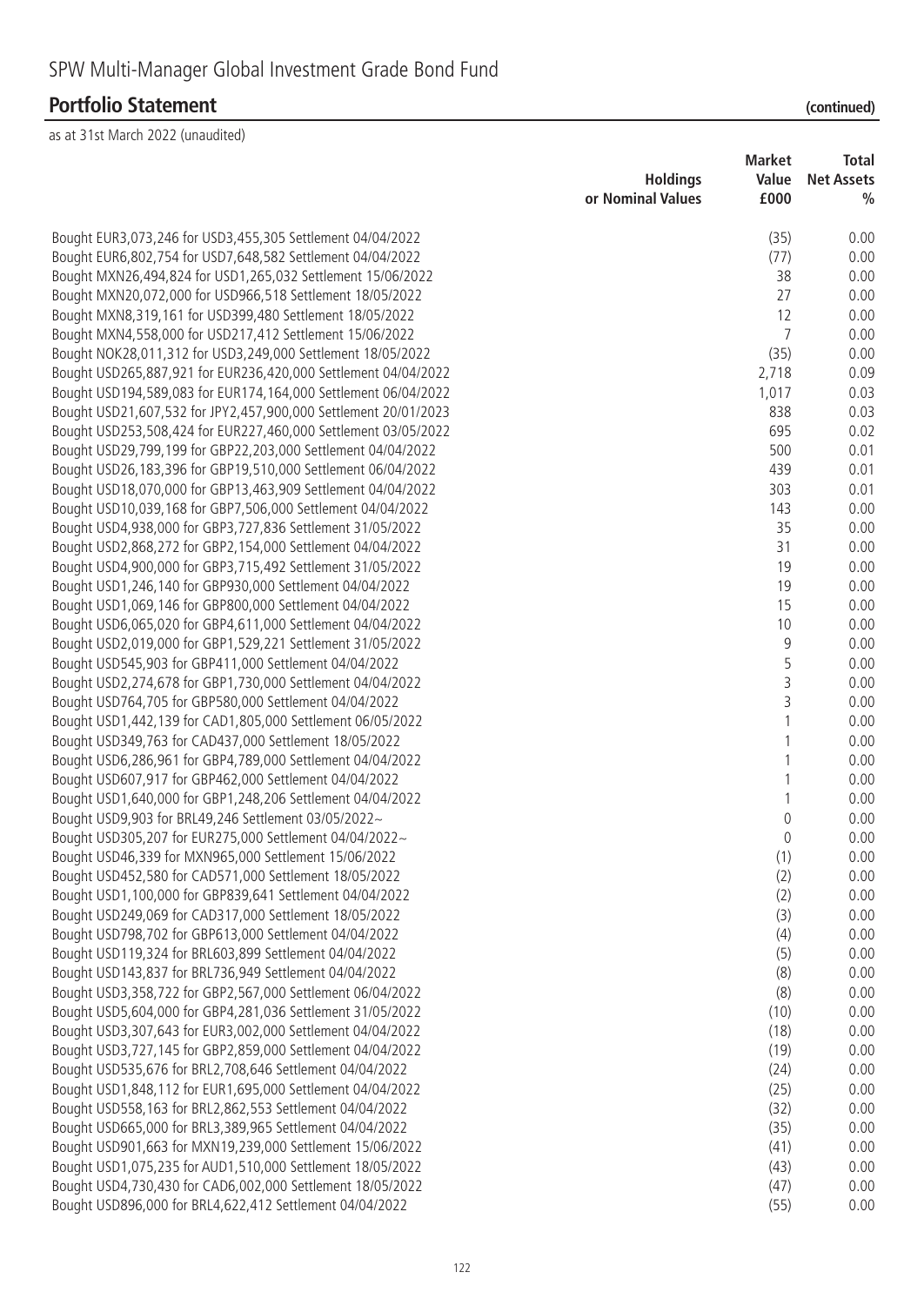# SPW Multi-Manager Global Investment Grade Bond Fund

## Portfolio Statement (continued)

as at 31st March 2022 (unaudited)

| | Holdings or Nominal Values | Market Value £000 | Total Net Assets % |
|---|---|---|---|
| Bought EUR3,073,246 for USD3,455,305 Settlement 04/04/2022 | | (35) | 0.00 |
| Bought EUR6,802,754 for USD7,648,582 Settlement 04/04/2022 | | (77) | 0.00 |
| Bought MXN26,494,824 for USD1,265,032 Settlement 15/06/2022 | | 38 | 0.00 |
| Bought MXN20,072,000 for USD966,518 Settlement 18/05/2022 | | 27 | 0.00 |
| Bought MXN8,319,161 for USD399,480 Settlement 18/05/2022 | | 12 | 0.00 |
| Bought MXN4,558,000 for USD217,412 Settlement 15/06/2022 | | 7 | 0.00 |
| Bought NOK28,011,312 for USD3,249,000 Settlement 18/05/2022 | | (35) | 0.00 |
| Bought USD265,887,921 for EUR236,420,000 Settlement 04/04/2022 | | 2,718 | 0.09 |
| Bought USD194,589,083 for EUR174,164,000 Settlement 06/04/2022 | | 1,017 | 0.03 |
| Bought USD21,607,532 for JPY2,457,900,000 Settlement 20/01/2023 | | 838 | 0.03 |
| Bought USD253,508,424 for EUR227,460,000 Settlement 03/05/2022 | | 695 | 0.02 |
| Bought USD29,799,199 for GBP22,203,000 Settlement 04/04/2022 | | 500 | 0.01 |
| Bought USD26,183,396 for GBP19,510,000 Settlement 06/04/2022 | | 439 | 0.01 |
| Bought USD18,070,000 for GBP13,463,909 Settlement 04/04/2022 | | 303 | 0.01 |
| Bought USD10,039,168 for GBP7,506,000 Settlement 04/04/2022 | | 143 | 0.00 |
| Bought USD4,938,000 for GBP3,727,836 Settlement 31/05/2022 | | 35 | 0.00 |
| Bought USD2,868,272 for GBP2,154,000 Settlement 04/04/2022 | | 31 | 0.00 |
| Bought USD4,900,000 for GBP3,715,492 Settlement 31/05/2022 | | 19 | 0.00 |
| Bought USD1,246,140 for GBP930,000 Settlement 04/04/2022 | | 19 | 0.00 |
| Bought USD1,069,146 for GBP800,000 Settlement 04/04/2022 | | 15 | 0.00 |
| Bought USD6,065,020 for GBP4,611,000 Settlement 04/04/2022 | | 10 | 0.00 |
| Bought USD2,019,000 for GBP1,529,221 Settlement 31/05/2022 | | 9 | 0.00 |
| Bought USD545,903 for GBP411,000 Settlement 04/04/2022 | | 5 | 0.00 |
| Bought USD2,274,678 for GBP1,730,000 Settlement 04/04/2022 | | 3 | 0.00 |
| Bought USD764,705 for GBP580,000 Settlement 04/04/2022 | | 3 | 0.00 |
| Bought USD1,442,139 for CAD1,805,000 Settlement 06/05/2022 | | 1 | 0.00 |
| Bought USD349,763 for CAD437,000 Settlement 18/05/2022 | | 1 | 0.00 |
| Bought USD6,286,961 for GBP4,789,000 Settlement 04/04/2022 | | 1 | 0.00 |
| Bought USD607,917 for GBP462,000 Settlement 04/04/2022 | | 1 | 0.00 |
| Bought USD1,640,000 for GBP1,248,206 Settlement 04/04/2022 | | 1 | 0.00 |
| Bought USD9,903 for BRL49,246 Settlement 03/05/2022~ | | 0 | 0.00 |
| Bought USD305,207 for EUR275,000 Settlement 04/04/2022~ | | 0 | 0.00 |
| Bought USD46,339 for MXN965,000 Settlement 15/06/2022 | | (1) | 0.00 |
| Bought USD452,580 for CAD571,000 Settlement 18/05/2022 | | (2) | 0.00 |
| Bought USD1,100,000 for GBP839,641 Settlement 04/04/2022 | | (2) | 0.00 |
| Bought USD249,069 for CAD317,000 Settlement 18/05/2022 | | (3) | 0.00 |
| Bought USD798,702 for GBP613,000 Settlement 04/04/2022 | | (4) | 0.00 |
| Bought USD119,324 for BRL603,899 Settlement 04/04/2022 | | (5) | 0.00 |
| Bought USD143,837 for BRL736,949 Settlement 04/04/2022 | | (8) | 0.00 |
| Bought USD3,358,722 for GBP2,567,000 Settlement 06/04/2022 | | (8) | 0.00 |
| Bought USD5,604,000 for GBP4,281,036 Settlement 31/05/2022 | | (10) | 0.00 |
| Bought USD3,307,643 for EUR3,002,000 Settlement 04/04/2022 | | (18) | 0.00 |
| Bought USD3,727,145 for GBP2,859,000 Settlement 04/04/2022 | | (19) | 0.00 |
| Bought USD535,676 for BRL2,708,646 Settlement 04/04/2022 | | (24) | 0.00 |
| Bought USD1,848,112 for EUR1,695,000 Settlement 04/04/2022 | | (25) | 0.00 |
| Bought USD558,163 for BRL2,862,553 Settlement 04/04/2022 | | (32) | 0.00 |
| Bought USD665,000 for BRL3,389,965 Settlement 04/04/2022 | | (35) | 0.00 |
| Bought USD901,663 for MXN19,239,000 Settlement 15/06/2022 | | (41) | 0.00 |
| Bought USD1,075,235 for AUD1,510,000 Settlement 18/05/2022 | | (43) | 0.00 |
| Bought USD4,730,430 for CAD6,002,000 Settlement 18/05/2022 | | (47) | 0.00 |
| Bought USD896,000 for BRL4,622,412 Settlement 04/04/2022 | | (55) | 0.00 |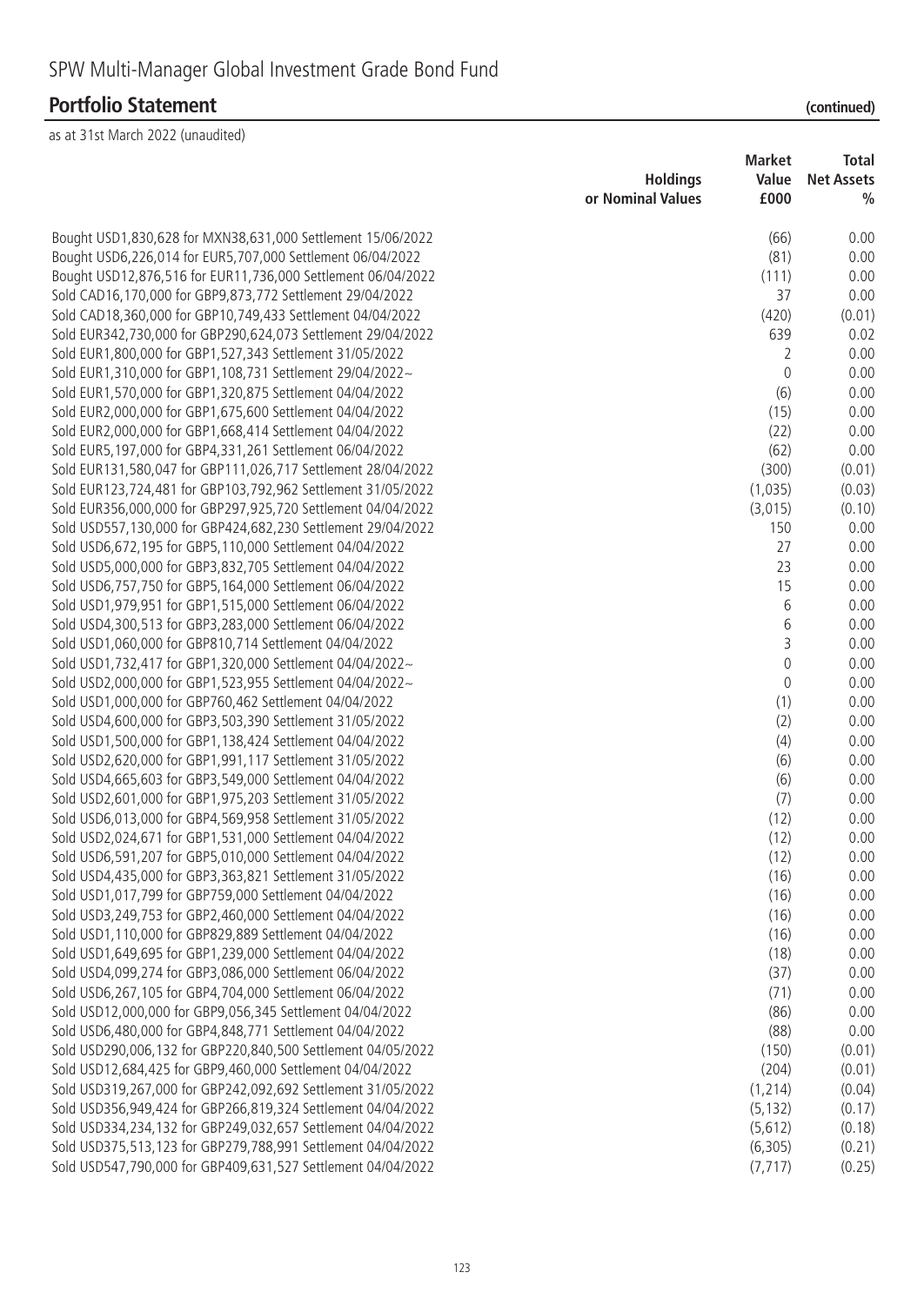# SPW Multi-Manager Global Investment Grade Bond Fund

## Portfolio Statement (continued)

as at 31st March 2022 (unaudited)

| | Holdings or Nominal Values | Market Value £000 | Total Net Assets % |
|---|---|---|---|
| Bought USD1,830,628 for MXN38,631,000 Settlement 15/06/2022 | | (66) | 0.00 |
| Bought USD6,226,014 for EUR5,707,000 Settlement 06/04/2022 | | (81) | 0.00 |
| Bought USD12,876,516 for EUR11,736,000 Settlement 06/04/2022 | | (111) | 0.00 |
| Sold CAD16,170,000 for GBP9,873,772 Settlement 29/04/2022 | | 37 | 0.00 |
| Sold CAD18,360,000 for GBP10,749,433 Settlement 04/04/2022 | | (420) | (0.01) |
| Sold EUR342,730,000 for GBP290,624,073 Settlement 29/04/2022 | | 639 | 0.02 |
| Sold EUR1,800,000 for GBP1,527,343 Settlement 31/05/2022 | | 2 | 0.00 |
| Sold EUR1,310,000 for GBP1,108,731 Settlement 29/04/2022~ | | 0 | 0.00 |
| Sold EUR1,570,000 for GBP1,320,875 Settlement 04/04/2022 | | (6) | 0.00 |
| Sold EUR2,000,000 for GBP1,675,600 Settlement 04/04/2022 | | (15) | 0.00 |
| Sold EUR2,000,000 for GBP1,668,414 Settlement 04/04/2022 | | (22) | 0.00 |
| Sold EUR5,197,000 for GBP4,331,261 Settlement 06/04/2022 | | (62) | 0.00 |
| Sold EUR131,580,047 for GBP111,026,717 Settlement 28/04/2022 | | (300) | (0.01) |
| Sold EUR123,724,481 for GBP103,792,962 Settlement 31/05/2022 | | (1,035) | (0.03) |
| Sold EUR356,000,000 for GBP297,925,720 Settlement 04/04/2022 | | (3,015) | (0.10) |
| Sold USD557,130,000 for GBP424,682,230 Settlement 29/04/2022 | | 150 | 0.00 |
| Sold USD6,672,195 for GBP5,110,000 Settlement 04/04/2022 | | 27 | 0.00 |
| Sold USD5,000,000 for GBP3,832,705 Settlement 04/04/2022 | | 23 | 0.00 |
| Sold USD6,757,750 for GBP5,164,000 Settlement 06/04/2022 | | 15 | 0.00 |
| Sold USD1,979,951 for GBP1,515,000 Settlement 06/04/2022 | | 6 | 0.00 |
| Sold USD4,300,513 for GBP3,283,000 Settlement 06/04/2022 | | 6 | 0.00 |
| Sold USD1,060,000 for GBP810,714 Settlement 04/04/2022 | | 3 | 0.00 |
| Sold USD1,732,417 for GBP1,320,000 Settlement 04/04/2022~ | | 0 | 0.00 |
| Sold USD2,000,000 for GBP1,523,955 Settlement 04/04/2022~ | | 0 | 0.00 |
| Sold USD1,000,000 for GBP760,462 Settlement 04/04/2022 | | (1) | 0.00 |
| Sold USD4,600,000 for GBP3,503,390 Settlement 31/05/2022 | | (2) | 0.00 |
| Sold USD1,500,000 for GBP1,138,424 Settlement 04/04/2022 | | (4) | 0.00 |
| Sold USD2,620,000 for GBP1,991,117 Settlement 31/05/2022 | | (6) | 0.00 |
| Sold USD4,665,603 for GBP3,549,000 Settlement 04/04/2022 | | (6) | 0.00 |
| Sold USD2,601,000 for GBP1,975,203 Settlement 31/05/2022 | | (7) | 0.00 |
| Sold USD6,013,000 for GBP4,569,958 Settlement 31/05/2022 | | (12) | 0.00 |
| Sold USD2,024,671 for GBP1,531,000 Settlement 04/04/2022 | | (12) | 0.00 |
| Sold USD6,591,207 for GBP5,010,000 Settlement 04/04/2022 | | (12) | 0.00 |
| Sold USD4,435,000 for GBP3,363,821 Settlement 31/05/2022 | | (16) | 0.00 |
| Sold USD1,017,799 for GBP759,000 Settlement 04/04/2022 | | (16) | 0.00 |
| Sold USD3,249,753 for GBP2,460,000 Settlement 04/04/2022 | | (16) | 0.00 |
| Sold USD1,110,000 for GBP829,889 Settlement 04/04/2022 | | (16) | 0.00 |
| Sold USD1,649,695 for GBP1,239,000 Settlement 04/04/2022 | | (18) | 0.00 |
| Sold USD4,099,274 for GBP3,086,000 Settlement 06/04/2022 | | (37) | 0.00 |
| Sold USD6,267,105 for GBP4,704,000 Settlement 06/04/2022 | | (71) | 0.00 |
| Sold USD12,000,000 for GBP9,056,345 Settlement 04/04/2022 | | (86) | 0.00 |
| Sold USD6,480,000 for GBP4,848,771 Settlement 04/04/2022 | | (88) | 0.00 |
| Sold USD290,006,132 for GBP220,840,500 Settlement 04/05/2022 | | (150) | (0.01) |
| Sold USD12,684,425 for GBP9,460,000 Settlement 04/04/2022 | | (204) | (0.01) |
| Sold USD319,267,000 for GBP242,092,692 Settlement 31/05/2022 | | (1,214) | (0.04) |
| Sold USD356,949,424 for GBP266,819,324 Settlement 04/04/2022 | | (5,132) | (0.17) |
| Sold USD334,234,132 for GBP249,032,657 Settlement 04/04/2022 | | (5,612) | (0.18) |
| Sold USD375,513,123 for GBP279,788,991 Settlement 04/04/2022 | | (6,305) | (0.21) |
| Sold USD547,790,000 for GBP409,631,527 Settlement 04/04/2022 | | (7,717) | (0.25) |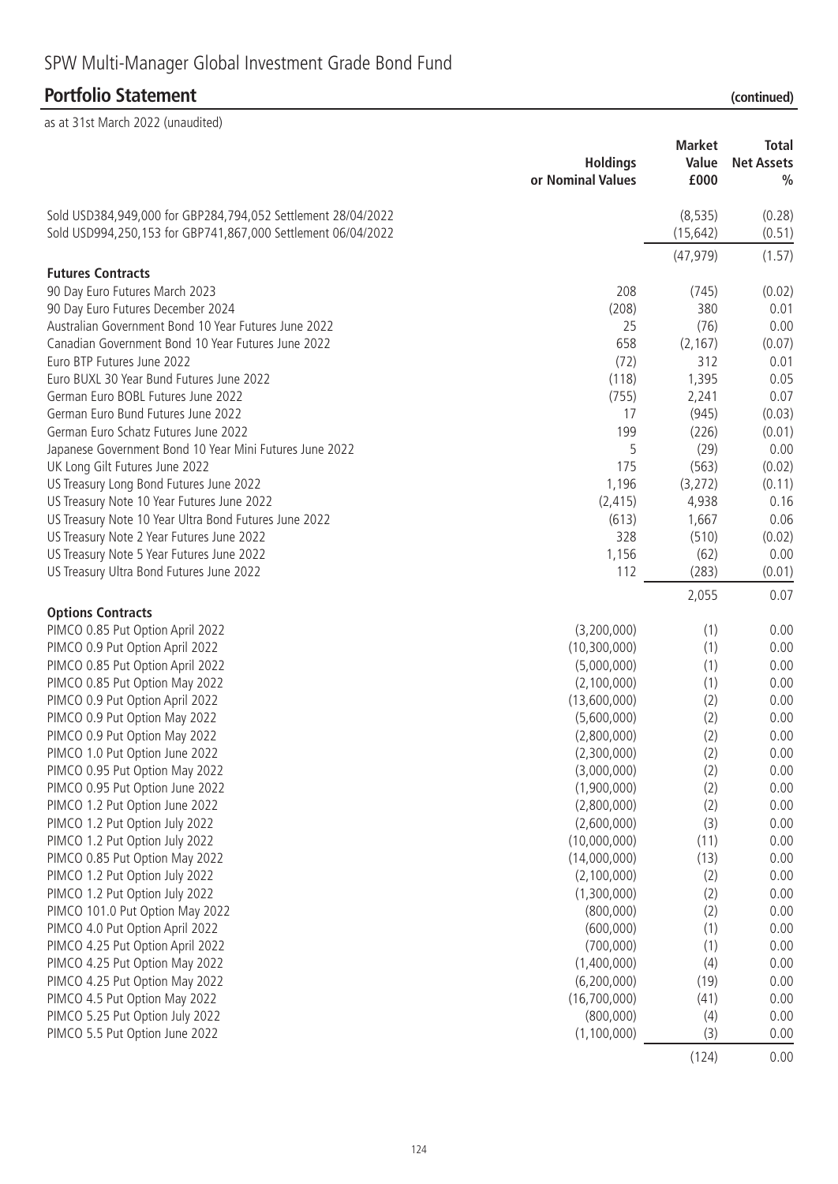# SPW Multi-Manager Global Investment Grade Bond Fund

## Portfolio Statement (continued)

as at 31st March 2022 (unaudited)

| | Holdings or Nominal Values | Market Value £000 | Total Net Assets % |
|---|---|---|---|
| Sold USD384,949,000 for GBP284,794,052 Settlement 28/04/2022 | | (8,535) | (0.28) |
| Sold USD994,250,153 for GBP741,867,000 Settlement 06/04/2022 | | (15,642) | (0.51) |
| | | (47,979) | (1.57) |
| **Futures Contracts** | | | |
| 90 Day Euro Futures March 2023 | 208 | (745) | (0.02) |
| 90 Day Euro Futures December 2024 | (208) | 380 | 0.01 |
| Australian Government Bond 10 Year Futures June 2022 | 25 | (76) | 0.00 |
| Canadian Government Bond 10 Year Futures June 2022 | 658 | (2,167) | (0.07) |
| Euro BTP Futures June 2022 | (72) | 312 | 0.01 |
| Euro BUXL 30 Year Bund Futures June 2022 | (118) | 1,395 | 0.05 |
| German Euro BOBL Futures June 2022 | (755) | 2,241 | 0.07 |
| German Euro Bund Futures June 2022 | 17 | (945) | (0.03) |
| German Euro Schatz Futures June 2022 | 199 | (226) | (0.01) |
| Japanese Government Bond 10 Year Mini Futures June 2022 | 5 | (29) | 0.00 |
| UK Long Gilt Futures June 2022 | 175 | (563) | (0.02) |
| US Treasury Long Bond Futures June 2022 | 1,196 | (3,272) | (0.11) |
| US Treasury Note 10 Year Futures June 2022 | (2,415) | 4,938 | 0.16 |
| US Treasury Note 10 Year Ultra Bond Futures June 2022 | (613) | 1,667 | 0.06 |
| US Treasury Note 2 Year Futures June 2022 | 328 | (510) | (0.02) |
| US Treasury Note 5 Year Futures June 2022 | 1,156 | (62) | 0.00 |
| US Treasury Ultra Bond Futures June 2022 | 112 | (283) | (0.01) |
| | | 2,055 | 0.07 |
| **Options Contracts** | | | |
| PIMCO 0.85 Put Option April 2022 | (3,200,000) | (1) | 0.00 |
| PIMCO 0.9 Put Option April 2022 | (10,300,000) | (1) | 0.00 |
| PIMCO 0.85 Put Option April 2022 | (5,000,000) | (1) | 0.00 |
| PIMCO 0.85 Put Option May 2022 | (2,100,000) | (1) | 0.00 |
| PIMCO 0.9 Put Option April 2022 | (13,600,000) | (2) | 0.00 |
| PIMCO 0.9 Put Option May 2022 | (5,600,000) | (2) | 0.00 |
| PIMCO 0.9 Put Option May 2022 | (2,800,000) | (2) | 0.00 |
| PIMCO 1.0 Put Option June 2022 | (2,300,000) | (2) | 0.00 |
| PIMCO 0.95 Put Option May 2022 | (3,000,000) | (2) | 0.00 |
| PIMCO 0.95 Put Option June 2022 | (1,900,000) | (2) | 0.00 |
| PIMCO 1.2 Put Option June 2022 | (2,800,000) | (2) | 0.00 |
| PIMCO 1.2 Put Option July 2022 | (2,600,000) | (3) | 0.00 |
| PIMCO 1.2 Put Option July 2022 | (10,000,000) | (11) | 0.00 |
| PIMCO 0.85 Put Option May 2022 | (14,000,000) | (13) | 0.00 |
| PIMCO 1.2 Put Option July 2022 | (2,100,000) | (2) | 0.00 |
| PIMCO 1.2 Put Option July 2022 | (1,300,000) | (2) | 0.00 |
| PIMCO 101.0 Put Option May 2022 | (800,000) | (2) | 0.00 |
| PIMCO 4.0 Put Option April 2022 | (600,000) | (1) | 0.00 |
| PIMCO 4.25 Put Option April 2022 | (700,000) | (1) | 0.00 |
| PIMCO 4.25 Put Option May 2022 | (1,400,000) | (4) | 0.00 |
| PIMCO 4.25 Put Option May 2022 | (6,200,000) | (19) | 0.00 |
| PIMCO 4.5 Put Option May 2022 | (16,700,000) | (41) | 0.00 |
| PIMCO 5.25 Put Option July 2022 | (800,000) | (4) | 0.00 |
| PIMCO 5.5 Put Option June 2022 | (1,100,000) | (3) | 0.00 |
| | | (124) | 0.00 |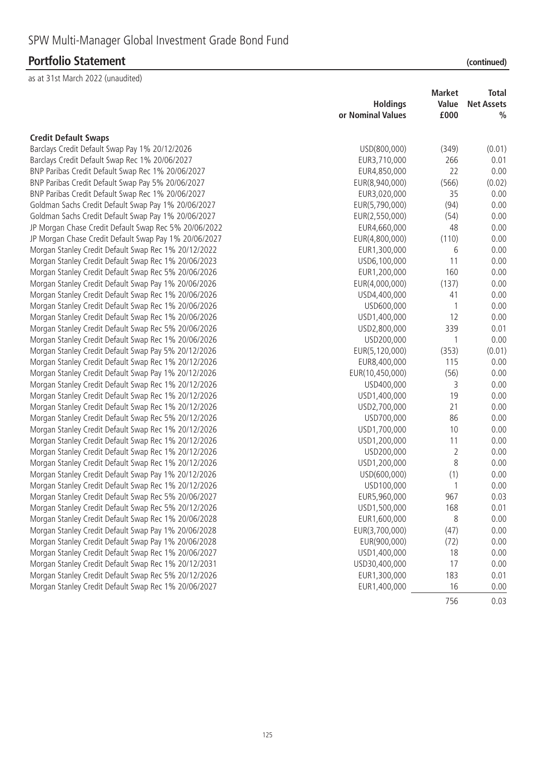# SPW Multi-Manager Global Investment Grade Bond Fund

## Portfolio Statement (continued)

as at 31st March 2022 (unaudited)

| | Holdings or Nominal Values | Market Value £000 | Total Net Assets % |
|---|---|---|---|
| **Credit Default Swaps** | | | |
| Barclays Credit Default Swap Pay 1% 20/12/2026 | USD(800,000) | (349) | (0.01) |
| Barclays Credit Default Swap Rec 1% 20/06/2027 | EUR3,710,000 | 266 | 0.01 |
| BNP Paribas Credit Default Swap Rec 1% 20/06/2027 | EUR4,850,000 | 22 | 0.00 |
| BNP Paribas Credit Default Swap Pay 5% 20/06/2027 | EUR(8,940,000) | (566) | (0.02) |
| BNP Paribas Credit Default Swap Rec 1% 20/06/2027 | EUR3,020,000 | 35 | 0.00 |
| Goldman Sachs Credit Default Swap Pay 1% 20/06/2027 | EUR(5,790,000) | (94) | 0.00 |
| Goldman Sachs Credit Default Swap Pay 1% 20/06/2027 | EUR(2,550,000) | (54) | 0.00 |
| JP Morgan Chase Credit Default Swap Rec 5% 20/06/2022 | EUR4,660,000 | 48 | 0.00 |
| JP Morgan Chase Credit Default Swap Pay 1% 20/06/2027 | EUR(4,800,000) | (110) | 0.00 |
| Morgan Stanley Credit Default Swap Rec 1% 20/12/2022 | EUR1,300,000 | 6 | 0.00 |
| Morgan Stanley Credit Default Swap Rec 1% 20/06/2023 | USD6,100,000 | 11 | 0.00 |
| Morgan Stanley Credit Default Swap Rec 5% 20/06/2026 | EUR1,200,000 | 160 | 0.00 |
| Morgan Stanley Credit Default Swap Pay 1% 20/06/2026 | EUR(4,000,000) | (137) | 0.00 |
| Morgan Stanley Credit Default Swap Rec 1% 20/06/2026 | USD4,400,000 | 41 | 0.00 |
| Morgan Stanley Credit Default Swap Rec 1% 20/06/2026 | USD600,000 | 1 | 0.00 |
| Morgan Stanley Credit Default Swap Rec 1% 20/06/2026 | USD1,400,000 | 12 | 0.00 |
| Morgan Stanley Credit Default Swap Rec 5% 20/06/2026 | USD2,800,000 | 339 | 0.01 |
| Morgan Stanley Credit Default Swap Rec 1% 20/06/2026 | USD200,000 | 1 | 0.00 |
| Morgan Stanley Credit Default Swap Pay 5% 20/12/2026 | EUR(5,120,000) | (353) | (0.01) |
| Morgan Stanley Credit Default Swap Rec 1% 20/12/2026 | EUR8,400,000 | 115 | 0.00 |
| Morgan Stanley Credit Default Swap Pay 1% 20/12/2026 | EUR(10,450,000) | (56) | 0.00 |
| Morgan Stanley Credit Default Swap Rec 1% 20/12/2026 | USD400,000 | 3 | 0.00 |
| Morgan Stanley Credit Default Swap Rec 1% 20/12/2026 | USD1,400,000 | 19 | 0.00 |
| Morgan Stanley Credit Default Swap Rec 1% 20/12/2026 | USD2,700,000 | 21 | 0.00 |
| Morgan Stanley Credit Default Swap Rec 5% 20/12/2026 | USD700,000 | 86 | 0.00 |
| Morgan Stanley Credit Default Swap Rec 1% 20/12/2026 | USD1,700,000 | 10 | 0.00 |
| Morgan Stanley Credit Default Swap Rec 1% 20/12/2026 | USD1,200,000 | 11 | 0.00 |
| Morgan Stanley Credit Default Swap Rec 1% 20/12/2026 | USD200,000 | 2 | 0.00 |
| Morgan Stanley Credit Default Swap Rec 1% 20/12/2026 | USD1,200,000 | 8 | 0.00 |
| Morgan Stanley Credit Default Swap Pay 1% 20/12/2026 | USD(600,000) | (1) | 0.00 |
| Morgan Stanley Credit Default Swap Rec 1% 20/12/2026 | USD100,000 | 1 | 0.00 |
| Morgan Stanley Credit Default Swap Rec 5% 20/06/2027 | EUR5,960,000 | 967 | 0.03 |
| Morgan Stanley Credit Default Swap Rec 5% 20/12/2026 | USD1,500,000 | 168 | 0.01 |
| Morgan Stanley Credit Default Swap Rec 1% 20/06/2028 | EUR1,600,000 | 8 | 0.00 |
| Morgan Stanley Credit Default Swap Pay 1% 20/06/2028 | EUR(3,700,000) | (47) | 0.00 |
| Morgan Stanley Credit Default Swap Pay 1% 20/06/2028 | EUR(900,000) | (72) | 0.00 |
| Morgan Stanley Credit Default Swap Rec 1% 20/06/2027 | USD1,400,000 | 18 | 0.00 |
| Morgan Stanley Credit Default Swap Rec 1% 20/12/2031 | USD30,400,000 | 17 | 0.00 |
| Morgan Stanley Credit Default Swap Rec 5% 20/12/2026 | EUR1,300,000 | 183 | 0.01 |
| Morgan Stanley Credit Default Swap Rec 1% 20/06/2027 | EUR1,400,000 | 16 | 0.00 |
| | | 756 | 0.03 |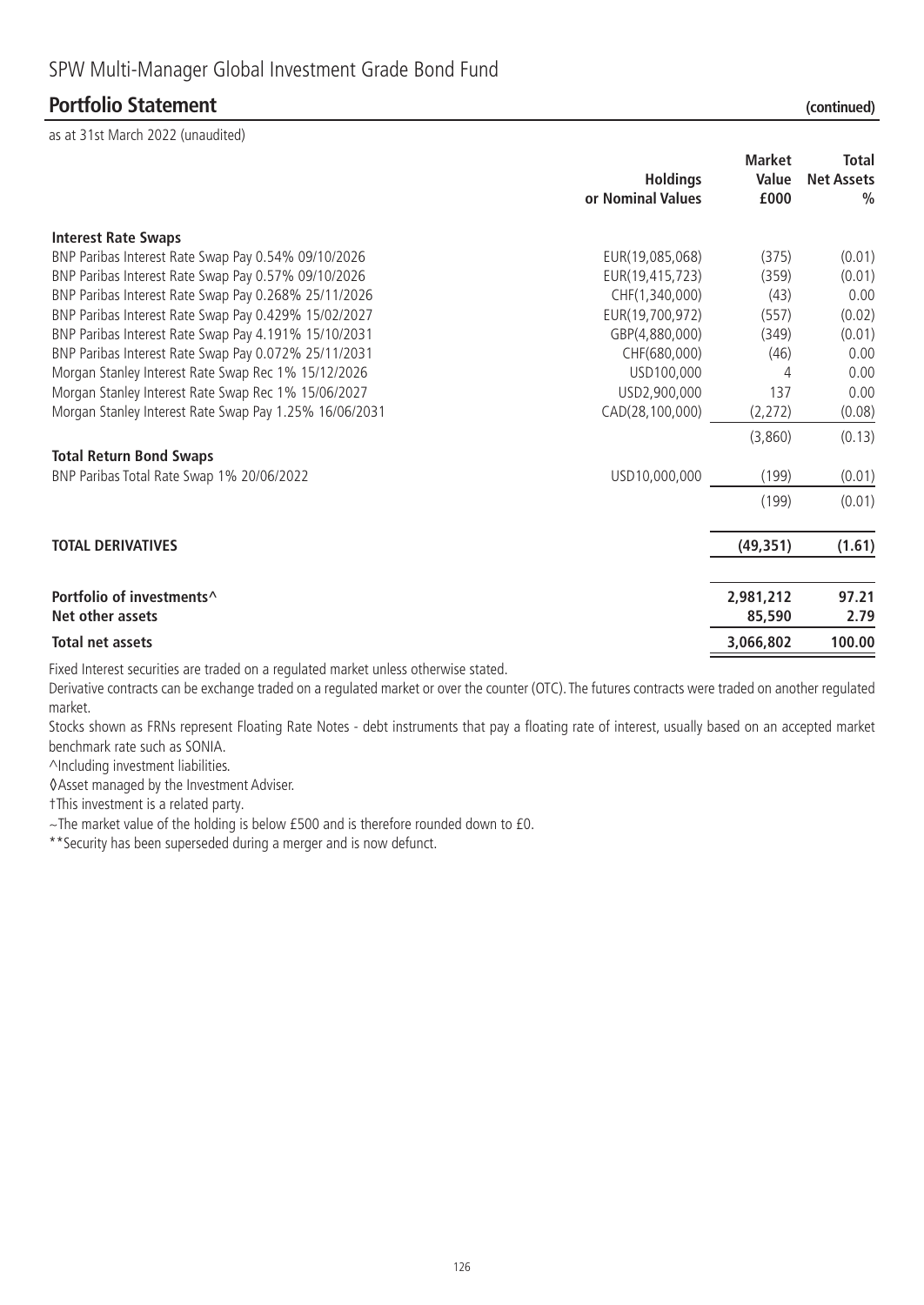# SPW Multi-Manager Global Investment Grade Bond Fund

## Portfolio Statement (continued)

as at 31st March 2022 (unaudited)

| | Holdings or Nominal Values | Market Value £000 | Total Net Assets % |
|---|---|---|---|
| **Interest Rate Swaps** | | | |
| BNP Paribas Interest Rate Swap Pay 0.54% 09/10/2026 | EUR(19,085,068) | (375) | (0.01) |
| BNP Paribas Interest Rate Swap Pay 0.57% 09/10/2026 | EUR(19,415,723) | (359) | (0.01) |
| BNP Paribas Interest Rate Swap Pay 0.268% 25/11/2026 | CHF(1,340,000) | (43) | 0.00 |
| BNP Paribas Interest Rate Swap Pay 0.429% 15/02/2027 | EUR(19,700,972) | (557) | (0.02) |
| BNP Paribas Interest Rate Swap Pay 4.191% 15/10/2031 | GBP(4,880,000) | (349) | (0.01) |
| BNP Paribas Interest Rate Swap Pay 0.072% 25/11/2031 | CHF(680,000) | (46) | 0.00 |
| Morgan Stanley Interest Rate Swap Rec 1% 15/12/2026 | USD100,000 | 4 | 0.00 |
| Morgan Stanley Interest Rate Swap Rec 1% 15/06/2027 | USD2,900,000 | 137 | 0.00 |
| Morgan Stanley Interest Rate Swap Pay 1.25% 16/06/2031 | CAD(28,100,000) | (2,272) | (0.08) |
| | | (3,860) | (0.13) |
| **Total Return Bond Swaps** | | | |
| BNP Paribas Total Rate Swap 1% 20/06/2022 | USD10,000,000 | (199) | (0.01) |
| | | (199) | (0.01) |
| **TOTAL DERIVATIVES** | | **(49,351)** | **(1.61)** |
| **Portfolio of investments^** | | **2,981,212** | **97.21** |
| **Net other assets** | | **85,590** | **2.79** |
| **Total net assets** | | **3,066,802** | **100.00** |

Fixed Interest securities are traded on a regulated market unless otherwise stated.

Derivative contracts can be exchange traded on a regulated market or over the counter (OTC). The futures contracts were traded on another regulated market.

Stocks shown as FRNs represent Floating Rate Notes - debt instruments that pay a floating rate of interest, usually based on an accepted market benchmark rate such as SONIA.

^Including investment liabilities.

◊Asset managed by the Investment Adviser.

†This investment is a related party.

~The market value of the holding is below £500 and is therefore rounded down to £0.

**Security has been superseded during a merger and is now defunct.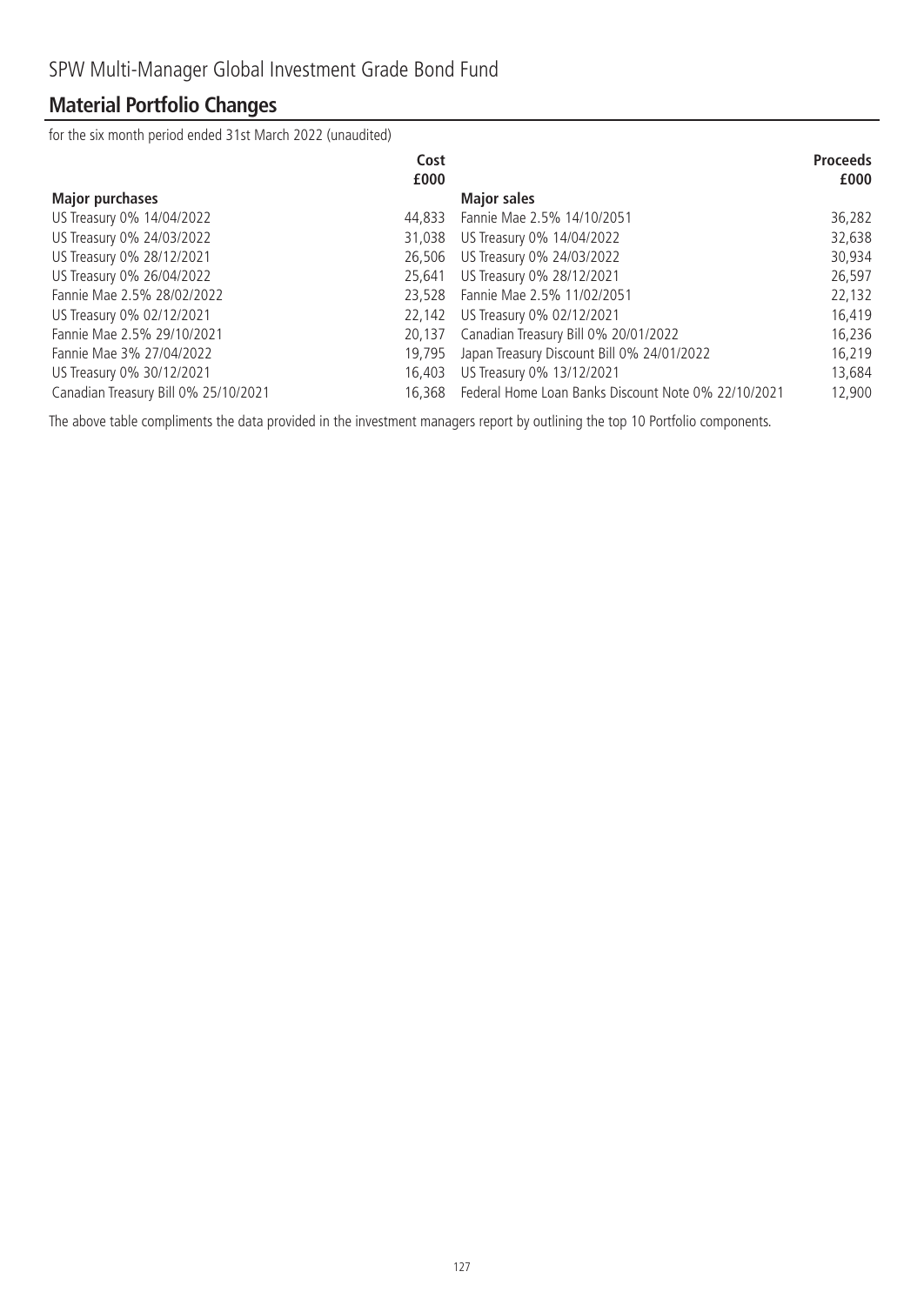SPW Multi-Manager Global Investment Grade Bond Fund

## Material Portfolio Changes

for the six month period ended 31st March 2022 (unaudited)

| Major purchases | Cost £000 | Major sales | Proceeds £000 |
|---|---|---|---|
| US Treasury 0% 14/04/2022 | 44,833 | Fannie Mae 2.5% 14/10/2051 | 36,282 |
| US Treasury 0% 24/03/2022 | 31,038 | US Treasury 0% 14/04/2022 | 32,638 |
| US Treasury 0% 28/12/2021 | 26,506 | US Treasury 0% 24/03/2022 | 30,934 |
| US Treasury 0% 26/04/2022 | 25,641 | US Treasury 0% 28/12/2021 | 26,597 |
| Fannie Mae 2.5% 28/02/2022 | 23,528 | Fannie Mae 2.5% 11/02/2051 | 22,132 |
| US Treasury 0% 02/12/2021 | 22,142 | US Treasury 0% 02/12/2021 | 16,419 |
| Fannie Mae 2.5% 29/10/2021 | 20,137 | Canadian Treasury Bill 0% 20/01/2022 | 16,236 |
| Fannie Mae 3% 27/04/2022 | 19,795 | Japan Treasury Discount Bill 0% 24/01/2022 | 16,219 |
| US Treasury 0% 30/12/2021 | 16,403 | US Treasury 0% 13/12/2021 | 13,684 |
| Canadian Treasury Bill 0% 25/10/2021 | 16,368 | Federal Home Loan Banks Discount Note 0% 22/10/2021 | 12,900 |

The above table compliments the data provided in the investment managers report by outlining the top 10 Portfolio components.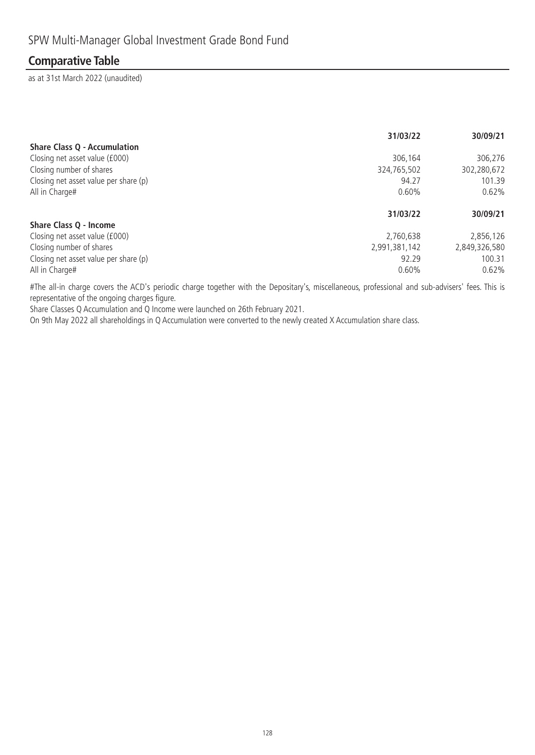SPW Multi-Manager Global Investment Grade Bond Fund

## Comparative Table

as at 31st March 2022 (unaudited)

| | 31/03/22 | 30/09/21 |
|---|---|---|
| **Share Class Q - Accumulation** | | |
| Closing net asset value (£000) | 306,164 | 306,276 |
| Closing number of shares | 324,765,502 | 302,280,672 |
| Closing net asset value per share (p) | 94.27 | 101.39 |
| All in Charge# | 0.60% | 0.62% |
| | **31/03/22** | **30/09/21** |
| **Share Class Q - Income** | | |
| Closing net asset value (£000) | 2,760,638 | 2,856,126 |
| Closing number of shares | 2,991,381,142 | 2,849,326,580 |
| Closing net asset value per share (p) | 92.29 | 100.31 |
| All in Charge# | 0.60% | 0.62% |

#The all-in charge covers the ACD's periodic charge together with the Depositary's, miscellaneous, professional and sub-advisers' fees. This is representative of the ongoing charges figure.

Share Classes Q Accumulation and Q Income were launched on 26th February 2021.

On 9th May 2022 all shareholdings in Q Accumulation were converted to the newly created X Accumulation share class.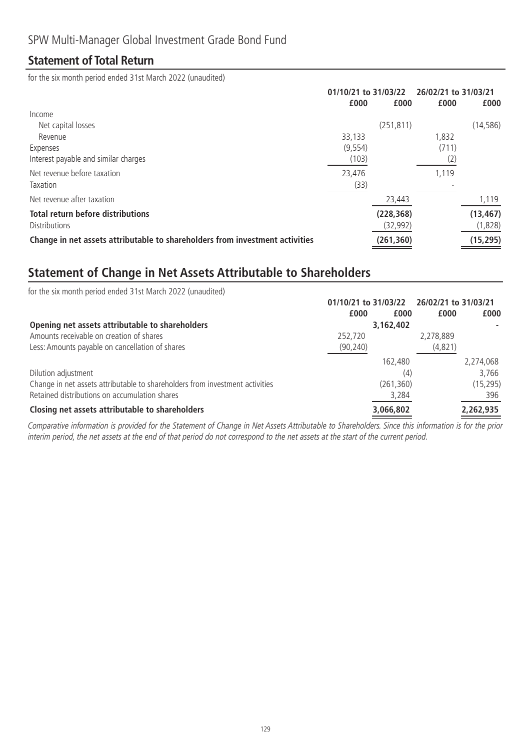SPW Multi-Manager Global Investment Grade Bond Fund

## Statement of Total Return

for the six month period ended 31st March 2022 (unaudited)

| | 01/10/21 to 31/03/22 | | 26/02/21 to 31/03/21 | |
|---|---|---|---|---|
| | £000 | £000 | £000 | £000 |
| Income | | | | |
| Net capital losses | | (251,811) | | (14,586) |
| Revenue | 33,133 | | 1,832 | |
| Expenses | (9,554) | | (711) | |
| Interest payable and similar charges | (103) | | (2) | |
| Net revenue before taxation | 23,476 | | 1,119 | |
| Taxation | (33) | | - | |
| Net revenue after taxation | | 23,443 | | 1,119 |
| **Total return before distributions** | | **(228,368)** | | **(13,467)** |
| Distributions | | (32,992) | | (1,828) |
| **Change in net assets attributable to shareholders from investment activities** | | **(261,360)** | | **(15,295)** |

## Statement of Change in Net Assets Attributable to Shareholders

for the six month period ended 31st March 2022 (unaudited)

| | 01/10/21 to 31/03/22 | | 26/02/21 to 31/03/21 | |
|---|---|---|---|---|
| | £000 | £000 | £000 | £000 |
| **Opening net assets attributable to shareholders** | | **3,162,402** | | **-** |
| Amounts receivable on creation of shares | 252,720 | | 2,278,889 | |
| Less: Amounts payable on cancellation of shares | (90,240) | | (4,821) | |
| | | 162,480 | | 2,274,068 |
| Dilution adjustment | | (4) | | 3,766 |
| Change in net assets attributable to shareholders from investment activities | | (261,360) | | (15,295) |
| Retained distributions on accumulation shares | | 3,284 | | 396 |
| **Closing net assets attributable to shareholders** | | **3,066,802** | | **2,262,935** |

*Comparative information is provided for the Statement of Change in Net Assets Attributable to Shareholders. Since this information is for the prior interim period, the net assets at the end of that period do not correspond to the net assets at the start of the current period.*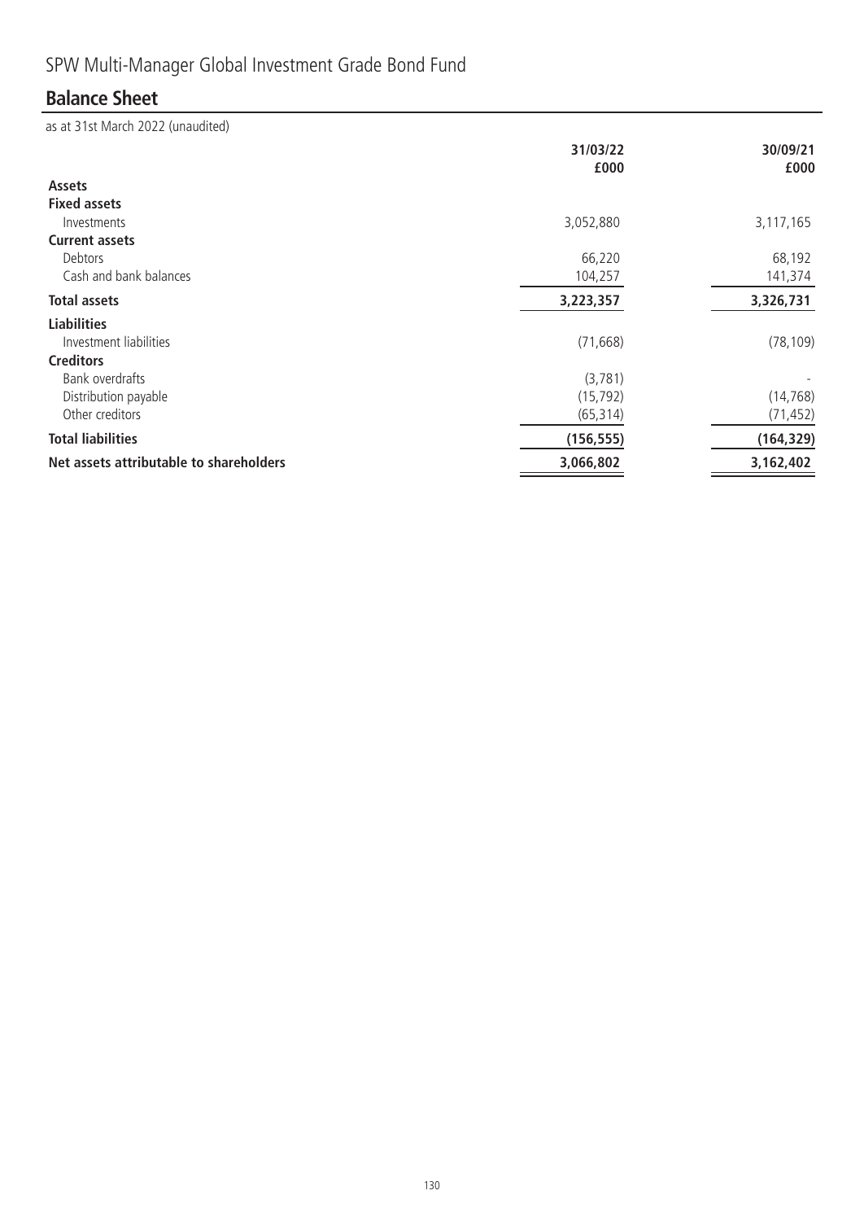# SPW Multi-Manager Global Investment Grade Bond Fund

## Balance Sheet

as at 31st March 2022 (unaudited)

| | 31/03/22<br>£000 | 30/09/21<br>£000 |
|---|---|---|
| **Assets** | | |
| **Fixed assets** | | |
| Investments | 3,052,880 | 3,117,165 |
| **Current assets** | | |
| Debtors | 66,220 | 68,192 |
| Cash and bank balances | 104,257 | 141,374 |
| **Total assets** | **3,223,357** | **3,326,731** |
| **Liabilities** | | |
| Investment liabilities | (71,668) | (78,109) |
| **Creditors** | | |
| Bank overdrafts | (3,781) | - |
| Distribution payable | (15,792) | (14,768) |
| Other creditors | (65,314) | (71,452) |
| **Total liabilities** | **(156,555)** | **(164,329)** |
| **Net assets attributable to shareholders** | **3,066,802** | **3,162,402** |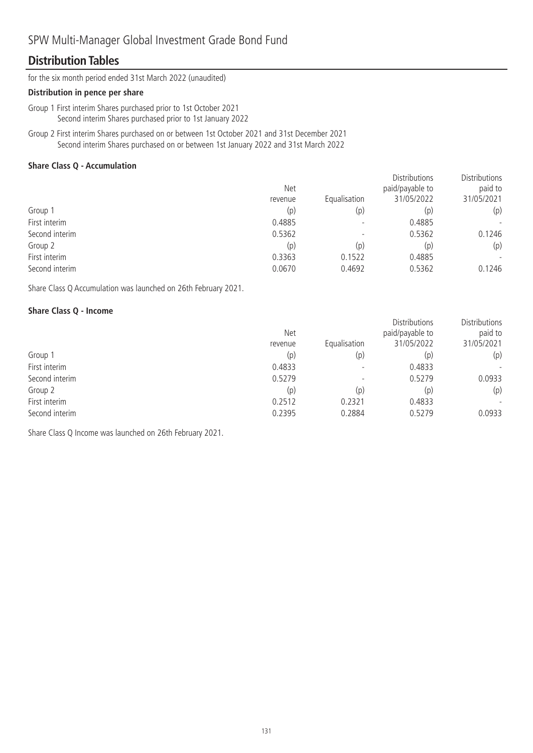SPW Multi-Manager Global Investment Grade Bond Fund

## Distribution Tables

for the six month period ended 31st March 2022 (unaudited)

**Distribution in pence per share**

Group 1 First interim Shares purchased prior to 1st October 2021
Second interim Shares purchased prior to 1st January 2022

Group 2 First interim Shares purchased on or between 1st October 2021 and 31st December 2021
Second interim Shares purchased on or between 1st January 2022 and 31st March 2022

**Share Class Q - Accumulation**

| | Net revenue | Equalisation | Distributions paid/payable to 31/05/2022 | Distributions paid to 31/05/2021 |
|---|---|---|---|---|
| Group 1 | (p) | (p) | (p) | (p) |
| First interim | 0.4885 | - | 0.4885 | - |
| Second interim | 0.5362 | - | 0.5362 | 0.1246 |
| Group 2 | (p) | (p) | (p) | (p) |
| First interim | 0.3363 | 0.1522 | 0.4885 | - |
| Second interim | 0.0670 | 0.4692 | 0.5362 | 0.1246 |

Share Class Q Accumulation was launched on 26th February 2021.

**Share Class Q - Income**

| | Net revenue | Equalisation | Distributions paid/payable to 31/05/2022 | Distributions paid to 31/05/2021 |
|---|---|---|---|---|
| Group 1 | (p) | (p) | (p) | (p) |
| First interim | 0.4833 | - | 0.4833 | - |
| Second interim | 0.5279 | - | 0.5279 | 0.0933 |
| Group 2 | (p) | (p) | (p) | (p) |
| First interim | 0.2512 | 0.2321 | 0.4833 | - |
| Second interim | 0.2395 | 0.2884 | 0.5279 | 0.0933 |

Share Class Q Income was launched on 26th February 2021.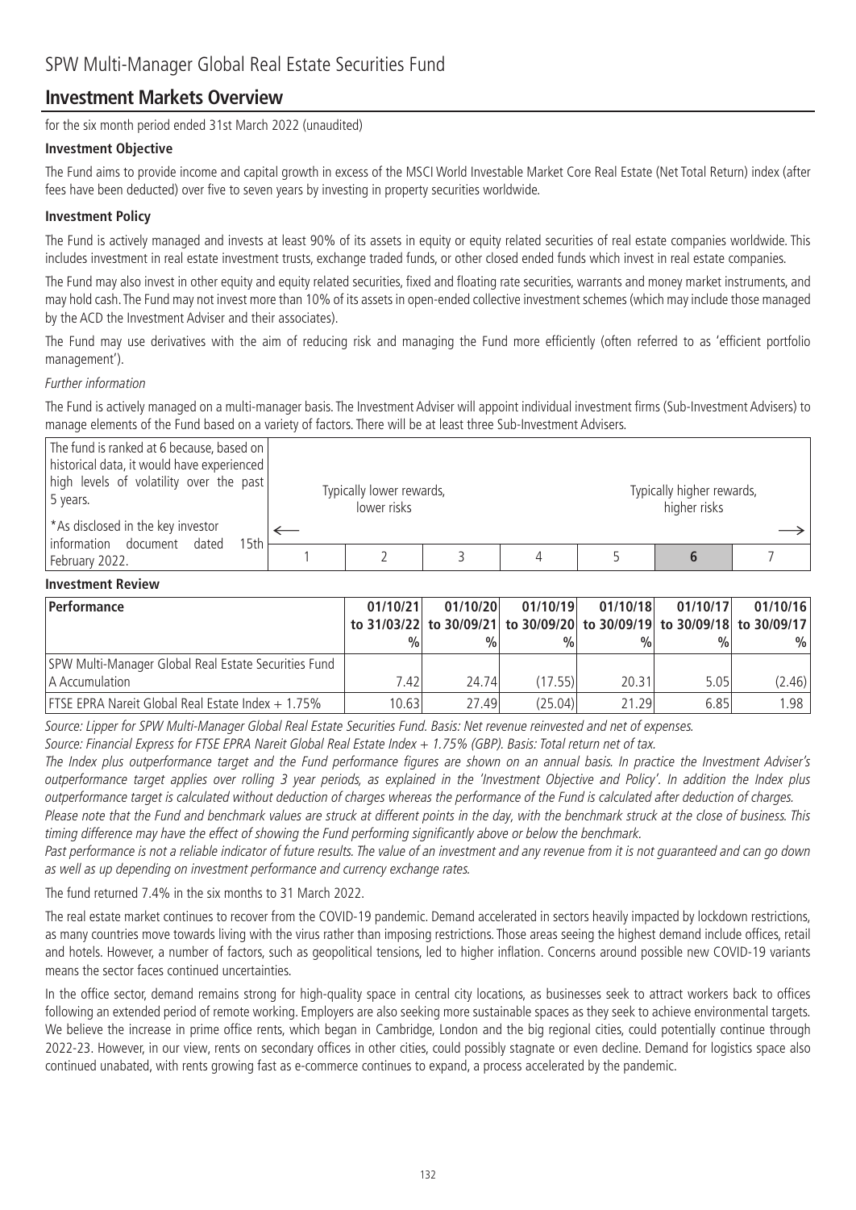# SPW Multi-Manager Global Real Estate Securities Fund

## Investment Markets Overview

for the six month period ended 31st March 2022 (unaudited)

**Investment Objective**

The Fund aims to provide income and capital growth in excess of the MSCI World Investable Market Core Real Estate (Net Total Return) index (after fees have been deducted) over five to seven years by investing in property securities worldwide.

**Investment Policy**

The Fund is actively managed and invests at least 90% of its assets in equity or equity related securities of real estate companies worldwide. This includes investment in real estate investment trusts, exchange traded funds, or other closed ended funds which invest in real estate companies.

The Fund may also invest in other equity and equity related securities, fixed and floating rate securities, warrants and money market instruments, and may hold cash. The Fund may not invest more than 10% of its assets in open-ended collective investment schemes (which may include those managed by the ACD the Investment Adviser and their associates).

The Fund may use derivatives with the aim of reducing risk and managing the Fund more efficiently (often referred to as 'efficient portfolio management').

*Further information*

The Fund is actively managed on a multi-manager basis. The Investment Adviser will appoint individual investment firms (Sub-Investment Advisers) to manage elements of the Fund based on a variety of factors. There will be at least three Sub-Investment Advisers.

| The fund is ranked at 6 because, based on historical data, it would have experienced high levels of volatility over the past 5 years. *As disclosed in the key investor information document dated 15th February 2022. | Typically lower rewards, lower risks ← | | | | | Typically higher rewards, higher risks → | |
|---|---|---|---|---|---|---|---|
| | 1 | 2 | 3 | 4 | 5 | **6** | 7 |

**Investment Review**

| Performance | 01/10/21 to 31/03/22 % | 01/10/20 to 30/09/21 % | 01/10/19 to 30/09/20 % | 01/10/18 to 30/09/19 % | 01/10/17 to 30/09/18 % | 01/10/16 to 30/09/17 % |
|---|---|---|---|---|---|---|
| SPW Multi-Manager Global Real Estate Securities Fund A Accumulation | 7.42 | 24.74 | (17.55) | 20.31 | 5.05 | (2.46) |
| FTSE EPRA Nareit Global Real Estate Index + 1.75% | 10.63 | 27.49 | (25.04) | 21.29 | 6.85 | 1.98 |

*Source: Lipper for SPW Multi-Manager Global Real Estate Securities Fund. Basis: Net revenue reinvested and net of expenses.*

*Source: Financial Express for FTSE EPRA Nareit Global Real Estate Index + 1.75% (GBP). Basis: Total return net of tax.*

*The Index plus outperformance target and the Fund performance figures are shown on an annual basis. In practice the Investment Adviser's outperformance target applies over rolling 3 year periods, as explained in the 'Investment Objective and Policy'. In addition the Index plus outperformance target is calculated without deduction of charges whereas the performance of the Fund is calculated after deduction of charges.*

*Please note that the Fund and benchmark values are struck at different points in the day, with the benchmark struck at the close of business. This timing difference may have the effect of showing the Fund performing significantly above or below the benchmark.*

*Past performance is not a reliable indicator of future results. The value of an investment and any revenue from it is not guaranteed and can go down as well as up depending on investment performance and currency exchange rates.*

The fund returned 7.4% in the six months to 31 March 2022.

The real estate market continues to recover from the COVID-19 pandemic. Demand accelerated in sectors heavily impacted by lockdown restrictions, as many countries move towards living with the virus rather than imposing restrictions. Those areas seeing the highest demand include offices, retail and hotels. However, a number of factors, such as geopolitical tensions, led to higher inflation. Concerns around possible new COVID-19 variants means the sector faces continued uncertainties.

In the office sector, demand remains strong for high-quality space in central city locations, as businesses seek to attract workers back to offices following an extended period of remote working. Employers are also seeking more sustainable spaces as they seek to achieve environmental targets. We believe the increase in prime office rents, which began in Cambridge, London and the big regional cities, could potentially continue through 2022-23. However, in our view, rents on secondary offices in other cities, could possibly stagnate or even decline. Demand for logistics space also continued unabated, with rents growing fast as e-commerce continues to expand, a process accelerated by the pandemic.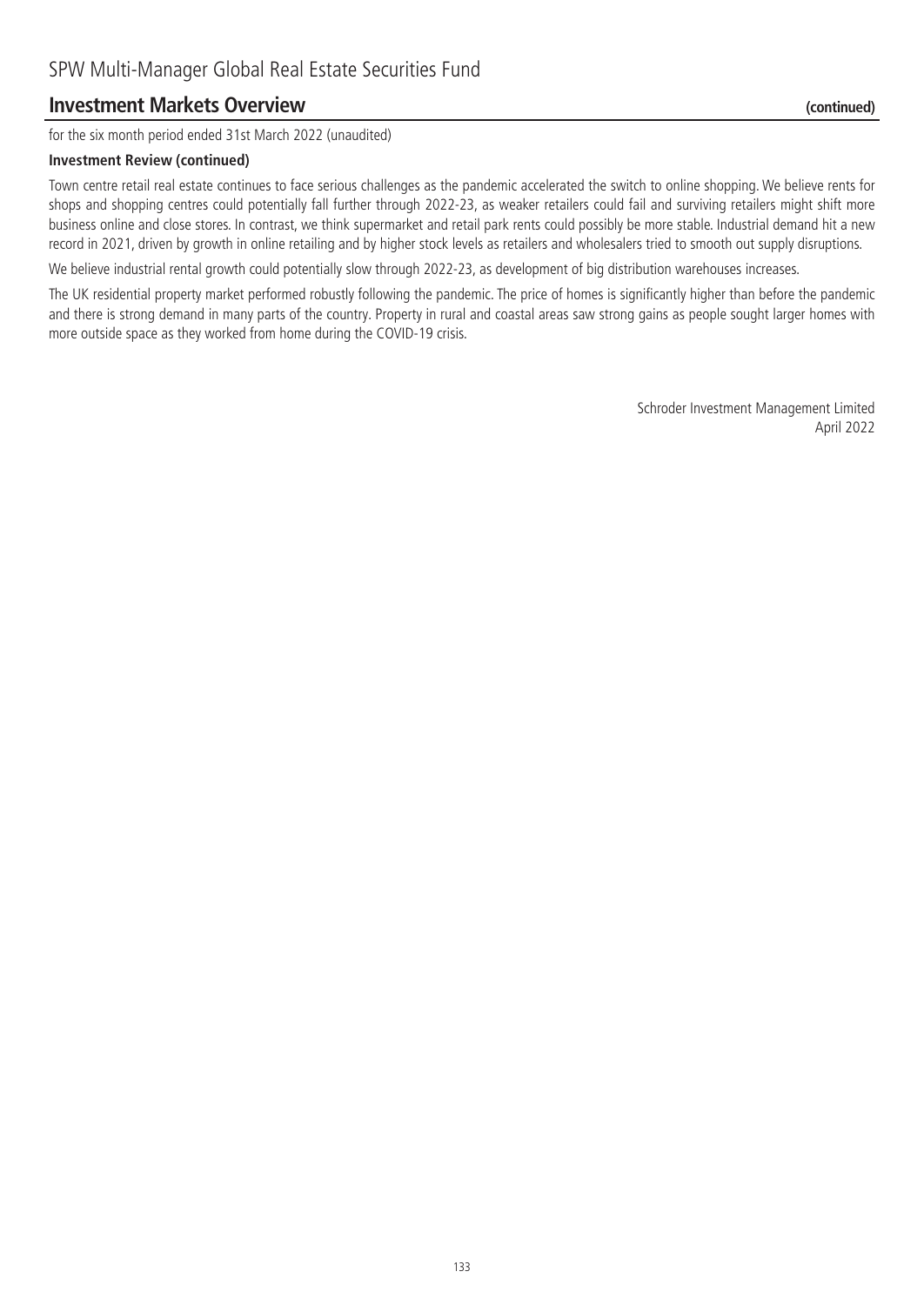## Investment Markets Overview (continued)

for the six month period ended 31st March 2022 (unaudited)

**Investment Review (continued)**

Town centre retail real estate continues to face serious challenges as the pandemic accelerated the switch to online shopping. We believe rents for shops and shopping centres could potentially fall further through 2022-23, as weaker retailers could fail and surviving retailers might shift more business online and close stores. In contrast, we think supermarket and retail park rents could possibly be more stable. Industrial demand hit a new record in 2021, driven by growth in online retailing and by higher stock levels as retailers and wholesalers tried to smooth out supply disruptions.

We believe industrial rental growth could potentially slow through 2022-23, as development of big distribution warehouses increases.

The UK residential property market performed robustly following the pandemic. The price of homes is significantly higher than before the pandemic and there is strong demand in many parts of the country. Property in rural and coastal areas saw strong gains as people sought larger homes with more outside space as they worked from home during the COVID-19 crisis.

Schroder Investment Management Limited
April 2022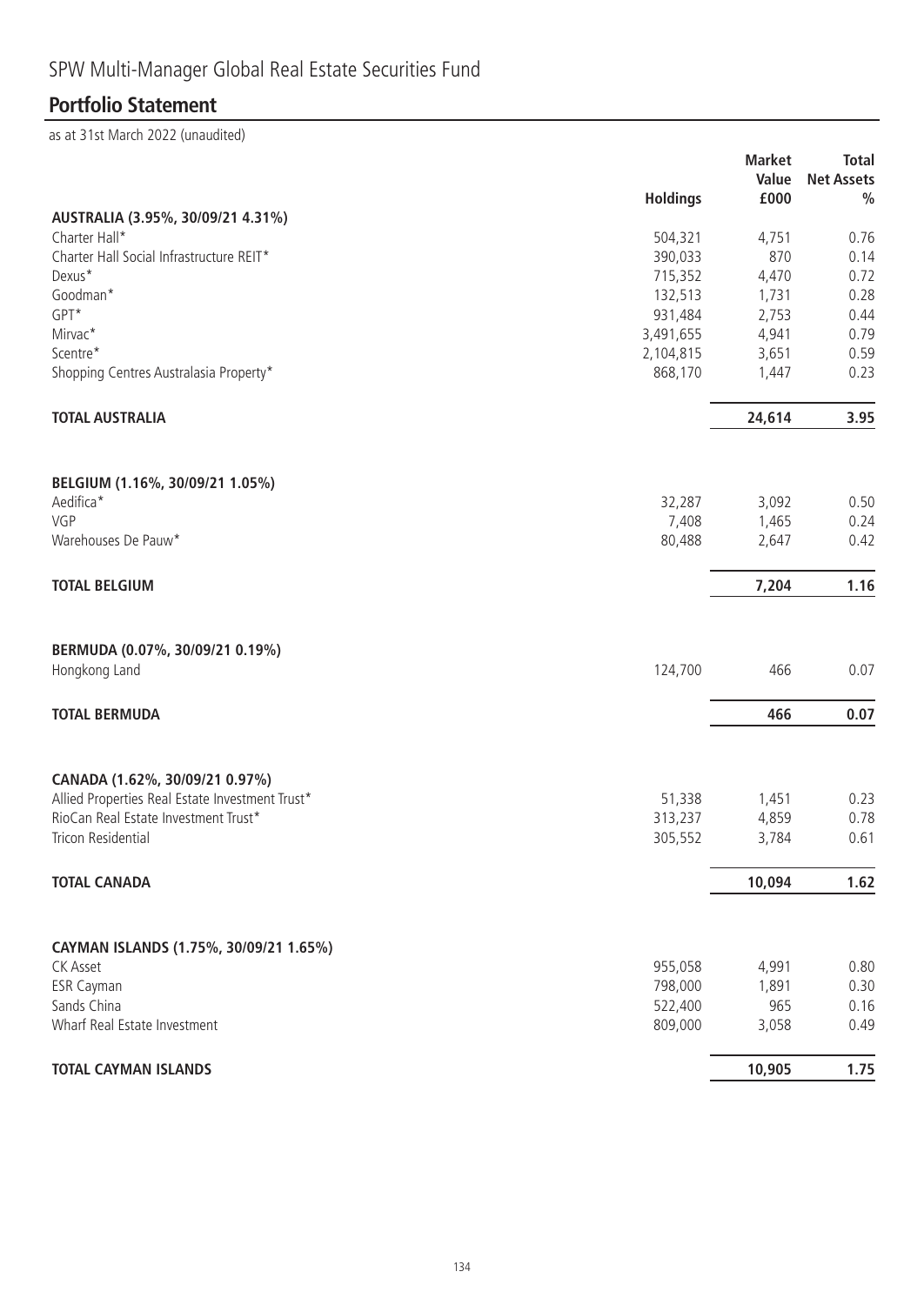# SPW Multi-Manager Global Real Estate Securities Fund

## Portfolio Statement

as at 31st March 2022 (unaudited)

| | Holdings | Market Value £000 | Total Net Assets % |
|---|---|---|---|
| **AUSTRALIA (3.95%, 30/09/21 4.31%)** | | | |
| Charter Hall* | 504,321 | 4,751 | 0.76 |
| Charter Hall Social Infrastructure REIT* | 390,033 | 870 | 0.14 |
| Dexus* | 715,352 | 4,470 | 0.72 |
| Goodman* | 132,513 | 1,731 | 0.28 |
| GPT* | 931,484 | 2,753 | 0.44 |
| Mirvac* | 3,491,655 | 4,941 | 0.79 |
| Scentre* | 2,104,815 | 3,651 | 0.59 |
| Shopping Centres Australasia Property* | 868,170 | 1,447 | 0.23 |
| **TOTAL AUSTRALIA** | | **24,614** | **3.95** |
| **BELGIUM (1.16%, 30/09/21 1.05%)** | | | |
| Aedifica* | 32,287 | 3,092 | 0.50 |
| VGP | 7,408 | 1,465 | 0.24 |
| Warehouses De Pauw* | 80,488 | 2,647 | 0.42 |
| **TOTAL BELGIUM** | | **7,204** | **1.16** |
| **BERMUDA (0.07%, 30/09/21 0.19%)** | | | |
| Hongkong Land | 124,700 | 466 | 0.07 |
| **TOTAL BERMUDA** | | **466** | **0.07** |
| **CANADA (1.62%, 30/09/21 0.97%)** | | | |
| Allied Properties Real Estate Investment Trust* | 51,338 | 1,451 | 0.23 |
| RioCan Real Estate Investment Trust* | 313,237 | 4,859 | 0.78 |
| Tricon Residential | 305,552 | 3,784 | 0.61 |
| **TOTAL CANADA** | | **10,094** | **1.62** |
| **CAYMAN ISLANDS (1.75%, 30/09/21 1.65%)** | | | |
| CK Asset | 955,058 | 4,991 | 0.80 |
| ESR Cayman | 798,000 | 1,891 | 0.30 |
| Sands China | 522,400 | 965 | 0.16 |
| Wharf Real Estate Investment | 809,000 | 3,058 | 0.49 |
| **TOTAL CAYMAN ISLANDS** | | **10,905** | **1.75** |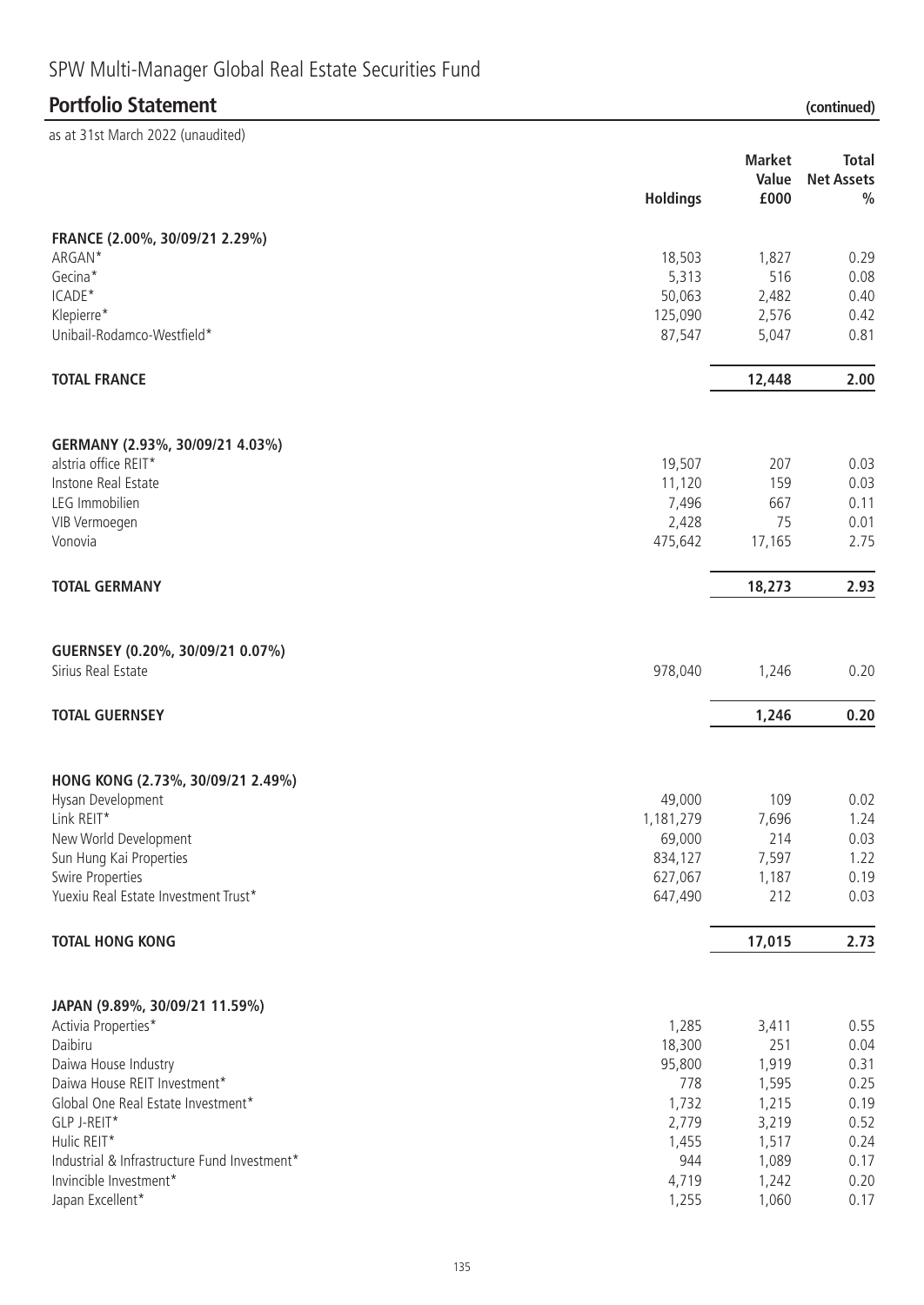# SPW Multi-Manager Global Real Estate Securities Fund

## Portfolio Statement (continued)

as at 31st March 2022 (unaudited)

| | Holdings | Market Value £000 | Total Net Assets % |
|---|---|---|---|
| **FRANCE (2.00%, 30/09/21 2.29%)** | | | |
| ARGAN* | 18,503 | 1,827 | 0.29 |
| Gecina* | 5,313 | 516 | 0.08 |
| ICADE* | 50,063 | 2,482 | 0.40 |
| Klepierre* | 125,090 | 2,576 | 0.42 |
| Unibail-Rodamco-Westfield* | 87,547 | 5,047 | 0.81 |
| **TOTAL FRANCE** | | **12,448** | **2.00** |
| **GERMANY (2.93%, 30/09/21 4.03%)** | | | |
| alstria office REIT* | 19,507 | 207 | 0.03 |
| Instone Real Estate | 11,120 | 159 | 0.03 |
| LEG Immobilien | 7,496 | 667 | 0.11 |
| VIB Vermoegen | 2,428 | 75 | 0.01 |
| Vonovia | 475,642 | 17,165 | 2.75 |
| **TOTAL GERMANY** | | **18,273** | **2.93** |
| **GUERNSEY (0.20%, 30/09/21 0.07%)** | | | |
| Sirius Real Estate | 978,040 | 1,246 | 0.20 |
| **TOTAL GUERNSEY** | | **1,246** | **0.20** |
| **HONG KONG (2.73%, 30/09/21 2.49%)** | | | |
| Hysan Development | 49,000 | 109 | 0.02 |
| Link REIT* | 1,181,279 | 7,696 | 1.24 |
| New World Development | 69,000 | 214 | 0.03 |
| Sun Hung Kai Properties | 834,127 | 7,597 | 1.22 |
| Swire Properties | 627,067 | 1,187 | 0.19 |
| Yuexiu Real Estate Investment Trust* | 647,490 | 212 | 0.03 |
| **TOTAL HONG KONG** | | **17,015** | **2.73** |
| **JAPAN (9.89%, 30/09/21 11.59%)** | | | |
| Activia Properties* | 1,285 | 3,411 | 0.55 |
| Daibiru | 18,300 | 251 | 0.04 |
| Daiwa House Industry | 95,800 | 1,919 | 0.31 |
| Daiwa House REIT Investment* | 778 | 1,595 | 0.25 |
| Global One Real Estate Investment* | 1,732 | 1,215 | 0.19 |
| GLP J-REIT* | 2,779 | 3,219 | 0.52 |
| Hulic REIT* | 1,455 | 1,517 | 0.24 |
| Industrial & Infrastructure Fund Investment* | 944 | 1,089 | 0.17 |
| Invincible Investment* | 4,719 | 1,242 | 0.20 |
| Japan Excellent* | 1,255 | 1,060 | 0.17 |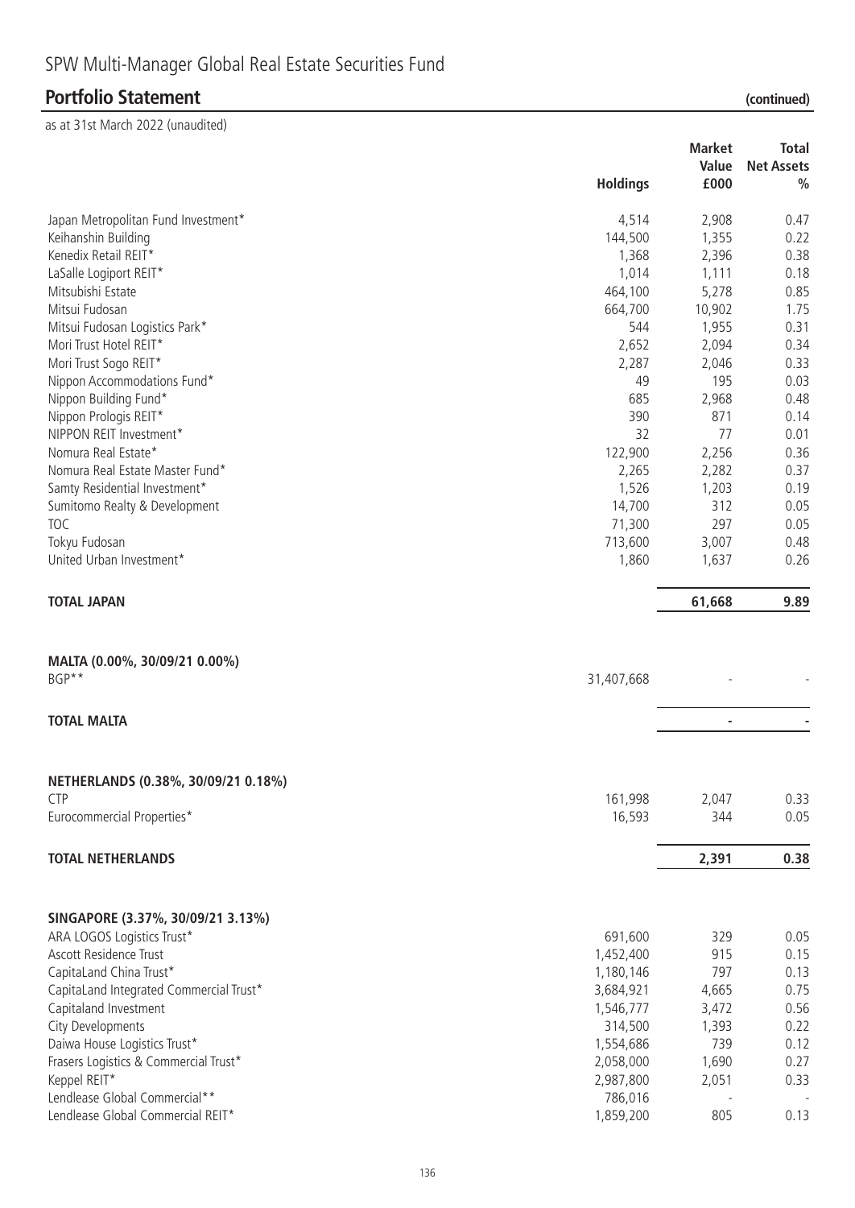# SPW Multi-Manager Global Real Estate Securities Fund

## Portfolio Statement (continued)

as at 31st March 2022 (unaudited)

| | Holdings | Market Value £000 | Total Net Assets % |
|---|---|---|---|
| Japan Metropolitan Fund Investment* | 4,514 | 2,908 | 0.47 |
| Keihanshin Building | 144,500 | 1,355 | 0.22 |
| Kenedix Retail REIT* | 1,368 | 2,396 | 0.38 |
| LaSalle Logiport REIT* | 1,014 | 1,111 | 0.18 |
| Mitsubishi Estate | 464,100 | 5,278 | 0.85 |
| Mitsui Fudosan | 664,700 | 10,902 | 1.75 |
| Mitsui Fudosan Logistics Park* | 544 | 1,955 | 0.31 |
| Mori Trust Hotel REIT* | 2,652 | 2,094 | 0.34 |
| Mori Trust Sogo REIT* | 2,287 | 2,046 | 0.33 |
| Nippon Accommodations Fund* | 49 | 195 | 0.03 |
| Nippon Building Fund* | 685 | 2,968 | 0.48 |
| Nippon Prologis REIT* | 390 | 871 | 0.14 |
| NIPPON REIT Investment* | 32 | 77 | 0.01 |
| Nomura Real Estate* | 122,900 | 2,256 | 0.36 |
| Nomura Real Estate Master Fund* | 2,265 | 2,282 | 0.37 |
| Samty Residential Investment* | 1,526 | 1,203 | 0.19 |
| Sumitomo Realty & Development | 14,700 | 312 | 0.05 |
| TOC | 71,300 | 297 | 0.05 |
| Tokyu Fudosan | 713,600 | 3,007 | 0.48 |
| United Urban Investment* | 1,860 | 1,637 | 0.26 |
| **TOTAL JAPAN** | | **61,668** | **9.89** |
| | | | |
| **MALTA (0.00%, 30/09/21 0.00%)** | | | |
| BGP** | 31,407,668 | - | - |
| **TOTAL MALTA** | | **-** | **-** |
| | | | |
| **NETHERLANDS (0.38%, 30/09/21 0.18%)** | | | |
| CTP | 161,998 | 2,047 | 0.33 |
| Eurocommercial Properties* | 16,593 | 344 | 0.05 |
| **TOTAL NETHERLANDS** | | **2,391** | **0.38** |
| | | | |
| **SINGAPORE (3.37%, 30/09/21 3.13%)** | | | |
| ARA LOGOS Logistics Trust* | 691,600 | 329 | 0.05 |
| Ascott Residence Trust | 1,452,400 | 915 | 0.15 |
| CapitaLand China Trust* | 1,180,146 | 797 | 0.13 |
| CapitaLand Integrated Commercial Trust* | 3,684,921 | 4,665 | 0.75 |
| Capitaland Investment | 1,546,777 | 3,472 | 0.56 |
| City Developments | 314,500 | 1,393 | 0.22 |
| Daiwa House Logistics Trust* | 1,554,686 | 739 | 0.12 |
| Frasers Logistics & Commercial Trust* | 2,058,000 | 1,690 | 0.27 |
| Keppel REIT* | 2,987,800 | 2,051 | 0.33 |
| Lendlease Global Commercial** | 786,016 | - | - |
| Lendlease Global Commercial REIT* | 1,859,200 | 805 | 0.13 |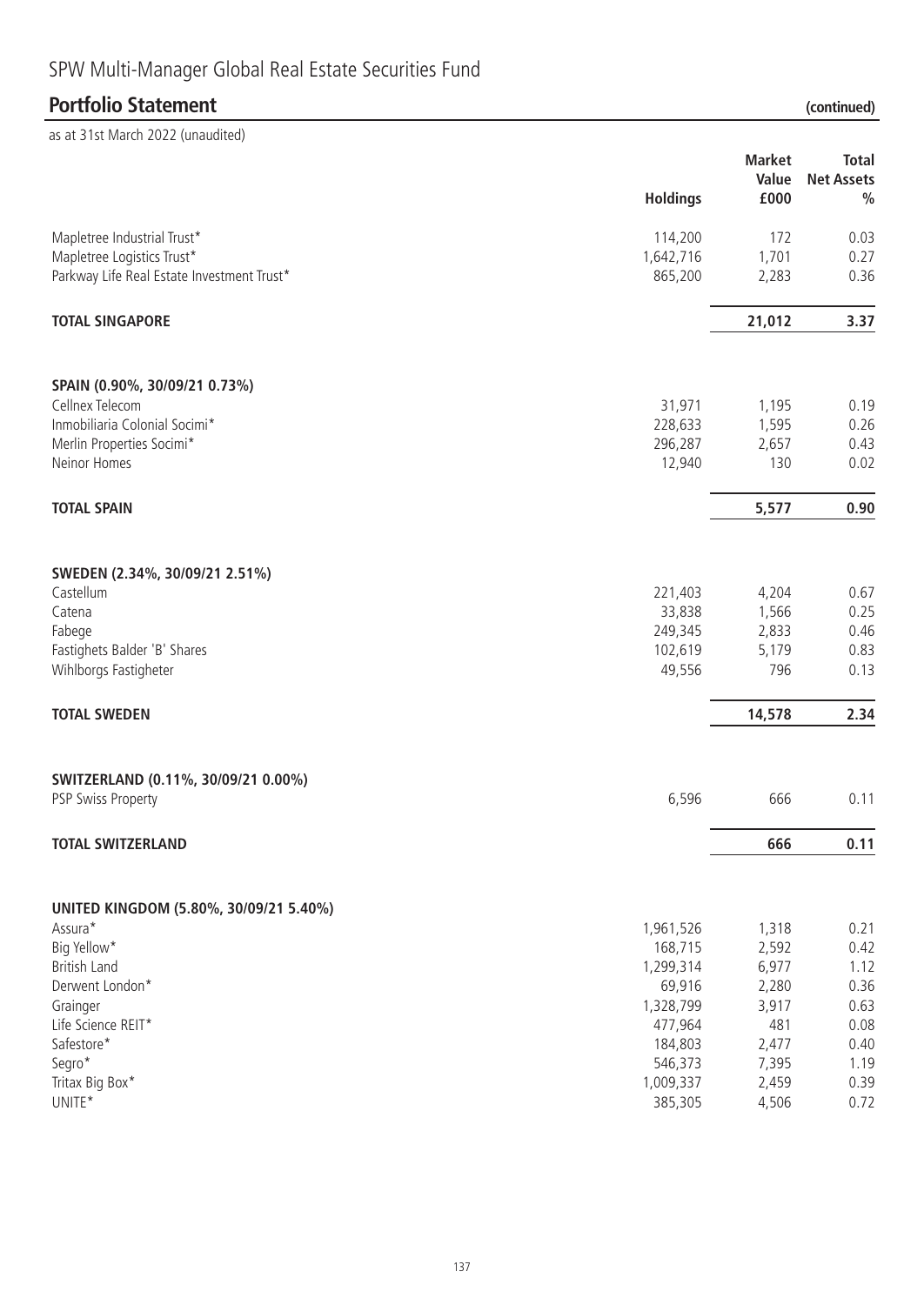# SPW Multi-Manager Global Real Estate Securities Fund

## Portfolio Statement (continued)

as at 31st March 2022 (unaudited)

| | Holdings | Market Value £000 | Total Net Assets % |
|---|---|---|---|
| Mapletree Industrial Trust* | 114,200 | 172 | 0.03 |
| Mapletree Logistics Trust* | 1,642,716 | 1,701 | 0.27 |
| Parkway Life Real Estate Investment Trust* | 865,200 | 2,283 | 0.36 |
| **TOTAL SINGAPORE** | | **21,012** | **3.37** |
| **SPAIN (0.90%, 30/09/21 0.73%)** | | | |
| Cellnex Telecom | 31,971 | 1,195 | 0.19 |
| Inmobiliaria Colonial Socimi* | 228,633 | 1,595 | 0.26 |
| Merlin Properties Socimi* | 296,287 | 2,657 | 0.43 |
| Neinor Homes | 12,940 | 130 | 0.02 |
| **TOTAL SPAIN** | | **5,577** | **0.90** |
| **SWEDEN (2.34%, 30/09/21 2.51%)** | | | |
| Castellum | 221,403 | 4,204 | 0.67 |
| Catena | 33,838 | 1,566 | 0.25 |
| Fabege | 249,345 | 2,833 | 0.46 |
| Fastighets Balder 'B' Shares | 102,619 | 5,179 | 0.83 |
| Wihlborgs Fastigheter | 49,556 | 796 | 0.13 |
| **TOTAL SWEDEN** | | **14,578** | **2.34** |
| **SWITZERLAND (0.11%, 30/09/21 0.00%)** | | | |
| PSP Swiss Property | 6,596 | 666 | 0.11 |
| **TOTAL SWITZERLAND** | | **666** | **0.11** |
| **UNITED KINGDOM (5.80%, 30/09/21 5.40%)** | | | |
| Assura* | 1,961,526 | 1,318 | 0.21 |
| Big Yellow* | 168,715 | 2,592 | 0.42 |
| British Land | 1,299,314 | 6,977 | 1.12 |
| Derwent London* | 69,916 | 2,280 | 0.36 |
| Grainger | 1,328,799 | 3,917 | 0.63 |
| Life Science REIT* | 477,964 | 481 | 0.08 |
| Safestore* | 184,803 | 2,477 | 0.40 |
| Segro* | 546,373 | 7,395 | 1.19 |
| Tritax Big Box* | 1,009,337 | 2,459 | 0.39 |
| UNITE* | 385,305 | 4,506 | 0.72 |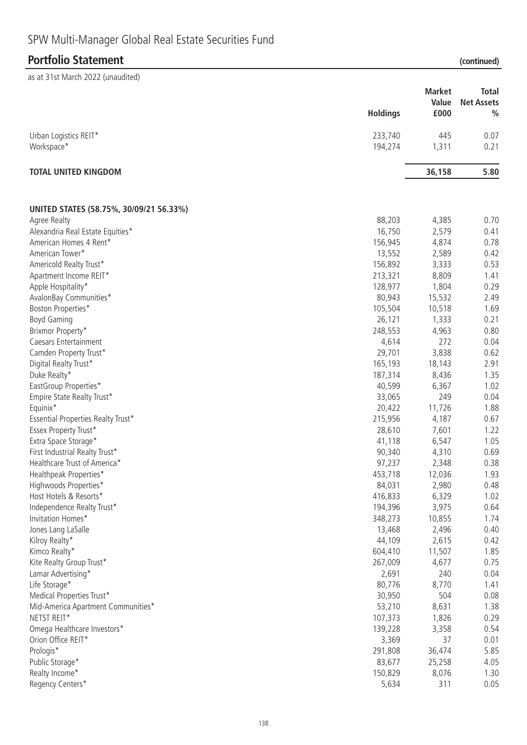# SPW Multi-Manager Global Real Estate Securities Fund

## Portfolio Statement (continued)

as at 31st March 2022 (unaudited)

| | Holdings | Market Value £000 | Total Net Assets % |
|---|---|---|---|
| Urban Logistics REIT* | 233,740 | 445 | 0.07 |
| Workspace* | 194,274 | 1,311 | 0.21 |
| **TOTAL UNITED KINGDOM** | | **36,158** | **5.80** |
| | | | |
| **UNITED STATES (58.75%, 30/09/21 56.33%)** | | | |
| Agree Realty | 88,203 | 4,385 | 0.70 |
| Alexandria Real Estate Equities* | 16,750 | 2,579 | 0.41 |
| American Homes 4 Rent* | 156,945 | 4,874 | 0.78 |
| American Tower* | 13,552 | 2,589 | 0.42 |
| Americold Realty Trust* | 156,892 | 3,333 | 0.53 |
| Apartment Income REIT* | 213,321 | 8,809 | 1.41 |
| Apple Hospitality* | 128,977 | 1,804 | 0.29 |
| AvalonBay Communities* | 80,943 | 15,532 | 2.49 |
| Boston Properties* | 105,504 | 10,518 | 1.69 |
| Boyd Gaming | 26,121 | 1,333 | 0.21 |
| Brixmor Property* | 248,553 | 4,963 | 0.80 |
| Caesars Entertainment | 4,614 | 272 | 0.04 |
| Camden Property Trust* | 29,701 | 3,838 | 0.62 |
| Digital Realty Trust* | 165,193 | 18,143 | 2.91 |
| Duke Realty* | 187,314 | 8,436 | 1.35 |
| EastGroup Properties* | 40,599 | 6,367 | 1.02 |
| Empire State Realty Trust* | 33,065 | 249 | 0.04 |
| Equinix* | 20,422 | 11,726 | 1.88 |
| Essential Properties Realty Trust* | 215,956 | 4,187 | 0.67 |
| Essex Property Trust* | 28,610 | 7,601 | 1.22 |
| Extra Space Storage* | 41,118 | 6,547 | 1.05 |
| First Industrial Realty Trust* | 90,340 | 4,310 | 0.69 |
| Healthcare Trust of America* | 97,237 | 2,348 | 0.38 |
| Healthpeak Properties* | 453,718 | 12,036 | 1.93 |
| Highwoods Properties* | 84,031 | 2,980 | 0.48 |
| Host Hotels & Resorts* | 416,833 | 6,329 | 1.02 |
| Independence Realty Trust* | 194,396 | 3,975 | 0.64 |
| Invitation Homes* | 348,273 | 10,855 | 1.74 |
| Jones Lang LaSalle | 13,468 | 2,496 | 0.40 |
| Kilroy Realty* | 44,109 | 2,615 | 0.42 |
| Kimco Realty* | 604,410 | 11,507 | 1.85 |
| Kite Realty Group Trust* | 267,009 | 4,677 | 0.75 |
| Lamar Advertising* | 2,691 | 240 | 0.04 |
| Life Storage* | 80,776 | 8,770 | 1.41 |
| Medical Properties Trust* | 30,950 | 504 | 0.08 |
| Mid-America Apartment Communities* | 53,210 | 8,631 | 1.38 |
| NETST REIT* | 107,373 | 1,826 | 0.29 |
| Omega Healthcare Investors* | 139,228 | 3,358 | 0.54 |
| Orion Office REIT* | 3,369 | 37 | 0.01 |
| Prologis* | 291,808 | 36,474 | 5.85 |
| Public Storage* | 83,677 | 25,258 | 4.05 |
| Realty Income* | 150,829 | 8,076 | 1.30 |
| Regency Centers* | 5,634 | 311 | 0.05 |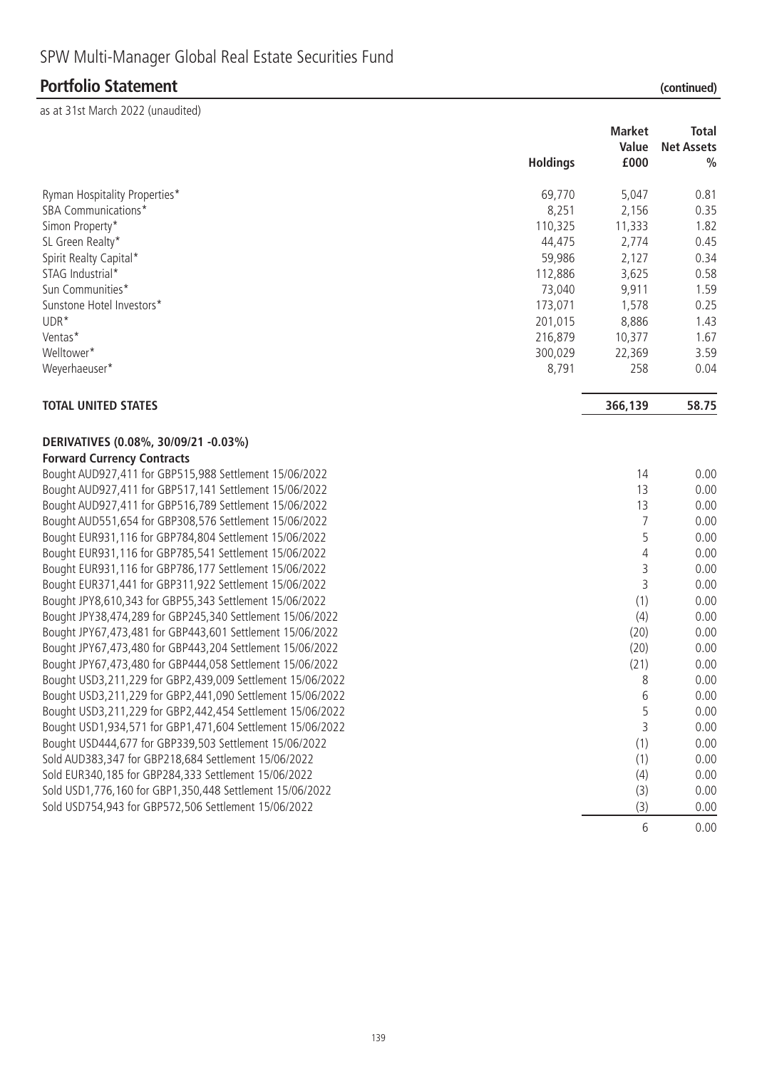# SPW Multi-Manager Global Real Estate Securities Fund

## Portfolio Statement (continued)

as at 31st March 2022 (unaudited)

| | Holdings | Market Value £000 | Total Net Assets % |
|---|---|---|---|
| Ryman Hospitality Properties* | 69,770 | 5,047 | 0.81 |
| SBA Communications* | 8,251 | 2,156 | 0.35 |
| Simon Property* | 110,325 | 11,333 | 1.82 |
| SL Green Realty* | 44,475 | 2,774 | 0.45 |
| Spirit Realty Capital* | 59,986 | 2,127 | 0.34 |
| STAG Industrial* | 112,886 | 3,625 | 0.58 |
| Sun Communities* | 73,040 | 9,911 | 1.59 |
| Sunstone Hotel Investors* | 173,071 | 1,578 | 0.25 |
| UDR* | 201,015 | 8,886 | 1.43 |
| Ventas* | 216,879 | 10,377 | 1.67 |
| Welltower* | 300,029 | 22,369 | 3.59 |
| Weyerhaeuser* | 8,791 | 258 | 0.04 |
| **TOTAL UNITED STATES** | | **366,139** | **58.75** |
| | | | |
| **DERIVATIVES (0.08%, 30/09/21 -0.03%)** | | | |
| **Forward Currency Contracts** | | | |
| Bought AUD927,411 for GBP515,988 Settlement 15/06/2022 | | 14 | 0.00 |
| Bought AUD927,411 for GBP517,141 Settlement 15/06/2022 | | 13 | 0.00 |
| Bought AUD927,411 for GBP516,789 Settlement 15/06/2022 | | 13 | 0.00 |
| Bought AUD551,654 for GBP308,576 Settlement 15/06/2022 | | 7 | 0.00 |
| Bought EUR931,116 for GBP784,804 Settlement 15/06/2022 | | 5 | 0.00 |
| Bought EUR931,116 for GBP785,541 Settlement 15/06/2022 | | 4 | 0.00 |
| Bought EUR931,116 for GBP786,177 Settlement 15/06/2022 | | 3 | 0.00 |
| Bought EUR371,441 for GBP311,922 Settlement 15/06/2022 | | 3 | 0.00 |
| Bought JPY8,610,343 for GBP55,343 Settlement 15/06/2022 | | (1) | 0.00 |
| Bought JPY38,474,289 for GBP245,340 Settlement 15/06/2022 | | (4) | 0.00 |
| Bought JPY67,473,481 for GBP443,601 Settlement 15/06/2022 | | (20) | 0.00 |
| Bought JPY67,473,480 for GBP443,204 Settlement 15/06/2022 | | (20) | 0.00 |
| Bought JPY67,473,480 for GBP444,058 Settlement 15/06/2022 | | (21) | 0.00 |
| Bought USD3,211,229 for GBP2,439,009 Settlement 15/06/2022 | | 8 | 0.00 |
| Bought USD3,211,229 for GBP2,441,090 Settlement 15/06/2022 | | 6 | 0.00 |
| Bought USD3,211,229 for GBP2,442,454 Settlement 15/06/2022 | | 5 | 0.00 |
| Bought USD1,934,571 for GBP1,471,604 Settlement 15/06/2022 | | 3 | 0.00 |
| Bought USD444,677 for GBP339,503 Settlement 15/06/2022 | | (1) | 0.00 |
| Sold AUD383,347 for GBP218,684 Settlement 15/06/2022 | | (1) | 0.00 |
| Sold EUR340,185 for GBP284,333 Settlement 15/06/2022 | | (4) | 0.00 |
| Sold USD1,776,160 for GBP1,350,448 Settlement 15/06/2022 | | (3) | 0.00 |
| Sold USD754,943 for GBP572,506 Settlement 15/06/2022 | | (3) | 0.00 |
| | | 6 | 0.00 |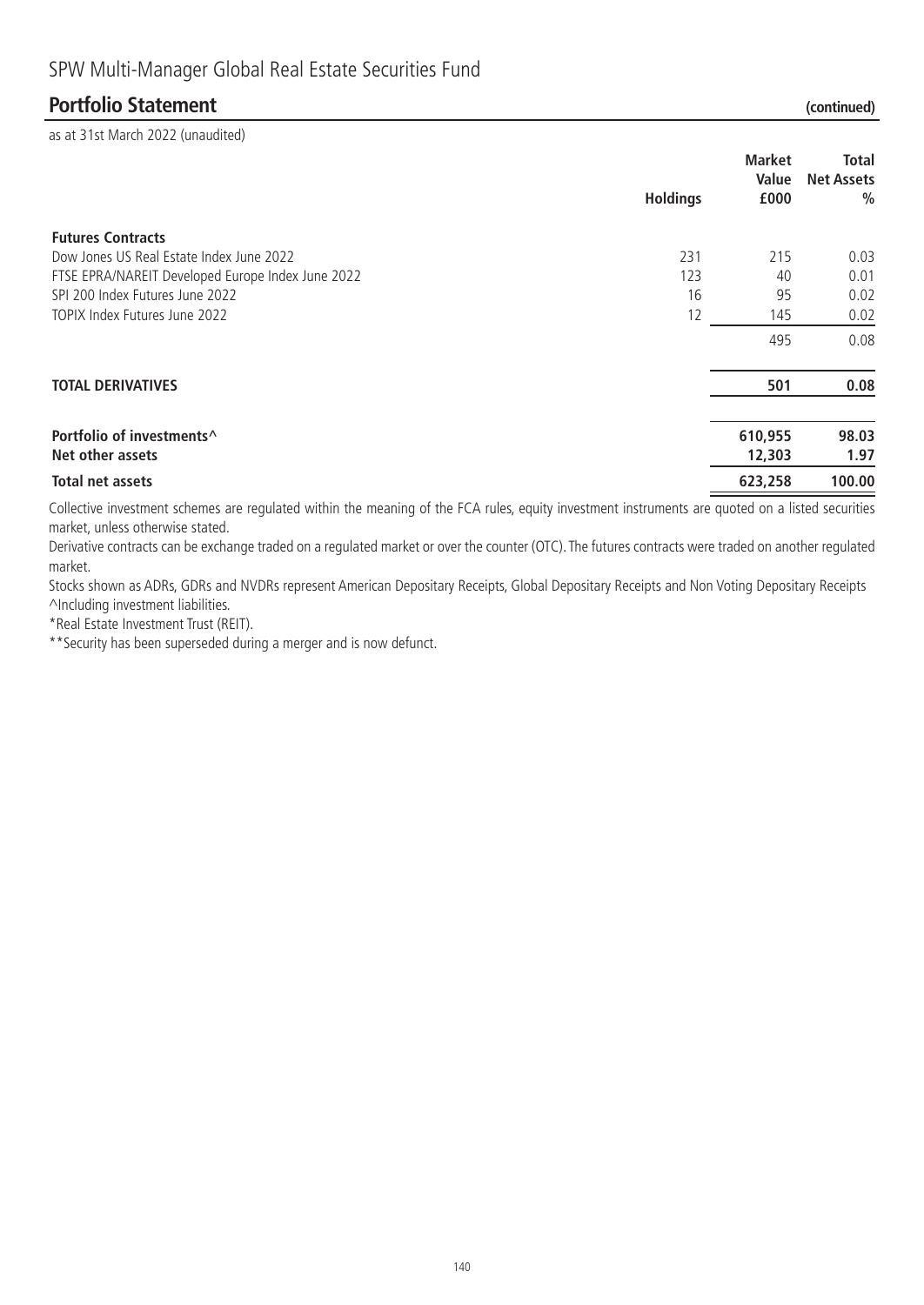## SPW Multi-Manager Global Real Estate Securities Fund

### Portfolio Statement (continued)

as at 31st March 2022 (unaudited)

| | Holdings | Market Value £000 | Total Net Assets % |
|---|---|---|---|
| **Futures Contracts** | | | |
| Dow Jones US Real Estate Index June 2022 | 231 | 215 | 0.03 |
| FTSE EPRA/NAREIT Developed Europe Index June 2022 | 123 | 40 | 0.01 |
| SPI 200 Index Futures June 2022 | 16 | 95 | 0.02 |
| TOPIX Index Futures June 2022 | 12 | 145 | 0.02 |
| | | 495 | 0.08 |
| **TOTAL DERIVATIVES** | | **501** | **0.08** |
| **Portfolio of investments^** | | **610,955** | **98.03** |
| **Net other assets** | | **12,303** | **1.97** |
| **Total net assets** | | **623,258** | **100.00** |

Collective investment schemes are regulated within the meaning of the FCA rules, equity investment instruments are quoted on a listed securities market, unless otherwise stated.

Derivative contracts can be exchange traded on a regulated market or over the counter (OTC). The futures contracts were traded on another regulated market.

Stocks shown as ADRs, GDRs and NVDRs represent American Depositary Receipts, Global Depositary Receipts and Non Voting Depositary Receipts

^Including investment liabilities.

*Real Estate Investment Trust (REIT).

**Security has been superseded during a merger and is now defunct.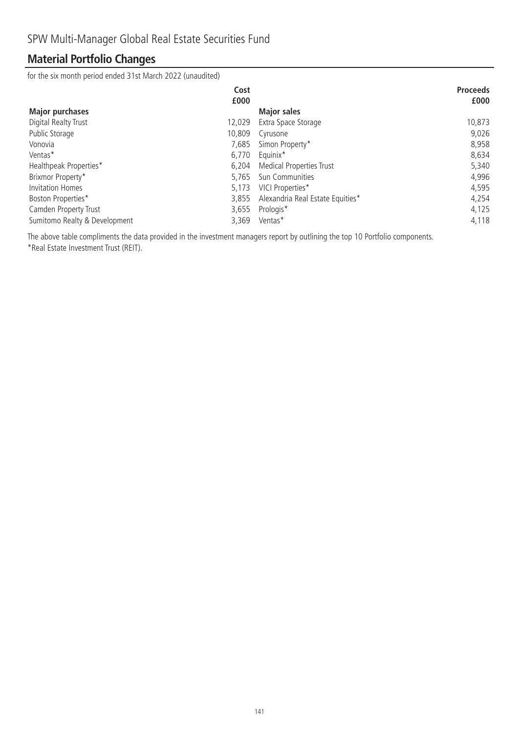# SPW Multi-Manager Global Real Estate Securities Fund

## Material Portfolio Changes

for the six month period ended 31st March 2022 (unaudited)

| Major purchases | Cost £000 | Major sales | Proceeds £000 |
|---|---|---|---|
| Digital Realty Trust | 12,029 | Extra Space Storage | 10,873 |
| Public Storage | 10,809 | Cyrusone | 9,026 |
| Vonovia | 7,685 | Simon Property* | 8,958 |
| Ventas* | 6,770 | Equinix* | 8,634 |
| Healthpeak Properties* | 6,204 | Medical Properties Trust | 5,340 |
| Brixmor Property* | 5,765 | Sun Communities | 4,996 |
| Invitation Homes | 5,173 | VICI Properties* | 4,595 |
| Boston Properties* | 3,855 | Alexandria Real Estate Equities* | 4,254 |
| Camden Property Trust | 3,655 | Prologis* | 4,125 |
| Sumitomo Realty & Development | 3,369 | Ventas* | 4,118 |

The above table compliments the data provided in the investment managers report by outlining the top 10 Portfolio components.

*Real Estate Investment Trust (REIT).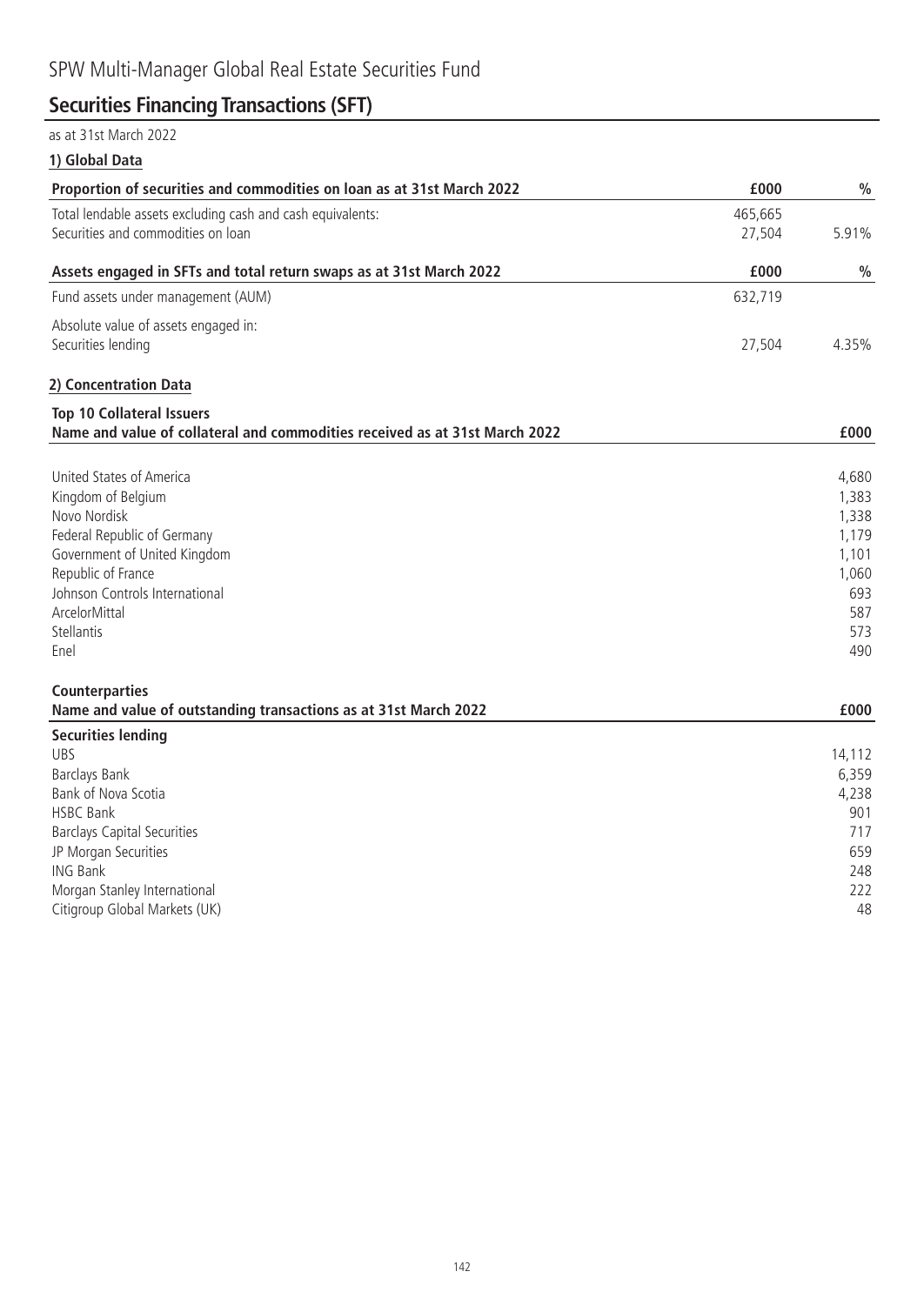# SPW Multi-Manager Global Real Estate Securities Fund

## Securities Financing Transactions (SFT)

as at 31st March 2022

### 1) Global Data

| Proportion of securities and commodities on loan as at 31st March 2022 | £000 | % |
|---|---|---|
| Total lendable assets excluding cash and cash equivalents: | 465,665 | |
| Securities and commodities on loan | 27,504 | 5.91% |

| Assets engaged in SFTs and total return swaps as at 31st March 2022 | £000 | % |
|---|---|---|
| Fund assets under management (AUM) | 632,719 | |
| Absolute value of assets engaged in: | | |
| Securities lending | 27,504 | 4.35% |

### 2) Concentration Data

**Top 10 Collateral Issuers**

| Name and value of collateral and commodities received as at 31st March 2022 | £000 |
|---|---|
| United States of America | 4,680 |
| Kingdom of Belgium | 1,383 |
| Novo Nordisk | 1,338 |
| Federal Republic of Germany | 1,179 |
| Government of United Kingdom | 1,101 |
| Republic of France | 1,060 |
| Johnson Controls International | 693 |
| ArcelorMittal | 587 |
| Stellantis | 573 |
| Enel | 490 |

**Counterparties**

| Name and value of outstanding transactions as at 31st March 2022 | £000 |
|---|---|
| **Securities lending** | |
| UBS | 14,112 |
| Barclays Bank | 6,359 |
| Bank of Nova Scotia | 4,238 |
| HSBC Bank | 901 |
| Barclays Capital Securities | 717 |
| JP Morgan Securities | 659 |
| ING Bank | 248 |
| Morgan Stanley International | 222 |
| Citigroup Global Markets (UK) | 48 |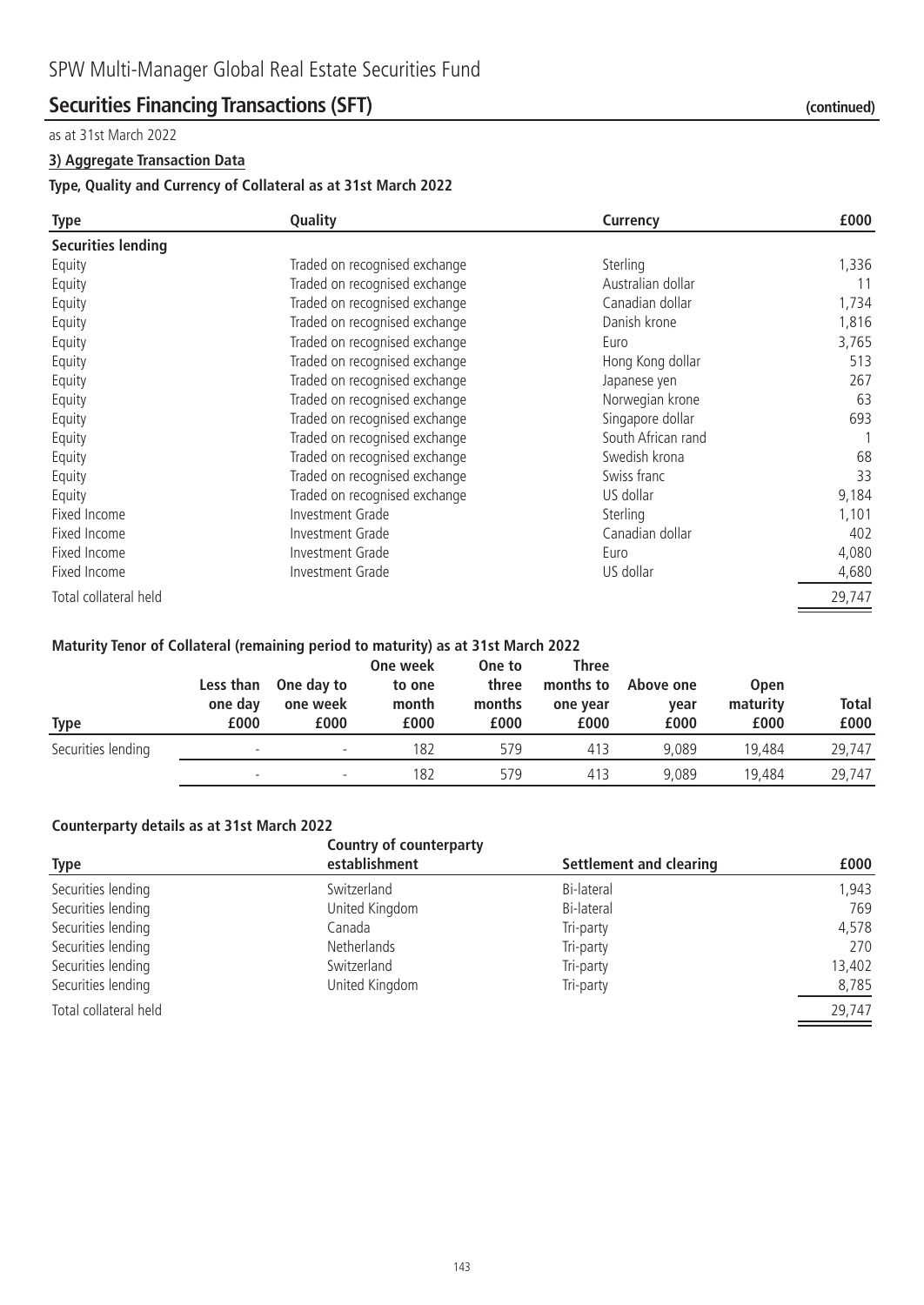# SPW Multi-Manager Global Real Estate Securities Fund

## Securities Financing Transactions (SFT) (continued)

as at 31st March 2022

**3) Aggregate Transaction Data**

**Type, Quality and Currency of Collateral as at 31st March 2022**

| Type | Quality | Currency | £000 |
|---|---|---|---|
| **Securities lending** | | | |
| Equity | Traded on recognised exchange | Sterling | 1,336 |
| Equity | Traded on recognised exchange | Australian dollar | 11 |
| Equity | Traded on recognised exchange | Canadian dollar | 1,734 |
| Equity | Traded on recognised exchange | Danish krone | 1,816 |
| Equity | Traded on recognised exchange | Euro | 3,765 |
| Equity | Traded on recognised exchange | Hong Kong dollar | 513 |
| Equity | Traded on recognised exchange | Japanese yen | 267 |
| Equity | Traded on recognised exchange | Norwegian krone | 63 |
| Equity | Traded on recognised exchange | Singapore dollar | 693 |
| Equity | Traded on recognised exchange | South African rand | 1 |
| Equity | Traded on recognised exchange | Swedish krona | 68 |
| Equity | Traded on recognised exchange | Swiss franc | 33 |
| Equity | Traded on recognised exchange | US dollar | 9,184 |
| Fixed Income | Investment Grade | Sterling | 1,101 |
| Fixed Income | Investment Grade | Canadian dollar | 402 |
| Fixed Income | Investment Grade | Euro | 4,080 |
| Fixed Income | Investment Grade | US dollar | 4,680 |
| Total collateral held | | | 29,747 |

**Maturity Tenor of Collateral (remaining period to maturity) as at 31st March 2022**

| Type | Less than one day £000 | One day to one week £000 | One week to one month £000 | One to three months £000 | Three months to one year £000 | Above one year £000 | Open maturity £000 | Total £000 |
|---|---|---|---|---|---|---|---|---|
| Securities lending | - | - | 182 | 579 | 413 | 9,089 | 19,484 | 29,747 |
| | - | - | 182 | 579 | 413 | 9,089 | 19,484 | 29,747 |

**Counterparty details as at 31st March 2022**

| Type | Country of counterparty establishment | Settlement and clearing | £000 |
|---|---|---|---|
| Securities lending | Switzerland | Bi-lateral | 1,943 |
| Securities lending | United Kingdom | Bi-lateral | 769 |
| Securities lending | Canada | Tri-party | 4,578 |
| Securities lending | Netherlands | Tri-party | 270 |
| Securities lending | Switzerland | Tri-party | 13,402 |
| Securities lending | United Kingdom | Tri-party | 8,785 |
| Total collateral held | | | 29,747 |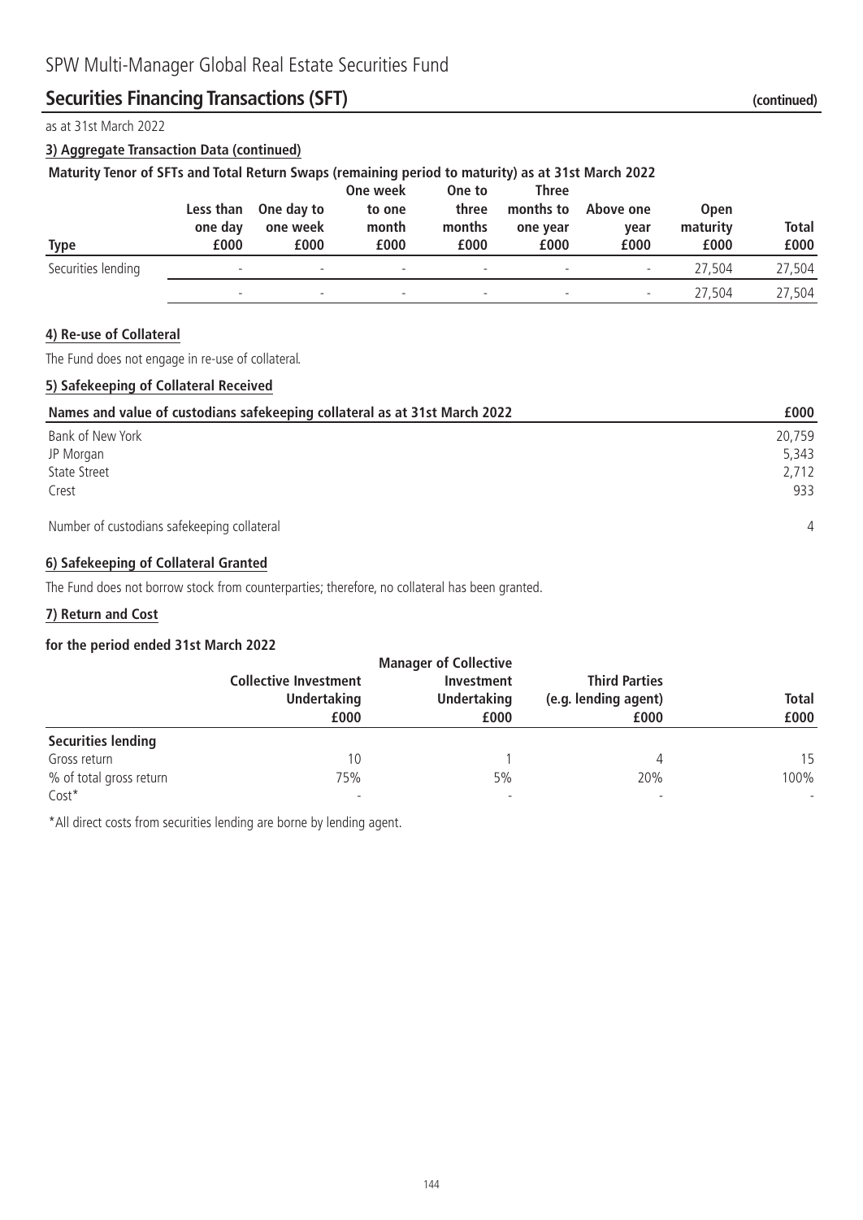# SPW Multi-Manager Global Real Estate Securities Fund

## Securities Financing Transactions (SFT) (continued)

as at 31st March 2022

### 3) Aggregate Transaction Data (continued)

**Maturity Tenor of SFTs and Total Return Swaps (remaining period to maturity) as at 31st March 2022**

| Type | Less than one day £000 | One day to one week £000 | One week to one month £000 | One to three months £000 | Three months to one year £000 | Above one year £000 | Open maturity £000 | Total £000 |
|---|---|---|---|---|---|---|---|---|
| Securities lending | - | - | - | - | - | - | 27,504 | 27,504 |
| | - | - | - | - | - | - | 27,504 | 27,504 |

### 4) Re-use of Collateral

The Fund does not engage in re-use of collateral.

### 5) Safekeeping of Collateral Received

| Names and value of custodians safekeeping collateral as at 31st March 2022 | £000 |
|---|---|
| Bank of New York | 20,759 |
| JP Morgan | 5,343 |
| State Street | 2,712 |
| Crest | 933 |
| Number of custodians safekeeping collateral | 4 |

### 6) Safekeeping of Collateral Granted

The Fund does not borrow stock from counterparties; therefore, no collateral has been granted.

### 7) Return and Cost

**for the period ended 31st March 2022**

| | Collective Investment Undertaking £000 | Manager of Collective Investment Undertaking £000 | Third Parties (e.g. lending agent) £000 | Total £000 |
|---|---|---|---|---|
| **Securities lending** | | | | |
| Gross return | 10 | 1 | 4 | 15 |
| % of total gross return | 75% | 5% | 20% | 100% |
| Cost* | - | - | - | - |

*All direct costs from securities lending are borne by lending agent.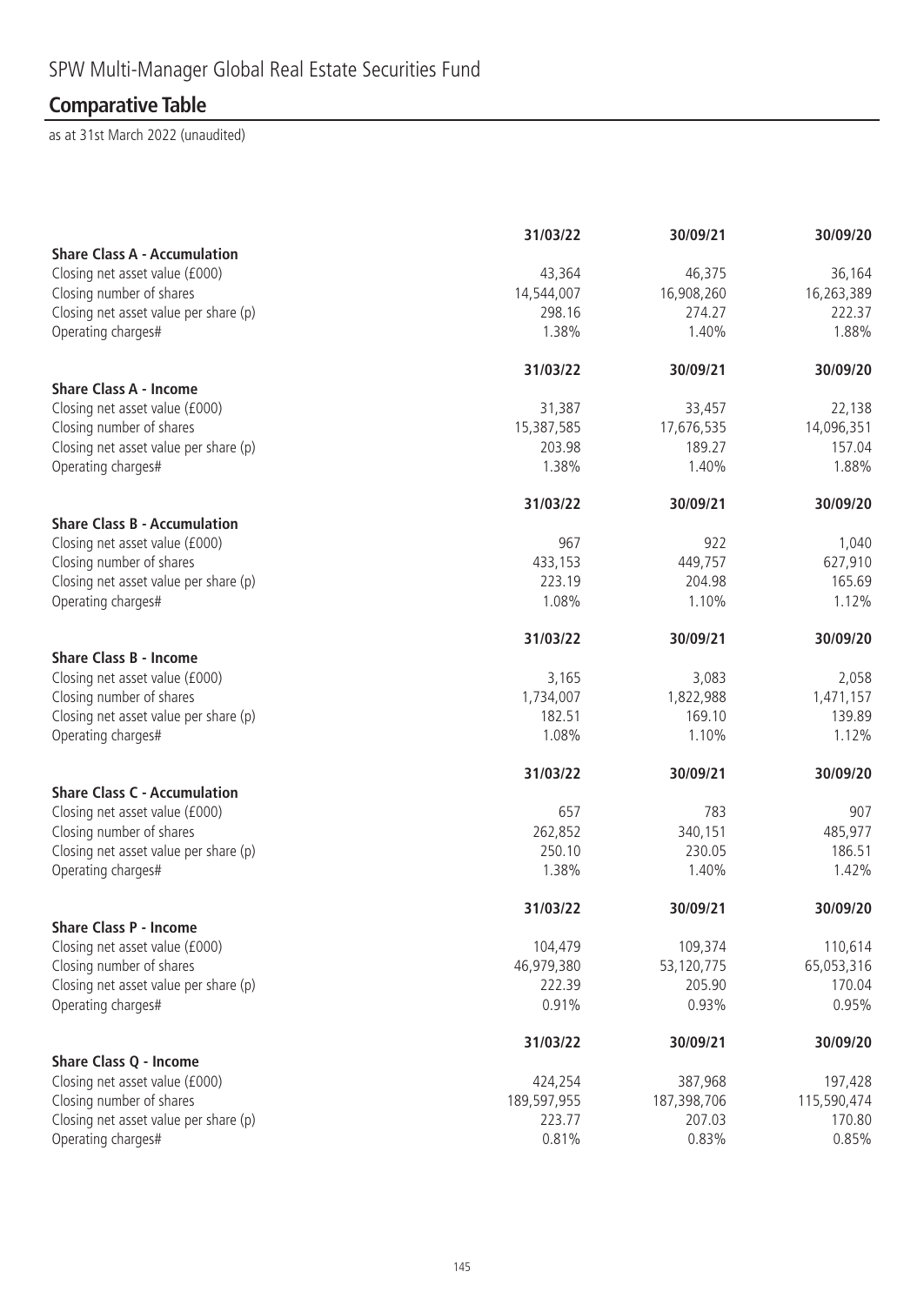# SPW Multi-Manager Global Real Estate Securities Fund

## Comparative Table

as at 31st March 2022 (unaudited)

| | 31/03/22 | 30/09/21 | 30/09/20 |
|---|---|---|---|
| **Share Class A - Accumulation** | | | |
| Closing net asset value (£000) | 43,364 | 46,375 | 36,164 |
| Closing number of shares | 14,544,007 | 16,908,260 | 16,263,389 |
| Closing net asset value per share (p) | 298.16 | 274.27 | 222.37 |
| Operating charges# | 1.38% | 1.40% | 1.88% |

| | 31/03/22 | 30/09/21 | 30/09/20 |
|---|---|---|---|
| **Share Class A - Income** | | | |
| Closing net asset value (£000) | 31,387 | 33,457 | 22,138 |
| Closing number of shares | 15,387,585 | 17,676,535 | 14,096,351 |
| Closing net asset value per share (p) | 203.98 | 189.27 | 157.04 |
| Operating charges# | 1.38% | 1.40% | 1.88% |

| | 31/03/22 | 30/09/21 | 30/09/20 |
|---|---|---|---|
| **Share Class B - Accumulation** | | | |
| Closing net asset value (£000) | 967 | 922 | 1,040 |
| Closing number of shares | 433,153 | 449,757 | 627,910 |
| Closing net asset value per share (p) | 223.19 | 204.98 | 165.69 |
| Operating charges# | 1.08% | 1.10% | 1.12% |

| | 31/03/22 | 30/09/21 | 30/09/20 |
|---|---|---|---|
| **Share Class B - Income** | | | |
| Closing net asset value (£000) | 3,165 | 3,083 | 2,058 |
| Closing number of shares | 1,734,007 | 1,822,988 | 1,471,157 |
| Closing net asset value per share (p) | 182.51 | 169.10 | 139.89 |
| Operating charges# | 1.08% | 1.10% | 1.12% |

| | 31/03/22 | 30/09/21 | 30/09/20 |
|---|---|---|---|
| **Share Class C - Accumulation** | | | |
| Closing net asset value (£000) | 657 | 783 | 907 |
| Closing number of shares | 262,852 | 340,151 | 485,977 |
| Closing net asset value per share (p) | 250.10 | 230.05 | 186.51 |
| Operating charges# | 1.38% | 1.40% | 1.42% |

| | 31/03/22 | 30/09/21 | 30/09/20 |
|---|---|---|---|
| **Share Class P - Income** | | | |
| Closing net asset value (£000) | 104,479 | 109,374 | 110,614 |
| Closing number of shares | 46,979,380 | 53,120,775 | 65,053,316 |
| Closing net asset value per share (p) | 222.39 | 205.90 | 170.04 |
| Operating charges# | 0.91% | 0.93% | 0.95% |

| | 31/03/22 | 30/09/21 | 30/09/20 |
|---|---|---|---|
| **Share Class Q - Income** | | | |
| Closing net asset value (£000) | 424,254 | 387,968 | 197,428 |
| Closing number of shares | 189,597,955 | 187,398,706 | 115,590,474 |
| Closing net asset value per share (p) | 223.77 | 207.03 | 170.80 |
| Operating charges# | 0.81% | 0.83% | 0.85% |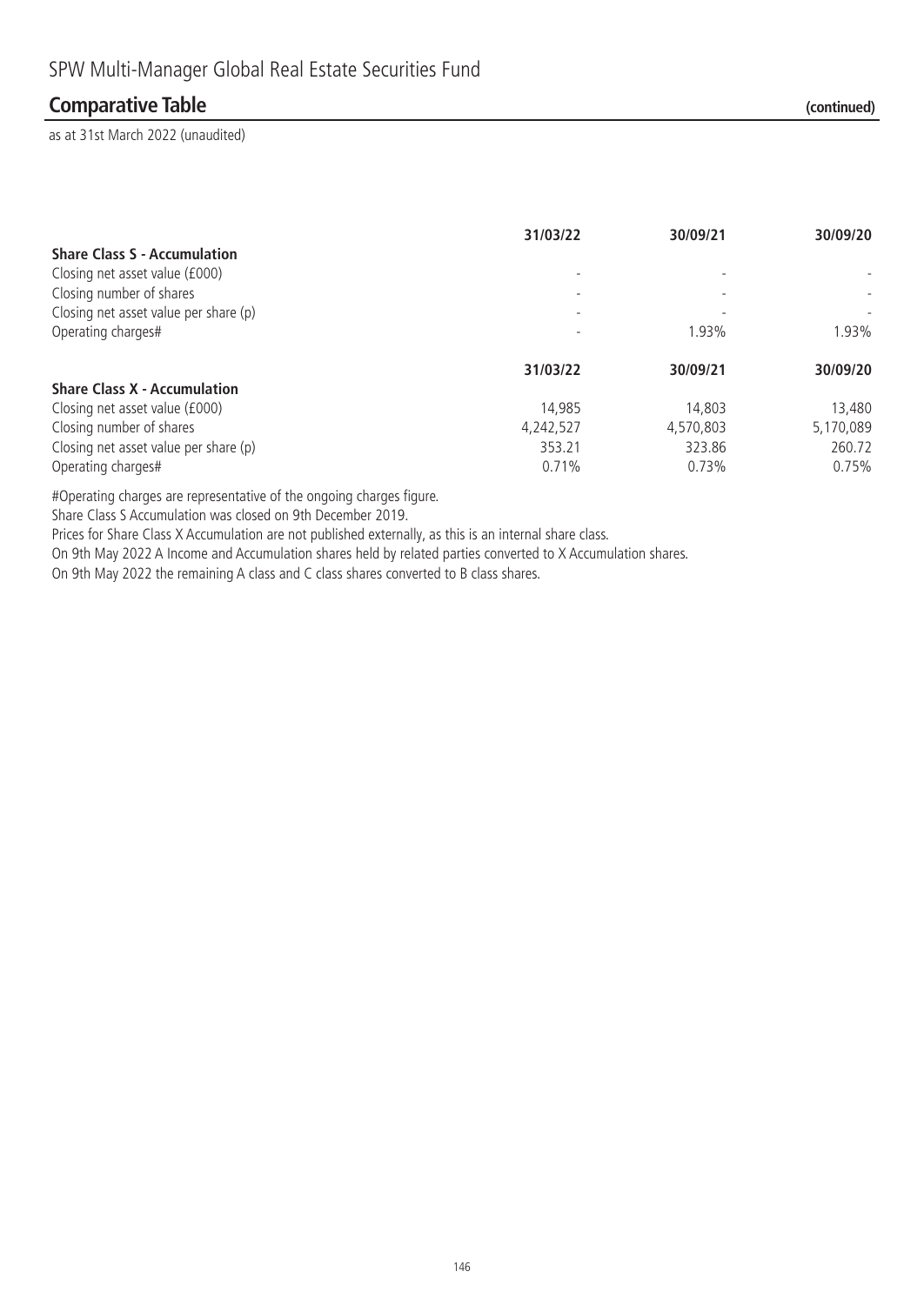## SPW Multi-Manager Global Real Estate Securities Fund

### Comparative Table (continued)

as at 31st March 2022 (unaudited)

| | 31/03/22 | 30/09/21 | 30/09/20 |
|---|---|---|---|
| **Share Class S - Accumulation** | | | |
| Closing net asset value (£000) | - | - | - |
| Closing number of shares | - | - | - |
| Closing net asset value per share (p) | - | - | - |
| Operating charges# | - | 1.93% | 1.93% |

| | 31/03/22 | 30/09/21 | 30/09/20 |
|---|---|---|---|
| **Share Class X - Accumulation** | | | |
| Closing net asset value (£000) | 14,985 | 14,803 | 13,480 |
| Closing number of shares | 4,242,527 | 4,570,803 | 5,170,089 |
| Closing net asset value per share (p) | 353.21 | 323.86 | 260.72 |
| Operating charges# | 0.71% | 0.73% | 0.75% |

#Operating charges are representative of the ongoing charges figure.

Share Class S Accumulation was closed on 9th December 2019.

Prices for Share Class X Accumulation are not published externally, as this is an internal share class.

On 9th May 2022 A Income and Accumulation shares held by related parties converted to X Accumulation shares.

On 9th May 2022 the remaining A class and C class shares converted to B class shares.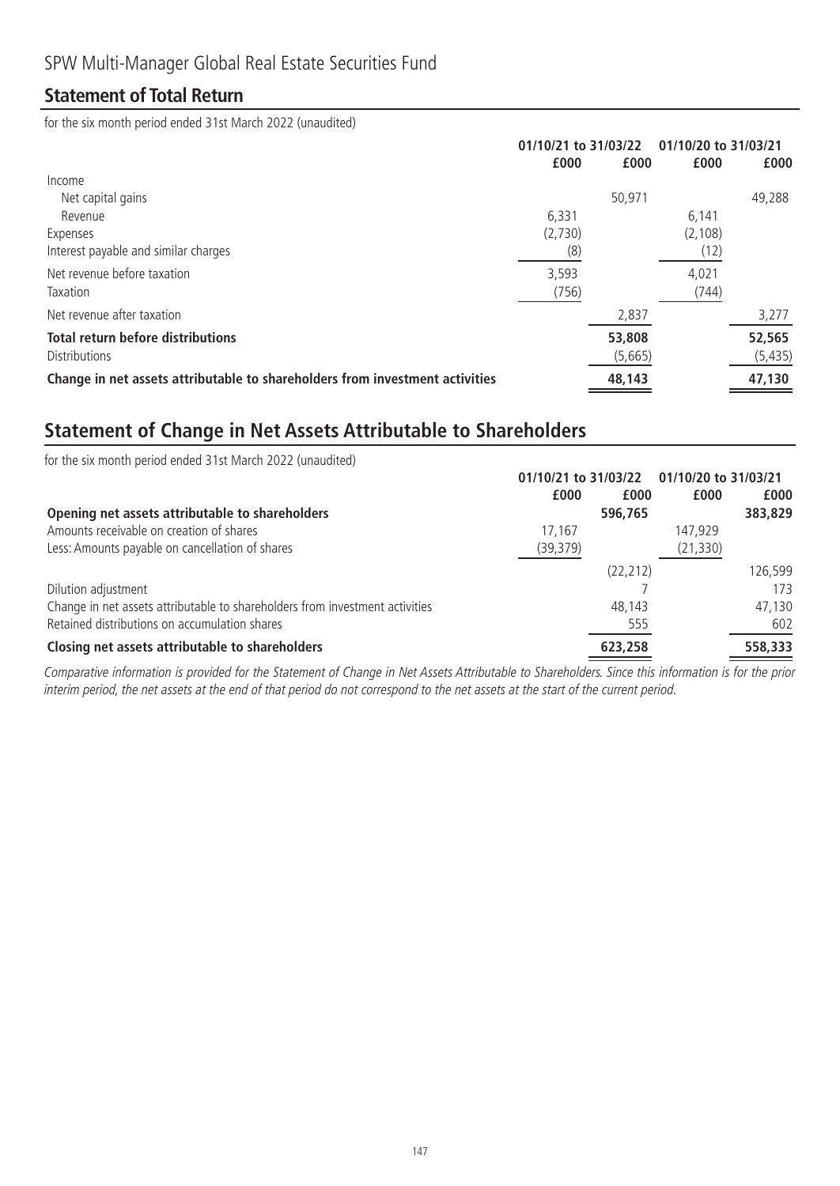# SPW Multi-Manager Global Real Estate Securities Fund

## Statement of Total Return

for the six month period ended 31st March 2022 (unaudited)

| | 01/10/21 to 31/03/22 | | 01/10/20 to 31/03/21 | |
|---|---|---|---|---|
| | £000 | £000 | £000 | £000 |
| Income | | | | |
| Net capital gains | | 50,971 | | 49,288 |
| Revenue | 6,331 | | 6,141 | |
| Expenses | (2,730) | | (2,108) | |
| Interest payable and similar charges | (8) | | (12) | |
| Net revenue before taxation | 3,593 | | 4,021 | |
| Taxation | (756) | | (744) | |
| Net revenue after taxation | | 2,837 | | 3,277 |
| **Total return before distributions** | | **53,808** | | **52,565** |
| Distributions | | (5,665) | | (5,435) |
| **Change in net assets attributable to shareholders from investment activities** | | **48,143** | | **47,130** |

## Statement of Change in Net Assets Attributable to Shareholders

for the six month period ended 31st March 2022 (unaudited)

| | 01/10/21 to 31/03/22 | | 01/10/20 to 31/03/21 | |
|---|---|---|---|---|
| | £000 | £000 | £000 | £000 |
| **Opening net assets attributable to shareholders** | | **596,765** | | **383,829** |
| Amounts receivable on creation of shares | 17,167 | | 147,929 | |
| Less: Amounts payable on cancellation of shares | (39,379) | | (21,330) | |
| | | (22,212) | | 126,599 |
| Dilution adjustment | | 7 | | 173 |
| Change in net assets attributable to shareholders from investment activities | | 48,143 | | 47,130 |
| Retained distributions on accumulation shares | | 555 | | 602 |
| **Closing net assets attributable to shareholders** | | **623,258** | | **558,333** |

*Comparative information is provided for the Statement of Change in Net Assets Attributable to Shareholders. Since this information is for the prior interim period, the net assets at the end of that period do not correspond to the net assets at the start of the current period.*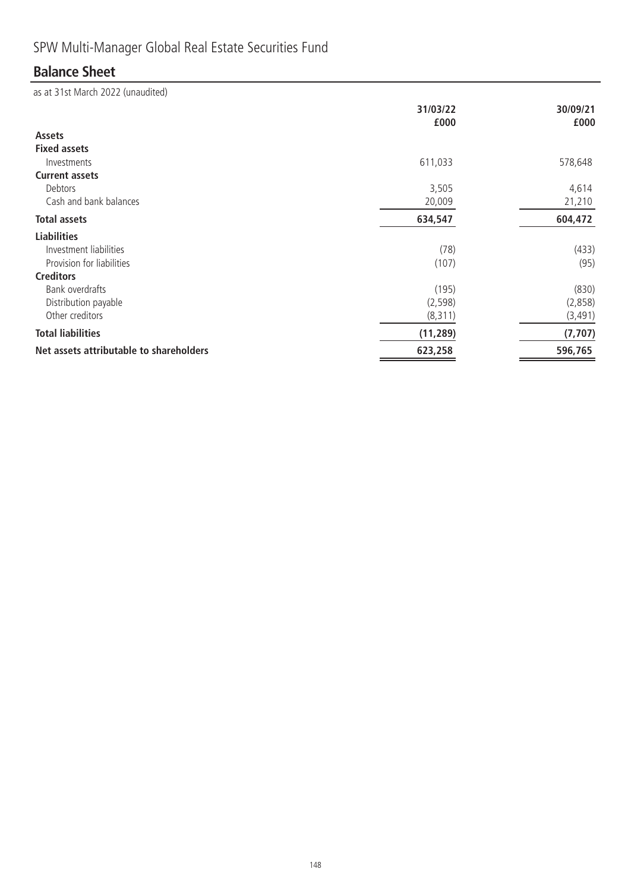# SPW Multi-Manager Global Real Estate Securities Fund

## Balance Sheet

as at 31st March 2022 (unaudited)

| | 31/03/22 £000 | 30/09/21 £000 |
|---|---|---|
| **Assets** | | |
| **Fixed assets** | | |
| Investments | 611,033 | 578,648 |
| **Current assets** | | |
| Debtors | 3,505 | 4,614 |
| Cash and bank balances | 20,009 | 21,210 |
| **Total assets** | **634,547** | **604,472** |
| **Liabilities** | | |
| Investment liabilities | (78) | (433) |
| Provision for liabilities | (107) | (95) |
| **Creditors** | | |
| Bank overdrafts | (195) | (830) |
| Distribution payable | (2,598) | (2,858) |
| Other creditors | (8,311) | (3,491) |
| **Total liabilities** | **(11,289)** | **(7,707)** |
| **Net assets attributable to shareholders** | **623,258** | **596,765** |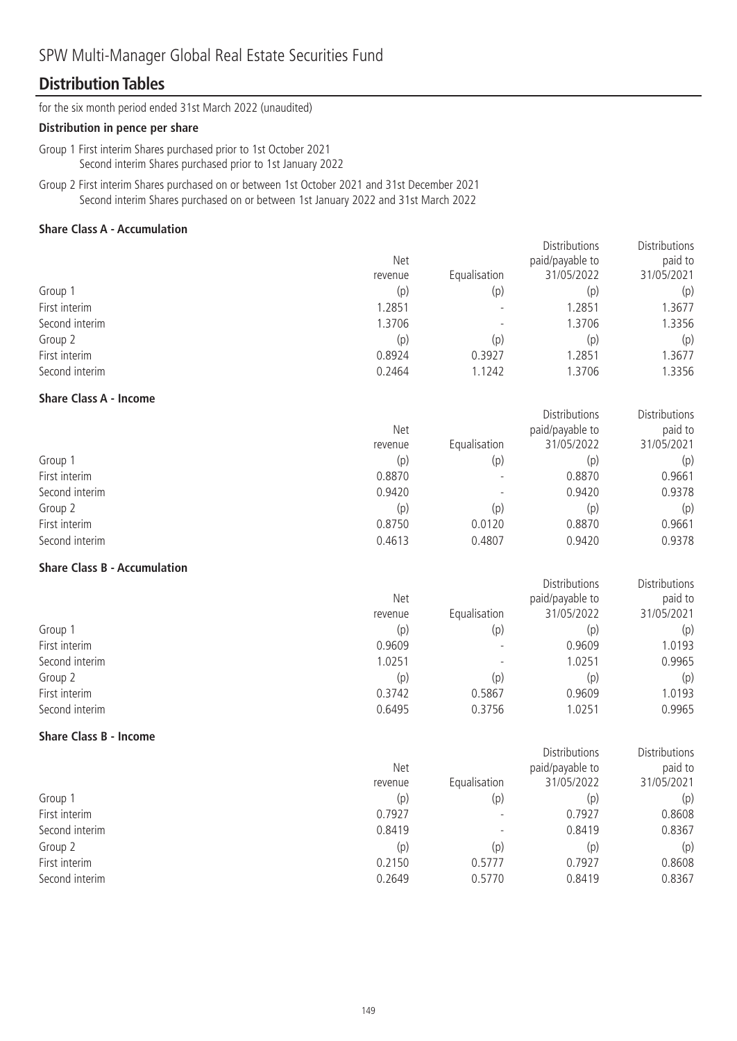# SPW Multi-Manager Global Real Estate Securities Fund

## Distribution Tables

for the six month period ended 31st March 2022 (unaudited)

**Distribution in pence per share**

Group 1 First interim Shares purchased prior to 1st October 2021
Second interim Shares purchased prior to 1st January 2022

Group 2 First interim Shares purchased on or between 1st October 2021 and 31st December 2021
Second interim Shares purchased on or between 1st January 2022 and 31st March 2022

**Share Class A - Accumulation**

| | Net revenue | Equalisation | Distributions paid/payable to 31/05/2022 | Distributions paid to 31/05/2021 |
|---|---|---|---|---|
| Group 1 | (p) | (p) | (p) | (p) |
| First interim | 1.2851 | - | 1.2851 | 1.3677 |
| Second interim | 1.3706 | - | 1.3706 | 1.3356 |
| Group 2 | (p) | (p) | (p) | (p) |
| First interim | 0.8924 | 0.3927 | 1.2851 | 1.3677 |
| Second interim | 0.2464 | 1.1242 | 1.3706 | 1.3356 |

**Share Class A - Income**

| | Net revenue | Equalisation | Distributions paid/payable to 31/05/2022 | Distributions paid to 31/05/2021 |
|---|---|---|---|---|
| Group 1 | (p) | (p) | (p) | (p) |
| First interim | 0.8870 | - | 0.8870 | 0.9661 |
| Second interim | 0.9420 | - | 0.9420 | 0.9378 |
| Group 2 | (p) | (p) | (p) | (p) |
| First interim | 0.8750 | 0.0120 | 0.8870 | 0.9661 |
| Second interim | 0.4613 | 0.4807 | 0.9420 | 0.9378 |

**Share Class B - Accumulation**

| | Net revenue | Equalisation | Distributions paid/payable to 31/05/2022 | Distributions paid to 31/05/2021 |
|---|---|---|---|---|
| Group 1 | (p) | (p) | (p) | (p) |
| First interim | 0.9609 | - | 0.9609 | 1.0193 |
| Second interim | 1.0251 | - | 1.0251 | 0.9965 |
| Group 2 | (p) | (p) | (p) | (p) |
| First interim | 0.3742 | 0.5867 | 0.9609 | 1.0193 |
| Second interim | 0.6495 | 0.3756 | 1.0251 | 0.9965 |

**Share Class B - Income**

| | Net revenue | Equalisation | Distributions paid/payable to 31/05/2022 | Distributions paid to 31/05/2021 |
|---|---|---|---|---|
| Group 1 | (p) | (p) | (p) | (p) |
| First interim | 0.7927 | - | 0.7927 | 0.8608 |
| Second interim | 0.8419 | - | 0.8419 | 0.8367 |
| Group 2 | (p) | (p) | (p) | (p) |
| First interim | 0.2150 | 0.5777 | 0.7927 | 0.8608 |
| Second interim | 0.2649 | 0.5770 | 0.8419 | 0.8367 |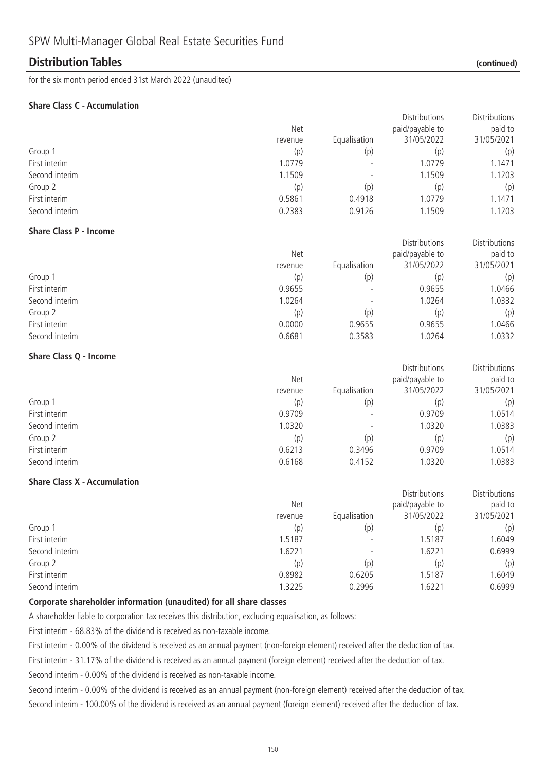# SPW Multi-Manager Global Real Estate Securities Fund

## Distribution Tables (continued)

for the six month period ended 31st March 2022 (unaudited)

**Share Class C - Accumulation**

| | Net revenue | Equalisation | Distributions paid/payable to 31/05/2022 | Distributions paid to 31/05/2021 |
|---|---|---|---|---|
| Group 1 | (p) | (p) | (p) | (p) |
| First interim | 1.0779 | - | 1.0779 | 1.1471 |
| Second interim | 1.1509 | - | 1.1509 | 1.1203 |
| Group 2 | (p) | (p) | (p) | (p) |
| First interim | 0.5861 | 0.4918 | 1.0779 | 1.1471 |
| Second interim | 0.2383 | 0.9126 | 1.1509 | 1.1203 |

**Share Class P - Income**

| | Net revenue | Equalisation | Distributions paid/payable to 31/05/2022 | Distributions paid to 31/05/2021 |
|---|---|---|---|---|
| Group 1 | (p) | (p) | (p) | (p) |
| First interim | 0.9655 | - | 0.9655 | 1.0466 |
| Second interim | 1.0264 | - | 1.0264 | 1.0332 |
| Group 2 | (p) | (p) | (p) | (p) |
| First interim | 0.0000 | 0.9655 | 0.9655 | 1.0466 |
| Second interim | 0.6681 | 0.3583 | 1.0264 | 1.0332 |

**Share Class Q - Income**

| | Net revenue | Equalisation | Distributions paid/payable to 31/05/2022 | Distributions paid to 31/05/2021 |
|---|---|---|---|---|
| Group 1 | (p) | (p) | (p) | (p) |
| First interim | 0.9709 | - | 0.9709 | 1.0514 |
| Second interim | 1.0320 | - | 1.0320 | 1.0383 |
| Group 2 | (p) | (p) | (p) | (p) |
| First interim | 0.6213 | 0.3496 | 0.9709 | 1.0514 |
| Second interim | 0.6168 | 0.4152 | 1.0320 | 1.0383 |

**Share Class X - Accumulation**

| | Net revenue | Equalisation | Distributions paid/payable to 31/05/2022 | Distributions paid to 31/05/2021 |
|---|---|---|---|---|
| Group 1 | (p) | (p) | (p) | (p) |
| First interim | 1.5187 | - | 1.5187 | 1.6049 |
| Second interim | 1.6221 | - | 1.6221 | 0.6999 |
| Group 2 | (p) | (p) | (p) | (p) |
| First interim | 0.8982 | 0.6205 | 1.5187 | 1.6049 |
| Second interim | 1.3225 | 0.2996 | 1.6221 | 0.6999 |

**Corporate shareholder information (unaudited) for all share classes**

A shareholder liable to corporation tax receives this distribution, excluding equalisation, as follows:

First interim - 68.83% of the dividend is received as non-taxable income.

First interim - 0.00% of the dividend is received as an annual payment (non-foreign element) received after the deduction of tax.

First interim - 31.17% of the dividend is received as an annual payment (foreign element) received after the deduction of tax.

Second interim - 0.00% of the dividend is received as non-taxable income.

Second interim - 0.00% of the dividend is received as an annual payment (non-foreign element) received after the deduction of tax.

Second interim - 100.00% of the dividend is received as an annual payment (foreign element) received after the deduction of tax.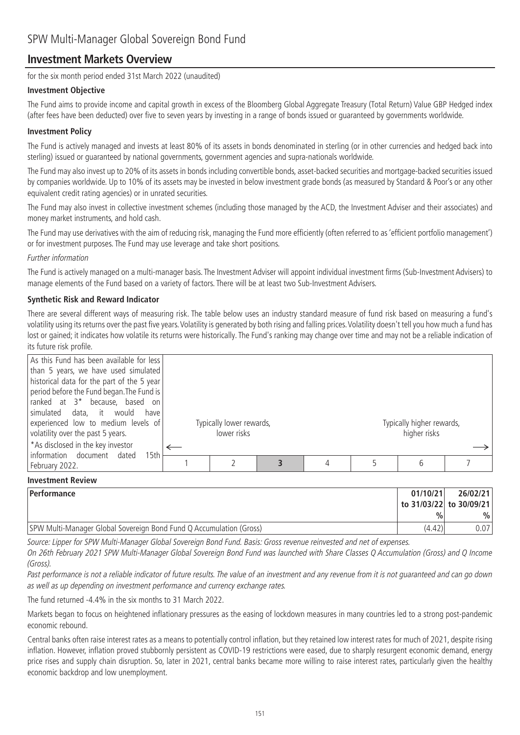# SPW Multi-Manager Global Sovereign Bond Fund

## Investment Markets Overview

for the six month period ended 31st March 2022 (unaudited)

### Investment Objective

The Fund aims to provide income and capital growth in excess of the Bloomberg Global Aggregate Treasury (Total Return) Value GBP Hedged index (after fees have been deducted) over five to seven years by investing in a range of bonds issued or guaranteed by governments worldwide.

### Investment Policy

The Fund is actively managed and invests at least 80% of its assets in bonds denominated in sterling (or in other currencies and hedged back into sterling) issued or guaranteed by national governments, government agencies and supra-nationals worldwide.

The Fund may also invest up to 20% of its assets in bonds including convertible bonds, asset-backed securities and mortgage-backed securities issued by companies worldwide. Up to 10% of its assets may be invested in below investment grade bonds (as measured by Standard & Poor's or any other equivalent credit rating agencies) or in unrated securities.

The Fund may also invest in collective investment schemes (including those managed by the ACD, the Investment Adviser and their associates) and money market instruments, and hold cash.

The Fund may use derivatives with the aim of reducing risk, managing the Fund more efficiently (often referred to as 'efficient portfolio management') or for investment purposes. The Fund may use leverage and take short positions.

*Further information*

The Fund is actively managed on a multi-manager basis. The Investment Adviser will appoint individual investment firms (Sub-Investment Advisers) to manage elements of the Fund based on a variety of factors. There will be at least two Sub-Investment Advisers.

### Synthetic Risk and Reward Indicator

There are several different ways of measuring risk. The table below uses an industry standard measure of fund risk based on measuring a fund's volatility using its returns over the past five years. Volatility is generated by both rising and falling prices. Volatility doesn't tell you how much a fund has lost or gained; it indicates how volatile its returns were historically. The Fund's ranking may change over time and may not be a reliable indication of its future risk profile.

As this Fund has been available for less than 5 years, we have used simulated historical data for the part of the 5 year period before the Fund began. The Fund is ranked at 3* because, based on simulated data, it would have experienced low to medium levels of volatility over the past 5 years.

*As disclosed in the key investor information document dated 15th February 2022.

| Typically lower rewards, lower risks ← | | | | | | Typically higher rewards, higher risks → |
|---|---|---|---|---|---|---|
| 1 | 2 | **3** | 4 | 5 | 6 | 7 |

### Investment Review

| Performance | 01/10/21 to 31/03/22 | 26/02/21 to 30/09/21 |
|---|---|---|
| | % | % |
| SPW Multi-Manager Global Sovereign Bond Fund Q Accumulation (Gross) | (4.42) | 0.07 |

*Source: Lipper for SPW Multi-Manager Global Sovereign Bond Fund. Basis: Gross revenue reinvested and net of expenses.*

*On 26th February 2021 SPW Multi-Manager Global Sovereign Bond Fund was launched with Share Classes Q Accumulation (Gross) and Q Income (Gross).*

*Past performance is not a reliable indicator of future results. The value of an investment and any revenue from it is not guaranteed and can go down as well as up depending on investment performance and currency exchange rates.*

The fund returned -4.4% in the six months to 31 March 2022.

Markets began to focus on heightened inflationary pressures as the easing of lockdown measures in many countries led to a strong post-pandemic economic rebound.

Central banks often raise interest rates as a means to potentially control inflation, but they retained low interest rates for much of 2021, despite rising inflation. However, inflation proved stubbornly persistent as COVID-19 restrictions were eased, due to sharply resurgent economic demand, energy price rises and supply chain disruption. So, later in 2021, central banks became more willing to raise interest rates, particularly given the healthy economic backdrop and low unemployment.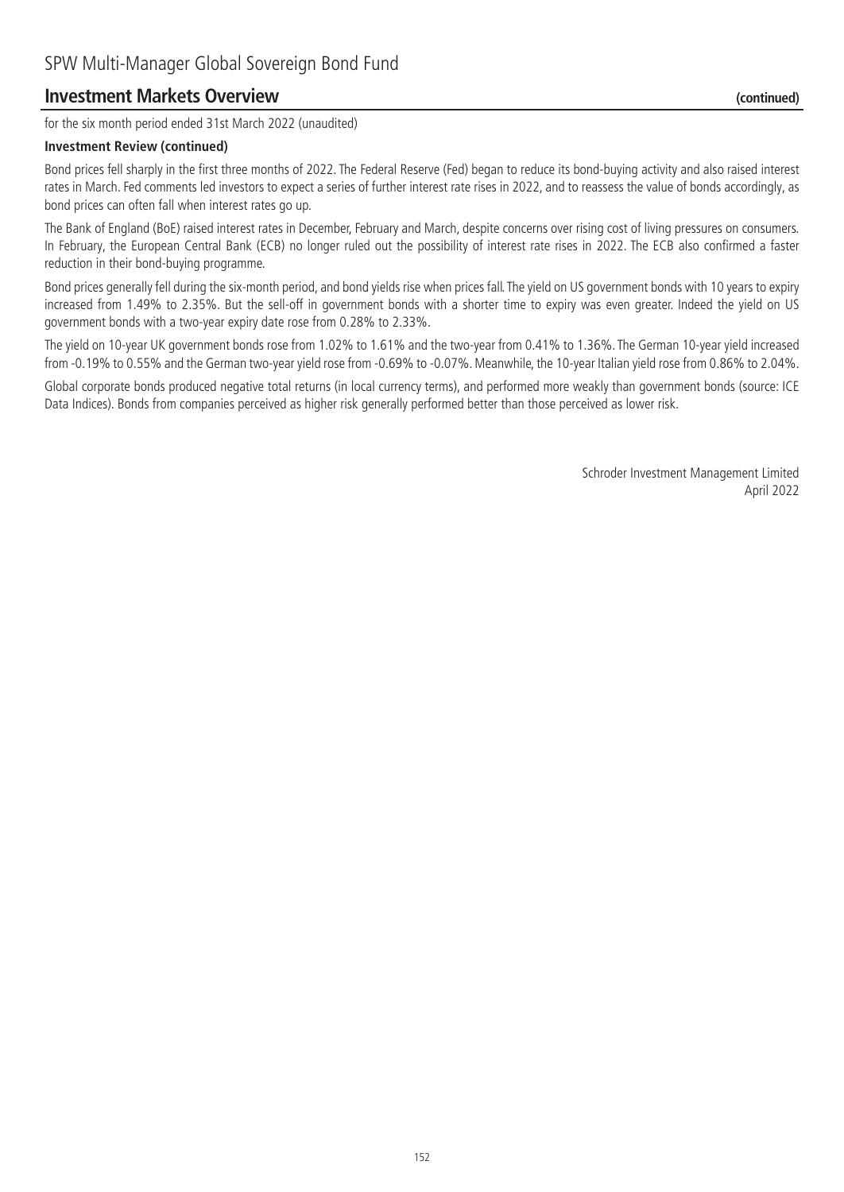## Investment Markets Overview (continued)

for the six month period ended 31st March 2022 (unaudited)

**Investment Review (continued)**

Bond prices fell sharply in the first three months of 2022. The Federal Reserve (Fed) began to reduce its bond-buying activity and also raised interest rates in March. Fed comments led investors to expect a series of further interest rate rises in 2022, and to reassess the value of bonds accordingly, as bond prices can often fall when interest rates go up.

The Bank of England (BoE) raised interest rates in December, February and March, despite concerns over rising cost of living pressures on consumers. In February, the European Central Bank (ECB) no longer ruled out the possibility of interest rate rises in 2022. The ECB also confirmed a faster reduction in their bond-buying programme.

Bond prices generally fell during the six-month period, and bond yields rise when prices fall. The yield on US government bonds with 10 years to expiry increased from 1.49% to 2.35%. But the sell-off in government bonds with a shorter time to expiry was even greater. Indeed the yield on US government bonds with a two-year expiry date rose from 0.28% to 2.33%.

The yield on 10-year UK government bonds rose from 1.02% to 1.61% and the two-year from 0.41% to 1.36%. The German 10-year yield increased from -0.19% to 0.55% and the German two-year yield rose from -0.69% to -0.07%. Meanwhile, the 10-year Italian yield rose from 0.86% to 2.04%.

Global corporate bonds produced negative total returns (in local currency terms), and performed more weakly than government bonds (source: ICE Data Indices). Bonds from companies perceived as higher risk generally performed better than those perceived as lower risk.

Schroder Investment Management Limited
April 2022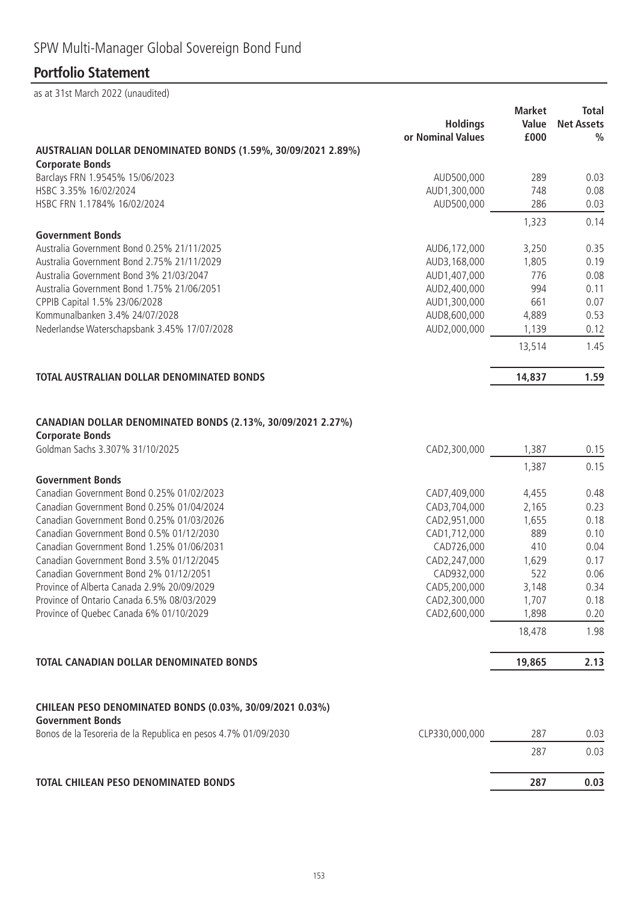SPW Multi-Manager Global Sovereign Bond Fund

## Portfolio Statement

as at 31st March 2022 (unaudited)

| | Holdings or Nominal Values | Market Value £000 | Total Net Assets % |
|---|---|---|---|
| **AUSTRALIAN DOLLAR DENOMINATED BONDS (1.59%, 30/09/2021 2.89%)** | | | |
| **Corporate Bonds** | | | |
| Barclays FRN 1.9545% 15/06/2023 | AUD500,000 | 289 | 0.03 |
| HSBC 3.35% 16/02/2024 | AUD1,300,000 | 748 | 0.08 |
| HSBC FRN 1.1784% 16/02/2024 | AUD500,000 | 286 | 0.03 |
| | | 1,323 | 0.14 |
| **Government Bonds** | | | |
| Australia Government Bond 0.25% 21/11/2025 | AUD6,172,000 | 3,250 | 0.35 |
| Australia Government Bond 2.75% 21/11/2029 | AUD3,168,000 | 1,805 | 0.19 |
| Australia Government Bond 3% 21/03/2047 | AUD1,407,000 | 776 | 0.08 |
| Australia Government Bond 1.75% 21/06/2051 | AUD2,400,000 | 994 | 0.11 |
| CPPIB Capital 1.5% 23/06/2028 | AUD1,300,000 | 661 | 0.07 |
| Kommunalbanken 3.4% 24/07/2028 | AUD8,600,000 | 4,889 | 0.53 |
| Nederlandse Waterschapsbank 3.45% 17/07/2028 | AUD2,000,000 | 1,139 | 0.12 |
| | | 13,514 | 1.45 |
| **TOTAL AUSTRALIAN DOLLAR DENOMINATED BONDS** | | **14,837** | **1.59** |
| **CANADIAN DOLLAR DENOMINATED BONDS (2.13%, 30/09/2021 2.27%)** | | | |
| **Corporate Bonds** | | | |
| Goldman Sachs 3.307% 31/10/2025 | CAD2,300,000 | 1,387 | 0.15 |
| | | 1,387 | 0.15 |
| **Government Bonds** | | | |
| Canadian Government Bond 0.25% 01/02/2023 | CAD7,409,000 | 4,455 | 0.48 |
| Canadian Government Bond 0.25% 01/04/2024 | CAD3,704,000 | 2,165 | 0.23 |
| Canadian Government Bond 0.25% 01/03/2026 | CAD2,951,000 | 1,655 | 0.18 |
| Canadian Government Bond 0.5% 01/12/2030 | CAD1,712,000 | 889 | 0.10 |
| Canadian Government Bond 1.25% 01/06/2031 | CAD726,000 | 410 | 0.04 |
| Canadian Government Bond 3.5% 01/12/2045 | CAD2,247,000 | 1,629 | 0.17 |
| Canadian Government Bond 2% 01/12/2051 | CAD932,000 | 522 | 0.06 |
| Province of Alberta Canada 2.9% 20/09/2029 | CAD5,200,000 | 3,148 | 0.34 |
| Province of Ontario Canada 6.5% 08/03/2029 | CAD2,300,000 | 1,707 | 0.18 |
| Province of Quebec Canada 6% 01/10/2029 | CAD2,600,000 | 1,898 | 0.20 |
| | | 18,478 | 1.98 |
| **TOTAL CANADIAN DOLLAR DENOMINATED BONDS** | | **19,865** | **2.13** |
| **CHILEAN PESO DENOMINATED BONDS (0.03%, 30/09/2021 0.03%)** | | | |
| **Government Bonds** | | | |
| Bonos de la Tesoreria de la Republica en pesos 4.7% 01/09/2030 | CLP330,000,000 | 287 | 0.03 |
| | | 287 | 0.03 |
| **TOTAL CHILEAN PESO DENOMINATED BONDS** | | **287** | **0.03** |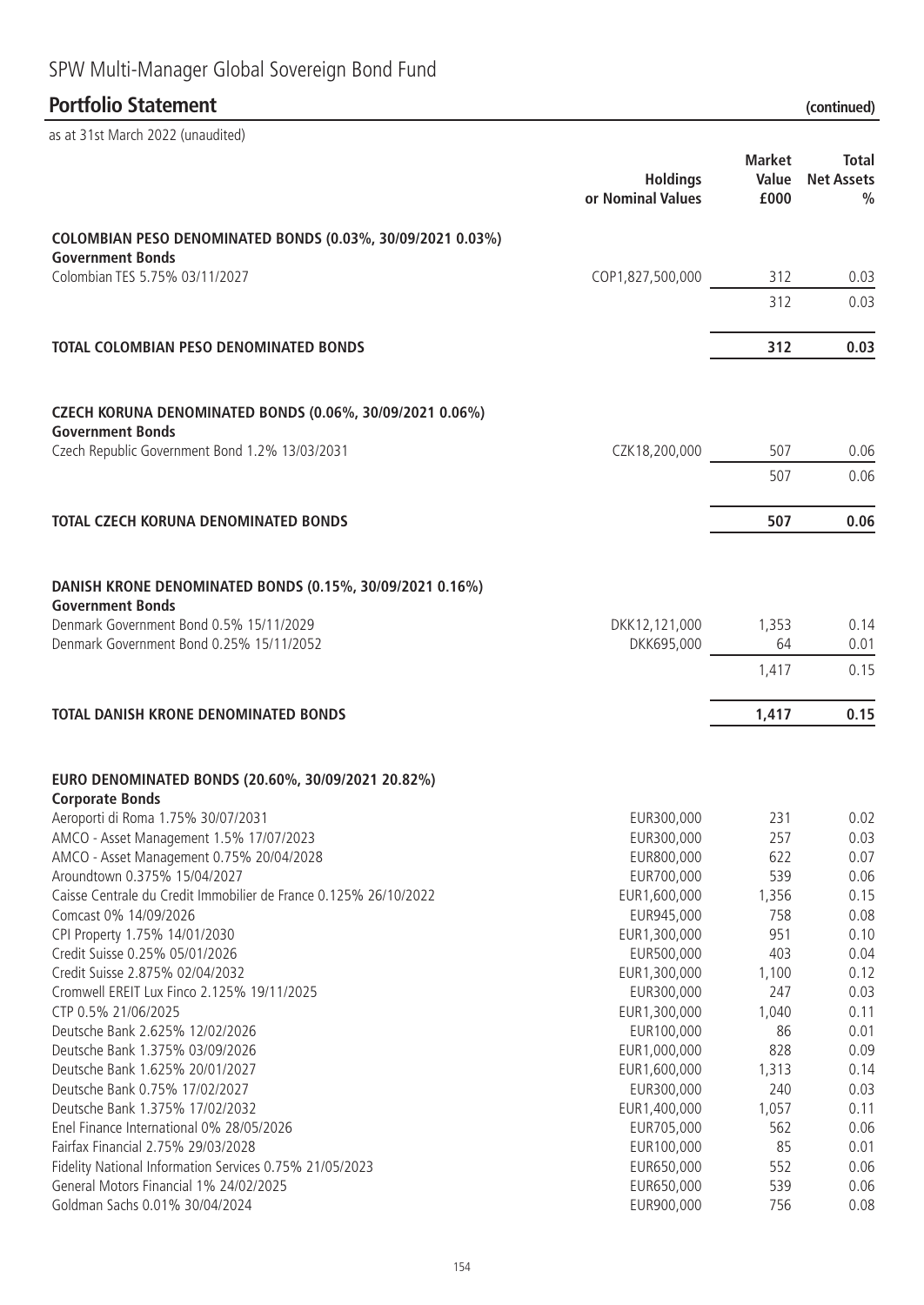# SPW Multi-Manager Global Sovereign Bond Fund

## Portfolio Statement (continued)

as at 31st March 2022 (unaudited)

| | Holdings or Nominal Values | Market Value £000 | Total Net Assets % |
|---|---|---|---|
| **COLOMBIAN PESO DENOMINATED BONDS (0.03%, 30/09/2021 0.03%)** | | | |
| **Government Bonds** | | | |
| Colombian TES 5.75% 03/11/2027 | COP1,827,500,000 | 312 | 0.03 |
| | | 312 | 0.03 |
| **TOTAL COLOMBIAN PESO DENOMINATED BONDS** | | **312** | **0.03** |
| **CZECH KORUNA DENOMINATED BONDS (0.06%, 30/09/2021 0.06%)** | | | |
| **Government Bonds** | | | |
| Czech Republic Government Bond 1.2% 13/03/2031 | CZK18,200,000 | 507 | 0.06 |
| | | 507 | 0.06 |
| **TOTAL CZECH KORUNA DENOMINATED BONDS** | | **507** | **0.06** |
| **DANISH KRONE DENOMINATED BONDS (0.15%, 30/09/2021 0.16%)** | | | |
| **Government Bonds** | | | |
| Denmark Government Bond 0.5% 15/11/2029 | DKK12,121,000 | 1,353 | 0.14 |
| Denmark Government Bond 0.25% 15/11/2052 | DKK695,000 | 64 | 0.01 |
| | | 1,417 | 0.15 |
| **TOTAL DANISH KRONE DENOMINATED BONDS** | | **1,417** | **0.15** |
| **EURO DENOMINATED BONDS (20.60%, 30/09/2021 20.82%)** | | | |
| **Corporate Bonds** | | | |
| Aeroporti di Roma 1.75% 30/07/2031 | EUR300,000 | 231 | 0.02 |
| AMCO - Asset Management 1.5% 17/07/2023 | EUR300,000 | 257 | 0.03 |
| AMCO - Asset Management 0.75% 20/04/2028 | EUR800,000 | 622 | 0.07 |
| Aroundtown 0.375% 15/04/2027 | EUR700,000 | 539 | 0.06 |
| Caisse Centrale du Credit Immobilier de France 0.125% 26/10/2022 | EUR1,600,000 | 1,356 | 0.15 |
| Comcast 0% 14/09/2026 | EUR945,000 | 758 | 0.08 |
| CPI Property 1.75% 14/01/2030 | EUR1,300,000 | 951 | 0.10 |
| Credit Suisse 0.25% 05/01/2026 | EUR500,000 | 403 | 0.04 |
| Credit Suisse 2.875% 02/04/2032 | EUR1,300,000 | 1,100 | 0.12 |
| Cromwell EREIT Lux Finco 2.125% 19/11/2025 | EUR300,000 | 247 | 0.03 |
| CTP 0.5% 21/06/2025 | EUR1,300,000 | 1,040 | 0.11 |
| Deutsche Bank 2.625% 12/02/2026 | EUR100,000 | 86 | 0.01 |
| Deutsche Bank 1.375% 03/09/2026 | EUR1,000,000 | 828 | 0.09 |
| Deutsche Bank 1.625% 20/01/2027 | EUR1,600,000 | 1,313 | 0.14 |
| Deutsche Bank 0.75% 17/02/2027 | EUR300,000 | 240 | 0.03 |
| Deutsche Bank 1.375% 17/02/2032 | EUR1,400,000 | 1,057 | 0.11 |
| Enel Finance International 0% 28/05/2026 | EUR705,000 | 562 | 0.06 |
| Fairfax Financial 2.75% 29/03/2028 | EUR100,000 | 85 | 0.01 |
| Fidelity National Information Services 0.75% 21/05/2023 | EUR650,000 | 552 | 0.06 |
| General Motors Financial 1% 24/02/2025 | EUR650,000 | 539 | 0.06 |
| Goldman Sachs 0.01% 30/04/2024 | EUR900,000 | 756 | 0.08 |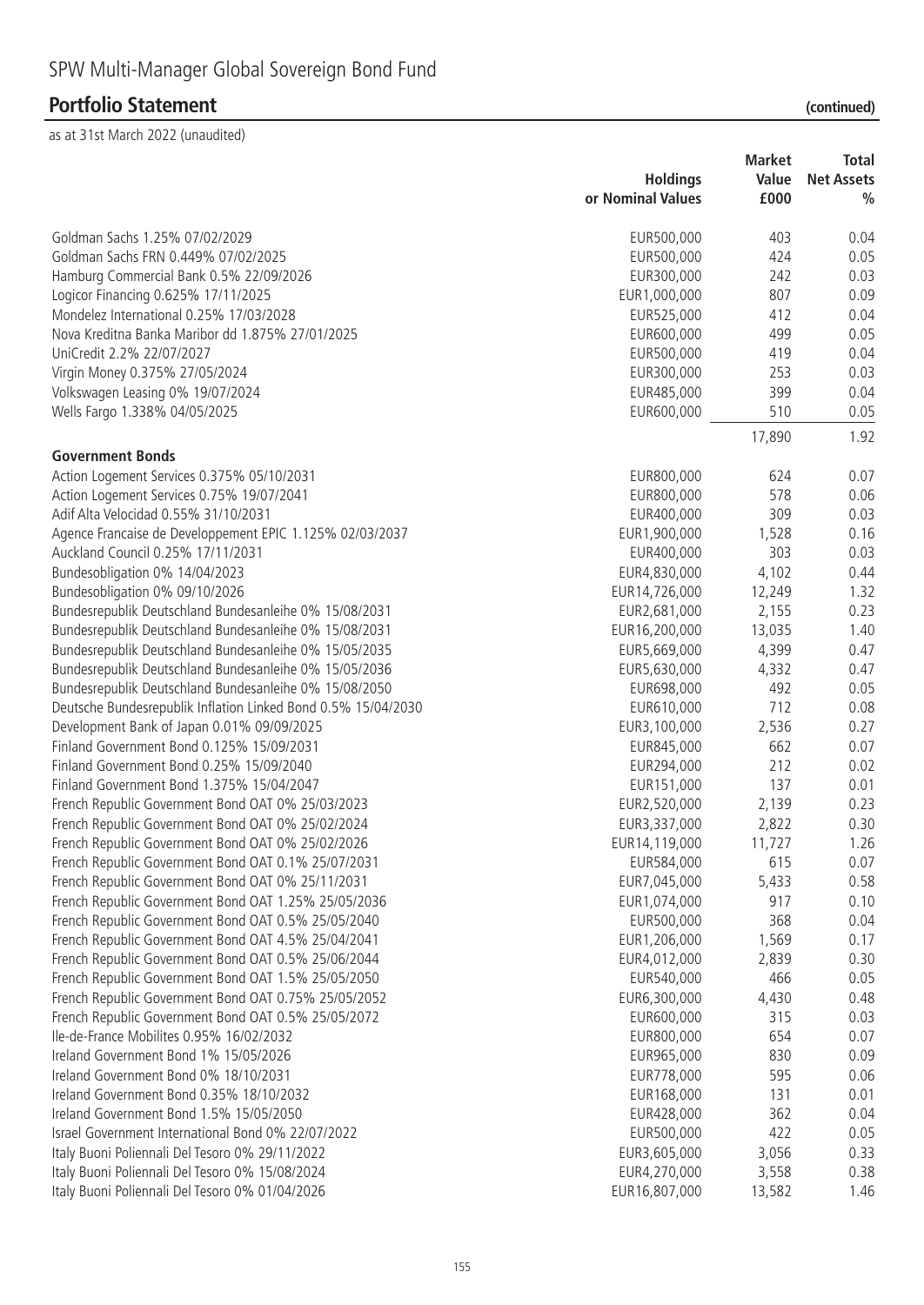# SPW Multi-Manager Global Sovereign Bond Fund

## Portfolio Statement (continued)

as at 31st March 2022 (unaudited)

| | Holdings or Nominal Values | Market Value £000 | Total Net Assets % |
|---|---|---|---|
| Goldman Sachs 1.25% 07/02/2029 | EUR500,000 | 403 | 0.04 |
| Goldman Sachs FRN 0.449% 07/02/2025 | EUR500,000 | 424 | 0.05 |
| Hamburg Commercial Bank 0.5% 22/09/2026 | EUR300,000 | 242 | 0.03 |
| Logicor Financing 0.625% 17/11/2025 | EUR1,000,000 | 807 | 0.09 |
| Mondelez International 0.25% 17/03/2028 | EUR525,000 | 412 | 0.04 |
| Nova Kreditna Banka Maribor dd 1.875% 27/01/2025 | EUR600,000 | 499 | 0.05 |
| UniCredit 2.2% 22/07/2027 | EUR500,000 | 419 | 0.04 |
| Virgin Money 0.375% 27/05/2024 | EUR300,000 | 253 | 0.03 |
| Volkswagen Leasing 0% 19/07/2024 | EUR485,000 | 399 | 0.04 |
| Wells Fargo 1.338% 04/05/2025 | EUR600,000 | 510 | 0.05 |
| | | 17,890 | 1.92 |
| **Government Bonds** | | | |
| Action Logement Services 0.375% 05/10/2031 | EUR800,000 | 624 | 0.07 |
| Action Logement Services 0.75% 19/07/2041 | EUR800,000 | 578 | 0.06 |
| Adif Alta Velocidad 0.55% 31/10/2031 | EUR400,000 | 309 | 0.03 |
| Agence Francaise de Developpement EPIC 1.125% 02/03/2037 | EUR1,900,000 | 1,528 | 0.16 |
| Auckland Council 0.25% 17/11/2031 | EUR400,000 | 303 | 0.03 |
| Bundesobligation 0% 14/04/2023 | EUR4,830,000 | 4,102 | 0.44 |
| Bundesobligation 0% 09/10/2026 | EUR14,726,000 | 12,249 | 1.32 |
| Bundesrepublik Deutschland Bundesanleihe 0% 15/08/2031 | EUR2,681,000 | 2,155 | 0.23 |
| Bundesrepublik Deutschland Bundesanleihe 0% 15/08/2031 | EUR16,200,000 | 13,035 | 1.40 |
| Bundesrepublik Deutschland Bundesanleihe 0% 15/05/2035 | EUR5,669,000 | 4,399 | 0.47 |
| Bundesrepublik Deutschland Bundesanleihe 0% 15/05/2036 | EUR5,630,000 | 4,332 | 0.47 |
| Bundesrepublik Deutschland Bundesanleihe 0% 15/08/2050 | EUR698,000 | 492 | 0.05 |
| Deutsche Bundesrepublik Inflation Linked Bond 0.5% 15/04/2030 | EUR610,000 | 712 | 0.08 |
| Development Bank of Japan 0.01% 09/09/2025 | EUR3,100,000 | 2,536 | 0.27 |
| Finland Government Bond 0.125% 15/09/2031 | EUR845,000 | 662 | 0.07 |
| Finland Government Bond 0.25% 15/09/2040 | EUR294,000 | 212 | 0.02 |
| Finland Government Bond 1.375% 15/04/2047 | EUR151,000 | 137 | 0.01 |
| French Republic Government Bond OAT 0% 25/03/2023 | EUR2,520,000 | 2,139 | 0.23 |
| French Republic Government Bond OAT 0% 25/02/2024 | EUR3,337,000 | 2,822 | 0.30 |
| French Republic Government Bond OAT 0% 25/02/2026 | EUR14,119,000 | 11,727 | 1.26 |
| French Republic Government Bond OAT 0.1% 25/07/2031 | EUR584,000 | 615 | 0.07 |
| French Republic Government Bond OAT 0% 25/11/2031 | EUR7,045,000 | 5,433 | 0.58 |
| French Republic Government Bond OAT 1.25% 25/05/2036 | EUR1,074,000 | 917 | 0.10 |
| French Republic Government Bond OAT 0.5% 25/05/2040 | EUR500,000 | 368 | 0.04 |
| French Republic Government Bond OAT 4.5% 25/04/2041 | EUR1,206,000 | 1,569 | 0.17 |
| French Republic Government Bond OAT 0.5% 25/06/2044 | EUR4,012,000 | 2,839 | 0.30 |
| French Republic Government Bond OAT 1.5% 25/05/2050 | EUR540,000 | 466 | 0.05 |
| French Republic Government Bond OAT 0.75% 25/05/2052 | EUR6,300,000 | 4,430 | 0.48 |
| French Republic Government Bond OAT 0.5% 25/05/2072 | EUR600,000 | 315 | 0.03 |
| Ile-de-France Mobilites 0.95% 16/02/2032 | EUR800,000 | 654 | 0.07 |
| Ireland Government Bond 1% 15/05/2026 | EUR965,000 | 830 | 0.09 |
| Ireland Government Bond 0% 18/10/2031 | EUR778,000 | 595 | 0.06 |
| Ireland Government Bond 0.35% 18/10/2032 | EUR168,000 | 131 | 0.01 |
| Ireland Government Bond 1.5% 15/05/2050 | EUR428,000 | 362 | 0.04 |
| Israel Government International Bond 0% 22/07/2022 | EUR500,000 | 422 | 0.05 |
| Italy Buoni Poliennali Del Tesoro 0% 29/11/2022 | EUR3,605,000 | 3,056 | 0.33 |
| Italy Buoni Poliennali Del Tesoro 0% 15/08/2024 | EUR4,270,000 | 3,558 | 0.38 |
| Italy Buoni Poliennali Del Tesoro 0% 01/04/2026 | EUR16,807,000 | 13,582 | 1.46 |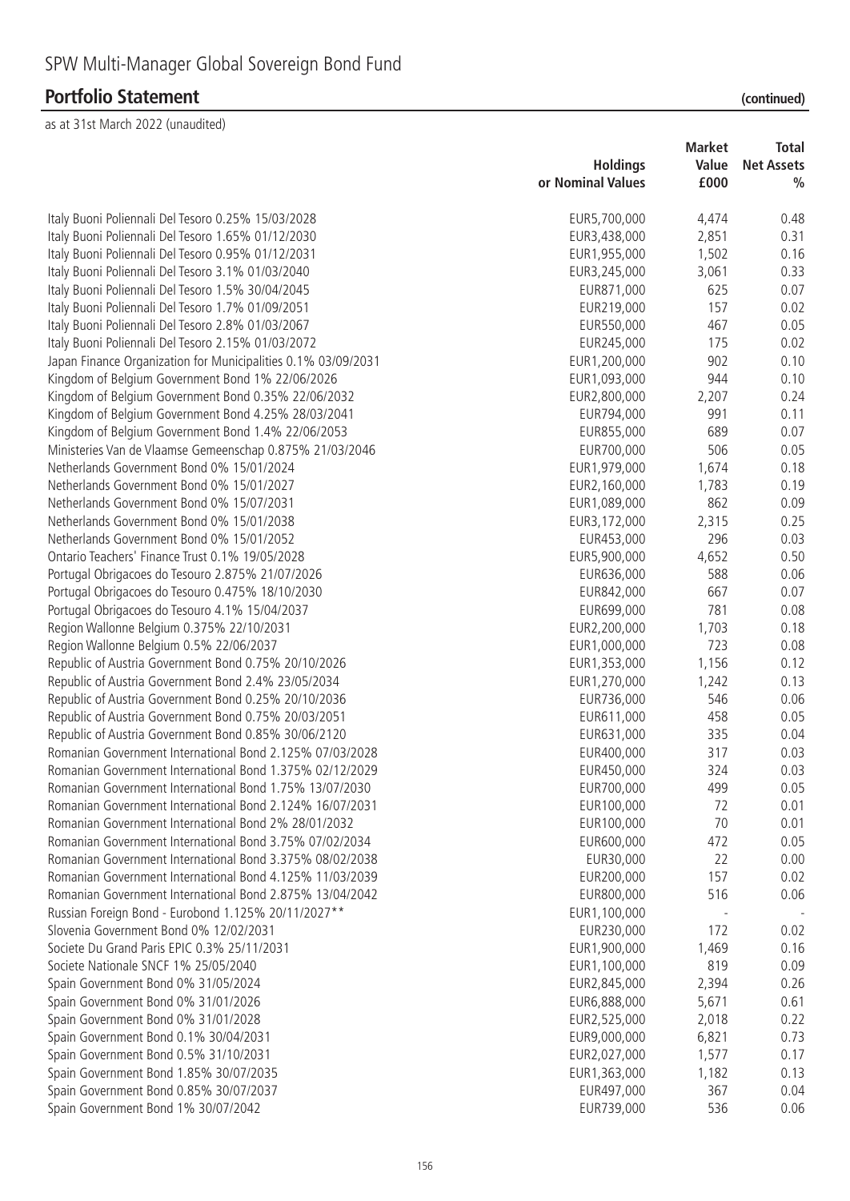# SPW Multi-Manager Global Sovereign Bond Fund

## Portfolio Statement (continued)

as at 31st March 2022 (unaudited)

| | Holdings or Nominal Values | Market Value £000 | Total Net Assets % |
|---|---|---|---|
| Italy Buoni Poliennali Del Tesoro 0.25% 15/03/2028 | EUR5,700,000 | 4,474 | 0.48 |
| Italy Buoni Poliennali Del Tesoro 1.65% 01/12/2030 | EUR3,438,000 | 2,851 | 0.31 |
| Italy Buoni Poliennali Del Tesoro 0.95% 01/12/2031 | EUR1,955,000 | 1,502 | 0.16 |
| Italy Buoni Poliennali Del Tesoro 3.1% 01/03/2040 | EUR3,245,000 | 3,061 | 0.33 |
| Italy Buoni Poliennali Del Tesoro 1.5% 30/04/2045 | EUR871,000 | 625 | 0.07 |
| Italy Buoni Poliennali Del Tesoro 1.7% 01/09/2051 | EUR219,000 | 157 | 0.02 |
| Italy Buoni Poliennali Del Tesoro 2.8% 01/03/2067 | EUR550,000 | 467 | 0.05 |
| Italy Buoni Poliennali Del Tesoro 2.15% 01/03/2072 | EUR245,000 | 175 | 0.02 |
| Japan Finance Organization for Municipalities 0.1% 03/09/2031 | EUR1,200,000 | 902 | 0.10 |
| Kingdom of Belgium Government Bond 1% 22/06/2026 | EUR1,093,000 | 944 | 0.10 |
| Kingdom of Belgium Government Bond 0.35% 22/06/2032 | EUR2,800,000 | 2,207 | 0.24 |
| Kingdom of Belgium Government Bond 4.25% 28/03/2041 | EUR794,000 | 991 | 0.11 |
| Kingdom of Belgium Government Bond 1.4% 22/06/2053 | EUR855,000 | 689 | 0.07 |
| Ministeries Van de Vlaamse Gemeenschap 0.875% 21/03/2046 | EUR700,000 | 506 | 0.05 |
| Netherlands Government Bond 0% 15/01/2024 | EUR1,979,000 | 1,674 | 0.18 |
| Netherlands Government Bond 0% 15/01/2027 | EUR2,160,000 | 1,783 | 0.19 |
| Netherlands Government Bond 0% 15/07/2031 | EUR1,089,000 | 862 | 0.09 |
| Netherlands Government Bond 0% 15/01/2038 | EUR3,172,000 | 2,315 | 0.25 |
| Netherlands Government Bond 0% 15/01/2052 | EUR453,000 | 296 | 0.03 |
| Ontario Teachers' Finance Trust 0.1% 19/05/2028 | EUR5,900,000 | 4,652 | 0.50 |
| Portugal Obrigacoes do Tesouro 2.875% 21/07/2026 | EUR636,000 | 588 | 0.06 |
| Portugal Obrigacoes do Tesouro 0.475% 18/10/2030 | EUR842,000 | 667 | 0.07 |
| Portugal Obrigacoes do Tesouro 4.1% 15/04/2037 | EUR699,000 | 781 | 0.08 |
| Region Wallonne Belgium 0.375% 22/10/2031 | EUR2,200,000 | 1,703 | 0.18 |
| Region Wallonne Belgium 0.5% 22/06/2037 | EUR1,000,000 | 723 | 0.08 |
| Republic of Austria Government Bond 0.75% 20/10/2026 | EUR1,353,000 | 1,156 | 0.12 |
| Republic of Austria Government Bond 2.4% 23/05/2034 | EUR1,270,000 | 1,242 | 0.13 |
| Republic of Austria Government Bond 0.25% 20/10/2036 | EUR736,000 | 546 | 0.06 |
| Republic of Austria Government Bond 0.75% 20/03/2051 | EUR611,000 | 458 | 0.05 |
| Republic of Austria Government Bond 0.85% 30/06/2120 | EUR631,000 | 335 | 0.04 |
| Romanian Government International Bond 2.125% 07/03/2028 | EUR400,000 | 317 | 0.03 |
| Romanian Government International Bond 1.375% 02/12/2029 | EUR450,000 | 324 | 0.03 |
| Romanian Government International Bond 1.75% 13/07/2030 | EUR700,000 | 499 | 0.05 |
| Romanian Government International Bond 2.124% 16/07/2031 | EUR100,000 | 72 | 0.01 |
| Romanian Government International Bond 2% 28/01/2032 | EUR100,000 | 70 | 0.01 |
| Romanian Government International Bond 3.75% 07/02/2034 | EUR600,000 | 472 | 0.05 |
| Romanian Government International Bond 3.375% 08/02/2038 | EUR30,000 | 22 | 0.00 |
| Romanian Government International Bond 4.125% 11/03/2039 | EUR200,000 | 157 | 0.02 |
| Romanian Government International Bond 2.875% 13/04/2042 | EUR800,000 | 516 | 0.06 |
| Russian Foreign Bond - Eurobond 1.125% 20/11/2027** | EUR1,100,000 | - | - |
| Slovenia Government Bond 0% 12/02/2031 | EUR230,000 | 172 | 0.02 |
| Societe Du Grand Paris EPIC 0.3% 25/11/2031 | EUR1,900,000 | 1,469 | 0.16 |
| Societe Nationale SNCF 1% 25/05/2040 | EUR1,100,000 | 819 | 0.09 |
| Spain Government Bond 0% 31/05/2024 | EUR2,845,000 | 2,394 | 0.26 |
| Spain Government Bond 0% 31/01/2026 | EUR6,888,000 | 5,671 | 0.61 |
| Spain Government Bond 0% 31/01/2028 | EUR2,525,000 | 2,018 | 0.22 |
| Spain Government Bond 0.1% 30/04/2031 | EUR9,000,000 | 6,821 | 0.73 |
| Spain Government Bond 0.5% 31/10/2031 | EUR2,027,000 | 1,577 | 0.17 |
| Spain Government Bond 1.85% 30/07/2035 | EUR1,363,000 | 1,182 | 0.13 |
| Spain Government Bond 0.85% 30/07/2037 | EUR497,000 | 367 | 0.04 |
| Spain Government Bond 1% 30/07/2042 | EUR739,000 | 536 | 0.06 |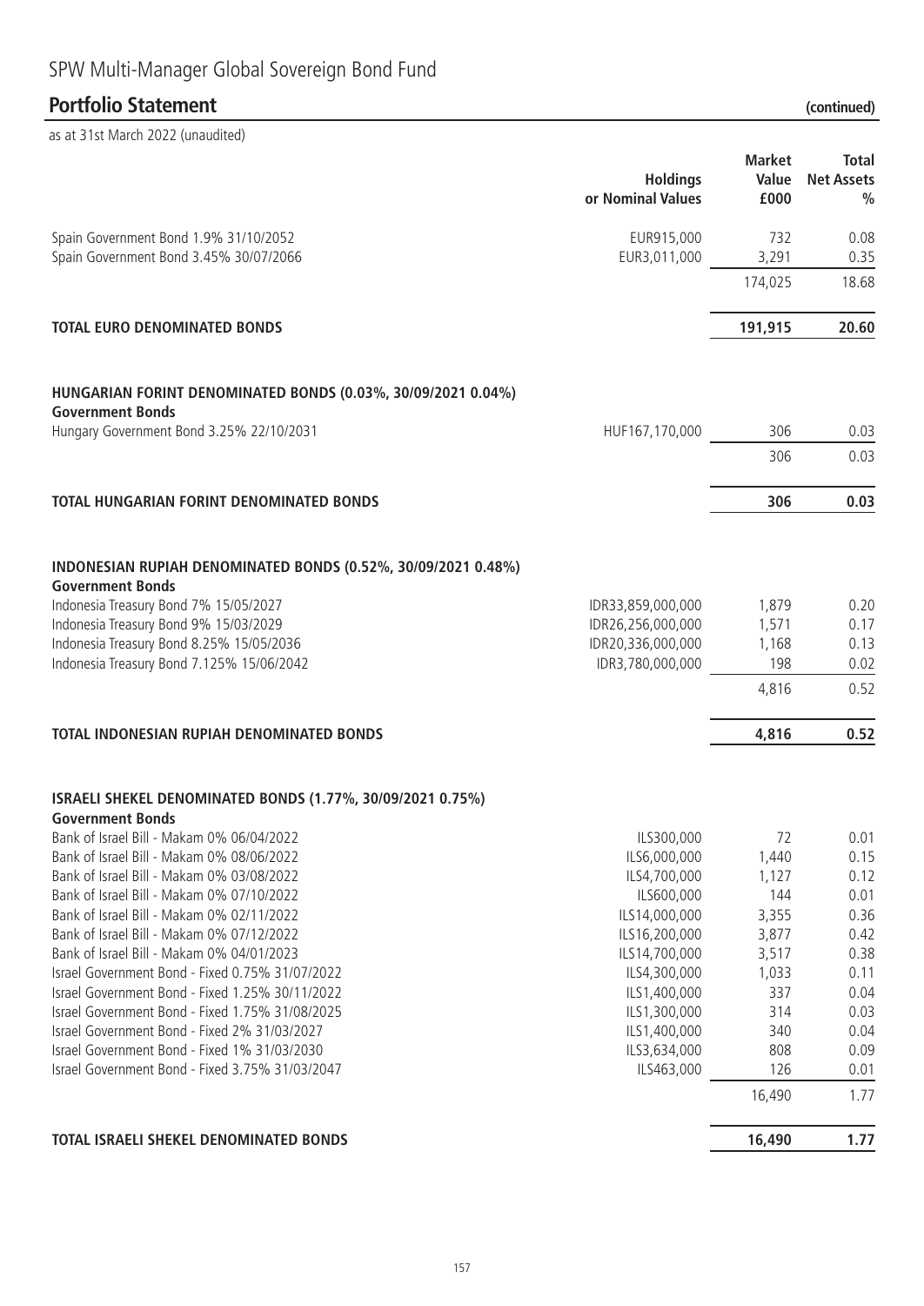# SPW Multi-Manager Global Sovereign Bond Fund

## Portfolio Statement (continued)

as at 31st March 2022 (unaudited)

| | Holdings or Nominal Values | Market Value £000 | Total Net Assets % |
|---|---|---|---|
| Spain Government Bond 1.9% 31/10/2052 | EUR915,000 | 732 | 0.08 |
| Spain Government Bond 3.45% 30/07/2066 | EUR3,011,000 | 3,291 | 0.35 |
| | | 174,025 | 18.68 |
| **TOTAL EURO DENOMINATED BONDS** | | **191,915** | **20.60** |
| **HUNGARIAN FORINT DENOMINATED BONDS (0.03%, 30/09/2021 0.04%)** | | | |
| **Government Bonds** | | | |
| Hungary Government Bond 3.25% 22/10/2031 | HUF167,170,000 | 306 | 0.03 |
| | | 306 | 0.03 |
| **TOTAL HUNGARIAN FORINT DENOMINATED BONDS** | | **306** | **0.03** |
| **INDONESIAN RUPIAH DENOMINATED BONDS (0.52%, 30/09/2021 0.48%)** | | | |
| **Government Bonds** | | | |
| Indonesia Treasury Bond 7% 15/05/2027 | IDR33,859,000,000 | 1,879 | 0.20 |
| Indonesia Treasury Bond 9% 15/03/2029 | IDR26,256,000,000 | 1,571 | 0.17 |
| Indonesia Treasury Bond 8.25% 15/05/2036 | IDR20,336,000,000 | 1,168 | 0.13 |
| Indonesia Treasury Bond 7.125% 15/06/2042 | IDR3,780,000,000 | 198 | 0.02 |
| | | 4,816 | 0.52 |
| **TOTAL INDONESIAN RUPIAH DENOMINATED BONDS** | | **4,816** | **0.52** |
| **ISRAELI SHEKEL DENOMINATED BONDS (1.77%, 30/09/2021 0.75%)** | | | |
| **Government Bonds** | | | |
| Bank of Israel Bill - Makam 0% 06/04/2022 | ILS300,000 | 72 | 0.01 |
| Bank of Israel Bill - Makam 0% 08/06/2022 | ILS6,000,000 | 1,440 | 0.15 |
| Bank of Israel Bill - Makam 0% 03/08/2022 | ILS4,700,000 | 1,127 | 0.12 |
| Bank of Israel Bill - Makam 0% 07/10/2022 | ILS600,000 | 144 | 0.01 |
| Bank of Israel Bill - Makam 0% 02/11/2022 | ILS14,000,000 | 3,355 | 0.36 |
| Bank of Israel Bill - Makam 0% 07/12/2022 | ILS16,200,000 | 3,877 | 0.42 |
| Bank of Israel Bill - Makam 0% 04/01/2023 | ILS14,700,000 | 3,517 | 0.38 |
| Israel Government Bond - Fixed 0.75% 31/07/2022 | ILS4,300,000 | 1,033 | 0.11 |
| Israel Government Bond - Fixed 1.25% 30/11/2022 | ILS1,400,000 | 337 | 0.04 |
| Israel Government Bond - Fixed 1.75% 31/08/2025 | ILS1,300,000 | 314 | 0.03 |
| Israel Government Bond - Fixed 2% 31/03/2027 | ILS1,400,000 | 340 | 0.04 |
| Israel Government Bond - Fixed 1% 31/03/2030 | ILS3,634,000 | 808 | 0.09 |
| Israel Government Bond - Fixed 3.75% 31/03/2047 | ILS463,000 | 126 | 0.01 |
| | | 16,490 | 1.77 |
| **TOTAL ISRAELI SHEKEL DENOMINATED BONDS** | | **16,490** | **1.77** |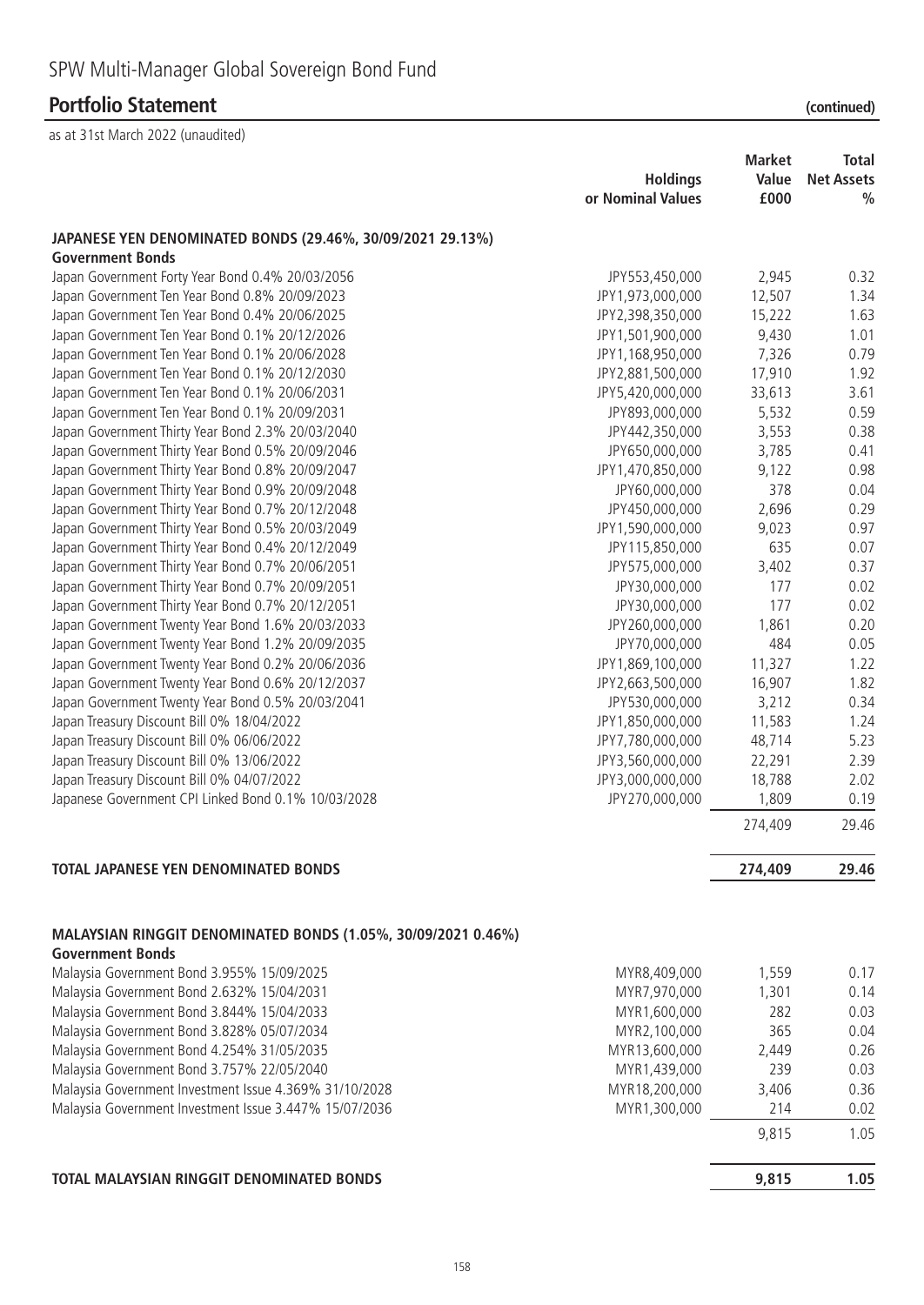# SPW Multi-Manager Global Sovereign Bond Fund

## Portfolio Statement (continued)

as at 31st March 2022 (unaudited)

| | Holdings or Nominal Values | Market Value £000 | Total Net Assets % |
|---|---|---|---|
| **JAPANESE YEN DENOMINATED BONDS (29.46%, 30/09/2021 29.13%)** | | | |
| **Government Bonds** | | | |
| Japan Government Forty Year Bond 0.4% 20/03/2056 | JPY553,450,000 | 2,945 | 0.32 |
| Japan Government Ten Year Bond 0.8% 20/09/2023 | JPY1,973,000,000 | 12,507 | 1.34 |
| Japan Government Ten Year Bond 0.4% 20/06/2025 | JPY2,398,350,000 | 15,222 | 1.63 |
| Japan Government Ten Year Bond 0.1% 20/12/2026 | JPY1,501,900,000 | 9,430 | 1.01 |
| Japan Government Ten Year Bond 0.1% 20/06/2028 | JPY1,168,950,000 | 7,326 | 0.79 |
| Japan Government Ten Year Bond 0.1% 20/12/2030 | JPY2,881,500,000 | 17,910 | 1.92 |
| Japan Government Ten Year Bond 0.1% 20/06/2031 | JPY5,420,000,000 | 33,613 | 3.61 |
| Japan Government Ten Year Bond 0.1% 20/09/2031 | JPY893,000,000 | 5,532 | 0.59 |
| Japan Government Thirty Year Bond 2.3% 20/03/2040 | JPY442,350,000 | 3,553 | 0.38 |
| Japan Government Thirty Year Bond 0.5% 20/09/2046 | JPY650,000,000 | 3,785 | 0.41 |
| Japan Government Thirty Year Bond 0.8% 20/09/2047 | JPY1,470,850,000 | 9,122 | 0.98 |
| Japan Government Thirty Year Bond 0.9% 20/09/2048 | JPY60,000,000 | 378 | 0.04 |
| Japan Government Thirty Year Bond 0.7% 20/12/2048 | JPY450,000,000 | 2,696 | 0.29 |
| Japan Government Thirty Year Bond 0.5% 20/03/2049 | JPY1,590,000,000 | 9,023 | 0.97 |
| Japan Government Thirty Year Bond 0.4% 20/12/2049 | JPY115,850,000 | 635 | 0.07 |
| Japan Government Thirty Year Bond 0.7% 20/06/2051 | JPY575,000,000 | 3,402 | 0.37 |
| Japan Government Thirty Year Bond 0.7% 20/09/2051 | JPY30,000,000 | 177 | 0.02 |
| Japan Government Thirty Year Bond 0.7% 20/12/2051 | JPY30,000,000 | 177 | 0.02 |
| Japan Government Twenty Year Bond 1.6% 20/03/2033 | JPY260,000,000 | 1,861 | 0.20 |
| Japan Government Twenty Year Bond 1.2% 20/09/2035 | JPY70,000,000 | 484 | 0.05 |
| Japan Government Twenty Year Bond 0.2% 20/06/2036 | JPY1,869,100,000 | 11,327 | 1.22 |
| Japan Government Twenty Year Bond 0.6% 20/12/2037 | JPY2,663,500,000 | 16,907 | 1.82 |
| Japan Government Twenty Year Bond 0.5% 20/03/2041 | JPY530,000,000 | 3,212 | 0.34 |
| Japan Treasury Discount Bill 0% 18/04/2022 | JPY1,850,000,000 | 11,583 | 1.24 |
| Japan Treasury Discount Bill 0% 06/06/2022 | JPY7,780,000,000 | 48,714 | 5.23 |
| Japan Treasury Discount Bill 0% 13/06/2022 | JPY3,560,000,000 | 22,291 | 2.39 |
| Japan Treasury Discount Bill 0% 04/07/2022 | JPY3,000,000,000 | 18,788 | 2.02 |
| Japanese Government CPI Linked Bond 0.1% 10/03/2028 | JPY270,000,000 | 1,809 | 0.19 |
| | | 274,409 | 29.46 |
| **TOTAL JAPANESE YEN DENOMINATED BONDS** | | **274,409** | **29.46** |
| **MALAYSIAN RINGGIT DENOMINATED BONDS (1.05%, 30/09/2021 0.46%)** | | | |
| **Government Bonds** | | | |
| Malaysia Government Bond 3.955% 15/09/2025 | MYR8,409,000 | 1,559 | 0.17 |
| Malaysia Government Bond 2.632% 15/04/2031 | MYR7,970,000 | 1,301 | 0.14 |
| Malaysia Government Bond 3.844% 15/04/2033 | MYR1,600,000 | 282 | 0.03 |
| Malaysia Government Bond 3.828% 05/07/2034 | MYR2,100,000 | 365 | 0.04 |
| Malaysia Government Bond 4.254% 31/05/2035 | MYR13,600,000 | 2,449 | 0.26 |
| Malaysia Government Bond 3.757% 22/05/2040 | MYR1,439,000 | 239 | 0.03 |
| Malaysia Government Investment Issue 4.369% 31/10/2028 | MYR18,200,000 | 3,406 | 0.36 |
| Malaysia Government Investment Issue 3.447% 15/07/2036 | MYR1,300,000 | 214 | 0.02 |
| | | 9,815 | 1.05 |
| **TOTAL MALAYSIAN RINGGIT DENOMINATED BONDS** | | **9,815** | **1.05** |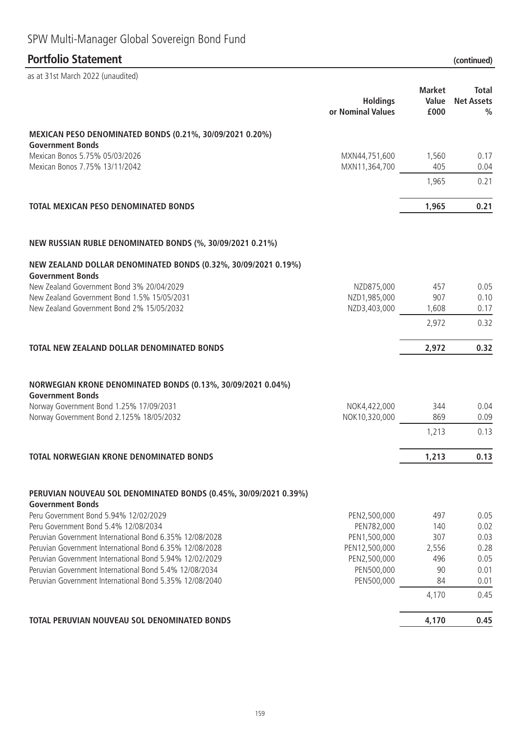# SPW Multi-Manager Global Sovereign Bond Fund

## Portfolio Statement (continued)

as at 31st March 2022 (unaudited)

| | Holdings or Nominal Values | Market Value £000 | Total Net Assets % |
|---|---|---|---|
| **MEXICAN PESO DENOMINATED BONDS (0.21%, 30/09/2021 0.20%)** | | | |
| **Government Bonds** | | | |
| Mexican Bonos 5.75% 05/03/2026 | MXN44,751,600 | 1,560 | 0.17 |
| Mexican Bonos 7.75% 13/11/2042 | MXN11,364,700 | 405 | 0.04 |
| | | 1,965 | 0.21 |
| **TOTAL MEXICAN PESO DENOMINATED BONDS** | | **1,965** | **0.21** |
| **NEW RUSSIAN RUBLE DENOMINATED BONDS (%, 30/09/2021 0.21%)** | | | |
| **NEW ZEALAND DOLLAR DENOMINATED BONDS (0.32%, 30/09/2021 0.19%)** | | | |
| **Government Bonds** | | | |
| New Zealand Government Bond 3% 20/04/2029 | NZD875,000 | 457 | 0.05 |
| New Zealand Government Bond 1.5% 15/05/2031 | NZD1,985,000 | 907 | 0.10 |
| New Zealand Government Bond 2% 15/05/2032 | NZD3,403,000 | 1,608 | 0.17 |
| | | 2,972 | 0.32 |
| **TOTAL NEW ZEALAND DOLLAR DENOMINATED BONDS** | | **2,972** | **0.32** |
| **NORWEGIAN KRONE DENOMINATED BONDS (0.13%, 30/09/2021 0.04%)** | | | |
| **Government Bonds** | | | |
| Norway Government Bond 1.25% 17/09/2031 | NOK4,422,000 | 344 | 0.04 |
| Norway Government Bond 2.125% 18/05/2032 | NOK10,320,000 | 869 | 0.09 |
| | | 1,213 | 0.13 |
| **TOTAL NORWEGIAN KRONE DENOMINATED BONDS** | | **1,213** | **0.13** |
| **PERUVIAN NOUVEAU SOL DENOMINATED BONDS (0.45%, 30/09/2021 0.39%)** | | | |
| **Government Bonds** | | | |
| Peru Government Bond 5.94% 12/02/2029 | PEN2,500,000 | 497 | 0.05 |
| Peru Government Bond 5.4% 12/08/2034 | PEN782,000 | 140 | 0.02 |
| Peruvian Government International Bond 6.35% 12/08/2028 | PEN1,500,000 | 307 | 0.03 |
| Peruvian Government International Bond 6.35% 12/08/2028 | PEN12,500,000 | 2,556 | 0.28 |
| Peruvian Government International Bond 5.94% 12/02/2029 | PEN2,500,000 | 496 | 0.05 |
| Peruvian Government International Bond 5.4% 12/08/2034 | PEN500,000 | 90 | 0.01 |
| Peruvian Government International Bond 5.35% 12/08/2040 | PEN500,000 | 84 | 0.01 |
| | | 4,170 | 0.45 |
| **TOTAL PERUVIAN NOUVEAU SOL DENOMINATED BONDS** | | **4,170** | **0.45** |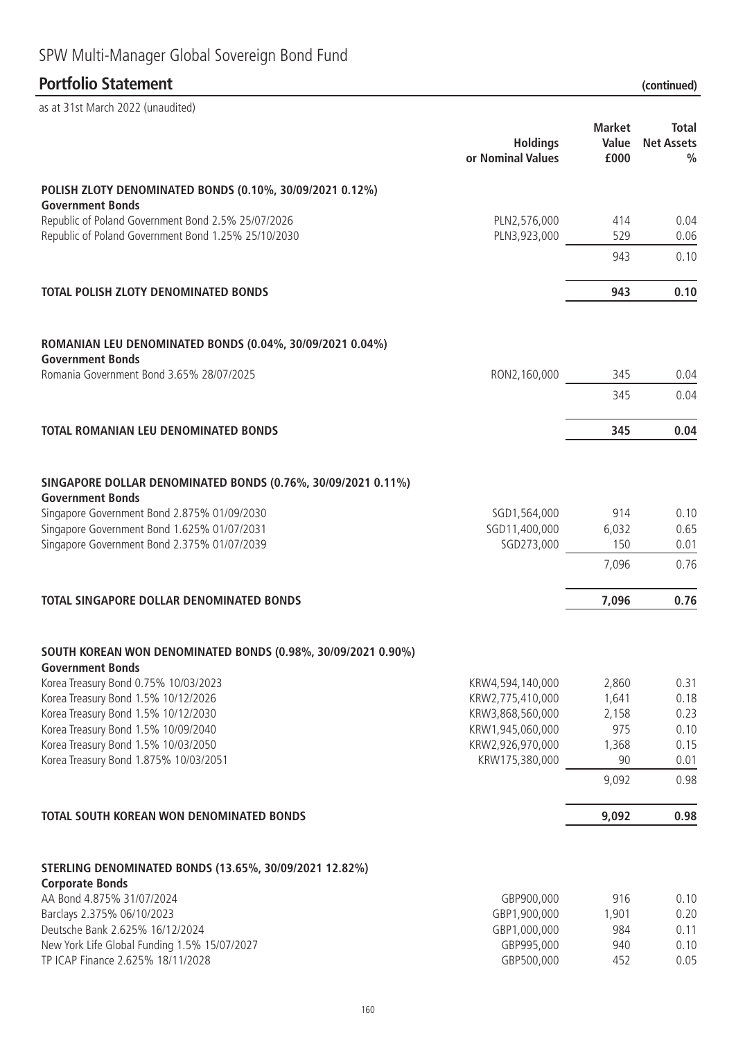# SPW Multi-Manager Global Sovereign Bond Fund

## Portfolio Statement (continued)

as at 31st March 2022 (unaudited)

| | Holdings or Nominal Values | Market Value £000 | Total Net Assets % |
|---|---|---|---|
| **POLISH ZLOTY DENOMINATED BONDS (0.10%, 30/09/2021 0.12%)** | | | |
| **Government Bonds** | | | |
| Republic of Poland Government Bond 2.5% 25/07/2026 | PLN2,576,000 | 414 | 0.04 |
| Republic of Poland Government Bond 1.25% 25/10/2030 | PLN3,923,000 | 529 | 0.06 |
| | | 943 | 0.10 |
| **TOTAL POLISH ZLOTY DENOMINATED BONDS** | | **943** | **0.10** |
| **ROMANIAN LEU DENOMINATED BONDS (0.04%, 30/09/2021 0.04%)** | | | |
| **Government Bonds** | | | |
| Romania Government Bond 3.65% 28/07/2025 | RON2,160,000 | 345 | 0.04 |
| | | 345 | 0.04 |
| **TOTAL ROMANIAN LEU DENOMINATED BONDS** | | **345** | **0.04** |
| **SINGAPORE DOLLAR DENOMINATED BONDS (0.76%, 30/09/2021 0.11%)** | | | |
| **Government Bonds** | | | |
| Singapore Government Bond 2.875% 01/09/2030 | SGD1,564,000 | 914 | 0.10 |
| Singapore Government Bond 1.625% 01/07/2031 | SGD11,400,000 | 6,032 | 0.65 |
| Singapore Government Bond 2.375% 01/07/2039 | SGD273,000 | 150 | 0.01 |
| | | 7,096 | 0.76 |
| **TOTAL SINGAPORE DOLLAR DENOMINATED BONDS** | | **7,096** | **0.76** |
| **SOUTH KOREAN WON DENOMINATED BONDS (0.98%, 30/09/2021 0.90%)** | | | |
| **Government Bonds** | | | |
| Korea Treasury Bond 0.75% 10/03/2023 | KRW4,594,140,000 | 2,860 | 0.31 |
| Korea Treasury Bond 1.5% 10/12/2026 | KRW2,775,410,000 | 1,641 | 0.18 |
| Korea Treasury Bond 1.5% 10/12/2030 | KRW3,868,560,000 | 2,158 | 0.23 |
| Korea Treasury Bond 1.5% 10/09/2040 | KRW1,945,060,000 | 975 | 0.10 |
| Korea Treasury Bond 1.5% 10/03/2050 | KRW2,926,970,000 | 1,368 | 0.15 |
| Korea Treasury Bond 1.875% 10/03/2051 | KRW175,380,000 | 90 | 0.01 |
| | | 9,092 | 0.98 |
| **TOTAL SOUTH KOREAN WON DENOMINATED BONDS** | | **9,092** | **0.98** |
| **STERLING DENOMINATED BONDS (13.65%, 30/09/2021 12.82%)** | | | |
| **Corporate Bonds** | | | |
| AA Bond 4.875% 31/07/2024 | GBP900,000 | 916 | 0.10 |
| Barclays 2.375% 06/10/2023 | GBP1,900,000 | 1,901 | 0.20 |
| Deutsche Bank 2.625% 16/12/2024 | GBP1,000,000 | 984 | 0.11 |
| New York Life Global Funding 1.5% 15/07/2027 | GBP995,000 | 940 | 0.10 |
| TP ICAP Finance 2.625% 18/11/2028 | GBP500,000 | 452 | 0.05 |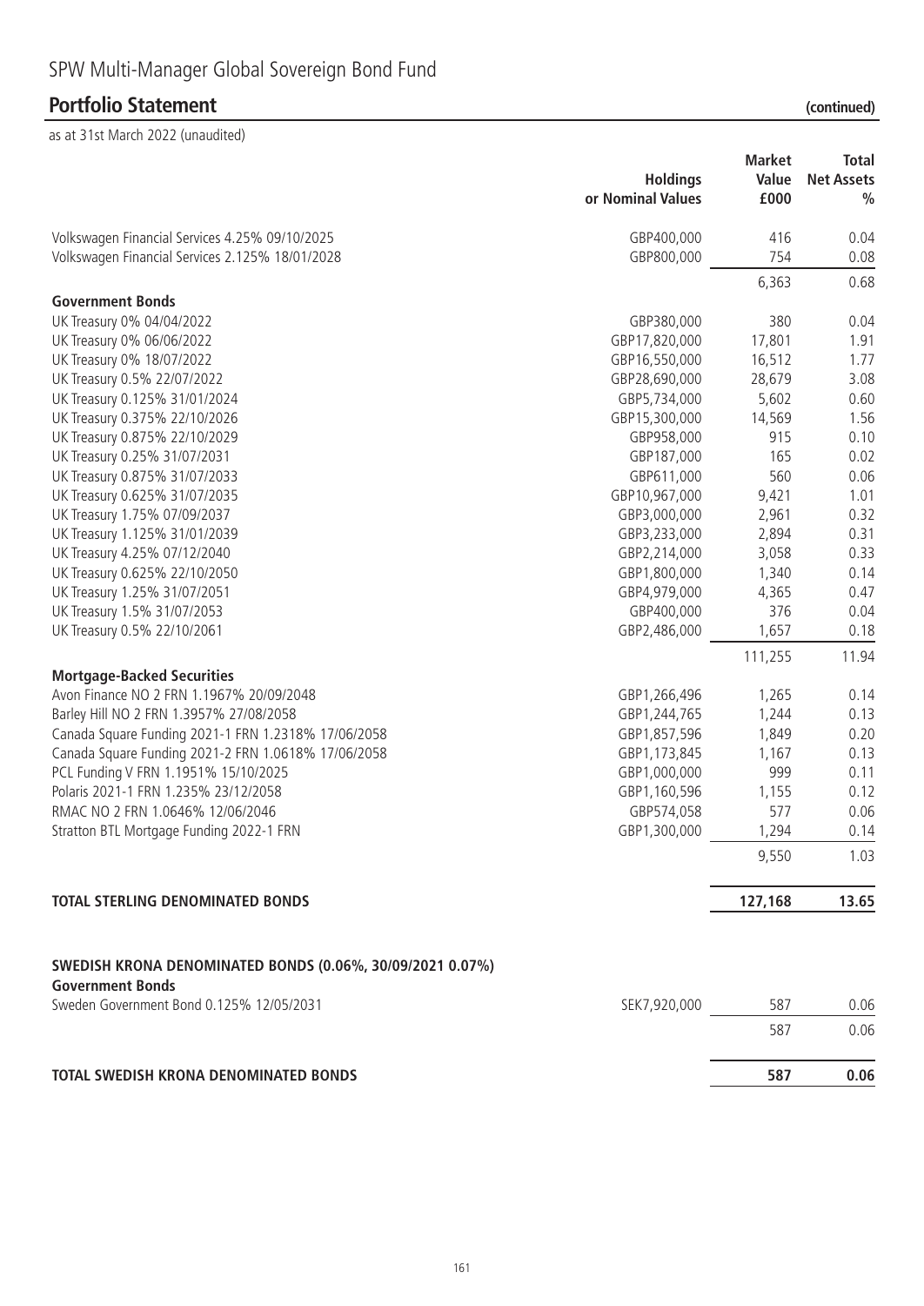# SPW Multi-Manager Global Sovereign Bond Fund

## Portfolio Statement (continued)

as at 31st March 2022 (unaudited)

| | Holdings or Nominal Values | Market Value £000 | Total Net Assets % |
|---|---|---|---|
| Volkswagen Financial Services 4.25% 09/10/2025 | GBP400,000 | 416 | 0.04 |
| Volkswagen Financial Services 2.125% 18/01/2028 | GBP800,000 | 754 | 0.08 |
| | | 6,363 | 0.68 |
| **Government Bonds** | | | |
| UK Treasury 0% 04/04/2022 | GBP380,000 | 380 | 0.04 |
| UK Treasury 0% 06/06/2022 | GBP17,820,000 | 17,801 | 1.91 |
| UK Treasury 0% 18/07/2022 | GBP16,550,000 | 16,512 | 1.77 |
| UK Treasury 0.5% 22/07/2022 | GBP28,690,000 | 28,679 | 3.08 |
| UK Treasury 0.125% 31/01/2024 | GBP5,734,000 | 5,602 | 0.60 |
| UK Treasury 0.375% 22/10/2026 | GBP15,300,000 | 14,569 | 1.56 |
| UK Treasury 0.875% 22/10/2029 | GBP958,000 | 915 | 0.10 |
| UK Treasury 0.25% 31/07/2031 | GBP187,000 | 165 | 0.02 |
| UK Treasury 0.875% 31/07/2033 | GBP611,000 | 560 | 0.06 |
| UK Treasury 0.625% 31/07/2035 | GBP10,967,000 | 9,421 | 1.01 |
| UK Treasury 1.75% 07/09/2037 | GBP3,000,000 | 2,961 | 0.32 |
| UK Treasury 1.125% 31/01/2039 | GBP3,233,000 | 2,894 | 0.31 |
| UK Treasury 4.25% 07/12/2040 | GBP2,214,000 | 3,058 | 0.33 |
| UK Treasury 0.625% 22/10/2050 | GBP1,800,000 | 1,340 | 0.14 |
| UK Treasury 1.25% 31/07/2051 | GBP4,979,000 | 4,365 | 0.47 |
| UK Treasury 1.5% 31/07/2053 | GBP400,000 | 376 | 0.04 |
| UK Treasury 0.5% 22/10/2061 | GBP2,486,000 | 1,657 | 0.18 |
| | | 111,255 | 11.94 |
| **Mortgage-Backed Securities** | | | |
| Avon Finance NO 2 FRN 1.1967% 20/09/2048 | GBP1,266,496 | 1,265 | 0.14 |
| Barley Hill NO 2 FRN 1.3957% 27/08/2058 | GBP1,244,765 | 1,244 | 0.13 |
| Canada Square Funding 2021-1 FRN 1.2318% 17/06/2058 | GBP1,857,596 | 1,849 | 0.20 |
| Canada Square Funding 2021-2 FRN 1.0618% 17/06/2058 | GBP1,173,845 | 1,167 | 0.13 |
| PCL Funding V FRN 1.1951% 15/10/2025 | GBP1,000,000 | 999 | 0.11 |
| Polaris 2021-1 FRN 1.235% 23/12/2058 | GBP1,160,596 | 1,155 | 0.12 |
| RMAC NO 2 FRN 1.0646% 12/06/2046 | GBP574,058 | 577 | 0.06 |
| Stratton BTL Mortgage Funding 2022-1 FRN | GBP1,300,000 | 1,294 | 0.14 |
| | | 9,550 | 1.03 |
| **TOTAL STERLING DENOMINATED BONDS** | | **127,168** | **13.65** |
| **SWEDISH KRONA DENOMINATED BONDS (0.06%, 30/09/2021 0.07%)** | | | |
| **Government Bonds** | | | |
| Sweden Government Bond 0.125% 12/05/2031 | SEK7,920,000 | 587 | 0.06 |
| | | 587 | 0.06 |
| **TOTAL SWEDISH KRONA DENOMINATED BONDS** | | **587** | **0.06** |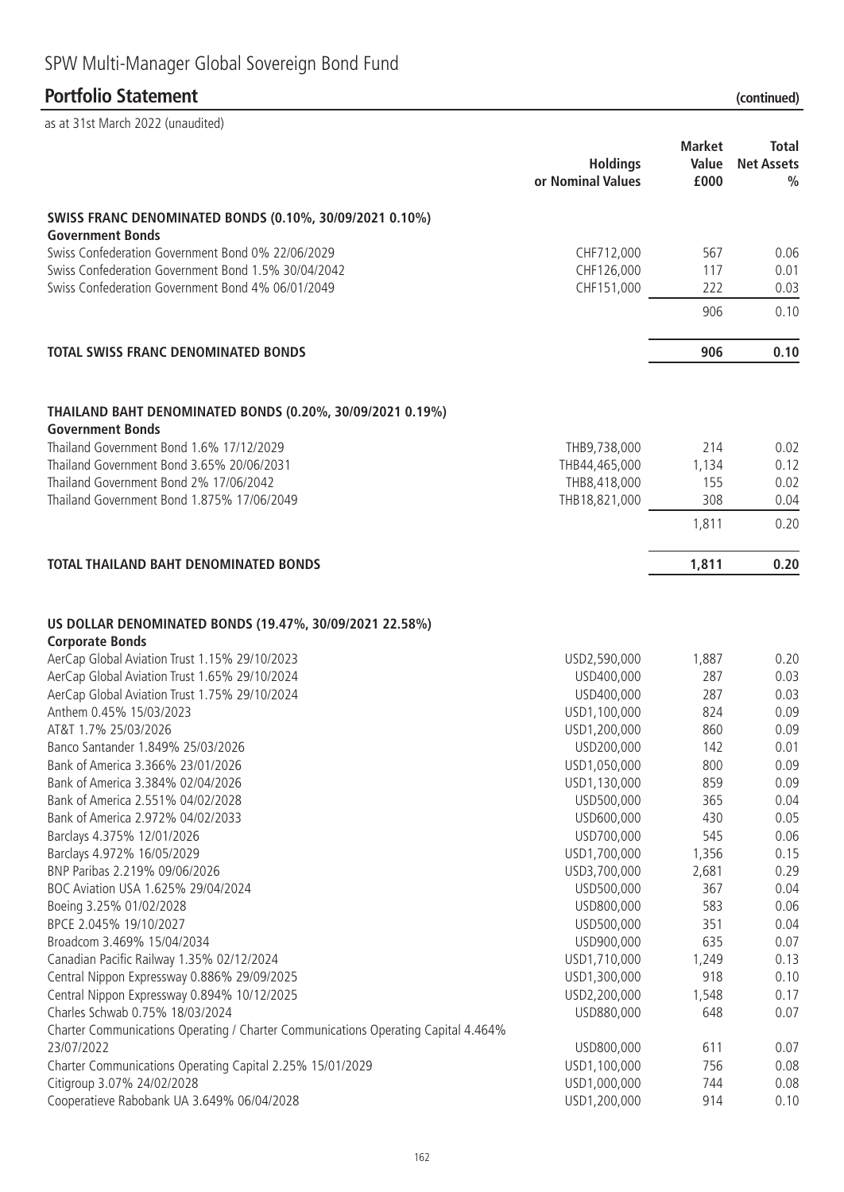# SPW Multi-Manager Global Sovereign Bond Fund

## Portfolio Statement (continued)

as at 31st March 2022 (unaudited)

| | Holdings or Nominal Values | Market Value £000 | Total Net Assets % |
|---|---|---|---|
| **SWISS FRANC DENOMINATED BONDS (0.10%, 30/09/2021 0.10%)** | | | |
| **Government Bonds** | | | |
| Swiss Confederation Government Bond 0% 22/06/2029 | CHF712,000 | 567 | 0.06 |
| Swiss Confederation Government Bond 1.5% 30/04/2042 | CHF126,000 | 117 | 0.01 |
| Swiss Confederation Government Bond 4% 06/01/2049 | CHF151,000 | 222 | 0.03 |
| | | 906 | 0.10 |
| **TOTAL SWISS FRANC DENOMINATED BONDS** | | **906** | **0.10** |
| **THAILAND BAHT DENOMINATED BONDS (0.20%, 30/09/2021 0.19%)** | | | |
| **Government Bonds** | | | |
| Thailand Government Bond 1.6% 17/12/2029 | THB9,738,000 | 214 | 0.02 |
| Thailand Government Bond 3.65% 20/06/2031 | THB44,465,000 | 1,134 | 0.12 |
| Thailand Government Bond 2% 17/06/2042 | THB8,418,000 | 155 | 0.02 |
| Thailand Government Bond 1.875% 17/06/2049 | THB18,821,000 | 308 | 0.04 |
| | | 1,811 | 0.20 |
| **TOTAL THAILAND BAHT DENOMINATED BONDS** | | **1,811** | **0.20** |
| **US DOLLAR DENOMINATED BONDS (19.47%, 30/09/2021 22.58%)** | | | |
| **Corporate Bonds** | | | |
| AerCap Global Aviation Trust 1.15% 29/10/2023 | USD2,590,000 | 1,887 | 0.20 |
| AerCap Global Aviation Trust 1.65% 29/10/2024 | USD400,000 | 287 | 0.03 |
| AerCap Global Aviation Trust 1.75% 29/10/2024 | USD400,000 | 287 | 0.03 |
| Anthem 0.45% 15/03/2023 | USD1,100,000 | 824 | 0.09 |
| AT&T 1.7% 25/03/2026 | USD1,200,000 | 860 | 0.09 |
| Banco Santander 1.849% 25/03/2026 | USD200,000 | 142 | 0.01 |
| Bank of America 3.366% 23/01/2026 | USD1,050,000 | 800 | 0.09 |
| Bank of America 3.384% 02/04/2026 | USD1,130,000 | 859 | 0.09 |
| Bank of America 2.551% 04/02/2028 | USD500,000 | 365 | 0.04 |
| Bank of America 2.972% 04/02/2033 | USD600,000 | 430 | 0.05 |
| Barclays 4.375% 12/01/2026 | USD700,000 | 545 | 0.06 |
| Barclays 4.972% 16/05/2029 | USD1,700,000 | 1,356 | 0.15 |
| BNP Paribas 2.219% 09/06/2026 | USD3,700,000 | 2,681 | 0.29 |
| BOC Aviation USA 1.625% 29/04/2024 | USD500,000 | 367 | 0.04 |
| Boeing 3.25% 01/02/2028 | USD800,000 | 583 | 0.06 |
| BPCE 2.045% 19/10/2027 | USD500,000 | 351 | 0.04 |
| Broadcom 3.469% 15/04/2034 | USD900,000 | 635 | 0.07 |
| Canadian Pacific Railway 1.35% 02/12/2024 | USD1,710,000 | 1,249 | 0.13 |
| Central Nippon Expressway 0.886% 29/09/2025 | USD1,300,000 | 918 | 0.10 |
| Central Nippon Expressway 0.894% 10/12/2025 | USD2,200,000 | 1,548 | 0.17 |
| Charles Schwab 0.75% 18/03/2024 | USD880,000 | 648 | 0.07 |
| Charter Communications Operating / Charter Communications Operating Capital 4.464% 23/07/2022 | USD800,000 | 611 | 0.07 |
| Charter Communications Operating Capital 2.25% 15/01/2029 | USD1,100,000 | 756 | 0.08 |
| Citigroup 3.07% 24/02/2028 | USD1,000,000 | 744 | 0.08 |
| Cooperatieve Rabobank UA 3.649% 06/04/2028 | USD1,200,000 | 914 | 0.10 |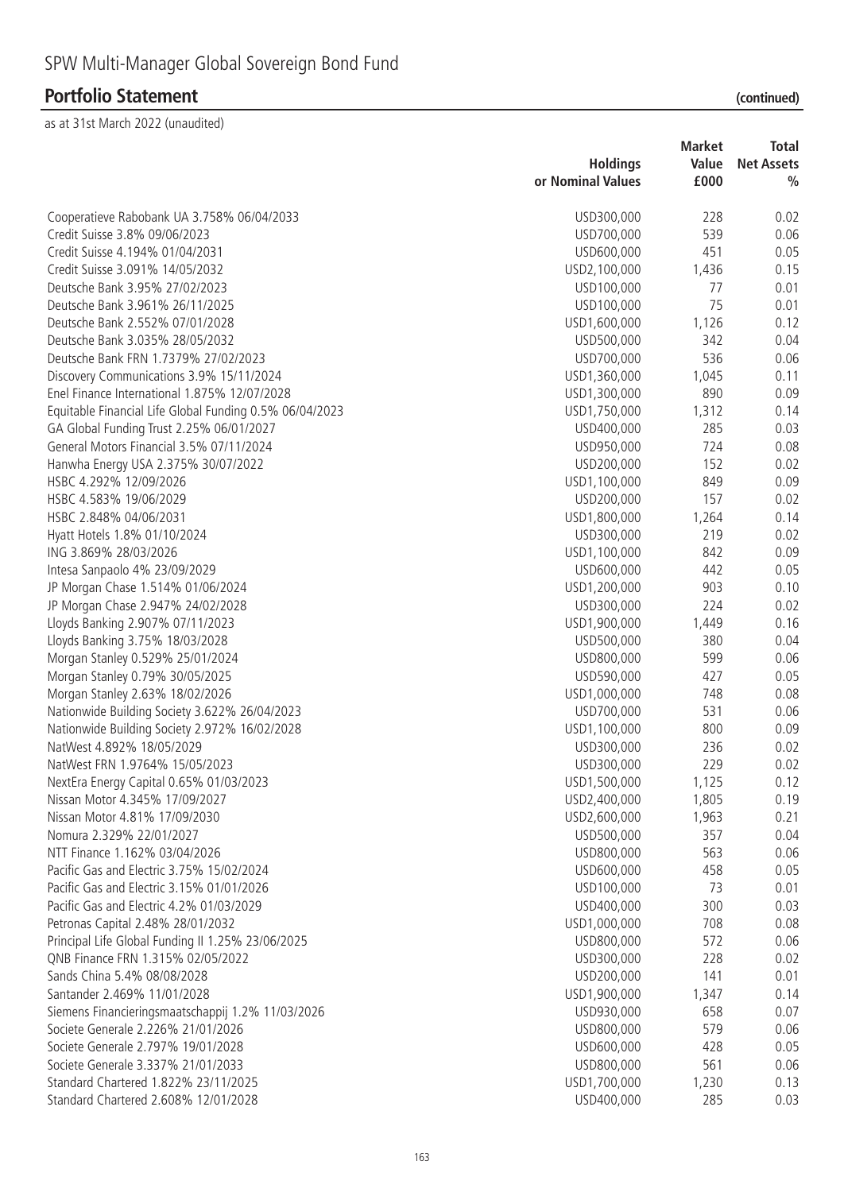# SPW Multi-Manager Global Sovereign Bond Fund

## Portfolio Statement (continued)

as at 31st March 2022 (unaudited)

| | Holdings or Nominal Values | Market Value £000 | Total Net Assets % |
|---|---|---|---|
| Cooperatieve Rabobank UA 3.758% 06/04/2033 | USD300,000 | 228 | 0.02 |
| Credit Suisse 3.8% 09/06/2023 | USD700,000 | 539 | 0.06 |
| Credit Suisse 4.194% 01/04/2031 | USD600,000 | 451 | 0.05 |
| Credit Suisse 3.091% 14/05/2032 | USD2,100,000 | 1,436 | 0.15 |
| Deutsche Bank 3.95% 27/02/2023 | USD100,000 | 77 | 0.01 |
| Deutsche Bank 3.961% 26/11/2025 | USD100,000 | 75 | 0.01 |
| Deutsche Bank 2.552% 07/01/2028 | USD1,600,000 | 1,126 | 0.12 |
| Deutsche Bank 3.035% 28/05/2032 | USD500,000 | 342 | 0.04 |
| Deutsche Bank FRN 1.7379% 27/02/2023 | USD700,000 | 536 | 0.06 |
| Discovery Communications 3.9% 15/11/2024 | USD1,360,000 | 1,045 | 0.11 |
| Enel Finance International 1.875% 12/07/2028 | USD1,300,000 | 890 | 0.09 |
| Equitable Financial Life Global Funding 0.5% 06/04/2023 | USD1,750,000 | 1,312 | 0.14 |
| GA Global Funding Trust 2.25% 06/01/2027 | USD400,000 | 285 | 0.03 |
| General Motors Financial 3.5% 07/11/2024 | USD950,000 | 724 | 0.08 |
| Hanwha Energy USA 2.375% 30/07/2022 | USD200,000 | 152 | 0.02 |
| HSBC 4.292% 12/09/2026 | USD1,100,000 | 849 | 0.09 |
| HSBC 4.583% 19/06/2029 | USD200,000 | 157 | 0.02 |
| HSBC 2.848% 04/06/2031 | USD1,800,000 | 1,264 | 0.14 |
| Hyatt Hotels 1.8% 01/10/2024 | USD300,000 | 219 | 0.02 |
| ING 3.869% 28/03/2026 | USD1,100,000 | 842 | 0.09 |
| Intesa Sanpaolo 4% 23/09/2029 | USD600,000 | 442 | 0.05 |
| JP Morgan Chase 1.514% 01/06/2024 | USD1,200,000 | 903 | 0.10 |
| JP Morgan Chase 2.947% 24/02/2028 | USD300,000 | 224 | 0.02 |
| Lloyds Banking 2.907% 07/11/2023 | USD1,900,000 | 1,449 | 0.16 |
| Lloyds Banking 3.75% 18/03/2028 | USD500,000 | 380 | 0.04 |
| Morgan Stanley 0.529% 25/01/2024 | USD800,000 | 599 | 0.06 |
| Morgan Stanley 0.79% 30/05/2025 | USD590,000 | 427 | 0.05 |
| Morgan Stanley 2.63% 18/02/2026 | USD1,000,000 | 748 | 0.08 |
| Nationwide Building Society 3.622% 26/04/2023 | USD700,000 | 531 | 0.06 |
| Nationwide Building Society 2.972% 16/02/2028 | USD1,100,000 | 800 | 0.09 |
| NatWest 4.892% 18/05/2029 | USD300,000 | 236 | 0.02 |
| NatWest FRN 1.9764% 15/05/2023 | USD300,000 | 229 | 0.02 |
| NextEra Energy Capital 0.65% 01/03/2023 | USD1,500,000 | 1,125 | 0.12 |
| Nissan Motor 4.345% 17/09/2027 | USD2,400,000 | 1,805 | 0.19 |
| Nissan Motor 4.81% 17/09/2030 | USD2,600,000 | 1,963 | 0.21 |
| Nomura 2.329% 22/01/2027 | USD500,000 | 357 | 0.04 |
| NTT Finance 1.162% 03/04/2026 | USD800,000 | 563 | 0.06 |
| Pacific Gas and Electric 3.75% 15/02/2024 | USD600,000 | 458 | 0.05 |
| Pacific Gas and Electric 3.15% 01/01/2026 | USD100,000 | 73 | 0.01 |
| Pacific Gas and Electric 4.2% 01/03/2029 | USD400,000 | 300 | 0.03 |
| Petronas Capital 2.48% 28/01/2032 | USD1,000,000 | 708 | 0.08 |
| Principal Life Global Funding II 1.25% 23/06/2025 | USD800,000 | 572 | 0.06 |
| QNB Finance FRN 1.315% 02/05/2022 | USD300,000 | 228 | 0.02 |
| Sands China 5.4% 08/08/2028 | USD200,000 | 141 | 0.01 |
| Santander 2.469% 11/01/2028 | USD1,900,000 | 1,347 | 0.14 |
| Siemens Financieringsmaatschappij 1.2% 11/03/2026 | USD930,000 | 658 | 0.07 |
| Societe Generale 2.226% 21/01/2026 | USD800,000 | 579 | 0.06 |
| Societe Generale 2.797% 19/01/2028 | USD600,000 | 428 | 0.05 |
| Societe Generale 3.337% 21/01/2033 | USD800,000 | 561 | 0.06 |
| Standard Chartered 1.822% 23/11/2025 | USD1,700,000 | 1,230 | 0.13 |
| Standard Chartered 2.608% 12/01/2028 | USD400,000 | 285 | 0.03 |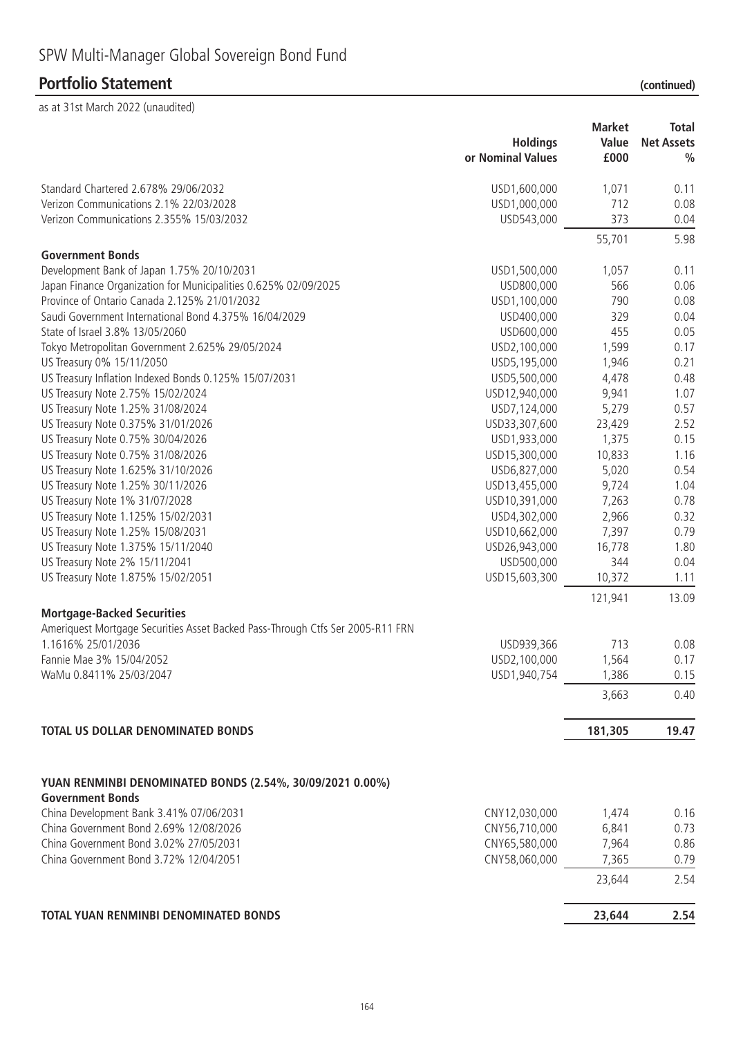# SPW Multi-Manager Global Sovereign Bond Fund

## Portfolio Statement (continued)

as at 31st March 2022 (unaudited)

| | Holdings or Nominal Values | Market Value £000 | Total Net Assets % |
|---|---|---|---|
| Standard Chartered 2.678% 29/06/2032 | USD1,600,000 | 1,071 | 0.11 |
| Verizon Communications 2.1% 22/03/2028 | USD1,000,000 | 712 | 0.08 |
| Verizon Communications 2.355% 15/03/2032 | USD543,000 | 373 | 0.04 |
| | | 55,701 | 5.98 |
| **Government Bonds** | | | |
| Development Bank of Japan 1.75% 20/10/2031 | USD1,500,000 | 1,057 | 0.11 |
| Japan Finance Organization for Municipalities 0.625% 02/09/2025 | USD800,000 | 566 | 0.06 |
| Province of Ontario Canada 2.125% 21/01/2032 | USD1,100,000 | 790 | 0.08 |
| Saudi Government International Bond 4.375% 16/04/2029 | USD400,000 | 329 | 0.04 |
| State of Israel 3.8% 13/05/2060 | USD600,000 | 455 | 0.05 |
| Tokyo Metropolitan Government 2.625% 29/05/2024 | USD2,100,000 | 1,599 | 0.17 |
| US Treasury 0% 15/11/2050 | USD5,195,000 | 1,946 | 0.21 |
| US Treasury Inflation Indexed Bonds 0.125% 15/07/2031 | USD5,500,000 | 4,478 | 0.48 |
| US Treasury Note 2.75% 15/02/2024 | USD12,940,000 | 9,941 | 1.07 |
| US Treasury Note 1.25% 31/08/2024 | USD7,124,000 | 5,279 | 0.57 |
| US Treasury Note 0.375% 31/01/2026 | USD33,307,600 | 23,429 | 2.52 |
| US Treasury Note 0.75% 30/04/2026 | USD1,933,000 | 1,375 | 0.15 |
| US Treasury Note 0.75% 31/08/2026 | USD15,300,000 | 10,833 | 1.16 |
| US Treasury Note 1.625% 31/10/2026 | USD6,827,000 | 5,020 | 0.54 |
| US Treasury Note 1.25% 30/11/2026 | USD13,455,000 | 9,724 | 1.04 |
| US Treasury Note 1% 31/07/2028 | USD10,391,000 | 7,263 | 0.78 |
| US Treasury Note 1.125% 15/02/2031 | USD4,302,000 | 2,966 | 0.32 |
| US Treasury Note 1.25% 15/08/2031 | USD10,662,000 | 7,397 | 0.79 |
| US Treasury Note 1.375% 15/11/2040 | USD26,943,000 | 16,778 | 1.80 |
| US Treasury Note 2% 15/11/2041 | USD500,000 | 344 | 0.04 |
| US Treasury Note 1.875% 15/02/2051 | USD15,603,300 | 10,372 | 1.11 |
| | | 121,941 | 13.09 |
| **Mortgage-Backed Securities** | | | |
| Ameriquest Mortgage Securities Asset Backed Pass-Through Ctfs Ser 2005-R11 FRN 1.1616% 25/01/2036 | USD939,366 | 713 | 0.08 |
| Fannie Mae 3% 15/04/2052 | USD2,100,000 | 1,564 | 0.17 |
| WaMu 0.8411% 25/03/2047 | USD1,940,754 | 1,386 | 0.15 |
| | | 3,663 | 0.40 |
| **TOTAL US DOLLAR DENOMINATED BONDS** | | **181,305** | **19.47** |
| | | | |
| **YUAN RENMINBI DENOMINATED BONDS (2.54%, 30/09/2021 0.00%)** | | | |
| **Government Bonds** | | | |
| China Development Bank 3.41% 07/06/2031 | CNY12,030,000 | 1,474 | 0.16 |
| China Government Bond 2.69% 12/08/2026 | CNY56,710,000 | 6,841 | 0.73 |
| China Government Bond 3.02% 27/05/2031 | CNY65,580,000 | 7,964 | 0.86 |
| China Government Bond 3.72% 12/04/2051 | CNY58,060,000 | 7,365 | 0.79 |
| | | 23,644 | 2.54 |
| **TOTAL YUAN RENMINBI DENOMINATED BONDS** | | **23,644** | **2.54** |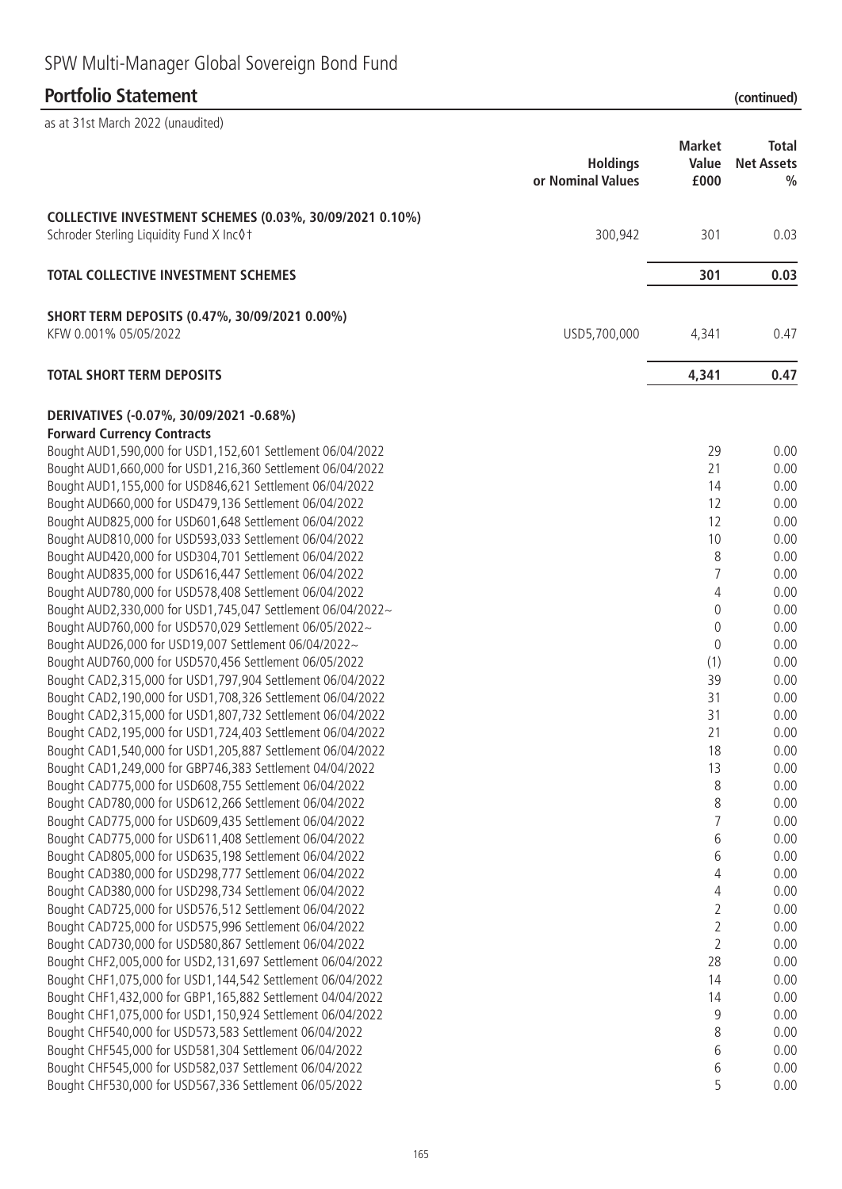# SPW Multi-Manager Global Sovereign Bond Fund

## Portfolio Statement (continued)

as at 31st March 2022 (unaudited)

| | Holdings or Nominal Values | Market Value £000 | Total Net Assets % |
|---|---|---|---|
| **COLLECTIVE INVESTMENT SCHEMES (0.03%, 30/09/2021 0.10%)** | | | |
| Schroder Sterling Liquidity Fund X Inc◊† | 300,942 | 301 | 0.03 |
| **TOTAL COLLECTIVE INVESTMENT SCHEMES** | | **301** | **0.03** |
| **SHORT TERM DEPOSITS (0.47%, 30/09/2021 0.00%)** | | | |
| KFW 0.001% 05/05/2022 | USD5,700,000 | 4,341 | 0.47 |
| **TOTAL SHORT TERM DEPOSITS** | | **4,341** | **0.47** |
| **DERIVATIVES (-0.07%, 30/09/2021 -0.68%)** | | | |
| **Forward Currency Contracts** | | | |
| Bought AUD1,590,000 for USD1,152,601 Settlement 06/04/2022 | | 29 | 0.00 |
| Bought AUD1,660,000 for USD1,216,360 Settlement 06/04/2022 | | 21 | 0.00 |
| Bought AUD1,155,000 for USD846,621 Settlement 06/04/2022 | | 14 | 0.00 |
| Bought AUD660,000 for USD479,136 Settlement 06/04/2022 | | 12 | 0.00 |
| Bought AUD825,000 for USD601,648 Settlement 06/04/2022 | | 12 | 0.00 |
| Bought AUD810,000 for USD593,033 Settlement 06/04/2022 | | 10 | 0.00 |
| Bought AUD420,000 for USD304,701 Settlement 06/04/2022 | | 8 | 0.00 |
| Bought AUD835,000 for USD616,447 Settlement 06/04/2022 | | 7 | 0.00 |
| Bought AUD780,000 for USD578,408 Settlement 06/04/2022 | | 4 | 0.00 |
| Bought AUD2,330,000 for USD1,745,047 Settlement 06/04/2022~ | | 0 | 0.00 |
| Bought AUD760,000 for USD570,029 Settlement 06/05/2022~ | | 0 | 0.00 |
| Bought AUD26,000 for USD19,007 Settlement 06/04/2022~ | | 0 | 0.00 |
| Bought AUD760,000 for USD570,456 Settlement 06/05/2022 | | (1) | 0.00 |
| Bought CAD2,315,000 for USD1,797,904 Settlement 06/04/2022 | | 39 | 0.00 |
| Bought CAD2,190,000 for USD1,708,326 Settlement 06/04/2022 | | 31 | 0.00 |
| Bought CAD2,315,000 for USD1,807,732 Settlement 06/04/2022 | | 31 | 0.00 |
| Bought CAD2,195,000 for USD1,724,403 Settlement 06/04/2022 | | 21 | 0.00 |
| Bought CAD1,540,000 for USD1,205,887 Settlement 06/04/2022 | | 18 | 0.00 |
| Bought CAD1,249,000 for GBP746,383 Settlement 04/04/2022 | | 13 | 0.00 |
| Bought CAD775,000 for USD608,755 Settlement 06/04/2022 | | 8 | 0.00 |
| Bought CAD780,000 for USD612,266 Settlement 06/04/2022 | | 8 | 0.00 |
| Bought CAD775,000 for USD609,435 Settlement 06/04/2022 | | 7 | 0.00 |
| Bought CAD775,000 for USD611,408 Settlement 06/04/2022 | | 6 | 0.00 |
| Bought CAD805,000 for USD635,198 Settlement 06/04/2022 | | 6 | 0.00 |
| Bought CAD380,000 for USD298,777 Settlement 06/04/2022 | | 4 | 0.00 |
| Bought CAD380,000 for USD298,734 Settlement 06/04/2022 | | 4 | 0.00 |
| Bought CAD725,000 for USD576,512 Settlement 06/04/2022 | | 2 | 0.00 |
| Bought CAD725,000 for USD575,996 Settlement 06/04/2022 | | 2 | 0.00 |
| Bought CAD730,000 for USD580,867 Settlement 06/04/2022 | | 2 | 0.00 |
| Bought CHF2,005,000 for USD2,131,697 Settlement 06/04/2022 | | 28 | 0.00 |
| Bought CHF1,075,000 for USD1,144,542 Settlement 06/04/2022 | | 14 | 0.00 |
| Bought CHF1,432,000 for GBP1,165,882 Settlement 04/04/2022 | | 14 | 0.00 |
| Bought CHF1,075,000 for USD1,150,924 Settlement 06/04/2022 | | 9 | 0.00 |
| Bought CHF540,000 for USD573,583 Settlement 06/04/2022 | | 8 | 0.00 |
| Bought CHF545,000 for USD581,304 Settlement 06/04/2022 | | 6 | 0.00 |
| Bought CHF545,000 for USD582,037 Settlement 06/04/2022 | | 6 | 0.00 |
| Bought CHF530,000 for USD567,336 Settlement 06/05/2022 | | 5 | 0.00 |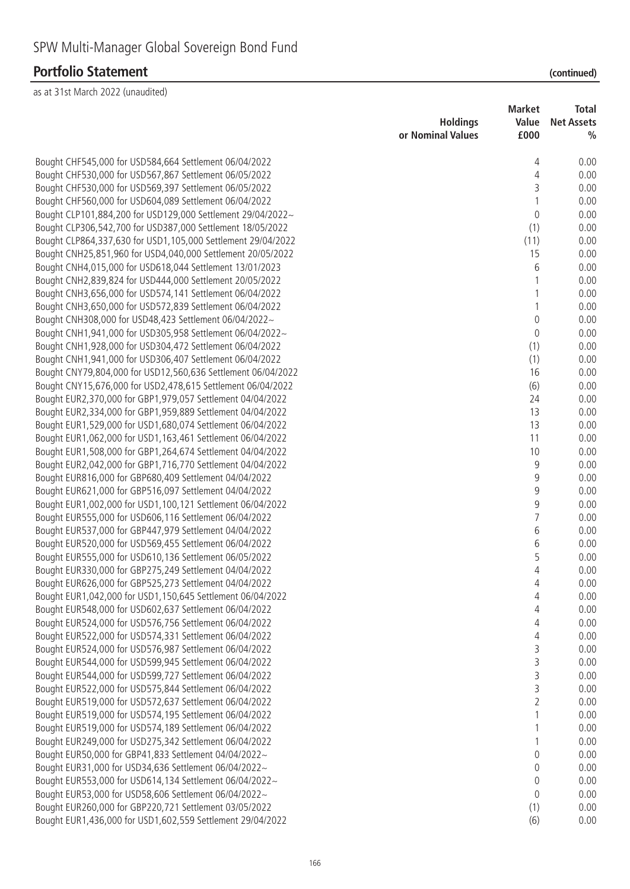# SPW Multi-Manager Global Sovereign Bond Fund

## Portfolio Statement (continued)

as at 31st March 2022 (unaudited)

| | Holdings or Nominal Values | Market Value £000 | Total Net Assets % |
|---|---|---|---|
| Bought CHF545,000 for USD584,664 Settlement 06/04/2022 | | 4 | 0.00 |
| Bought CHF530,000 for USD567,867 Settlement 06/05/2022 | | 4 | 0.00 |
| Bought CHF530,000 for USD569,397 Settlement 06/05/2022 | | 3 | 0.00 |
| Bought CHF560,000 for USD604,089 Settlement 06/04/2022 | | 1 | 0.00 |
| Bought CLP101,884,200 for USD129,000 Settlement 29/04/2022~ | | 0 | 0.00 |
| Bought CLP306,542,700 for USD387,000 Settlement 18/05/2022 | | (1) | 0.00 |
| Bought CLP864,337,630 for USD1,105,000 Settlement 29/04/2022 | | (11) | 0.00 |
| Bought CNH25,851,960 for USD4,040,000 Settlement 20/05/2022 | | 15 | 0.00 |
| Bought CNH4,015,000 for USD618,044 Settlement 13/01/2023 | | 6 | 0.00 |
| Bought CNH2,839,824 for USD444,000 Settlement 20/05/2022 | | 1 | 0.00 |
| Bought CNH3,656,000 for USD574,141 Settlement 06/04/2022 | | 1 | 0.00 |
| Bought CNH3,650,000 for USD572,839 Settlement 06/04/2022 | | 1 | 0.00 |
| Bought CNH308,000 for USD48,423 Settlement 06/04/2022~ | | 0 | 0.00 |
| Bought CNH1,941,000 for USD305,958 Settlement 06/04/2022~ | | 0 | 0.00 |
| Bought CNH1,928,000 for USD304,472 Settlement 06/04/2022 | | (1) | 0.00 |
| Bought CNH1,941,000 for USD306,407 Settlement 06/04/2022 | | (1) | 0.00 |
| Bought CNY79,804,000 for USD12,560,636 Settlement 06/04/2022 | | 16 | 0.00 |
| Bought CNY15,676,000 for USD2,478,615 Settlement 06/04/2022 | | (6) | 0.00 |
| Bought EUR2,370,000 for GBP1,979,057 Settlement 04/04/2022 | | 24 | 0.00 |
| Bought EUR2,334,000 for GBP1,959,889 Settlement 04/04/2022 | | 13 | 0.00 |
| Bought EUR1,529,000 for USD1,680,074 Settlement 06/04/2022 | | 13 | 0.00 |
| Bought EUR1,062,000 for USD1,163,461 Settlement 06/04/2022 | | 11 | 0.00 |
| Bought EUR1,508,000 for GBP1,264,674 Settlement 04/04/2022 | | 10 | 0.00 |
| Bought EUR2,042,000 for GBP1,716,770 Settlement 04/04/2022 | | 9 | 0.00 |
| Bought EUR816,000 for GBP680,409 Settlement 04/04/2022 | | 9 | 0.00 |
| Bought EUR621,000 for GBP516,097 Settlement 04/04/2022 | | 9 | 0.00 |
| Bought EUR1,002,000 for USD1,100,121 Settlement 06/04/2022 | | 9 | 0.00 |
| Bought EUR555,000 for USD606,116 Settlement 06/04/2022 | | 7 | 0.00 |
| Bought EUR537,000 for GBP447,979 Settlement 04/04/2022 | | 6 | 0.00 |
| Bought EUR520,000 for USD569,455 Settlement 06/04/2022 | | 6 | 0.00 |
| Bought EUR555,000 for USD610,136 Settlement 06/05/2022 | | 5 | 0.00 |
| Bought EUR330,000 for GBP275,249 Settlement 04/04/2022 | | 4 | 0.00 |
| Bought EUR626,000 for GBP525,273 Settlement 04/04/2022 | | 4 | 0.00 |
| Bought EUR1,042,000 for USD1,150,645 Settlement 06/04/2022 | | 4 | 0.00 |
| Bought EUR548,000 for USD602,637 Settlement 06/04/2022 | | 4 | 0.00 |
| Bought EUR524,000 for USD576,756 Settlement 06/04/2022 | | 4 | 0.00 |
| Bought EUR522,000 for USD574,331 Settlement 06/04/2022 | | 4 | 0.00 |
| Bought EUR524,000 for USD576,987 Settlement 06/04/2022 | | 3 | 0.00 |
| Bought EUR544,000 for USD599,945 Settlement 06/04/2022 | | 3 | 0.00 |
| Bought EUR544,000 for USD599,727 Settlement 06/04/2022 | | 3 | 0.00 |
| Bought EUR522,000 for USD575,844 Settlement 06/04/2022 | | 3 | 0.00 |
| Bought EUR519,000 for USD572,637 Settlement 06/04/2022 | | 2 | 0.00 |
| Bought EUR519,000 for USD574,195 Settlement 06/04/2022 | | 1 | 0.00 |
| Bought EUR519,000 for USD574,189 Settlement 06/04/2022 | | 1 | 0.00 |
| Bought EUR249,000 for USD275,342 Settlement 06/04/2022 | | 1 | 0.00 |
| Bought EUR50,000 for GBP41,833 Settlement 04/04/2022~ | | 0 | 0.00 |
| Bought EUR31,000 for USD34,636 Settlement 06/04/2022~ | | 0 | 0.00 |
| Bought EUR553,000 for USD614,134 Settlement 06/04/2022~ | | 0 | 0.00 |
| Bought EUR53,000 for USD58,606 Settlement 06/04/2022~ | | 0 | 0.00 |
| Bought EUR260,000 for GBP220,721 Settlement 03/05/2022 | | (1) | 0.00 |
| Bought EUR1,436,000 for USD1,602,559 Settlement 29/04/2022 | | (6) | 0.00 |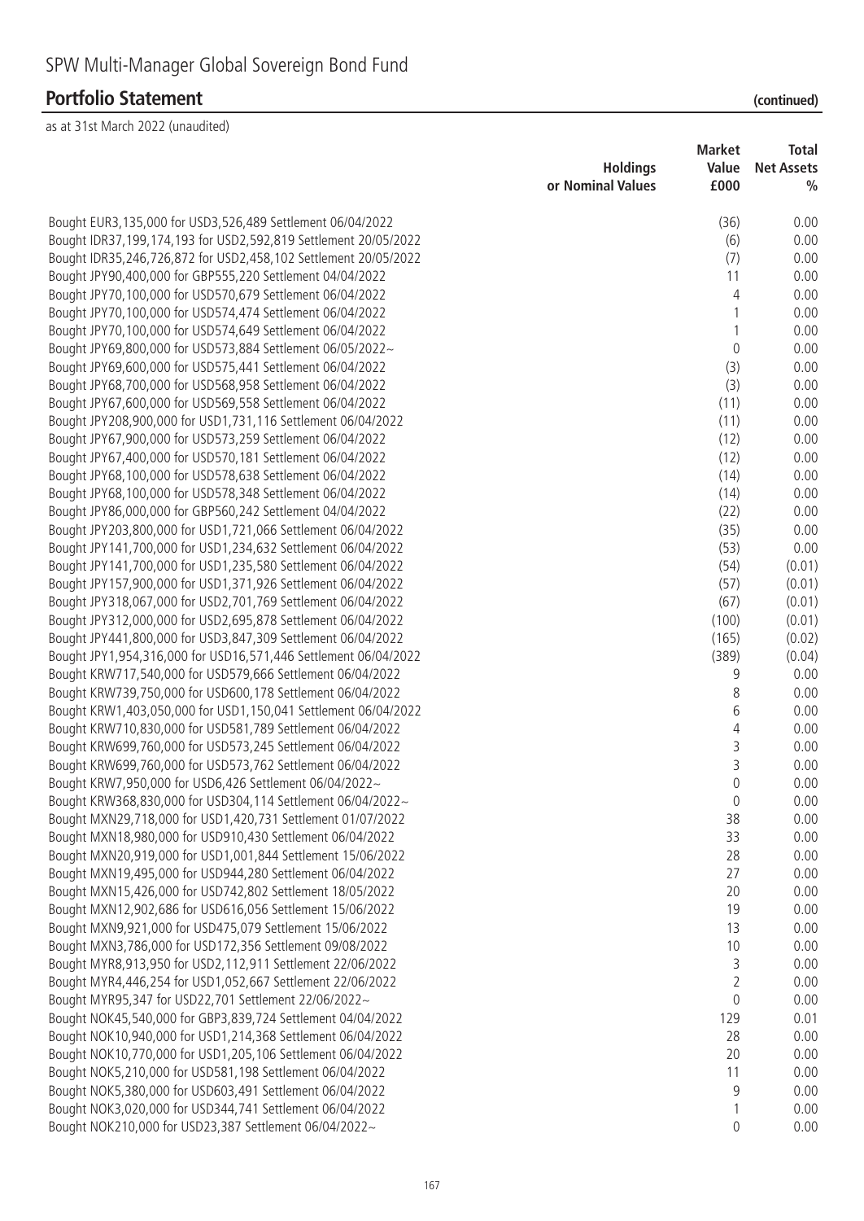# SPW Multi-Manager Global Sovereign Bond Fund

## Portfolio Statement (continued)

as at 31st March 2022 (unaudited)

| | Holdings or Nominal Values | Market Value £000 | Total Net Assets % |
|---|---|---|---|
| Bought EUR3,135,000 for USD3,526,489 Settlement 06/04/2022 | | (36) | 0.00 |
| Bought IDR37,199,174,193 for USD2,592,819 Settlement 20/05/2022 | | (6) | 0.00 |
| Bought IDR35,246,726,872 for USD2,458,102 Settlement 20/05/2022 | | (7) | 0.00 |
| Bought JPY90,400,000 for GBP555,220 Settlement 04/04/2022 | | 11 | 0.00 |
| Bought JPY70,100,000 for USD570,679 Settlement 06/04/2022 | | 4 | 0.00 |
| Bought JPY70,100,000 for USD574,474 Settlement 06/04/2022 | | 1 | 0.00 |
| Bought JPY70,100,000 for USD574,649 Settlement 06/04/2022 | | 1 | 0.00 |
| Bought JPY69,800,000 for USD573,884 Settlement 06/05/2022~ | | 0 | 0.00 |
| Bought JPY69,600,000 for USD575,441 Settlement 06/04/2022 | | (3) | 0.00 |
| Bought JPY68,700,000 for USD568,958 Settlement 06/04/2022 | | (3) | 0.00 |
| Bought JPY67,600,000 for USD569,558 Settlement 06/04/2022 | | (11) | 0.00 |
| Bought JPY208,900,000 for USD1,731,116 Settlement 06/04/2022 | | (11) | 0.00 |
| Bought JPY67,900,000 for USD573,259 Settlement 06/04/2022 | | (12) | 0.00 |
| Bought JPY67,400,000 for USD570,181 Settlement 06/04/2022 | | (12) | 0.00 |
| Bought JPY68,100,000 for USD578,638 Settlement 06/04/2022 | | (14) | 0.00 |
| Bought JPY68,100,000 for USD578,348 Settlement 06/04/2022 | | (14) | 0.00 |
| Bought JPY86,000,000 for GBP560,242 Settlement 04/04/2022 | | (22) | 0.00 |
| Bought JPY203,800,000 for USD1,721,066 Settlement 06/04/2022 | | (35) | 0.00 |
| Bought JPY141,700,000 for USD1,234,632 Settlement 06/04/2022 | | (53) | 0.00 |
| Bought JPY141,700,000 for USD1,235,580 Settlement 06/04/2022 | | (54) | (0.01) |
| Bought JPY157,900,000 for USD1,371,926 Settlement 06/04/2022 | | (57) | (0.01) |
| Bought JPY318,067,000 for USD2,701,769 Settlement 06/04/2022 | | (67) | (0.01) |
| Bought JPY312,000,000 for USD2,695,878 Settlement 06/04/2022 | | (100) | (0.01) |
| Bought JPY441,800,000 for USD3,847,309 Settlement 06/04/2022 | | (165) | (0.02) |
| Bought JPY1,954,316,000 for USD16,571,446 Settlement 06/04/2022 | | (389) | (0.04) |
| Bought KRW717,540,000 for USD579,666 Settlement 06/04/2022 | | 9 | 0.00 |
| Bought KRW739,750,000 for USD600,178 Settlement 06/04/2022 | | 8 | 0.00 |
| Bought KRW1,403,050,000 for USD1,150,041 Settlement 06/04/2022 | | 6 | 0.00 |
| Bought KRW710,830,000 for USD581,789 Settlement 06/04/2022 | | 4 | 0.00 |
| Bought KRW699,760,000 for USD573,245 Settlement 06/04/2022 | | 3 | 0.00 |
| Bought KRW699,760,000 for USD573,762 Settlement 06/04/2022 | | 3 | 0.00 |
| Bought KRW7,950,000 for USD6,426 Settlement 06/04/2022~ | | 0 | 0.00 |
| Bought KRW368,830,000 for USD304,114 Settlement 06/04/2022~ | | 0 | 0.00 |
| Bought MXN29,718,000 for USD1,420,731 Settlement 01/07/2022 | | 38 | 0.00 |
| Bought MXN18,980,000 for USD910,430 Settlement 06/04/2022 | | 33 | 0.00 |
| Bought MXN20,919,000 for USD1,001,844 Settlement 15/06/2022 | | 28 | 0.00 |
| Bought MXN19,495,000 for USD944,280 Settlement 06/04/2022 | | 27 | 0.00 |
| Bought MXN15,426,000 for USD742,802 Settlement 18/05/2022 | | 20 | 0.00 |
| Bought MXN12,902,686 for USD616,056 Settlement 15/06/2022 | | 19 | 0.00 |
| Bought MXN9,921,000 for USD475,079 Settlement 15/06/2022 | | 13 | 0.00 |
| Bought MXN3,786,000 for USD172,356 Settlement 09/08/2022 | | 10 | 0.00 |
| Bought MYR8,913,950 for USD2,112,911 Settlement 22/06/2022 | | 3 | 0.00 |
| Bought MYR4,446,254 for USD1,052,667 Settlement 22/06/2022 | | 2 | 0.00 |
| Bought MYR95,347 for USD22,701 Settlement 22/06/2022~ | | 0 | 0.00 |
| Bought NOK45,540,000 for GBP3,839,724 Settlement 04/04/2022 | | 129 | 0.01 |
| Bought NOK10,940,000 for USD1,214,368 Settlement 06/04/2022 | | 28 | 0.00 |
| Bought NOK10,770,000 for USD1,205,106 Settlement 06/04/2022 | | 20 | 0.00 |
| Bought NOK5,210,000 for USD581,198 Settlement 06/04/2022 | | 11 | 0.00 |
| Bought NOK5,380,000 for USD603,491 Settlement 06/04/2022 | | 9 | 0.00 |
| Bought NOK3,020,000 for USD344,741 Settlement 06/04/2022 | | 1 | 0.00 |
| Bought NOK210,000 for USD23,387 Settlement 06/04/2022~ | | 0 | 0.00 |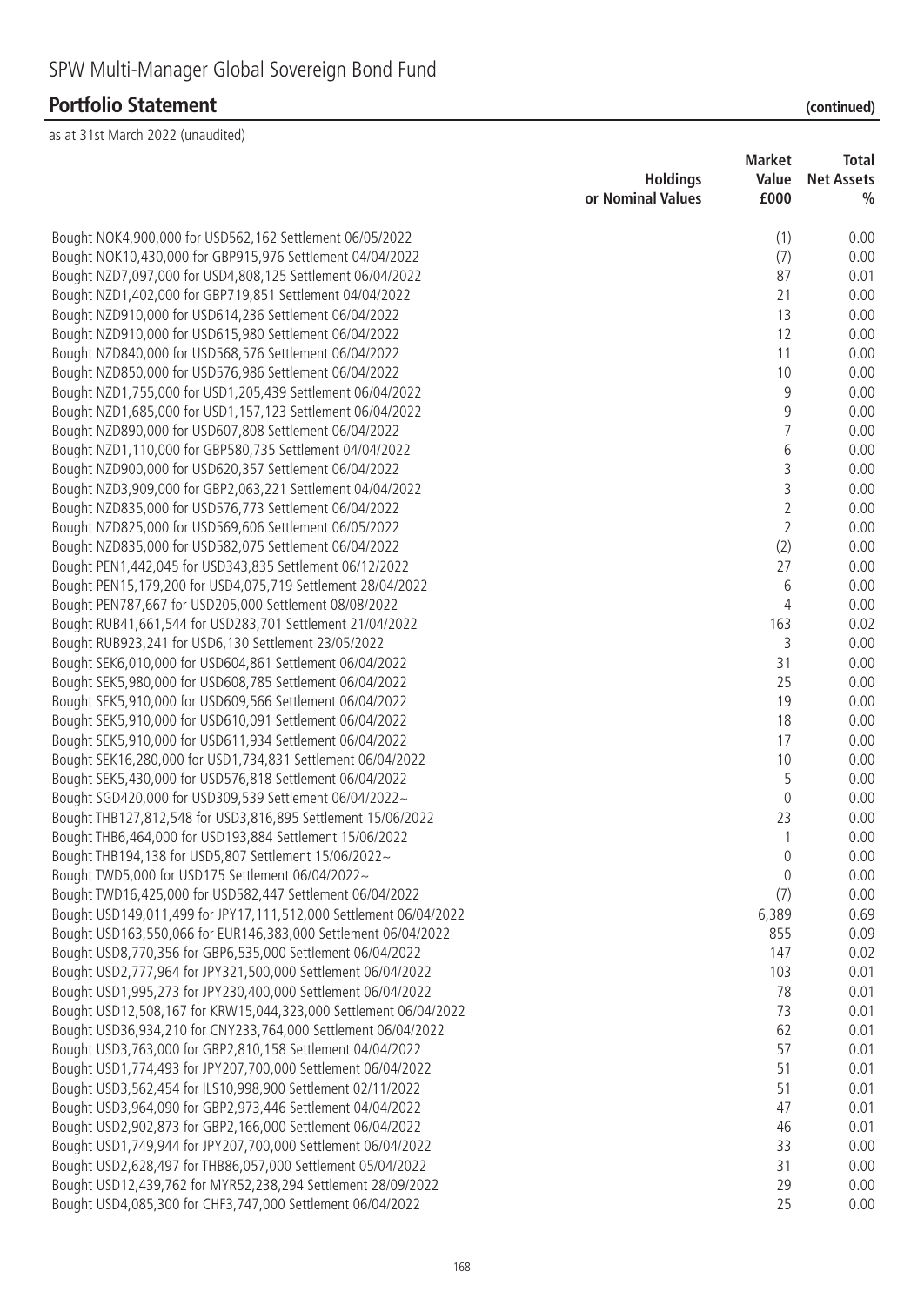# SPW Multi-Manager Global Sovereign Bond Fund

## Portfolio Statement (continued)

as at 31st March 2022 (unaudited)

| | Holdings or Nominal Values | Market Value £000 | Total Net Assets % |
|---|---|---|---|
| Bought NOK4,900,000 for USD562,162 Settlement 06/05/2022 | | (1) | 0.00 |
| Bought NOK10,430,000 for GBP915,976 Settlement 04/04/2022 | | (7) | 0.00 |
| Bought NZD7,097,000 for USD4,808,125 Settlement 06/04/2022 | | 87 | 0.01 |
| Bought NZD1,402,000 for GBP719,851 Settlement 04/04/2022 | | 21 | 0.00 |
| Bought NZD910,000 for USD614,236 Settlement 06/04/2022 | | 13 | 0.00 |
| Bought NZD910,000 for USD615,980 Settlement 06/04/2022 | | 12 | 0.00 |
| Bought NZD840,000 for USD568,576 Settlement 06/04/2022 | | 11 | 0.00 |
| Bought NZD850,000 for USD576,986 Settlement 06/04/2022 | | 10 | 0.00 |
| Bought NZD1,755,000 for USD1,205,439 Settlement 06/04/2022 | | 9 | 0.00 |
| Bought NZD1,685,000 for USD1,157,123 Settlement 06/04/2022 | | 9 | 0.00 |
| Bought NZD890,000 for USD607,808 Settlement 06/04/2022 | | 7 | 0.00 |
| Bought NZD1,110,000 for GBP580,735 Settlement 04/04/2022 | | 6 | 0.00 |
| Bought NZD900,000 for USD620,357 Settlement 06/04/2022 | | 3 | 0.00 |
| Bought NZD3,909,000 for GBP2,063,221 Settlement 04/04/2022 | | 3 | 0.00 |
| Bought NZD835,000 for USD576,773 Settlement 06/04/2022 | | 2 | 0.00 |
| Bought NZD825,000 for USD569,606 Settlement 06/05/2022 | | 2 | 0.00 |
| Bought NZD835,000 for USD582,075 Settlement 06/04/2022 | | (2) | 0.00 |
| Bought PEN1,442,045 for USD343,835 Settlement 06/12/2022 | | 27 | 0.00 |
| Bought PEN15,179,200 for USD4,075,719 Settlement 28/04/2022 | | 6 | 0.00 |
| Bought PEN787,667 for USD205,000 Settlement 08/08/2022 | | 4 | 0.00 |
| Bought RUB41,661,544 for USD283,701 Settlement 21/04/2022 | | 163 | 0.02 |
| Bought RUB923,241 for USD6,130 Settlement 23/05/2022 | | 3 | 0.00 |
| Bought SEK6,010,000 for USD604,861 Settlement 06/04/2022 | | 31 | 0.00 |
| Bought SEK5,980,000 for USD608,785 Settlement 06/04/2022 | | 25 | 0.00 |
| Bought SEK5,910,000 for USD609,566 Settlement 06/04/2022 | | 19 | 0.00 |
| Bought SEK5,910,000 for USD610,091 Settlement 06/04/2022 | | 18 | 0.00 |
| Bought SEK5,910,000 for USD611,934 Settlement 06/04/2022 | | 17 | 0.00 |
| Bought SEK16,280,000 for USD1,734,831 Settlement 06/04/2022 | | 10 | 0.00 |
| Bought SEK5,430,000 for USD576,818 Settlement 06/04/2022 | | 5 | 0.00 |
| Bought SGD420,000 for USD309,539 Settlement 06/04/2022~ | | 0 | 0.00 |
| Bought THB127,812,548 for USD3,816,895 Settlement 15/06/2022 | | 23 | 0.00 |
| Bought THB6,464,000 for USD193,884 Settlement 15/06/2022 | | 1 | 0.00 |
| Bought THB194,138 for USD5,807 Settlement 15/06/2022~ | | 0 | 0.00 |
| Bought TWD5,000 for USD175 Settlement 06/04/2022~ | | 0 | 0.00 |
| Bought TWD16,425,000 for USD582,447 Settlement 06/04/2022 | | (7) | 0.00 |
| Bought USD149,011,499 for JPY17,111,512,000 Settlement 06/04/2022 | | 6,389 | 0.69 |
| Bought USD163,550,066 for EUR146,383,000 Settlement 06/04/2022 | | 855 | 0.09 |
| Bought USD8,770,356 for GBP6,535,000 Settlement 06/04/2022 | | 147 | 0.02 |
| Bought USD2,777,964 for JPY321,500,000 Settlement 06/04/2022 | | 103 | 0.01 |
| Bought USD1,995,273 for JPY230,400,000 Settlement 06/04/2022 | | 78 | 0.01 |
| Bought USD12,508,167 for KRW15,044,323,000 Settlement 06/04/2022 | | 73 | 0.01 |
| Bought USD36,934,210 for CNY233,764,000 Settlement 06/04/2022 | | 62 | 0.01 |
| Bought USD3,763,000 for GBP2,810,158 Settlement 04/04/2022 | | 57 | 0.01 |
| Bought USD1,774,493 for JPY207,700,000 Settlement 06/04/2022 | | 51 | 0.01 |
| Bought USD3,562,454 for ILS10,998,900 Settlement 02/11/2022 | | 51 | 0.01 |
| Bought USD3,964,090 for GBP2,973,446 Settlement 04/04/2022 | | 47 | 0.01 |
| Bought USD2,902,873 for GBP2,166,000 Settlement 06/04/2022 | | 46 | 0.01 |
| Bought USD1,749,944 for JPY207,700,000 Settlement 06/04/2022 | | 33 | 0.00 |
| Bought USD2,628,497 for THB86,057,000 Settlement 05/04/2022 | | 31 | 0.00 |
| Bought USD12,439,762 for MYR52,238,294 Settlement 28/09/2022 | | 29 | 0.00 |
| Bought USD4,085,300 for CHF3,747,000 Settlement 06/04/2022 | | 25 | 0.00 |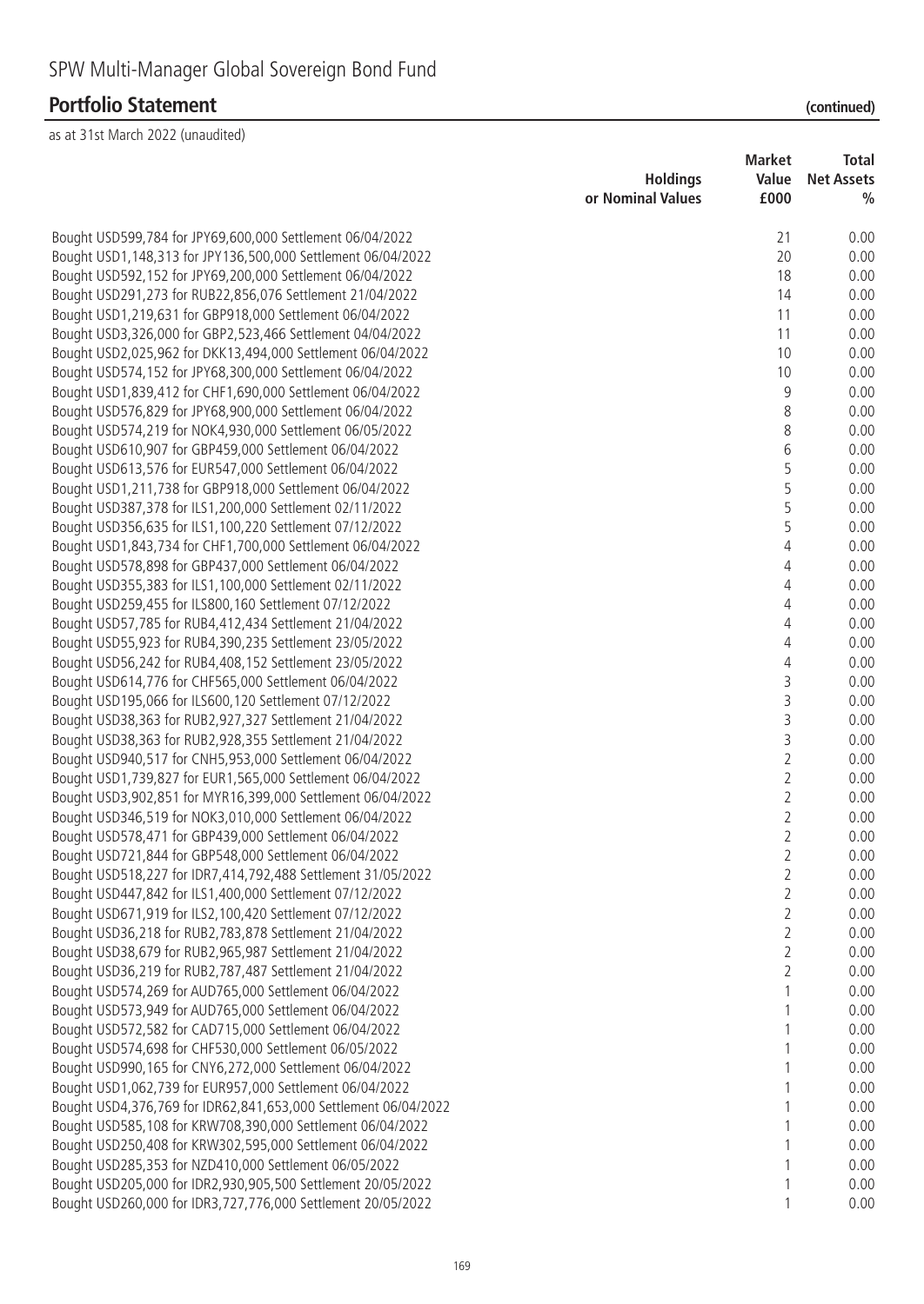# SPW Multi-Manager Global Sovereign Bond Fund

## Portfolio Statement (continued)

as at 31st March 2022 (unaudited)

| | Holdings or Nominal Values | Market Value £000 | Total Net Assets % |
|---|---|---|---|
| Bought USD599,784 for JPY69,600,000 Settlement 06/04/2022 | | 21 | 0.00 |
| Bought USD1,148,313 for JPY136,500,000 Settlement 06/04/2022 | | 20 | 0.00 |
| Bought USD592,152 for JPY69,200,000 Settlement 06/04/2022 | | 18 | 0.00 |
| Bought USD291,273 for RUB22,856,076 Settlement 21/04/2022 | | 14 | 0.00 |
| Bought USD1,219,631 for GBP918,000 Settlement 06/04/2022 | | 11 | 0.00 |
| Bought USD3,326,000 for GBP2,523,466 Settlement 04/04/2022 | | 11 | 0.00 |
| Bought USD2,025,962 for DKK13,494,000 Settlement 06/04/2022 | | 10 | 0.00 |
| Bought USD574,152 for JPY68,300,000 Settlement 06/04/2022 | | 10 | 0.00 |
| Bought USD1,839,412 for CHF1,690,000 Settlement 06/04/2022 | | 9 | 0.00 |
| Bought USD576,829 for JPY68,900,000 Settlement 06/04/2022 | | 8 | 0.00 |
| Bought USD574,219 for NOK4,930,000 Settlement 06/05/2022 | | 8 | 0.00 |
| Bought USD610,907 for GBP459,000 Settlement 06/04/2022 | | 6 | 0.00 |
| Bought USD613,576 for EUR547,000 Settlement 06/04/2022 | | 5 | 0.00 |
| Bought USD1,211,738 for GBP918,000 Settlement 06/04/2022 | | 5 | 0.00 |
| Bought USD387,378 for ILS1,200,000 Settlement 02/11/2022 | | 5 | 0.00 |
| Bought USD356,635 for ILS1,100,220 Settlement 07/12/2022 | | 5 | 0.00 |
| Bought USD1,843,734 for CHF1,700,000 Settlement 06/04/2022 | | 4 | 0.00 |
| Bought USD578,898 for GBP437,000 Settlement 06/04/2022 | | 4 | 0.00 |
| Bought USD355,383 for ILS1,100,000 Settlement 02/11/2022 | | 4 | 0.00 |
| Bought USD259,455 for ILS800,160 Settlement 07/12/2022 | | 4 | 0.00 |
| Bought USD57,785 for RUB4,412,434 Settlement 21/04/2022 | | 4 | 0.00 |
| Bought USD55,923 for RUB4,390,235 Settlement 23/05/2022 | | 4 | 0.00 |
| Bought USD56,242 for RUB4,408,152 Settlement 23/05/2022 | | 4 | 0.00 |
| Bought USD614,776 for CHF565,000 Settlement 06/04/2022 | | 3 | 0.00 |
| Bought USD195,066 for ILS600,120 Settlement 07/12/2022 | | 3 | 0.00 |
| Bought USD38,363 for RUB2,927,327 Settlement 21/04/2022 | | 3 | 0.00 |
| Bought USD38,363 for RUB2,928,355 Settlement 21/04/2022 | | 3 | 0.00 |
| Bought USD940,517 for CNH5,953,000 Settlement 06/04/2022 | | 2 | 0.00 |
| Bought USD1,739,827 for EUR1,565,000 Settlement 06/04/2022 | | 2 | 0.00 |
| Bought USD3,902,851 for MYR16,399,000 Settlement 06/04/2022 | | 2 | 0.00 |
| Bought USD346,519 for NOK3,010,000 Settlement 06/04/2022 | | 2 | 0.00 |
| Bought USD578,471 for GBP439,000 Settlement 06/04/2022 | | 2 | 0.00 |
| Bought USD721,844 for GBP548,000 Settlement 06/04/2022 | | 2 | 0.00 |
| Bought USD518,227 for IDR7,414,792,488 Settlement 31/05/2022 | | 2 | 0.00 |
| Bought USD447,842 for ILS1,400,000 Settlement 07/12/2022 | | 2 | 0.00 |
| Bought USD671,919 for ILS2,100,420 Settlement 07/12/2022 | | 2 | 0.00 |
| Bought USD36,218 for RUB2,783,878 Settlement 21/04/2022 | | 2 | 0.00 |
| Bought USD38,679 for RUB2,965,987 Settlement 21/04/2022 | | 2 | 0.00 |
| Bought USD36,219 for RUB2,787,487 Settlement 21/04/2022 | | 2 | 0.00 |
| Bought USD574,269 for AUD765,000 Settlement 06/04/2022 | | 1 | 0.00 |
| Bought USD573,949 for AUD765,000 Settlement 06/04/2022 | | 1 | 0.00 |
| Bought USD572,582 for CAD715,000 Settlement 06/04/2022 | | 1 | 0.00 |
| Bought USD574,698 for CHF530,000 Settlement 06/05/2022 | | 1 | 0.00 |
| Bought USD990,165 for CNY6,272,000 Settlement 06/04/2022 | | 1 | 0.00 |
| Bought USD1,062,739 for EUR957,000 Settlement 06/04/2022 | | 1 | 0.00 |
| Bought USD4,376,769 for IDR62,841,653,000 Settlement 06/04/2022 | | 1 | 0.00 |
| Bought USD585,108 for KRW708,390,000 Settlement 06/04/2022 | | 1 | 0.00 |
| Bought USD250,408 for KRW302,595,000 Settlement 06/04/2022 | | 1 | 0.00 |
| Bought USD285,353 for NZD410,000 Settlement 06/05/2022 | | 1 | 0.00 |
| Bought USD205,000 for IDR2,930,905,500 Settlement 20/05/2022 | | 1 | 0.00 |
| Bought USD260,000 for IDR3,727,776,000 Settlement 20/05/2022 | | 1 | 0.00 |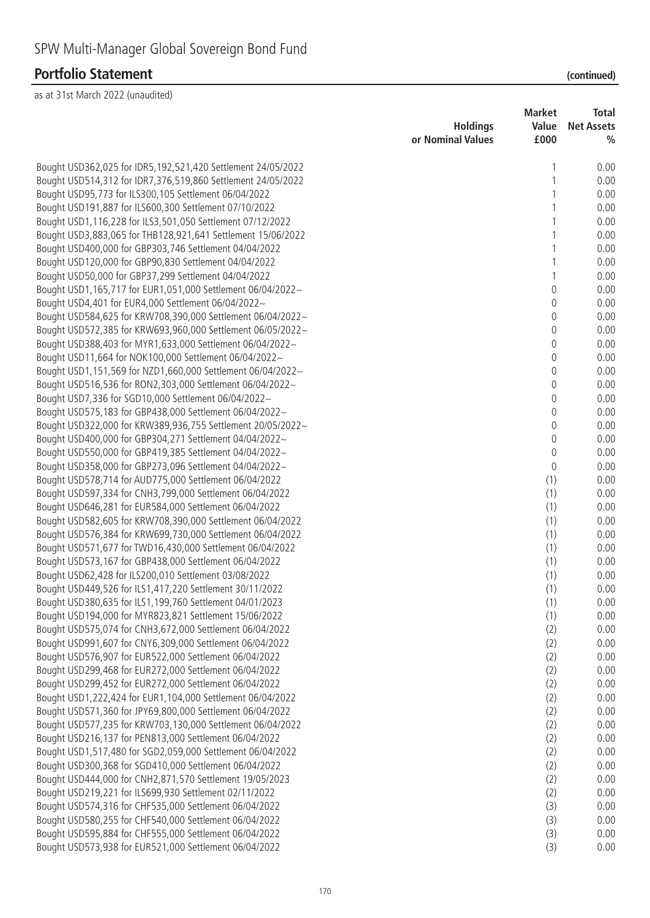SPW Multi-Manager Global Sovereign Bond Fund

## Portfolio Statement (continued)

as at 31st March 2022 (unaudited)

| | Holdings or Nominal Values | Market Value £000 | Total Net Assets % |
|---|---|---|---|
| Bought USD362,025 for IDR5,192,521,420 Settlement 24/05/2022 | | 1 | 0.00 |
| Bought USD514,312 for IDR7,376,519,860 Settlement 24/05/2022 | | 1 | 0.00 |
| Bought USD95,773 for ILS300,105 Settlement 06/04/2022 | | 1 | 0.00 |
| Bought USD191,887 for ILS600,300 Settlement 07/10/2022 | | 1 | 0.00 |
| Bought USD1,116,228 for ILS3,501,050 Settlement 07/12/2022 | | 1 | 0.00 |
| Bought USD3,883,065 for THB128,921,641 Settlement 15/06/2022 | | 1 | 0.00 |
| Bought USD400,000 for GBP303,746 Settlement 04/04/2022 | | 1 | 0.00 |
| Bought USD120,000 for GBP90,830 Settlement 04/04/2022 | | 1 | 0.00 |
| Bought USD50,000 for GBP37,299 Settlement 04/04/2022 | | 1 | 0.00 |
| Bought USD1,165,717 for EUR1,051,000 Settlement 06/04/2022~ | | 0 | 0.00 |
| Bought USD4,401 for EUR4,000 Settlement 06/04/2022~ | | 0 | 0.00 |
| Bought USD584,625 for KRW708,390,000 Settlement 06/04/2022~ | | 0 | 0.00 |
| Bought USD572,385 for KRW693,960,000 Settlement 06/05/2022~ | | 0 | 0.00 |
| Bought USD388,403 for MYR1,633,000 Settlement 06/04/2022~ | | 0 | 0.00 |
| Bought USD11,664 for NOK100,000 Settlement 06/04/2022~ | | 0 | 0.00 |
| Bought USD1,151,569 for NZD1,660,000 Settlement 06/04/2022~ | | 0 | 0.00 |
| Bought USD516,536 for RON2,303,000 Settlement 06/04/2022~ | | 0 | 0.00 |
| Bought USD7,336 for SGD10,000 Settlement 06/04/2022~ | | 0 | 0.00 |
| Bought USD575,183 for GBP438,000 Settlement 06/04/2022~ | | 0 | 0.00 |
| Bought USD322,000 for KRW389,936,755 Settlement 20/05/2022~ | | 0 | 0.00 |
| Bought USD400,000 for GBP304,271 Settlement 04/04/2022~ | | 0 | 0.00 |
| Bought USD550,000 for GBP419,385 Settlement 04/04/2022~ | | 0 | 0.00 |
| Bought USD358,000 for GBP273,096 Settlement 04/04/2022~ | | 0 | 0.00 |
| Bought USD578,714 for AUD775,000 Settlement 06/04/2022 | | (1) | 0.00 |
| Bought USD597,334 for CNH3,799,000 Settlement 06/04/2022 | | (1) | 0.00 |
| Bought USD646,281 for EUR584,000 Settlement 06/04/2022 | | (1) | 0.00 |
| Bought USD582,605 for KRW708,390,000 Settlement 06/04/2022 | | (1) | 0.00 |
| Bought USD576,384 for KRW699,730,000 Settlement 06/04/2022 | | (1) | 0.00 |
| Bought USD571,677 for TWD16,430,000 Settlement 06/04/2022 | | (1) | 0.00 |
| Bought USD573,167 for GBP438,000 Settlement 06/04/2022 | | (1) | 0.00 |
| Bought USD62,428 for ILS200,010 Settlement 03/08/2022 | | (1) | 0.00 |
| Bought USD449,526 for ILS1,417,220 Settlement 30/11/2022 | | (1) | 0.00 |
| Bought USD380,635 for ILS1,199,760 Settlement 04/01/2023 | | (1) | 0.00 |
| Bought USD194,000 for MYR823,821 Settlement 15/06/2022 | | (1) | 0.00 |
| Bought USD575,074 for CNH3,672,000 Settlement 06/04/2022 | | (2) | 0.00 |
| Bought USD991,607 for CNY6,309,000 Settlement 06/04/2022 | | (2) | 0.00 |
| Bought USD576,907 for EUR522,000 Settlement 06/04/2022 | | (2) | 0.00 |
| Bought USD299,468 for EUR272,000 Settlement 06/04/2022 | | (2) | 0.00 |
| Bought USD299,452 for EUR272,000 Settlement 06/04/2022 | | (2) | 0.00 |
| Bought USD1,222,424 for EUR1,104,000 Settlement 06/04/2022 | | (2) | 0.00 |
| Bought USD571,360 for JPY69,800,000 Settlement 06/04/2022 | | (2) | 0.00 |
| Bought USD577,235 for KRW703,130,000 Settlement 06/04/2022 | | (2) | 0.00 |
| Bought USD216,137 for PEN813,000 Settlement 06/04/2022 | | (2) | 0.00 |
| Bought USD1,517,480 for SGD2,059,000 Settlement 06/04/2022 | | (2) | 0.00 |
| Bought USD300,368 for SGD410,000 Settlement 06/04/2022 | | (2) | 0.00 |
| Bought USD444,000 for CNH2,871,570 Settlement 19/05/2023 | | (2) | 0.00 |
| Bought USD219,221 for ILS699,930 Settlement 02/11/2022 | | (2) | 0.00 |
| Bought USD574,316 for CHF535,000 Settlement 06/04/2022 | | (3) | 0.00 |
| Bought USD580,255 for CHF540,000 Settlement 06/04/2022 | | (3) | 0.00 |
| Bought USD595,884 for CHF555,000 Settlement 06/04/2022 | | (3) | 0.00 |
| Bought USD573,938 for EUR521,000 Settlement 06/04/2022 | | (3) | 0.00 |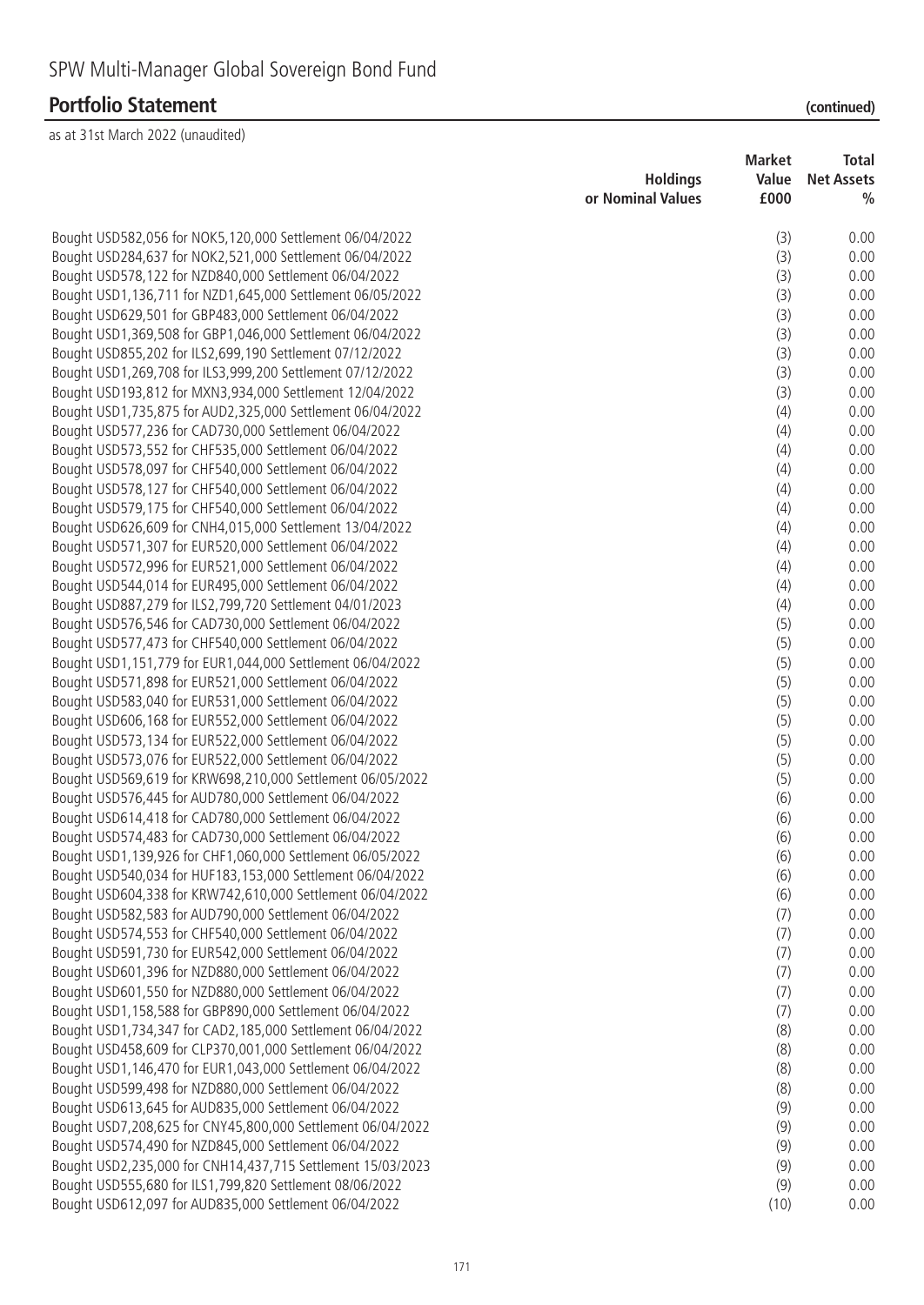# SPW Multi-Manager Global Sovereign Bond Fund

## Portfolio Statement (continued)

as at 31st March 2022 (unaudited)

| | Holdings or Nominal Values | Market Value £000 | Total Net Assets % |
|---|---|---|---|
| Bought USD582,056 for NOK5,120,000 Settlement 06/04/2022 | | (3) | 0.00 |
| Bought USD284,637 for NOK2,521,000 Settlement 06/04/2022 | | (3) | 0.00 |
| Bought USD578,122 for NZD840,000 Settlement 06/04/2022 | | (3) | 0.00 |
| Bought USD1,136,711 for NZD1,645,000 Settlement 06/05/2022 | | (3) | 0.00 |
| Bought USD629,501 for GBP483,000 Settlement 06/04/2022 | | (3) | 0.00 |
| Bought USD1,369,508 for GBP1,046,000 Settlement 06/04/2022 | | (3) | 0.00 |
| Bought USD855,202 for ILS2,699,190 Settlement 07/12/2022 | | (3) | 0.00 |
| Bought USD1,269,708 for ILS3,999,200 Settlement 07/12/2022 | | (3) | 0.00 |
| Bought USD193,812 for MXN3,934,000 Settlement 12/04/2022 | | (3) | 0.00 |
| Bought USD1,735,875 for AUD2,325,000 Settlement 06/04/2022 | | (4) | 0.00 |
| Bought USD577,236 for CAD730,000 Settlement 06/04/2022 | | (4) | 0.00 |
| Bought USD573,552 for CHF535,000 Settlement 06/04/2022 | | (4) | 0.00 |
| Bought USD578,097 for CHF540,000 Settlement 06/04/2022 | | (4) | 0.00 |
| Bought USD578,127 for CHF540,000 Settlement 06/04/2022 | | (4) | 0.00 |
| Bought USD579,175 for CHF540,000 Settlement 06/04/2022 | | (4) | 0.00 |
| Bought USD626,609 for CNH4,015,000 Settlement 13/04/2022 | | (4) | 0.00 |
| Bought USD571,307 for EUR520,000 Settlement 06/04/2022 | | (4) | 0.00 |
| Bought USD572,996 for EUR521,000 Settlement 06/04/2022 | | (4) | 0.00 |
| Bought USD544,014 for EUR495,000 Settlement 06/04/2022 | | (4) | 0.00 |
| Bought USD887,279 for ILS2,799,720 Settlement 04/01/2023 | | (4) | 0.00 |
| Bought USD576,546 for CAD730,000 Settlement 06/04/2022 | | (5) | 0.00 |
| Bought USD577,473 for CHF540,000 Settlement 06/04/2022 | | (5) | 0.00 |
| Bought USD1,151,779 for EUR1,044,000 Settlement 06/04/2022 | | (5) | 0.00 |
| Bought USD571,898 for EUR521,000 Settlement 06/04/2022 | | (5) | 0.00 |
| Bought USD583,040 for EUR531,000 Settlement 06/04/2022 | | (5) | 0.00 |
| Bought USD606,168 for EUR552,000 Settlement 06/04/2022 | | (5) | 0.00 |
| Bought USD573,134 for EUR522,000 Settlement 06/04/2022 | | (5) | 0.00 |
| Bought USD573,076 for EUR522,000 Settlement 06/04/2022 | | (5) | 0.00 |
| Bought USD569,619 for KRW698,210,000 Settlement 06/05/2022 | | (5) | 0.00 |
| Bought USD576,445 for AUD780,000 Settlement 06/04/2022 | | (6) | 0.00 |
| Bought USD614,418 for CAD780,000 Settlement 06/04/2022 | | (6) | 0.00 |
| Bought USD574,483 for CAD730,000 Settlement 06/04/2022 | | (6) | 0.00 |
| Bought USD1,139,926 for CHF1,060,000 Settlement 06/05/2022 | | (6) | 0.00 |
| Bought USD540,034 for HUF183,153,000 Settlement 06/04/2022 | | (6) | 0.00 |
| Bought USD604,338 for KRW742,610,000 Settlement 06/04/2022 | | (6) | 0.00 |
| Bought USD582,583 for AUD790,000 Settlement 06/04/2022 | | (7) | 0.00 |
| Bought USD574,553 for CHF540,000 Settlement 06/04/2022 | | (7) | 0.00 |
| Bought USD591,730 for EUR542,000 Settlement 06/04/2022 | | (7) | 0.00 |
| Bought USD601,396 for NZD880,000 Settlement 06/04/2022 | | (7) | 0.00 |
| Bought USD601,550 for NZD880,000 Settlement 06/04/2022 | | (7) | 0.00 |
| Bought USD1,158,588 for GBP890,000 Settlement 06/04/2022 | | (7) | 0.00 |
| Bought USD1,734,347 for CAD2,185,000 Settlement 06/04/2022 | | (8) | 0.00 |
| Bought USD458,609 for CLP370,001,000 Settlement 06/04/2022 | | (8) | 0.00 |
| Bought USD1,146,470 for EUR1,043,000 Settlement 06/04/2022 | | (8) | 0.00 |
| Bought USD599,498 for NZD880,000 Settlement 06/04/2022 | | (8) | 0.00 |
| Bought USD613,645 for AUD835,000 Settlement 06/04/2022 | | (9) | 0.00 |
| Bought USD7,208,625 for CNY45,800,000 Settlement 06/04/2022 | | (9) | 0.00 |
| Bought USD574,490 for NZD845,000 Settlement 06/04/2022 | | (9) | 0.00 |
| Bought USD2,235,000 for CNH14,437,715 Settlement 15/03/2023 | | (9) | 0.00 |
| Bought USD555,680 for ILS1,799,820 Settlement 08/06/2022 | | (9) | 0.00 |
| Bought USD612,097 for AUD835,000 Settlement 06/04/2022 | | (10) | 0.00 |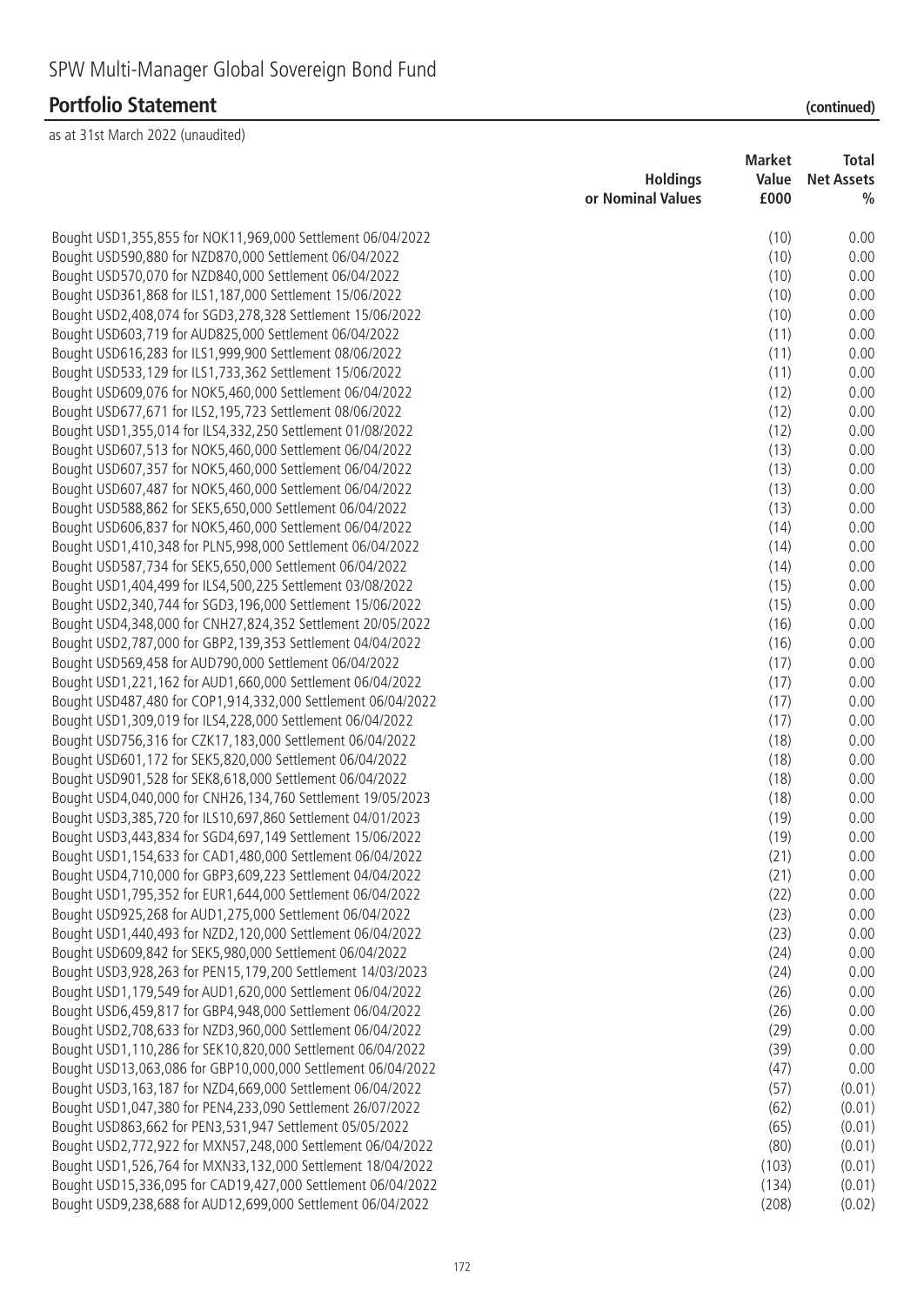# SPW Multi-Manager Global Sovereign Bond Fund

## Portfolio Statement (continued)

as at 31st March 2022 (unaudited)

| | Holdings or Nominal Values | Market Value £000 | Total Net Assets % |
|---|---|---|---|
| Bought USD1,355,855 for NOK11,969,000 Settlement 06/04/2022 | | (10) | 0.00 |
| Bought USD590,880 for NZD870,000 Settlement 06/04/2022 | | (10) | 0.00 |
| Bought USD570,070 for NZD840,000 Settlement 06/04/2022 | | (10) | 0.00 |
| Bought USD361,868 for ILS1,187,000 Settlement 15/06/2022 | | (10) | 0.00 |
| Bought USD2,408,074 for SGD3,278,328 Settlement 15/06/2022 | | (10) | 0.00 |
| Bought USD603,719 for AUD825,000 Settlement 06/04/2022 | | (11) | 0.00 |
| Bought USD616,283 for ILS1,999,900 Settlement 08/06/2022 | | (11) | 0.00 |
| Bought USD533,129 for ILS1,733,362 Settlement 15/06/2022 | | (11) | 0.00 |
| Bought USD609,076 for NOK5,460,000 Settlement 06/04/2022 | | (12) | 0.00 |
| Bought USD677,671 for ILS2,195,723 Settlement 08/06/2022 | | (12) | 0.00 |
| Bought USD1,355,014 for ILS4,332,250 Settlement 01/08/2022 | | (12) | 0.00 |
| Bought USD607,513 for NOK5,460,000 Settlement 06/04/2022 | | (13) | 0.00 |
| Bought USD607,357 for NOK5,460,000 Settlement 06/04/2022 | | (13) | 0.00 |
| Bought USD607,487 for NOK5,460,000 Settlement 06/04/2022 | | (13) | 0.00 |
| Bought USD588,862 for SEK5,650,000 Settlement 06/04/2022 | | (13) | 0.00 |
| Bought USD606,837 for NOK5,460,000 Settlement 06/04/2022 | | (14) | 0.00 |
| Bought USD1,410,348 for PLN5,998,000 Settlement 06/04/2022 | | (14) | 0.00 |
| Bought USD587,734 for SEK5,650,000 Settlement 06/04/2022 | | (14) | 0.00 |
| Bought USD1,404,499 for ILS4,500,225 Settlement 03/08/2022 | | (15) | 0.00 |
| Bought USD2,340,744 for SGD3,196,000 Settlement 15/06/2022 | | (15) | 0.00 |
| Bought USD4,348,000 for CNH27,824,352 Settlement 20/05/2022 | | (16) | 0.00 |
| Bought USD2,787,000 for GBP2,139,353 Settlement 04/04/2022 | | (16) | 0.00 |
| Bought USD569,458 for AUD790,000 Settlement 06/04/2022 | | (17) | 0.00 |
| Bought USD1,221,162 for AUD1,660,000 Settlement 06/04/2022 | | (17) | 0.00 |
| Bought USD487,480 for COP1,914,332,000 Settlement 06/04/2022 | | (17) | 0.00 |
| Bought USD1,309,019 for ILS4,228,000 Settlement 06/04/2022 | | (17) | 0.00 |
| Bought USD756,316 for CZK17,183,000 Settlement 06/04/2022 | | (18) | 0.00 |
| Bought USD601,172 for SEK5,820,000 Settlement 06/04/2022 | | (18) | 0.00 |
| Bought USD901,528 for SEK8,618,000 Settlement 06/04/2022 | | (18) | 0.00 |
| Bought USD4,040,000 for CNH26,134,760 Settlement 19/05/2023 | | (18) | 0.00 |
| Bought USD3,385,720 for ILS10,697,860 Settlement 04/01/2023 | | (19) | 0.00 |
| Bought USD3,443,834 for SGD4,697,149 Settlement 15/06/2022 | | (19) | 0.00 |
| Bought USD1,154,633 for CAD1,480,000 Settlement 06/04/2022 | | (21) | 0.00 |
| Bought USD4,710,000 for GBP3,609,223 Settlement 04/04/2022 | | (21) | 0.00 |
| Bought USD1,795,352 for EUR1,644,000 Settlement 06/04/2022 | | (22) | 0.00 |
| Bought USD925,268 for AUD1,275,000 Settlement 06/04/2022 | | (23) | 0.00 |
| Bought USD1,440,493 for NZD2,120,000 Settlement 06/04/2022 | | (23) | 0.00 |
| Bought USD609,842 for SEK5,980,000 Settlement 06/04/2022 | | (24) | 0.00 |
| Bought USD3,928,263 for PEN15,179,200 Settlement 14/03/2023 | | (24) | 0.00 |
| Bought USD1,179,549 for AUD1,620,000 Settlement 06/04/2022 | | (26) | 0.00 |
| Bought USD6,459,817 for GBP4,948,000 Settlement 06/04/2022 | | (26) | 0.00 |
| Bought USD2,708,633 for NZD3,960,000 Settlement 06/04/2022 | | (29) | 0.00 |
| Bought USD1,110,286 for SEK10,820,000 Settlement 06/04/2022 | | (39) | 0.00 |
| Bought USD13,063,086 for GBP10,000,000 Settlement 06/04/2022 | | (47) | 0.00 |
| Bought USD3,163,187 for NZD4,669,000 Settlement 06/04/2022 | | (57) | (0.01) |
| Bought USD1,047,380 for PEN4,233,090 Settlement 26/07/2022 | | (62) | (0.01) |
| Bought USD863,662 for PEN3,531,947 Settlement 05/05/2022 | | (65) | (0.01) |
| Bought USD2,772,922 for MXN57,248,000 Settlement 06/04/2022 | | (80) | (0.01) |
| Bought USD1,526,764 for MXN33,132,000 Settlement 18/04/2022 | | (103) | (0.01) |
| Bought USD15,336,095 for CAD19,427,000 Settlement 06/04/2022 | | (134) | (0.01) |
| Bought USD9,238,688 for AUD12,699,000 Settlement 06/04/2022 | | (208) | (0.02) |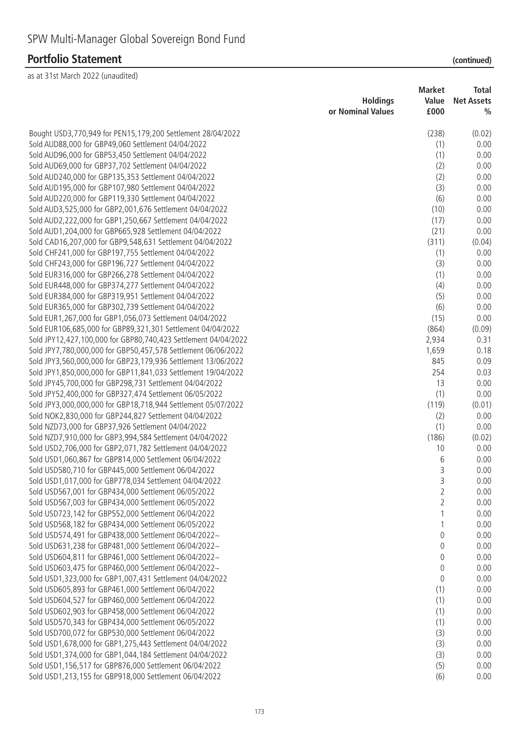# SPW Multi-Manager Global Sovereign Bond Fund

## Portfolio Statement (continued)

as at 31st March 2022 (unaudited)

| | Holdings or Nominal Values | Market Value £000 | Total Net Assets % |
|---|---|---|---|
| Bought USD3,770,949 for PEN15,179,200 Settlement 28/04/2022 | | (238) | (0.02) |
| Sold AUD88,000 for GBP49,060 Settlement 04/04/2022 | | (1) | 0.00 |
| Sold AUD96,000 for GBP53,450 Settlement 04/04/2022 | | (1) | 0.00 |
| Sold AUD69,000 for GBP37,702 Settlement 04/04/2022 | | (2) | 0.00 |
| Sold AUD240,000 for GBP135,353 Settlement 04/04/2022 | | (2) | 0.00 |
| Sold AUD195,000 for GBP107,980 Settlement 04/04/2022 | | (3) | 0.00 |
| Sold AUD220,000 for GBP119,330 Settlement 04/04/2022 | | (6) | 0.00 |
| Sold AUD3,525,000 for GBP2,001,676 Settlement 04/04/2022 | | (10) | 0.00 |
| Sold AUD2,222,000 for GBP1,250,667 Settlement 04/04/2022 | | (17) | 0.00 |
| Sold AUD1,204,000 for GBP665,928 Settlement 04/04/2022 | | (21) | 0.00 |
| Sold CAD16,207,000 for GBP9,548,631 Settlement 04/04/2022 | | (311) | (0.04) |
| Sold CHF241,000 for GBP197,755 Settlement 04/04/2022 | | (1) | 0.00 |
| Sold CHF243,000 for GBP196,727 Settlement 04/04/2022 | | (3) | 0.00 |
| Sold EUR316,000 for GBP266,278 Settlement 04/04/2022 | | (1) | 0.00 |
| Sold EUR448,000 for GBP374,277 Settlement 04/04/2022 | | (4) | 0.00 |
| Sold EUR384,000 for GBP319,951 Settlement 04/04/2022 | | (5) | 0.00 |
| Sold EUR365,000 for GBP302,739 Settlement 04/04/2022 | | (6) | 0.00 |
| Sold EUR1,267,000 for GBP1,056,073 Settlement 04/04/2022 | | (15) | 0.00 |
| Sold EUR106,685,000 for GBP89,321,301 Settlement 04/04/2022 | | (864) | (0.09) |
| Sold JPY12,427,100,000 for GBP80,740,423 Settlement 04/04/2022 | | 2,934 | 0.31 |
| Sold JPY7,780,000,000 for GBP50,457,578 Settlement 06/06/2022 | | 1,659 | 0.18 |
| Sold JPY3,560,000,000 for GBP23,179,936 Settlement 13/06/2022 | | 845 | 0.09 |
| Sold JPY1,850,000,000 for GBP11,841,033 Settlement 19/04/2022 | | 254 | 0.03 |
| Sold JPY45,700,000 for GBP298,731 Settlement 04/04/2022 | | 13 | 0.00 |
| Sold JPY52,400,000 for GBP327,474 Settlement 06/05/2022 | | (1) | 0.00 |
| Sold JPY3,000,000,000 for GBP18,718,944 Settlement 05/07/2022 | | (119) | (0.01) |
| Sold NOK2,830,000 for GBP244,827 Settlement 04/04/2022 | | (2) | 0.00 |
| Sold NZD73,000 for GBP37,926 Settlement 04/04/2022 | | (1) | 0.00 |
| Sold NZD7,910,000 for GBP3,994,584 Settlement 04/04/2022 | | (186) | (0.02) |
| Sold USD2,706,000 for GBP2,071,782 Settlement 04/04/2022 | | 10 | 0.00 |
| Sold USD1,060,867 for GBP814,000 Settlement 06/04/2022 | | 6 | 0.00 |
| Sold USD580,710 for GBP445,000 Settlement 06/04/2022 | | 3 | 0.00 |
| Sold USD1,017,000 for GBP778,034 Settlement 04/04/2022 | | 3 | 0.00 |
| Sold USD567,001 for GBP434,000 Settlement 06/05/2022 | | 2 | 0.00 |
| Sold USD567,003 for GBP434,000 Settlement 06/05/2022 | | 2 | 0.00 |
| Sold USD723,142 for GBP552,000 Settlement 06/04/2022 | | 1 | 0.00 |
| Sold USD568,182 for GBP434,000 Settlement 06/05/2022 | | 1 | 0.00 |
| Sold USD574,491 for GBP438,000 Settlement 06/04/2022~ | | 0 | 0.00 |
| Sold USD631,238 for GBP481,000 Settlement 06/04/2022~ | | 0 | 0.00 |
| Sold USD604,811 for GBP461,000 Settlement 06/04/2022~ | | 0 | 0.00 |
| Sold USD603,475 for GBP460,000 Settlement 06/04/2022~ | | 0 | 0.00 |
| Sold USD1,323,000 for GBP1,007,431 Settlement 04/04/2022 | | 0 | 0.00 |
| Sold USD605,893 for GBP461,000 Settlement 06/04/2022 | | (1) | 0.00 |
| Sold USD604,527 for GBP460,000 Settlement 06/04/2022 | | (1) | 0.00 |
| Sold USD602,903 for GBP458,000 Settlement 06/04/2022 | | (1) | 0.00 |
| Sold USD570,343 for GBP434,000 Settlement 06/05/2022 | | (1) | 0.00 |
| Sold USD700,072 for GBP530,000 Settlement 06/04/2022 | | (3) | 0.00 |
| Sold USD1,678,000 for GBP1,275,443 Settlement 04/04/2022 | | (3) | 0.00 |
| Sold USD1,374,000 for GBP1,044,184 Settlement 04/04/2022 | | (3) | 0.00 |
| Sold USD1,156,517 for GBP876,000 Settlement 06/04/2022 | | (5) | 0.00 |
| Sold USD1,213,155 for GBP918,000 Settlement 06/04/2022 | | (6) | 0.00 |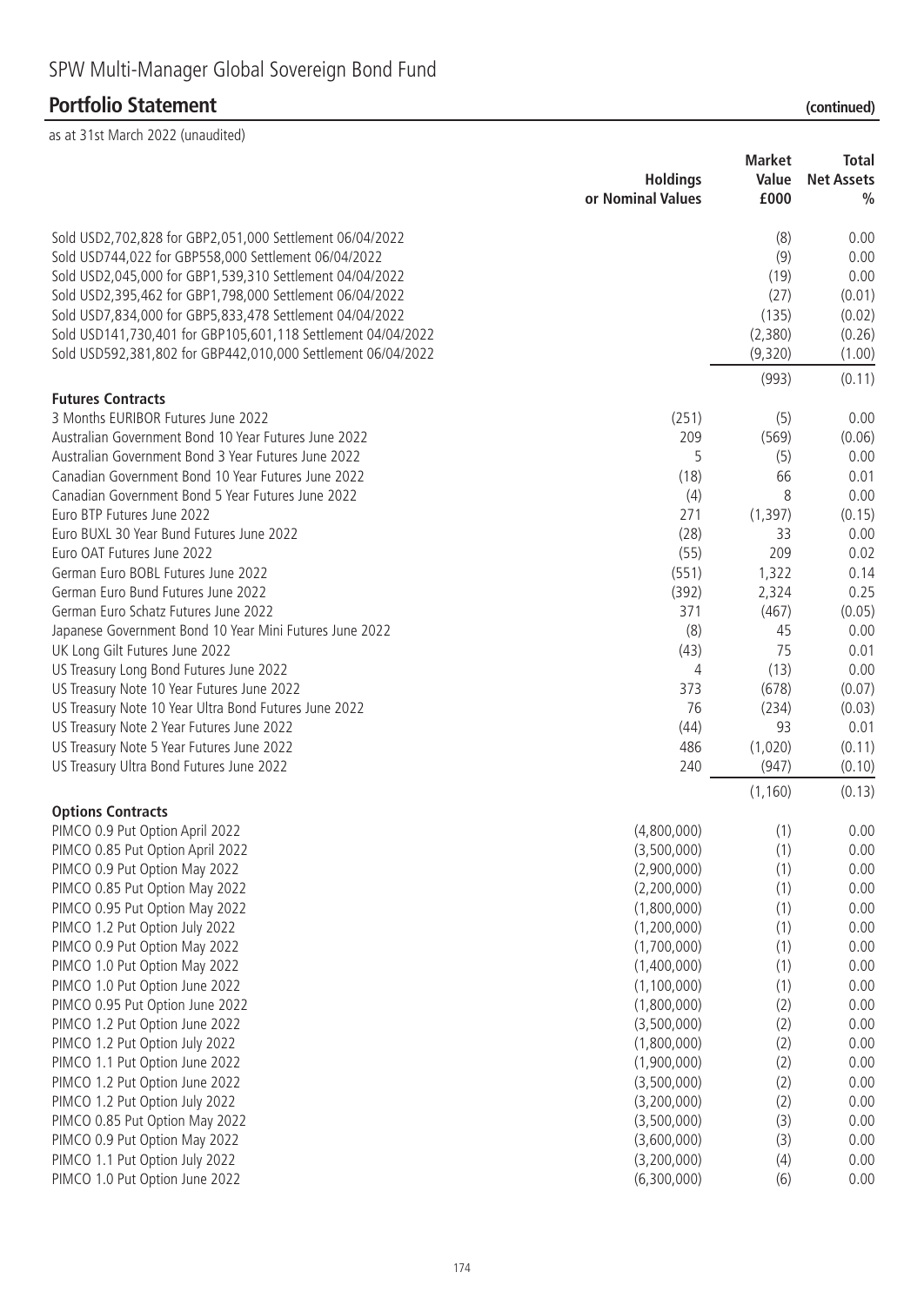# SPW Multi-Manager Global Sovereign Bond Fund

## Portfolio Statement (continued)

as at 31st March 2022 (unaudited)

| | Holdings or Nominal Values | Market Value £000 | Total Net Assets % |
|---|---|---|---|
| Sold USD2,702,828 for GBP2,051,000 Settlement 06/04/2022 | | (8) | 0.00 |
| Sold USD744,022 for GBP558,000 Settlement 06/04/2022 | | (9) | 0.00 |
| Sold USD2,045,000 for GBP1,539,310 Settlement 04/04/2022 | | (19) | 0.00 |
| Sold USD2,395,462 for GBP1,798,000 Settlement 06/04/2022 | | (27) | (0.01) |
| Sold USD7,834,000 for GBP5,833,478 Settlement 04/04/2022 | | (135) | (0.02) |
| Sold USD141,730,401 for GBP105,601,118 Settlement 04/04/2022 | | (2,380) | (0.26) |
| Sold USD592,381,802 for GBP442,010,000 Settlement 06/04/2022 | | (9,320) | (1.00) |
| | | (993) | (0.11) |
| **Futures Contracts** | | | |
| 3 Months EURIBOR Futures June 2022 | (251) | (5) | 0.00 |
| Australian Government Bond 10 Year Futures June 2022 | 209 | (569) | (0.06) |
| Australian Government Bond 3 Year Futures June 2022 | 5 | (5) | 0.00 |
| Canadian Government Bond 10 Year Futures June 2022 | (18) | 66 | 0.01 |
| Canadian Government Bond 5 Year Futures June 2022 | (4) | 8 | 0.00 |
| Euro BTP Futures June 2022 | 271 | (1,397) | (0.15) |
| Euro BUXL 30 Year Bund Futures June 2022 | (28) | 33 | 0.00 |
| Euro OAT Futures June 2022 | (55) | 209 | 0.02 |
| German Euro BOBL Futures June 2022 | (551) | 1,322 | 0.14 |
| German Euro Bund Futures June 2022 | (392) | 2,324 | 0.25 |
| German Euro Schatz Futures June 2022 | 371 | (467) | (0.05) |
| Japanese Government Bond 10 Year Mini Futures June 2022 | (8) | 45 | 0.00 |
| UK Long Gilt Futures June 2022 | (43) | 75 | 0.01 |
| US Treasury Long Bond Futures June 2022 | 4 | (13) | 0.00 |
| US Treasury Note 10 Year Futures June 2022 | 373 | (678) | (0.07) |
| US Treasury Note 10 Year Ultra Bond Futures June 2022 | 76 | (234) | (0.03) |
| US Treasury Note 2 Year Futures June 2022 | (44) | 93 | 0.01 |
| US Treasury Note 5 Year Futures June 2022 | 486 | (1,020) | (0.11) |
| US Treasury Ultra Bond Futures June 2022 | 240 | (947) | (0.10) |
| | | (1,160) | (0.13) |
| **Options Contracts** | | | |
| PIMCO 0.9 Put Option April 2022 | (4,800,000) | (1) | 0.00 |
| PIMCO 0.85 Put Option April 2022 | (3,500,000) | (1) | 0.00 |
| PIMCO 0.9 Put Option May 2022 | (2,900,000) | (1) | 0.00 |
| PIMCO 0.85 Put Option May 2022 | (2,200,000) | (1) | 0.00 |
| PIMCO 0.95 Put Option May 2022 | (1,800,000) | (1) | 0.00 |
| PIMCO 1.2 Put Option July 2022 | (1,200,000) | (1) | 0.00 |
| PIMCO 0.9 Put Option May 2022 | (1,700,000) | (1) | 0.00 |
| PIMCO 1.0 Put Option May 2022 | (1,400,000) | (1) | 0.00 |
| PIMCO 1.0 Put Option June 2022 | (1,100,000) | (1) | 0.00 |
| PIMCO 0.95 Put Option June 2022 | (1,800,000) | (2) | 0.00 |
| PIMCO 1.2 Put Option June 2022 | (3,500,000) | (2) | 0.00 |
| PIMCO 1.2 Put Option July 2022 | (1,800,000) | (2) | 0.00 |
| PIMCO 1.1 Put Option June 2022 | (1,900,000) | (2) | 0.00 |
| PIMCO 1.2 Put Option June 2022 | (3,500,000) | (2) | 0.00 |
| PIMCO 1.2 Put Option July 2022 | (3,200,000) | (2) | 0.00 |
| PIMCO 0.85 Put Option May 2022 | (3,500,000) | (3) | 0.00 |
| PIMCO 0.9 Put Option May 2022 | (3,600,000) | (3) | 0.00 |
| PIMCO 1.1 Put Option July 2022 | (3,200,000) | (4) | 0.00 |
| PIMCO 1.0 Put Option June 2022 | (6,300,000) | (6) | 0.00 |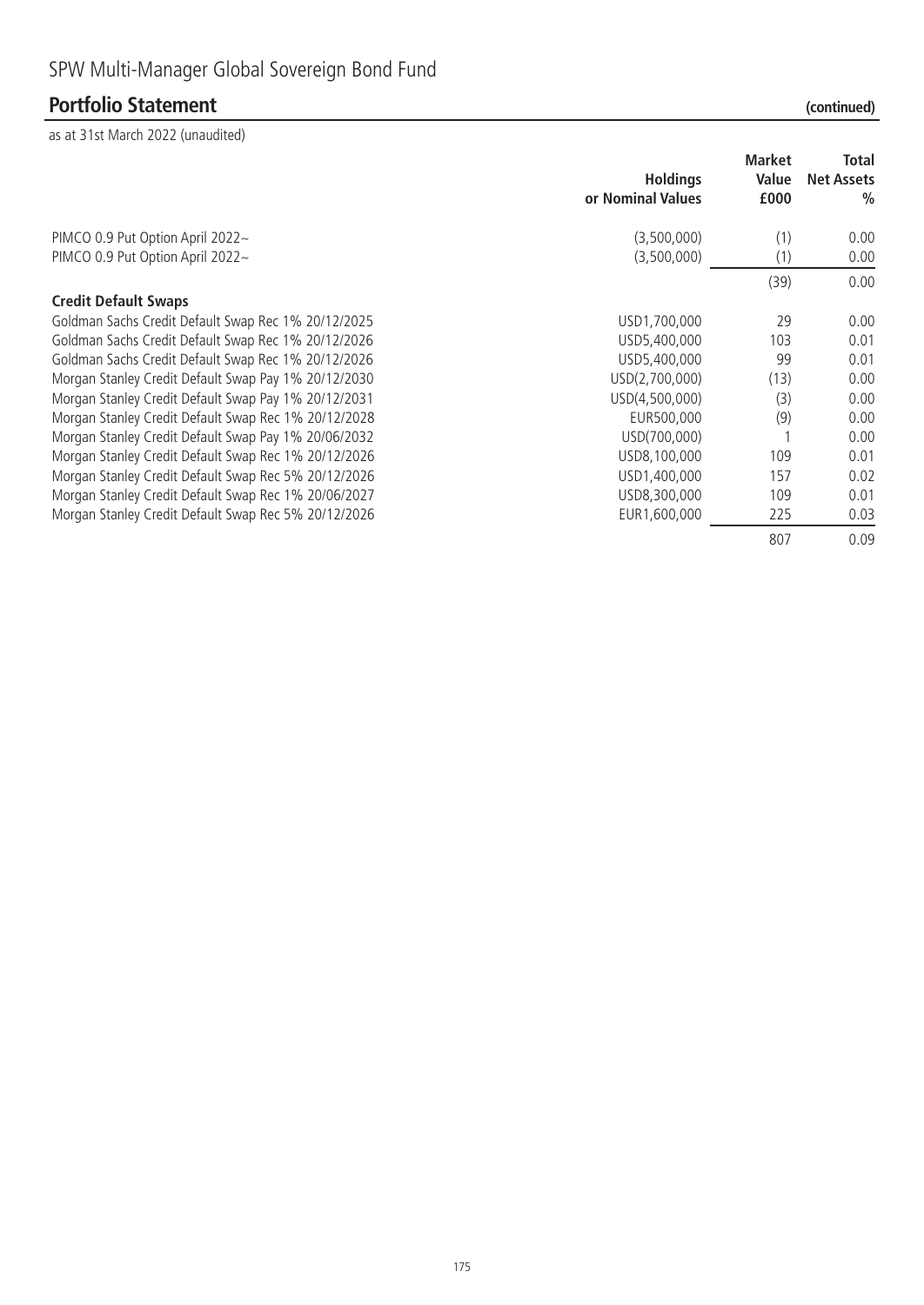## SPW Multi-Manager Global Sovereign Bond Fund

## Portfolio Statement (continued)

as at 31st March 2022 (unaudited)

| | Holdings or Nominal Values | Market Value £000 | Total Net Assets % |
|---|---|---|---|
| PIMCO 0.9 Put Option April 2022~ | (3,500,000) | (1) | 0.00 |
| PIMCO 0.9 Put Option April 2022~ | (3,500,000) | (1) | 0.00 |
| | | (39) | 0.00 |
| **Credit Default Swaps** | | | |
| Goldman Sachs Credit Default Swap Rec 1% 20/12/2025 | USD1,700,000 | 29 | 0.00 |
| Goldman Sachs Credit Default Swap Rec 1% 20/12/2026 | USD5,400,000 | 103 | 0.01 |
| Goldman Sachs Credit Default Swap Rec 1% 20/12/2026 | USD5,400,000 | 99 | 0.01 |
| Morgan Stanley Credit Default Swap Pay 1% 20/12/2030 | USD(2,700,000) | (13) | 0.00 |
| Morgan Stanley Credit Default Swap Pay 1% 20/12/2031 | USD(4,500,000) | (3) | 0.00 |
| Morgan Stanley Credit Default Swap Rec 1% 20/12/2028 | EUR500,000 | (9) | 0.00 |
| Morgan Stanley Credit Default Swap Pay 1% 20/06/2032 | USD(700,000) | 1 | 0.00 |
| Morgan Stanley Credit Default Swap Rec 1% 20/12/2026 | USD8,100,000 | 109 | 0.01 |
| Morgan Stanley Credit Default Swap Rec 5% 20/12/2026 | USD1,400,000 | 157 | 0.02 |
| Morgan Stanley Credit Default Swap Rec 1% 20/06/2027 | USD8,300,000 | 109 | 0.01 |
| Morgan Stanley Credit Default Swap Rec 5% 20/12/2026 | EUR1,600,000 | 225 | 0.03 |
| | | 807 | 0.09 |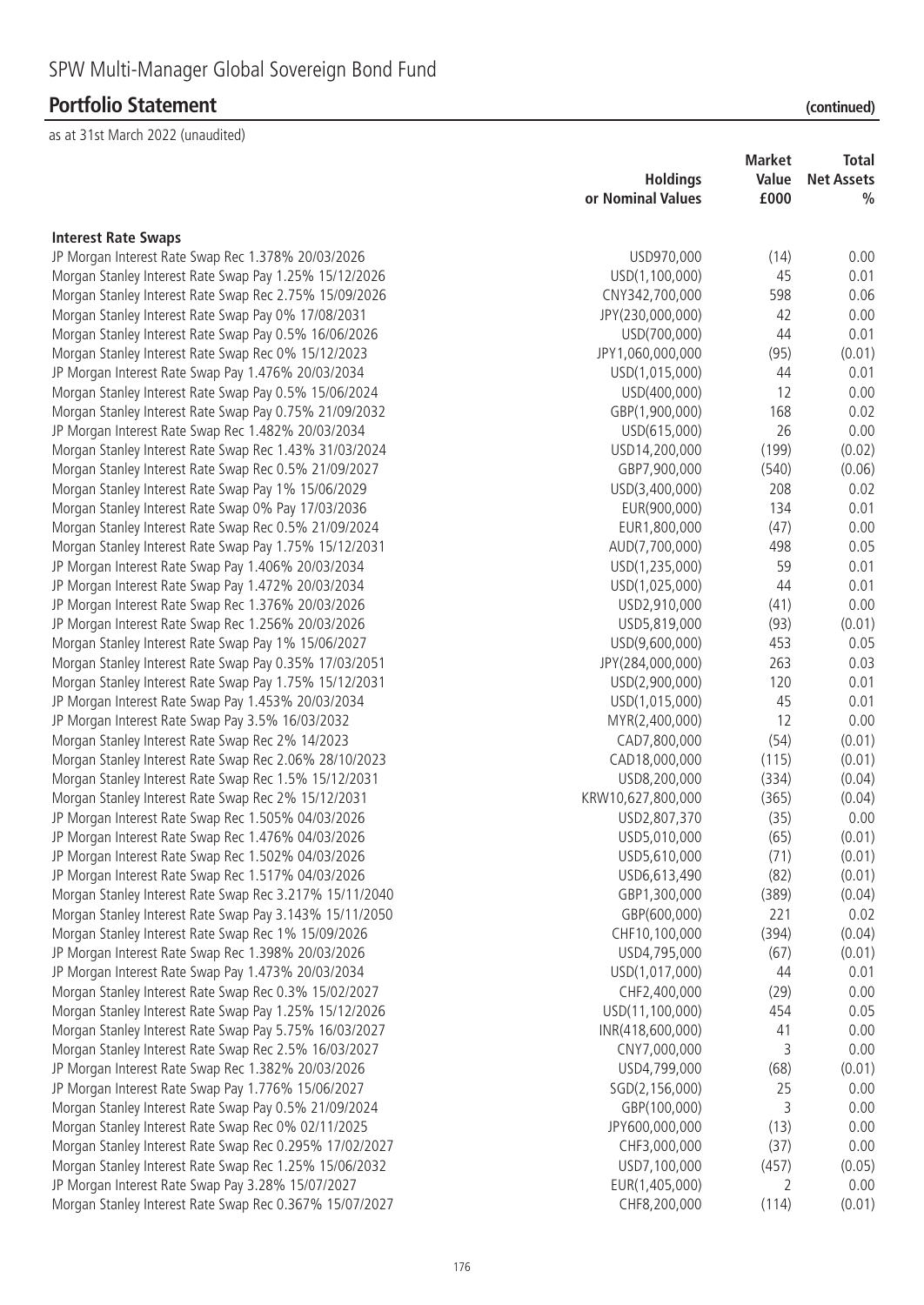# SPW Multi-Manager Global Sovereign Bond Fund

## Portfolio Statement (continued)

as at 31st March 2022 (unaudited)

| | Holdings or Nominal Values | Market Value £000 | Total Net Assets % |
|---|---|---|---|
| **Interest Rate Swaps** | | | |
| JP Morgan Interest Rate Swap Rec 1.378% 20/03/2026 | USD970,000 | (14) | 0.00 |
| Morgan Stanley Interest Rate Swap Pay 1.25% 15/12/2026 | USD(1,100,000) | 45 | 0.01 |
| Morgan Stanley Interest Rate Swap Rec 2.75% 15/09/2026 | CNY342,700,000 | 598 | 0.06 |
| Morgan Stanley Interest Rate Swap Pay 0% 17/08/2031 | JPY(230,000,000) | 42 | 0.00 |
| Morgan Stanley Interest Rate Swap Pay 0.5% 16/06/2026 | USD(700,000) | 44 | 0.01 |
| Morgan Stanley Interest Rate Swap Rec 0% 15/12/2023 | JPY1,060,000,000 | (95) | (0.01) |
| JP Morgan Interest Rate Swap Pay 1.476% 20/03/2034 | USD(1,015,000) | 44 | 0.01 |
| Morgan Stanley Interest Rate Swap Pay 0.5% 15/06/2024 | USD(400,000) | 12 | 0.00 |
| Morgan Stanley Interest Rate Swap Pay 0.75% 21/09/2032 | GBP(1,900,000) | 168 | 0.02 |
| JP Morgan Interest Rate Swap Rec 1.482% 20/03/2034 | USD(615,000) | 26 | 0.00 |
| Morgan Stanley Interest Rate Swap Rec 1.43% 31/03/2024 | USD14,200,000 | (199) | (0.02) |
| Morgan Stanley Interest Rate Swap Rec 0.5% 21/09/2027 | GBP7,900,000 | (540) | (0.06) |
| Morgan Stanley Interest Rate Swap Pay 1% 15/06/2029 | USD(3,400,000) | 208 | 0.02 |
| Morgan Stanley Interest Rate Swap 0% Pay 17/03/2036 | EUR(900,000) | 134 | 0.01 |
| Morgan Stanley Interest Rate Swap Rec 0.5% 21/09/2024 | EUR1,800,000 | (47) | 0.00 |
| Morgan Stanley Interest Rate Swap Pay 1.75% 15/12/2031 | AUD(7,700,000) | 498 | 0.05 |
| JP Morgan Interest Rate Swap Pay 1.406% 20/03/2034 | USD(1,235,000) | 59 | 0.01 |
| JP Morgan Interest Rate Swap Pay 1.472% 20/03/2034 | USD(1,025,000) | 44 | 0.01 |
| JP Morgan Interest Rate Swap Rec 1.376% 20/03/2026 | USD2,910,000 | (41) | 0.00 |
| JP Morgan Interest Rate Swap Rec 1.256% 20/03/2026 | USD5,819,000 | (93) | (0.01) |
| Morgan Stanley Interest Rate Swap Pay 1% 15/06/2027 | USD(9,600,000) | 453 | 0.05 |
| Morgan Stanley Interest Rate Swap Pay 0.35% 17/03/2051 | JPY(284,000,000) | 263 | 0.03 |
| Morgan Stanley Interest Rate Swap Pay 1.75% 15/12/2031 | USD(2,900,000) | 120 | 0.01 |
| JP Morgan Interest Rate Swap Pay 1.453% 20/03/2034 | USD(1,015,000) | 45 | 0.01 |
| JP Morgan Interest Rate Swap Pay 3.5% 16/03/2032 | MYR(2,400,000) | 12 | 0.00 |
| Morgan Stanley Interest Rate Swap Rec 2% 14/2023 | CAD7,800,000 | (54) | (0.01) |
| Morgan Stanley Interest Rate Swap Rec 2.06% 28/10/2023 | CAD18,000,000 | (115) | (0.01) |
| Morgan Stanley Interest Rate Swap Rec 1.5% 15/12/2031 | USD8,200,000 | (334) | (0.04) |
| Morgan Stanley Interest Rate Swap Rec 2% 15/12/2031 | KRW10,627,800,000 | (365) | (0.04) |
| JP Morgan Interest Rate Swap Rec 1.505% 04/03/2026 | USD2,807,370 | (35) | 0.00 |
| JP Morgan Interest Rate Swap Rec 1.476% 04/03/2026 | USD5,010,000 | (65) | (0.01) |
| JP Morgan Interest Rate Swap Rec 1.502% 04/03/2026 | USD5,610,000 | (71) | (0.01) |
| JP Morgan Interest Rate Swap Rec 1.517% 04/03/2026 | USD6,613,490 | (82) | (0.01) |
| Morgan Stanley Interest Rate Swap Rec 3.217% 15/11/2040 | GBP1,300,000 | (389) | (0.04) |
| Morgan Stanley Interest Rate Swap Pay 3.143% 15/11/2050 | GBP(600,000) | 221 | 0.02 |
| Morgan Stanley Interest Rate Swap Rec 1% 15/09/2026 | CHF10,100,000 | (394) | (0.04) |
| JP Morgan Interest Rate Swap Rec 1.398% 20/03/2026 | USD4,795,000 | (67) | (0.01) |
| JP Morgan Interest Rate Swap Pay 1.473% 20/03/2034 | USD(1,017,000) | 44 | 0.01 |
| Morgan Stanley Interest Rate Swap Rec 0.3% 15/02/2027 | CHF2,400,000 | (29) | 0.00 |
| Morgan Stanley Interest Rate Swap Pay 1.25% 15/12/2026 | USD(11,100,000) | 454 | 0.05 |
| Morgan Stanley Interest Rate Swap Pay 5.75% 16/03/2027 | INR(418,600,000) | 41 | 0.00 |
| Morgan Stanley Interest Rate Swap Rec 2.5% 16/03/2027 | CNY7,000,000 | 3 | 0.00 |
| JP Morgan Interest Rate Swap Rec 1.382% 20/03/2026 | USD4,799,000 | (68) | (0.01) |
| JP Morgan Interest Rate Swap Pay 1.776% 15/06/2027 | SGD(2,156,000) | 25 | 0.00 |
| Morgan Stanley Interest Rate Swap Pay 0.5% 21/09/2024 | GBP(100,000) | 3 | 0.00 |
| Morgan Stanley Interest Rate Swap Rec 0% 02/11/2025 | JPY600,000,000 | (13) | 0.00 |
| Morgan Stanley Interest Rate Swap Rec 0.295% 17/02/2027 | CHF3,000,000 | (37) | 0.00 |
| Morgan Stanley Interest Rate Swap Rec 1.25% 15/06/2032 | USD7,100,000 | (457) | (0.05) |
| JP Morgan Interest Rate Swap Pay 3.28% 15/07/2027 | EUR(1,405,000) | 2 | 0.00 |
| Morgan Stanley Interest Rate Swap Rec 0.367% 15/07/2027 | CHF8,200,000 | (114) | (0.01) |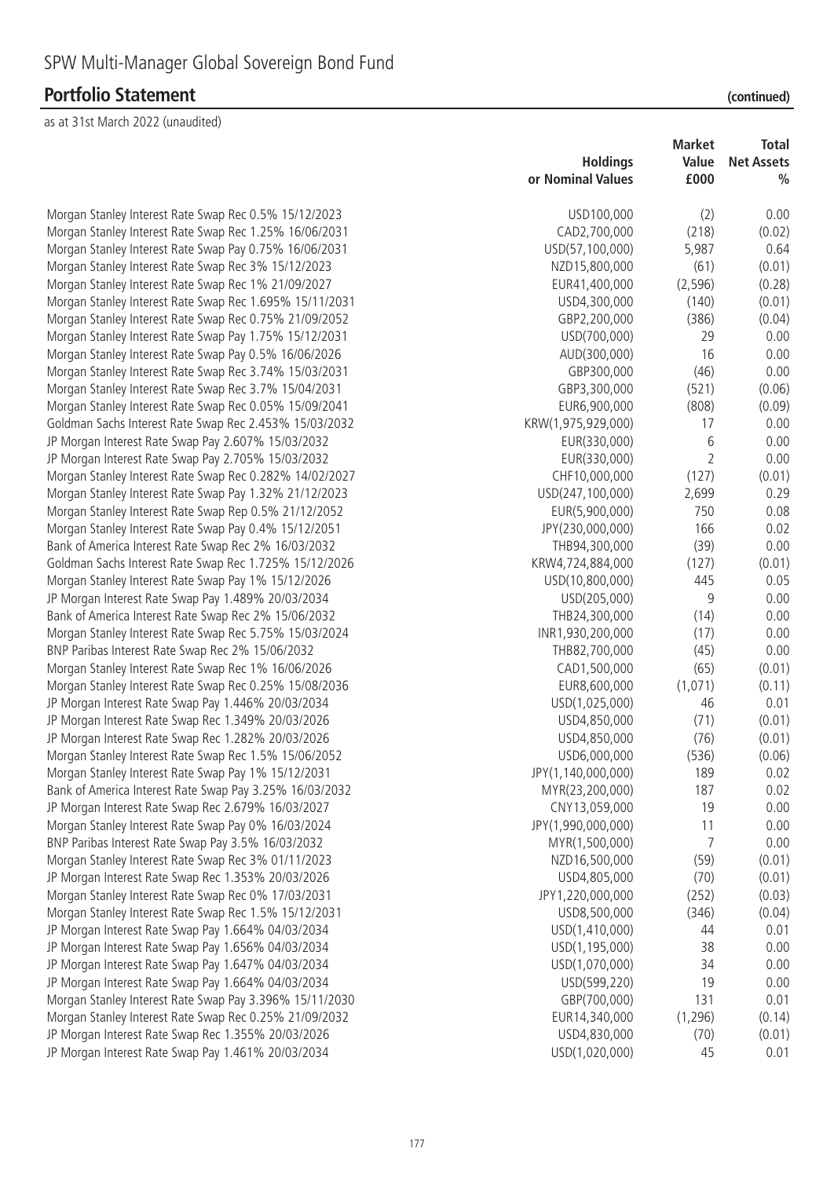# SPW Multi-Manager Global Sovereign Bond Fund

## Portfolio Statement (continued)

as at 31st March 2022 (unaudited)

| | Holdings or Nominal Values | Market Value £000 | Total Net Assets % |
|---|---|---|---|
| Morgan Stanley Interest Rate Swap Rec 0.5% 15/12/2023 | USD100,000 | (2) | 0.00 |
| Morgan Stanley Interest Rate Swap Rec 1.25% 16/06/2031 | CAD2,700,000 | (218) | (0.02) |
| Morgan Stanley Interest Rate Swap Pay 0.75% 16/06/2031 | USD(57,100,000) | 5,987 | 0.64 |
| Morgan Stanley Interest Rate Swap Rec 3% 15/12/2023 | NZD15,800,000 | (61) | (0.01) |
| Morgan Stanley Interest Rate Swap Rec 1% 21/09/2027 | EUR41,400,000 | (2,596) | (0.28) |
| Morgan Stanley Interest Rate Swap Rec 1.695% 15/11/2031 | USD4,300,000 | (140) | (0.01) |
| Morgan Stanley Interest Rate Swap Rec 0.75% 21/09/2052 | GBP2,200,000 | (386) | (0.04) |
| Morgan Stanley Interest Rate Swap Pay 1.75% 15/12/2031 | USD(700,000) | 29 | 0.00 |
| Morgan Stanley Interest Rate Swap Pay 0.5% 16/06/2026 | AUD(300,000) | 16 | 0.00 |
| Morgan Stanley Interest Rate Swap Rec 3.74% 15/03/2031 | GBP300,000 | (46) | 0.00 |
| Morgan Stanley Interest Rate Swap Rec 3.7% 15/04/2031 | GBP3,300,000 | (521) | (0.06) |
| Morgan Stanley Interest Rate Swap Rec 0.05% 15/09/2041 | EUR6,900,000 | (808) | (0.09) |
| Goldman Sachs Interest Rate Swap Rec 2.453% 15/03/2032 | KRW(1,975,929,000) | 17 | 0.00 |
| JP Morgan Interest Rate Swap Pay 2.607% 15/03/2032 | EUR(330,000) | 6 | 0.00 |
| JP Morgan Interest Rate Swap Pay 2.705% 15/03/2032 | EUR(330,000) | 2 | 0.00 |
| Morgan Stanley Interest Rate Swap Rec 0.282% 14/02/2027 | CHF10,000,000 | (127) | (0.01) |
| Morgan Stanley Interest Rate Swap Pay 1.32% 21/12/2023 | USD(247,100,000) | 2,699 | 0.29 |
| Morgan Stanley Interest Rate Swap Rep 0.5% 21/12/2052 | EUR(5,900,000) | 750 | 0.08 |
| Morgan Stanley Interest Rate Swap Pay 0.4% 15/12/2051 | JPY(230,000,000) | 166 | 0.02 |
| Bank of America Interest Rate Swap Rec 2% 16/03/2032 | THB94,300,000 | (39) | 0.00 |
| Goldman Sachs Interest Rate Swap Rec 1.725% 15/12/2026 | KRW4,724,884,000 | (127) | (0.01) |
| Morgan Stanley Interest Rate Swap Pay 1% 15/12/2026 | USD(10,800,000) | 445 | 0.05 |
| JP Morgan Interest Rate Swap Pay 1.489% 20/03/2034 | USD(205,000) | 9 | 0.00 |
| Bank of America Interest Rate Swap Rec 2% 15/06/2032 | THB24,300,000 | (14) | 0.00 |
| Morgan Stanley Interest Rate Swap Rec 5.75% 15/03/2024 | INR1,930,200,000 | (17) | 0.00 |
| BNP Paribas Interest Rate Swap Rec 2% 15/06/2032 | THB82,700,000 | (45) | 0.00 |
| Morgan Stanley Interest Rate Swap Rec 1% 16/06/2026 | CAD1,500,000 | (65) | (0.01) |
| Morgan Stanley Interest Rate Swap Rec 0.25% 15/08/2036 | EUR8,600,000 | (1,071) | (0.11) |
| JP Morgan Interest Rate Swap Pay 1.446% 20/03/2034 | USD(1,025,000) | 46 | 0.01 |
| JP Morgan Interest Rate Swap Rec 1.349% 20/03/2026 | USD4,850,000 | (71) | (0.01) |
| JP Morgan Interest Rate Swap Rec 1.282% 20/03/2026 | USD4,850,000 | (76) | (0.01) |
| Morgan Stanley Interest Rate Swap Rec 1.5% 15/06/2052 | USD6,000,000 | (536) | (0.06) |
| Morgan Stanley Interest Rate Swap Pay 1% 15/12/2031 | JPY(1,140,000,000) | 189 | 0.02 |
| Bank of America Interest Rate Swap Pay 3.25% 16/03/2032 | MYR(23,200,000) | 187 | 0.02 |
| JP Morgan Interest Rate Swap Rec 2.679% 16/03/2027 | CNY13,059,000 | 19 | 0.00 |
| Morgan Stanley Interest Rate Swap Pay 0% 16/03/2024 | JPY(1,990,000,000) | 11 | 0.00 |
| BNP Paribas Interest Rate Swap Pay 3.5% 16/03/2032 | MYR(1,500,000) | 7 | 0.00 |
| Morgan Stanley Interest Rate Swap Rec 3% 01/11/2023 | NZD16,500,000 | (59) | (0.01) |
| JP Morgan Interest Rate Swap Rec 1.353% 20/03/2026 | USD4,805,000 | (70) | (0.01) |
| Morgan Stanley Interest Rate Swap Rec 0% 17/03/2031 | JPY1,220,000,000 | (252) | (0.03) |
| Morgan Stanley Interest Rate Swap Rec 1.5% 15/12/2031 | USD8,500,000 | (346) | (0.04) |
| JP Morgan Interest Rate Swap Pay 1.664% 04/03/2034 | USD(1,410,000) | 44 | 0.01 |
| JP Morgan Interest Rate Swap Pay 1.656% 04/03/2034 | USD(1,195,000) | 38 | 0.00 |
| JP Morgan Interest Rate Swap Pay 1.647% 04/03/2034 | USD(1,070,000) | 34 | 0.00 |
| JP Morgan Interest Rate Swap Pay 1.664% 04/03/2034 | USD(599,220) | 19 | 0.00 |
| Morgan Stanley Interest Rate Swap Pay 3.396% 15/11/2030 | GBP(700,000) | 131 | 0.01 |
| Morgan Stanley Interest Rate Swap Rec 0.25% 21/09/2032 | EUR14,340,000 | (1,296) | (0.14) |
| JP Morgan Interest Rate Swap Rec 1.355% 20/03/2026 | USD4,830,000 | (70) | (0.01) |
| JP Morgan Interest Rate Swap Pay 1.461% 20/03/2034 | USD(1,020,000) | 45 | 0.01 |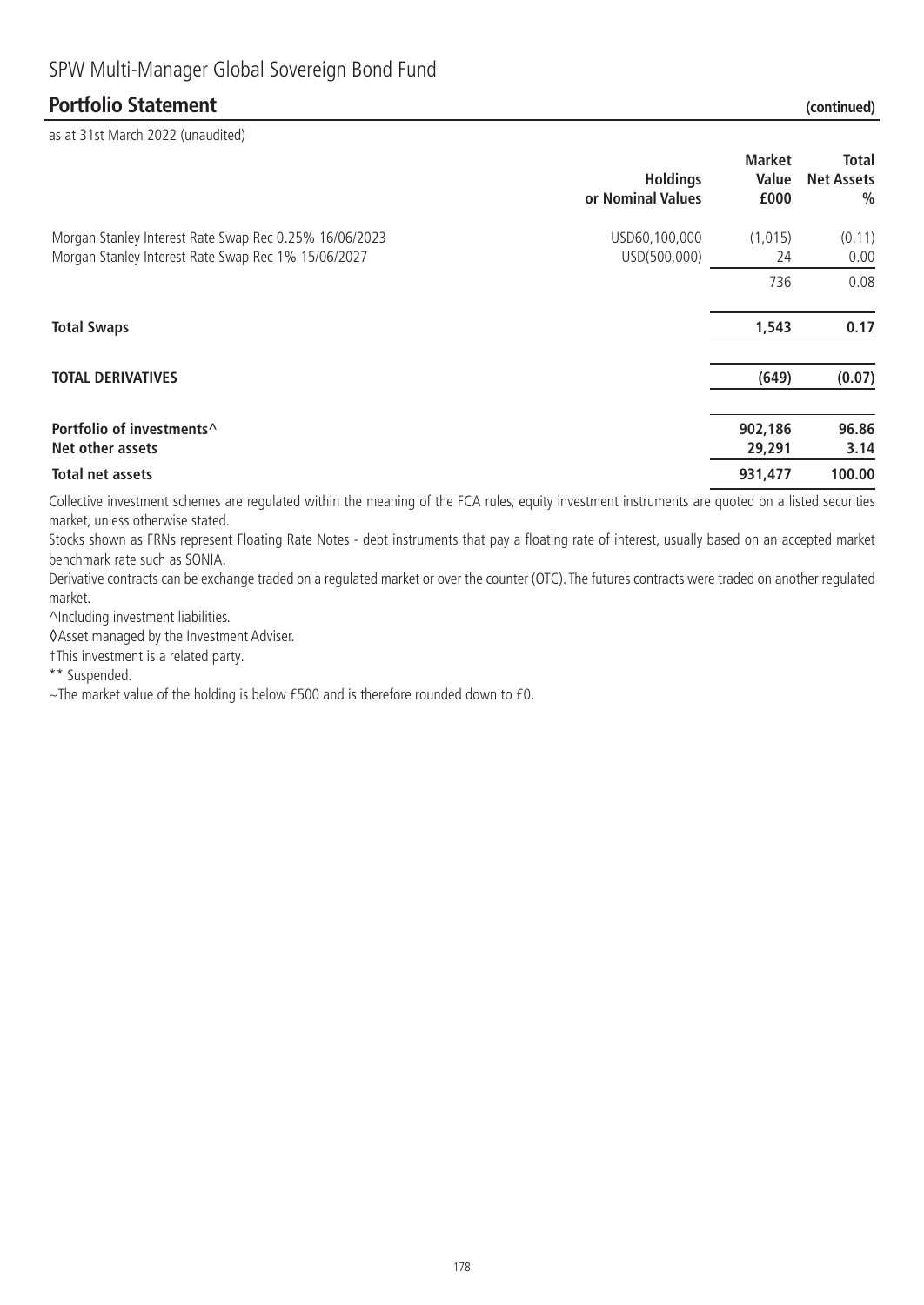# SPW Multi-Manager Global Sovereign Bond Fund

## Portfolio Statement (continued)

as at 31st March 2022 (unaudited)

| | Holdings or Nominal Values | Market Value £000 | Total Net Assets % |
|---|---|---|---|
| Morgan Stanley Interest Rate Swap Rec 0.25% 16/06/2023 | USD60,100,000 | (1,015) | (0.11) |
| Morgan Stanley Interest Rate Swap Rec 1% 15/06/2027 | USD(500,000) | 24 | 0.00 |
| | | 736 | 0.08 |
| **Total Swaps** | | **1,543** | **0.17** |
| **TOTAL DERIVATIVES** | | **(649)** | **(0.07)** |
| **Portfolio of investments^** | | **902,186** | **96.86** |
| **Net other assets** | | **29,291** | **3.14** |
| **Total net assets** | | **931,477** | **100.00** |

Collective investment schemes are regulated within the meaning of the FCA rules, equity investment instruments are quoted on a listed securities market, unless otherwise stated.

Stocks shown as FRNs represent Floating Rate Notes - debt instruments that pay a floating rate of interest, usually based on an accepted market benchmark rate such as SONIA.

Derivative contracts can be exchange traded on a regulated market or over the counter (OTC). The futures contracts were traded on another regulated market.

^Including investment liabilities.

◊Asset managed by the Investment Adviser.

†This investment is a related party.

** Suspended.

~The market value of the holding is below £500 and is therefore rounded down to £0.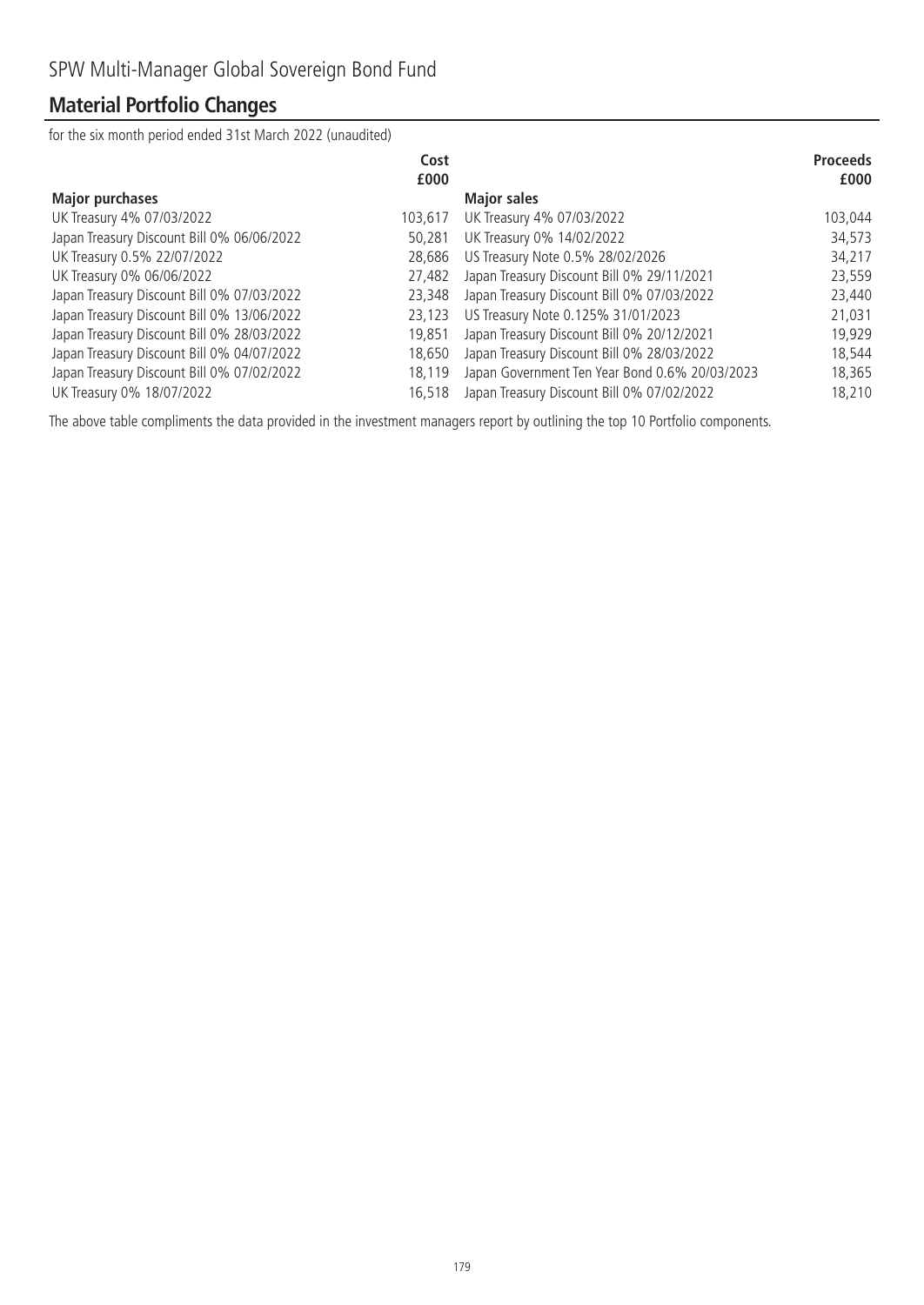# SPW Multi-Manager Global Sovereign Bond Fund

## Material Portfolio Changes

for the six month period ended 31st March 2022 (unaudited)

| Major purchases | Cost £000 | Major sales | Proceeds £000 |
|---|---|---|---|
| UK Treasury 4% 07/03/2022 | 103,617 | UK Treasury 4% 07/03/2022 | 103,044 |
| Japan Treasury Discount Bill 0% 06/06/2022 | 50,281 | UK Treasury 0% 14/02/2022 | 34,573 |
| UK Treasury 0.5% 22/07/2022 | 28,686 | US Treasury Note 0.5% 28/02/2026 | 34,217 |
| UK Treasury 0% 06/06/2022 | 27,482 | Japan Treasury Discount Bill 0% 29/11/2021 | 23,559 |
| Japan Treasury Discount Bill 0% 07/03/2022 | 23,348 | Japan Treasury Discount Bill 0% 07/03/2022 | 23,440 |
| Japan Treasury Discount Bill 0% 13/06/2022 | 23,123 | US Treasury Note 0.125% 31/01/2023 | 21,031 |
| Japan Treasury Discount Bill 0% 28/03/2022 | 19,851 | Japan Treasury Discount Bill 0% 20/12/2021 | 19,929 |
| Japan Treasury Discount Bill 0% 04/07/2022 | 18,650 | Japan Treasury Discount Bill 0% 28/03/2022 | 18,544 |
| Japan Treasury Discount Bill 0% 07/02/2022 | 18,119 | Japan Government Ten Year Bond 0.6% 20/03/2023 | 18,365 |
| UK Treasury 0% 18/07/2022 | 16,518 | Japan Treasury Discount Bill 0% 07/02/2022 | 18,210 |

The above table compliments the data provided in the investment managers report by outlining the top 10 Portfolio components.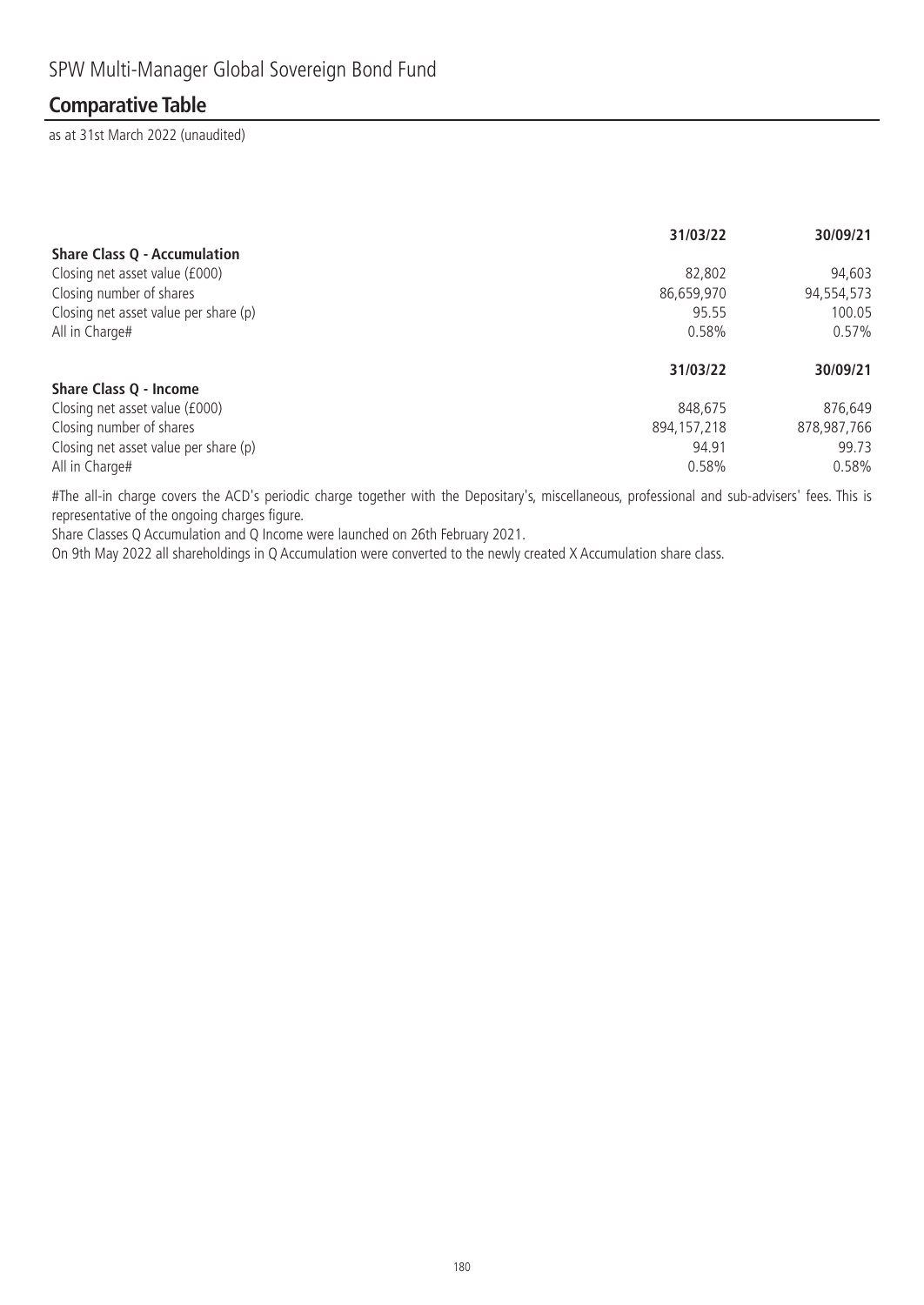SPW Multi-Manager Global Sovereign Bond Fund

## Comparative Table

as at 31st March 2022 (unaudited)

| | 31/03/22 | 30/09/21 |
|---|---|---|
| **Share Class Q - Accumulation** | | |
| Closing net asset value (£000) | 82,802 | 94,603 |
| Closing number of shares | 86,659,970 | 94,554,573 |
| Closing net asset value per share (p) | 95.55 | 100.05 |
| All in Charge# | 0.58% | 0.57% |

| | 31/03/22 | 30/09/21 |
|---|---|---|
| **Share Class Q - Income** | | |
| Closing net asset value (£000) | 848,675 | 876,649 |
| Closing number of shares | 894,157,218 | 878,987,766 |
| Closing net asset value per share (p) | 94.91 | 99.73 |
| All in Charge# | 0.58% | 0.58% |

#The all-in charge covers the ACD's periodic charge together with the Depositary's, miscellaneous, professional and sub-advisers' fees. This is representative of the ongoing charges figure.

Share Classes Q Accumulation and Q Income were launched on 26th February 2021.

On 9th May 2022 all shareholdings in Q Accumulation were converted to the newly created X Accumulation share class.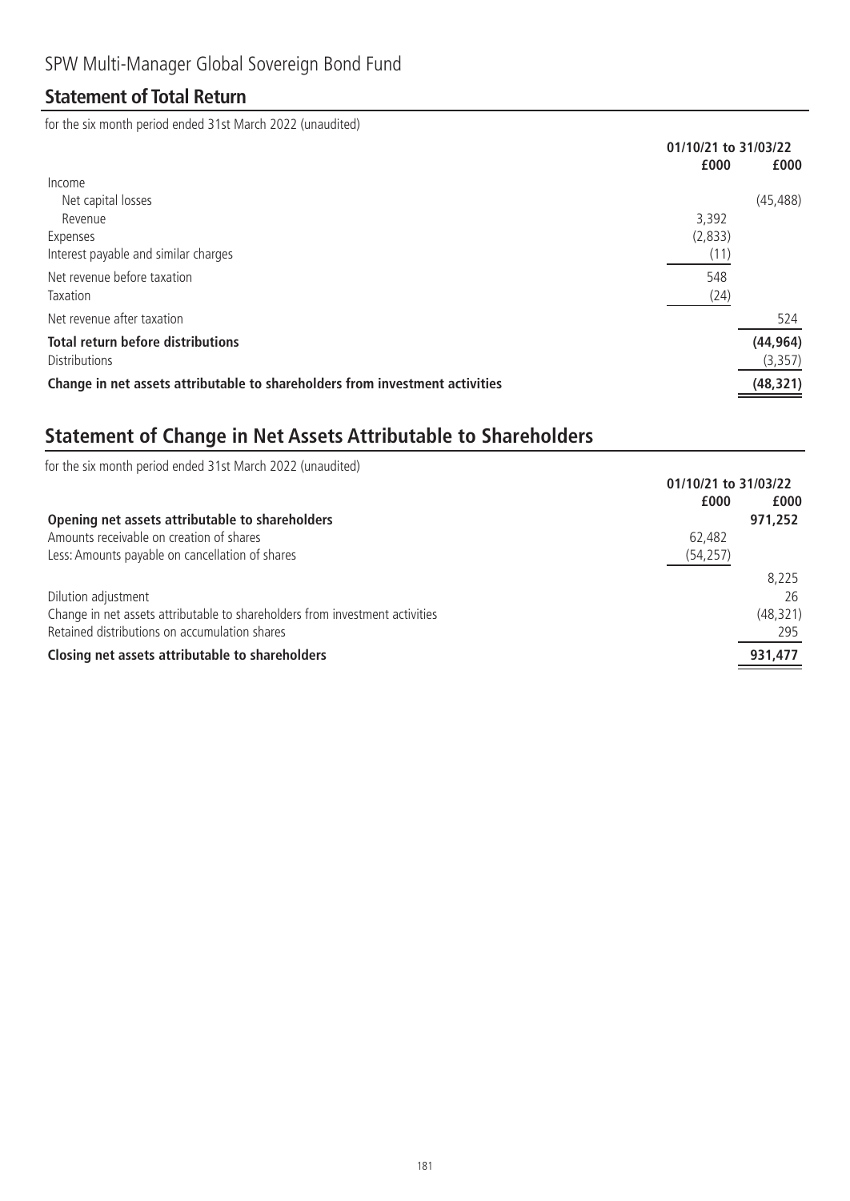SPW Multi-Manager Global Sovereign Bond Fund

## Statement of Total Return

for the six month period ended 31st March 2022 (unaudited)

| | 01/10/21 to 31/03/22 | |
|---|---|---|
| | £000 | £000 |
| Income | | |
| Net capital losses | | (45,488) |
| Revenue | 3,392 | |
| Expenses | (2,833) | |
| Interest payable and similar charges | (11) | |
| Net revenue before taxation | 548 | |
| Taxation | (24) | |
| Net revenue after taxation | | 524 |
| **Total return before distributions** | | **(44,964)** |
| Distributions | | (3,357) |
| **Change in net assets attributable to shareholders from investment activities** | | **(48,321)** |

## Statement of Change in Net Assets Attributable to Shareholders

for the six month period ended 31st March 2022 (unaudited)

| | 01/10/21 to 31/03/22 | |
|---|---|---|
| | £000 | £000 |
| **Opening net assets attributable to shareholders** | | **971,252** |
| Amounts receivable on creation of shares | 62,482 | |
| Less: Amounts payable on cancellation of shares | (54,257) | |
| | | 8,225 |
| Dilution adjustment | | 26 |
| Change in net assets attributable to shareholders from investment activities | | (48,321) |
| Retained distributions on accumulation shares | | 295 |
| **Closing net assets attributable to shareholders** | | **931,477** |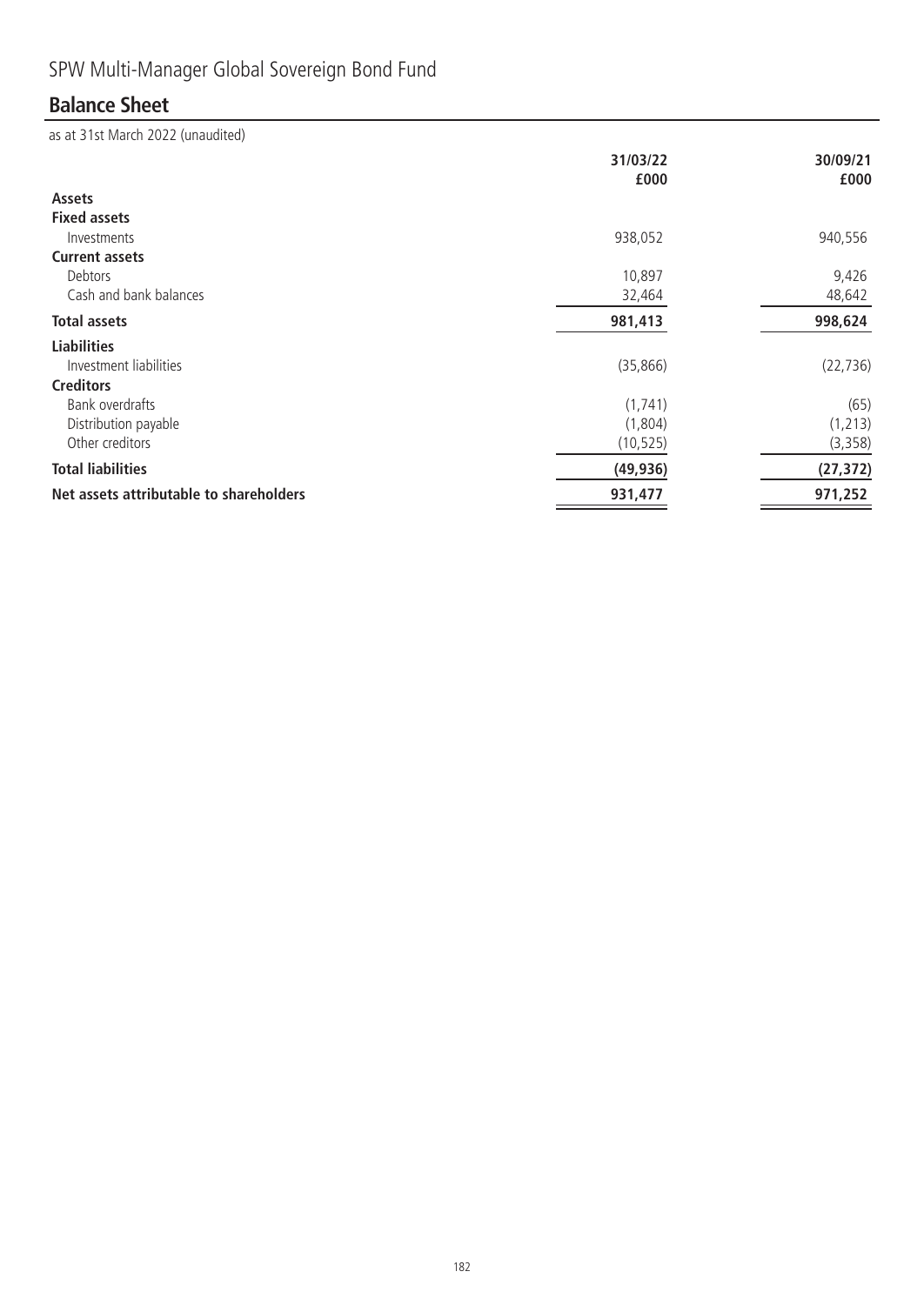# SPW Multi-Manager Global Sovereign Bond Fund

## Balance Sheet

as at 31st March 2022 (unaudited)

| | 31/03/22<br>£000 | 30/09/21<br>£000 |
|---|---|---|
| **Assets** | | |
| **Fixed assets** | | |
| Investments | 938,052 | 940,556 |
| **Current assets** | | |
| Debtors | 10,897 | 9,426 |
| Cash and bank balances | 32,464 | 48,642 |
| **Total assets** | **981,413** | **998,624** |
| **Liabilities** | | |
| Investment liabilities | (35,866) | (22,736) |
| **Creditors** | | |
| Bank overdrafts | (1,741) | (65) |
| Distribution payable | (1,804) | (1,213) |
| Other creditors | (10,525) | (3,358) |
| **Total liabilities** | **(49,936)** | **(27,372)** |
| **Net assets attributable to shareholders** | **931,477** | **971,252** |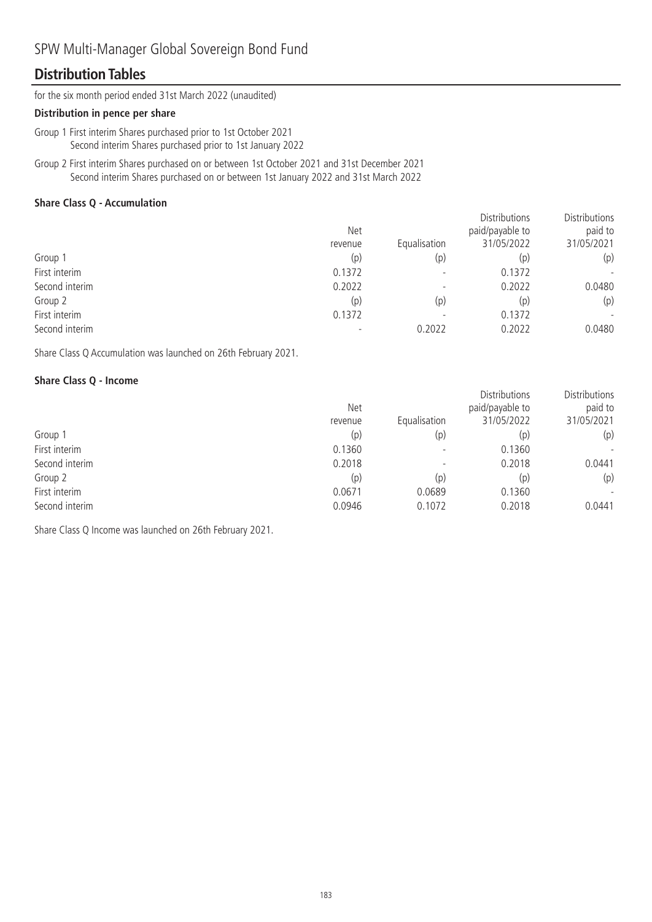# SPW Multi-Manager Global Sovereign Bond Fund

## Distribution Tables

for the six month period ended 31st March 2022 (unaudited)

**Distribution in pence per share**

Group 1 First interim Shares purchased prior to 1st October 2021
Second interim Shares purchased prior to 1st January 2022

Group 2 First interim Shares purchased on or between 1st October 2021 and 31st December 2021
Second interim Shares purchased on or between 1st January 2022 and 31st March 2022

### Share Class Q - Accumulation

| | Net revenue | Equalisation | Distributions paid/payable to 31/05/2022 | Distributions paid to 31/05/2021 |
|---|---|---|---|---|
| Group 1 | (p) | (p) | (p) | (p) |
| First interim | 0.1372 | - | 0.1372 | - |
| Second interim | 0.2022 | - | 0.2022 | 0.0480 |
| Group 2 | (p) | (p) | (p) | (p) |
| First interim | 0.1372 | - | 0.1372 | - |
| Second interim | - | 0.2022 | 0.2022 | 0.0480 |

Share Class Q Accumulation was launched on 26th February 2021.

### Share Class Q - Income

| | Net revenue | Equalisation | Distributions paid/payable to 31/05/2022 | Distributions paid to 31/05/2021 |
|---|---|---|---|---|
| Group 1 | (p) | (p) | (p) | (p) |
| First interim | 0.1360 | - | 0.1360 | - |
| Second interim | 0.2018 | - | 0.2018 | 0.0441 |
| Group 2 | (p) | (p) | (p) | (p) |
| First interim | 0.0671 | 0.0689 | 0.1360 | - |
| Second interim | 0.0946 | 0.1072 | 0.2018 | 0.0441 |

Share Class Q Income was launched on 26th February 2021.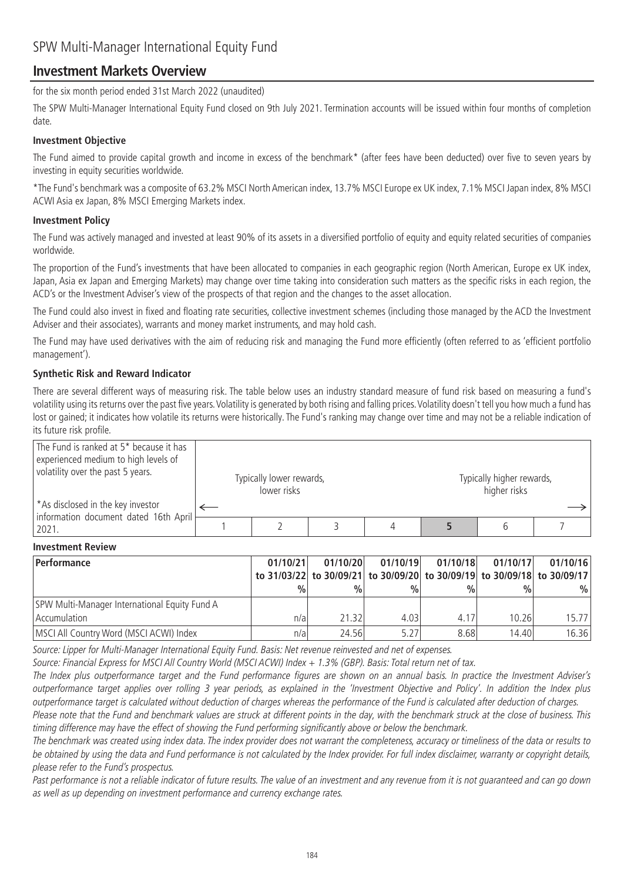# SPW Multi-Manager International Equity Fund

## Investment Markets Overview

for the six month period ended 31st March 2022 (unaudited)

The SPW Multi-Manager International Equity Fund closed on 9th July 2021. Termination accounts will be issued within four months of completion date.

### Investment Objective

The Fund aimed to provide capital growth and income in excess of the benchmark* (after fees have been deducted) over five to seven years by investing in equity securities worldwide.

*The Fund's benchmark was a composite of 63.2% MSCI North American index, 13.7% MSCI Europe ex UK index, 7.1% MSCI Japan index, 8% MSCI ACWI Asia ex Japan, 8% MSCI Emerging Markets index.

### Investment Policy

The Fund was actively managed and invested at least 90% of its assets in a diversified portfolio of equity and equity related securities of companies worldwide.

The proportion of the Fund's investments that have been allocated to companies in each geographic region (North American, Europe ex UK index, Japan, Asia ex Japan and Emerging Markets) may change over time taking into consideration such matters as the specific risks in each region, the ACD's or the Investment Adviser's view of the prospects of that region and the changes to the asset allocation.

The Fund could also invest in fixed and floating rate securities, collective investment schemes (including those managed by the ACD the Investment Adviser and their associates), warrants and money market instruments, and may hold cash.

The Fund may have used derivatives with the aim of reducing risk and managing the Fund more efficiently (often referred to as 'efficient portfolio management').

### Synthetic Risk and Reward Indicator

There are several different ways of measuring risk. The table below uses an industry standard measure of fund risk based on measuring a fund's volatility using its returns over the past five years. Volatility is generated by both rising and falling prices. Volatility doesn't tell you how much a fund has lost or gained; it indicates how volatile its returns were historically. The Fund's ranking may change over time and may not be a reliable indication of its future risk profile.

| The Fund is ranked at 5* because it has experienced medium to high levels of volatility over the past 5 years.<br><br>*As disclosed in the key investor information document dated 16th April 2021. | Typically lower rewards, lower risks ← | | | | | Typically higher rewards, higher risks → | |
|---|---|---|---|---|---|---|---|
| | 1 | 2 | 3 | 4 | **5** | 6 | 7 |

### Investment Review

| Performance | 01/10/21 to 31/03/22 % | 01/10/20 to 30/09/21 % | 01/10/19 to 30/09/20 % | 01/10/18 to 30/09/19 % | 01/10/17 to 30/09/18 % | 01/10/16 to 30/09/17 % |
|---|---|---|---|---|---|---|
| SPW Multi-Manager International Equity Fund A Accumulation | n/a | 21.32 | 4.03 | 4.17 | 10.26 | 15.77 |
| MSCI All Country Word (MSCI ACWI) Index | n/a | 24.56 | 5.27 | 8.68 | 14.40 | 16.36 |

*Source: Lipper for Multi-Manager International Equity Fund. Basis: Net revenue reinvested and net of expenses.*

*Source: Financial Express for MSCI All Country World (MSCI ACWI) Index + 1.3% (GBP). Basis: Total return net of tax.*

*The Index plus outperformance target and the Fund performance figures are shown on an annual basis. In practice the Investment Adviser's outperformance target applies over rolling 3 year periods, as explained in the 'Investment Objective and Policy'. In addition the Index plus outperformance target is calculated without deduction of charges whereas the performance of the Fund is calculated after deduction of charges.*

*Please note that the Fund and benchmark values are struck at different points in the day, with the benchmark struck at the close of business. This timing difference may have the effect of showing the Fund performing significantly above or below the benchmark.*

*The benchmark was created using index data. The index provider does not warrant the completeness, accuracy or timeliness of the data or results to be obtained by using the data and Fund performance is not calculated by the Index provider. For full index disclaimer, warranty or copyright details, please refer to the Fund's prospectus.*

*Past performance is not a reliable indicator of future results. The value of an investment and any revenue from it is not guaranteed and can go down as well as up depending on investment performance and currency exchange rates.*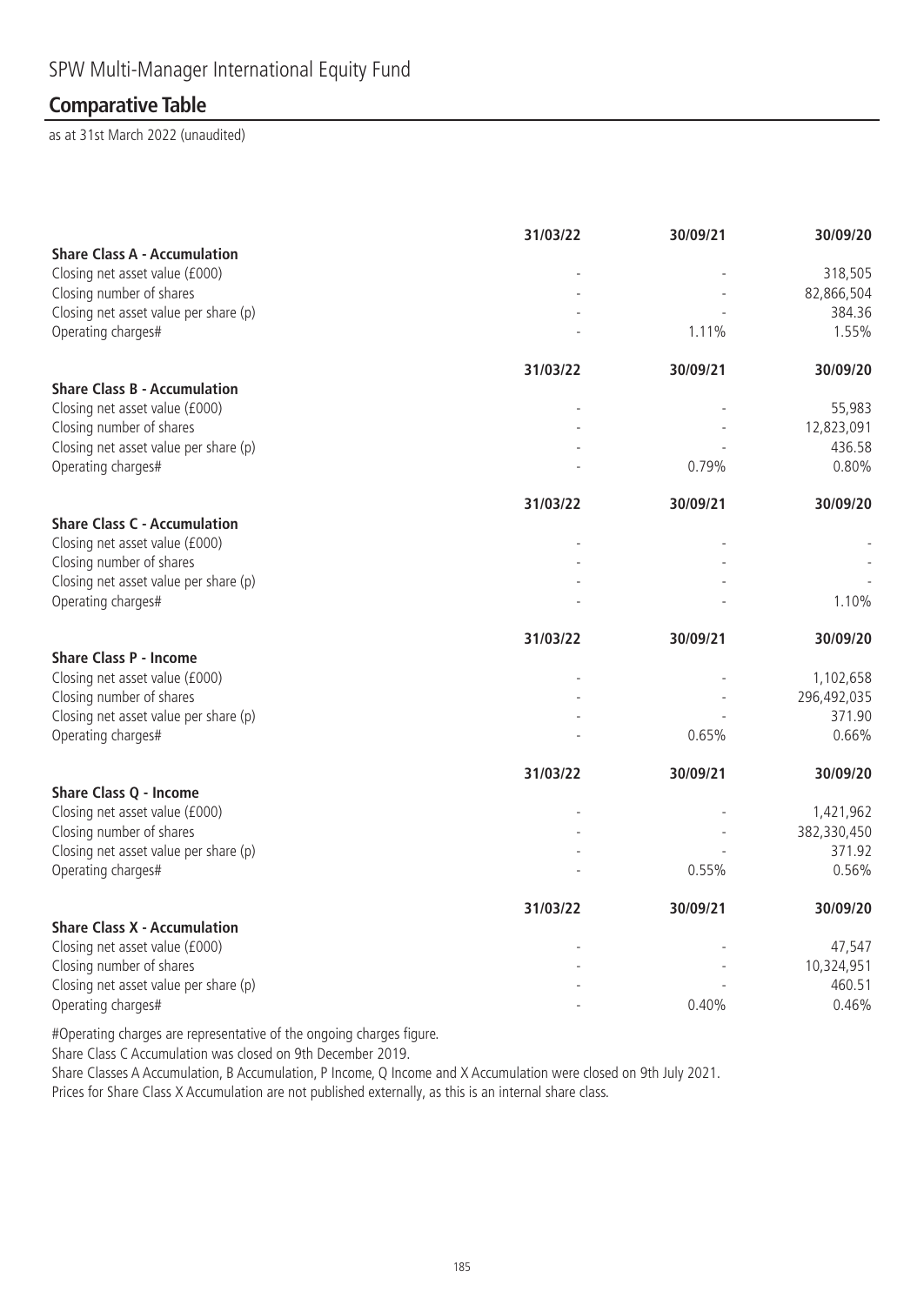# SPW Multi-Manager International Equity Fund

## Comparative Table

as at 31st March 2022 (unaudited)

| | 31/03/22 | 30/09/21 | 30/09/20 |
|---|---|---|---|
| **Share Class A - Accumulation** | | | |
| Closing net asset value (£000) | - | - | 318,505 |
| Closing number of shares | - | - | 82,866,504 |
| Closing net asset value per share (p) | - | - | 384.36 |
| Operating charges# | - | 1.11% | 1.55% |

| | 31/03/22 | 30/09/21 | 30/09/20 |
|---|---|---|---|
| **Share Class B - Accumulation** | | | |
| Closing net asset value (£000) | - | - | 55,983 |
| Closing number of shares | - | - | 12,823,091 |
| Closing net asset value per share (p) | - | - | 436.58 |
| Operating charges# | - | 0.79% | 0.80% |

| | 31/03/22 | 30/09/21 | 30/09/20 |
|---|---|---|---|
| **Share Class C - Accumulation** | | | |
| Closing net asset value (£000) | - | - | - |
| Closing number of shares | - | - | - |
| Closing net asset value per share (p) | - | - | - |
| Operating charges# | - | - | 1.10% |

| | 31/03/22 | 30/09/21 | 30/09/20 |
|---|---|---|---|
| **Share Class P - Income** | | | |
| Closing net asset value (£000) | - | - | 1,102,658 |
| Closing number of shares | - | - | 296,492,035 |
| Closing net asset value per share (p) | - | - | 371.90 |
| Operating charges# | - | 0.65% | 0.66% |

| | 31/03/22 | 30/09/21 | 30/09/20 |
|---|---|---|---|
| **Share Class Q - Income** | | | |
| Closing net asset value (£000) | - | - | 1,421,962 |
| Closing number of shares | - | - | 382,330,450 |
| Closing net asset value per share (p) | - | - | 371.92 |
| Operating charges# | - | 0.55% | 0.56% |

| | 31/03/22 | 30/09/21 | 30/09/20 |
|---|---|---|---|
| **Share Class X - Accumulation** | | | |
| Closing net asset value (£000) | - | - | 47,547 |
| Closing number of shares | - | - | 10,324,951 |
| Closing net asset value per share (p) | - | - | 460.51 |
| Operating charges# | - | 0.40% | 0.46% |

#Operating charges are representative of the ongoing charges figure.

Share Class C Accumulation was closed on 9th December 2019.

Share Classes A Accumulation, B Accumulation, P Income, Q Income and X Accumulation were closed on 9th July 2021.

Prices for Share Class X Accumulation are not published externally, as this is an internal share class.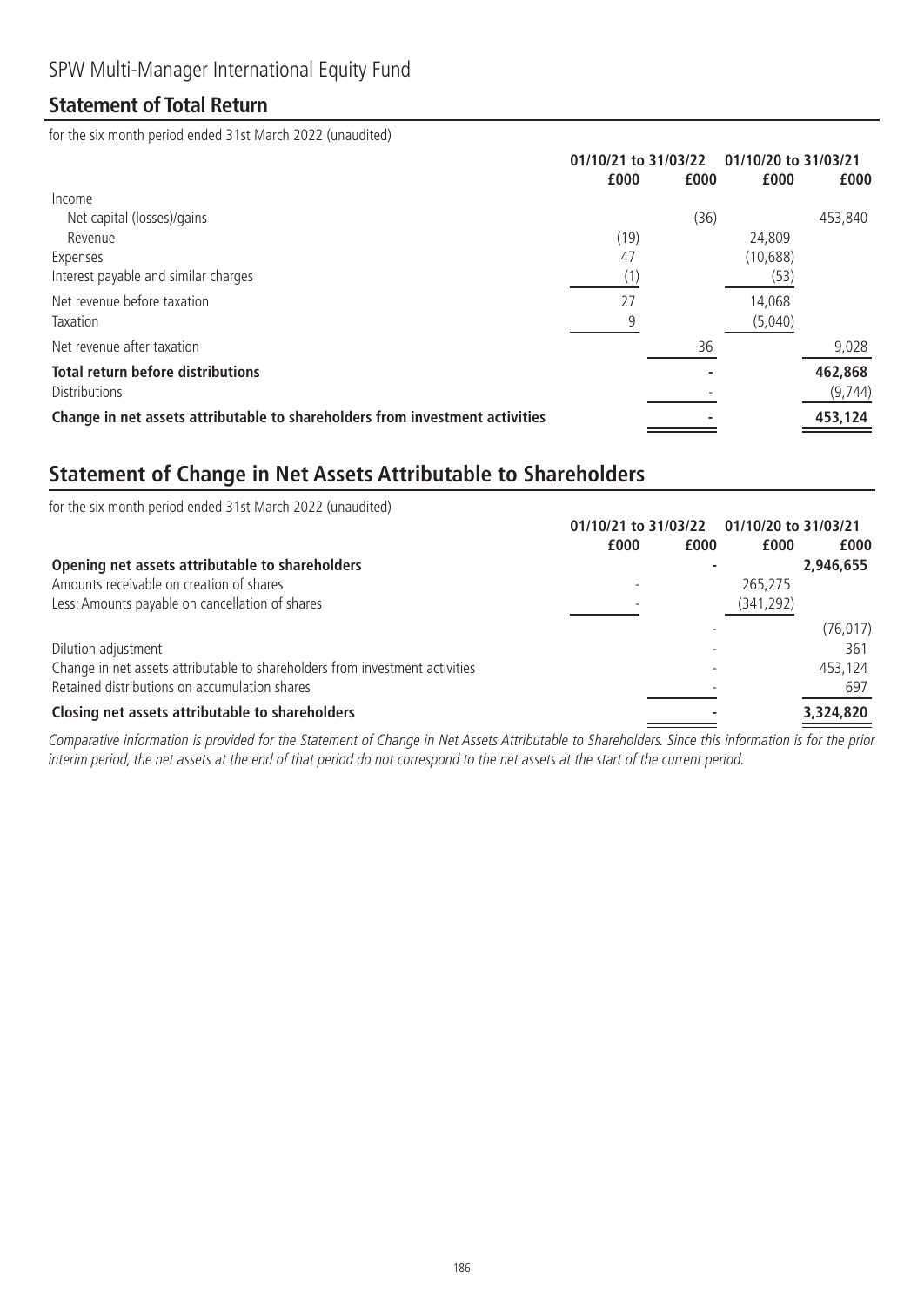# SPW Multi-Manager International Equity Fund

## Statement of Total Return

for the six month period ended 31st March 2022 (unaudited)

| | 01/10/21 to 31/03/22 | | 01/10/20 to 31/03/21 | |
|---|---|---|---|---|
| | £000 | £000 | £000 | £000 |
| Income | | | | |
| Net capital (losses)/gains | | (36) | | 453,840 |
| Revenue | (19) | | 24,809 | |
| Expenses | 47 | | (10,688) | |
| Interest payable and similar charges | (1) | | (53) | |
| Net revenue before taxation | 27 | | 14,068 | |
| Taxation | 9 | | (5,040) | |
| Net revenue after taxation | | 36 | | 9,028 |
| **Total return before distributions** | | - | | **462,868** |
| Distributions | | - | | (9,744) |
| **Change in net assets attributable to shareholders from investment activities** | | - | | **453,124** |

## Statement of Change in Net Assets Attributable to Shareholders

for the six month period ended 31st March 2022 (unaudited)

| | 01/10/21 to 31/03/22 | | 01/10/20 to 31/03/21 | |
|---|---|---|---|---|
| | £000 | £000 | £000 | £000 |
| **Opening net assets attributable to shareholders** | | - | | **2,946,655** |
| Amounts receivable on creation of shares | - | | 265,275 | |
| Less: Amounts payable on cancellation of shares | - | | (341,292) | |
| | | - | | (76,017) |
| Dilution adjustment | | - | | 361 |
| Change in net assets attributable to shareholders from investment activities | | - | | 453,124 |
| Retained distributions on accumulation shares | | - | | 697 |
| **Closing net assets attributable to shareholders** | | - | | **3,324,820** |

*Comparative information is provided for the Statement of Change in Net Assets Attributable to Shareholders. Since this information is for the prior interim period, the net assets at the end of that period do not correspond to the net assets at the start of the current period.*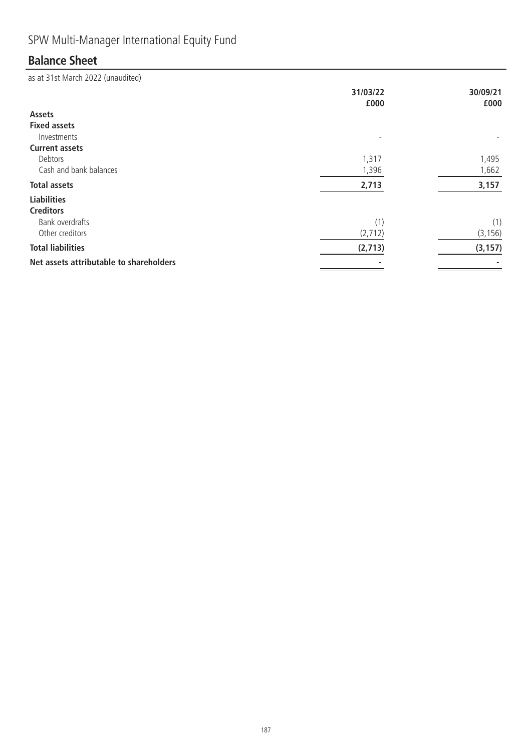# SPW Multi-Manager International Equity Fund

## Balance Sheet

as at 31st March 2022 (unaudited)

| | 31/03/22 £000 | 30/09/21 £000 |
|---|---|---|
| **Assets** | | |
| **Fixed assets** | | |
| Investments | - | - |
| **Current assets** | | |
| Debtors | 1,317 | 1,495 |
| Cash and bank balances | 1,396 | 1,662 |
| **Total assets** | **2,713** | **3,157** |
| **Liabilities** | | |
| **Creditors** | | |
| Bank overdrafts | (1) | (1) |
| Other creditors | (2,712) | (3,156) |
| **Total liabilities** | **(2,713)** | **(3,157)** |
| **Net assets attributable to shareholders** | **-** | **-** |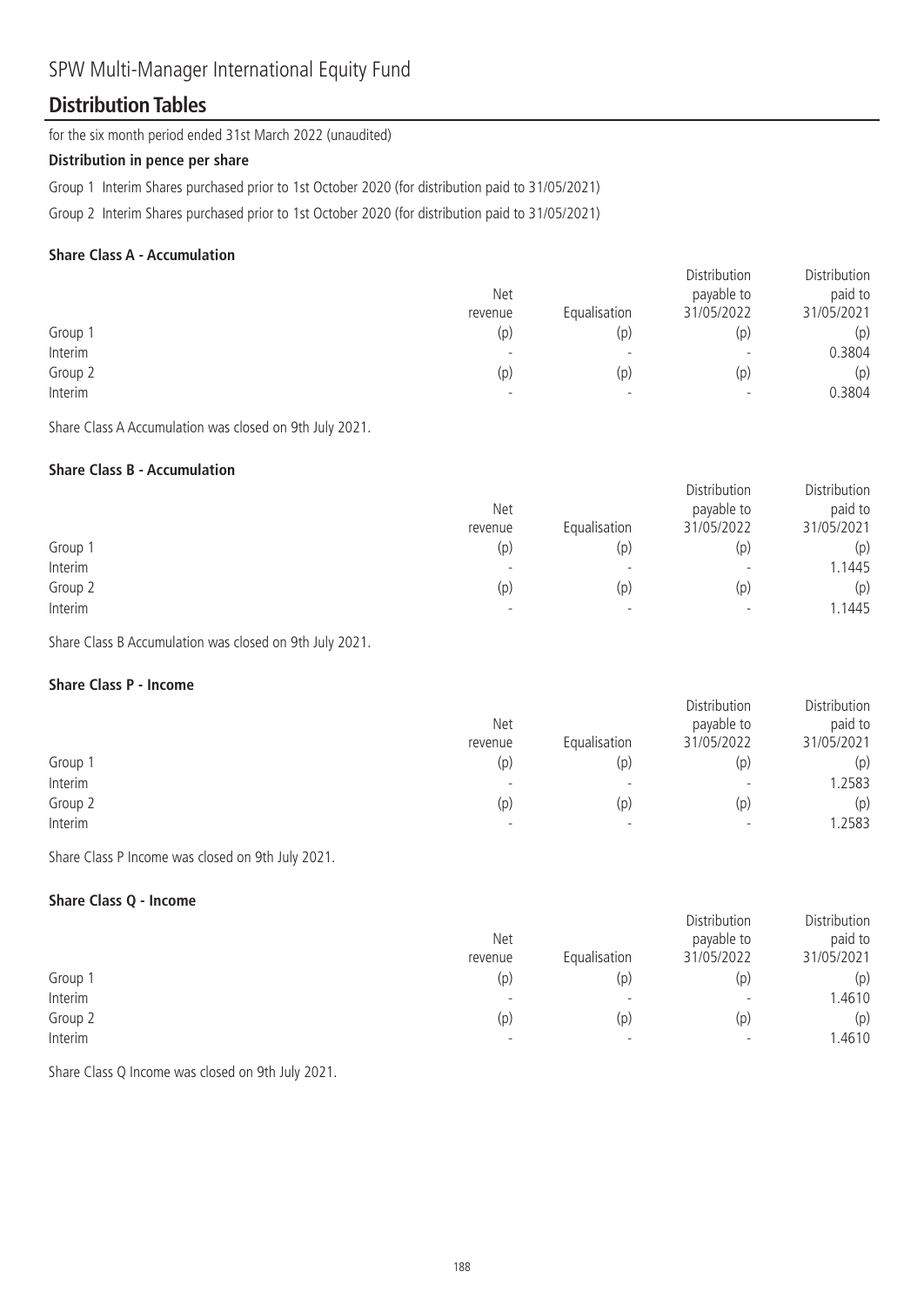# SPW Multi-Manager International Equity Fund

## Distribution Tables

for the six month period ended 31st March 2022 (unaudited)

**Distribution in pence per share**

Group 1 Interim Shares purchased prior to 1st October 2020 (for distribution paid to 31/05/2021)

Group 2 Interim Shares purchased prior to 1st October 2020 (for distribution paid to 31/05/2021)

### Share Class A - Accumulation

| | Net revenue | Equalisation | Distribution payable to 31/05/2022 | Distribution paid to 31/05/2021 |
|---|---|---|---|---|
| Group 1 | (p) | (p) | (p) | (p) |
| Interim | - | - | - | 0.3804 |
| Group 2 | (p) | (p) | (p) | (p) |
| Interim | - | - | - | 0.3804 |

Share Class A Accumulation was closed on 9th July 2021.

### Share Class B - Accumulation

| | Net revenue | Equalisation | Distribution payable to 31/05/2022 | Distribution paid to 31/05/2021 |
|---|---|---|---|---|
| Group 1 | (p) | (p) | (p) | (p) |
| Interim | - | - | - | 1.1445 |
| Group 2 | (p) | (p) | (p) | (p) |
| Interim | - | - | - | 1.1445 |

Share Class B Accumulation was closed on 9th July 2021.

### Share Class P - Income

| | Net revenue | Equalisation | Distribution payable to 31/05/2022 | Distribution paid to 31/05/2021 |
|---|---|---|---|---|
| Group 1 | (p) | (p) | (p) | (p) |
| Interim | - | - | - | 1.2583 |
| Group 2 | (p) | (p) | (p) | (p) |
| Interim | - | - | - | 1.2583 |

Share Class P Income was closed on 9th July 2021.

### Share Class Q - Income

| | Net revenue | Equalisation | Distribution payable to 31/05/2022 | Distribution paid to 31/05/2021 |
|---|---|---|---|---|
| Group 1 | (p) | (p) | (p) | (p) |
| Interim | - | - | - | 1.4610 |
| Group 2 | (p) | (p) | (p) | (p) |
| Interim | - | - | - | 1.4610 |

Share Class Q Income was closed on 9th July 2021.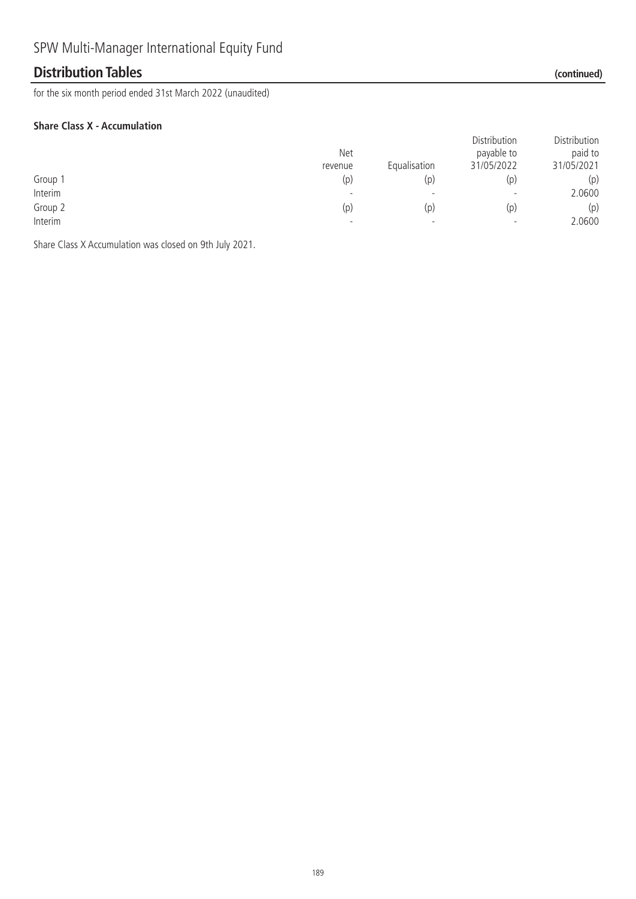# SPW Multi-Manager International Equity Fund

## Distribution Tables (continued)

for the six month period ended 31st March 2022 (unaudited)

**Share Class X - Accumulation**

| | Net revenue | Equalisation | Distribution payable to 31/05/2022 | Distribution paid to 31/05/2021 |
|---|---|---|---|---|
| Group 1 | (p) | (p) | (p) | (p) |
| Interim | - | - | - | 2.0600 |
| Group 2 | (p) | (p) | (p) | (p) |
| Interim | - | - | - | 2.0600 |

Share Class X Accumulation was closed on 9th July 2021.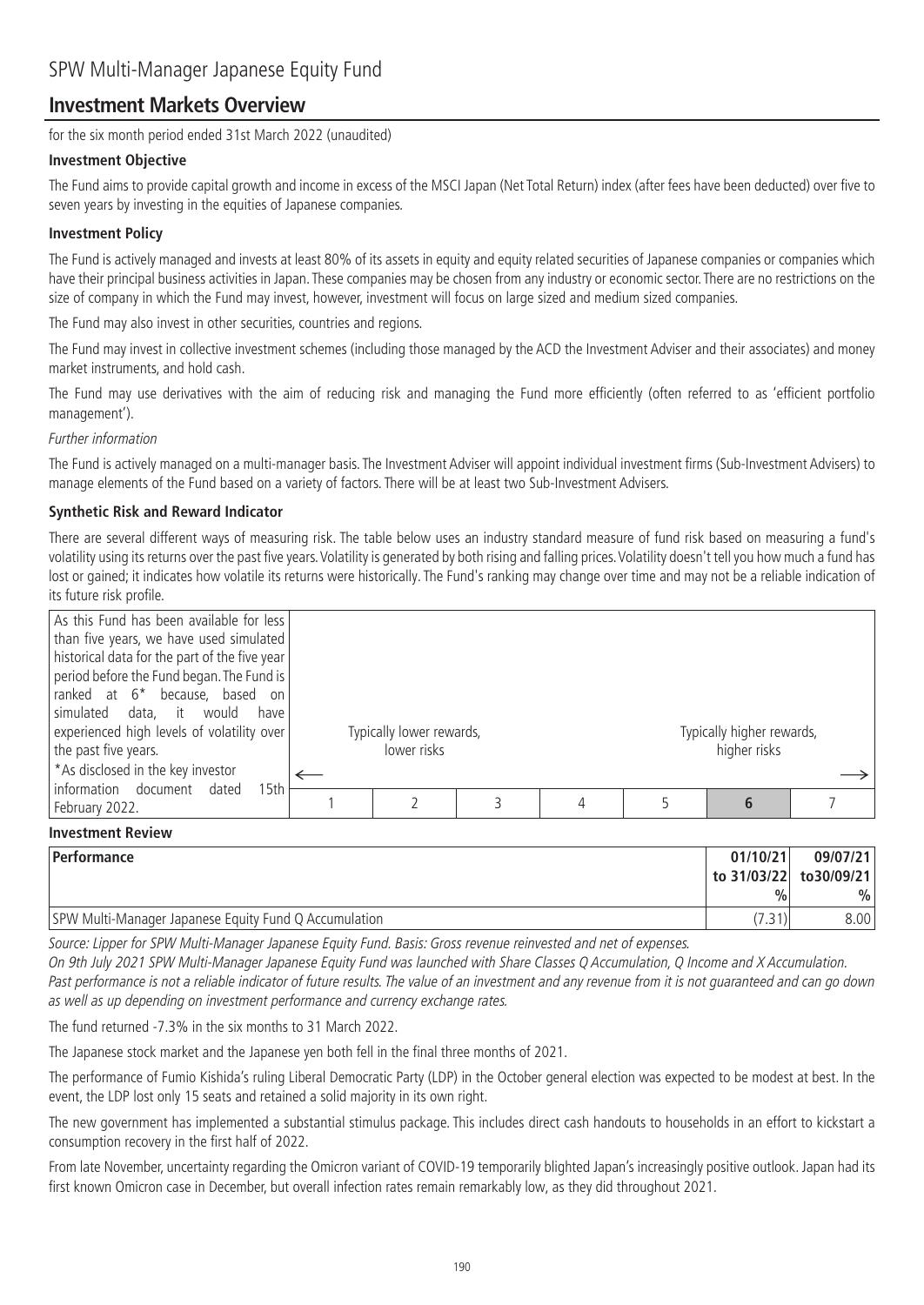# SPW Multi-Manager Japanese Equity Fund

## Investment Markets Overview

for the six month period ended 31st March 2022 (unaudited)

### Investment Objective

The Fund aims to provide capital growth and income in excess of the MSCI Japan (Net Total Return) index (after fees have been deducted) over five to seven years by investing in the equities of Japanese companies.

### Investment Policy

The Fund is actively managed and invests at least 80% of its assets in equity and equity related securities of Japanese companies or companies which have their principal business activities in Japan. These companies may be chosen from any industry or economic sector. There are no restrictions on the size of company in which the Fund may invest, however, investment will focus on large sized and medium sized companies.

The Fund may also invest in other securities, countries and regions.

The Fund may invest in collective investment schemes (including those managed by the ACD the Investment Adviser and their associates) and money market instruments, and hold cash.

The Fund may use derivatives with the aim of reducing risk and managing the Fund more efficiently (often referred to as 'efficient portfolio management').

*Further information*

The Fund is actively managed on a multi-manager basis. The Investment Adviser will appoint individual investment firms (Sub-Investment Advisers) to manage elements of the Fund based on a variety of factors. There will be at least two Sub-Investment Advisers.

### Synthetic Risk and Reward Indicator

There are several different ways of measuring risk. The table below uses an industry standard measure of fund risk based on measuring a fund's volatility using its returns over the past five years. Volatility is generated by both rising and falling prices. Volatility doesn't tell you how much a fund has lost or gained; it indicates how volatile its returns were historically. The Fund's ranking may change over time and may not be a reliable indication of its future risk profile.

| As this Fund has been available for less than five years, we have used simulated historical data for the part of the five year period before the Fund began. The Fund is ranked at 6* because, based on simulated data, it would have experienced high levels of volatility over the past five years.<br>*As disclosed in the key investor information document dated 15th February 2022. | ← Typically lower rewards, lower risks | | | | | Typically higher rewards, higher risks → | |
|---|---|---|---|---|---|---|---|
| | 1 | 2 | 3 | 4 | 5 | **6** | 7 |

### Investment Review

| Performance | 01/10/21 to 31/03/22 % | 09/07/21 to30/09/21 % |
|---|---|---|
| SPW Multi-Manager Japanese Equity Fund Q Accumulation | (7.31) | 8.00 |

*Source: Lipper for SPW Multi-Manager Japanese Equity Fund. Basis: Gross revenue reinvested and net of expenses.*

*On 9th July 2021 SPW Multi-Manager Japanese Equity Fund was launched with Share Classes Q Accumulation, Q Income and X Accumulation.*

*Past performance is not a reliable indicator of future results. The value of an investment and any revenue from it is not guaranteed and can go down as well as up depending on investment performance and currency exchange rates.*

The fund returned -7.3% in the six months to 31 March 2022.

The Japanese stock market and the Japanese yen both fell in the final three months of 2021.

The performance of Fumio Kishida's ruling Liberal Democratic Party (LDP) in the October general election was expected to be modest at best. In the event, the LDP lost only 15 seats and retained a solid majority in its own right.

The new government has implemented a substantial stimulus package. This includes direct cash handouts to households in an effort to kickstart a consumption recovery in the first half of 2022.

From late November, uncertainty regarding the Omicron variant of COVID-19 temporarily blighted Japan's increasingly positive outlook. Japan had its first known Omicron case in December, but overall infection rates remain remarkably low, as they did throughout 2021.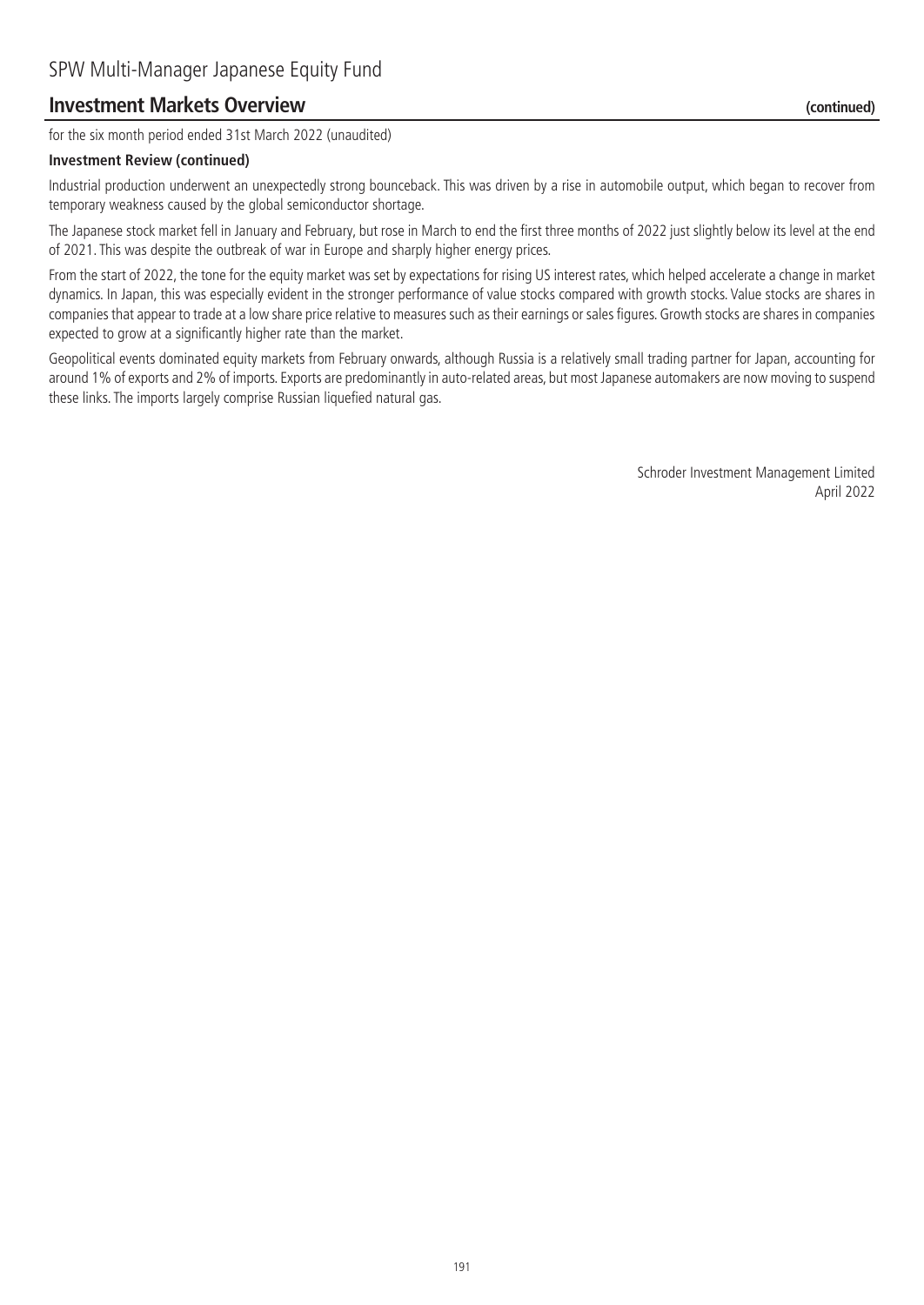# SPW Multi-Manager Japanese Equity Fund

## Investment Markets Overview (continued)

for the six month period ended 31st March 2022 (unaudited)

**Investment Review (continued)**

Industrial production underwent an unexpectedly strong bounceback. This was driven by a rise in automobile output, which began to recover from temporary weakness caused by the global semiconductor shortage.

The Japanese stock market fell in January and February, but rose in March to end the first three months of 2022 just slightly below its level at the end of 2021. This was despite the outbreak of war in Europe and sharply higher energy prices.

From the start of 2022, the tone for the equity market was set by expectations for rising US interest rates, which helped accelerate a change in market dynamics. In Japan, this was especially evident in the stronger performance of value stocks compared with growth stocks. Value stocks are shares in companies that appear to trade at a low share price relative to measures such as their earnings or sales figures. Growth stocks are shares in companies expected to grow at a significantly higher rate than the market.

Geopolitical events dominated equity markets from February onwards, although Russia is a relatively small trading partner for Japan, accounting for around 1% of exports and 2% of imports. Exports are predominantly in auto-related areas, but most Japanese automakers are now moving to suspend these links. The imports largely comprise Russian liquefied natural gas.

Schroder Investment Management Limited
April 2022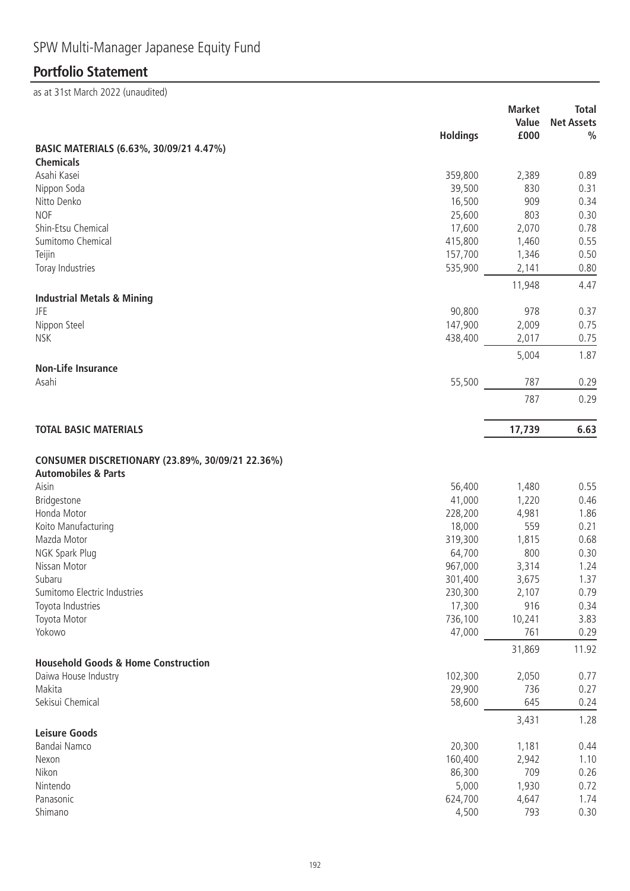# SPW Multi-Manager Japanese Equity Fund

## Portfolio Statement

as at 31st March 2022 (unaudited)

| | Holdings | Market Value £000 | Total Net Assets % |
|---|---|---|---|
| **BASIC MATERIALS (6.63%, 30/09/21 4.47%)** | | | |
| **Chemicals** | | | |
| Asahi Kasei | 359,800 | 2,389 | 0.89 |
| Nippon Soda | 39,500 | 830 | 0.31 |
| Nitto Denko | 16,500 | 909 | 0.34 |
| NOF | 25,600 | 803 | 0.30 |
| Shin-Etsu Chemical | 17,600 | 2,070 | 0.78 |
| Sumitomo Chemical | 415,800 | 1,460 | 0.55 |
| Teijin | 157,700 | 1,346 | 0.50 |
| Toray Industries | 535,900 | 2,141 | 0.80 |
| | | 11,948 | 4.47 |
| **Industrial Metals & Mining** | | | |
| JFE | 90,800 | 978 | 0.37 |
| Nippon Steel | 147,900 | 2,009 | 0.75 |
| NSK | 438,400 | 2,017 | 0.75 |
| | | 5,004 | 1.87 |
| **Non-Life Insurance** | | | |
| Asahi | 55,500 | 787 | 0.29 |
| | | 787 | 0.29 |
| **TOTAL BASIC MATERIALS** | | **17,739** | **6.63** |
| **CONSUMER DISCRETIONARY (23.89%, 30/09/21 22.36%)** | | | |
| **Automobiles & Parts** | | | |
| Aisin | 56,400 | 1,480 | 0.55 |
| Bridgestone | 41,000 | 1,220 | 0.46 |
| Honda Motor | 228,200 | 4,981 | 1.86 |
| Koito Manufacturing | 18,000 | 559 | 0.21 |
| Mazda Motor | 319,300 | 1,815 | 0.68 |
| NGK Spark Plug | 64,700 | 800 | 0.30 |
| Nissan Motor | 967,000 | 3,314 | 1.24 |
| Subaru | 301,400 | 3,675 | 1.37 |
| Sumitomo Electric Industries | 230,300 | 2,107 | 0.79 |
| Toyota Industries | 17,300 | 916 | 0.34 |
| Toyota Motor | 736,100 | 10,241 | 3.83 |
| Yokowo | 47,000 | 761 | 0.29 |
| | | 31,869 | 11.92 |
| **Household Goods & Home Construction** | | | |
| Daiwa House Industry | 102,300 | 2,050 | 0.77 |
| Makita | 29,900 | 736 | 0.27 |
| Sekisui Chemical | 58,600 | 645 | 0.24 |
| | | 3,431 | 1.28 |
| **Leisure Goods** | | | |
| Bandai Namco | 20,300 | 1,181 | 0.44 |
| Nexon | 160,400 | 2,942 | 1.10 |
| Nikon | 86,300 | 709 | 0.26 |
| Nintendo | 5,000 | 1,930 | 0.72 |
| Panasonic | 624,700 | 4,647 | 1.74 |
| Shimano | 4,500 | 793 | 0.30 |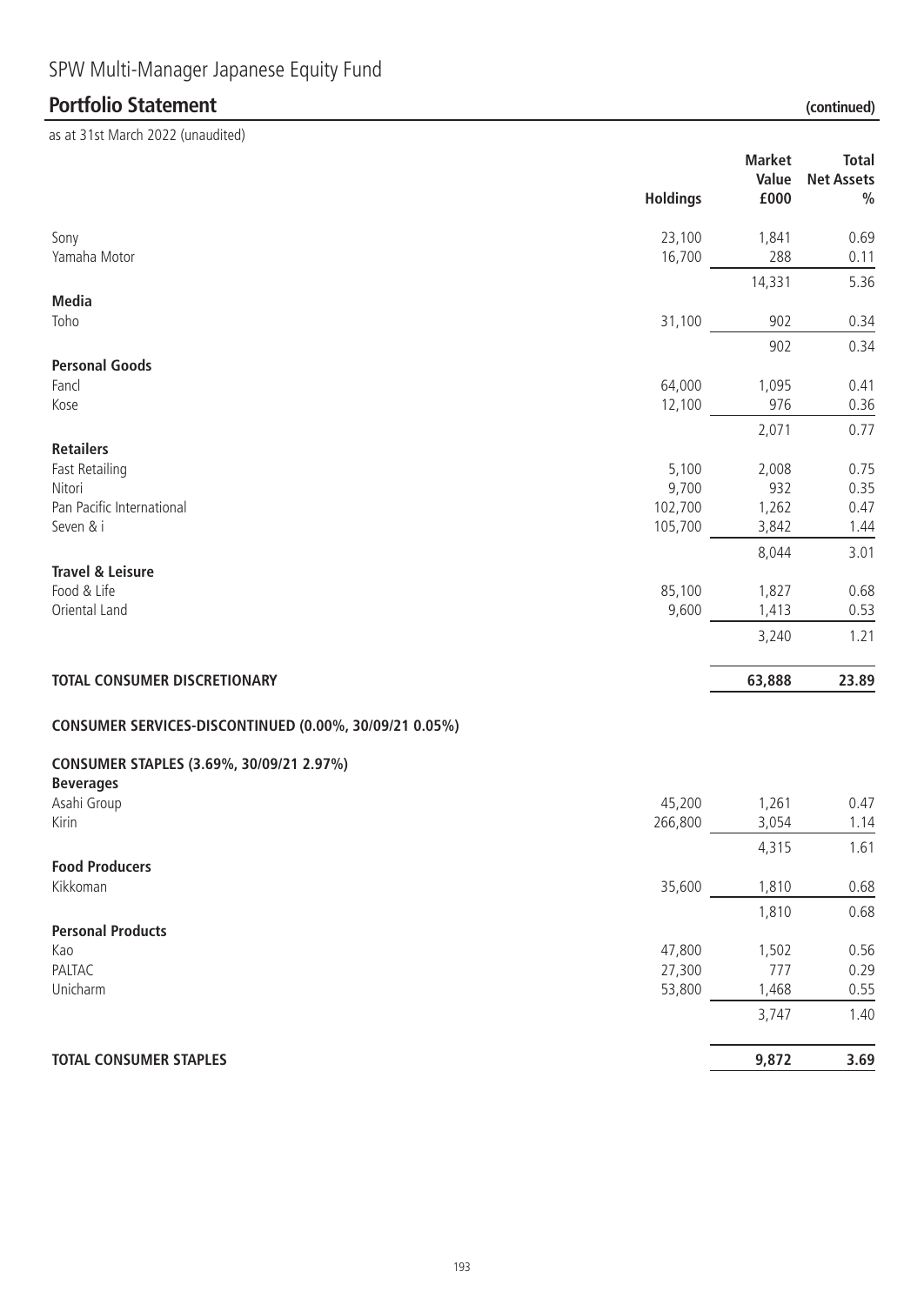# SPW Multi-Manager Japanese Equity Fund

## Portfolio Statement (continued)

as at 31st March 2022 (unaudited)

| | Holdings | Market Value £000 | Total Net Assets % |
|---|---|---|---|
| Sony | 23,100 | 1,841 | 0.69 |
| Yamaha Motor | 16,700 | 288 | 0.11 |
| | | 14,331 | 5.36 |
| **Media** | | | |
| Toho | 31,100 | 902 | 0.34 |
| | | 902 | 0.34 |
| **Personal Goods** | | | |
| Fancl | 64,000 | 1,095 | 0.41 |
| Kose | 12,100 | 976 | 0.36 |
| | | 2,071 | 0.77 |
| **Retailers** | | | |
| Fast Retailing | 5,100 | 2,008 | 0.75 |
| Nitori | 9,700 | 932 | 0.35 |
| Pan Pacific International | 102,700 | 1,262 | 0.47 |
| Seven & i | 105,700 | 3,842 | 1.44 |
| | | 8,044 | 3.01 |
| **Travel & Leisure** | | | |
| Food & Life | 85,100 | 1,827 | 0.68 |
| Oriental Land | 9,600 | 1,413 | 0.53 |
| | | 3,240 | 1.21 |
| **TOTAL CONSUMER DISCRETIONARY** | | **63,888** | **23.89** |
| **CONSUMER SERVICES-DISCONTINUED (0.00%, 30/09/21 0.05%)** | | | |
| **CONSUMER STAPLES (3.69%, 30/09/21 2.97%)** | | | |
| **Beverages** | | | |
| Asahi Group | 45,200 | 1,261 | 0.47 |
| Kirin | 266,800 | 3,054 | 1.14 |
| | | 4,315 | 1.61 |
| **Food Producers** | | | |
| Kikkoman | 35,600 | 1,810 | 0.68 |
| | | 1,810 | 0.68 |
| **Personal Products** | | | |
| Kao | 47,800 | 1,502 | 0.56 |
| PALTAC | 27,300 | 777 | 0.29 |
| Unicharm | 53,800 | 1,468 | 0.55 |
| | | 3,747 | 1.40 |
| **TOTAL CONSUMER STAPLES** | | **9,872** | **3.69** |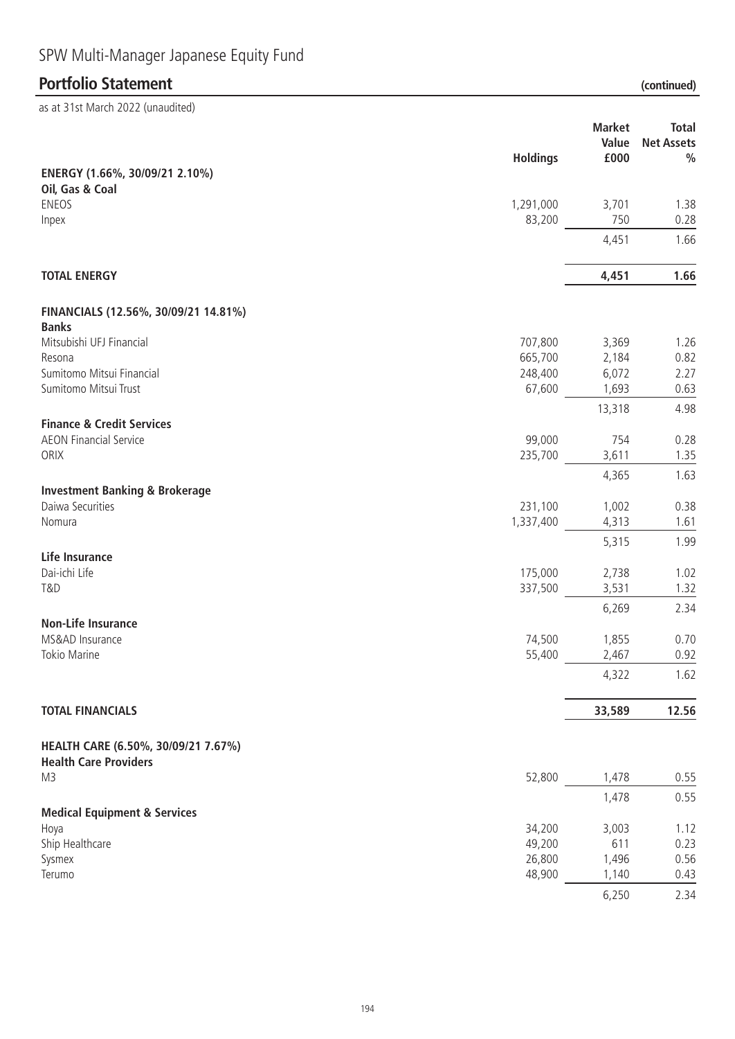# SPW Multi-Manager Japanese Equity Fund

## Portfolio Statement (continued)

as at 31st March 2022 (unaudited)

| | Holdings | Market Value £000 | Total Net Assets % |
|---|---|---|---|
| **ENERGY (1.66%, 30/09/21 2.10%)** | | | |
| **Oil, Gas & Coal** | | | |
| ENEOS | 1,291,000 | 3,701 | 1.38 |
| Inpex | 83,200 | 750 | 0.28 |
| | | 4,451 | 1.66 |
| **TOTAL ENERGY** | | **4,451** | **1.66** |
| **FINANCIALS (12.56%, 30/09/21 14.81%)** | | | |
| **Banks** | | | |
| Mitsubishi UFJ Financial | 707,800 | 3,369 | 1.26 |
| Resona | 665,700 | 2,184 | 0.82 |
| Sumitomo Mitsui Financial | 248,400 | 6,072 | 2.27 |
| Sumitomo Mitsui Trust | 67,600 | 1,693 | 0.63 |
| | | 13,318 | 4.98 |
| **Finance & Credit Services** | | | |
| AEON Financial Service | 99,000 | 754 | 0.28 |
| ORIX | 235,700 | 3,611 | 1.35 |
| | | 4,365 | 1.63 |
| **Investment Banking & Brokerage** | | | |
| Daiwa Securities | 231,100 | 1,002 | 0.38 |
| Nomura | 1,337,400 | 4,313 | 1.61 |
| | | 5,315 | 1.99 |
| **Life Insurance** | | | |
| Dai-ichi Life | 175,000 | 2,738 | 1.02 |
| T&D | 337,500 | 3,531 | 1.32 |
| | | 6,269 | 2.34 |
| **Non-Life Insurance** | | | |
| MS&AD Insurance | 74,500 | 1,855 | 0.70 |
| Tokio Marine | 55,400 | 2,467 | 0.92 |
| | | 4,322 | 1.62 |
| **TOTAL FINANCIALS** | | **33,589** | **12.56** |
| **HEALTH CARE (6.50%, 30/09/21 7.67%)** | | | |
| **Health Care Providers** | | | |
| M3 | 52,800 | 1,478 | 0.55 |
| | | 1,478 | 0.55 |
| **Medical Equipment & Services** | | | |
| Hoya | 34,200 | 3,003 | 1.12 |
| Ship Healthcare | 49,200 | 611 | 0.23 |
| Sysmex | 26,800 | 1,496 | 0.56 |
| Terumo | 48,900 | 1,140 | 0.43 |
| | | 6,250 | 2.34 |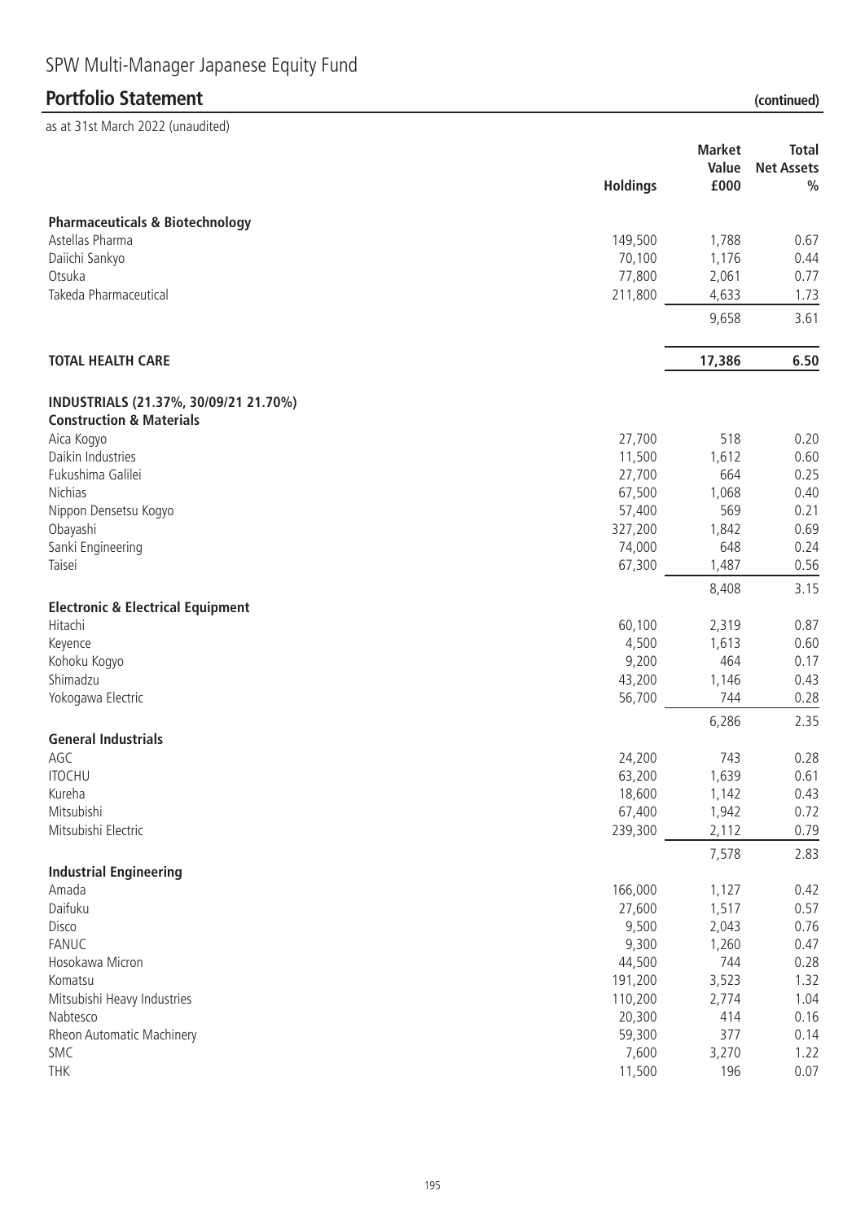# SPW Multi-Manager Japanese Equity Fund

## Portfolio Statement (continued)

as at 31st March 2022 (unaudited)

| | Holdings | Market Value £000 | Total Net Assets % |
|---|---|---|---|
| **Pharmaceuticals & Biotechnology** | | | |
| Astellas Pharma | 149,500 | 1,788 | 0.67 |
| Daiichi Sankyo | 70,100 | 1,176 | 0.44 |
| Otsuka | 77,800 | 2,061 | 0.77 |
| Takeda Pharmaceutical | 211,800 | 4,633 | 1.73 |
| | | 9,658 | 3.61 |
| **TOTAL HEALTH CARE** | | **17,386** | **6.50** |
| **INDUSTRIALS (21.37%, 30/09/21 21.70%)** | | | |
| **Construction & Materials** | | | |
| Aica Kogyo | 27,700 | 518 | 0.20 |
| Daikin Industries | 11,500 | 1,612 | 0.60 |
| Fukushima Galilei | 27,700 | 664 | 0.25 |
| Nichias | 67,500 | 1,068 | 0.40 |
| Nippon Densetsu Kogyo | 57,400 | 569 | 0.21 |
| Obayashi | 327,200 | 1,842 | 0.69 |
| Sanki Engineering | 74,000 | 648 | 0.24 |
| Taisei | 67,300 | 1,487 | 0.56 |
| | | 8,408 | 3.15 |
| **Electronic & Electrical Equipment** | | | |
| Hitachi | 60,100 | 2,319 | 0.87 |
| Keyence | 4,500 | 1,613 | 0.60 |
| Kohoku Kogyo | 9,200 | 464 | 0.17 |
| Shimadzu | 43,200 | 1,146 | 0.43 |
| Yokogawa Electric | 56,700 | 744 | 0.28 |
| | | 6,286 | 2.35 |
| **General Industrials** | | | |
| AGC | 24,200 | 743 | 0.28 |
| ITOCHU | 63,200 | 1,639 | 0.61 |
| Kureha | 18,600 | 1,142 | 0.43 |
| Mitsubishi | 67,400 | 1,942 | 0.72 |
| Mitsubishi Electric | 239,300 | 2,112 | 0.79 |
| | | 7,578 | 2.83 |
| **Industrial Engineering** | | | |
| Amada | 166,000 | 1,127 | 0.42 |
| Daifuku | 27,600 | 1,517 | 0.57 |
| Disco | 9,500 | 2,043 | 0.76 |
| FANUC | 9,300 | 1,260 | 0.47 |
| Hosokawa Micron | 44,500 | 744 | 0.28 |
| Komatsu | 191,200 | 3,523 | 1.32 |
| Mitsubishi Heavy Industries | 110,200 | 2,774 | 1.04 |
| Nabtesco | 20,300 | 414 | 0.16 |
| Rheon Automatic Machinery | 59,300 | 377 | 0.14 |
| SMC | 7,600 | 3,270 | 1.22 |
| THK | 11,500 | 196 | 0.07 |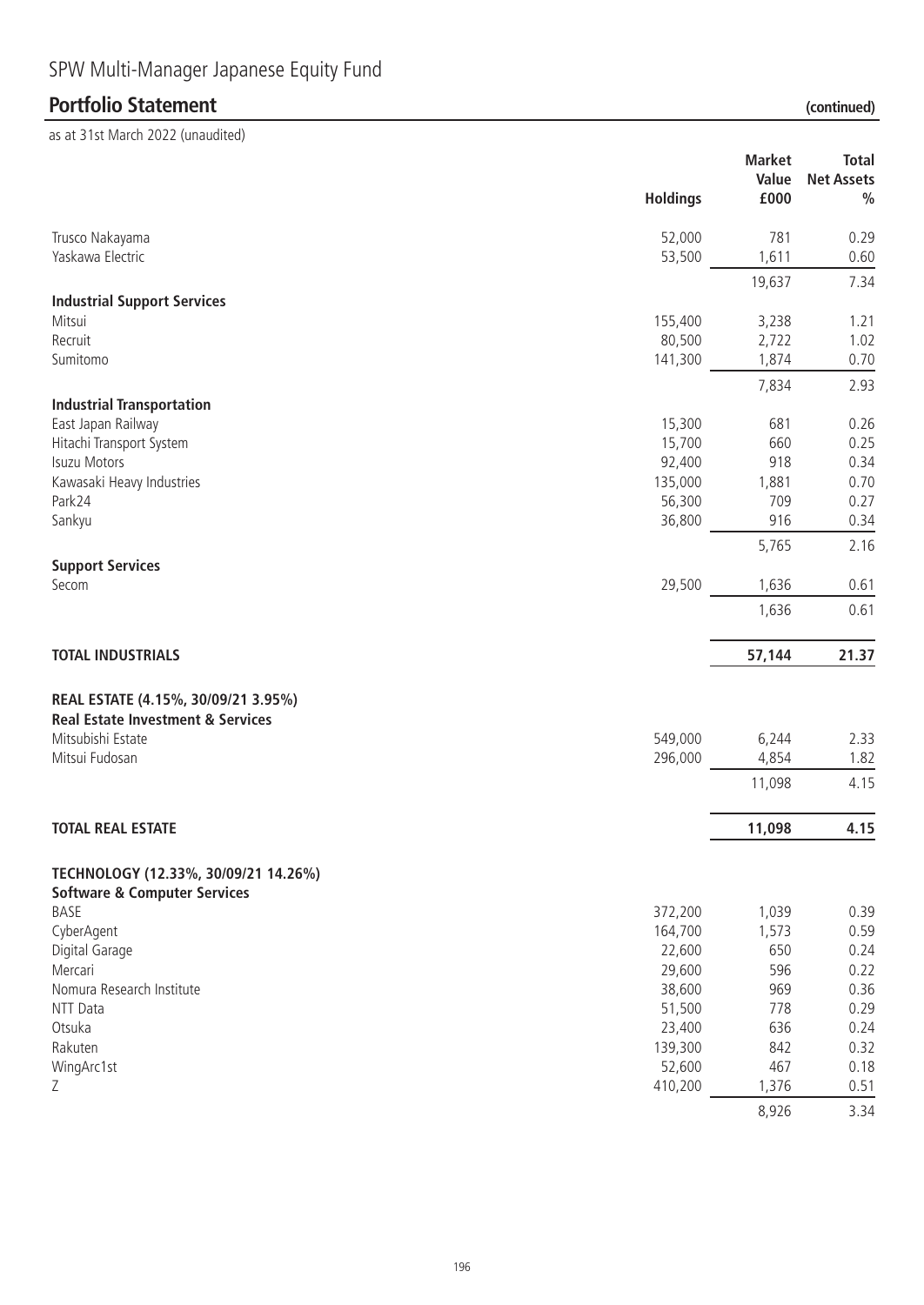# SPW Multi-Manager Japanese Equity Fund

## Portfolio Statement (continued)

as at 31st March 2022 (unaudited)

| | Holdings | Market Value £000 | Total Net Assets % |
|---|---|---|---|
| Trusco Nakayama | 52,000 | 781 | 0.29 |
| Yaskawa Electric | 53,500 | 1,611 | 0.60 |
| | | 19,637 | 7.34 |
| **Industrial Support Services** | | | |
| Mitsui | 155,400 | 3,238 | 1.21 |
| Recruit | 80,500 | 2,722 | 1.02 |
| Sumitomo | 141,300 | 1,874 | 0.70 |
| | | 7,834 | 2.93 |
| **Industrial Transportation** | | | |
| East Japan Railway | 15,300 | 681 | 0.26 |
| Hitachi Transport System | 15,700 | 660 | 0.25 |
| Isuzu Motors | 92,400 | 918 | 0.34 |
| Kawasaki Heavy Industries | 135,000 | 1,881 | 0.70 |
| Park24 | 56,300 | 709 | 0.27 |
| Sankyu | 36,800 | 916 | 0.34 |
| | | 5,765 | 2.16 |
| **Support Services** | | | |
| Secom | 29,500 | 1,636 | 0.61 |
| | | 1,636 | 0.61 |
| **TOTAL INDUSTRIALS** | | **57,144** | **21.37** |
| **REAL ESTATE (4.15%, 30/09/21 3.95%)** | | | |
| **Real Estate Investment & Services** | | | |
| Mitsubishi Estate | 549,000 | 6,244 | 2.33 |
| Mitsui Fudosan | 296,000 | 4,854 | 1.82 |
| | | 11,098 | 4.15 |
| **TOTAL REAL ESTATE** | | **11,098** | **4.15** |
| **TECHNOLOGY (12.33%, 30/09/21 14.26%)** | | | |
| **Software & Computer Services** | | | |
| BASE | 372,200 | 1,039 | 0.39 |
| CyberAgent | 164,700 | 1,573 | 0.59 |
| Digital Garage | 22,600 | 650 | 0.24 |
| Mercari | 29,600 | 596 | 0.22 |
| Nomura Research Institute | 38,600 | 969 | 0.36 |
| NTT Data | 51,500 | 778 | 0.29 |
| Otsuka | 23,400 | 636 | 0.24 |
| Rakuten | 139,300 | 842 | 0.32 |
| WingArc1st | 52,600 | 467 | 0.18 |
| Z | 410,200 | 1,376 | 0.51 |
| | | 8,926 | 3.34 |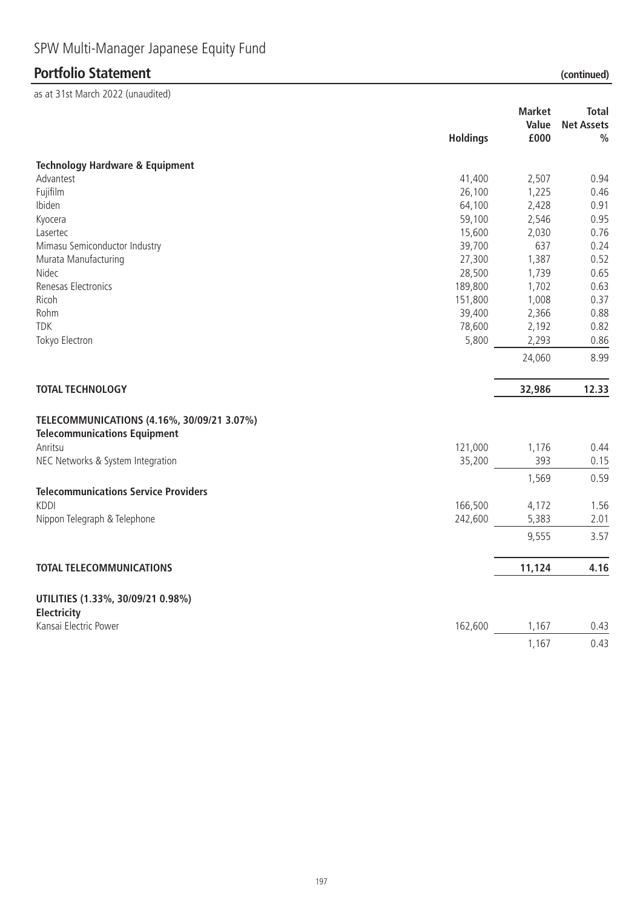# SPW Multi-Manager Japanese Equity Fund

## Portfolio Statement (continued)

as at 31st March 2022 (unaudited)

| | Holdings | Market Value £000 | Total Net Assets % |
|---|---|---|---|
| **Technology Hardware & Equipment** | | | |
| Advantest | 41,400 | 2,507 | 0.94 |
| Fujifilm | 26,100 | 1,225 | 0.46 |
| Ibiden | 64,100 | 2,428 | 0.91 |
| Kyocera | 59,100 | 2,546 | 0.95 |
| Lasertec | 15,600 | 2,030 | 0.76 |
| Mimasu Semiconductor Industry | 39,700 | 637 | 0.24 |
| Murata Manufacturing | 27,300 | 1,387 | 0.52 |
| Nidec | 28,500 | 1,739 | 0.65 |
| Renesas Electronics | 189,800 | 1,702 | 0.63 |
| Ricoh | 151,800 | 1,008 | 0.37 |
| Rohm | 39,400 | 2,366 | 0.88 |
| TDK | 78,600 | 2,192 | 0.82 |
| Tokyo Electron | 5,800 | 2,293 | 0.86 |
| | | 24,060 | 8.99 |
| **TOTAL TECHNOLOGY** | | **32,986** | **12.33** |
| **TELECOMMUNICATIONS (4.16%, 30/09/21 3.07%)** | | | |
| **Telecommunications Equipment** | | | |
| Anritsu | 121,000 | 1,176 | 0.44 |
| NEC Networks & System Integration | 35,200 | 393 | 0.15 |
| | | 1,569 | 0.59 |
| **Telecommunications Service Providers** | | | |
| KDDI | 166,500 | 4,172 | 1.56 |
| Nippon Telegraph & Telephone | 242,600 | 5,383 | 2.01 |
| | | 9,555 | 3.57 |
| **TOTAL TELECOMMUNICATIONS** | | **11,124** | **4.16** |
| **UTILITIES (1.33%, 30/09/21 0.98%)** | | | |
| **Electricity** | | | |
| Kansai Electric Power | 162,600 | 1,167 | 0.43 |
| | | 1,167 | 0.43 |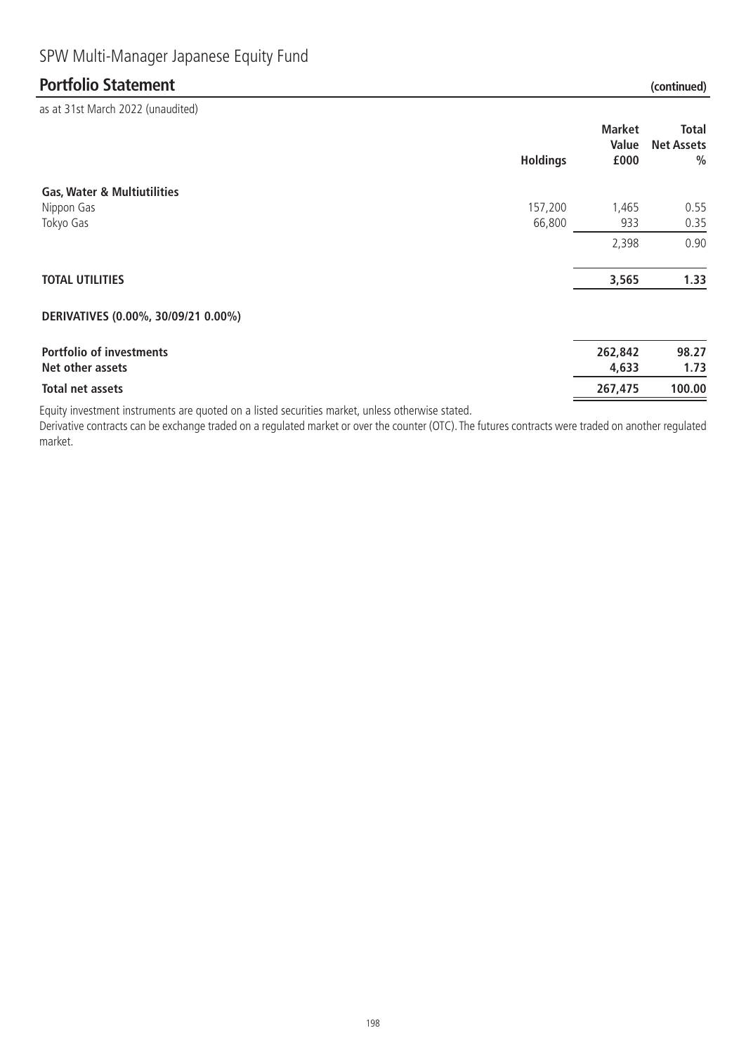SPW Multi-Manager Japanese Equity Fund

## Portfolio Statement (continued)

as at 31st March 2022 (unaudited)

| | Holdings | Market Value £000 | Total Net Assets % |
|---|---|---|---|
| **Gas, Water & Multiutilities** | | | |
| Nippon Gas | 157,200 | 1,465 | 0.55 |
| Tokyo Gas | 66,800 | 933 | 0.35 |
| | | 2,398 | 0.90 |
| **TOTAL UTILITIES** | | **3,565** | **1.33** |
| **DERIVATIVES (0.00%, 30/09/21 0.00%)** | | | |
| **Portfolio of investments** | | **262,842** | **98.27** |
| **Net other assets** | | **4,633** | **1.73** |
| **Total net assets** | | **267,475** | **100.00** |

Equity investment instruments are quoted on a listed securities market, unless otherwise stated.

Derivative contracts can be exchange traded on a regulated market or over the counter (OTC). The futures contracts were traded on another regulated market.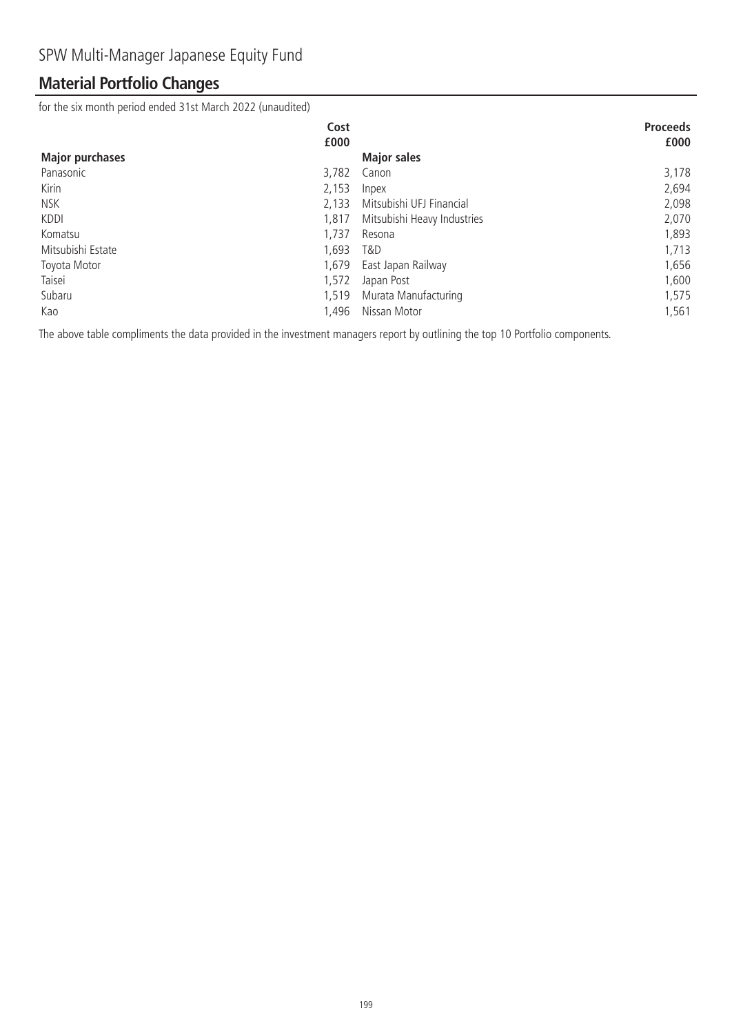SPW Multi-Manager Japanese Equity Fund

## Material Portfolio Changes

for the six month period ended 31st March 2022 (unaudited)

| | Cost £000 | | Proceeds £000 |
|---|---|---|---|
| **Major purchases** | | **Major sales** | |
| Panasonic | 3,782 | Canon | 3,178 |
| Kirin | 2,153 | Inpex | 2,694 |
| NSK | 2,133 | Mitsubishi UFJ Financial | 2,098 |
| KDDI | 1,817 | Mitsubishi Heavy Industries | 2,070 |
| Komatsu | 1,737 | Resona | 1,893 |
| Mitsubishi Estate | 1,693 | T&D | 1,713 |
| Toyota Motor | 1,679 | East Japan Railway | 1,656 |
| Taisei | 1,572 | Japan Post | 1,600 |
| Subaru | 1,519 | Murata Manufacturing | 1,575 |
| Kao | 1,496 | Nissan Motor | 1,561 |

The above table compliments the data provided in the investment managers report by outlining the top 10 Portfolio components.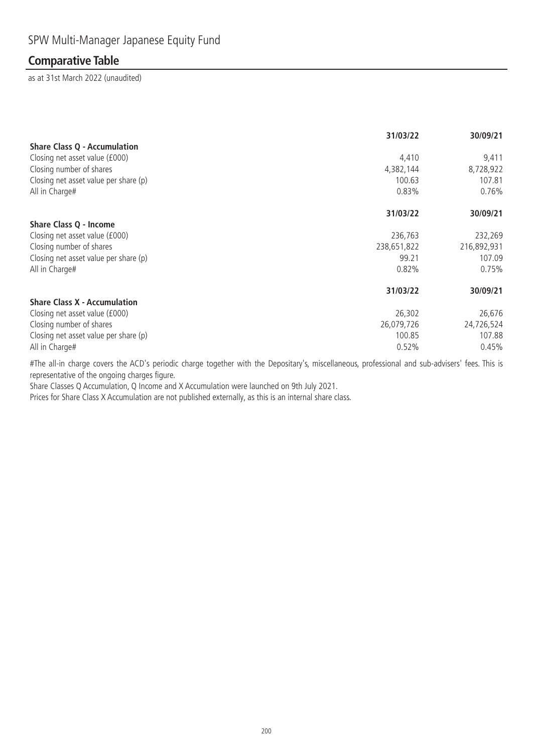# SPW Multi-Manager Japanese Equity Fund

## Comparative Table

as at 31st March 2022 (unaudited)

| | 31/03/22 | 30/09/21 |
|---|---|---|
| **Share Class Q - Accumulation** | | |
| Closing net asset value (£000) | 4,410 | 9,411 |
| Closing number of shares | 4,382,144 | 8,728,922 |
| Closing net asset value per share (p) | 100.63 | 107.81 |
| All in Charge# | 0.83% | 0.76% |

| | 31/03/22 | 30/09/21 |
|---|---|---|
| **Share Class Q - Income** | | |
| Closing net asset value (£000) | 236,763 | 232,269 |
| Closing number of shares | 238,651,822 | 216,892,931 |
| Closing net asset value per share (p) | 99.21 | 107.09 |
| All in Charge# | 0.82% | 0.75% |

| | 31/03/22 | 30/09/21 |
|---|---|---|
| **Share Class X - Accumulation** | | |
| Closing net asset value (£000) | 26,302 | 26,676 |
| Closing number of shares | 26,079,726 | 24,726,524 |
| Closing net asset value per share (p) | 100.85 | 107.88 |
| All in Charge# | 0.52% | 0.45% |

#The all-in charge covers the ACD's periodic charge together with the Depositary's, miscellaneous, professional and sub-advisers' fees. This is representative of the ongoing charges figure.

Share Classes Q Accumulation, Q Income and X Accumulation were launched on 9th July 2021.

Prices for Share Class X Accumulation are not published externally, as this is an internal share class.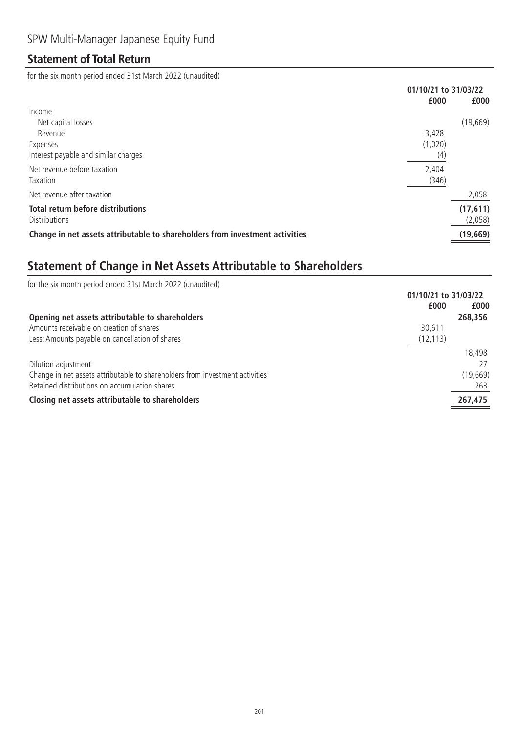SPW Multi-Manager Japanese Equity Fund

## Statement of Total Return

for the six month period ended 31st March 2022 (unaudited)

| | 01/10/21 to 31/03/22 | |
|---|---|---|
| | £000 | £000 |
| Income | | |
| Net capital losses | | (19,669) |
| Revenue | 3,428 | |
| Expenses | (1,020) | |
| Interest payable and similar charges | (4) | |
| Net revenue before taxation | 2,404 | |
| Taxation | (346) | |
| Net revenue after taxation | | 2,058 |
| **Total return before distributions** | | **(17,611)** |
| Distributions | | (2,058) |
| **Change in net assets attributable to shareholders from investment activities** | | **(19,669)** |

## Statement of Change in Net Assets Attributable to Shareholders

for the six month period ended 31st March 2022 (unaudited)

| | 01/10/21 to 31/03/22 | |
|---|---|---|
| | £000 | £000 |
| **Opening net assets attributable to shareholders** | | **268,356** |
| Amounts receivable on creation of shares | 30,611 | |
| Less: Amounts payable on cancellation of shares | (12,113) | |
| | | 18,498 |
| Dilution adjustment | | 27 |
| Change in net assets attributable to shareholders from investment activities | | (19,669) |
| Retained distributions on accumulation shares | | 263 |
| **Closing net assets attributable to shareholders** | | **267,475** |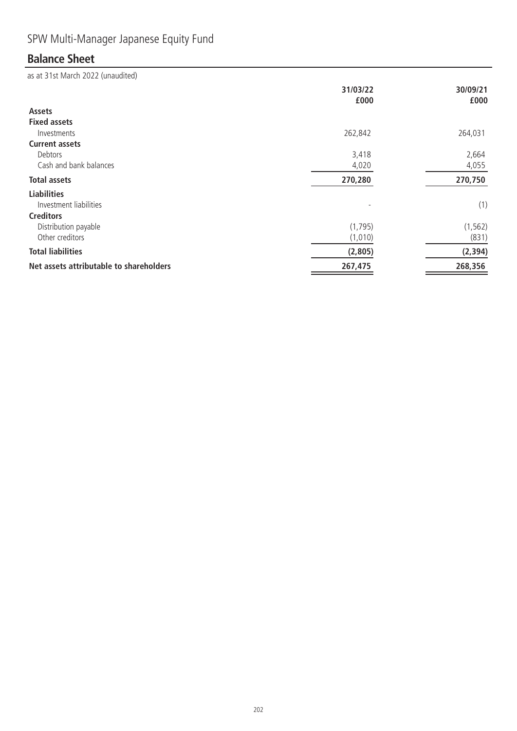# SPW Multi-Manager Japanese Equity Fund

## Balance Sheet

as at 31st March 2022 (unaudited)

| | 31/03/22 £000 | 30/09/21 £000 |
|---|---|---|
| **Assets** | | |
| **Fixed assets** | | |
| Investments | 262,842 | 264,031 |
| **Current assets** | | |
| Debtors | 3,418 | 2,664 |
| Cash and bank balances | 4,020 | 4,055 |
| **Total assets** | **270,280** | **270,750** |
| **Liabilities** | | |
| Investment liabilities | - | (1) |
| **Creditors** | | |
| Distribution payable | (1,795) | (1,562) |
| Other creditors | (1,010) | (831) |
| **Total liabilities** | **(2,805)** | **(2,394)** |
| **Net assets attributable to shareholders** | **267,475** | **268,356** |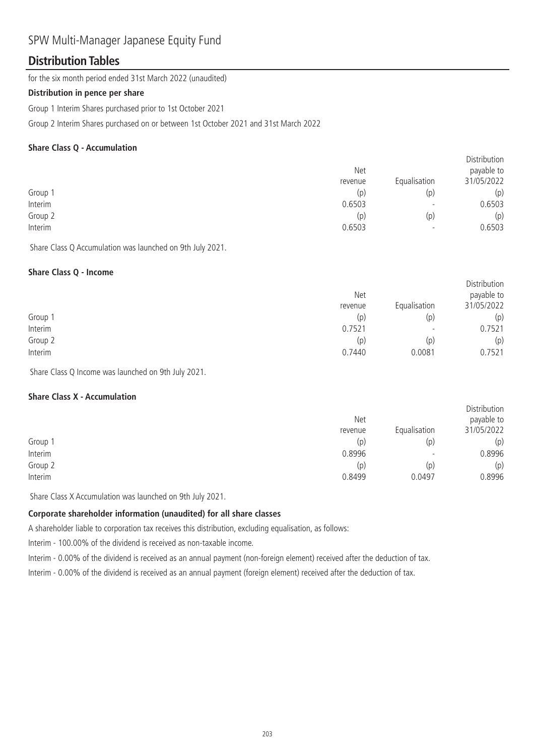# SPW Multi-Manager Japanese Equity Fund

## Distribution Tables

for the six month period ended 31st March 2022 (unaudited)

**Distribution in pence per share**

Group 1 Interim Shares purchased prior to 1st October 2021

Group 2 Interim Shares purchased on or between 1st October 2021 and 31st March 2022

**Share Class Q - Accumulation**

| | Net revenue | Equalisation | Distribution payable to 31/05/2022 |
|---|---|---|---|
| Group 1 | (p) | (p) | (p) |
| Interim | 0.6503 | - | 0.6503 |
| Group 2 | (p) | (p) | (p) |
| Interim | 0.6503 | - | 0.6503 |

Share Class Q Accumulation was launched on 9th July 2021.

**Share Class Q - Income**

| | Net revenue | Equalisation | Distribution payable to 31/05/2022 |
|---|---|---|---|
| Group 1 | (p) | (p) | (p) |
| Interim | 0.7521 | - | 0.7521 |
| Group 2 | (p) | (p) | (p) |
| Interim | 0.7440 | 0.0081 | 0.7521 |

Share Class Q Income was launched on 9th July 2021.

**Share Class X - Accumulation**

| | Net revenue | Equalisation | Distribution payable to 31/05/2022 |
|---|---|---|---|
| Group 1 | (p) | (p) | (p) |
| Interim | 0.8996 | - | 0.8996 |
| Group 2 | (p) | (p) | (p) |
| Interim | 0.8499 | 0.0497 | 0.8996 |

Share Class X Accumulation was launched on 9th July 2021.

**Corporate shareholder information (unaudited) for all share classes**

A shareholder liable to corporation tax receives this distribution, excluding equalisation, as follows:

Interim - 100.00% of the dividend is received as non-taxable income.

Interim - 0.00% of the dividend is received as an annual payment (non-foreign element) received after the deduction of tax.

Interim - 0.00% of the dividend is received as an annual payment (foreign element) received after the deduction of tax.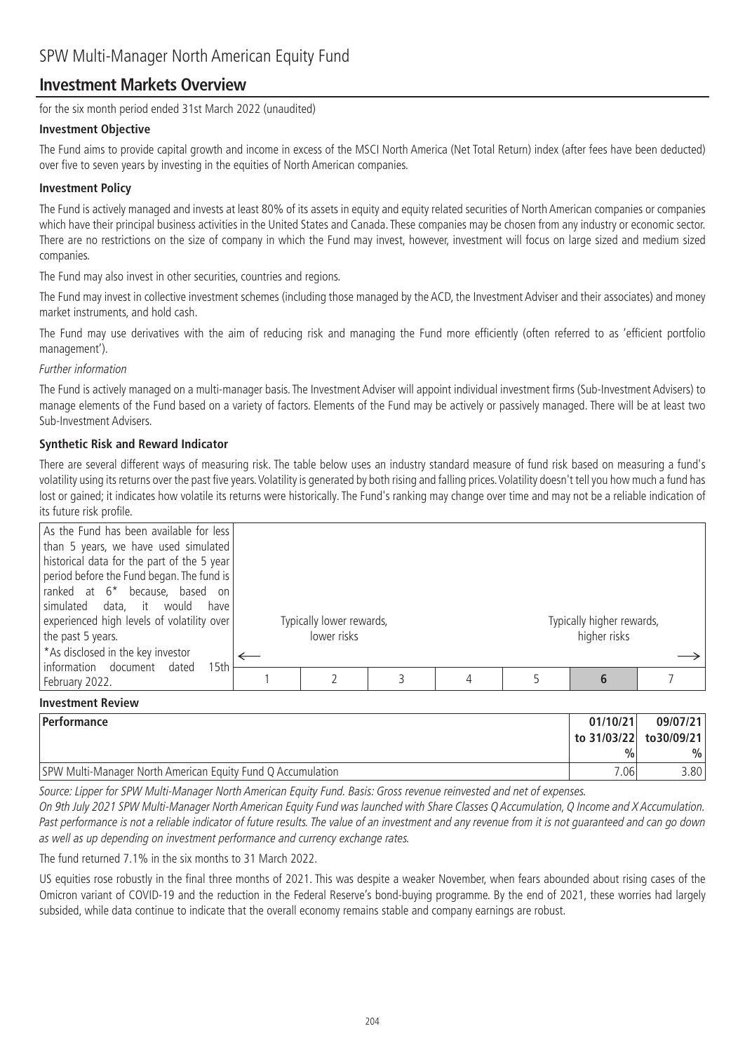# SPW Multi-Manager North American Equity Fund

## Investment Markets Overview

for the six month period ended 31st March 2022 (unaudited)

### Investment Objective

The Fund aims to provide capital growth and income in excess of the MSCI North America (Net Total Return) index (after fees have been deducted) over five to seven years by investing in the equities of North American companies.

### Investment Policy

The Fund is actively managed and invests at least 80% of its assets in equity and equity related securities of North American companies or companies which have their principal business activities in the United States and Canada. These companies may be chosen from any industry or economic sector. There are no restrictions on the size of company in which the Fund may invest, however, investment will focus on large sized and medium sized companies.

The Fund may also invest in other securities, countries and regions.

The Fund may invest in collective investment schemes (including those managed by the ACD, the Investment Adviser and their associates) and money market instruments, and hold cash.

The Fund may use derivatives with the aim of reducing risk and managing the Fund more efficiently (often referred to as 'efficient portfolio management').

*Further information*

The Fund is actively managed on a multi-manager basis. The Investment Adviser will appoint individual investment firms (Sub-Investment Advisers) to manage elements of the Fund based on a variety of factors. Elements of the Fund may be actively or passively managed. There will be at least two Sub-Investment Advisers.

### Synthetic Risk and Reward Indicator

There are several different ways of measuring risk. The table below uses an industry standard measure of fund risk based on measuring a fund's volatility using its returns over the past five years. Volatility is generated by both rising and falling prices. Volatility doesn't tell you how much a fund has lost or gained; it indicates how volatile its returns were historically. The Fund's ranking may change over time and may not be a reliable indication of its future risk profile.

As the Fund has been available for less than 5 years, we have used simulated historical data for the part of the 5 year period before the Fund began. The fund is ranked at 6* because, based on simulated data, it would have experienced high levels of volatility over the past 5 years.

*As disclosed in the key investor information document dated 15th February 2022.

| Typically lower rewards, lower risks ← | | | | | | Typically higher rewards, higher risks → |
|---|---|---|---|---|---|---|
| 1 | 2 | 3 | 4 | 5 | **6** | 7 |

### Investment Review

| Performance | 01/10/21 to 31/03/22 % | 09/07/21 to30/09/21 % |
|---|---|---|
| SPW Multi-Manager North American Equity Fund Q Accumulation | 7.06 | 3.80 |

*Source: Lipper for SPW Multi-Manager North American Equity Fund. Basis: Gross revenue reinvested and net of expenses.*

*On 9th July 2021 SPW Multi-Manager North American Equity Fund was launched with Share Classes Q Accumulation, Q Income and X Accumulation. Past performance is not a reliable indicator of future results. The value of an investment and any revenue from it is not guaranteed and can go down as well as up depending on investment performance and currency exchange rates.*

The fund returned 7.1% in the six months to 31 March 2022.

US equities rose robustly in the final three months of 2021. This was despite a weaker November, when fears abounded about rising cases of the Omicron variant of COVID-19 and the reduction in the Federal Reserve's bond-buying programme. By the end of 2021, these worries had largely subsided, while data continue to indicate that the overall economy remains stable and company earnings are robust.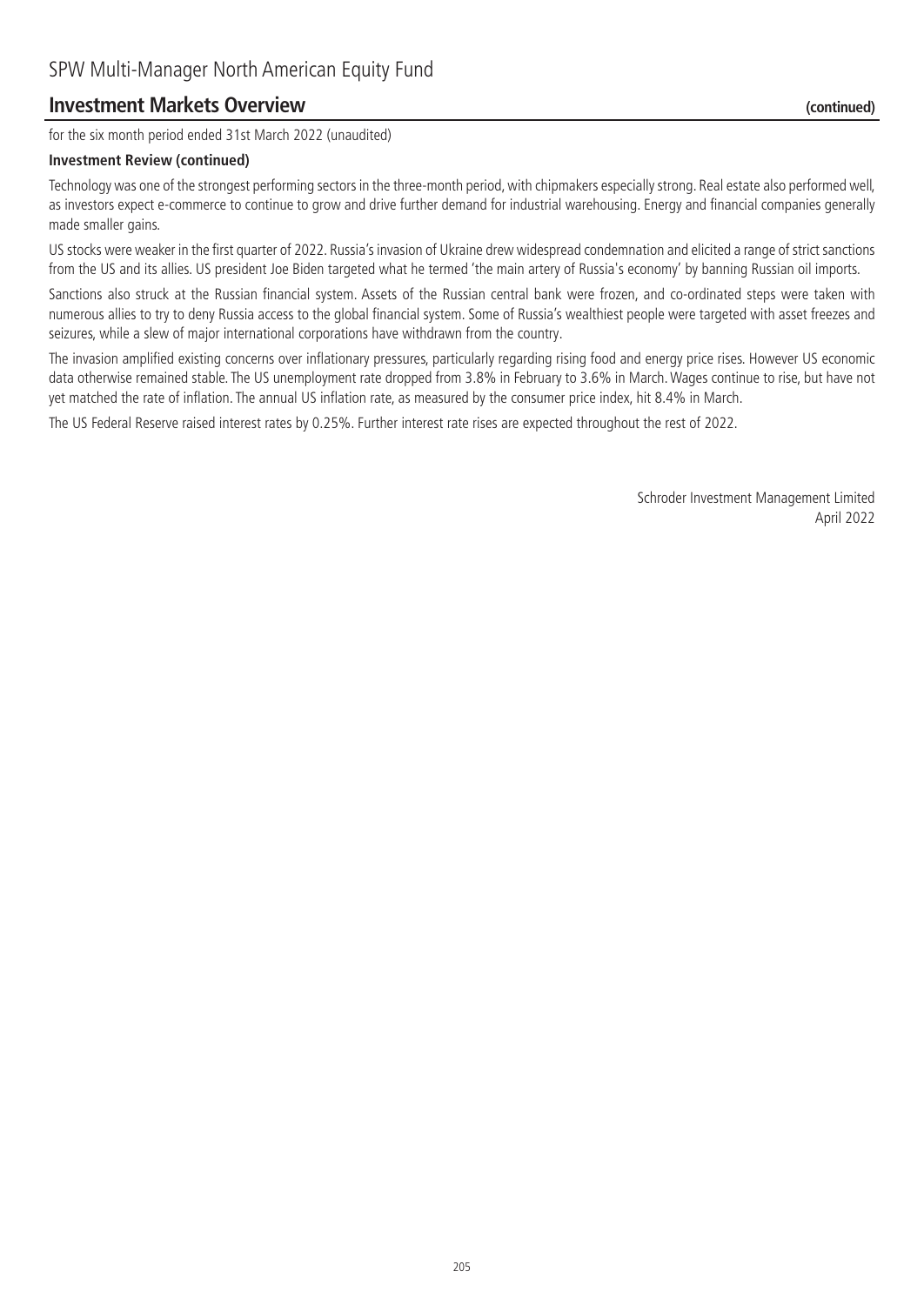## Investment Markets Overview (continued)

for the six month period ended 31st March 2022 (unaudited)

**Investment Review (continued)**

Technology was one of the strongest performing sectors in the three-month period, with chipmakers especially strong. Real estate also performed well, as investors expect e-commerce to continue to grow and drive further demand for industrial warehousing. Energy and financial companies generally made smaller gains.

US stocks were weaker in the first quarter of 2022. Russia's invasion of Ukraine drew widespread condemnation and elicited a range of strict sanctions from the US and its allies. US president Joe Biden targeted what he termed 'the main artery of Russia's economy' by banning Russian oil imports.

Sanctions also struck at the Russian financial system. Assets of the Russian central bank were frozen, and co-ordinated steps were taken with numerous allies to try to deny Russia access to the global financial system. Some of Russia's wealthiest people were targeted with asset freezes and seizures, while a slew of major international corporations have withdrawn from the country.

The invasion amplified existing concerns over inflationary pressures, particularly regarding rising food and energy price rises. However US economic data otherwise remained stable. The US unemployment rate dropped from 3.8% in February to 3.6% in March. Wages continue to rise, but have not yet matched the rate of inflation. The annual US inflation rate, as measured by the consumer price index, hit 8.4% in March.

The US Federal Reserve raised interest rates by 0.25%. Further interest rate rises are expected throughout the rest of 2022.

Schroder Investment Management Limited
April 2022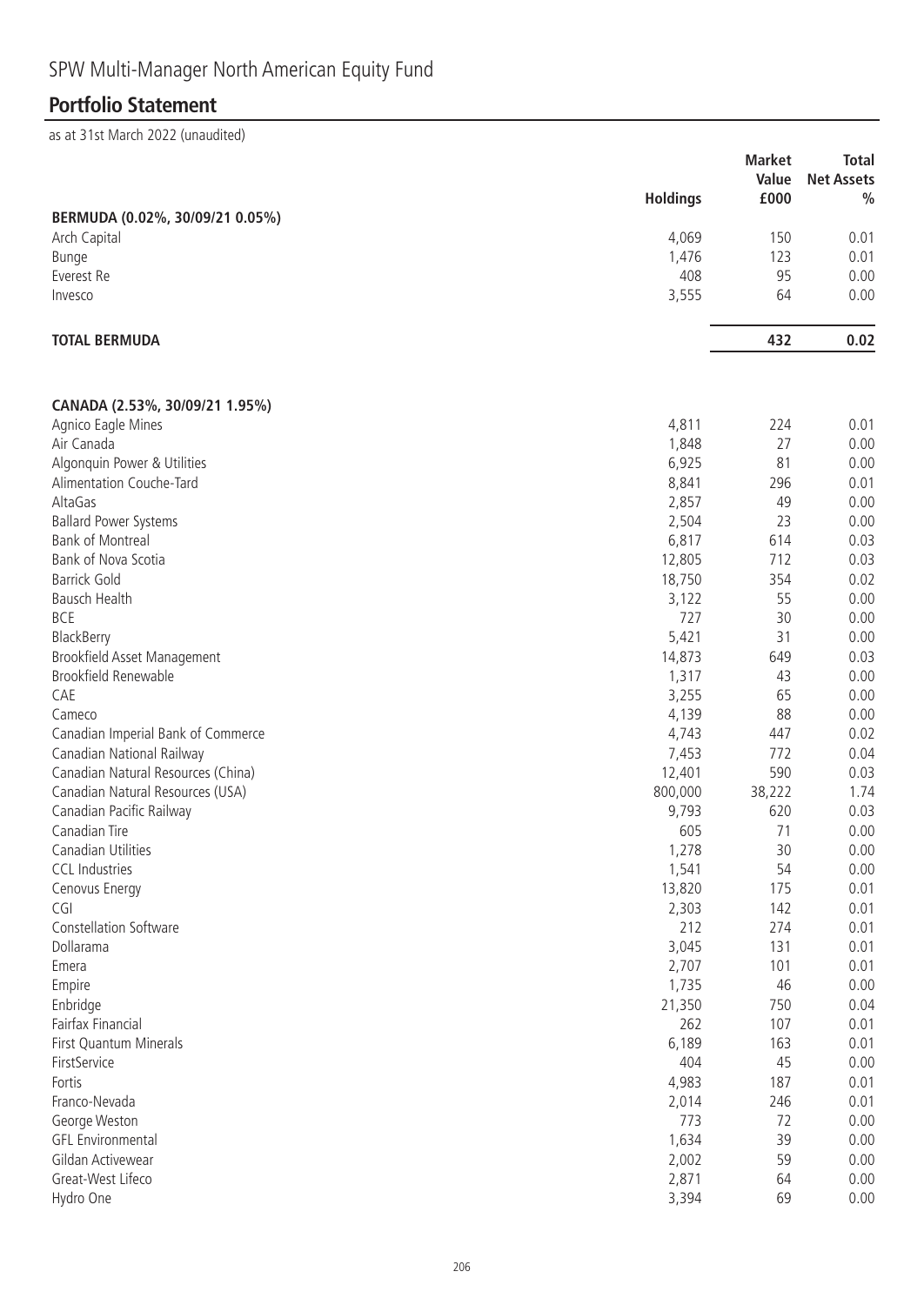# SPW Multi-Manager North American Equity Fund

## Portfolio Statement

as at 31st March 2022 (unaudited)

| | Holdings | Market Value £000 | Total Net Assets % |
|---|---|---|---|
| **BERMUDA (0.02%, 30/09/21 0.05%)** | | | |
| Arch Capital | 4,069 | 150 | 0.01 |
| Bunge | 1,476 | 123 | 0.01 |
| Everest Re | 408 | 95 | 0.00 |
| Invesco | 3,555 | 64 | 0.00 |
| **TOTAL BERMUDA** | | **432** | **0.02** |
| **CANADA (2.53%, 30/09/21 1.95%)** | | | |
| Agnico Eagle Mines | 4,811 | 224 | 0.01 |
| Air Canada | 1,848 | 27 | 0.00 |
| Algonquin Power & Utilities | 6,925 | 81 | 0.00 |
| Alimentation Couche-Tard | 8,841 | 296 | 0.01 |
| AltaGas | 2,857 | 49 | 0.00 |
| Ballard Power Systems | 2,504 | 23 | 0.00 |
| Bank of Montreal | 6,817 | 614 | 0.03 |
| Bank of Nova Scotia | 12,805 | 712 | 0.03 |
| Barrick Gold | 18,750 | 354 | 0.02 |
| Bausch Health | 3,122 | 55 | 0.00 |
| BCE | 727 | 30 | 0.00 |
| BlackBerry | 5,421 | 31 | 0.00 |
| Brookfield Asset Management | 14,873 | 649 | 0.03 |
| Brookfield Renewable | 1,317 | 43 | 0.00 |
| CAE | 3,255 | 65 | 0.00 |
| Cameco | 4,139 | 88 | 0.00 |
| Canadian Imperial Bank of Commerce | 4,743 | 447 | 0.02 |
| Canadian National Railway | 7,453 | 772 | 0.04 |
| Canadian Natural Resources (China) | 12,401 | 590 | 0.03 |
| Canadian Natural Resources (USA) | 800,000 | 38,222 | 1.74 |
| Canadian Pacific Railway | 9,793 | 620 | 0.03 |
| Canadian Tire | 605 | 71 | 0.00 |
| Canadian Utilities | 1,278 | 30 | 0.00 |
| CCL Industries | 1,541 | 54 | 0.00 |
| Cenovus Energy | 13,820 | 175 | 0.01 |
| CGI | 2,303 | 142 | 0.01 |
| Constellation Software | 212 | 274 | 0.01 |
| Dollarama | 3,045 | 131 | 0.01 |
| Emera | 2,707 | 101 | 0.01 |
| Empire | 1,735 | 46 | 0.00 |
| Enbridge | 21,350 | 750 | 0.04 |
| Fairfax Financial | 262 | 107 | 0.01 |
| First Quantum Minerals | 6,189 | 163 | 0.01 |
| FirstService | 404 | 45 | 0.00 |
| Fortis | 4,983 | 187 | 0.01 |
| Franco-Nevada | 2,014 | 246 | 0.01 |
| George Weston | 773 | 72 | 0.00 |
| GFL Environmental | 1,634 | 39 | 0.00 |
| Gildan Activewear | 2,002 | 59 | 0.00 |
| Great-West Lifeco | 2,871 | 64 | 0.00 |
| Hydro One | 3,394 | 69 | 0.00 |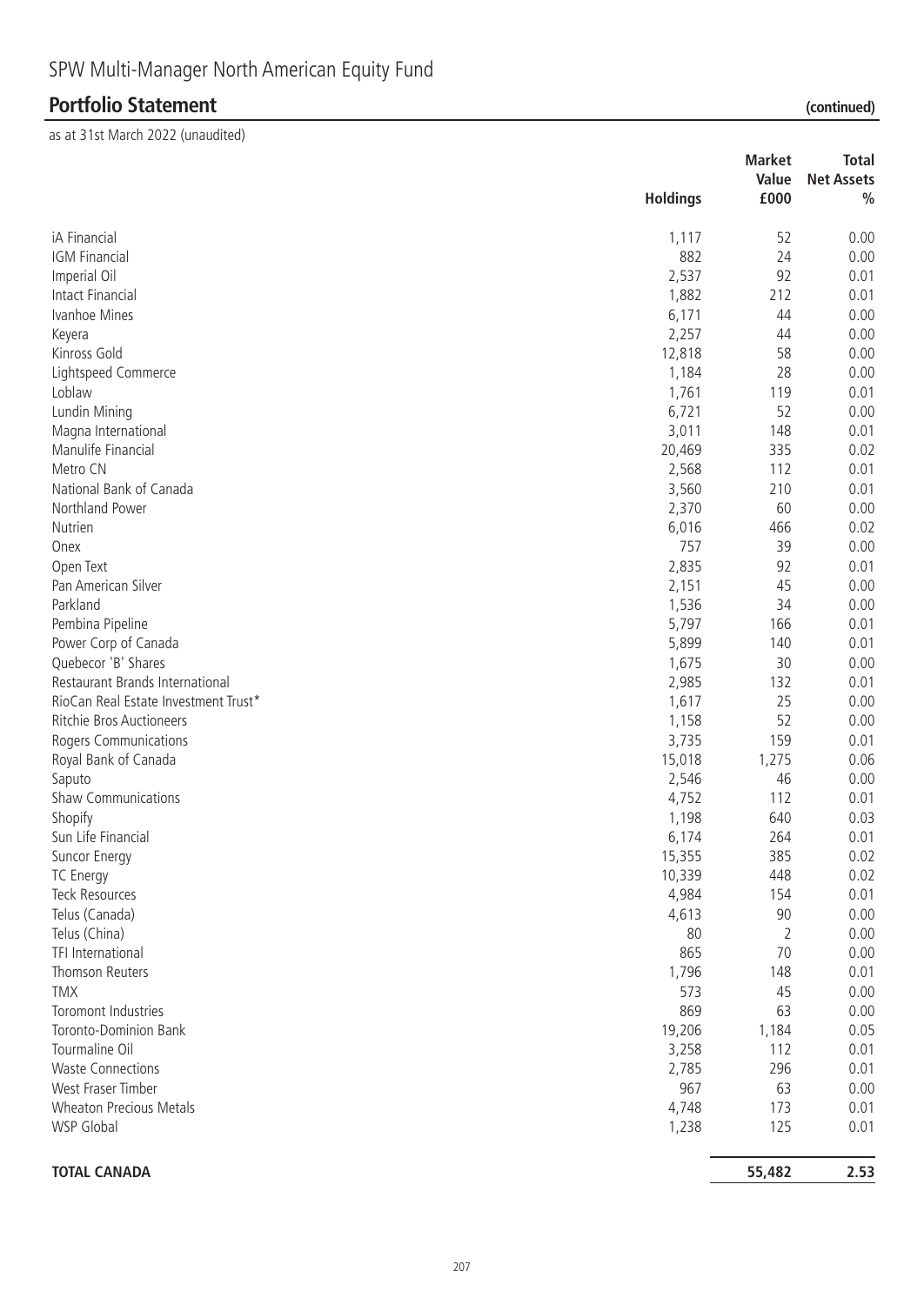# SPW Multi-Manager North American Equity Fund

## Portfolio Statement (continued)

as at 31st March 2022 (unaudited)

| | Holdings | Market Value £000 | Total Net Assets % |
|---|---|---|---|
| iA Financial | 1,117 | 52 | 0.00 |
| IGM Financial | 882 | 24 | 0.00 |
| Imperial Oil | 2,537 | 92 | 0.01 |
| Intact Financial | 1,882 | 212 | 0.01 |
| Ivanhoe Mines | 6,171 | 44 | 0.00 |
| Keyera | 2,257 | 44 | 0.00 |
| Kinross Gold | 12,818 | 58 | 0.00 |
| Lightspeed Commerce | 1,184 | 28 | 0.00 |
| Loblaw | 1,761 | 119 | 0.01 |
| Lundin Mining | 6,721 | 52 | 0.00 |
| Magna International | 3,011 | 148 | 0.01 |
| Manulife Financial | 20,469 | 335 | 0.02 |
| Metro CN | 2,568 | 112 | 0.01 |
| National Bank of Canada | 3,560 | 210 | 0.01 |
| Northland Power | 2,370 | 60 | 0.00 |
| Nutrien | 6,016 | 466 | 0.02 |
| Onex | 757 | 39 | 0.00 |
| Open Text | 2,835 | 92 | 0.01 |
| Pan American Silver | 2,151 | 45 | 0.00 |
| Parkland | 1,536 | 34 | 0.00 |
| Pembina Pipeline | 5,797 | 166 | 0.01 |
| Power Corp of Canada | 5,899 | 140 | 0.01 |
| Quebecor 'B' Shares | 1,675 | 30 | 0.00 |
| Restaurant Brands International | 2,985 | 132 | 0.01 |
| RioCan Real Estate Investment Trust* | 1,617 | 25 | 0.00 |
| Ritchie Bros Auctioneers | 1,158 | 52 | 0.00 |
| Rogers Communications | 3,735 | 159 | 0.01 |
| Royal Bank of Canada | 15,018 | 1,275 | 0.06 |
| Saputo | 2,546 | 46 | 0.00 |
| Shaw Communications | 4,752 | 112 | 0.01 |
| Shopify | 1,198 | 640 | 0.03 |
| Sun Life Financial | 6,174 | 264 | 0.01 |
| Suncor Energy | 15,355 | 385 | 0.02 |
| TC Energy | 10,339 | 448 | 0.02 |
| Teck Resources | 4,984 | 154 | 0.01 |
| Telus (Canada) | 4,613 | 90 | 0.00 |
| Telus (China) | 80 | 2 | 0.00 |
| TFI International | 865 | 70 | 0.00 |
| Thomson Reuters | 1,796 | 148 | 0.01 |
| TMX | 573 | 45 | 0.00 |
| Toromont Industries | 869 | 63 | 0.00 |
| Toronto-Dominion Bank | 19,206 | 1,184 | 0.05 |
| Tourmaline Oil | 3,258 | 112 | 0.01 |
| Waste Connections | 2,785 | 296 | 0.01 |
| West Fraser Timber | 967 | 63 | 0.00 |
| Wheaton Precious Metals | 4,748 | 173 | 0.01 |
| WSP Global | 1,238 | 125 | 0.01 |
| **TOTAL CANADA** | | **55,482** | **2.53** |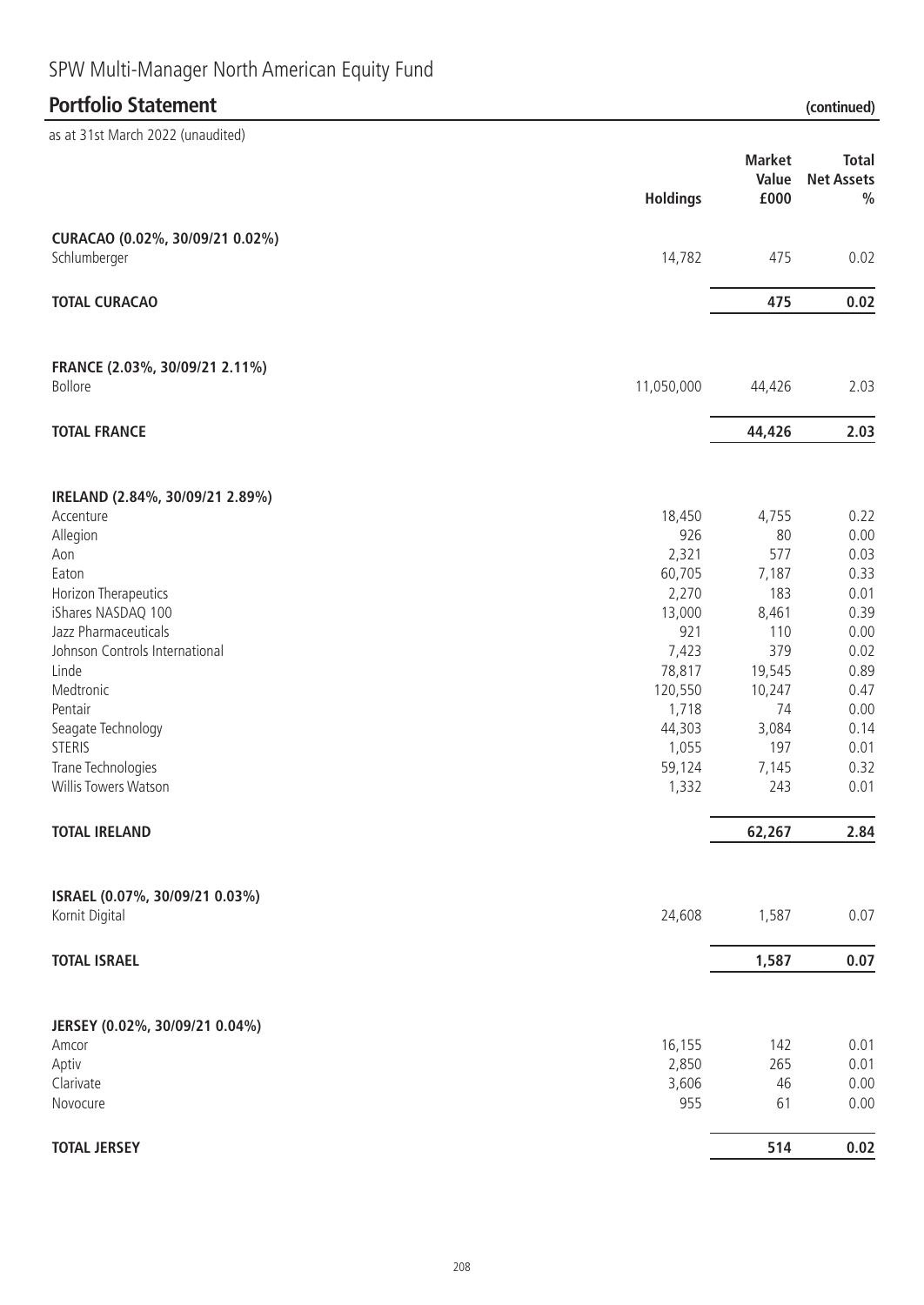SPW Multi-Manager North American Equity Fund

## Portfolio Statement (continued)

as at 31st March 2022 (unaudited)

| | Holdings | Market Value £000 | Total Net Assets % |
|---|---|---|---|
| **CURACAO (0.02%, 30/09/21 0.02%)** | | | |
| Schlumberger | 14,782 | 475 | 0.02 |
| **TOTAL CURACAO** | | **475** | **0.02** |
| **FRANCE (2.03%, 30/09/21 2.11%)** | | | |
| Bollore | 11,050,000 | 44,426 | 2.03 |
| **TOTAL FRANCE** | | **44,426** | **2.03** |
| **IRELAND (2.84%, 30/09/21 2.89%)** | | | |
| Accenture | 18,450 | 4,755 | 0.22 |
| Allegion | 926 | 80 | 0.00 |
| Aon | 2,321 | 577 | 0.03 |
| Eaton | 60,705 | 7,187 | 0.33 |
| Horizon Therapeutics | 2,270 | 183 | 0.01 |
| iShares NASDAQ 100 | 13,000 | 8,461 | 0.39 |
| Jazz Pharmaceuticals | 921 | 110 | 0.00 |
| Johnson Controls International | 7,423 | 379 | 0.02 |
| Linde | 78,817 | 19,545 | 0.89 |
| Medtronic | 120,550 | 10,247 | 0.47 |
| Pentair | 1,718 | 74 | 0.00 |
| Seagate Technology | 44,303 | 3,084 | 0.14 |
| STERIS | 1,055 | 197 | 0.01 |
| Trane Technologies | 59,124 | 7,145 | 0.32 |
| Willis Towers Watson | 1,332 | 243 | 0.01 |
| **TOTAL IRELAND** | | **62,267** | **2.84** |
| **ISRAEL (0.07%, 30/09/21 0.03%)** | | | |
| Kornit Digital | 24,608 | 1,587 | 0.07 |
| **TOTAL ISRAEL** | | **1,587** | **0.07** |
| **JERSEY (0.02%, 30/09/21 0.04%)** | | | |
| Amcor | 16,155 | 142 | 0.01 |
| Aptiv | 2,850 | 265 | 0.01 |
| Clarivate | 3,606 | 46 | 0.00 |
| Novocure | 955 | 61 | 0.00 |
| **TOTAL JERSEY** | | **514** | **0.02** |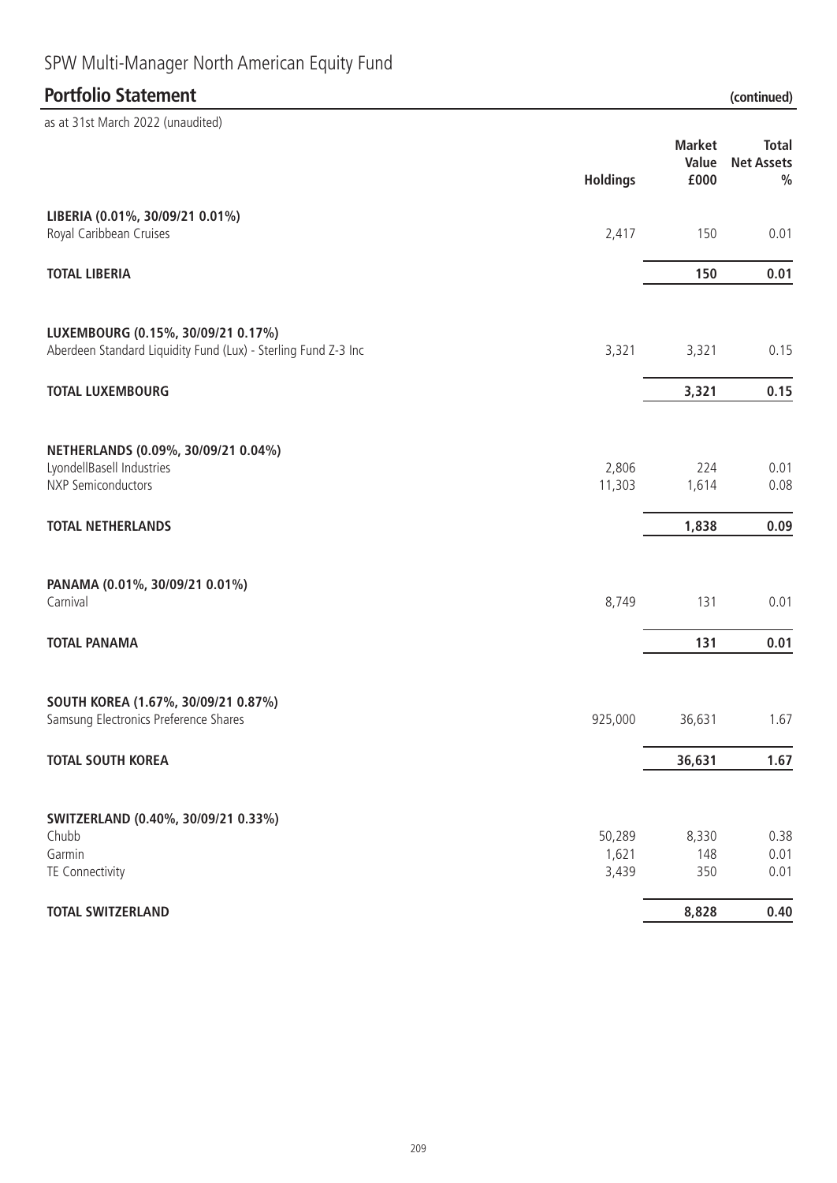SPW Multi-Manager North American Equity Fund

## Portfolio Statement (continued)

as at 31st March 2022 (unaudited)

| | Holdings | Market Value £000 | Total Net Assets % |
|---|---|---|---|
| **LIBERIA (0.01%, 30/09/21 0.01%)** | | | |
| Royal Caribbean Cruises | 2,417 | 150 | 0.01 |
| **TOTAL LIBERIA** | | **150** | **0.01** |
| **LUXEMBOURG (0.15%, 30/09/21 0.17%)** | | | |
| Aberdeen Standard Liquidity Fund (Lux) - Sterling Fund Z-3 Inc | 3,321 | 3,321 | 0.15 |
| **TOTAL LUXEMBOURG** | | **3,321** | **0.15** |
| **NETHERLANDS (0.09%, 30/09/21 0.04%)** | | | |
| LyondellBasell Industries | 2,806 | 224 | 0.01 |
| NXP Semiconductors | 11,303 | 1,614 | 0.08 |
| **TOTAL NETHERLANDS** | | **1,838** | **0.09** |
| **PANAMA (0.01%, 30/09/21 0.01%)** | | | |
| Carnival | 8,749 | 131 | 0.01 |
| **TOTAL PANAMA** | | **131** | **0.01** |
| **SOUTH KOREA (1.67%, 30/09/21 0.87%)** | | | |
| Samsung Electronics Preference Shares | 925,000 | 36,631 | 1.67 |
| **TOTAL SOUTH KOREA** | | **36,631** | **1.67** |
| **SWITZERLAND (0.40%, 30/09/21 0.33%)** | | | |
| Chubb | 50,289 | 8,330 | 0.38 |
| Garmin | 1,621 | 148 | 0.01 |
| TE Connectivity | 3,439 | 350 | 0.01 |
| **TOTAL SWITZERLAND** | | **8,828** | **0.40** |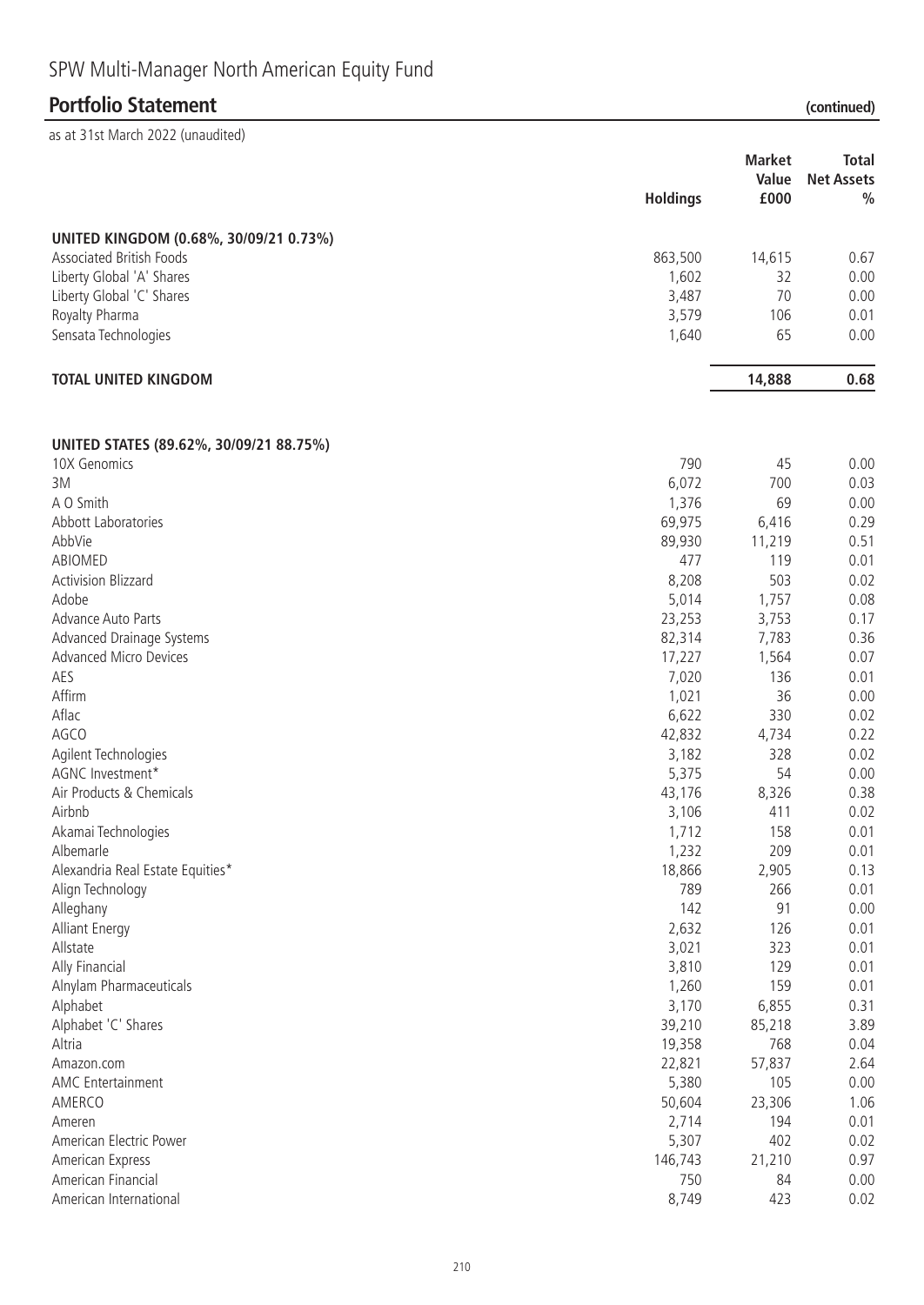# SPW Multi-Manager North American Equity Fund

## Portfolio Statement (continued)

as at 31st March 2022 (unaudited)

| | Holdings | Market Value £000 | Total Net Assets % |
|---|---|---|---|
| **UNITED KINGDOM (0.68%, 30/09/21 0.73%)** | | | |
| Associated British Foods | 863,500 | 14,615 | 0.67 |
| Liberty Global 'A' Shares | 1,602 | 32 | 0.00 |
| Liberty Global 'C' Shares | 3,487 | 70 | 0.00 |
| Royalty Pharma | 3,579 | 106 | 0.01 |
| Sensata Technologies | 1,640 | 65 | 0.00 |
| **TOTAL UNITED KINGDOM** | | **14,888** | **0.68** |
| **UNITED STATES (89.62%, 30/09/21 88.75%)** | | | |
| 10X Genomics | 790 | 45 | 0.00 |
| 3M | 6,072 | 700 | 0.03 |
| A O Smith | 1,376 | 69 | 0.00 |
| Abbott Laboratories | 69,975 | 6,416 | 0.29 |
| AbbVie | 89,930 | 11,219 | 0.51 |
| ABIOMED | 477 | 119 | 0.01 |
| Activision Blizzard | 8,208 | 503 | 0.02 |
| Adobe | 5,014 | 1,757 | 0.08 |
| Advance Auto Parts | 23,253 | 3,753 | 0.17 |
| Advanced Drainage Systems | 82,314 | 7,783 | 0.36 |
| Advanced Micro Devices | 17,227 | 1,564 | 0.07 |
| AES | 7,020 | 136 | 0.01 |
| Affirm | 1,021 | 36 | 0.00 |
| Aflac | 6,622 | 330 | 0.02 |
| AGCO | 42,832 | 4,734 | 0.22 |
| Agilent Technologies | 3,182 | 328 | 0.02 |
| AGNC Investment* | 5,375 | 54 | 0.00 |
| Air Products & Chemicals | 43,176 | 8,326 | 0.38 |
| Airbnb | 3,106 | 411 | 0.02 |
| Akamai Technologies | 1,712 | 158 | 0.01 |
| Albemarle | 1,232 | 209 | 0.01 |
| Alexandria Real Estate Equities* | 18,866 | 2,905 | 0.13 |
| Align Technology | 789 | 266 | 0.01 |
| Alleghany | 142 | 91 | 0.00 |
| Alliant Energy | 2,632 | 126 | 0.01 |
| Allstate | 3,021 | 323 | 0.01 |
| Ally Financial | 3,810 | 129 | 0.01 |
| Alnylam Pharmaceuticals | 1,260 | 159 | 0.01 |
| Alphabet | 3,170 | 6,855 | 0.31 |
| Alphabet 'C' Shares | 39,210 | 85,218 | 3.89 |
| Altria | 19,358 | 768 | 0.04 |
| Amazon.com | 22,821 | 57,837 | 2.64 |
| AMC Entertainment | 5,380 | 105 | 0.00 |
| AMERCO | 50,604 | 23,306 | 1.06 |
| Ameren | 2,714 | 194 | 0.01 |
| American Electric Power | 5,307 | 402 | 0.02 |
| American Express | 146,743 | 21,210 | 0.97 |
| American Financial | 750 | 84 | 0.00 |
| American International | 8,749 | 423 | 0.02 |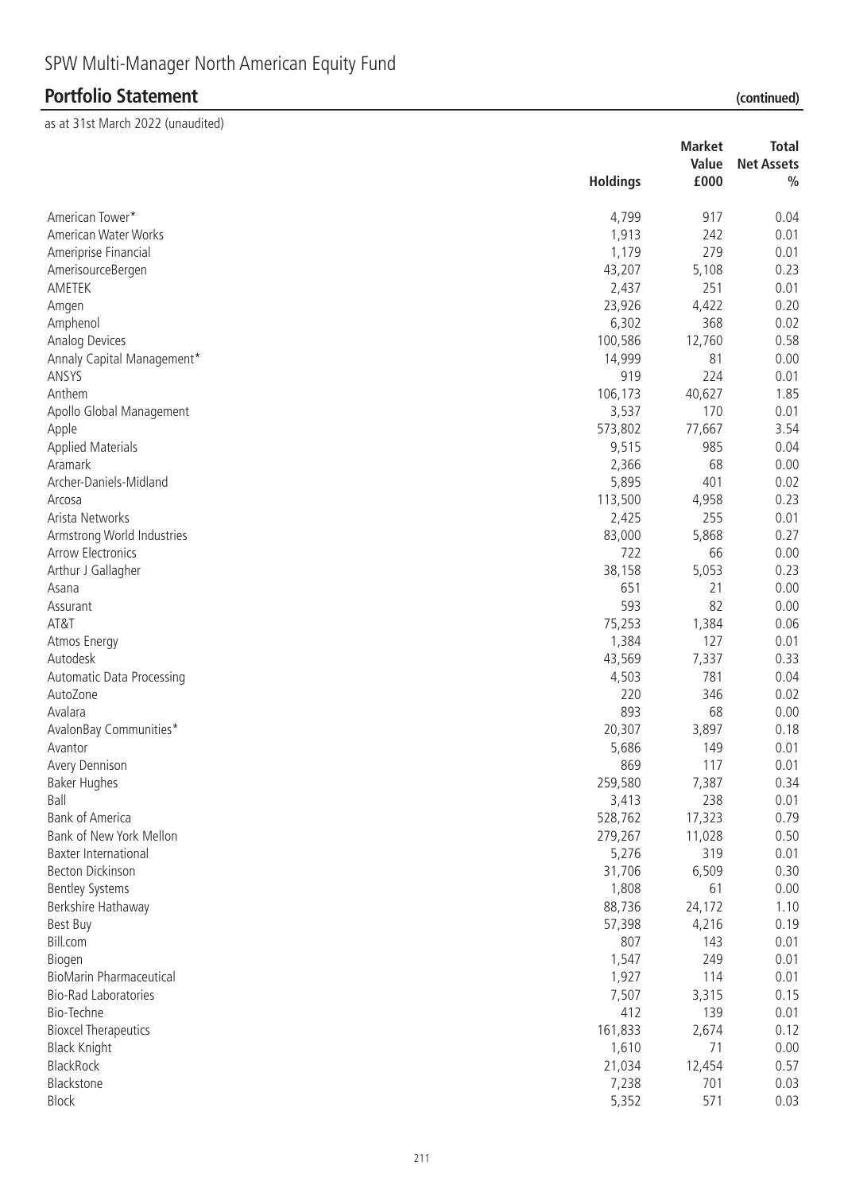# SPW Multi-Manager North American Equity Fund

## Portfolio Statement (continued)

as at 31st March 2022 (unaudited)

| | Holdings | Market Value £000 | Total Net Assets % |
|---|---|---|---|
| American Tower* | 4,799 | 917 | 0.04 |
| American Water Works | 1,913 | 242 | 0.01 |
| Ameriprise Financial | 1,179 | 279 | 0.01 |
| AmerisourceBergen | 43,207 | 5,108 | 0.23 |
| AMETEK | 2,437 | 251 | 0.01 |
| Amgen | 23,926 | 4,422 | 0.20 |
| Amphenol | 6,302 | 368 | 0.02 |
| Analog Devices | 100,586 | 12,760 | 0.58 |
| Annaly Capital Management* | 14,999 | 81 | 0.00 |
| ANSYS | 919 | 224 | 0.01 |
| Anthem | 106,173 | 40,627 | 1.85 |
| Apollo Global Management | 3,537 | 170 | 0.01 |
| Apple | 573,802 | 77,667 | 3.54 |
| Applied Materials | 9,515 | 985 | 0.04 |
| Aramark | 2,366 | 68 | 0.00 |
| Archer-Daniels-Midland | 5,895 | 401 | 0.02 |
| Arcosa | 113,500 | 4,958 | 0.23 |
| Arista Networks | 2,425 | 255 | 0.01 |
| Armstrong World Industries | 83,000 | 5,868 | 0.27 |
| Arrow Electronics | 722 | 66 | 0.00 |
| Arthur J Gallagher | 38,158 | 5,053 | 0.23 |
| Asana | 651 | 21 | 0.00 |
| Assurant | 593 | 82 | 0.00 |
| AT&T | 75,253 | 1,384 | 0.06 |
| Atmos Energy | 1,384 | 127 | 0.01 |
| Autodesk | 43,569 | 7,337 | 0.33 |
| Automatic Data Processing | 4,503 | 781 | 0.04 |
| AutoZone | 220 | 346 | 0.02 |
| Avalara | 893 | 68 | 0.00 |
| AvalonBay Communities* | 20,307 | 3,897 | 0.18 |
| Avantor | 5,686 | 149 | 0.01 |
| Avery Dennison | 869 | 117 | 0.01 |
| Baker Hughes | 259,580 | 7,387 | 0.34 |
| Ball | 3,413 | 238 | 0.01 |
| Bank of America | 528,762 | 17,323 | 0.79 |
| Bank of New York Mellon | 279,267 | 11,028 | 0.50 |
| Baxter International | 5,276 | 319 | 0.01 |
| Becton Dickinson | 31,706 | 6,509 | 0.30 |
| Bentley Systems | 1,808 | 61 | 0.00 |
| Berkshire Hathaway | 88,736 | 24,172 | 1.10 |
| Best Buy | 57,398 | 4,216 | 0.19 |
| Bill.com | 807 | 143 | 0.01 |
| Biogen | 1,547 | 249 | 0.01 |
| BioMarin Pharmaceutical | 1,927 | 114 | 0.01 |
| Bio-Rad Laboratories | 7,507 | 3,315 | 0.15 |
| Bio-Techne | 412 | 139 | 0.01 |
| Bioxcel Therapeutics | 161,833 | 2,674 | 0.12 |
| Black Knight | 1,610 | 71 | 0.00 |
| BlackRock | 21,034 | 12,454 | 0.57 |
| Blackstone | 7,238 | 701 | 0.03 |
| Block | 5,352 | 571 | 0.03 |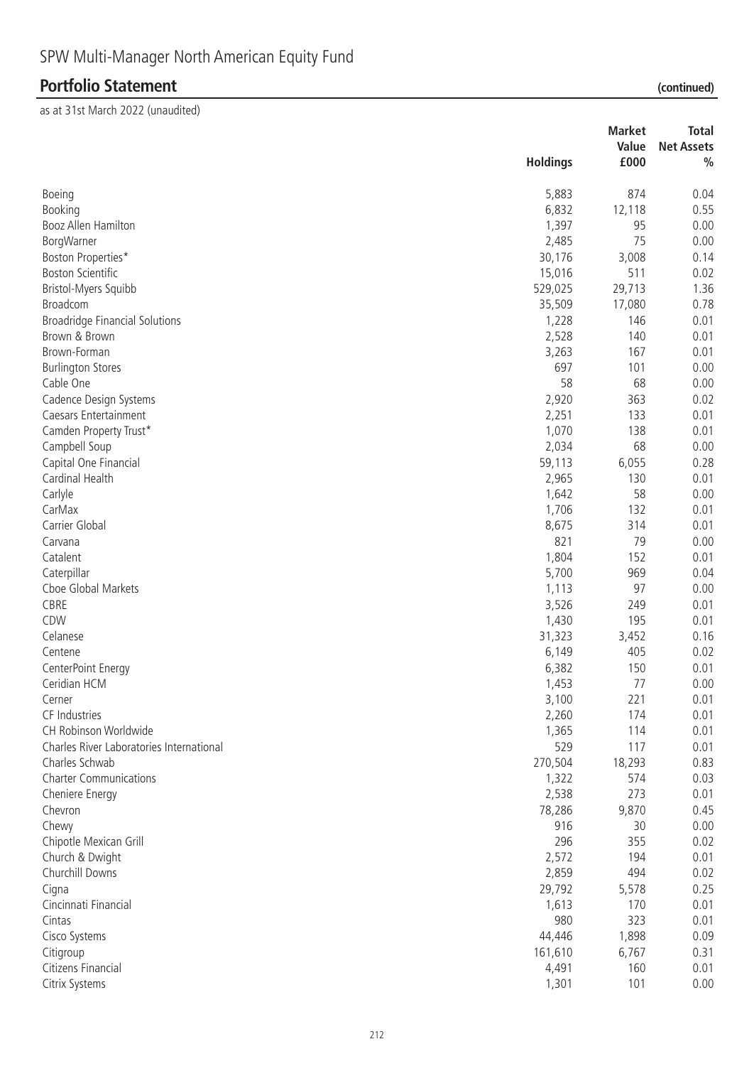# SPW Multi-Manager North American Equity Fund

## Portfolio Statement (continued)

as at 31st March 2022 (unaudited)

| | Holdings | Market Value £000 | Total Net Assets % |
|---|---|---|---|
| Boeing | 5,883 | 874 | 0.04 |
| Booking | 6,832 | 12,118 | 0.55 |
| Booz Allen Hamilton | 1,397 | 95 | 0.00 |
| BorgWarner | 2,485 | 75 | 0.00 |
| Boston Properties* | 30,176 | 3,008 | 0.14 |
| Boston Scientific | 15,016 | 511 | 0.02 |
| Bristol-Myers Squibb | 529,025 | 29,713 | 1.36 |
| Broadcom | 35,509 | 17,080 | 0.78 |
| Broadridge Financial Solutions | 1,228 | 146 | 0.01 |
| Brown & Brown | 2,528 | 140 | 0.01 |
| Brown-Forman | 3,263 | 167 | 0.01 |
| Burlington Stores | 697 | 101 | 0.00 |
| Cable One | 58 | 68 | 0.00 |
| Cadence Design Systems | 2,920 | 363 | 0.02 |
| Caesars Entertainment | 2,251 | 133 | 0.01 |
| Camden Property Trust* | 1,070 | 138 | 0.01 |
| Campbell Soup | 2,034 | 68 | 0.00 |
| Capital One Financial | 59,113 | 6,055 | 0.28 |
| Cardinal Health | 2,965 | 130 | 0.01 |
| Carlyle | 1,642 | 58 | 0.00 |
| CarMax | 1,706 | 132 | 0.01 |
| Carrier Global | 8,675 | 314 | 0.01 |
| Carvana | 821 | 79 | 0.00 |
| Catalent | 1,804 | 152 | 0.01 |
| Caterpillar | 5,700 | 969 | 0.04 |
| Cboe Global Markets | 1,113 | 97 | 0.00 |
| CBRE | 3,526 | 249 | 0.01 |
| CDW | 1,430 | 195 | 0.01 |
| Celanese | 31,323 | 3,452 | 0.16 |
| Centene | 6,149 | 405 | 0.02 |
| CenterPoint Energy | 6,382 | 150 | 0.01 |
| Ceridian HCM | 1,453 | 77 | 0.00 |
| Cerner | 3,100 | 221 | 0.01 |
| CF Industries | 2,260 | 174 | 0.01 |
| CH Robinson Worldwide | 1,365 | 114 | 0.01 |
| Charles River Laboratories International | 529 | 117 | 0.01 |
| Charles Schwab | 270,504 | 18,293 | 0.83 |
| Charter Communications | 1,322 | 574 | 0.03 |
| Cheniere Energy | 2,538 | 273 | 0.01 |
| Chevron | 78,286 | 9,870 | 0.45 |
| Chewy | 916 | 30 | 0.00 |
| Chipotle Mexican Grill | 296 | 355 | 0.02 |
| Church & Dwight | 2,572 | 194 | 0.01 |
| Churchill Downs | 2,859 | 494 | 0.02 |
| Cigna | 29,792 | 5,578 | 0.25 |
| Cincinnati Financial | 1,613 | 170 | 0.01 |
| Cintas | 980 | 323 | 0.01 |
| Cisco Systems | 44,446 | 1,898 | 0.09 |
| Citigroup | 161,610 | 6,767 | 0.31 |
| Citizens Financial | 4,491 | 160 | 0.01 |
| Citrix Systems | 1,301 | 101 | 0.00 |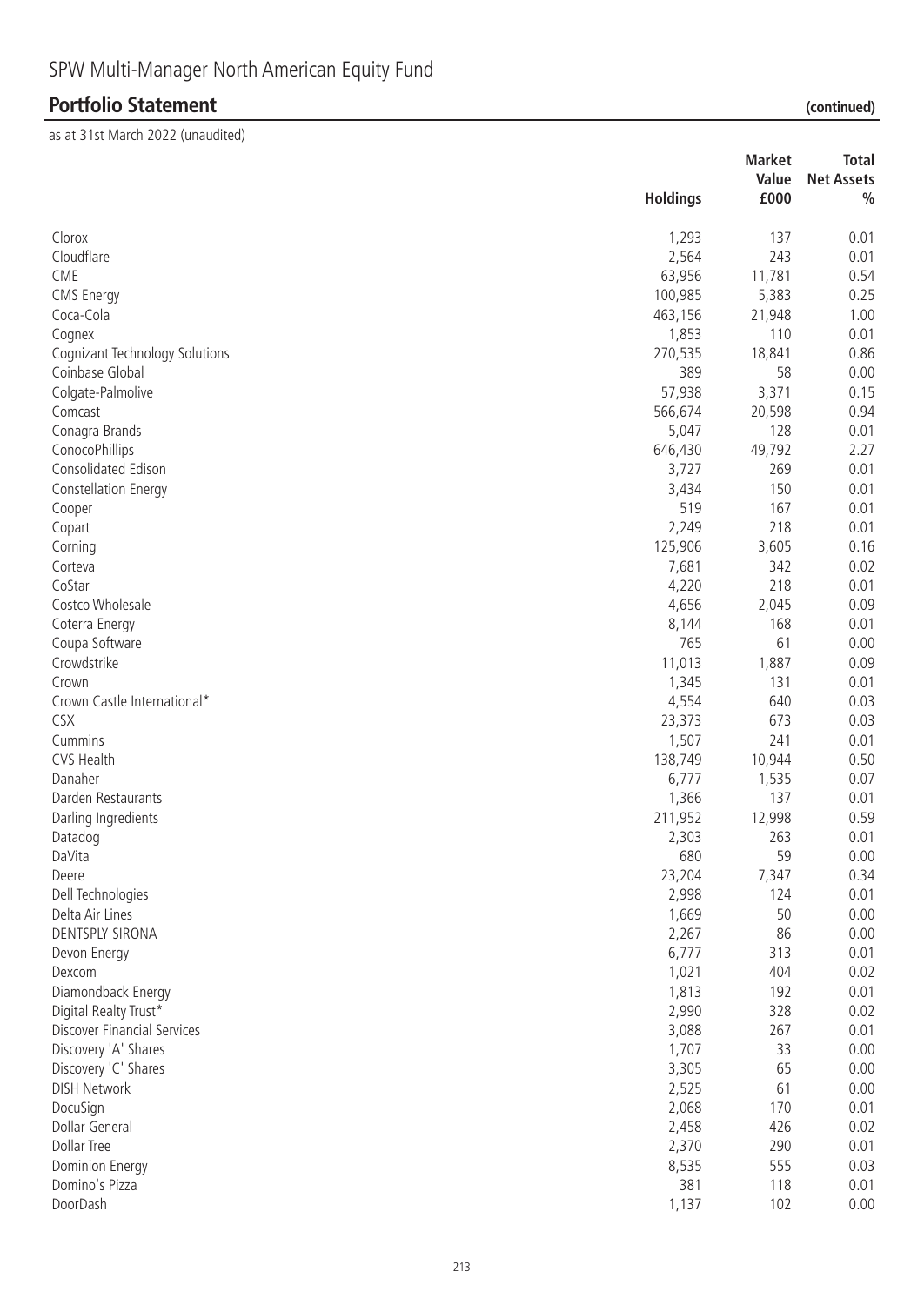# SPW Multi-Manager North American Equity Fund

## Portfolio Statement (continued)

as at 31st March 2022 (unaudited)

| | Holdings | Market Value £000 | Total Net Assets % |
|---|---|---|---|
| Clorox | 1,293 | 137 | 0.01 |
| Cloudflare | 2,564 | 243 | 0.01 |
| CME | 63,956 | 11,781 | 0.54 |
| CMS Energy | 100,985 | 5,383 | 0.25 |
| Coca-Cola | 463,156 | 21,948 | 1.00 |
| Cognex | 1,853 | 110 | 0.01 |
| Cognizant Technology Solutions | 270,535 | 18,841 | 0.86 |
| Coinbase Global | 389 | 58 | 0.00 |
| Colgate-Palmolive | 57,938 | 3,371 | 0.15 |
| Comcast | 566,674 | 20,598 | 0.94 |
| Conagra Brands | 5,047 | 128 | 0.01 |
| ConocoPhillips | 646,430 | 49,792 | 2.27 |
| Consolidated Edison | 3,727 | 269 | 0.01 |
| Constellation Energy | 3,434 | 150 | 0.01 |
| Cooper | 519 | 167 | 0.01 |
| Copart | 2,249 | 218 | 0.01 |
| Corning | 125,906 | 3,605 | 0.16 |
| Corteva | 7,681 | 342 | 0.02 |
| CoStar | 4,220 | 218 | 0.01 |
| Costco Wholesale | 4,656 | 2,045 | 0.09 |
| Coterra Energy | 8,144 | 168 | 0.01 |
| Coupa Software | 765 | 61 | 0.00 |
| Crowdstrike | 11,013 | 1,887 | 0.09 |
| Crown | 1,345 | 131 | 0.01 |
| Crown Castle International* | 4,554 | 640 | 0.03 |
| CSX | 23,373 | 673 | 0.03 |
| Cummins | 1,507 | 241 | 0.01 |
| CVS Health | 138,749 | 10,944 | 0.50 |
| Danaher | 6,777 | 1,535 | 0.07 |
| Darden Restaurants | 1,366 | 137 | 0.01 |
| Darling Ingredients | 211,952 | 12,998 | 0.59 |
| Datadog | 2,303 | 263 | 0.01 |
| DaVita | 680 | 59 | 0.00 |
| Deere | 23,204 | 7,347 | 0.34 |
| Dell Technologies | 2,998 | 124 | 0.01 |
| Delta Air Lines | 1,669 | 50 | 0.00 |
| DENTSPLY SIRONA | 2,267 | 86 | 0.00 |
| Devon Energy | 6,777 | 313 | 0.01 |
| Dexcom | 1,021 | 404 | 0.02 |
| Diamondback Energy | 1,813 | 192 | 0.01 |
| Digital Realty Trust* | 2,990 | 328 | 0.02 |
| Discover Financial Services | 3,088 | 267 | 0.01 |
| Discovery 'A' Shares | 1,707 | 33 | 0.00 |
| Discovery 'C' Shares | 3,305 | 65 | 0.00 |
| DISH Network | 2,525 | 61 | 0.00 |
| DocuSign | 2,068 | 170 | 0.01 |
| Dollar General | 2,458 | 426 | 0.02 |
| Dollar Tree | 2,370 | 290 | 0.01 |
| Dominion Energy | 8,535 | 555 | 0.03 |
| Domino's Pizza | 381 | 118 | 0.01 |
| DoorDash | 1,137 | 102 | 0.00 |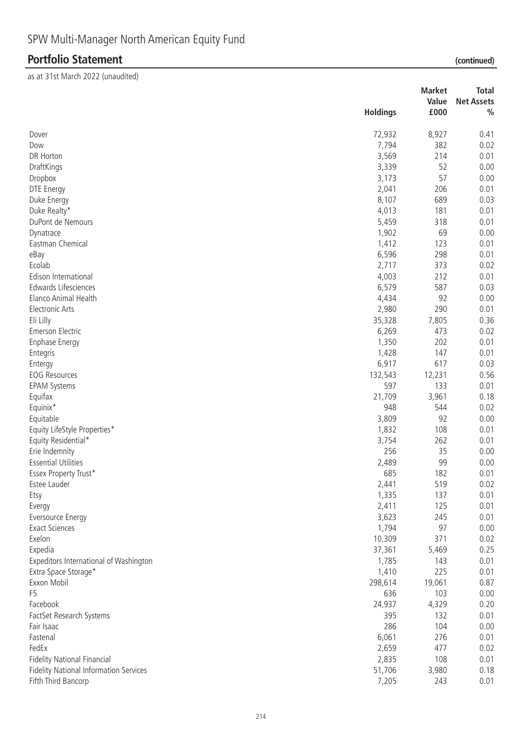# SPW Multi-Manager North American Equity Fund

## Portfolio Statement (continued)

as at 31st March 2022 (unaudited)

| | Holdings | Market Value £000 | Total Net Assets % |
|---|---|---|---|
| Dover | 72,932 | 8,927 | 0.41 |
| Dow | 7,794 | 382 | 0.02 |
| DR Horton | 3,569 | 214 | 0.01 |
| DraftKings | 3,339 | 52 | 0.00 |
| Dropbox | 3,173 | 57 | 0.00 |
| DTE Energy | 2,041 | 206 | 0.01 |
| Duke Energy | 8,107 | 689 | 0.03 |
| Duke Realty* | 4,013 | 181 | 0.01 |
| DuPont de Nemours | 5,459 | 318 | 0.01 |
| Dynatrace | 1,902 | 69 | 0.00 |
| Eastman Chemical | 1,412 | 123 | 0.01 |
| eBay | 6,596 | 298 | 0.01 |
| Ecolab | 2,717 | 373 | 0.02 |
| Edison International | 4,003 | 212 | 0.01 |
| Edwards Lifesciences | 6,579 | 587 | 0.03 |
| Elanco Animal Health | 4,434 | 92 | 0.00 |
| Electronic Arts | 2,980 | 290 | 0.01 |
| Eli Lilly | 35,328 | 7,805 | 0.36 |
| Emerson Electric | 6,269 | 473 | 0.02 |
| Enphase Energy | 1,350 | 202 | 0.01 |
| Entegris | 1,428 | 147 | 0.01 |
| Entergy | 6,917 | 617 | 0.03 |
| EOG Resources | 132,543 | 12,231 | 0.56 |
| EPAM Systems | 597 | 133 | 0.01 |
| Equifax | 21,709 | 3,961 | 0.18 |
| Equinix* | 948 | 544 | 0.02 |
| Equitable | 3,809 | 92 | 0.00 |
| Equity LifeStyle Properties* | 1,832 | 108 | 0.01 |
| Equity Residential* | 3,754 | 262 | 0.01 |
| Erie Indemnity | 256 | 35 | 0.00 |
| Essential Utilities | 2,489 | 99 | 0.00 |
| Essex Property Trust* | 685 | 182 | 0.01 |
| Estee Lauder | 2,441 | 519 | 0.02 |
| Etsy | 1,335 | 137 | 0.01 |
| Evergy | 2,411 | 125 | 0.01 |
| Eversource Energy | 3,623 | 245 | 0.01 |
| Exact Sciences | 1,794 | 97 | 0.00 |
| Exelon | 10,309 | 371 | 0.02 |
| Expedia | 37,361 | 5,469 | 0.25 |
| Expeditors International of Washington | 1,785 | 143 | 0.01 |
| Extra Space Storage* | 1,410 | 225 | 0.01 |
| Exxon Mobil | 298,614 | 19,061 | 0.87 |
| F5 | 636 | 103 | 0.00 |
| Facebook | 24,937 | 4,329 | 0.20 |
| FactSet Research Systems | 395 | 132 | 0.01 |
| Fair Isaac | 286 | 104 | 0.00 |
| Fastenal | 6,061 | 276 | 0.01 |
| FedEx | 2,659 | 477 | 0.02 |
| Fidelity National Financial | 2,835 | 108 | 0.01 |
| Fidelity National Information Services | 51,706 | 3,980 | 0.18 |
| Fifth Third Bancorp | 7,205 | 243 | 0.01 |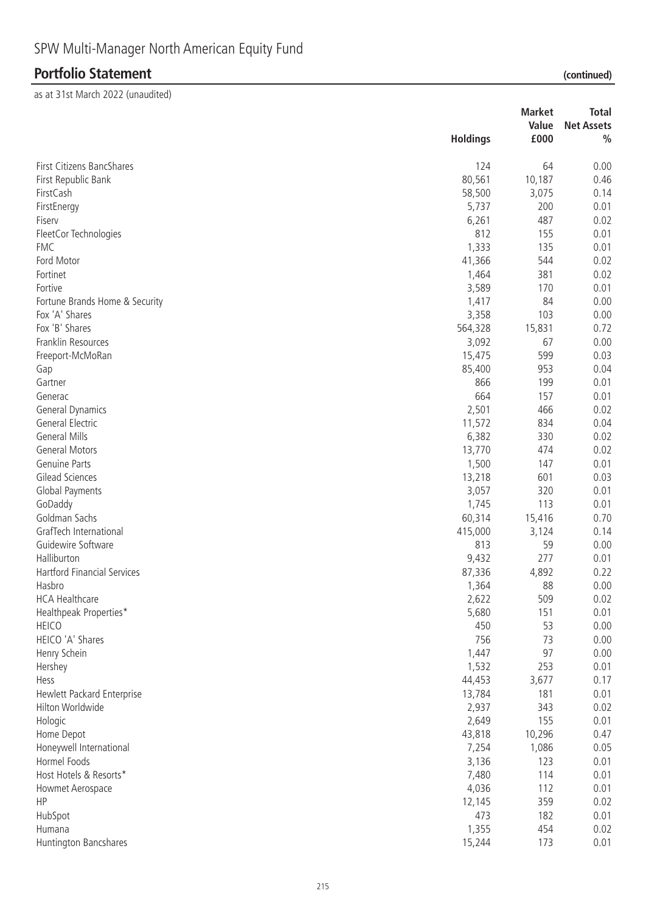SPW Multi-Manager North American Equity Fund

## Portfolio Statement (continued)

as at 31st March 2022 (unaudited)

| | Holdings | Market Value £000 | Total Net Assets % |
|---|---|---|---|
| First Citizens BancShares | 124 | 64 | 0.00 |
| First Republic Bank | 80,561 | 10,187 | 0.46 |
| FirstCash | 58,500 | 3,075 | 0.14 |
| FirstEnergy | 5,737 | 200 | 0.01 |
| Fiserv | 6,261 | 487 | 0.02 |
| FleetCor Technologies | 812 | 155 | 0.01 |
| FMC | 1,333 | 135 | 0.01 |
| Ford Motor | 41,366 | 544 | 0.02 |
| Fortinet | 1,464 | 381 | 0.02 |
| Fortive | 3,589 | 170 | 0.01 |
| Fortune Brands Home & Security | 1,417 | 84 | 0.00 |
| Fox 'A' Shares | 3,358 | 103 | 0.00 |
| Fox 'B' Shares | 564,328 | 15,831 | 0.72 |
| Franklin Resources | 3,092 | 67 | 0.00 |
| Freeport-McMoRan | 15,475 | 599 | 0.03 |
| Gap | 85,400 | 953 | 0.04 |
| Gartner | 866 | 199 | 0.01 |
| Generac | 664 | 157 | 0.01 |
| General Dynamics | 2,501 | 466 | 0.02 |
| General Electric | 11,572 | 834 | 0.04 |
| General Mills | 6,382 | 330 | 0.02 |
| General Motors | 13,770 | 474 | 0.02 |
| Genuine Parts | 1,500 | 147 | 0.01 |
| Gilead Sciences | 13,218 | 601 | 0.03 |
| Global Payments | 3,057 | 320 | 0.01 |
| GoDaddy | 1,745 | 113 | 0.01 |
| Goldman Sachs | 60,314 | 15,416 | 0.70 |
| GrafTech International | 415,000 | 3,124 | 0.14 |
| Guidewire Software | 813 | 59 | 0.00 |
| Halliburton | 9,432 | 277 | 0.01 |
| Hartford Financial Services | 87,336 | 4,892 | 0.22 |
| Hasbro | 1,364 | 88 | 0.00 |
| HCA Healthcare | 2,622 | 509 | 0.02 |
| Healthpeak Properties* | 5,680 | 151 | 0.01 |
| HEICO | 450 | 53 | 0.00 |
| HEICO 'A' Shares | 756 | 73 | 0.00 |
| Henry Schein | 1,447 | 97 | 0.00 |
| Hershey | 1,532 | 253 | 0.01 |
| Hess | 44,453 | 3,677 | 0.17 |
| Hewlett Packard Enterprise | 13,784 | 181 | 0.01 |
| Hilton Worldwide | 2,937 | 343 | 0.02 |
| Hologic | 2,649 | 155 | 0.01 |
| Home Depot | 43,818 | 10,296 | 0.47 |
| Honeywell International | 7,254 | 1,086 | 0.05 |
| Hormel Foods | 3,136 | 123 | 0.01 |
| Host Hotels & Resorts* | 7,480 | 114 | 0.01 |
| Howmet Aerospace | 4,036 | 112 | 0.01 |
| HP | 12,145 | 359 | 0.02 |
| HubSpot | 473 | 182 | 0.01 |
| Humana | 1,355 | 454 | 0.02 |
| Huntington Bancshares | 15,244 | 173 | 0.01 |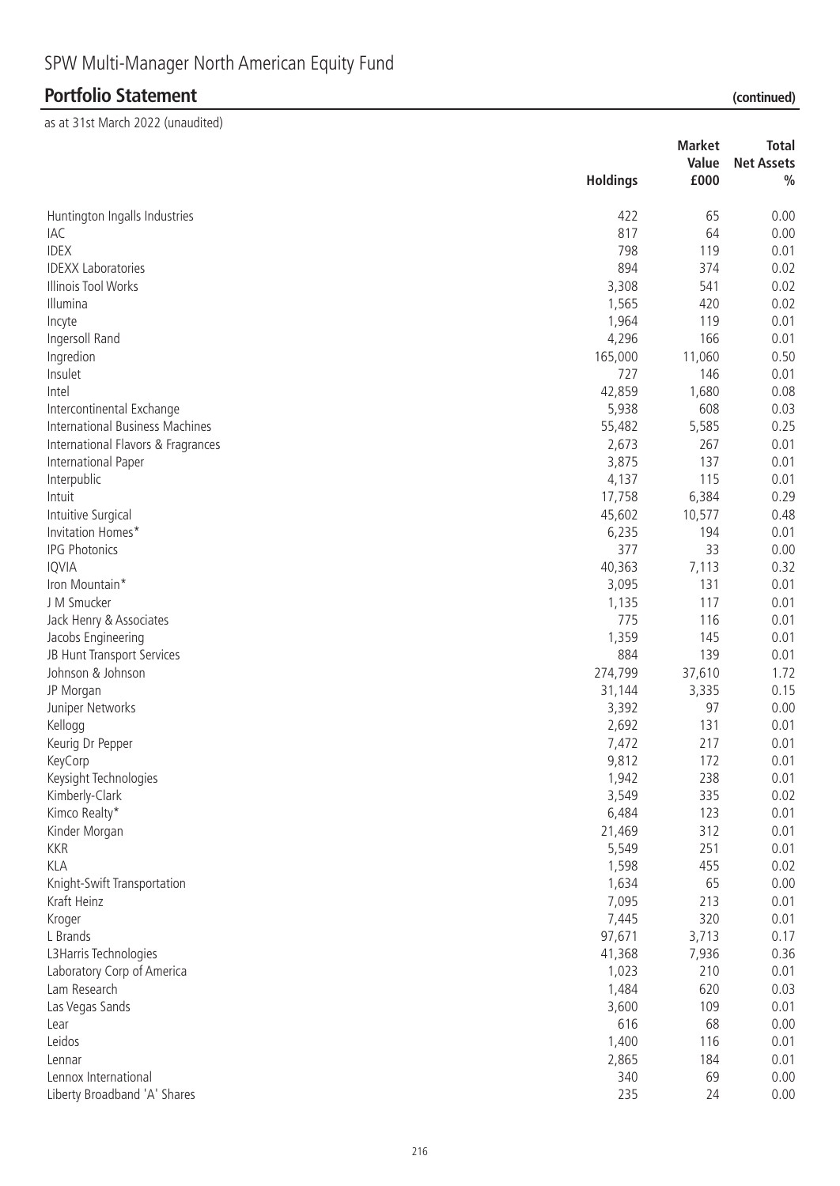# SPW Multi-Manager North American Equity Fund

## Portfolio Statement (continued)

as at 31st March 2022 (unaudited)

| | Holdings | Market Value £000 | Total Net Assets % |
|---|---|---|---|
| Huntington Ingalls Industries | 422 | 65 | 0.00 |
| IAC | 817 | 64 | 0.00 |
| IDEX | 798 | 119 | 0.01 |
| IDEXX Laboratories | 894 | 374 | 0.02 |
| Illinois Tool Works | 3,308 | 541 | 0.02 |
| Illumina | 1,565 | 420 | 0.02 |
| Incyte | 1,964 | 119 | 0.01 |
| Ingersoll Rand | 4,296 | 166 | 0.01 |
| Ingredion | 165,000 | 11,060 | 0.50 |
| Insulet | 727 | 146 | 0.01 |
| Intel | 42,859 | 1,680 | 0.08 |
| Intercontinental Exchange | 5,938 | 608 | 0.03 |
| International Business Machines | 55,482 | 5,585 | 0.25 |
| International Flavors & Fragrances | 2,673 | 267 | 0.01 |
| International Paper | 3,875 | 137 | 0.01 |
| Interpublic | 4,137 | 115 | 0.01 |
| Intuit | 17,758 | 6,384 | 0.29 |
| Intuitive Surgical | 45,602 | 10,577 | 0.48 |
| Invitation Homes* | 6,235 | 194 | 0.01 |
| IPG Photonics | 377 | 33 | 0.00 |
| IQVIA | 40,363 | 7,113 | 0.32 |
| Iron Mountain* | 3,095 | 131 | 0.01 |
| J M Smucker | 1,135 | 117 | 0.01 |
| Jack Henry & Associates | 775 | 116 | 0.01 |
| Jacobs Engineering | 1,359 | 145 | 0.01 |
| JB Hunt Transport Services | 884 | 139 | 0.01 |
| Johnson & Johnson | 274,799 | 37,610 | 1.72 |
| JP Morgan | 31,144 | 3,335 | 0.15 |
| Juniper Networks | 3,392 | 97 | 0.00 |
| Kellogg | 2,692 | 131 | 0.01 |
| Keurig Dr Pepper | 7,472 | 217 | 0.01 |
| KeyCorp | 9,812 | 172 | 0.01 |
| Keysight Technologies | 1,942 | 238 | 0.01 |
| Kimberly-Clark | 3,549 | 335 | 0.02 |
| Kimco Realty* | 6,484 | 123 | 0.01 |
| Kinder Morgan | 21,469 | 312 | 0.01 |
| KKR | 5,549 | 251 | 0.01 |
| KLA | 1,598 | 455 | 0.02 |
| Knight-Swift Transportation | 1,634 | 65 | 0.00 |
| Kraft Heinz | 7,095 | 213 | 0.01 |
| Kroger | 7,445 | 320 | 0.01 |
| L Brands | 97,671 | 3,713 | 0.17 |
| L3Harris Technologies | 41,368 | 7,936 | 0.36 |
| Laboratory Corp of America | 1,023 | 210 | 0.01 |
| Lam Research | 1,484 | 620 | 0.03 |
| Las Vegas Sands | 3,600 | 109 | 0.01 |
| Lear | 616 | 68 | 0.00 |
| Leidos | 1,400 | 116 | 0.01 |
| Lennar | 2,865 | 184 | 0.01 |
| Lennox International | 340 | 69 | 0.00 |
| Liberty Broadband 'A' Shares | 235 | 24 | 0.00 |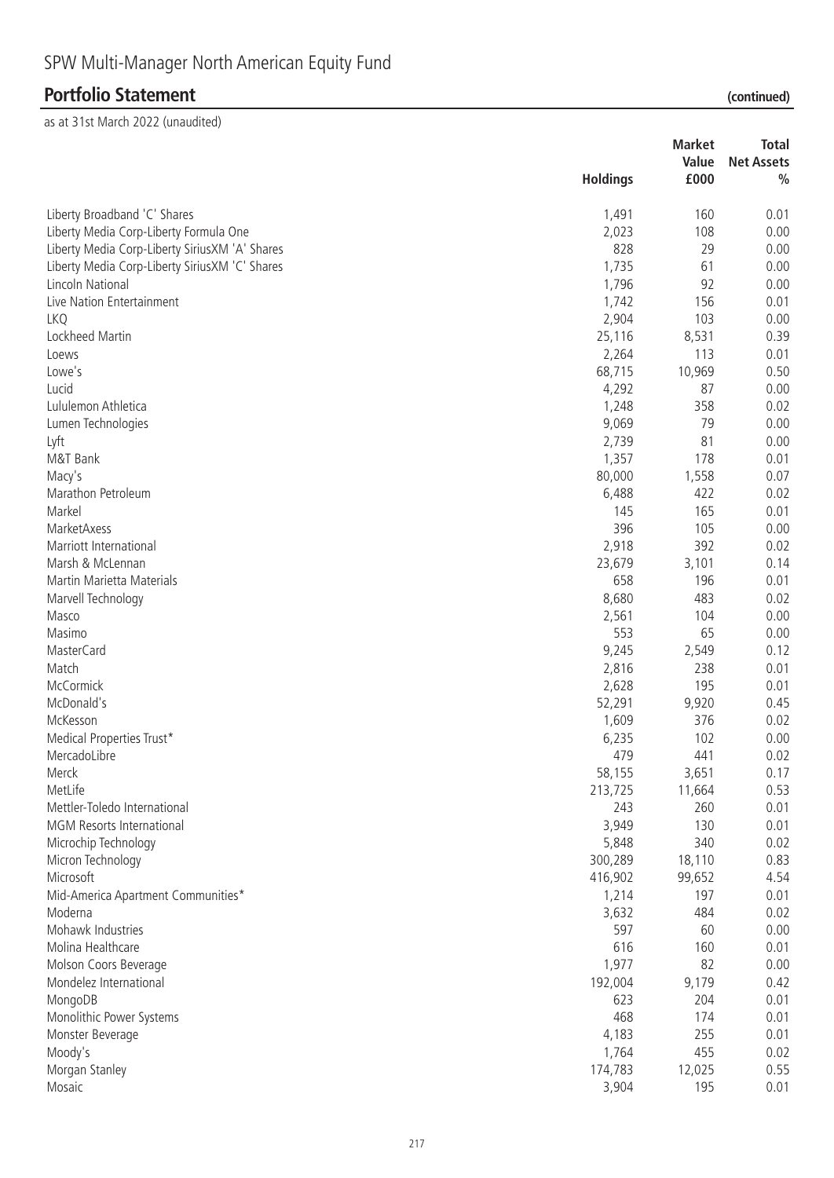## Portfolio Statement (continued)

as at 31st March 2022 (unaudited)

| | Holdings | Market Value £000 | Total Net Assets % |
|---|---|---|---|
| Liberty Broadband 'C' Shares | 1,491 | 160 | 0.01 |
| Liberty Media Corp-Liberty Formula One | 2,023 | 108 | 0.00 |
| Liberty Media Corp-Liberty SiriusXM 'A' Shares | 828 | 29 | 0.00 |
| Liberty Media Corp-Liberty SiriusXM 'C' Shares | 1,735 | 61 | 0.00 |
| Lincoln National | 1,796 | 92 | 0.00 |
| Live Nation Entertainment | 1,742 | 156 | 0.01 |
| LKQ | 2,904 | 103 | 0.00 |
| Lockheed Martin | 25,116 | 8,531 | 0.39 |
| Loews | 2,264 | 113 | 0.01 |
| Lowe's | 68,715 | 10,969 | 0.50 |
| Lucid | 4,292 | 87 | 0.00 |
| Lululemon Athletica | 1,248 | 358 | 0.02 |
| Lumen Technologies | 9,069 | 79 | 0.00 |
| Lyft | 2,739 | 81 | 0.00 |
| M&T Bank | 1,357 | 178 | 0.01 |
| Macy's | 80,000 | 1,558 | 0.07 |
| Marathon Petroleum | 6,488 | 422 | 0.02 |
| Markel | 145 | 165 | 0.01 |
| MarketAxess | 396 | 105 | 0.00 |
| Marriott International | 2,918 | 392 | 0.02 |
| Marsh & McLennan | 23,679 | 3,101 | 0.14 |
| Martin Marietta Materials | 658 | 196 | 0.01 |
| Marvell Technology | 8,680 | 483 | 0.02 |
| Masco | 2,561 | 104 | 0.00 |
| Masimo | 553 | 65 | 0.00 |
| MasterCard | 9,245 | 2,549 | 0.12 |
| Match | 2,816 | 238 | 0.01 |
| McCormick | 2,628 | 195 | 0.01 |
| McDonald's | 52,291 | 9,920 | 0.45 |
| McKesson | 1,609 | 376 | 0.02 |
| Medical Properties Trust* | 6,235 | 102 | 0.00 |
| MercadoLibre | 479 | 441 | 0.02 |
| Merck | 58,155 | 3,651 | 0.17 |
| MetLife | 213,725 | 11,664 | 0.53 |
| Mettler-Toledo International | 243 | 260 | 0.01 |
| MGM Resorts International | 3,949 | 130 | 0.01 |
| Microchip Technology | 5,848 | 340 | 0.02 |
| Micron Technology | 300,289 | 18,110 | 0.83 |
| Microsoft | 416,902 | 99,652 | 4.54 |
| Mid-America Apartment Communities* | 1,214 | 197 | 0.01 |
| Moderna | 3,632 | 484 | 0.02 |
| Mohawk Industries | 597 | 60 | 0.00 |
| Molina Healthcare | 616 | 160 | 0.01 |
| Molson Coors Beverage | 1,977 | 82 | 0.00 |
| Mondelez International | 192,004 | 9,179 | 0.42 |
| MongoDB | 623 | 204 | 0.01 |
| Monolithic Power Systems | 468 | 174 | 0.01 |
| Monster Beverage | 4,183 | 255 | 0.01 |
| Moody's | 1,764 | 455 | 0.02 |
| Morgan Stanley | 174,783 | 12,025 | 0.55 |
| Mosaic | 3,904 | 195 | 0.01 |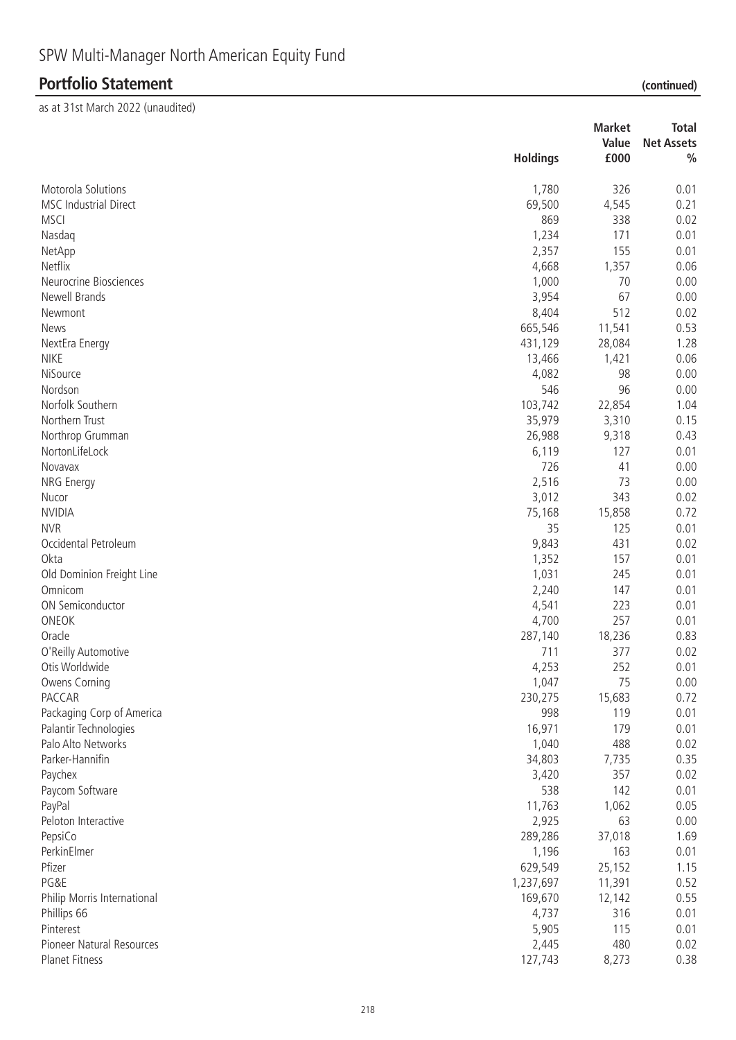# SPW Multi-Manager North American Equity Fund

## Portfolio Statement (continued)

as at 31st March 2022 (unaudited)

| | Holdings | Market Value £000 | Total Net Assets % |
|---|---|---|---|
| Motorola Solutions | 1,780 | 326 | 0.01 |
| MSC Industrial Direct | 69,500 | 4,545 | 0.21 |
| MSCI | 869 | 338 | 0.02 |
| Nasdaq | 1,234 | 171 | 0.01 |
| NetApp | 2,357 | 155 | 0.01 |
| Netflix | 4,668 | 1,357 | 0.06 |
| Neurocrine Biosciences | 1,000 | 70 | 0.00 |
| Newell Brands | 3,954 | 67 | 0.00 |
| Newmont | 8,404 | 512 | 0.02 |
| News | 665,546 | 11,541 | 0.53 |
| NextEra Energy | 431,129 | 28,084 | 1.28 |
| NIKE | 13,466 | 1,421 | 0.06 |
| NiSource | 4,082 | 98 | 0.00 |
| Nordson | 546 | 96 | 0.00 |
| Norfolk Southern | 103,742 | 22,854 | 1.04 |
| Northern Trust | 35,979 | 3,310 | 0.15 |
| Northrop Grumman | 26,988 | 9,318 | 0.43 |
| NortonLifeLock | 6,119 | 127 | 0.01 |
| Novavax | 726 | 41 | 0.00 |
| NRG Energy | 2,516 | 73 | 0.00 |
| Nucor | 3,012 | 343 | 0.02 |
| NVIDIA | 75,168 | 15,858 | 0.72 |
| NVR | 35 | 125 | 0.01 |
| Occidental Petroleum | 9,843 | 431 | 0.02 |
| Okta | 1,352 | 157 | 0.01 |
| Old Dominion Freight Line | 1,031 | 245 | 0.01 |
| Omnicom | 2,240 | 147 | 0.01 |
| ON Semiconductor | 4,541 | 223 | 0.01 |
| ONEOK | 4,700 | 257 | 0.01 |
| Oracle | 287,140 | 18,236 | 0.83 |
| O'Reilly Automotive | 711 | 377 | 0.02 |
| Otis Worldwide | 4,253 | 252 | 0.01 |
| Owens Corning | 1,047 | 75 | 0.00 |
| PACCAR | 230,275 | 15,683 | 0.72 |
| Packaging Corp of America | 998 | 119 | 0.01 |
| Palantir Technologies | 16,971 | 179 | 0.01 |
| Palo Alto Networks | 1,040 | 488 | 0.02 |
| Parker-Hannifin | 34,803 | 7,735 | 0.35 |
| Paychex | 3,420 | 357 | 0.02 |
| Paycom Software | 538 | 142 | 0.01 |
| PayPal | 11,763 | 1,062 | 0.05 |
| Peloton Interactive | 2,925 | 63 | 0.00 |
| PepsiCo | 289,286 | 37,018 | 1.69 |
| PerkinElmer | 1,196 | 163 | 0.01 |
| Pfizer | 629,549 | 25,152 | 1.15 |
| PG&E | 1,237,697 | 11,391 | 0.52 |
| Philip Morris International | 169,670 | 12,142 | 0.55 |
| Phillips 66 | 4,737 | 316 | 0.01 |
| Pinterest | 5,905 | 115 | 0.01 |
| Pioneer Natural Resources | 2,445 | 480 | 0.02 |
| Planet Fitness | 127,743 | 8,273 | 0.38 |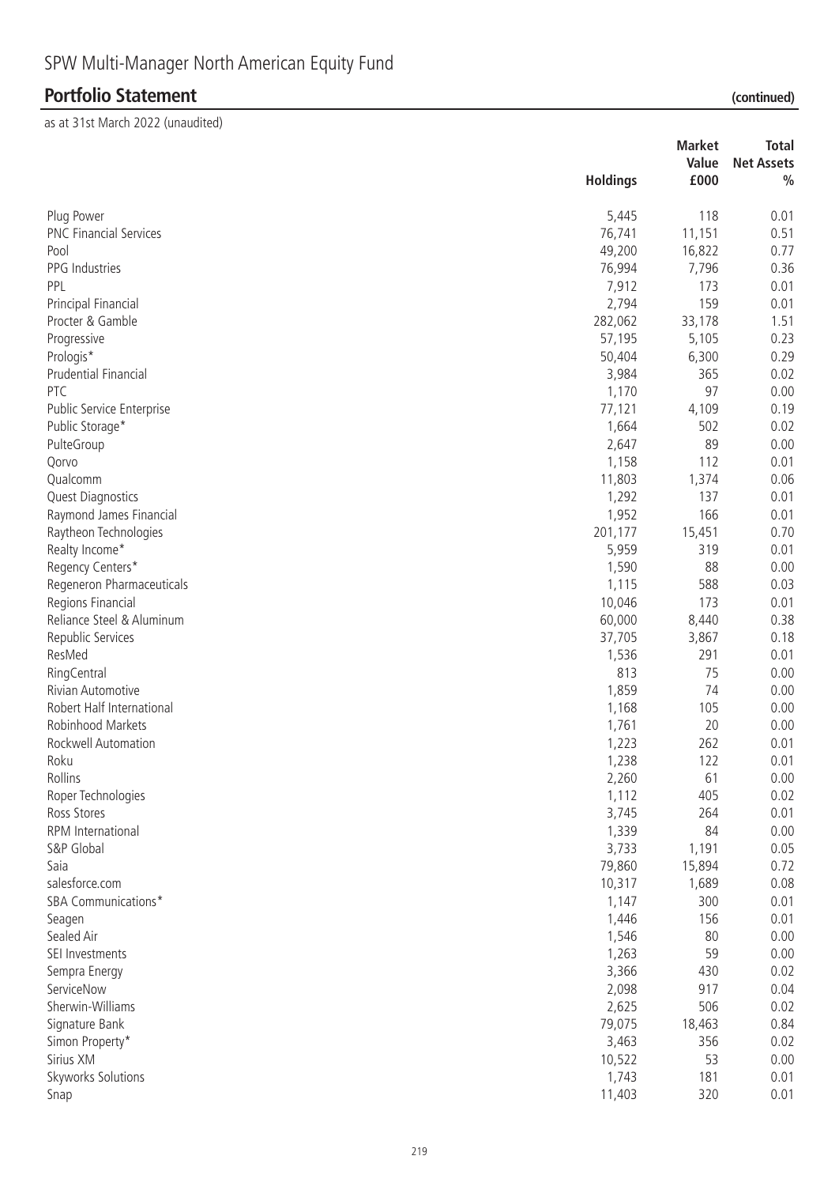# SPW Multi-Manager North American Equity Fund

## Portfolio Statement (continued)

as at 31st March 2022 (unaudited)

| | Holdings | Market Value £000 | Total Net Assets % |
|---|---|---|---|
| Plug Power | 5,445 | 118 | 0.01 |
| PNC Financial Services | 76,741 | 11,151 | 0.51 |
| Pool | 49,200 | 16,822 | 0.77 |
| PPG Industries | 76,994 | 7,796 | 0.36 |
| PPL | 7,912 | 173 | 0.01 |
| Principal Financial | 2,794 | 159 | 0.01 |
| Procter & Gamble | 282,062 | 33,178 | 1.51 |
| Progressive | 57,195 | 5,105 | 0.23 |
| Prologis* | 50,404 | 6,300 | 0.29 |
| Prudential Financial | 3,984 | 365 | 0.02 |
| PTC | 1,170 | 97 | 0.00 |
| Public Service Enterprise | 77,121 | 4,109 | 0.19 |
| Public Storage* | 1,664 | 502 | 0.02 |
| PulteGroup | 2,647 | 89 | 0.00 |
| Qorvo | 1,158 | 112 | 0.01 |
| Qualcomm | 11,803 | 1,374 | 0.06 |
| Quest Diagnostics | 1,292 | 137 | 0.01 |
| Raymond James Financial | 1,952 | 166 | 0.01 |
| Raytheon Technologies | 201,177 | 15,451 | 0.70 |
| Realty Income* | 5,959 | 319 | 0.01 |
| Regency Centers* | 1,590 | 88 | 0.00 |
| Regeneron Pharmaceuticals | 1,115 | 588 | 0.03 |
| Regions Financial | 10,046 | 173 | 0.01 |
| Reliance Steel & Aluminum | 60,000 | 8,440 | 0.38 |
| Republic Services | 37,705 | 3,867 | 0.18 |
| ResMed | 1,536 | 291 | 0.01 |
| RingCentral | 813 | 75 | 0.00 |
| Rivian Automotive | 1,859 | 74 | 0.00 |
| Robert Half International | 1,168 | 105 | 0.00 |
| Robinhood Markets | 1,761 | 20 | 0.00 |
| Rockwell Automation | 1,223 | 262 | 0.01 |
| Roku | 1,238 | 122 | 0.01 |
| Rollins | 2,260 | 61 | 0.00 |
| Roper Technologies | 1,112 | 405 | 0.02 |
| Ross Stores | 3,745 | 264 | 0.01 |
| RPM International | 1,339 | 84 | 0.00 |
| S&P Global | 3,733 | 1,191 | 0.05 |
| Saia | 79,860 | 15,894 | 0.72 |
| salesforce.com | 10,317 | 1,689 | 0.08 |
| SBA Communications* | 1,147 | 300 | 0.01 |
| Seagen | 1,446 | 156 | 0.01 |
| Sealed Air | 1,546 | 80 | 0.00 |
| SEI Investments | 1,263 | 59 | 0.00 |
| Sempra Energy | 3,366 | 430 | 0.02 |
| ServiceNow | 2,098 | 917 | 0.04 |
| Sherwin-Williams | 2,625 | 506 | 0.02 |
| Signature Bank | 79,075 | 18,463 | 0.84 |
| Simon Property* | 3,463 | 356 | 0.02 |
| Sirius XM | 10,522 | 53 | 0.00 |
| Skyworks Solutions | 1,743 | 181 | 0.01 |
| Snap | 11,403 | 320 | 0.01 |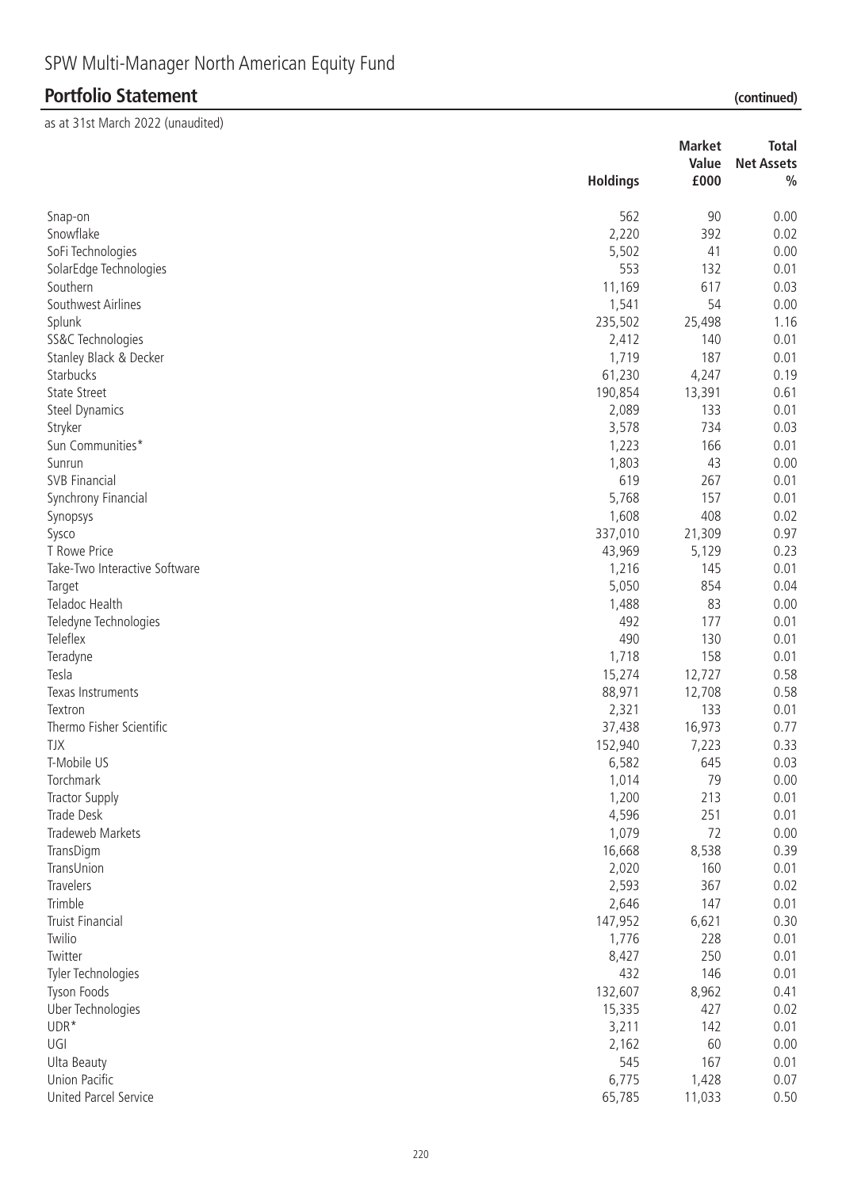# SPW Multi-Manager North American Equity Fund

## Portfolio Statement (continued)

as at 31st March 2022 (unaudited)

| | Holdings | Market Value £000 | Total Net Assets % |
|---|---|---|---|
| Snap-on | 562 | 90 | 0.00 |
| Snowflake | 2,220 | 392 | 0.02 |
| SoFi Technologies | 5,502 | 41 | 0.00 |
| SolarEdge Technologies | 553 | 132 | 0.01 |
| Southern | 11,169 | 617 | 0.03 |
| Southwest Airlines | 1,541 | 54 | 0.00 |
| Splunk | 235,502 | 25,498 | 1.16 |
| SS&C Technologies | 2,412 | 140 | 0.01 |
| Stanley Black & Decker | 1,719 | 187 | 0.01 |
| Starbucks | 61,230 | 4,247 | 0.19 |
| State Street | 190,854 | 13,391 | 0.61 |
| Steel Dynamics | 2,089 | 133 | 0.01 |
| Stryker | 3,578 | 734 | 0.03 |
| Sun Communities* | 1,223 | 166 | 0.01 |
| Sunrun | 1,803 | 43 | 0.00 |
| SVB Financial | 619 | 267 | 0.01 |
| Synchrony Financial | 5,768 | 157 | 0.01 |
| Synopsys | 1,608 | 408 | 0.02 |
| Sysco | 337,010 | 21,309 | 0.97 |
| T Rowe Price | 43,969 | 5,129 | 0.23 |
| Take-Two Interactive Software | 1,216 | 145 | 0.01 |
| Target | 5,050 | 854 | 0.04 |
| Teladoc Health | 1,488 | 83 | 0.00 |
| Teledyne Technologies | 492 | 177 | 0.01 |
| Teleflex | 490 | 130 | 0.01 |
| Teradyne | 1,718 | 158 | 0.01 |
| Tesla | 15,274 | 12,727 | 0.58 |
| Texas Instruments | 88,971 | 12,708 | 0.58 |
| Textron | 2,321 | 133 | 0.01 |
| Thermo Fisher Scientific | 37,438 | 16,973 | 0.77 |
| TJX | 152,940 | 7,223 | 0.33 |
| T-Mobile US | 6,582 | 645 | 0.03 |
| Torchmark | 1,014 | 79 | 0.00 |
| Tractor Supply | 1,200 | 213 | 0.01 |
| Trade Desk | 4,596 | 251 | 0.01 |
| Tradeweb Markets | 1,079 | 72 | 0.00 |
| TransDigm | 16,668 | 8,538 | 0.39 |
| TransUnion | 2,020 | 160 | 0.01 |
| Travelers | 2,593 | 367 | 0.02 |
| Trimble | 2,646 | 147 | 0.01 |
| Truist Financial | 147,952 | 6,621 | 0.30 |
| Twilio | 1,776 | 228 | 0.01 |
| Twitter | 8,427 | 250 | 0.01 |
| Tyler Technologies | 432 | 146 | 0.01 |
| Tyson Foods | 132,607 | 8,962 | 0.41 |
| Uber Technologies | 15,335 | 427 | 0.02 |
| UDR* | 3,211 | 142 | 0.01 |
| UGI | 2,162 | 60 | 0.00 |
| Ulta Beauty | 545 | 167 | 0.01 |
| Union Pacific | 6,775 | 1,428 | 0.07 |
| United Parcel Service | 65,785 | 11,033 | 0.50 |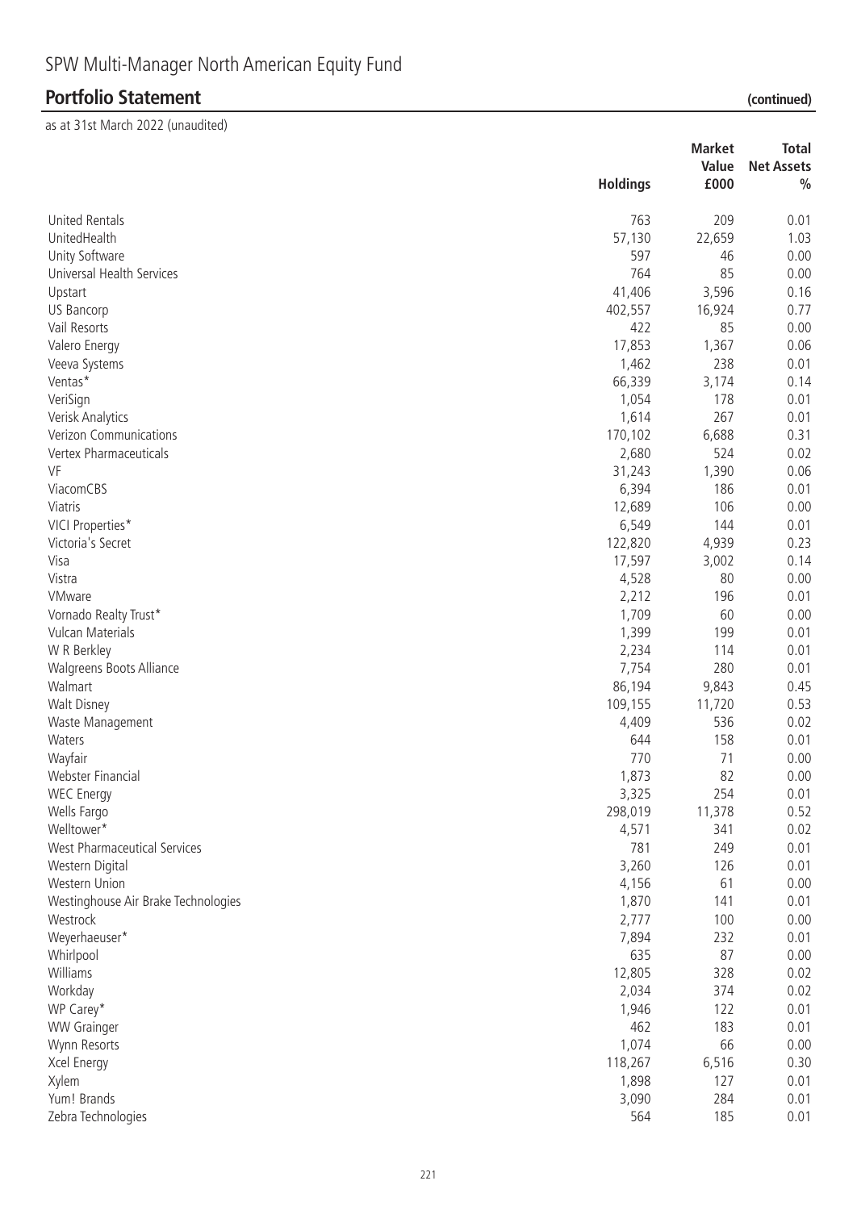# SPW Multi-Manager North American Equity Fund

## Portfolio Statement (continued)

as at 31st March 2022 (unaudited)

| | Holdings | Market Value £000 | Total Net Assets % |
|---|---|---|---|
| United Rentals | 763 | 209 | 0.01 |
| UnitedHealth | 57,130 | 22,659 | 1.03 |
| Unity Software | 597 | 46 | 0.00 |
| Universal Health Services | 764 | 85 | 0.00 |
| Upstart | 41,406 | 3,596 | 0.16 |
| US Bancorp | 402,557 | 16,924 | 0.77 |
| Vail Resorts | 422 | 85 | 0.00 |
| Valero Energy | 17,853 | 1,367 | 0.06 |
| Veeva Systems | 1,462 | 238 | 0.01 |
| Ventas* | 66,339 | 3,174 | 0.14 |
| VeriSign | 1,054 | 178 | 0.01 |
| Verisk Analytics | 1,614 | 267 | 0.01 |
| Verizon Communications | 170,102 | 6,688 | 0.31 |
| Vertex Pharmaceuticals | 2,680 | 524 | 0.02 |
| VF | 31,243 | 1,390 | 0.06 |
| ViacomCBS | 6,394 | 186 | 0.01 |
| Viatris | 12,689 | 106 | 0.00 |
| VICI Properties* | 6,549 | 144 | 0.01 |
| Victoria's Secret | 122,820 | 4,939 | 0.23 |
| Visa | 17,597 | 3,002 | 0.14 |
| Vistra | 4,528 | 80 | 0.00 |
| VMware | 2,212 | 196 | 0.01 |
| Vornado Realty Trust* | 1,709 | 60 | 0.00 |
| Vulcan Materials | 1,399 | 199 | 0.01 |
| W R Berkley | 2,234 | 114 | 0.01 |
| Walgreens Boots Alliance | 7,754 | 280 | 0.01 |
| Walmart | 86,194 | 9,843 | 0.45 |
| Walt Disney | 109,155 | 11,720 | 0.53 |
| Waste Management | 4,409 | 536 | 0.02 |
| Waters | 644 | 158 | 0.01 |
| Wayfair | 770 | 71 | 0.00 |
| Webster Financial | 1,873 | 82 | 0.00 |
| WEC Energy | 3,325 | 254 | 0.01 |
| Wells Fargo | 298,019 | 11,378 | 0.52 |
| Welltower* | 4,571 | 341 | 0.02 |
| West Pharmaceutical Services | 781 | 249 | 0.01 |
| Western Digital | 3,260 | 126 | 0.01 |
| Western Union | 4,156 | 61 | 0.00 |
| Westinghouse Air Brake Technologies | 1,870 | 141 | 0.01 |
| Westrock | 2,777 | 100 | 0.00 |
| Weyerhaeuser* | 7,894 | 232 | 0.01 |
| Whirlpool | 635 | 87 | 0.00 |
| Williams | 12,805 | 328 | 0.02 |
| Workday | 2,034 | 374 | 0.02 |
| WP Carey* | 1,946 | 122 | 0.01 |
| WW Grainger | 462 | 183 | 0.01 |
| Wynn Resorts | 1,074 | 66 | 0.00 |
| Xcel Energy | 118,267 | 6,516 | 0.30 |
| Xylem | 1,898 | 127 | 0.01 |
| Yum! Brands | 3,090 | 284 | 0.01 |
| Zebra Technologies | 564 | 185 | 0.01 |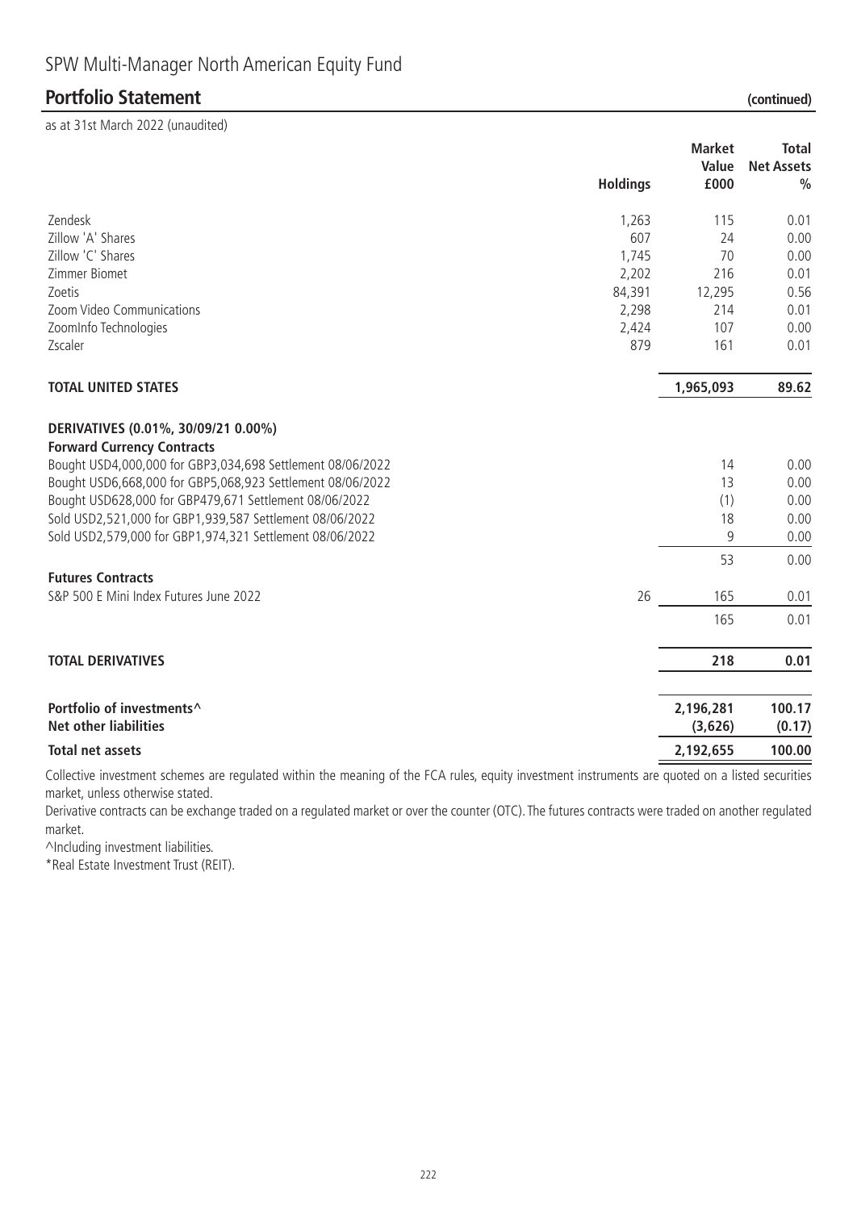SPW Multi-Manager North American Equity Fund

## Portfolio Statement (continued)

as at 31st March 2022 (unaudited)

| | Holdings | Market Value £000 | Total Net Assets % |
|---|---|---|---|
| Zendesk | 1,263 | 115 | 0.01 |
| Zillow 'A' Shares | 607 | 24 | 0.00 |
| Zillow 'C' Shares | 1,745 | 70 | 0.00 |
| Zimmer Biomet | 2,202 | 216 | 0.01 |
| Zoetis | 84,391 | 12,295 | 0.56 |
| Zoom Video Communications | 2,298 | 214 | 0.01 |
| ZoomInfo Technologies | 2,424 | 107 | 0.00 |
| Zscaler | 879 | 161 | 0.01 |
| **TOTAL UNITED STATES** | | **1,965,093** | **89.62** |
| **DERIVATIVES (0.01%, 30/09/21 0.00%)** | | | |
| **Forward Currency Contracts** | | | |
| Bought USD4,000,000 for GBP3,034,698 Settlement 08/06/2022 | | 14 | 0.00 |
| Bought USD6,668,000 for GBP5,068,923 Settlement 08/06/2022 | | 13 | 0.00 |
| Bought USD628,000 for GBP479,671 Settlement 08/06/2022 | | (1) | 0.00 |
| Sold USD2,521,000 for GBP1,939,587 Settlement 08/06/2022 | | 18 | 0.00 |
| Sold USD2,579,000 for GBP1,974,321 Settlement 08/06/2022 | | 9 | 0.00 |
| | | 53 | 0.00 |
| **Futures Contracts** | | | |
| S&P 500 E Mini Index Futures June 2022 | 26 | 165 | 0.01 |
| | | 165 | 0.01 |
| **TOTAL DERIVATIVES** | | **218** | **0.01** |
| **Portfolio of investments^** | | **2,196,281** | **100.17** |
| **Net other liabilities** | | **(3,626)** | **(0.17)** |
| **Total net assets** | | **2,192,655** | **100.00** |

Collective investment schemes are regulated within the meaning of the FCA rules, equity investment instruments are quoted on a listed securities market, unless otherwise stated.

Derivative contracts can be exchange traded on a regulated market or over the counter (OTC). The futures contracts were traded on another regulated market.

^Including investment liabilities.

*Real Estate Investment Trust (REIT).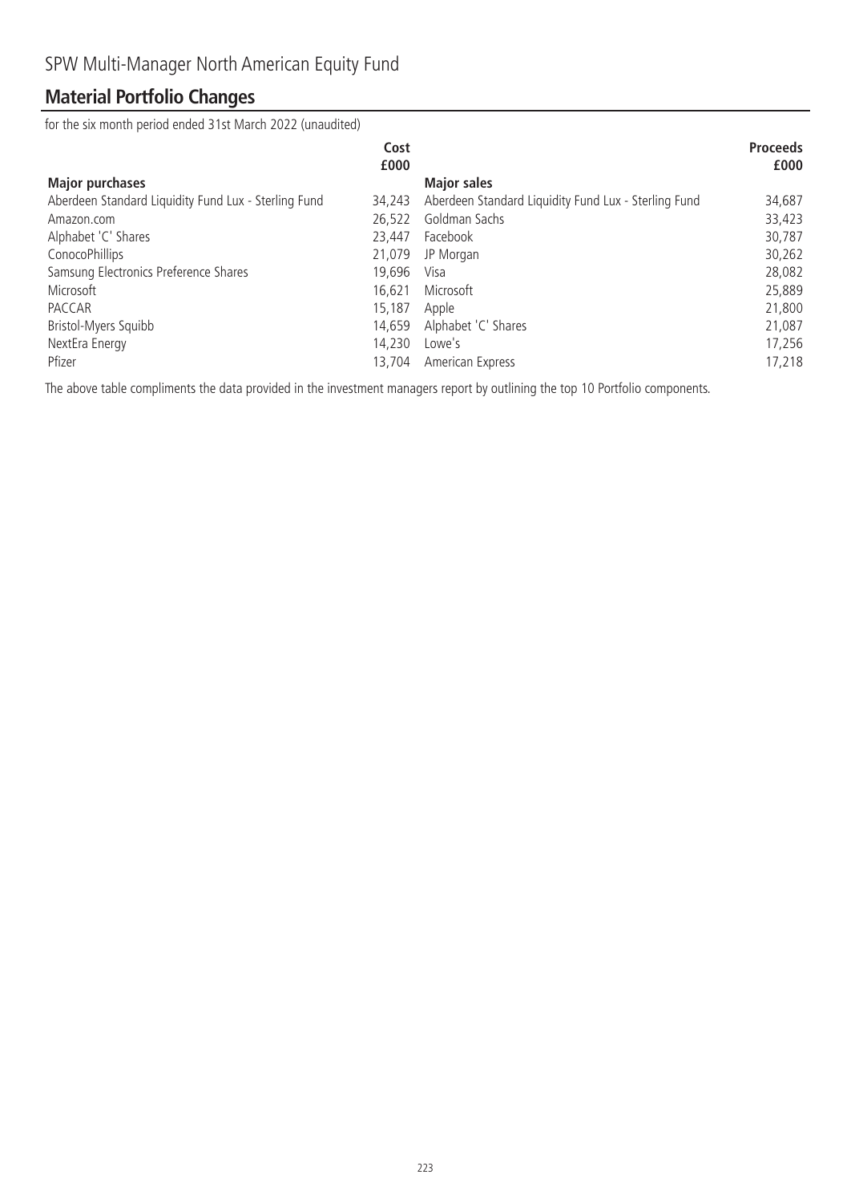SPW Multi-Manager North American Equity Fund

## Material Portfolio Changes

for the six month period ended 31st March 2022 (unaudited)

| Major purchases | Cost £000 | Major sales | Proceeds £000 |
|---|---|---|---|
| Aberdeen Standard Liquidity Fund Lux - Sterling Fund | 34,243 | Aberdeen Standard Liquidity Fund Lux - Sterling Fund | 34,687 |
| Amazon.com | 26,522 | Goldman Sachs | 33,423 |
| Alphabet 'C' Shares | 23,447 | Facebook | 30,787 |
| ConocoPhillips | 21,079 | JP Morgan | 30,262 |
| Samsung Electronics Preference Shares | 19,696 | Visa | 28,082 |
| Microsoft | 16,621 | Microsoft | 25,889 |
| PACCAR | 15,187 | Apple | 21,800 |
| Bristol-Myers Squibb | 14,659 | Alphabet 'C' Shares | 21,087 |
| NextEra Energy | 14,230 | Lowe's | 17,256 |
| Pfizer | 13,704 | American Express | 17,218 |

The above table compliments the data provided in the investment managers report by outlining the top 10 Portfolio components.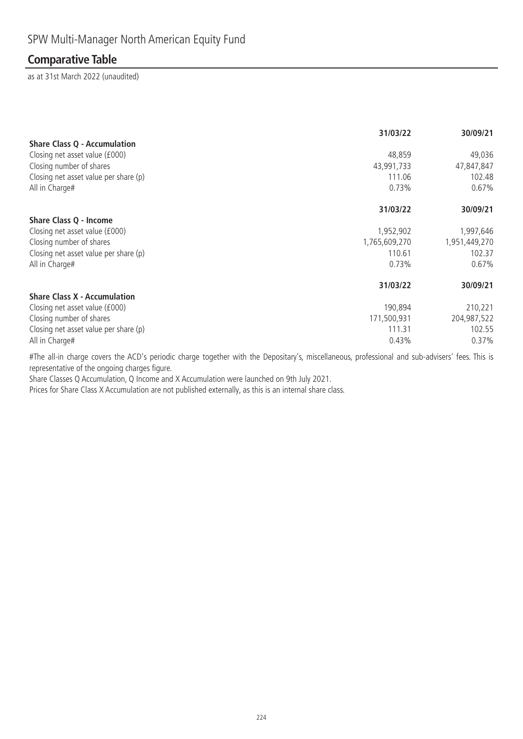# SPW Multi-Manager North American Equity Fund

## Comparative Table

as at 31st March 2022 (unaudited)

| | 31/03/22 | 30/09/21 |
|---|---|---|
| **Share Class Q - Accumulation** | | |
| Closing net asset value (£000) | 48,859 | 49,036 |
| Closing number of shares | 43,991,733 | 47,847,847 |
| Closing net asset value per share (p) | 111.06 | 102.48 |
| All in Charge# | 0.73% | 0.67% |

| | 31/03/22 | 30/09/21 |
|---|---|---|
| **Share Class Q - Income** | | |
| Closing net asset value (£000) | 1,952,902 | 1,997,646 |
| Closing number of shares | 1,765,609,270 | 1,951,449,270 |
| Closing net asset value per share (p) | 110.61 | 102.37 |
| All in Charge# | 0.73% | 0.67% |

| | 31/03/22 | 30/09/21 |
|---|---|---|
| **Share Class X - Accumulation** | | |
| Closing net asset value (£000) | 190,894 | 210,221 |
| Closing number of shares | 171,500,931 | 204,987,522 |
| Closing net asset value per share (p) | 111.31 | 102.55 |
| All in Charge# | 0.43% | 0.37% |

#The all-in charge covers the ACD's periodic charge together with the Depositary's, miscellaneous, professional and sub-advisers' fees. This is representative of the ongoing charges figure.

Share Classes Q Accumulation, Q Income and X Accumulation were launched on 9th July 2021.

Prices for Share Class X Accumulation are not published externally, as this is an internal share class.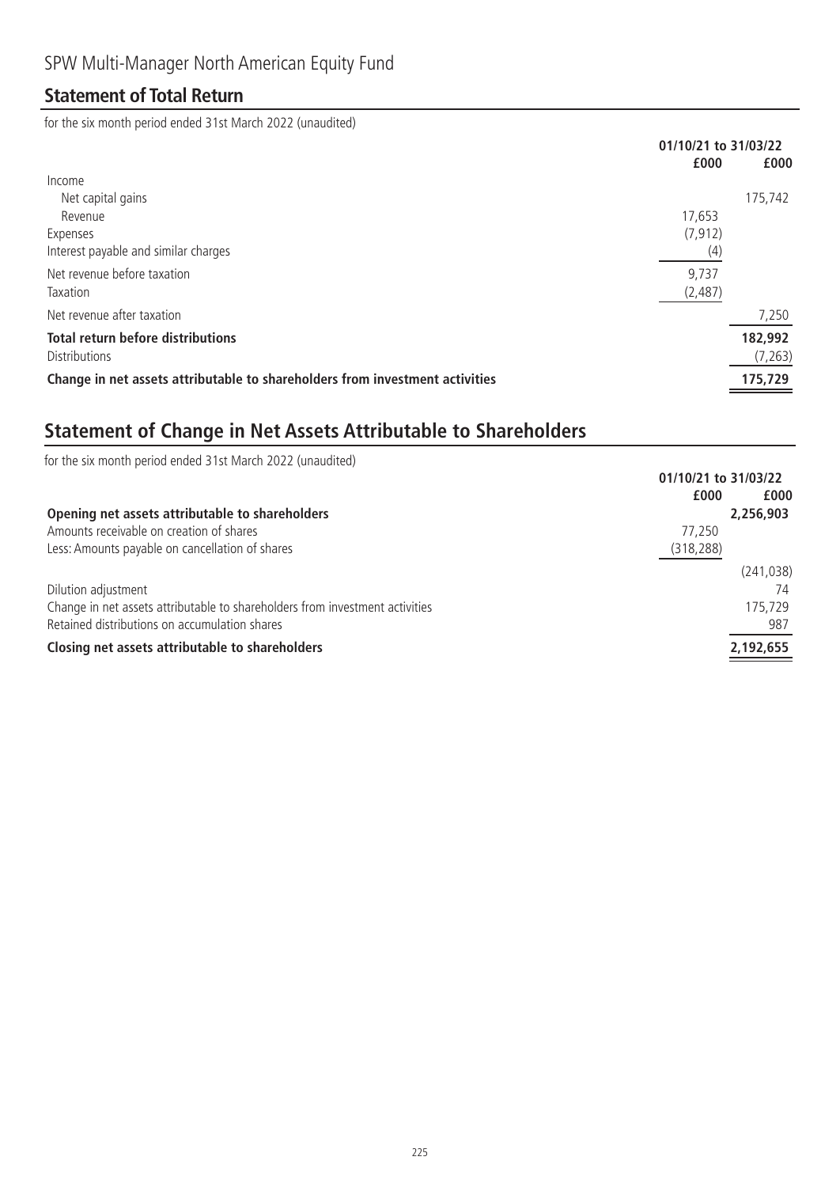# SPW Multi-Manager North American Equity Fund

## Statement of Total Return

for the six month period ended 31st March 2022 (unaudited)

| | 01/10/21 to 31/03/22 | |
|---|---|---|
| | £000 | £000 |
| Income | | |
| Net capital gains | | 175,742 |
| Revenue | 17,653 | |
| Expenses | (7,912) | |
| Interest payable and similar charges | (4) | |
| Net revenue before taxation | 9,737 | |
| Taxation | (2,487) | |
| Net revenue after taxation | | 7,250 |
| **Total return before distributions** | | **182,992** |
| Distributions | | (7,263) |
| **Change in net assets attributable to shareholders from investment activities** | | **175,729** |

## Statement of Change in Net Assets Attributable to Shareholders

for the six month period ended 31st March 2022 (unaudited)

| | 01/10/21 to 31/03/22 | |
|---|---|---|
| | £000 | £000 |
| **Opening net assets attributable to shareholders** | | **2,256,903** |
| Amounts receivable on creation of shares | 77,250 | |
| Less: Amounts payable on cancellation of shares | (318,288) | |
| | | (241,038) |
| Dilution adjustment | | 74 |
| Change in net assets attributable to shareholders from investment activities | | 175,729 |
| Retained distributions on accumulation shares | | 987 |
| **Closing net assets attributable to shareholders** | | **2,192,655** |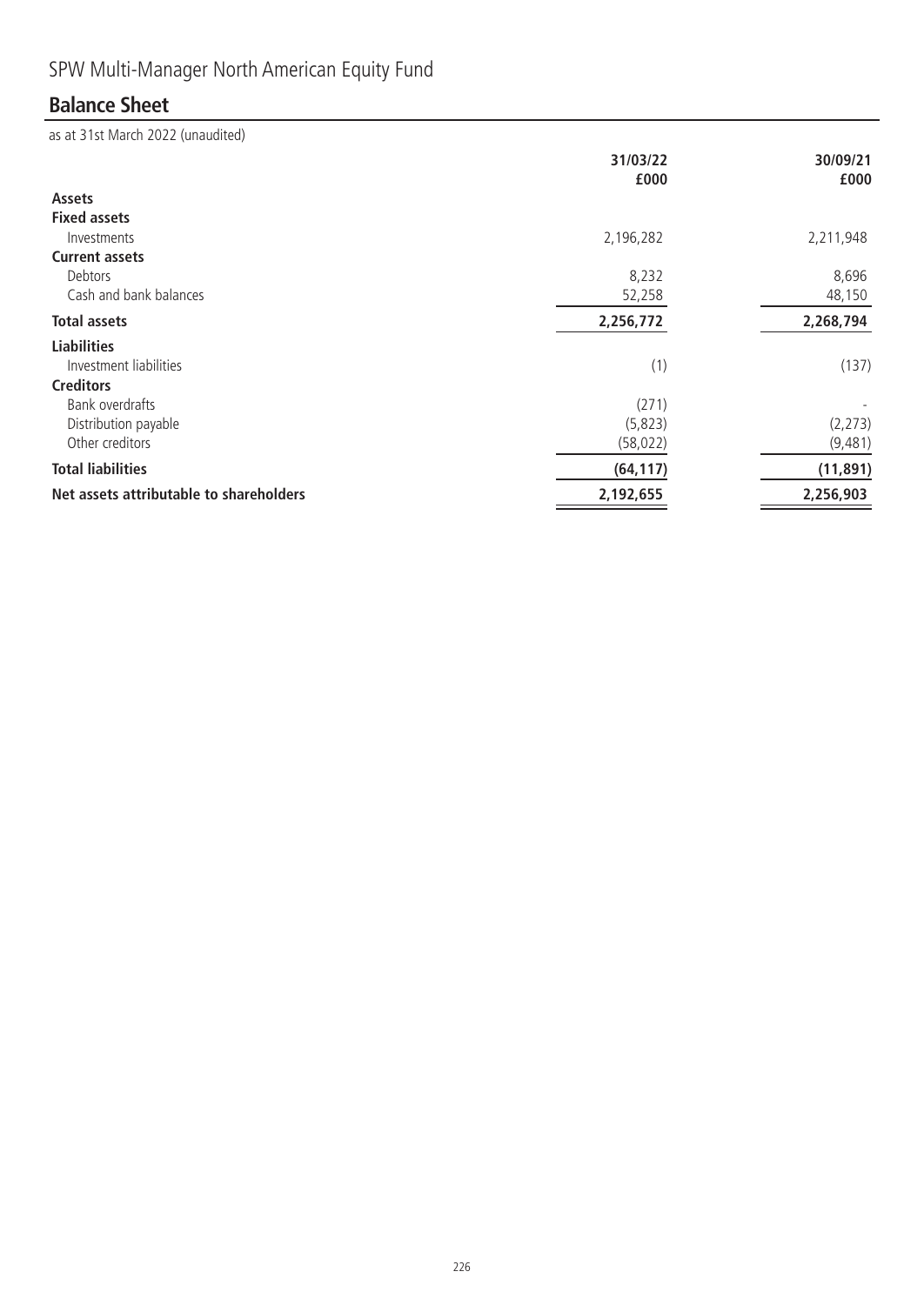# SPW Multi-Manager North American Equity Fund

## Balance Sheet

as at 31st March 2022 (unaudited)

| | 31/03/22 £000 | 30/09/21 £000 |
|---|---|---|
| **Assets** | | |
| **Fixed assets** | | |
| Investments | 2,196,282 | 2,211,948 |
| **Current assets** | | |
| Debtors | 8,232 | 8,696 |
| Cash and bank balances | 52,258 | 48,150 |
| **Total assets** | **2,256,772** | **2,268,794** |
| **Liabilities** | | |
| Investment liabilities | (1) | (137) |
| **Creditors** | | |
| Bank overdrafts | (271) | - |
| Distribution payable | (5,823) | (2,273) |
| Other creditors | (58,022) | (9,481) |
| **Total liabilities** | **(64,117)** | **(11,891)** |
| **Net assets attributable to shareholders** | **2,192,655** | **2,256,903** |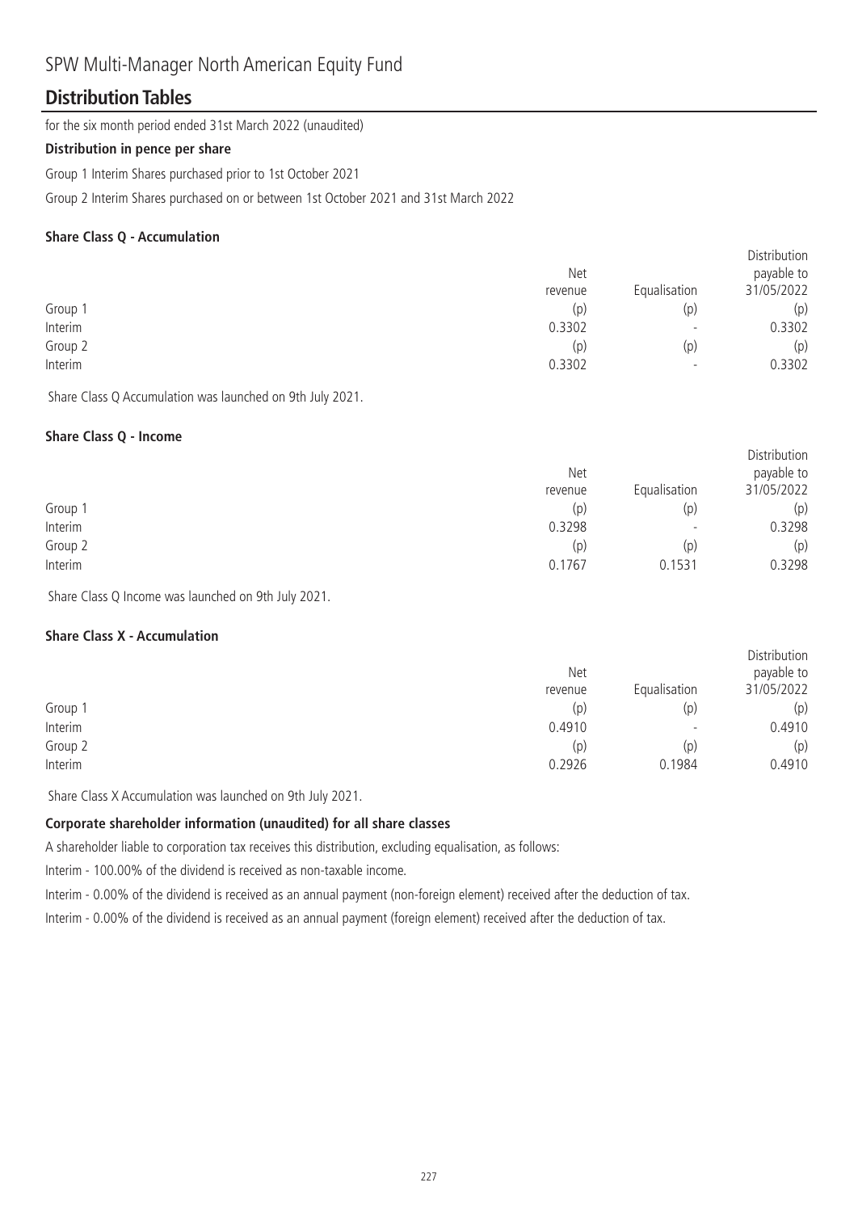# SPW Multi-Manager North American Equity Fund

## Distribution Tables

for the six month period ended 31st March 2022 (unaudited)

**Distribution in pence per share**

Group 1 Interim Shares purchased prior to 1st October 2021

Group 2 Interim Shares purchased on or between 1st October 2021 and 31st March 2022

**Share Class Q - Accumulation**

| | Net revenue | Equalisation | Distribution payable to 31/05/2022 |
|---|---|---|---|
| Group 1 | (p) | (p) | (p) |
| Interim | 0.3302 | - | 0.3302 |
| Group 2 | (p) | (p) | (p) |
| Interim | 0.3302 | - | 0.3302 |

Share Class Q Accumulation was launched on 9th July 2021.

**Share Class Q - Income**

| | Net revenue | Equalisation | Distribution payable to 31/05/2022 |
|---|---|---|---|
| Group 1 | (p) | (p) | (p) |
| Interim | 0.3298 | - | 0.3298 |
| Group 2 | (p) | (p) | (p) |
| Interim | 0.1767 | 0.1531 | 0.3298 |

Share Class Q Income was launched on 9th July 2021.

**Share Class X - Accumulation**

| | Net revenue | Equalisation | Distribution payable to 31/05/2022 |
|---|---|---|---|
| Group 1 | (p) | (p) | (p) |
| Interim | 0.4910 | - | 0.4910 |
| Group 2 | (p) | (p) | (p) |
| Interim | 0.2926 | 0.1984 | 0.4910 |

Share Class X Accumulation was launched on 9th July 2021.

**Corporate shareholder information (unaudited) for all share classes**

A shareholder liable to corporation tax receives this distribution, excluding equalisation, as follows:

Interim - 100.00% of the dividend is received as non-taxable income.

Interim - 0.00% of the dividend is received as an annual payment (non-foreign element) received after the deduction of tax.

Interim - 0.00% of the dividend is received as an annual payment (foreign element) received after the deduction of tax.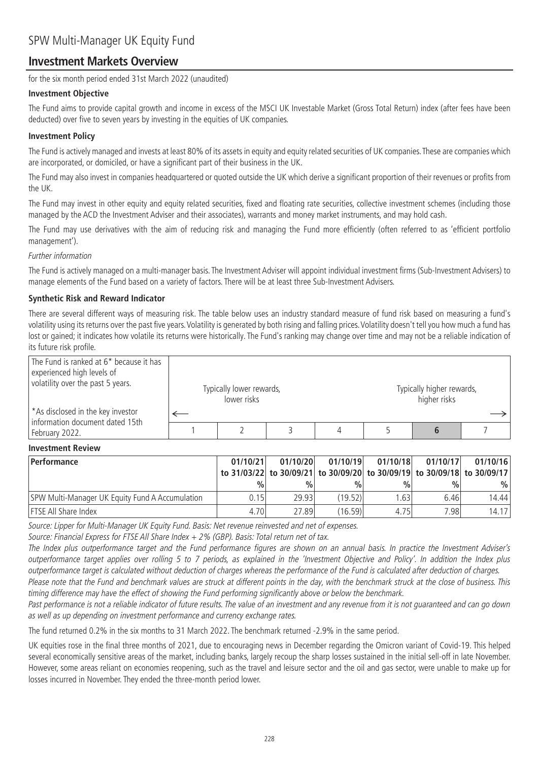# SPW Multi-Manager UK Equity Fund

## Investment Markets Overview

for the six month period ended 31st March 2022 (unaudited)

**Investment Objective**

The Fund aims to provide capital growth and income in excess of the MSCI UK Investable Market (Gross Total Return) index (after fees have been deducted) over five to seven years by investing in the equities of UK companies.

**Investment Policy**

The Fund is actively managed and invests at least 80% of its assets in equity and equity related securities of UK companies. These are companies which are incorporated, or domiciled, or have a significant part of their business in the UK.

The Fund may also invest in companies headquartered or quoted outside the UK which derive a significant proportion of their revenues or profits from the UK.

The Fund may invest in other equity and equity related securities, fixed and floating rate securities, collective investment schemes (including those managed by the ACD the Investment Adviser and their associates), warrants and money market instruments, and may hold cash.

The Fund may use derivatives with the aim of reducing risk and managing the Fund more efficiently (often referred to as 'efficient portfolio management').

*Further information*

The Fund is actively managed on a multi-manager basis. The Investment Adviser will appoint individual investment firms (Sub-Investment Advisers) to manage elements of the Fund based on a variety of factors. There will be at least three Sub-Investment Advisers.

**Synthetic Risk and Reward Indicator**

There are several different ways of measuring risk. The table below uses an industry standard measure of fund risk based on measuring a fund's volatility using its returns over the past five years. Volatility is generated by both rising and falling prices. Volatility doesn't tell you how much a fund has lost or gained; it indicates how volatile its returns were historically. The Fund's ranking may change over time and may not be a reliable indication of its future risk profile.

| The Fund is ranked at 6* because it has experienced high levels of volatility over the past 5 years. *As disclosed in the key investor information document dated 15th February 2022. | Typically lower rewards, lower risks ← | | | | | Typically higher rewards, higher risks → | |
|---|---|---|---|---|---|---|---|
| | 1 | 2 | 3 | 4 | 5 | **6** | 7 |

**Investment Review**

| Performance | 01/10/21 to 31/03/22 % | 01/10/20 to 30/09/21 % | 01/10/19 to 30/09/20 % | 01/10/18 to 30/09/19 % | 01/10/17 to 30/09/18 % | 01/10/16 to 30/09/17 % |
|---|---|---|---|---|---|---|
| SPW Multi-Manager UK Equity Fund A Accumulation | 0.15 | 29.93 | (19.52) | 1.63 | 6.46 | 14.44 |
| FTSE All Share Index | 4.70 | 27.89 | (16.59) | 4.75 | 7.98 | 14.17 |

*Source: Lipper for Multi-Manager UK Equity Fund. Basis: Net revenue reinvested and net of expenses.*

*Source: Financial Express for FTSE All Share Index + 2% (GBP). Basis: Total return net of tax.*

*The Index plus outperformance target and the Fund performance figures are shown on an annual basis. In practice the Investment Adviser's outperformance target applies over rolling 5 to 7 periods, as explained in the 'Investment Objective and Policy'. In addition the Index plus outperformance target is calculated without deduction of charges whereas the performance of the Fund is calculated after deduction of charges.*

*Please note that the Fund and benchmark values are struck at different points in the day, with the benchmark struck at the close of business. This timing difference may have the effect of showing the Fund performing significantly above or below the benchmark.*

*Past performance is not a reliable indicator of future results. The value of an investment and any revenue from it is not guaranteed and can go down as well as up depending on investment performance and currency exchange rates.*

The fund returned 0.2% in the six months to 31 March 2022. The benchmark returned -2.9% in the same period.

UK equities rose in the final three months of 2021, due to encouraging news in December regarding the Omicron variant of Covid-19. This helped several economically sensitive areas of the market, including banks, largely recoup the sharp losses sustained in the initial sell-off in late November. However, some areas reliant on economies reopening, such as the travel and leisure sector and the oil and gas sector, were unable to make up for losses incurred in November. They ended the three-month period lower.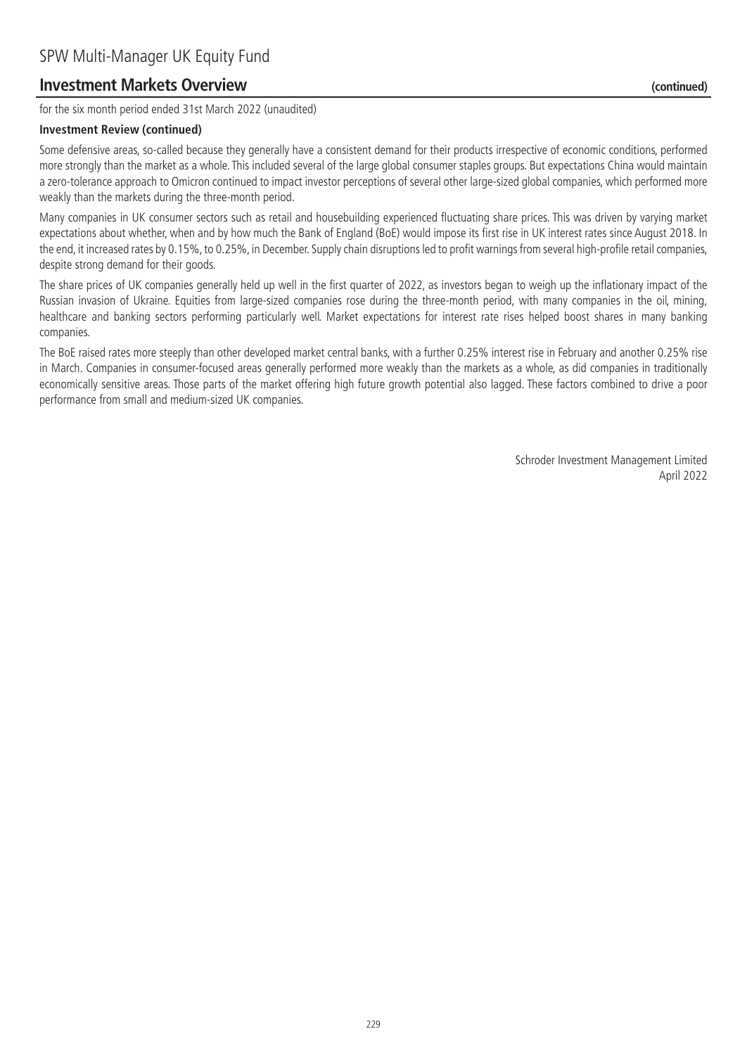## Investment Markets Overview (continued)

for the six month period ended 31st March 2022 (unaudited)

**Investment Review (continued)**

Some defensive areas, so-called because they generally have a consistent demand for their products irrespective of economic conditions, performed more strongly than the market as a whole. This included several of the large global consumer staples groups. But expectations China would maintain a zero-tolerance approach to Omicron continued to impact investor perceptions of several other large-sized global companies, which performed more weakly than the markets during the three-month period.

Many companies in UK consumer sectors such as retail and housebuilding experienced fluctuating share prices. This was driven by varying market expectations about whether, when and by how much the Bank of England (BoE) would impose its first rise in UK interest rates since August 2018. In the end, it increased rates by 0.15%, to 0.25%, in December. Supply chain disruptions led to profit warnings from several high-profile retail companies, despite strong demand for their goods.

The share prices of UK companies generally held up well in the first quarter of 2022, as investors began to weigh up the inflationary impact of the Russian invasion of Ukraine. Equities from large-sized companies rose during the three-month period, with many companies in the oil, mining, healthcare and banking sectors performing particularly well. Market expectations for interest rate rises helped boost shares in many banking companies.

The BoE raised rates more steeply than other developed market central banks, with a further 0.25% interest rise in February and another 0.25% rise in March. Companies in consumer-focused areas generally performed more weakly than the markets as a whole, as did companies in traditionally economically sensitive areas. Those parts of the market offering high future growth potential also lagged. These factors combined to drive a poor performance from small and medium-sized UK companies.

Schroder Investment Management Limited
April 2022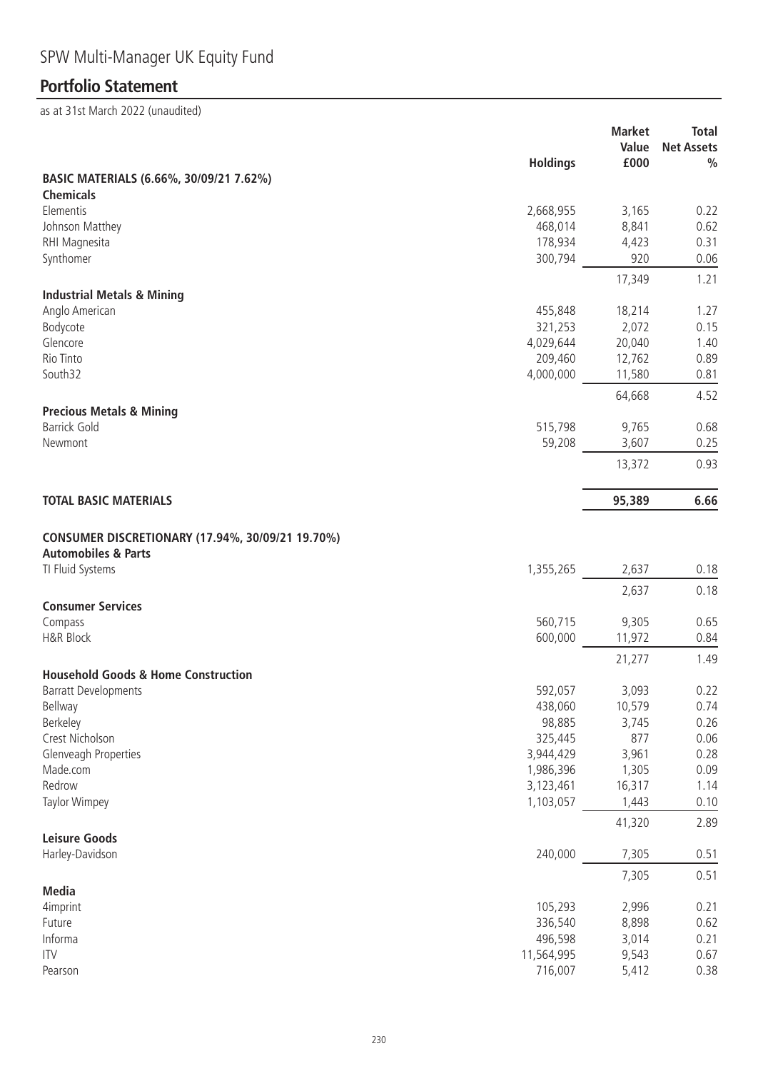# SPW Multi-Manager UK Equity Fund

## Portfolio Statement

as at 31st March 2022 (unaudited)

| | Holdings | Market Value £000 | Total Net Assets % |
|---|---|---|---|
| **BASIC MATERIALS (6.66%, 30/09/21 7.62%)** | | | |
| **Chemicals** | | | |
| Elementis | 2,668,955 | 3,165 | 0.22 |
| Johnson Matthey | 468,014 | 8,841 | 0.62 |
| RHI Magnesita | 178,934 | 4,423 | 0.31 |
| Synthomer | 300,794 | 920 | 0.06 |
| | | 17,349 | 1.21 |
| **Industrial Metals & Mining** | | | |
| Anglo American | 455,848 | 18,214 | 1.27 |
| Bodycote | 321,253 | 2,072 | 0.15 |
| Glencore | 4,029,644 | 20,040 | 1.40 |
| Rio Tinto | 209,460 | 12,762 | 0.89 |
| South32 | 4,000,000 | 11,580 | 0.81 |
| | | 64,668 | 4.52 |
| **Precious Metals & Mining** | | | |
| Barrick Gold | 515,798 | 9,765 | 0.68 |
| Newmont | 59,208 | 3,607 | 0.25 |
| | | 13,372 | 0.93 |
| **TOTAL BASIC MATERIALS** | | **95,389** | **6.66** |
| **CONSUMER DISCRETIONARY (17.94%, 30/09/21 19.70%)** | | | |
| **Automobiles & Parts** | | | |
| TI Fluid Systems | 1,355,265 | 2,637 | 0.18 |
| | | 2,637 | 0.18 |
| **Consumer Services** | | | |
| Compass | 560,715 | 9,305 | 0.65 |
| H&R Block | 600,000 | 11,972 | 0.84 |
| | | 21,277 | 1.49 |
| **Household Goods & Home Construction** | | | |
| Barratt Developments | 592,057 | 3,093 | 0.22 |
| Bellway | 438,060 | 10,579 | 0.74 |
| Berkeley | 98,885 | 3,745 | 0.26 |
| Crest Nicholson | 325,445 | 877 | 0.06 |
| Glenveagh Properties | 3,944,429 | 3,961 | 0.28 |
| Made.com | 1,986,396 | 1,305 | 0.09 |
| Redrow | 3,123,461 | 16,317 | 1.14 |
| Taylor Wimpey | 1,103,057 | 1,443 | 0.10 |
| | | 41,320 | 2.89 |
| **Leisure Goods** | | | |
| Harley-Davidson | 240,000 | 7,305 | 0.51 |
| | | 7,305 | 0.51 |
| **Media** | | | |
| 4imprint | 105,293 | 2,996 | 0.21 |
| Future | 336,540 | 8,898 | 0.62 |
| Informa | 496,598 | 3,014 | 0.21 |
| ITV | 11,564,995 | 9,543 | 0.67 |
| Pearson | 716,007 | 5,412 | 0.38 |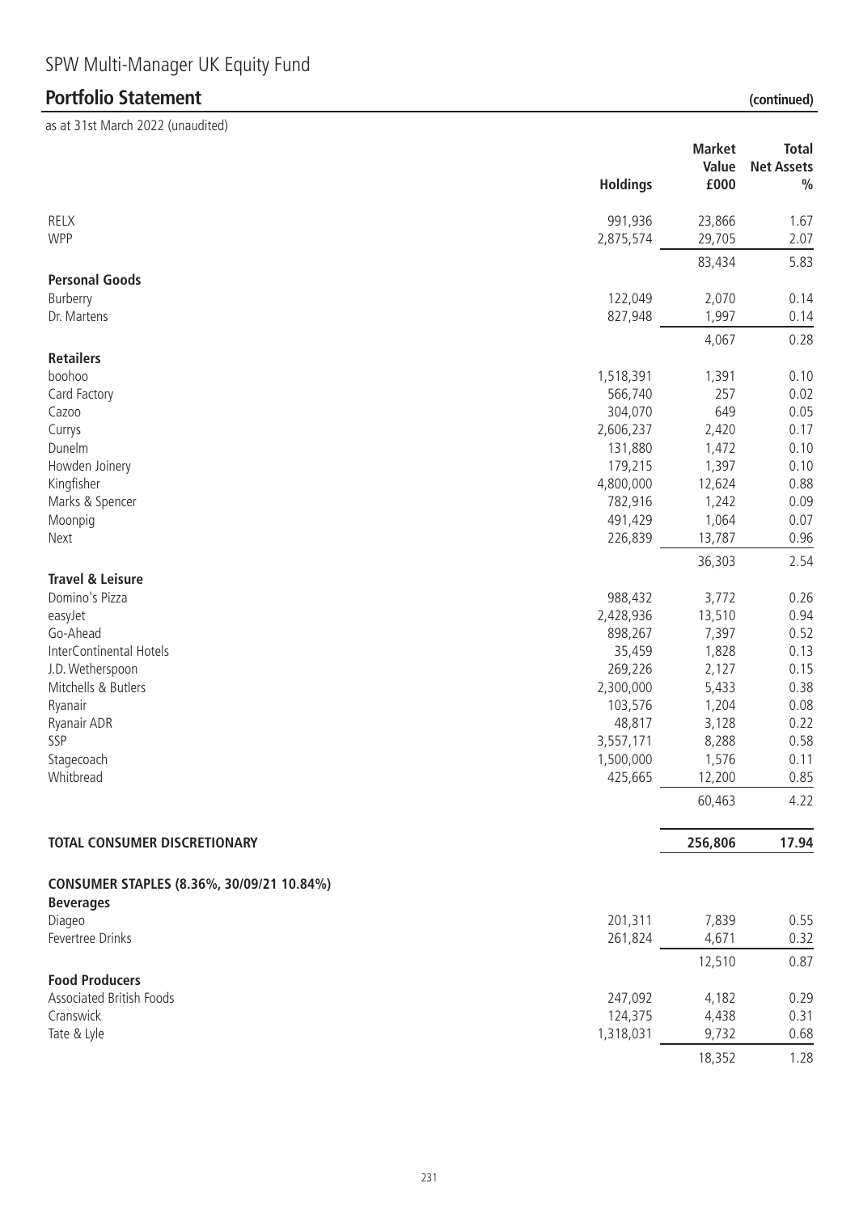# SPW Multi-Manager UK Equity Fund

## Portfolio Statement (continued)

as at 31st March 2022 (unaudited)

| | Holdings | Market Value £000 | Total Net Assets % |
|---|---|---|---|
| RELX | 991,936 | 23,866 | 1.67 |
| WPP | 2,875,574 | 29,705 | 2.07 |
| | | 83,434 | 5.83 |
| **Personal Goods** | | | |
| Burberry | 122,049 | 2,070 | 0.14 |
| Dr. Martens | 827,948 | 1,997 | 0.14 |
| | | 4,067 | 0.28 |
| **Retailers** | | | |
| boohoo | 1,518,391 | 1,391 | 0.10 |
| Card Factory | 566,740 | 257 | 0.02 |
| Cazoo | 304,070 | 649 | 0.05 |
| Currys | 2,606,237 | 2,420 | 0.17 |
| Dunelm | 131,880 | 1,472 | 0.10 |
| Howden Joinery | 179,215 | 1,397 | 0.10 |
| Kingfisher | 4,800,000 | 12,624 | 0.88 |
| Marks & Spencer | 782,916 | 1,242 | 0.09 |
| Moonpig | 491,429 | 1,064 | 0.07 |
| Next | 226,839 | 13,787 | 0.96 |
| | | 36,303 | 2.54 |
| **Travel & Leisure** | | | |
| Domino's Pizza | 988,432 | 3,772 | 0.26 |
| easyJet | 2,428,936 | 13,510 | 0.94 |
| Go-Ahead | 898,267 | 7,397 | 0.52 |
| InterContinental Hotels | 35,459 | 1,828 | 0.13 |
| J.D. Wetherspoon | 269,226 | 2,127 | 0.15 |
| Mitchells & Butlers | 2,300,000 | 5,433 | 0.38 |
| Ryanair | 103,576 | 1,204 | 0.08 |
| Ryanair ADR | 48,817 | 3,128 | 0.22 |
| SSP | 3,557,171 | 8,288 | 0.58 |
| Stagecoach | 1,500,000 | 1,576 | 0.11 |
| Whitbread | 425,665 | 12,200 | 0.85 |
| | | 60,463 | 4.22 |
| **TOTAL CONSUMER DISCRETIONARY** | | **256,806** | **17.94** |
| **CONSUMER STAPLES (8.36%, 30/09/21 10.84%)** | | | |
| **Beverages** | | | |
| Diageo | 201,311 | 7,839 | 0.55 |
| Fevertree Drinks | 261,824 | 4,671 | 0.32 |
| | | 12,510 | 0.87 |
| **Food Producers** | | | |
| Associated British Foods | 247,092 | 4,182 | 0.29 |
| Cranswick | 124,375 | 4,438 | 0.31 |
| Tate & Lyle | 1,318,031 | 9,732 | 0.68 |
| | | 18,352 | 1.28 |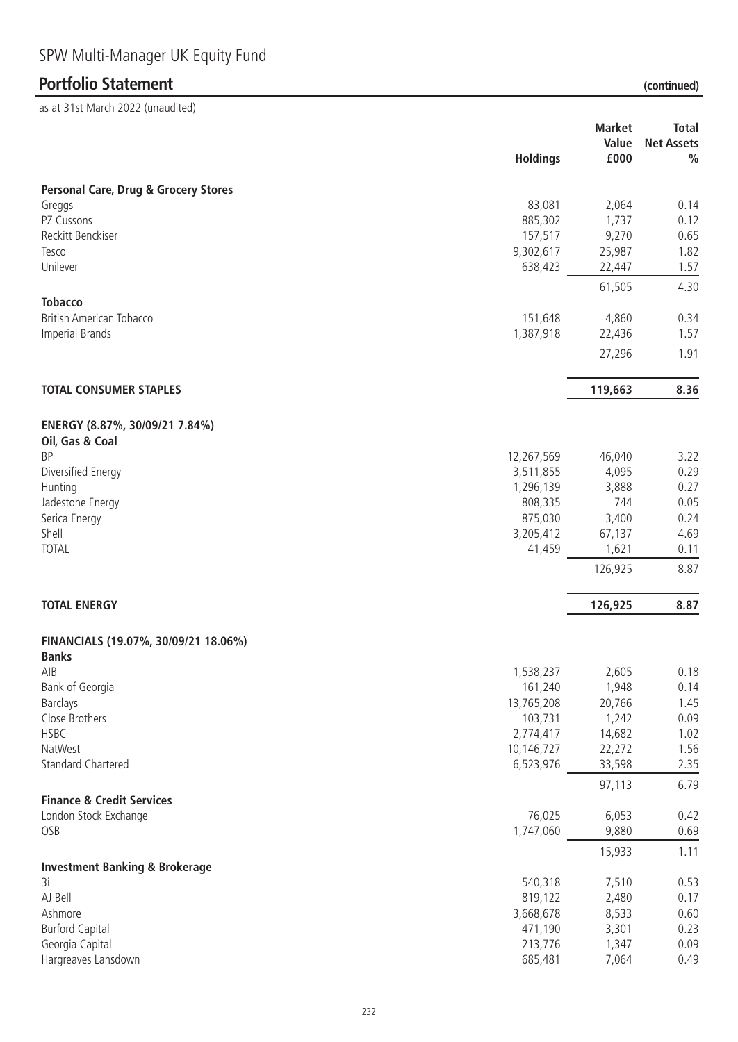# SPW Multi-Manager UK Equity Fund

## Portfolio Statement (continued)

as at 31st March 2022 (unaudited)

| | Holdings | Market Value £000 | Total Net Assets % |
|---|---|---|---|
| **Personal Care, Drug & Grocery Stores** | | | |
| Greggs | 83,081 | 2,064 | 0.14 |
| PZ Cussons | 885,302 | 1,737 | 0.12 |
| Reckitt Benckiser | 157,517 | 9,270 | 0.65 |
| Tesco | 9,302,617 | 25,987 | 1.82 |
| Unilever | 638,423 | 22,447 | 1.57 |
| | | 61,505 | 4.30 |
| **Tobacco** | | | |
| British American Tobacco | 151,648 | 4,860 | 0.34 |
| Imperial Brands | 1,387,918 | 22,436 | 1.57 |
| | | 27,296 | 1.91 |
| **TOTAL CONSUMER STAPLES** | | **119,663** | **8.36** |
| **ENERGY (8.87%, 30/09/21 7.84%)** | | | |
| **Oil, Gas & Coal** | | | |
| BP | 12,267,569 | 46,040 | 3.22 |
| Diversified Energy | 3,511,855 | 4,095 | 0.29 |
| Hunting | 1,296,139 | 3,888 | 0.27 |
| Jadestone Energy | 808,335 | 744 | 0.05 |
| Serica Energy | 875,030 | 3,400 | 0.24 |
| Shell | 3,205,412 | 67,137 | 4.69 |
| TOTAL | 41,459 | 1,621 | 0.11 |
| | | 126,925 | 8.87 |
| **TOTAL ENERGY** | | **126,925** | **8.87** |
| **FINANCIALS (19.07%, 30/09/21 18.06%)** | | | |
| **Banks** | | | |
| AIB | 1,538,237 | 2,605 | 0.18 |
| Bank of Georgia | 161,240 | 1,948 | 0.14 |
| Barclays | 13,765,208 | 20,766 | 1.45 |
| Close Brothers | 103,731 | 1,242 | 0.09 |
| HSBC | 2,774,417 | 14,682 | 1.02 |
| NatWest | 10,146,727 | 22,272 | 1.56 |
| Standard Chartered | 6,523,976 | 33,598 | 2.35 |
| | | 97,113 | 6.79 |
| **Finance & Credit Services** | | | |
| London Stock Exchange | 76,025 | 6,053 | 0.42 |
| OSB | 1,747,060 | 9,880 | 0.69 |
| | | 15,933 | 1.11 |
| **Investment Banking & Brokerage** | | | |
| 3i | 540,318 | 7,510 | 0.53 |
| AJ Bell | 819,122 | 2,480 | 0.17 |
| Ashmore | 3,668,678 | 8,533 | 0.60 |
| Burford Capital | 471,190 | 3,301 | 0.23 |
| Georgia Capital | 213,776 | 1,347 | 0.09 |
| Hargreaves Lansdown | 685,481 | 7,064 | 0.49 |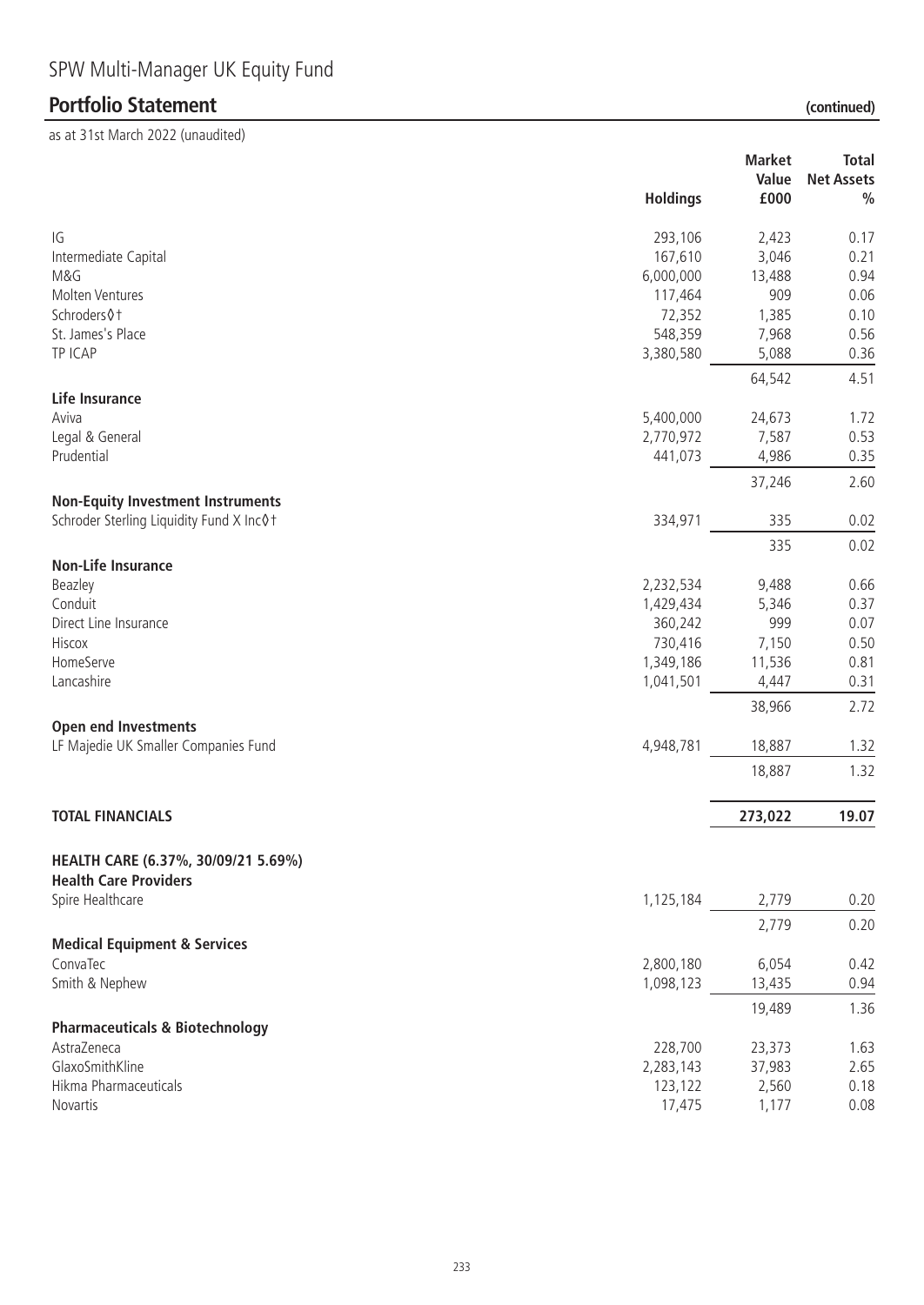# SPW Multi-Manager UK Equity Fund

## Portfolio Statement (continued)

as at 31st March 2022 (unaudited)

| | Holdings | Market Value £000 | Total Net Assets % |
|---|---|---|---|
| IG | 293,106 | 2,423 | 0.17 |
| Intermediate Capital | 167,610 | 3,046 | 0.21 |
| M&G | 6,000,000 | 13,488 | 0.94 |
| Molten Ventures | 117,464 | 909 | 0.06 |
| Schroders◊† | 72,352 | 1,385 | 0.10 |
| St. James's Place | 548,359 | 7,968 | 0.56 |
| TP ICAP | 3,380,580 | 5,088 | 0.36 |
| | | 64,542 | 4.51 |
| **Life Insurance** | | | |
| Aviva | 5,400,000 | 24,673 | 1.72 |
| Legal & General | 2,770,972 | 7,587 | 0.53 |
| Prudential | 441,073 | 4,986 | 0.35 |
| | | 37,246 | 2.60 |
| **Non-Equity Investment Instruments** | | | |
| Schroder Sterling Liquidity Fund X Inc◊† | 334,971 | 335 | 0.02 |
| | | 335 | 0.02 |
| **Non-Life Insurance** | | | |
| Beazley | 2,232,534 | 9,488 | 0.66 |
| Conduit | 1,429,434 | 5,346 | 0.37 |
| Direct Line Insurance | 360,242 | 999 | 0.07 |
| Hiscox | 730,416 | 7,150 | 0.50 |
| HomeServe | 1,349,186 | 11,536 | 0.81 |
| Lancashire | 1,041,501 | 4,447 | 0.31 |
| | | 38,966 | 2.72 |
| **Open end Investments** | | | |
| LF Majedie UK Smaller Companies Fund | 4,948,781 | 18,887 | 1.32 |
| | | 18,887 | 1.32 |
| **TOTAL FINANCIALS** | | **273,022** | **19.07** |
| **HEALTH CARE (6.37%, 30/09/21 5.69%)** | | | |
| **Health Care Providers** | | | |
| Spire Healthcare | 1,125,184 | 2,779 | 0.20 |
| | | 2,779 | 0.20 |
| **Medical Equipment & Services** | | | |
| ConvaTec | 2,800,180 | 6,054 | 0.42 |
| Smith & Nephew | 1,098,123 | 13,435 | 0.94 |
| | | 19,489 | 1.36 |
| **Pharmaceuticals & Biotechnology** | | | |
| AstraZeneca | 228,700 | 23,373 | 1.63 |
| GlaxoSmithKline | 2,283,143 | 37,983 | 2.65 |
| Hikma Pharmaceuticals | 123,122 | 2,560 | 0.18 |
| Novartis | 17,475 | 1,177 | 0.08 |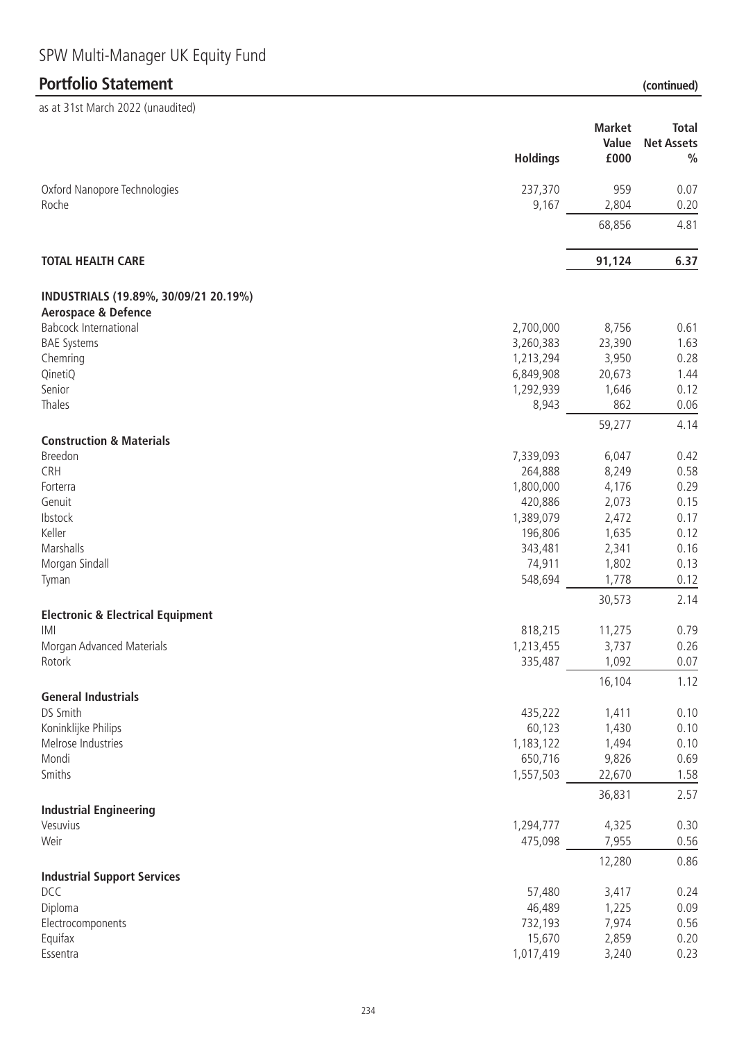# SPW Multi-Manager UK Equity Fund

## Portfolio Statement (continued)

as at 31st March 2022 (unaudited)

| | Holdings | Market Value £000 | Total Net Assets % |
|---|---|---|---|
| Oxford Nanopore Technologies | 237,370 | 959 | 0.07 |
| Roche | 9,167 | 2,804 | 0.20 |
| | | 68,856 | 4.81 |
| **TOTAL HEALTH CARE** | | **91,124** | **6.37** |
| **INDUSTRIALS (19.89%, 30/09/21 20.19%)** | | | |
| **Aerospace & Defence** | | | |
| Babcock International | 2,700,000 | 8,756 | 0.61 |
| BAE Systems | 3,260,383 | 23,390 | 1.63 |
| Chemring | 1,213,294 | 3,950 | 0.28 |
| QinetiQ | 6,849,908 | 20,673 | 1.44 |
| Senior | 1,292,939 | 1,646 | 0.12 |
| Thales | 8,943 | 862 | 0.06 |
| | | 59,277 | 4.14 |
| **Construction & Materials** | | | |
| Breedon | 7,339,093 | 6,047 | 0.42 |
| CRH | 264,888 | 8,249 | 0.58 |
| Forterra | 1,800,000 | 4,176 | 0.29 |
| Genuit | 420,886 | 2,073 | 0.15 |
| Ibstock | 1,389,079 | 2,472 | 0.17 |
| Keller | 196,806 | 1,635 | 0.12 |
| Marshalls | 343,481 | 2,341 | 0.16 |
| Morgan Sindall | 74,911 | 1,802 | 0.13 |
| Tyman | 548,694 | 1,778 | 0.12 |
| | | 30,573 | 2.14 |
| **Electronic & Electrical Equipment** | | | |
| IMI | 818,215 | 11,275 | 0.79 |
| Morgan Advanced Materials | 1,213,455 | 3,737 | 0.26 |
| Rotork | 335,487 | 1,092 | 0.07 |
| | | 16,104 | 1.12 |
| **General Industrials** | | | |
| DS Smith | 435,222 | 1,411 | 0.10 |
| Koninklijke Philips | 60,123 | 1,430 | 0.10 |
| Melrose Industries | 1,183,122 | 1,494 | 0.10 |
| Mondi | 650,716 | 9,826 | 0.69 |
| Smiths | 1,557,503 | 22,670 | 1.58 |
| | | 36,831 | 2.57 |
| **Industrial Engineering** | | | |
| Vesuvius | 1,294,777 | 4,325 | 0.30 |
| Weir | 475,098 | 7,955 | 0.56 |
| | | 12,280 | 0.86 |
| **Industrial Support Services** | | | |
| DCC | 57,480 | 3,417 | 0.24 |
| Diploma | 46,489 | 1,225 | 0.09 |
| Electrocomponents | 732,193 | 7,974 | 0.56 |
| Equifax | 15,670 | 2,859 | 0.20 |
| Essentra | 1,017,419 | 3,240 | 0.23 |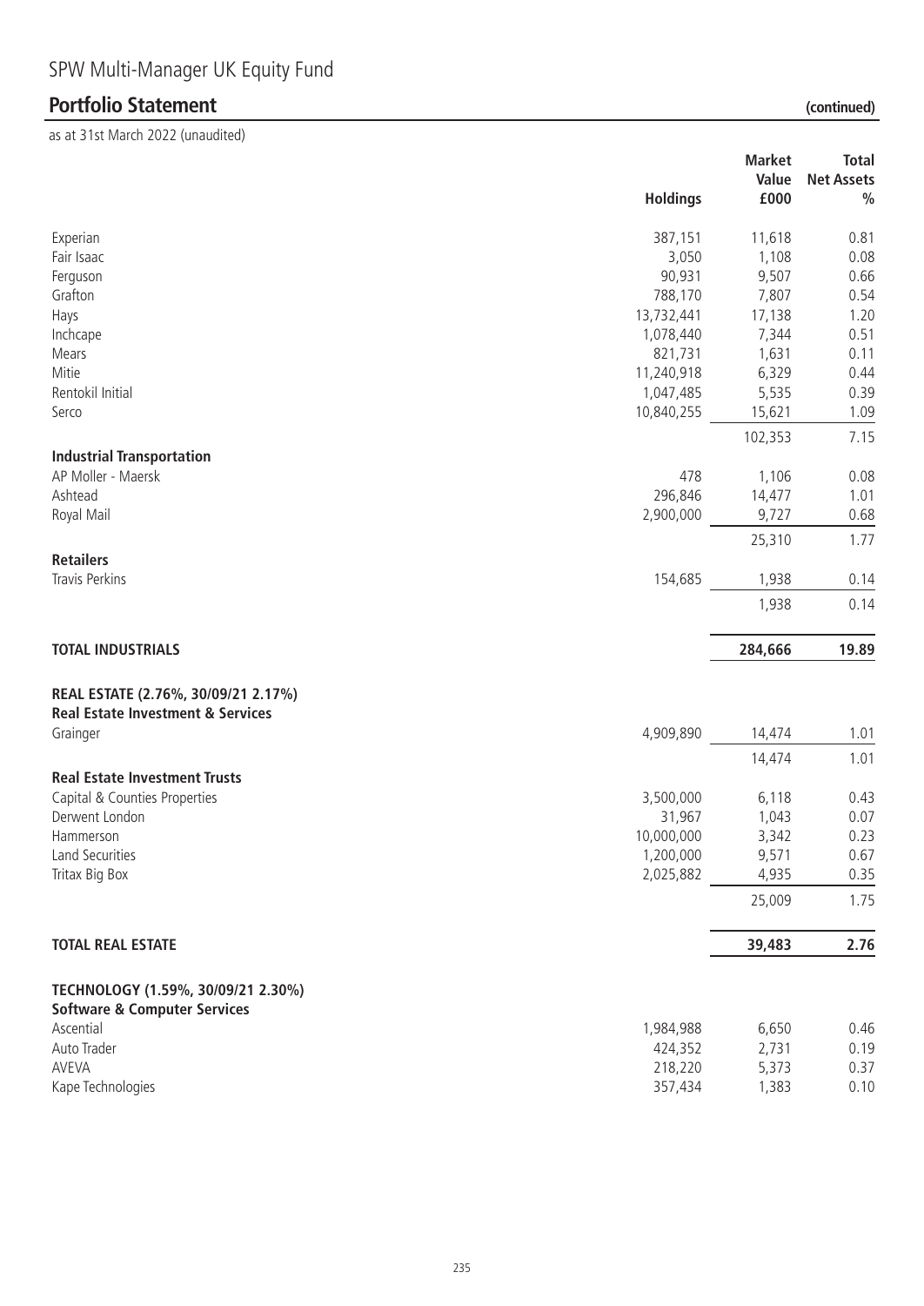# SPW Multi-Manager UK Equity Fund

## Portfolio Statement (continued)

as at 31st March 2022 (unaudited)

| | Holdings | Market Value £000 | Total Net Assets % |
|---|---|---|---|
| Experian | 387,151 | 11,618 | 0.81 |
| Fair Isaac | 3,050 | 1,108 | 0.08 |
| Ferguson | 90,931 | 9,507 | 0.66 |
| Grafton | 788,170 | 7,807 | 0.54 |
| Hays | 13,732,441 | 17,138 | 1.20 |
| Inchcape | 1,078,440 | 7,344 | 0.51 |
| Mears | 821,731 | 1,631 | 0.11 |
| Mitie | 11,240,918 | 6,329 | 0.44 |
| Rentokil Initial | 1,047,485 | 5,535 | 0.39 |
| Serco | 10,840,255 | 15,621 | 1.09 |
| | | 102,353 | 7.15 |
| **Industrial Transportation** | | | |
| AP Moller - Maersk | 478 | 1,106 | 0.08 |
| Ashtead | 296,846 | 14,477 | 1.01 |
| Royal Mail | 2,900,000 | 9,727 | 0.68 |
| | | 25,310 | 1.77 |
| **Retailers** | | | |
| Travis Perkins | 154,685 | 1,938 | 0.14 |
| | | 1,938 | 0.14 |
| **TOTAL INDUSTRIALS** | | **284,666** | **19.89** |
| **REAL ESTATE (2.76%, 30/09/21 2.17%)** | | | |
| **Real Estate Investment & Services** | | | |
| Grainger | 4,909,890 | 14,474 | 1.01 |
| | | 14,474 | 1.01 |
| **Real Estate Investment Trusts** | | | |
| Capital & Counties Properties | 3,500,000 | 6,118 | 0.43 |
| Derwent London | 31,967 | 1,043 | 0.07 |
| Hammerson | 10,000,000 | 3,342 | 0.23 |
| Land Securities | 1,200,000 | 9,571 | 0.67 |
| Tritax Big Box | 2,025,882 | 4,935 | 0.35 |
| | | 25,009 | 1.75 |
| **TOTAL REAL ESTATE** | | **39,483** | **2.76** |
| **TECHNOLOGY (1.59%, 30/09/21 2.30%)** | | | |
| **Software & Computer Services** | | | |
| Ascential | 1,984,988 | 6,650 | 0.46 |
| Auto Trader | 424,352 | 2,731 | 0.19 |
| AVEVA | 218,220 | 5,373 | 0.37 |
| Kape Technologies | 357,434 | 1,383 | 0.10 |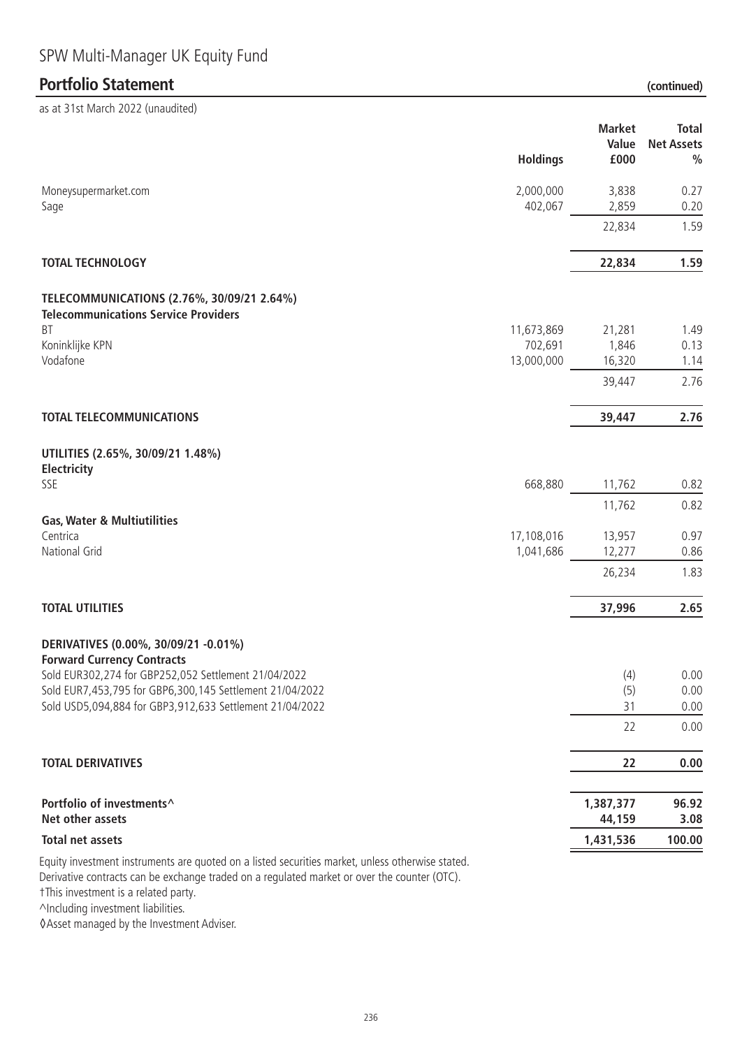# SPW Multi-Manager UK Equity Fund

## Portfolio Statement (continued)

as at 31st March 2022 (unaudited)

| | Holdings | Market Value £000 | Total Net Assets % |
|---|---|---|---|
| Moneysupermarket.com | 2,000,000 | 3,838 | 0.27 |
| Sage | 402,067 | 2,859 | 0.20 |
| | | 22,834 | 1.59 |
| **TOTAL TECHNOLOGY** | | **22,834** | **1.59** |
| **TELECOMMUNICATIONS (2.76%, 30/09/21 2.64%)** | | | |
| **Telecommunications Service Providers** | | | |
| BT | 11,673,869 | 21,281 | 1.49 |
| Koninklijke KPN | 702,691 | 1,846 | 0.13 |
| Vodafone | 13,000,000 | 16,320 | 1.14 |
| | | 39,447 | 2.76 |
| **TOTAL TELECOMMUNICATIONS** | | **39,447** | **2.76** |
| **UTILITIES (2.65%, 30/09/21 1.48%)** | | | |
| **Electricity** | | | |
| SSE | 668,880 | 11,762 | 0.82 |
| | | 11,762 | 0.82 |
| **Gas, Water & Multiutilities** | | | |
| Centrica | 17,108,016 | 13,957 | 0.97 |
| National Grid | 1,041,686 | 12,277 | 0.86 |
| | | 26,234 | 1.83 |
| **TOTAL UTILITIES** | | **37,996** | **2.65** |
| **DERIVATIVES (0.00%, 30/09/21 -0.01%)** | | | |
| **Forward Currency Contracts** | | | |
| Sold EUR302,274 for GBP252,052 Settlement 21/04/2022 | | (4) | 0.00 |
| Sold EUR7,453,795 for GBP6,300,145 Settlement 21/04/2022 | | (5) | 0.00 |
| Sold USD5,094,884 for GBP3,912,633 Settlement 21/04/2022 | | 31 | 0.00 |
| | | 22 | 0.00 |
| **TOTAL DERIVATIVES** | | **22** | **0.00** |
| **Portfolio of investments^** | | **1,387,377** | **96.92** |
| **Net other assets** | | **44,159** | **3.08** |
| **Total net assets** | | **1,431,536** | **100.00** |

Equity investment instruments are quoted on a listed securities market, unless otherwise stated.
Derivative contracts can be exchange traded on a regulated market or over the counter (OTC).
†This investment is a related party.
^Including investment liabilities.
◊Asset managed by the Investment Adviser.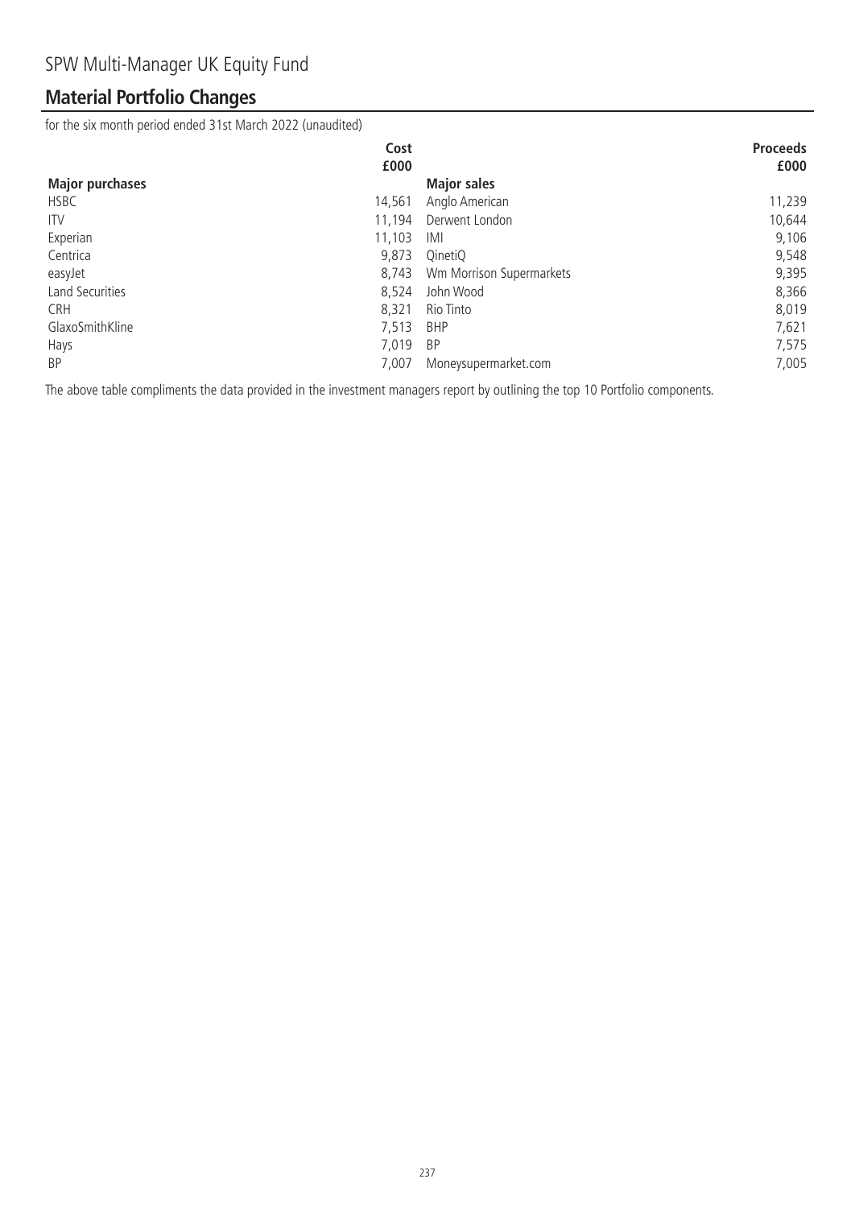# SPW Multi-Manager UK Equity Fund

## Material Portfolio Changes

for the six month period ended 31st March 2022 (unaudited)

| Major purchases | Cost £000 | Major sales | Proceeds £000 |
|---|---|---|---|
| HSBC | 14,561 | Anglo American | 11,239 |
| ITV | 11,194 | Derwent London | 10,644 |
| Experian | 11,103 | IMI | 9,106 |
| Centrica | 9,873 | QinetiQ | 9,548 |
| easyJet | 8,743 | Wm Morrison Supermarkets | 9,395 |
| Land Securities | 8,524 | John Wood | 8,366 |
| CRH | 8,321 | Rio Tinto | 8,019 |
| GlaxoSmithKline | 7,513 | BHP | 7,621 |
| Hays | 7,019 | BP | 7,575 |
| BP | 7,007 | Moneysupermarket.com | 7,005 |

The above table compliments the data provided in the investment managers report by outlining the top 10 Portfolio components.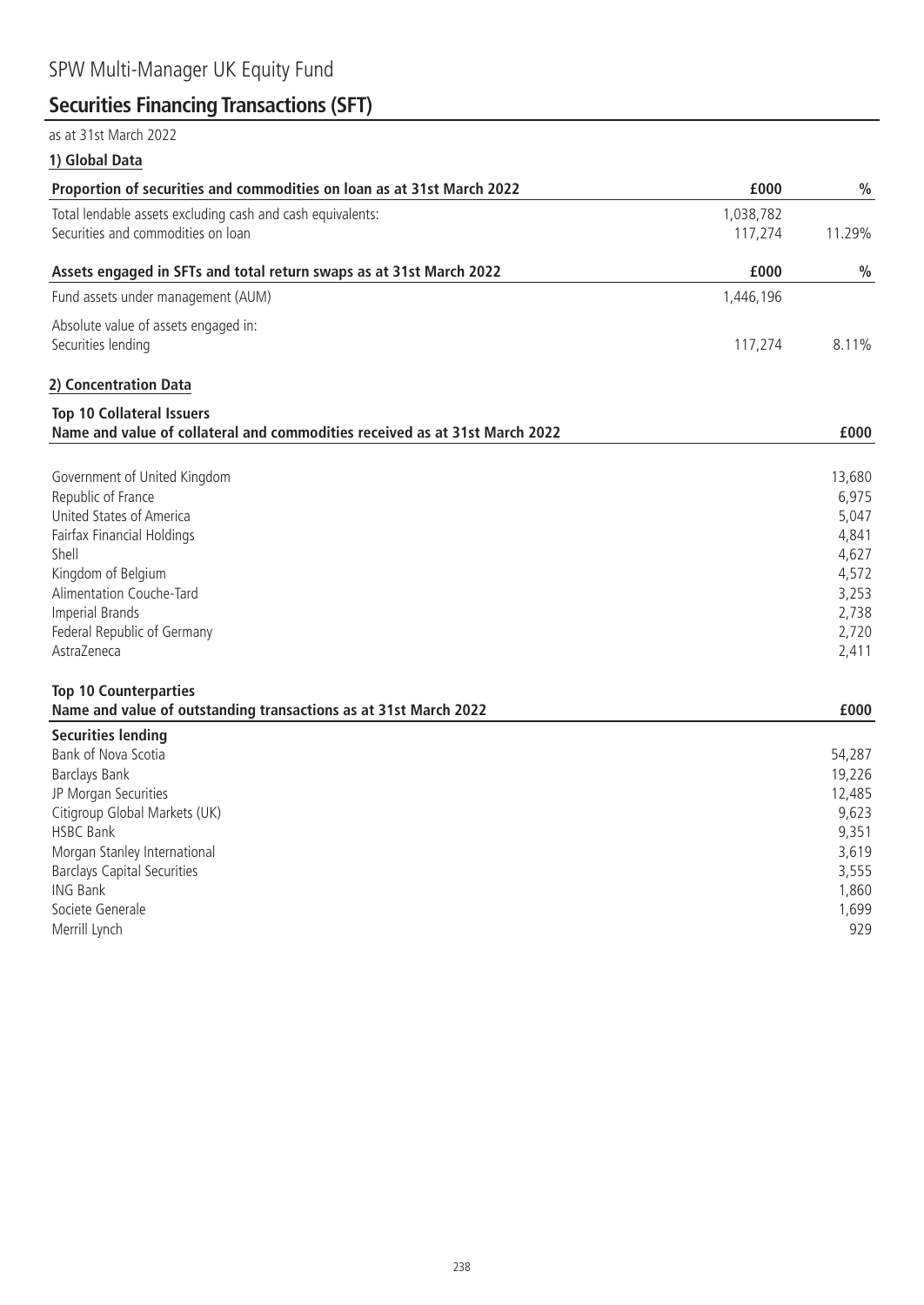# SPW Multi-Manager UK Equity Fund

## Securities Financing Transactions (SFT)

as at 31st March 2022

### 1) Global Data

| Proportion of securities and commodities on loan as at 31st March 2022 | £000 | % |
|---|---|---|
| Total lendable assets excluding cash and cash equivalents: | 1,038,782 | |
| Securities and commodities on loan | 117,274 | 11.29% |

| Assets engaged in SFTs and total return swaps as at 31st March 2022 | £000 | % |
|---|---|---|
| Fund assets under management (AUM) | 1,446,196 | |
| Absolute value of assets engaged in: | | |
| Securities lending | 117,274 | 8.11% |

### 2) Concentration Data

**Top 10 Collateral Issuers**

| Name and value of collateral and commodities received as at 31st March 2022 | £000 |
|---|---|
| Government of United Kingdom | 13,680 |
| Republic of France | 6,975 |
| United States of America | 5,047 |
| Fairfax Financial Holdings | 4,841 |
| Shell | 4,627 |
| Kingdom of Belgium | 4,572 |
| Alimentation Couche-Tard | 3,253 |
| Imperial Brands | 2,738 |
| Federal Republic of Germany | 2,720 |
| AstraZeneca | 2,411 |

**Top 10 Counterparties**

| Name and value of outstanding transactions as at 31st March 2022 | £000 |
|---|---|
| **Securities lending** | |
| Bank of Nova Scotia | 54,287 |
| Barclays Bank | 19,226 |
| JP Morgan Securities | 12,485 |
| Citigroup Global Markets (UK) | 9,623 |
| HSBC Bank | 9,351 |
| Morgan Stanley International | 3,619 |
| Barclays Capital Securities | 3,555 |
| ING Bank | 1,860 |
| Societe Generale | 1,699 |
| Merrill Lynch | 929 |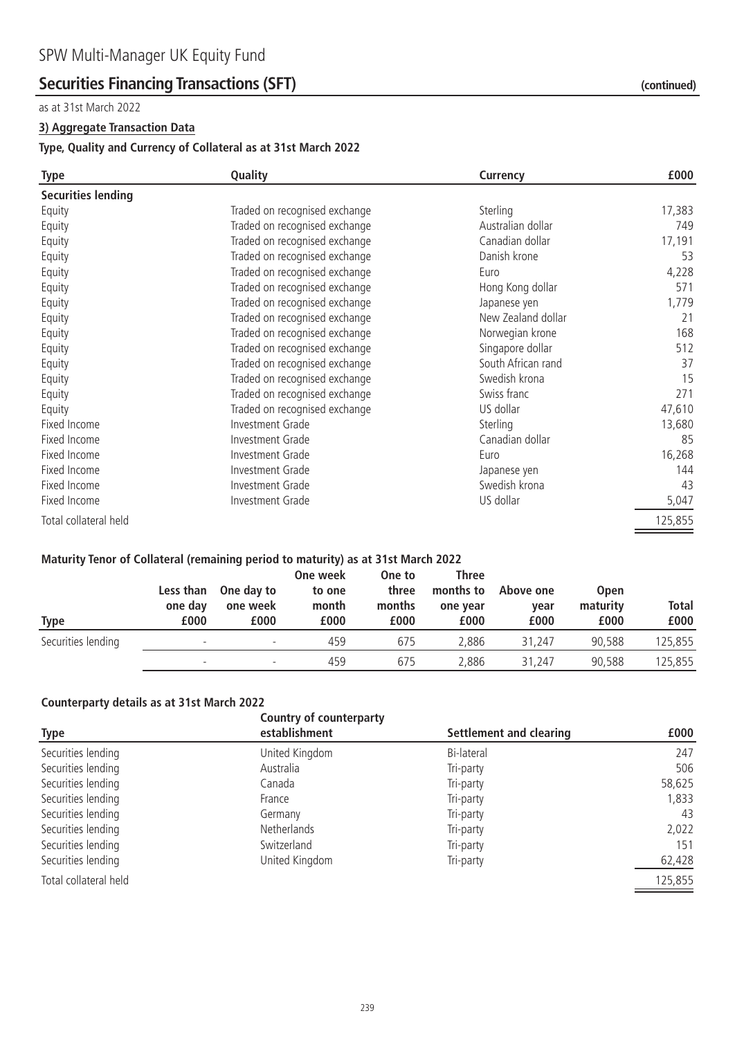# SPW Multi-Manager UK Equity Fund

## Securities Financing Transactions (SFT) (continued)

as at 31st March 2022

### 3) Aggregate Transaction Data

**Type, Quality and Currency of Collateral as at 31st March 2022**

| Type | Quality | Currency | £000 |
|---|---|---|---|
| **Securities lending** | | | |
| Equity | Traded on recognised exchange | Sterling | 17,383 |
| Equity | Traded on recognised exchange | Australian dollar | 749 |
| Equity | Traded on recognised exchange | Canadian dollar | 17,191 |
| Equity | Traded on recognised exchange | Danish krone | 53 |
| Equity | Traded on recognised exchange | Euro | 4,228 |
| Equity | Traded on recognised exchange | Hong Kong dollar | 571 |
| Equity | Traded on recognised exchange | Japanese yen | 1,779 |
| Equity | Traded on recognised exchange | New Zealand dollar | 21 |
| Equity | Traded on recognised exchange | Norwegian krone | 168 |
| Equity | Traded on recognised exchange | Singapore dollar | 512 |
| Equity | Traded on recognised exchange | South African rand | 37 |
| Equity | Traded on recognised exchange | Swedish krona | 15 |
| Equity | Traded on recognised exchange | Swiss franc | 271 |
| Equity | Traded on recognised exchange | US dollar | 47,610 |
| Fixed Income | Investment Grade | Sterling | 13,680 |
| Fixed Income | Investment Grade | Canadian dollar | 85 |
| Fixed Income | Investment Grade | Euro | 16,268 |
| Fixed Income | Investment Grade | Japanese yen | 144 |
| Fixed Income | Investment Grade | Swedish krona | 43 |
| Fixed Income | Investment Grade | US dollar | 5,047 |
| Total collateral held | | | 125,855 |

**Maturity Tenor of Collateral (remaining period to maturity) as at 31st March 2022**

| Type | Less than one day £000 | One day to one week £000 | One week to one month £000 | One to three months £000 | Three months to one year £000 | Above one year £000 | Open maturity £000 | Total £000 |
|---|---|---|---|---|---|---|---|---|
| Securities lending | - | - | 459 | 675 | 2,886 | 31,247 | 90,588 | 125,855 |
| | - | - | 459 | 675 | 2,886 | 31,247 | 90,588 | 125,855 |

**Counterparty details as at 31st March 2022**

| Type | Country of counterparty establishment | Settlement and clearing | £000 |
|---|---|---|---|
| Securities lending | United Kingdom | Bi-lateral | 247 |
| Securities lending | Australia | Tri-party | 506 |
| Securities lending | Canada | Tri-party | 58,625 |
| Securities lending | France | Tri-party | 1,833 |
| Securities lending | Germany | Tri-party | 43 |
| Securities lending | Netherlands | Tri-party | 2,022 |
| Securities lending | Switzerland | Tri-party | 151 |
| Securities lending | United Kingdom | Tri-party | 62,428 |
| Total collateral held | | | 125,855 |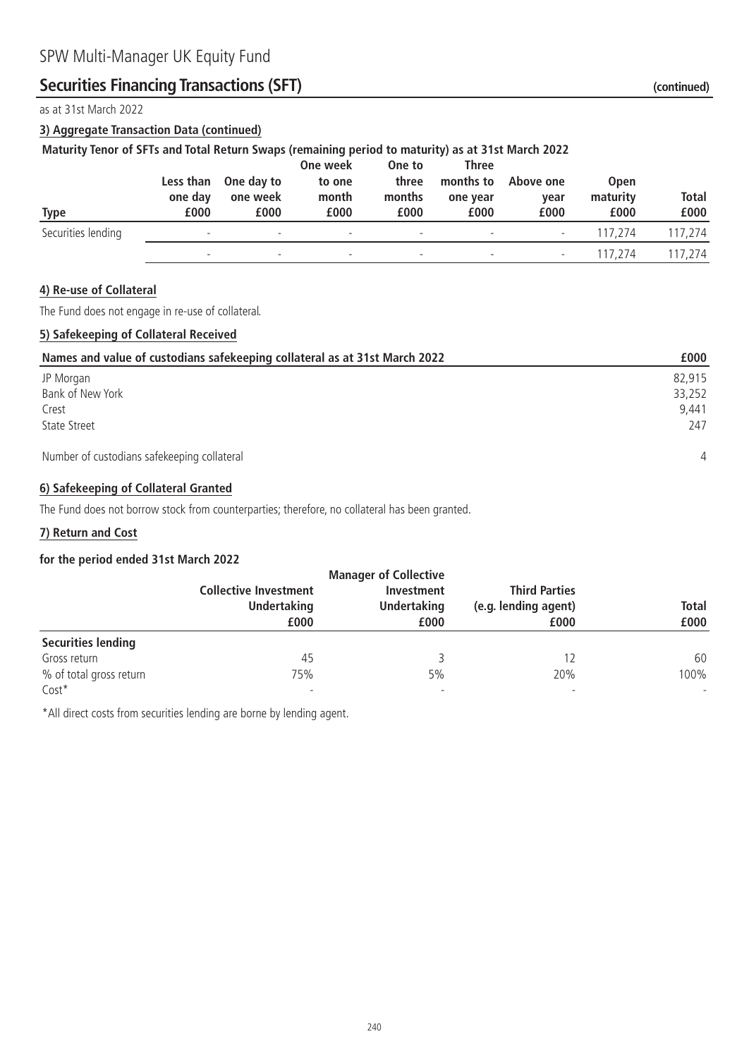# SPW Multi-Manager UK Equity Fund

## Securities Financing Transactions (SFT) (continued)

as at 31st March 2022

### 3) Aggregate Transaction Data (continued)

**Maturity Tenor of SFTs and Total Return Swaps (remaining period to maturity) as at 31st March 2022**

| Type | Less than one day £000 | One day to one week £000 | One week to one month £000 | One to three months £000 | Three months to one year £000 | Above one year £000 | Open maturity £000 | Total £000 |
|---|---|---|---|---|---|---|---|---|
| Securities lending | - | - | - | - | - | - | 117,274 | 117,274 |
| | - | - | - | - | - | - | 117,274 | 117,274 |

### 4) Re-use of Collateral

The Fund does not engage in re-use of collateral.

### 5) Safekeeping of Collateral Received

| Names and value of custodians safekeeping collateral as at 31st March 2022 | £000 |
|---|---|
| JP Morgan | 82,915 |
| Bank of New York | 33,252 |
| Crest | 9,441 |
| State Street | 247 |
| Number of custodians safekeeping collateral | 4 |

### 6) Safekeeping of Collateral Granted

The Fund does not borrow stock from counterparties; therefore, no collateral has been granted.

### 7) Return and Cost

**for the period ended 31st March 2022**

| | Collective Investment Undertaking £000 | Manager of Collective Investment Undertaking £000 | Third Parties (e.g. lending agent) £000 | Total £000 |
|---|---|---|---|---|
| **Securities lending** | | | | |
| Gross return | 45 | 3 | 12 | 60 |
| % of total gross return | 75% | 5% | 20% | 100% |
| Cost* | - | - | - | - |

*All direct costs from securities lending are borne by lending agent.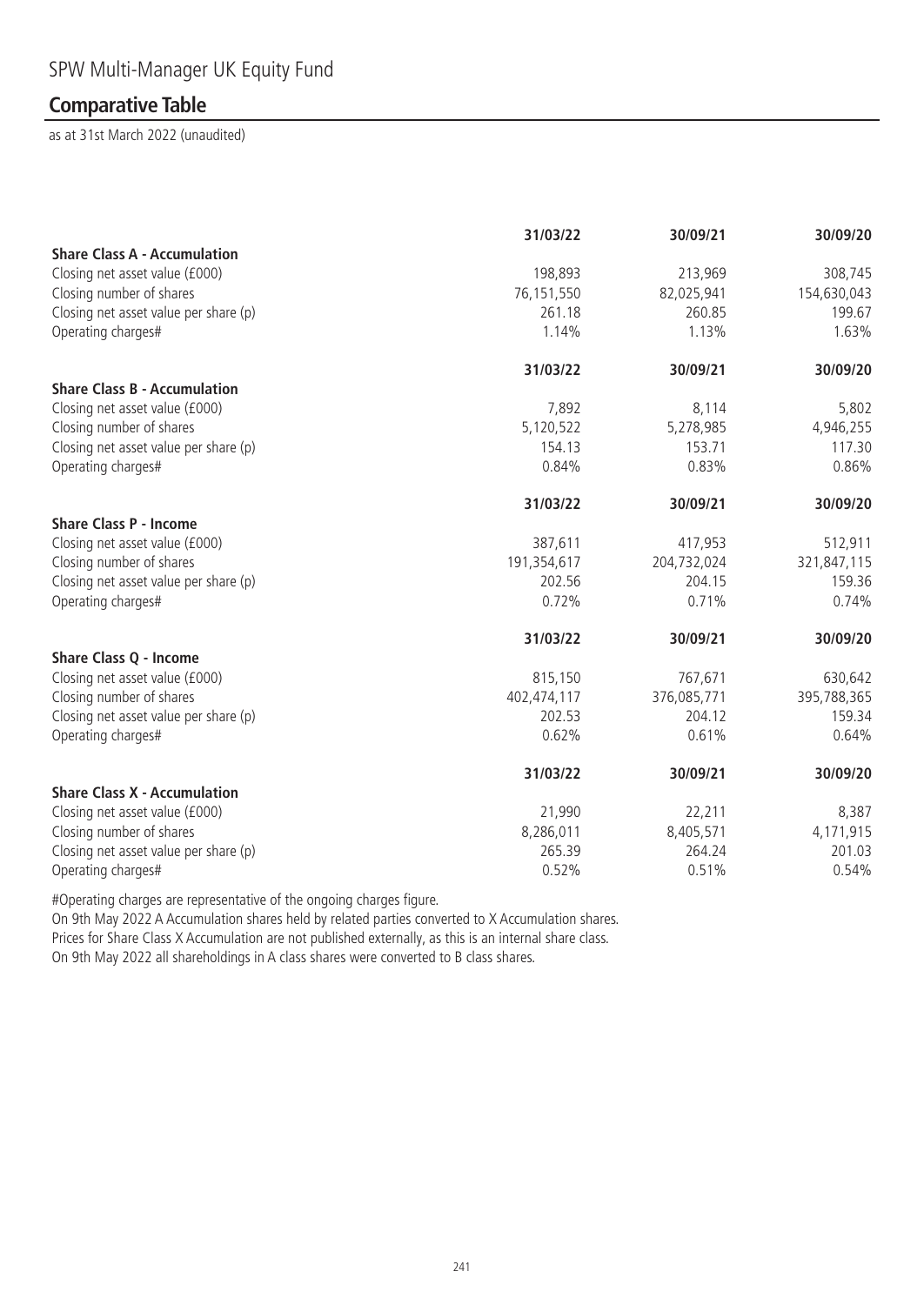SPW Multi-Manager UK Equity Fund

## Comparative Table

as at 31st March 2022 (unaudited)

| | 31/03/22 | 30/09/21 | 30/09/20 |
|---|---|---|---|
| **Share Class A - Accumulation** | | | |
| Closing net asset value (£000) | 198,893 | 213,969 | 308,745 |
| Closing number of shares | 76,151,550 | 82,025,941 | 154,630,043 |
| Closing net asset value per share (p) | 261.18 | 260.85 | 199.67 |
| Operating charges# | 1.14% | 1.13% | 1.63% |
| | **31/03/22** | **30/09/21** | **30/09/20** |
| **Share Class B - Accumulation** | | | |
| Closing net asset value (£000) | 7,892 | 8,114 | 5,802 |
| Closing number of shares | 5,120,522 | 5,278,985 | 4,946,255 |
| Closing net asset value per share (p) | 154.13 | 153.71 | 117.30 |
| Operating charges# | 0.84% | 0.83% | 0.86% |
| | **31/03/22** | **30/09/21** | **30/09/20** |
| **Share Class P - Income** | | | |
| Closing net asset value (£000) | 387,611 | 417,953 | 512,911 |
| Closing number of shares | 191,354,617 | 204,732,024 | 321,847,115 |
| Closing net asset value per share (p) | 202.56 | 204.15 | 159.36 |
| Operating charges# | 0.72% | 0.71% | 0.74% |
| | **31/03/22** | **30/09/21** | **30/09/20** |
| **Share Class Q - Income** | | | |
| Closing net asset value (£000) | 815,150 | 767,671 | 630,642 |
| Closing number of shares | 402,474,117 | 376,085,771 | 395,788,365 |
| Closing net asset value per share (p) | 202.53 | 204.12 | 159.34 |
| Operating charges# | 0.62% | 0.61% | 0.64% |
| | **31/03/22** | **30/09/21** | **30/09/20** |
| **Share Class X - Accumulation** | | | |
| Closing net asset value (£000) | 21,990 | 22,211 | 8,387 |
| Closing number of shares | 8,286,011 | 8,405,571 | 4,171,915 |
| Closing net asset value per share (p) | 265.39 | 264.24 | 201.03 |
| Operating charges# | 0.52% | 0.51% | 0.54% |

#Operating charges are representative of the ongoing charges figure.

On 9th May 2022 A Accumulation shares held by related parties converted to X Accumulation shares.

Prices for Share Class X Accumulation are not published externally, as this is an internal share class.

On 9th May 2022 all shareholdings in A class shares were converted to B class shares.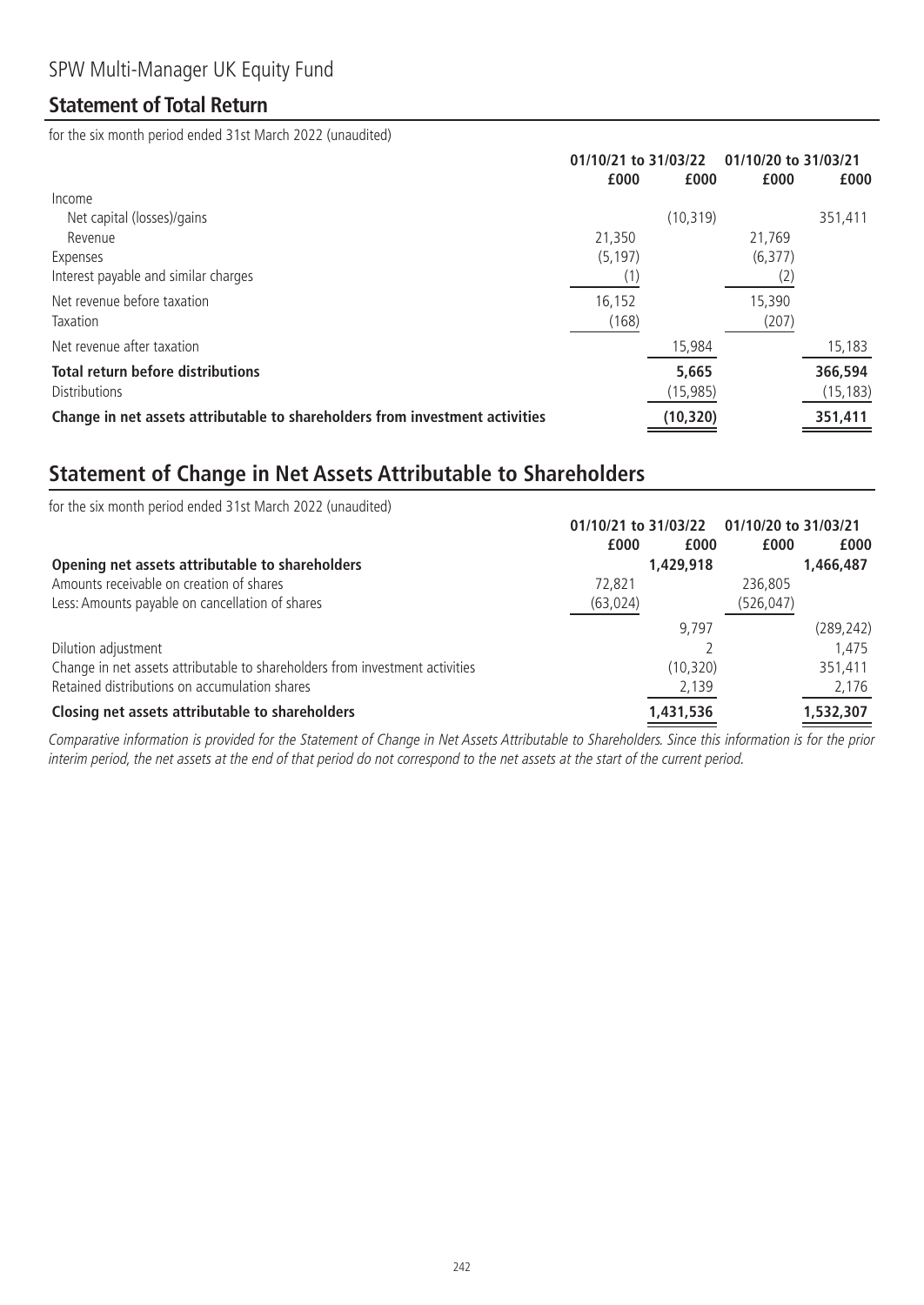SPW Multi-Manager UK Equity Fund

## Statement of Total Return

for the six month period ended 31st March 2022 (unaudited)

| | 01/10/21 to 31/03/22 | | 01/10/20 to 31/03/21 | |
|---|---|---|---|---|
| | £000 | £000 | £000 | £000 |
| Income | | | | |
| Net capital (losses)/gains | | (10,319) | | 351,411 |
| Revenue | 21,350 | | 21,769 | |
| Expenses | (5,197) | | (6,377) | |
| Interest payable and similar charges | (1) | | (2) | |
| Net revenue before taxation | 16,152 | | 15,390 | |
| Taxation | (168) | | (207) | |
| Net revenue after taxation | | 15,984 | | 15,183 |
| **Total return before distributions** | | **5,665** | | **366,594** |
| Distributions | | (15,985) | | (15,183) |
| **Change in net assets attributable to shareholders from investment activities** | | **(10,320)** | | **351,411** |

## Statement of Change in Net Assets Attributable to Shareholders

for the six month period ended 31st March 2022 (unaudited)

| | 01/10/21 to 31/03/22 | | 01/10/20 to 31/03/21 | |
|---|---|---|---|---|
| | £000 | £000 | £000 | £000 |
| **Opening net assets attributable to shareholders** | | **1,429,918** | | **1,466,487** |
| Amounts receivable on creation of shares | 72,821 | | 236,805 | |
| Less: Amounts payable on cancellation of shares | (63,024) | | (526,047) | |
| | | 9,797 | | (289,242) |
| Dilution adjustment | | 2 | | 1,475 |
| Change in net assets attributable to shareholders from investment activities | | (10,320) | | 351,411 |
| Retained distributions on accumulation shares | | 2,139 | | 2,176 |
| **Closing net assets attributable to shareholders** | | **1,431,536** | | **1,532,307** |

*Comparative information is provided for the Statement of Change in Net Assets Attributable to Shareholders. Since this information is for the prior interim period, the net assets at the end of that period do not correspond to the net assets at the start of the current period.*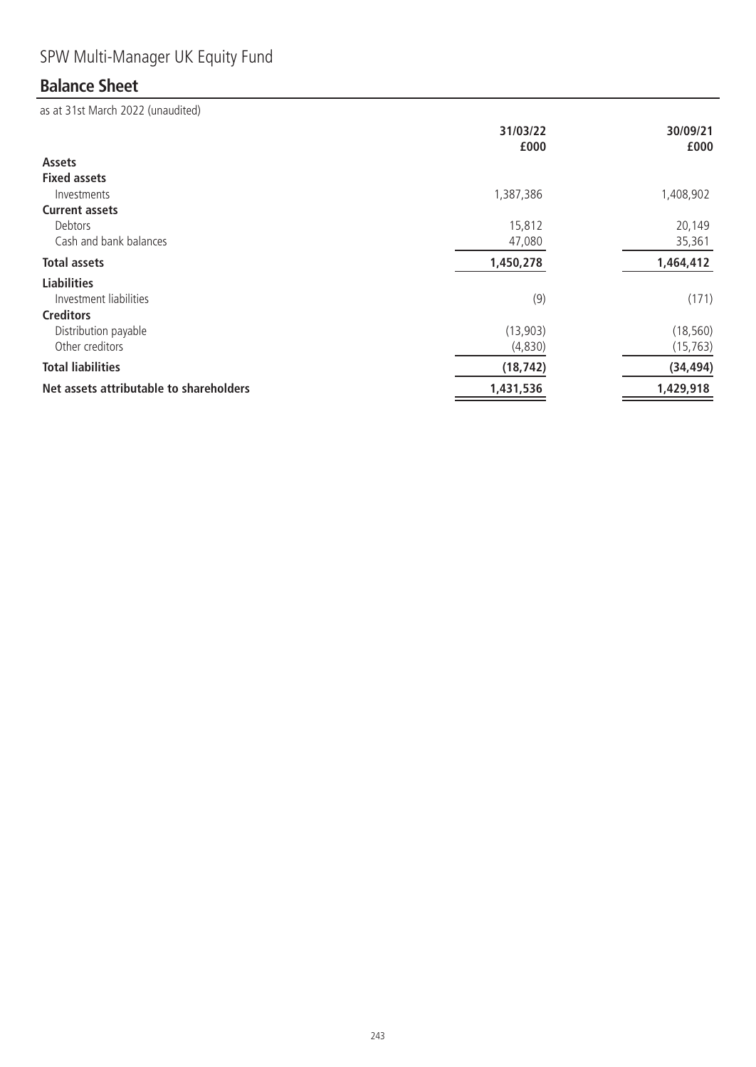SPW Multi-Manager UK Equity Fund

## Balance Sheet

as at 31st March 2022 (unaudited)

| | 31/03/22<br>£000 | 30/09/21<br>£000 |
|---|---|---|
| **Assets** | | |
| **Fixed assets** | | |
| Investments | 1,387,386 | 1,408,902 |
| **Current assets** | | |
| Debtors | 15,812 | 20,149 |
| Cash and bank balances | 47,080 | 35,361 |
| **Total assets** | **1,450,278** | **1,464,412** |
| **Liabilities** | | |
| Investment liabilities | (9) | (171) |
| **Creditors** | | |
| Distribution payable | (13,903) | (18,560) |
| Other creditors | (4,830) | (15,763) |
| **Total liabilities** | **(18,742)** | **(34,494)** |
| **Net assets attributable to shareholders** | **1,431,536** | **1,429,918** |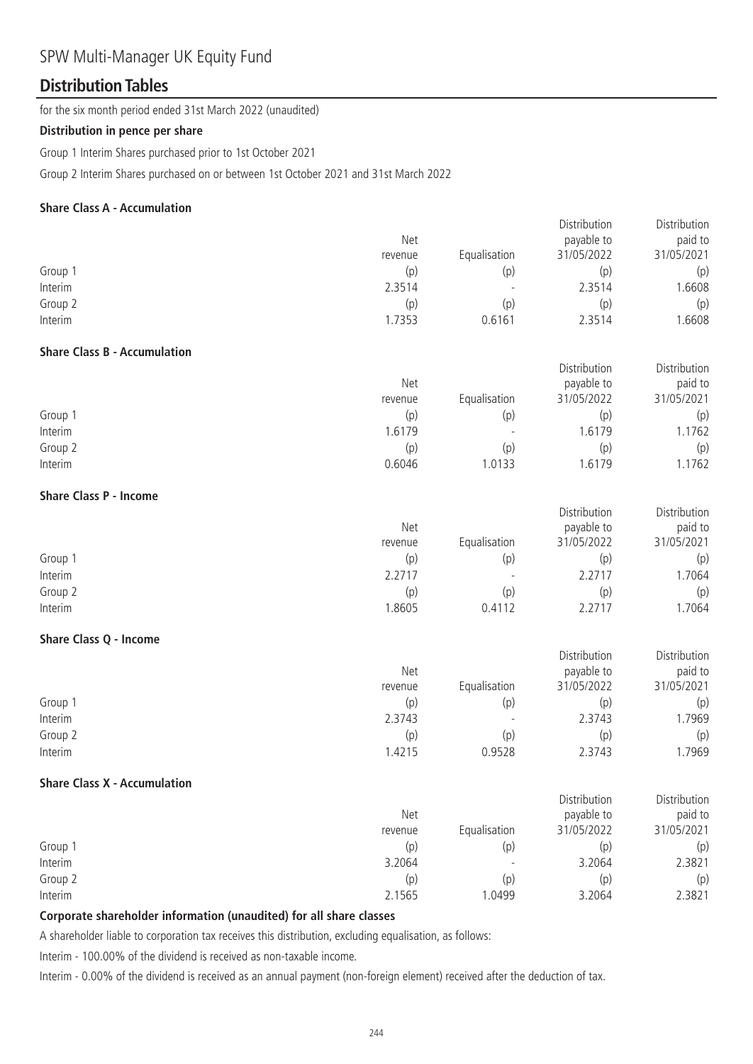# SPW Multi-Manager UK Equity Fund

## Distribution Tables

for the six month period ended 31st March 2022 (unaudited)

**Distribution in pence per share**

Group 1 Interim Shares purchased prior to 1st October 2021

Group 2 Interim Shares purchased on or between 1st October 2021 and 31st March 2022

**Share Class A - Accumulation**

| | Net revenue | Equalisation | Distribution payable to 31/05/2022 | Distribution paid to 31/05/2021 |
|---|---|---|---|---|
| Group 1 | (p) | (p) | (p) | (p) |
| Interim | 2.3514 | - | 2.3514 | 1.6608 |
| Group 2 | (p) | (p) | (p) | (p) |
| Interim | 1.7353 | 0.6161 | 2.3514 | 1.6608 |

**Share Class B - Accumulation**

| | Net revenue | Equalisation | Distribution payable to 31/05/2022 | Distribution paid to 31/05/2021 |
|---|---|---|---|---|
| Group 1 | (p) | (p) | (p) | (p) |
| Interim | 1.6179 | - | 1.6179 | 1.1762 |
| Group 2 | (p) | (p) | (p) | (p) |
| Interim | 0.6046 | 1.0133 | 1.6179 | 1.1762 |

**Share Class P - Income**

| | Net revenue | Equalisation | Distribution payable to 31/05/2022 | Distribution paid to 31/05/2021 |
|---|---|---|---|---|
| Group 1 | (p) | (p) | (p) | (p) |
| Interim | 2.2717 | - | 2.2717 | 1.7064 |
| Group 2 | (p) | (p) | (p) | (p) |
| Interim | 1.8605 | 0.4112 | 2.2717 | 1.7064 |

**Share Class Q - Income**

| | Net revenue | Equalisation | Distribution payable to 31/05/2022 | Distribution paid to 31/05/2021 |
|---|---|---|---|---|
| Group 1 | (p) | (p) | (p) | (p) |
| Interim | 2.3743 | - | 2.3743 | 1.7969 |
| Group 2 | (p) | (p) | (p) | (p) |
| Interim | 1.4215 | 0.9528 | 2.3743 | 1.7969 |

**Share Class X - Accumulation**

| | Net revenue | Equalisation | Distribution payable to 31/05/2022 | Distribution paid to 31/05/2021 |
|---|---|---|---|---|
| Group 1 | (p) | (p) | (p) | (p) |
| Interim | 3.2064 | - | 3.2064 | 2.3821 |
| Group 2 | (p) | (p) | (p) | (p) |
| Interim | 2.1565 | 1.0499 | 3.2064 | 2.3821 |

**Corporate shareholder information (unaudited) for all share classes**

A shareholder liable to corporation tax receives this distribution, excluding equalisation, as follows:

Interim - 100.00% of the dividend is received as non-taxable income.

Interim - 0.00% of the dividend is received as an annual payment (non-foreign element) received after the deduction of tax.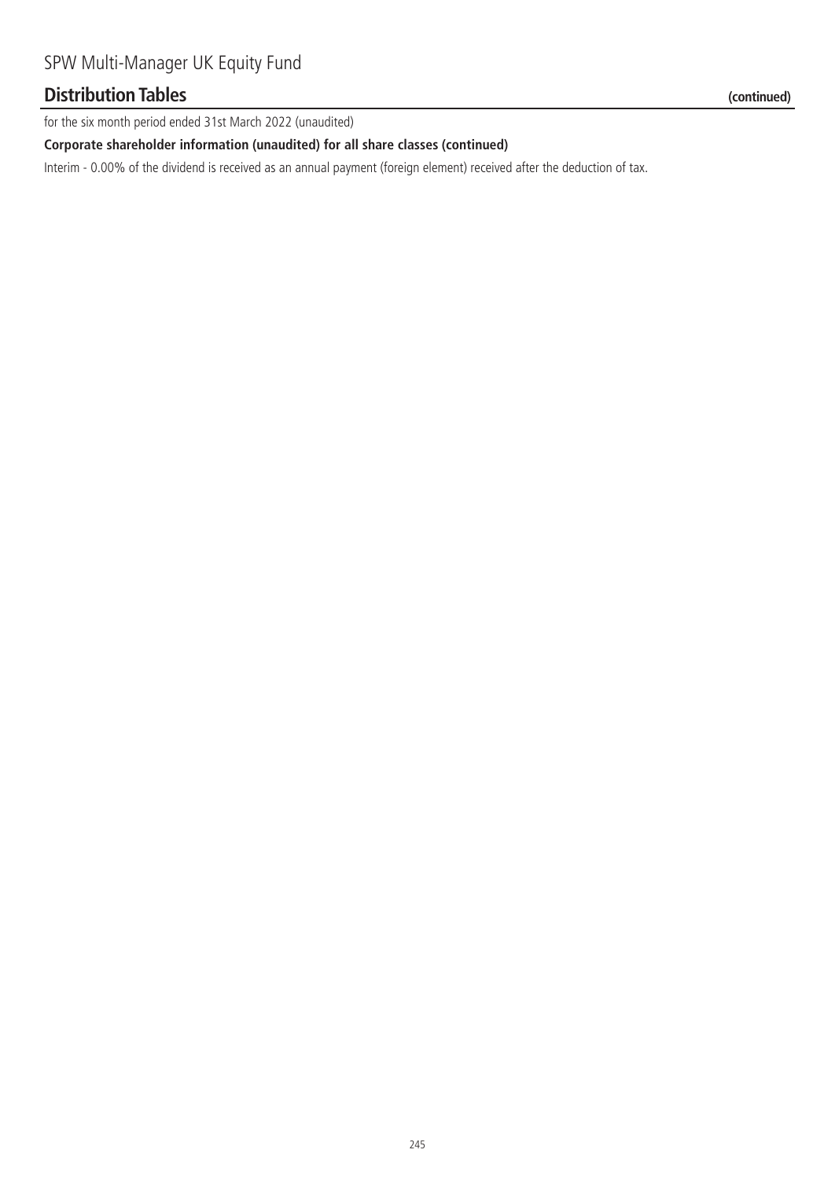## Distribution Tables (continued)

for the six month period ended 31st March 2022 (unaudited)

**Corporate shareholder information (unaudited) for all share classes (continued)**

Interim - 0.00% of the dividend is received as an annual payment (foreign element) received after the deduction of tax.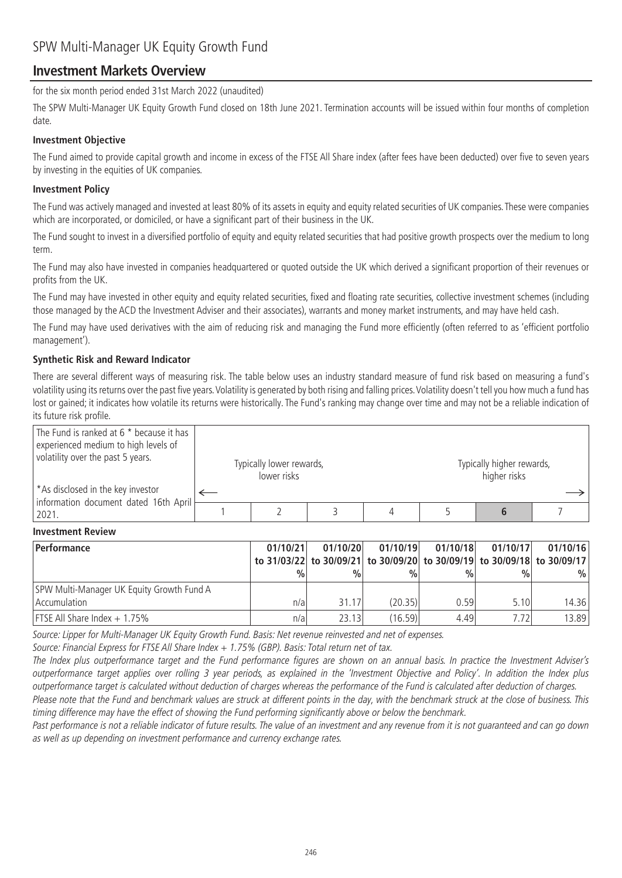# SPW Multi-Manager UK Equity Growth Fund

## Investment Markets Overview

for the six month period ended 31st March 2022 (unaudited)

The SPW Multi-Manager UK Equity Growth Fund closed on 18th June 2021. Termination accounts will be issued within four months of completion date.

### Investment Objective

The Fund aimed to provide capital growth and income in excess of the FTSE All Share index (after fees have been deducted) over five to seven years by investing in the equities of UK companies.

### Investment Policy

The Fund was actively managed and invested at least 80% of its assets in equity and equity related securities of UK companies. These were companies which are incorporated, or domiciled, or have a significant part of their business in the UK.

The Fund sought to invest in a diversified portfolio of equity and equity related securities that had positive growth prospects over the medium to long term.

The Fund may also have invested in companies headquartered or quoted outside the UK which derived a significant proportion of their revenues or profits from the UK.

The Fund may have invested in other equity and equity related securities, fixed and floating rate securities, collective investment schemes (including those managed by the ACD the Investment Adviser and their associates), warrants and money market instruments, and may have held cash.

The Fund may have used derivatives with the aim of reducing risk and managing the Fund more efficiently (often referred to as 'efficient portfolio management').

### Synthetic Risk and Reward Indicator

There are several different ways of measuring risk. The table below uses an industry standard measure of fund risk based on measuring a fund's volatility using its returns over the past five years. Volatility is generated by both rising and falling prices. Volatility doesn't tell you how much a fund has lost or gained; it indicates how volatile its returns were historically. The Fund's ranking may change over time and may not be a reliable indication of its future risk profile.

| The Fund is ranked at 6 * because it has experienced medium to high levels of volatility over the past 5 years. | Typically lower rewards, lower risks ← | | | | | Typically higher rewards, higher risks → | |
|---|---|---|---|---|---|---|---|
| *As disclosed in the key investor information document dated 16th April 2021. | 1 | 2 | 3 | 4 | 5 | **6** | 7 |

### Investment Review

| Performance | 01/10/21 to 31/03/22 % | 01/10/20 to 30/09/21 % | 01/10/19 to 30/09/20 % | 01/10/18 to 30/09/19 % | 01/10/17 to 30/09/18 % | 01/10/16 to 30/09/17 % |
|---|---|---|---|---|---|---|
| SPW Multi-Manager UK Equity Growth Fund A Accumulation | n/a | 31.17 | (20.35) | 0.59 | 5.10 | 14.36 |
| FTSE All Share Index + 1.75% | n/a | 23.13 | (16.59) | 4.49 | 7.72 | 13.89 |

*Source: Lipper for Multi-Manager UK Equity Growth Fund. Basis: Net revenue reinvested and net of expenses.*

*Source: Financial Express for FTSE All Share Index + 1.75% (GBP). Basis: Total return net of tax.*

*The Index plus outperformance target and the Fund performance figures are shown on an annual basis. In practice the Investment Adviser's outperformance target applies over rolling 3 year periods, as explained in the 'Investment Objective and Policy'. In addition the Index plus outperformance target is calculated without deduction of charges whereas the performance of the Fund is calculated after deduction of charges.*

*Please note that the Fund and benchmark values are struck at different points in the day, with the benchmark struck at the close of business. This timing difference may have the effect of showing the Fund performing significantly above or below the benchmark.*

*Past performance is not a reliable indicator of future results. The value of an investment and any revenue from it is not guaranteed and can go down as well as up depending on investment performance and currency exchange rates.*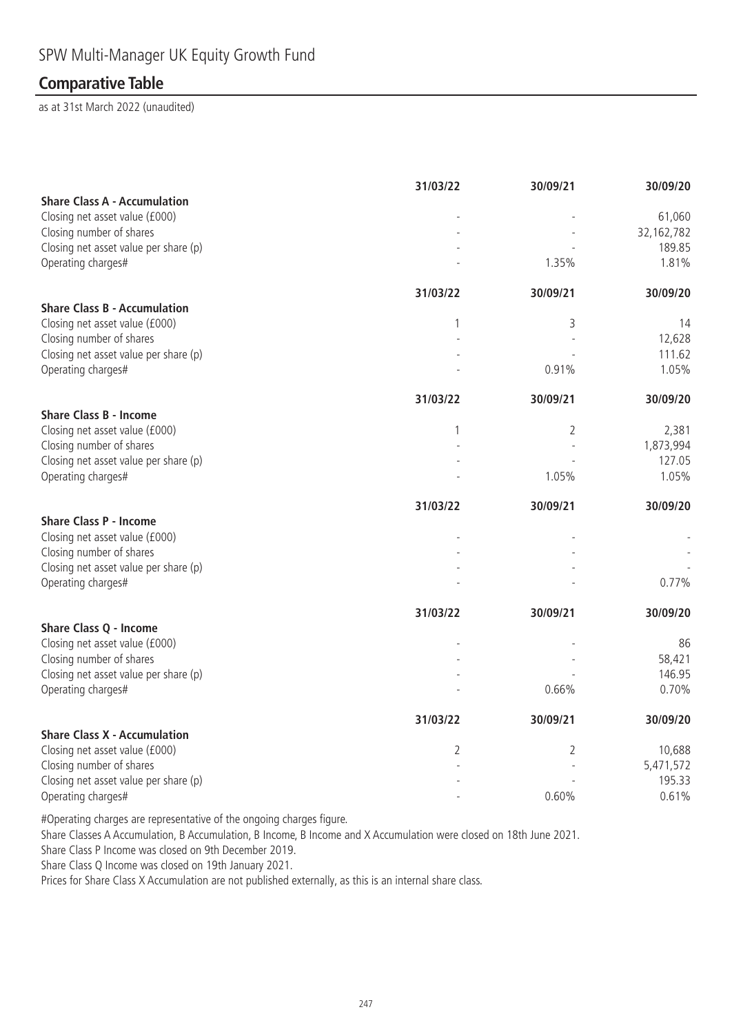## SPW Multi-Manager UK Equity Growth Fund

## Comparative Table

as at 31st March 2022 (unaudited)

| | 31/03/22 | 30/09/21 | 30/09/20 |
|---|---|---|---|
| **Share Class A - Accumulation** | | | |
| Closing net asset value (£000) | - | - | 61,060 |
| Closing number of shares | - | - | 32,162,782 |
| Closing net asset value per share (p) | - | - | 189.85 |
| Operating charges# | - | 1.35% | 1.81% |

| | 31/03/22 | 30/09/21 | 30/09/20 |
|---|---|---|---|
| **Share Class B - Accumulation** | | | |
| Closing net asset value (£000) | 1 | 3 | 14 |
| Closing number of shares | - | - | 12,628 |
| Closing net asset value per share (p) | - | - | 111.62 |
| Operating charges# | - | 0.91% | 1.05% |

| | 31/03/22 | 30/09/21 | 30/09/20 |
|---|---|---|---|
| **Share Class B - Income** | | | |
| Closing net asset value (£000) | 1 | 2 | 2,381 |
| Closing number of shares | - | - | 1,873,994 |
| Closing net asset value per share (p) | - | - | 127.05 |
| Operating charges# | - | 1.05% | 1.05% |

| | 31/03/22 | 30/09/21 | 30/09/20 |
|---|---|---|---|
| **Share Class P - Income** | | | |
| Closing net asset value (£000) | - | - | - |
| Closing number of shares | - | - | - |
| Closing net asset value per share (p) | - | - | - |
| Operating charges# | - | - | 0.77% |

| | 31/03/22 | 30/09/21 | 30/09/20 |
|---|---|---|---|
| **Share Class Q - Income** | | | |
| Closing net asset value (£000) | - | - | 86 |
| Closing number of shares | - | - | 58,421 |
| Closing net asset value per share (p) | - | - | 146.95 |
| Operating charges# | - | 0.66% | 0.70% |

| | 31/03/22 | 30/09/21 | 30/09/20 |
|---|---|---|---|
| **Share Class X - Accumulation** | | | |
| Closing net asset value (£000) | 2 | 2 | 10,688 |
| Closing number of shares | - | - | 5,471,572 |
| Closing net asset value per share (p) | - | - | 195.33 |
| Operating charges# | - | 0.60% | 0.61% |

#Operating charges are representative of the ongoing charges figure.

Share Classes A Accumulation, B Accumulation, B Income, B Income and X Accumulation were closed on 18th June 2021.

Share Class P Income was closed on 9th December 2019.

Share Class Q Income was closed on 19th January 2021.

Prices for Share Class X Accumulation are not published externally, as this is an internal share class.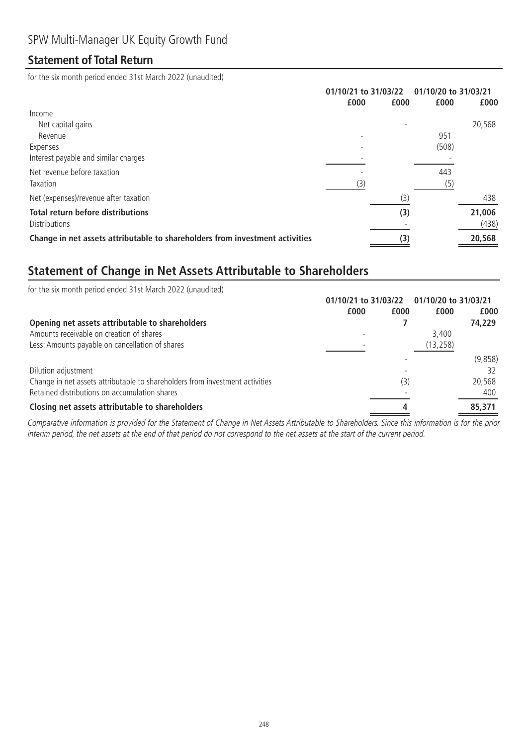SPW Multi-Manager UK Equity Growth Fund

## Statement of Total Return

for the six month period ended 31st March 2022 (unaudited)

| | 01/10/21 to 31/03/22 | | 01/10/20 to 31/03/21 | |
|---|---|---|---|---|
| | £000 | £000 | £000 | £000 |
| Income | | | | |
| Net capital gains | | - | | 20,568 |
| Revenue | - | | 951 | |
| Expenses | - | | (508) | |
| Interest payable and similar charges | - | | - | |
| Net revenue before taxation | - | | 443 | |
| Taxation | (3) | | (5) | |
| Net (expenses)/revenue after taxation | | (3) | | 438 |
| **Total return before distributions** | | **(3)** | | **21,006** |
| Distributions | | - | | (438) |
| **Change in net assets attributable to shareholders from investment activities** | | **(3)** | | **20,568** |

## Statement of Change in Net Assets Attributable to Shareholders

for the six month period ended 31st March 2022 (unaudited)

| | 01/10/21 to 31/03/22 | | 01/10/20 to 31/03/21 | |
|---|---|---|---|---|
| | £000 | £000 | £000 | £000 |
| **Opening net assets attributable to shareholders** | | **7** | | **74,229** |
| Amounts receivable on creation of shares | - | | 3,400 | |
| Less: Amounts payable on cancellation of shares | - | | (13,258) | |
| | | - | | (9,858) |
| Dilution adjustment | | - | | 32 |
| Change in net assets attributable to shareholders from investment activities | | (3) | | 20,568 |
| Retained distributions on accumulation shares | | - | | 400 |
| **Closing net assets attributable to shareholders** | | **4** | | **85,371** |

*Comparative information is provided for the Statement of Change in Net Assets Attributable to Shareholders. Since this information is for the prior interim period, the net assets at the end of that period do not correspond to the net assets at the start of the current period.*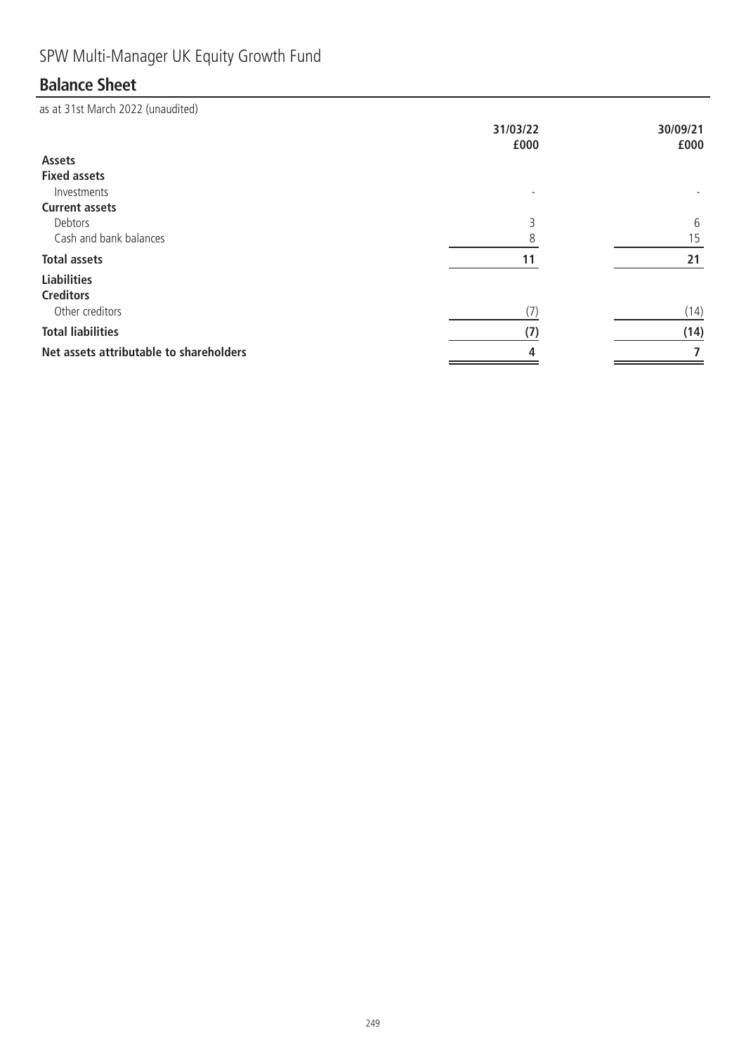# SPW Multi-Manager UK Equity Growth Fund

## Balance Sheet

as at 31st March 2022 (unaudited)

| | 31/03/22 £000 | 30/09/21 £000 |
|---|---|---|
| **Assets** | | |
| **Fixed assets** | | |
| Investments | - | - |
| **Current assets** | | |
| Debtors | 3 | 6 |
| Cash and bank balances | 8 | 15 |
| **Total assets** | **11** | **21** |
| **Liabilities** | | |
| **Creditors** | | |
| Other creditors | (7) | (14) |
| **Total liabilities** | **(7)** | **(14)** |
| **Net assets attributable to shareholders** | **4** | **7** |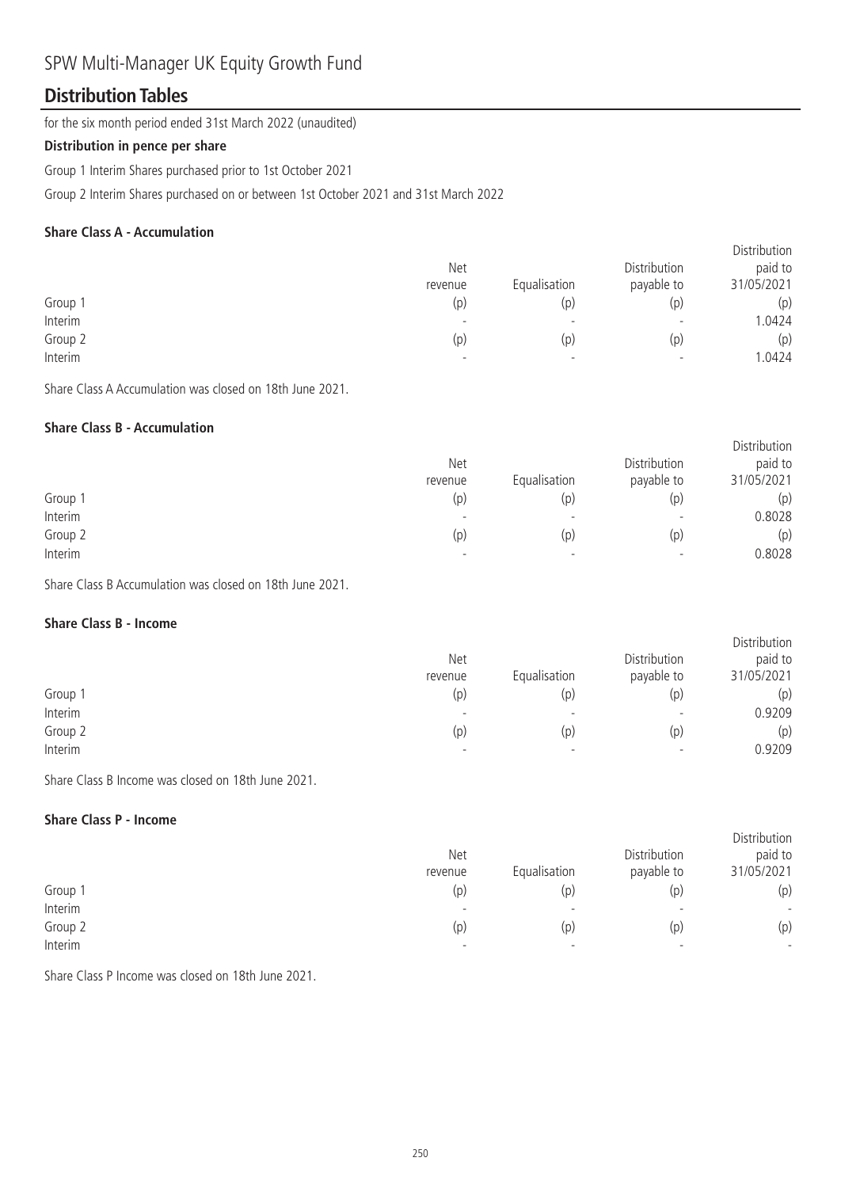# SPW Multi-Manager UK Equity Growth Fund

## Distribution Tables

for the six month period ended 31st March 2022 (unaudited)

**Distribution in pence per share**

Group 1 Interim Shares purchased prior to 1st October 2021

Group 2 Interim Shares purchased on or between 1st October 2021 and 31st March 2022

### Share Class A - Accumulation

| | Net revenue | Equalisation | Distribution payable to | Distribution paid to 31/05/2021 |
|---|---|---|---|---|
| Group 1 | (p) | (p) | (p) | (p) |
| Interim | - | - | - | 1.0424 |
| Group 2 | (p) | (p) | (p) | (p) |
| Interim | - | - | - | 1.0424 |

Share Class A Accumulation was closed on 18th June 2021.

### Share Class B - Accumulation

| | Net revenue | Equalisation | Distribution payable to | Distribution paid to 31/05/2021 |
|---|---|---|---|---|
| Group 1 | (p) | (p) | (p) | (p) |
| Interim | - | - | - | 0.8028 |
| Group 2 | (p) | (p) | (p) | (p) |
| Interim | - | - | - | 0.8028 |

Share Class B Accumulation was closed on 18th June 2021.

### Share Class B - Income

| | Net revenue | Equalisation | Distribution payable to | Distribution paid to 31/05/2021 |
|---|---|---|---|---|
| Group 1 | (p) | (p) | (p) | (p) |
| Interim | - | - | - | 0.9209 |
| Group 2 | (p) | (p) | (p) | (p) |
| Interim | - | - | - | 0.9209 |

Share Class B Income was closed on 18th June 2021.

### Share Class P - Income

| | Net revenue | Equalisation | Distribution payable to | Distribution paid to 31/05/2021 |
|---|---|---|---|---|
| Group 1 | (p) | (p) | (p) | (p) |
| Interim | - | - | - | - |
| Group 2 | (p) | (p) | (p) | (p) |
| Interim | - | - | - | - |

Share Class P Income was closed on 18th June 2021.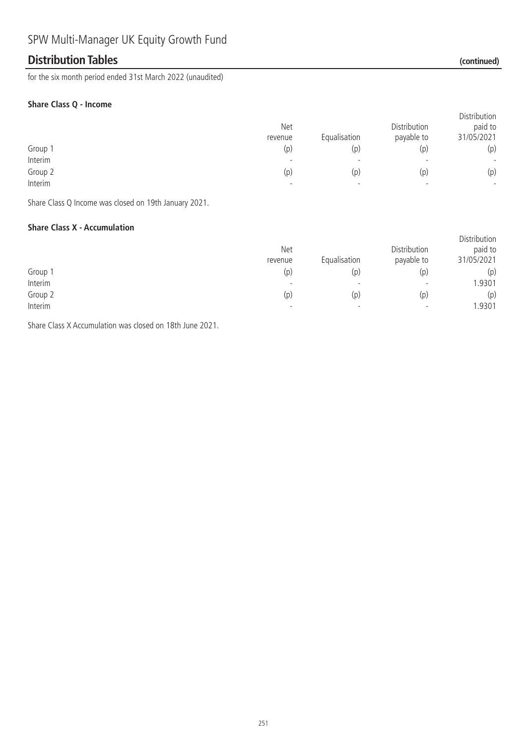SPW Multi-Manager UK Equity Growth Fund

## Distribution Tables (continued)

for the six month period ended 31st March 2022 (unaudited)

**Share Class Q - Income**

| | Net revenue | Equalisation | Distribution payable to | Distribution paid to 31/05/2021 |
|---|---|---|---|---|
| Group 1 | (p) | (p) | (p) | (p) |
| Interim | - | - | - | - |
| Group 2 | (p) | (p) | (p) | (p) |
| Interim | - | - | - | - |

Share Class Q Income was closed on 19th January 2021.

**Share Class X - Accumulation**

| | Net revenue | Equalisation | Distribution payable to | Distribution paid to 31/05/2021 |
|---|---|---|---|---|
| Group 1 | (p) | (p) | (p) | (p) |
| Interim | - | - | - | 1.9301 |
| Group 2 | (p) | (p) | (p) | (p) |
| Interim | - | - | - | 1.9301 |

Share Class X Accumulation was closed on 18th June 2021.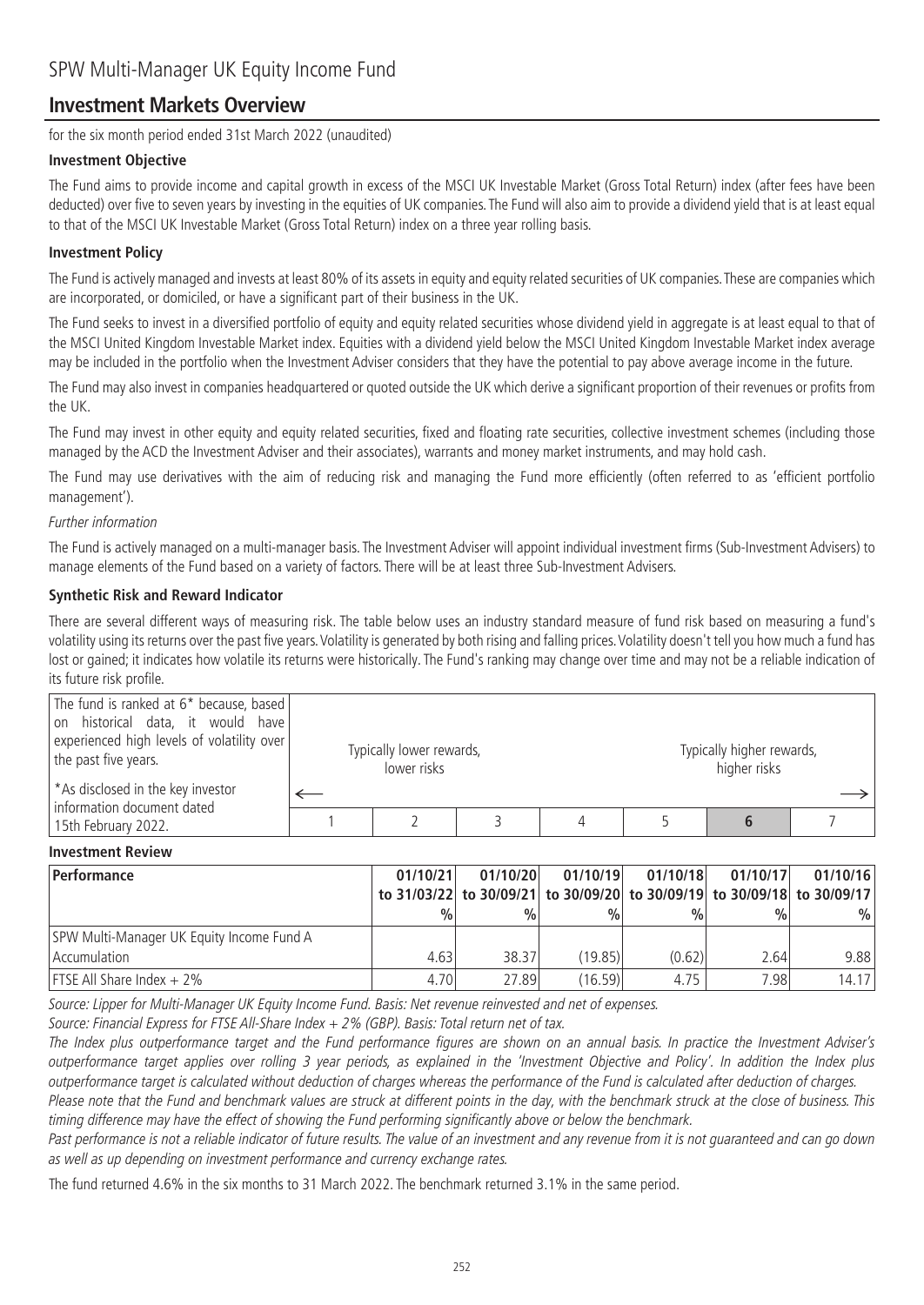# SPW Multi-Manager UK Equity Income Fund

## Investment Markets Overview

for the six month period ended 31st March 2022 (unaudited)

### Investment Objective

The Fund aims to provide income and capital growth in excess of the MSCI UK Investable Market (Gross Total Return) index (after fees have been deducted) over five to seven years by investing in the equities of UK companies. The Fund will also aim to provide a dividend yield that is at least equal to that of the MSCI UK Investable Market (Gross Total Return) index on a three year rolling basis.

### Investment Policy

The Fund is actively managed and invests at least 80% of its assets in equity and equity related securities of UK companies. These are companies which are incorporated, or domiciled, or have a significant part of their business in the UK.

The Fund seeks to invest in a diversified portfolio of equity and equity related securities whose dividend yield in aggregate is at least equal to that of the MSCI United Kingdom Investable Market index. Equities with a dividend yield below the MSCI United Kingdom Investable Market index average may be included in the portfolio when the Investment Adviser considers that they have the potential to pay above average income in the future.

The Fund may also invest in companies headquartered or quoted outside the UK which derive a significant proportion of their revenues or profits from the UK.

The Fund may invest in other equity and equity related securities, fixed and floating rate securities, collective investment schemes (including those managed by the ACD the Investment Adviser and their associates), warrants and money market instruments, and may hold cash.

The Fund may use derivatives with the aim of reducing risk and managing the Fund more efficiently (often referred to as 'efficient portfolio management').

*Further information*

The Fund is actively managed on a multi-manager basis. The Investment Adviser will appoint individual investment firms (Sub-Investment Advisers) to manage elements of the Fund based on a variety of factors. There will be at least three Sub-Investment Advisers.

### Synthetic Risk and Reward Indicator

There are several different ways of measuring risk. The table below uses an industry standard measure of fund risk based on measuring a fund's volatility using its returns over the past five years. Volatility is generated by both rising and falling prices. Volatility doesn't tell you how much a fund has lost or gained; it indicates how volatile its returns were historically. The Fund's ranking may change over time and may not be a reliable indication of its future risk profile.

The fund is ranked at 6* because, based on historical data, it would have experienced high levels of volatility over the past five years.

*As disclosed in the key investor information document dated 15th February 2022.

| Typically lower rewards, lower risks ← | | | | | | Typically higher rewards, higher risks → |
|---|---|---|---|---|---|---|
| 1 | 2 | 3 | 4 | 5 | **6** | 7 |

### Investment Review

| Performance | 01/10/21 to 31/03/22 % | 01/10/20 to 30/09/21 % | 01/10/19 to 30/09/20 % | 01/10/18 to 30/09/19 % | 01/10/17 to 30/09/18 % | 01/10/16 to 30/09/17 % |
|---|---|---|---|---|---|---|
| SPW Multi-Manager UK Equity Income Fund A Accumulation | 4.63 | 38.37 | (19.85) | (0.62) | 2.64 | 9.88 |
| FTSE All Share Index + 2% | 4.70 | 27.89 | (16.59) | 4.75 | 7.98 | 14.17 |

*Source: Lipper for Multi-Manager UK Equity Income Fund. Basis: Net revenue reinvested and net of expenses.*

*Source: Financial Express for FTSE All-Share Index + 2% (GBP). Basis: Total return net of tax.*

*The Index plus outperformance target and the Fund performance figures are shown on an annual basis. In practice the Investment Adviser's outperformance target applies over rolling 3 year periods, as explained in the 'Investment Objective and Policy'. In addition the Index plus outperformance target is calculated without deduction of charges whereas the performance of the Fund is calculated after deduction of charges.*

*Please note that the Fund and benchmark values are struck at different points in the day, with the benchmark struck at the close of business. This timing difference may have the effect of showing the Fund performing significantly above or below the benchmark.*

*Past performance is not a reliable indicator of future results. The value of an investment and any revenue from it is not guaranteed and can go down as well as up depending on investment performance and currency exchange rates.*

The fund returned 4.6% in the six months to 31 March 2022. The benchmark returned 3.1% in the same period.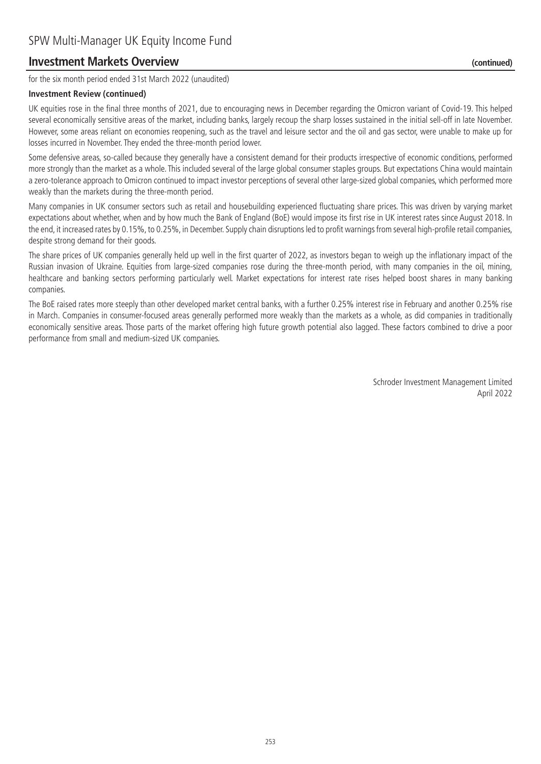# SPW Multi-Manager UK Equity Income Fund

## Investment Markets Overview (continued)

for the six month period ended 31st March 2022 (unaudited)

### Investment Review (continued)

UK equities rose in the final three months of 2021, due to encouraging news in December regarding the Omicron variant of Covid-19. This helped several economically sensitive areas of the market, including banks, largely recoup the sharp losses sustained in the initial sell-off in late November. However, some areas reliant on economies reopening, such as the travel and leisure sector and the oil and gas sector, were unable to make up for losses incurred in November. They ended the three-month period lower.

Some defensive areas, so-called because they generally have a consistent demand for their products irrespective of economic conditions, performed more strongly than the market as a whole. This included several of the large global consumer staples groups. But expectations China would maintain a zero-tolerance approach to Omicron continued to impact investor perceptions of several other large-sized global companies, which performed more weakly than the markets during the three-month period.

Many companies in UK consumer sectors such as retail and housebuilding experienced fluctuating share prices. This was driven by varying market expectations about whether, when and by how much the Bank of England (BoE) would impose its first rise in UK interest rates since August 2018. In the end, it increased rates by 0.15%, to 0.25%, in December. Supply chain disruptions led to profit warnings from several high-profile retail companies, despite strong demand for their goods.

The share prices of UK companies generally held up well in the first quarter of 2022, as investors began to weigh up the inflationary impact of the Russian invasion of Ukraine. Equities from large-sized companies rose during the three-month period, with many companies in the oil, mining, healthcare and banking sectors performing particularly well. Market expectations for interest rate rises helped boost shares in many banking companies.

The BoE raised rates more steeply than other developed market central banks, with a further 0.25% interest rise in February and another 0.25% rise in March. Companies in consumer-focused areas generally performed more weakly than the markets as a whole, as did companies in traditionally economically sensitive areas. Those parts of the market offering high future growth potential also lagged. These factors combined to drive a poor performance from small and medium-sized UK companies.

Schroder Investment Management Limited
April 2022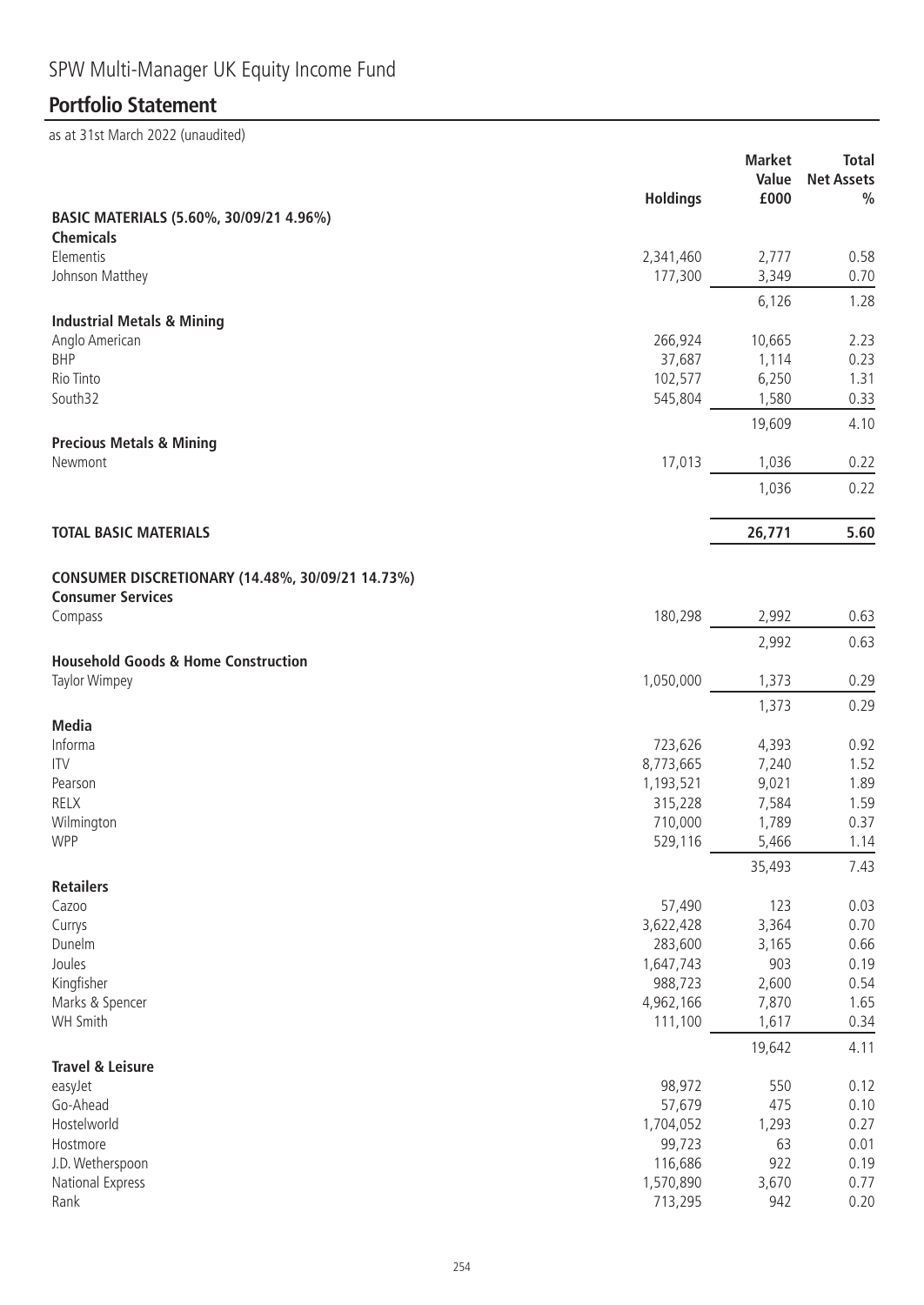# SPW Multi-Manager UK Equity Income Fund

## Portfolio Statement

as at 31st March 2022 (unaudited)

| | Holdings | Market Value £000 | Total Net Assets % |
|---|---|---|---|
| **BASIC MATERIALS (5.60%, 30/09/21 4.96%)** | | | |
| **Chemicals** | | | |
| Elementis | 2,341,460 | 2,777 | 0.58 |
| Johnson Matthey | 177,300 | 3,349 | 0.70 |
| | | 6,126 | 1.28 |
| **Industrial Metals & Mining** | | | |
| Anglo American | 266,924 | 10,665 | 2.23 |
| BHP | 37,687 | 1,114 | 0.23 |
| Rio Tinto | 102,577 | 6,250 | 1.31 |
| South32 | 545,804 | 1,580 | 0.33 |
| | | 19,609 | 4.10 |
| **Precious Metals & Mining** | | | |
| Newmont | 17,013 | 1,036 | 0.22 |
| | | 1,036 | 0.22 |
| **TOTAL BASIC MATERIALS** | | **26,771** | **5.60** |
| **CONSUMER DISCRETIONARY (14.48%, 30/09/21 14.73%)** | | | |
| **Consumer Services** | | | |
| Compass | 180,298 | 2,992 | 0.63 |
| | | 2,992 | 0.63 |
| **Household Goods & Home Construction** | | | |
| Taylor Wimpey | 1,050,000 | 1,373 | 0.29 |
| | | 1,373 | 0.29 |
| **Media** | | | |
| Informa | 723,626 | 4,393 | 0.92 |
| ITV | 8,773,665 | 7,240 | 1.52 |
| Pearson | 1,193,521 | 9,021 | 1.89 |
| RELX | 315,228 | 7,584 | 1.59 |
| Wilmington | 710,000 | 1,789 | 0.37 |
| WPP | 529,116 | 5,466 | 1.14 |
| | | 35,493 | 7.43 |
| **Retailers** | | | |
| Cazoo | 57,490 | 123 | 0.03 |
| Currys | 3,622,428 | 3,364 | 0.70 |
| Dunelm | 283,600 | 3,165 | 0.66 |
| Joules | 1,647,743 | 903 | 0.19 |
| Kingfisher | 988,723 | 2,600 | 0.54 |
| Marks & Spencer | 4,962,166 | 7,870 | 1.65 |
| WH Smith | 111,100 | 1,617 | 0.34 |
| | | 19,642 | 4.11 |
| **Travel & Leisure** | | | |
| easyJet | 98,972 | 550 | 0.12 |
| Go-Ahead | 57,679 | 475 | 0.10 |
| Hostelworld | 1,704,052 | 1,293 | 0.27 |
| Hostmore | 99,723 | 63 | 0.01 |
| J.D. Wetherspoon | 116,686 | 922 | 0.19 |
| National Express | 1,570,890 | 3,670 | 0.77 |
| Rank | 713,295 | 942 | 0.20 |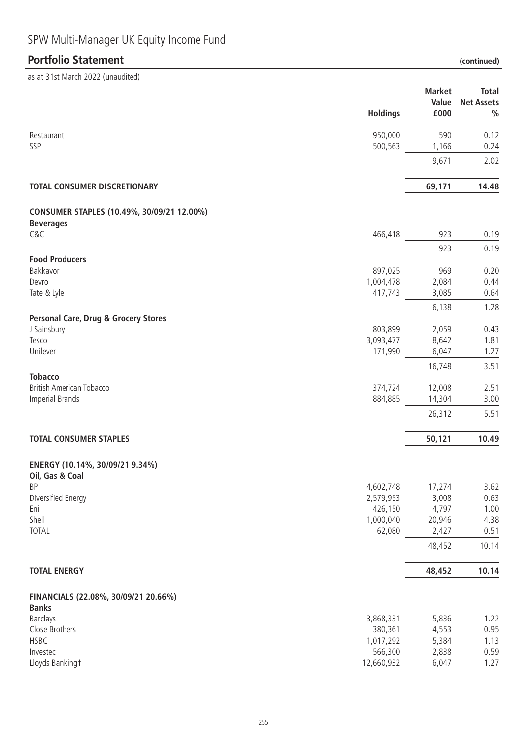# SPW Multi-Manager UK Equity Income Fund

## Portfolio Statement (continued)

as at 31st March 2022 (unaudited)

| | Holdings | Market Value £000 | Total Net Assets % |
|---|---|---|---|
| Restaurant | 950,000 | 590 | 0.12 |
| SSP | 500,563 | 1,166 | 0.24 |
| | | 9,671 | 2.02 |
| **TOTAL CONSUMER DISCRETIONARY** | | **69,171** | **14.48** |
| **CONSUMER STAPLES (10.49%, 30/09/21 12.00%)** | | | |
| **Beverages** | | | |
| C&C | 466,418 | 923 | 0.19 |
| | | 923 | 0.19 |
| **Food Producers** | | | |
| Bakkavor | 897,025 | 969 | 0.20 |
| Devro | 1,004,478 | 2,084 | 0.44 |
| Tate & Lyle | 417,743 | 3,085 | 0.64 |
| | | 6,138 | 1.28 |
| **Personal Care, Drug & Grocery Stores** | | | |
| J Sainsbury | 803,899 | 2,059 | 0.43 |
| Tesco | 3,093,477 | 8,642 | 1.81 |
| Unilever | 171,990 | 6,047 | 1.27 |
| | | 16,748 | 3.51 |
| **Tobacco** | | | |
| British American Tobacco | 374,724 | 12,008 | 2.51 |
| Imperial Brands | 884,885 | 14,304 | 3.00 |
| | | 26,312 | 5.51 |
| **TOTAL CONSUMER STAPLES** | | **50,121** | **10.49** |
| **ENERGY (10.14%, 30/09/21 9.34%)** | | | |
| **Oil, Gas & Coal** | | | |
| BP | 4,602,748 | 17,274 | 3.62 |
| Diversified Energy | 2,579,953 | 3,008 | 0.63 |
| Eni | 426,150 | 4,797 | 1.00 |
| Shell | 1,000,040 | 20,946 | 4.38 |
| TOTAL | 62,080 | 2,427 | 0.51 |
| | | 48,452 | 10.14 |
| **TOTAL ENERGY** | | **48,452** | **10.14** |
| **FINANCIALS (22.08%, 30/09/21 20.66%)** | | | |
| **Banks** | | | |
| Barclays | 3,868,331 | 5,836 | 1.22 |
| Close Brothers | 380,361 | 4,553 | 0.95 |
| HSBC | 1,017,292 | 5,384 | 1.13 |
| Investec | 566,300 | 2,838 | 0.59 |
| Lloyds Banking† | 12,660,932 | 6,047 | 1.27 |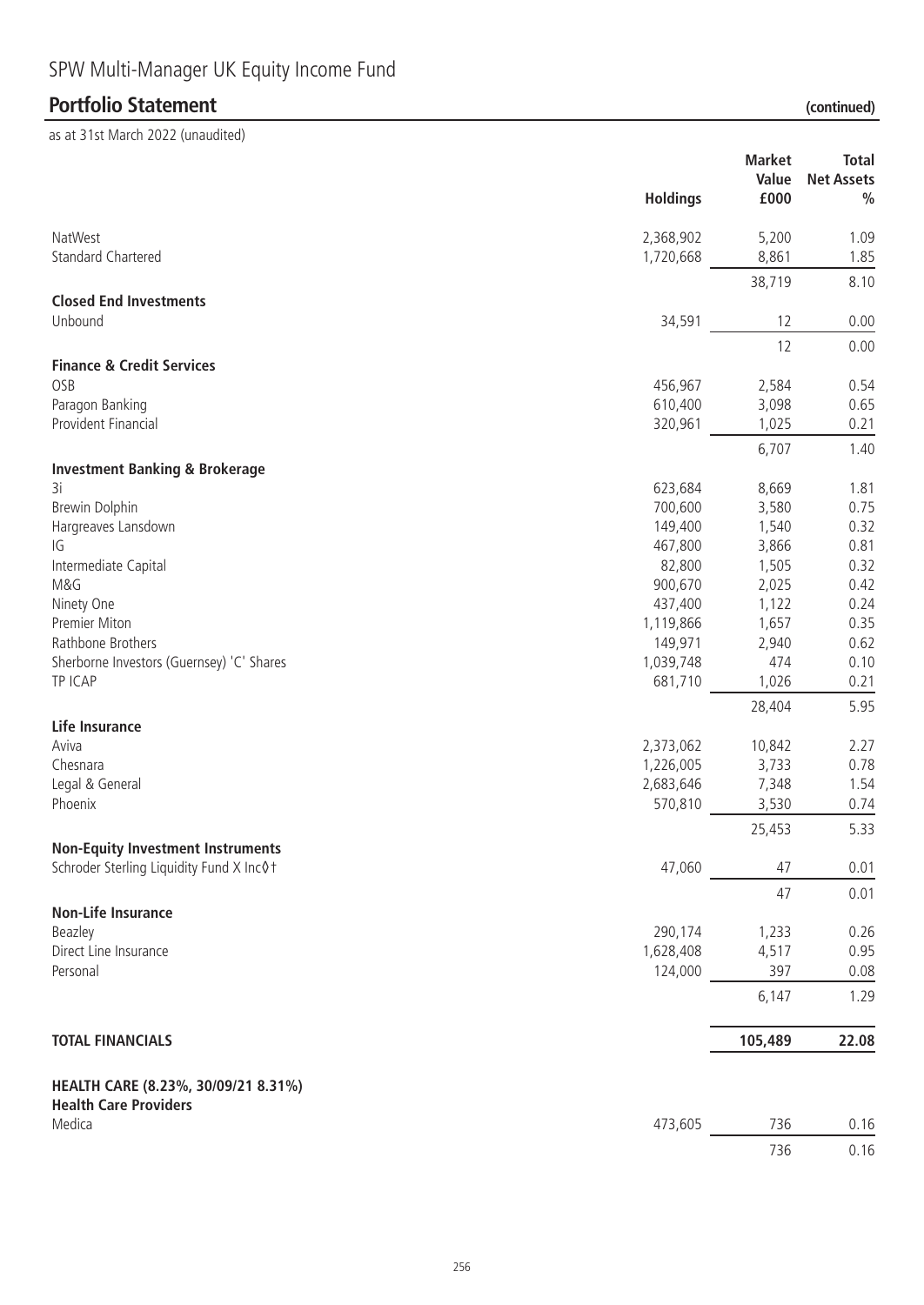# SPW Multi-Manager UK Equity Income Fund

## Portfolio Statement (continued)

as at 31st March 2022 (unaudited)

| | Holdings | Market Value £000 | Total Net Assets % |
|---|---|---|---|
| NatWest | 2,368,902 | 5,200 | 1.09 |
| Standard Chartered | 1,720,668 | 8,861 | 1.85 |
| | | 38,719 | 8.10 |
| **Closed End Investments** | | | |
| Unbound | 34,591 | 12 | 0.00 |
| | | 12 | 0.00 |
| **Finance & Credit Services** | | | |
| OSB | 456,967 | 2,584 | 0.54 |
| Paragon Banking | 610,400 | 3,098 | 0.65 |
| Provident Financial | 320,961 | 1,025 | 0.21 |
| | | 6,707 | 1.40 |
| **Investment Banking & Brokerage** | | | |
| 3i | 623,684 | 8,669 | 1.81 |
| Brewin Dolphin | 700,600 | 3,580 | 0.75 |
| Hargreaves Lansdown | 149,400 | 1,540 | 0.32 |
| IG | 467,800 | 3,866 | 0.81 |
| Intermediate Capital | 82,800 | 1,505 | 0.32 |
| M&G | 900,670 | 2,025 | 0.42 |
| Ninety One | 437,400 | 1,122 | 0.24 |
| Premier Miton | 1,119,866 | 1,657 | 0.35 |
| Rathbone Brothers | 149,971 | 2,940 | 0.62 |
| Sherborne Investors (Guernsey) 'C' Shares | 1,039,748 | 474 | 0.10 |
| TP ICAP | 681,710 | 1,026 | 0.21 |
| | | 28,404 | 5.95 |
| **Life Insurance** | | | |
| Aviva | 2,373,062 | 10,842 | 2.27 |
| Chesnara | 1,226,005 | 3,733 | 0.78 |
| Legal & General | 2,683,646 | 7,348 | 1.54 |
| Phoenix | 570,810 | 3,530 | 0.74 |
| | | 25,453 | 5.33 |
| **Non-Equity Investment Instruments** | | | |
| Schroder Sterling Liquidity Fund X Inc◊† | 47,060 | 47 | 0.01 |
| | | 47 | 0.01 |
| **Non-Life Insurance** | | | |
| Beazley | 290,174 | 1,233 | 0.26 |
| Direct Line Insurance | 1,628,408 | 4,517 | 0.95 |
| Personal | 124,000 | 397 | 0.08 |
| | | 6,147 | 1.29 |
| **TOTAL FINANCIALS** | | **105,489** | **22.08** |
| **HEALTH CARE (8.23%, 30/09/21 8.31%)** | | | |
| **Health Care Providers** | | | |
| Medica | 473,605 | 736 | 0.16 |
| | | 736 | 0.16 |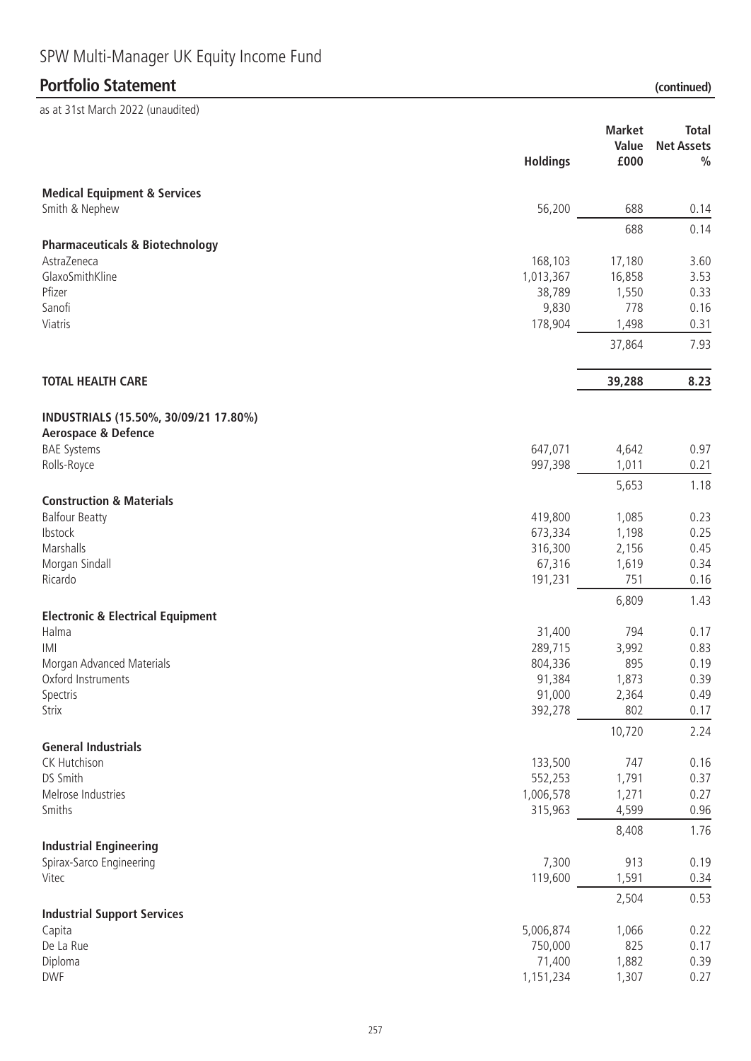# SPW Multi-Manager UK Equity Income Fund

## Portfolio Statement (continued)

as at 31st March 2022 (unaudited)

| | Holdings | Market Value £000 | Total Net Assets % |
|---|---|---|---|
| **Medical Equipment & Services** | | | |
| Smith & Nephew | 56,200 | 688 | 0.14 |
| | | 688 | 0.14 |
| **Pharmaceuticals & Biotechnology** | | | |
| AstraZeneca | 168,103 | 17,180 | 3.60 |
| GlaxoSmithKline | 1,013,367 | 16,858 | 3.53 |
| Pfizer | 38,789 | 1,550 | 0.33 |
| Sanofi | 9,830 | 778 | 0.16 |
| Viatris | 178,904 | 1,498 | 0.31 |
| | | 37,864 | 7.93 |
| **TOTAL HEALTH CARE** | | **39,288** | **8.23** |
| **INDUSTRIALS (15.50%, 30/09/21 17.80%)** | | | |
| **Aerospace & Defence** | | | |
| BAE Systems | 647,071 | 4,642 | 0.97 |
| Rolls-Royce | 997,398 | 1,011 | 0.21 |
| | | 5,653 | 1.18 |
| **Construction & Materials** | | | |
| Balfour Beatty | 419,800 | 1,085 | 0.23 |
| Ibstock | 673,334 | 1,198 | 0.25 |
| Marshalls | 316,300 | 2,156 | 0.45 |
| Morgan Sindall | 67,316 | 1,619 | 0.34 |
| Ricardo | 191,231 | 751 | 0.16 |
| | | 6,809 | 1.43 |
| **Electronic & Electrical Equipment** | | | |
| Halma | 31,400 | 794 | 0.17 |
| IMI | 289,715 | 3,992 | 0.83 |
| Morgan Advanced Materials | 804,336 | 895 | 0.19 |
| Oxford Instruments | 91,384 | 1,873 | 0.39 |
| Spectris | 91,000 | 2,364 | 0.49 |
| Strix | 392,278 | 802 | 0.17 |
| | | 10,720 | 2.24 |
| **General Industrials** | | | |
| CK Hutchison | 133,500 | 747 | 0.16 |
| DS Smith | 552,253 | 1,791 | 0.37 |
| Melrose Industries | 1,006,578 | 1,271 | 0.27 |
| Smiths | 315,963 | 4,599 | 0.96 |
| | | 8,408 | 1.76 |
| **Industrial Engineering** | | | |
| Spirax-Sarco Engineering | 7,300 | 913 | 0.19 |
| Vitec | 119,600 | 1,591 | 0.34 |
| | | 2,504 | 0.53 |
| **Industrial Support Services** | | | |
| Capita | 5,006,874 | 1,066 | 0.22 |
| De La Rue | 750,000 | 825 | 0.17 |
| Diploma | 71,400 | 1,882 | 0.39 |
| DWF | 1,151,234 | 1,307 | 0.27 |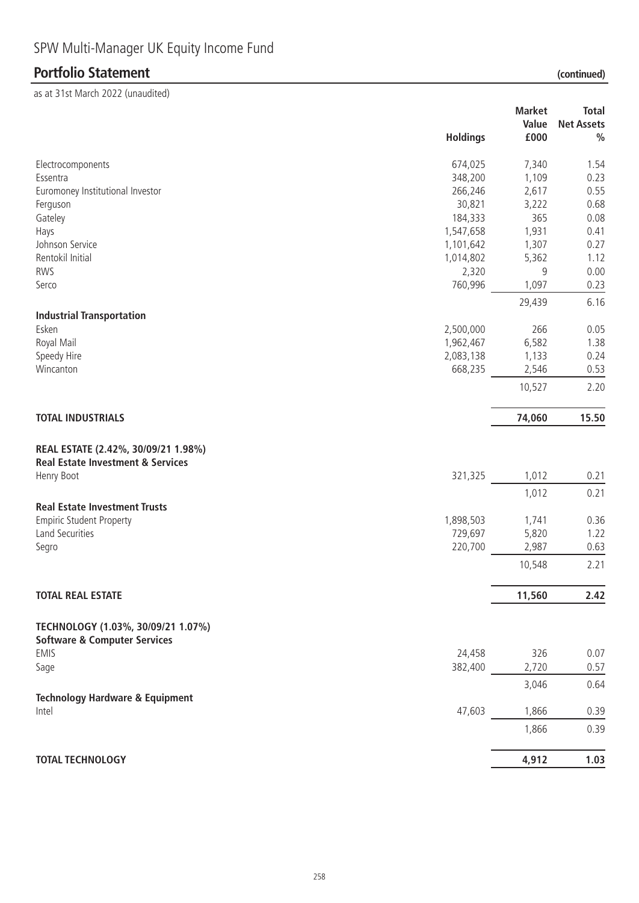# SPW Multi-Manager UK Equity Income Fund

## Portfolio Statement (continued)

as at 31st March 2022 (unaudited)

| | Holdings | Market Value £000 | Total Net Assets % |
|---|---|---|---|
| Electrocomponents | 674,025 | 7,340 | 1.54 |
| Essentra | 348,200 | 1,109 | 0.23 |
| Euromoney Institutional Investor | 266,246 | 2,617 | 0.55 |
| Ferguson | 30,821 | 3,222 | 0.68 |
| Gateley | 184,333 | 365 | 0.08 |
| Hays | 1,547,658 | 1,931 | 0.41 |
| Johnson Service | 1,101,642 | 1,307 | 0.27 |
| Rentokil Initial | 1,014,802 | 5,362 | 1.12 |
| RWS | 2,320 | 9 | 0.00 |
| Serco | 760,996 | 1,097 | 0.23 |
| | | 29,439 | 6.16 |
| **Industrial Transportation** | | | |
| Esken | 2,500,000 | 266 | 0.05 |
| Royal Mail | 1,962,467 | 6,582 | 1.38 |
| Speedy Hire | 2,083,138 | 1,133 | 0.24 |
| Wincanton | 668,235 | 2,546 | 0.53 |
| | | 10,527 | 2.20 |
| **TOTAL INDUSTRIALS** | | **74,060** | **15.50** |
| **REAL ESTATE (2.42%, 30/09/21 1.98%)** | | | |
| **Real Estate Investment & Services** | | | |
| Henry Boot | 321,325 | 1,012 | 0.21 |
| | | 1,012 | 0.21 |
| **Real Estate Investment Trusts** | | | |
| Empiric Student Property | 1,898,503 | 1,741 | 0.36 |
| Land Securities | 729,697 | 5,820 | 1.22 |
| Segro | 220,700 | 2,987 | 0.63 |
| | | 10,548 | 2.21 |
| **TOTAL REAL ESTATE** | | **11,560** | **2.42** |
| **TECHNOLOGY (1.03%, 30/09/21 1.07%)** | | | |
| **Software & Computer Services** | | | |
| EMIS | 24,458 | 326 | 0.07 |
| Sage | 382,400 | 2,720 | 0.57 |
| | | 3,046 | 0.64 |
| **Technology Hardware & Equipment** | | | |
| Intel | 47,603 | 1,866 | 0.39 |
| | | 1,866 | 0.39 |
| **TOTAL TECHNOLOGY** | | **4,912** | **1.03** |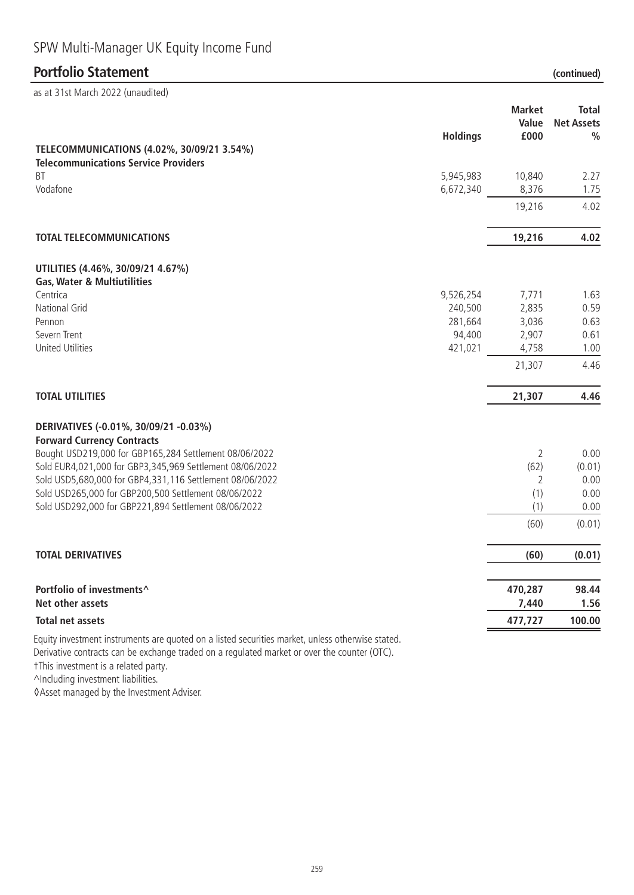# SPW Multi-Manager UK Equity Income Fund

## Portfolio Statement (continued)

as at 31st March 2022 (unaudited)

| | Holdings | Market Value £000 | Total Net Assets % |
|---|---|---|---|
| **TELECOMMUNICATIONS (4.02%, 30/09/21 3.54%)** | | | |
| **Telecommunications Service Providers** | | | |
| BT | 5,945,983 | 10,840 | 2.27 |
| Vodafone | 6,672,340 | 8,376 | 1.75 |
| | | 19,216 | 4.02 |
| **TOTAL TELECOMMUNICATIONS** | | **19,216** | **4.02** |
| **UTILITIES (4.46%, 30/09/21 4.67%)** | | | |
| **Gas, Water & Multiutilities** | | | |
| Centrica | 9,526,254 | 7,771 | 1.63 |
| National Grid | 240,500 | 2,835 | 0.59 |
| Pennon | 281,664 | 3,036 | 0.63 |
| Severn Trent | 94,400 | 2,907 | 0.61 |
| United Utilities | 421,021 | 4,758 | 1.00 |
| | | 21,307 | 4.46 |
| **TOTAL UTILITIES** | | **21,307** | **4.46** |
| **DERIVATIVES (-0.01%, 30/09/21 -0.03%)** | | | |
| **Forward Currency Contracts** | | | |
| Bought USD219,000 for GBP165,284 Settlement 08/06/2022 | | 2 | 0.00 |
| Sold EUR4,021,000 for GBP3,345,969 Settlement 08/06/2022 | | (62) | (0.01) |
| Sold USD5,680,000 for GBP4,331,116 Settlement 08/06/2022 | | 2 | 0.00 |
| Sold USD265,000 for GBP200,500 Settlement 08/06/2022 | | (1) | 0.00 |
| Sold USD292,000 for GBP221,894 Settlement 08/06/2022 | | (1) | 0.00 |
| | | (60) | (0.01) |
| **TOTAL DERIVATIVES** | | **(60)** | **(0.01)** |
| **Portfolio of investments^** | | **470,287** | **98.44** |
| **Net other assets** | | **7,440** | **1.56** |
| **Total net assets** | | **477,727** | **100.00** |

Equity investment instruments are quoted on a listed securities market, unless otherwise stated.
Derivative contracts can be exchange traded on a regulated market or over the counter (OTC).
†This investment is a related party.
^Including investment liabilities.
◊Asset managed by the Investment Adviser.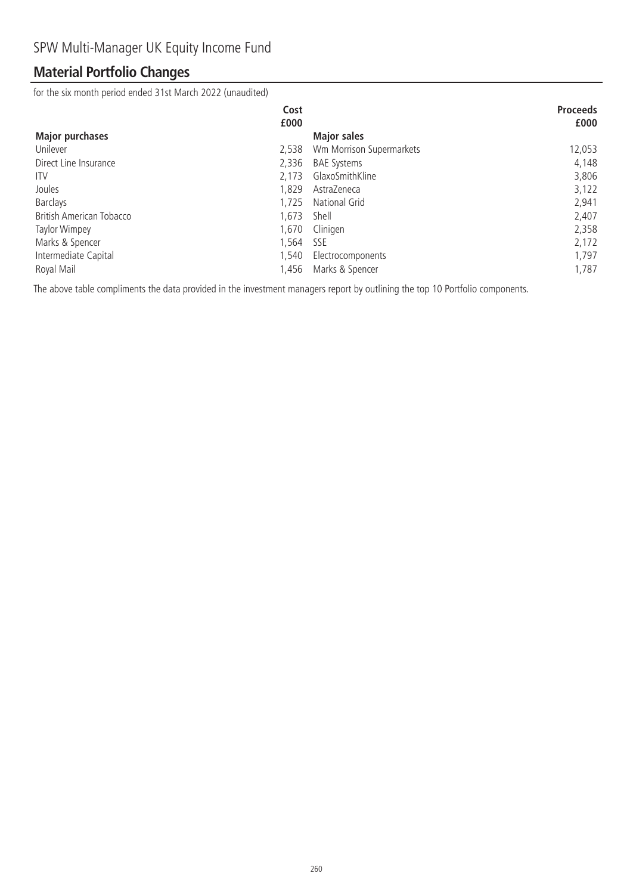SPW Multi-Manager UK Equity Income Fund

## Material Portfolio Changes

for the six month period ended 31st March 2022 (unaudited)

| Major purchases | Cost £000 | Major sales | Proceeds £000 |
|---|---|---|---|
| Unilever | 2,538 | Wm Morrison Supermarkets | 12,053 |
| Direct Line Insurance | 2,336 | BAE Systems | 4,148 |
| ITV | 2,173 | GlaxoSmithKline | 3,806 |
| Joules | 1,829 | AstraZeneca | 3,122 |
| Barclays | 1,725 | National Grid | 2,941 |
| British American Tobacco | 1,673 | Shell | 2,407 |
| Taylor Wimpey | 1,670 | Clinigen | 2,358 |
| Marks & Spencer | 1,564 | SSE | 2,172 |
| Intermediate Capital | 1,540 | Electrocomponents | 1,797 |
| Royal Mail | 1,456 | Marks & Spencer | 1,787 |

The above table compliments the data provided in the investment managers report by outlining the top 10 Portfolio components.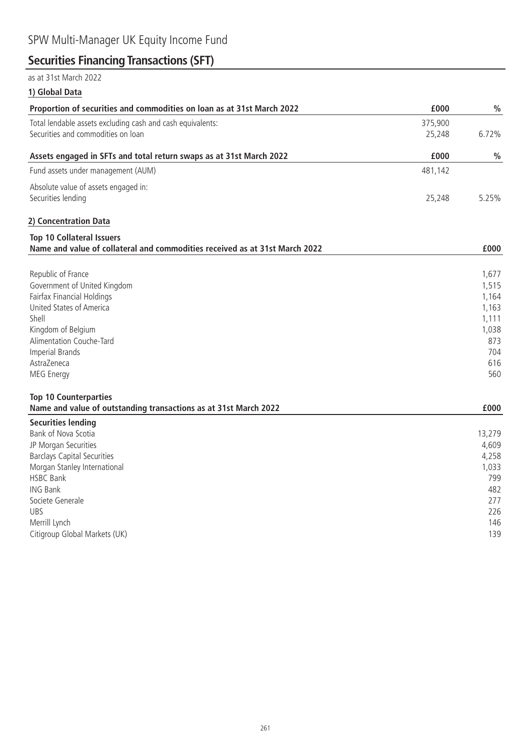# SPW Multi-Manager UK Equity Income Fund

## Securities Financing Transactions (SFT)

as at 31st March 2022

### 1) Global Data

| Proportion of securities and commodities on loan as at 31st March 2022 | £000 | % |
|---|---|---|
| Total lendable assets excluding cash and cash equivalents: | 375,900 | |
| Securities and commodities on loan | 25,248 | 6.72% |

| Assets engaged in SFTs and total return swaps as at 31st March 2022 | £000 | % |
|---|---|---|
| Fund assets under management (AUM) | 481,142 | |
| Absolute value of assets engaged in: | | |
| Securities lending | 25,248 | 5.25% |

### 2) Concentration Data

**Top 10 Collateral Issuers**

| Name and value of collateral and commodities received as at 31st March 2022 | £000 |
|---|---|
| Republic of France | 1,677 |
| Government of United Kingdom | 1,515 |
| Fairfax Financial Holdings | 1,164 |
| United States of America | 1,163 |
| Shell | 1,111 |
| Kingdom of Belgium | 1,038 |
| Alimentation Couche-Tard | 873 |
| Imperial Brands | 704 |
| AstraZeneca | 616 |
| MEG Energy | 560 |

**Top 10 Counterparties**

| Name and value of outstanding transactions as at 31st March 2022 | £000 |
|---|---|
| **Securities lending** | |
| Bank of Nova Scotia | 13,279 |
| JP Morgan Securities | 4,609 |
| Barclays Capital Securities | 4,258 |
| Morgan Stanley International | 1,033 |
| HSBC Bank | 799 |
| ING Bank | 482 |
| Societe Generale | 277 |
| UBS | 226 |
| Merrill Lynch | 146 |
| Citigroup Global Markets (UK) | 139 |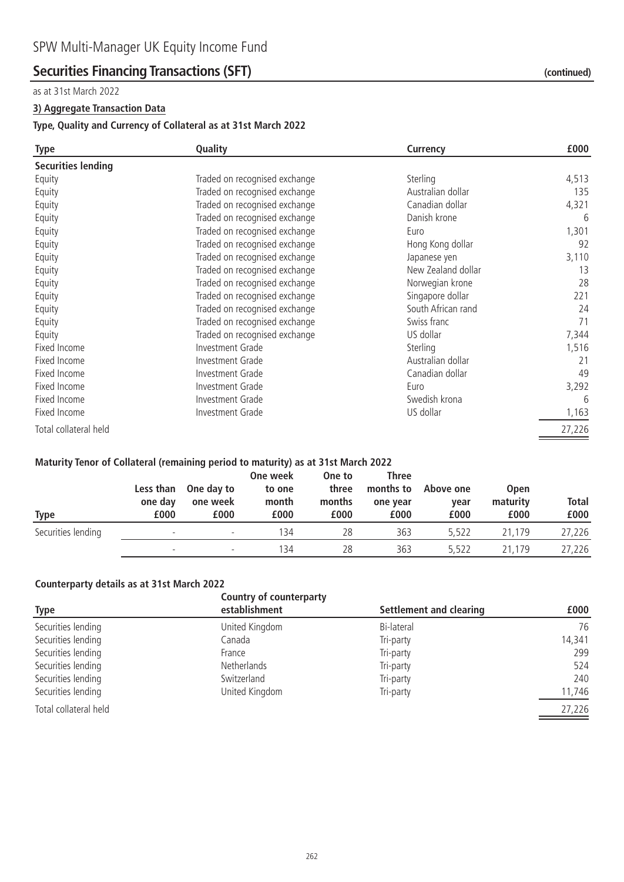# SPW Multi-Manager UK Equity Income Fund

## Securities Financing Transactions (SFT) (continued)

as at 31st March 2022

### 3) Aggregate Transaction Data

#### Type, Quality and Currency of Collateral as at 31st March 2022

| Type | Quality | Currency | £000 |
|---|---|---|---|
| **Securities lending** | | | |
| Equity | Traded on recognised exchange | Sterling | 4,513 |
| Equity | Traded on recognised exchange | Australian dollar | 135 |
| Equity | Traded on recognised exchange | Canadian dollar | 4,321 |
| Equity | Traded on recognised exchange | Danish krone | 6 |
| Equity | Traded on recognised exchange | Euro | 1,301 |
| Equity | Traded on recognised exchange | Hong Kong dollar | 92 |
| Equity | Traded on recognised exchange | Japanese yen | 3,110 |
| Equity | Traded on recognised exchange | New Zealand dollar | 13 |
| Equity | Traded on recognised exchange | Norwegian krone | 28 |
| Equity | Traded on recognised exchange | Singapore dollar | 221 |
| Equity | Traded on recognised exchange | South African rand | 24 |
| Equity | Traded on recognised exchange | Swiss franc | 71 |
| Equity | Traded on recognised exchange | US dollar | 7,344 |
| Fixed Income | Investment Grade | Sterling | 1,516 |
| Fixed Income | Investment Grade | Australian dollar | 21 |
| Fixed Income | Investment Grade | Canadian dollar | 49 |
| Fixed Income | Investment Grade | Euro | 3,292 |
| Fixed Income | Investment Grade | Swedish krona | 6 |
| Fixed Income | Investment Grade | US dollar | 1,163 |
| Total collateral held | | | 27,226 |

#### Maturity Tenor of Collateral (remaining period to maturity) as at 31st March 2022

| Type | Less than one day £000 | One day to one week £000 | One week to one month £000 | One to three months £000 | Three months to one year £000 | Above one year £000 | Open maturity £000 | Total £000 |
|---|---|---|---|---|---|---|---|---|
| Securities lending | - | - | 134 | 28 | 363 | 5,522 | 21,179 | 27,226 |
| | - | - | 134 | 28 | 363 | 5,522 | 21,179 | 27,226 |

#### Counterparty details as at 31st March 2022

| Type | Country of counterparty establishment | Settlement and clearing | £000 |
|---|---|---|---|
| Securities lending | United Kingdom | Bi-lateral | 76 |
| Securities lending | Canada | Tri-party | 14,341 |
| Securities lending | France | Tri-party | 299 |
| Securities lending | Netherlands | Tri-party | 524 |
| Securities lending | Switzerland | Tri-party | 240 |
| Securities lending | United Kingdom | Tri-party | 11,746 |
| Total collateral held | | | 27,226 |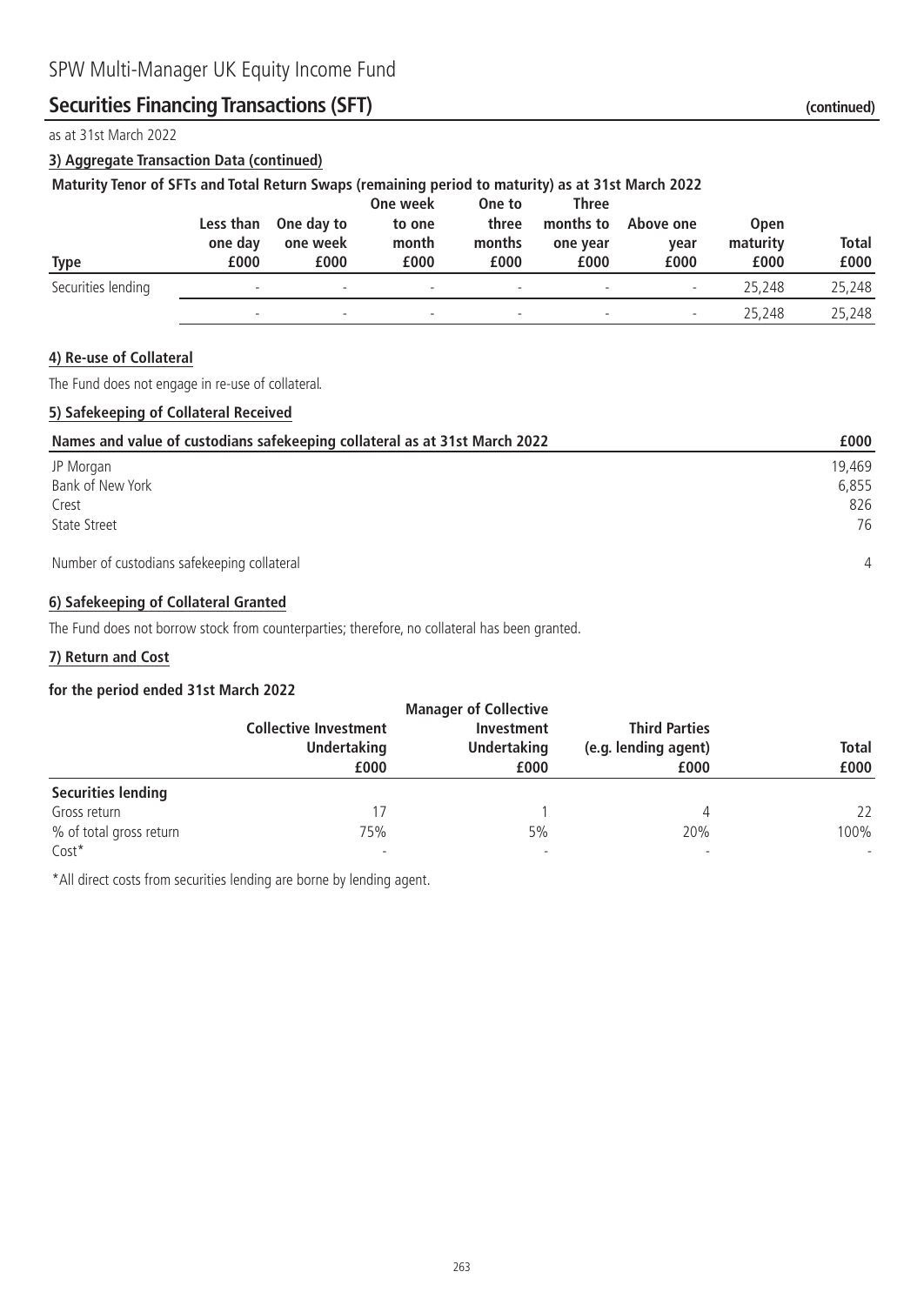# SPW Multi-Manager UK Equity Income Fund

## Securities Financing Transactions (SFT) (continued)

as at 31st March 2022

### 3) Aggregate Transaction Data (continued)

**Maturity Tenor of SFTs and Total Return Swaps (remaining period to maturity) as at 31st March 2022**

| Type | Less than one day £000 | One day to one week £000 | One week to one month £000 | One to three months £000 | Three months to one year £000 | Above one year £000 | Open maturity £000 | Total £000 |
|---|---|---|---|---|---|---|---|---|
| Securities lending | - | - | - | - | - | - | 25,248 | 25,248 |
| | - | - | - | - | - | - | 25,248 | 25,248 |

### 4) Re-use of Collateral

The Fund does not engage in re-use of collateral.

### 5) Safekeeping of Collateral Received

| Names and value of custodians safekeeping collateral as at 31st March 2022 | £000 |
|---|---|
| JP Morgan | 19,469 |
| Bank of New York | 6,855 |
| Crest | 826 |
| State Street | 76 |
| Number of custodians safekeeping collateral | 4 |

### 6) Safekeeping of Collateral Granted

The Fund does not borrow stock from counterparties; therefore, no collateral has been granted.

### 7) Return and Cost

**for the period ended 31st March 2022**

| | Collective Investment Undertaking £000 | Manager of Collective Investment Undertaking £000 | Third Parties (e.g. lending agent) £000 | Total £000 |
|---|---|---|---|---|
| **Securities lending** | | | | |
| Gross return | 17 | 1 | 4 | 22 |
| % of total gross return | 75% | 5% | 20% | 100% |
| Cost* | - | - | - | - |

*All direct costs from securities lending are borne by lending agent.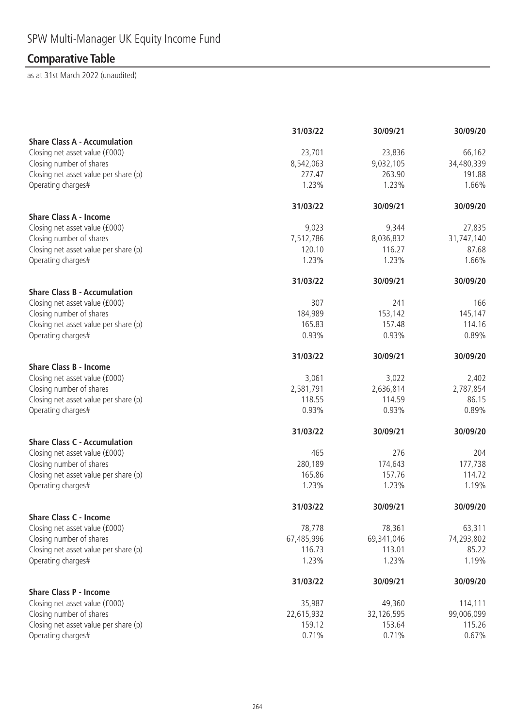# SPW Multi-Manager UK Equity Income Fund

## Comparative Table

as at 31st March 2022 (unaudited)

| | 31/03/22 | 30/09/21 | 30/09/20 |
|---|---|---|---|
| **Share Class A - Accumulation** | | | |
| Closing net asset value (£000) | 23,701 | 23,836 | 66,162 |
| Closing number of shares | 8,542,063 | 9,032,105 | 34,480,339 |
| Closing net asset value per share (p) | 277.47 | 263.90 | 191.88 |
| Operating charges# | 1.23% | 1.23% | 1.66% |

| | 31/03/22 | 30/09/21 | 30/09/20 |
|---|---|---|---|
| **Share Class A - Income** | | | |
| Closing net asset value (£000) | 9,023 | 9,344 | 27,835 |
| Closing number of shares | 7,512,786 | 8,036,832 | 31,747,140 |
| Closing net asset value per share (p) | 120.10 | 116.27 | 87.68 |
| Operating charges# | 1.23% | 1.23% | 1.66% |

| | 31/03/22 | 30/09/21 | 30/09/20 |
|---|---|---|---|
| **Share Class B - Accumulation** | | | |
| Closing net asset value (£000) | 307 | 241 | 166 |
| Closing number of shares | 184,989 | 153,142 | 145,147 |
| Closing net asset value per share (p) | 165.83 | 157.48 | 114.16 |
| Operating charges# | 0.93% | 0.93% | 0.89% |

| | 31/03/22 | 30/09/21 | 30/09/20 |
|---|---|---|---|
| **Share Class B - Income** | | | |
| Closing net asset value (£000) | 3,061 | 3,022 | 2,402 |
| Closing number of shares | 2,581,791 | 2,636,814 | 2,787,854 |
| Closing net asset value per share (p) | 118.55 | 114.59 | 86.15 |
| Operating charges# | 0.93% | 0.93% | 0.89% |

| | 31/03/22 | 30/09/21 | 30/09/20 |
|---|---|---|---|
| **Share Class C - Accumulation** | | | |
| Closing net asset value (£000) | 465 | 276 | 204 |
| Closing number of shares | 280,189 | 174,643 | 177,738 |
| Closing net asset value per share (p) | 165.86 | 157.76 | 114.72 |
| Operating charges# | 1.23% | 1.23% | 1.19% |

| | 31/03/22 | 30/09/21 | 30/09/20 |
|---|---|---|---|
| **Share Class C - Income** | | | |
| Closing net asset value (£000) | 78,778 | 78,361 | 63,311 |
| Closing number of shares | 67,485,996 | 69,341,046 | 74,293,802 |
| Closing net asset value per share (p) | 116.73 | 113.01 | 85.22 |
| Operating charges# | 1.23% | 1.23% | 1.19% |

| | 31/03/22 | 30/09/21 | 30/09/20 |
|---|---|---|---|
| **Share Class P - Income** | | | |
| Closing net asset value (£000) | 35,987 | 49,360 | 114,111 |
| Closing number of shares | 22,615,932 | 32,126,595 | 99,006,099 |
| Closing net asset value per share (p) | 159.12 | 153.64 | 115.26 |
| Operating charges# | 0.71% | 0.71% | 0.67% |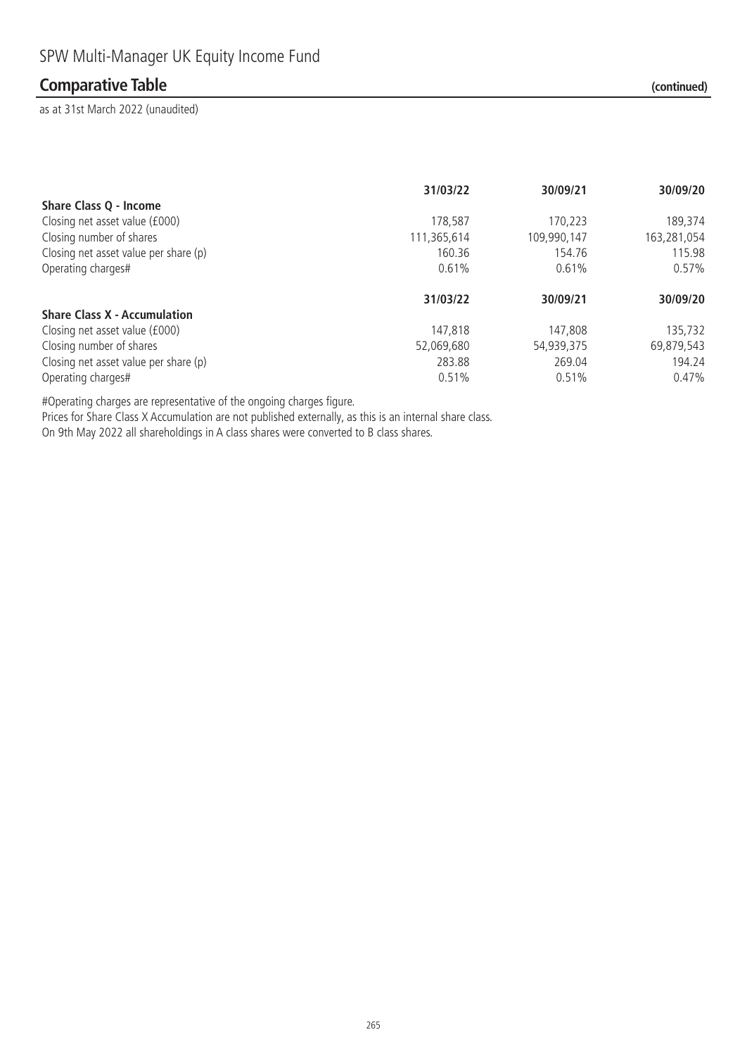# SPW Multi-Manager UK Equity Income Fund

## Comparative Table (continued)

as at 31st March 2022 (unaudited)

| | 31/03/22 | 30/09/21 | 30/09/20 |
|---|---|---|---|
| **Share Class Q - Income** | | | |
| Closing net asset value (£000) | 178,587 | 170,223 | 189,374 |
| Closing number of shares | 111,365,614 | 109,990,147 | 163,281,054 |
| Closing net asset value per share (p) | 160.36 | 154.76 | 115.98 |
| Operating charges# | 0.61% | 0.61% | 0.57% |

| | 31/03/22 | 30/09/21 | 30/09/20 |
|---|---|---|---|
| **Share Class X - Accumulation** | | | |
| Closing net asset value (£000) | 147,818 | 147,808 | 135,732 |
| Closing number of shares | 52,069,680 | 54,939,375 | 69,879,543 |
| Closing net asset value per share (p) | 283.88 | 269.04 | 194.24 |
| Operating charges# | 0.51% | 0.51% | 0.47% |

#Operating charges are representative of the ongoing charges figure.

Prices for Share Class X Accumulation are not published externally, as this is an internal share class.

On 9th May 2022 all shareholdings in A class shares were converted to B class shares.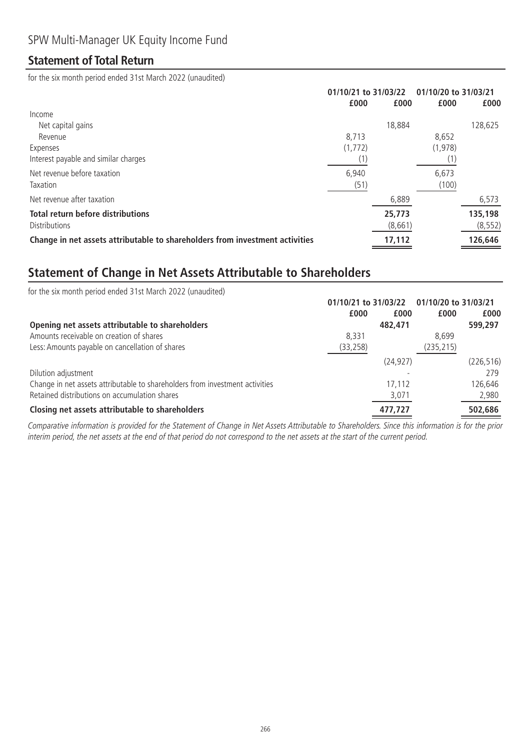SPW Multi-Manager UK Equity Income Fund

## Statement of Total Return

for the six month period ended 31st March 2022 (unaudited)

| | 01/10/21 to 31/03/22 | | 01/10/20 to 31/03/21 | |
|---|---|---|---|---|
| | £000 | £000 | £000 | £000 |
| Income | | | | |
| Net capital gains | | 18,884 | | 128,625 |
| Revenue | 8,713 | | 8,652 | |
| Expenses | (1,772) | | (1,978) | |
| Interest payable and similar charges | (1) | | (1) | |
| Net revenue before taxation | 6,940 | | 6,673 | |
| Taxation | (51) | | (100) | |
| Net revenue after taxation | | 6,889 | | 6,573 |
| **Total return before distributions** | | **25,773** | | **135,198** |
| Distributions | | (8,661) | | (8,552) |
| **Change in net assets attributable to shareholders from investment activities** | | **17,112** | | **126,646** |

## Statement of Change in Net Assets Attributable to Shareholders

for the six month period ended 31st March 2022 (unaudited)

| | 01/10/21 to 31/03/22 | | 01/10/20 to 31/03/21 | |
|---|---|---|---|---|
| | £000 | £000 | £000 | £000 |
| **Opening net assets attributable to shareholders** | | **482,471** | | **599,297** |
| Amounts receivable on creation of shares | 8,331 | | 8,699 | |
| Less: Amounts payable on cancellation of shares | (33,258) | | (235,215) | |
| | | (24,927) | | (226,516) |
| Dilution adjustment | | - | | 279 |
| Change in net assets attributable to shareholders from investment activities | | 17,112 | | 126,646 |
| Retained distributions on accumulation shares | | 3,071 | | 2,980 |
| **Closing net assets attributable to shareholders** | | **477,727** | | **502,686** |

*Comparative information is provided for the Statement of Change in Net Assets Attributable to Shareholders. Since this information is for the prior interim period, the net assets at the end of that period do not correspond to the net assets at the start of the current period.*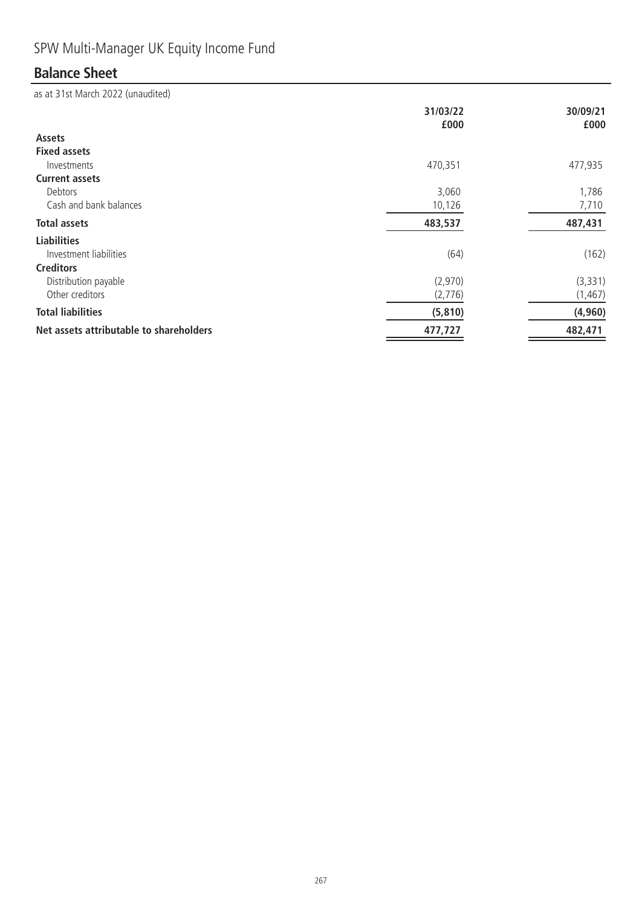SPW Multi-Manager UK Equity Income Fund

## Balance Sheet

as at 31st March 2022 (unaudited)

| | 31/03/22 £000 | 30/09/21 £000 |
|---|---|---|
| **Assets** | | |
| **Fixed assets** | | |
| Investments | 470,351 | 477,935 |
| **Current assets** | | |
| Debtors | 3,060 | 1,786 |
| Cash and bank balances | 10,126 | 7,710 |
| **Total assets** | **483,537** | **487,431** |
| **Liabilities** | | |
| Investment liabilities | (64) | (162) |
| **Creditors** | | |
| Distribution payable | (2,970) | (3,331) |
| Other creditors | (2,776) | (1,467) |
| **Total liabilities** | **(5,810)** | **(4,960)** |
| **Net assets attributable to shareholders** | **477,727** | **482,471** |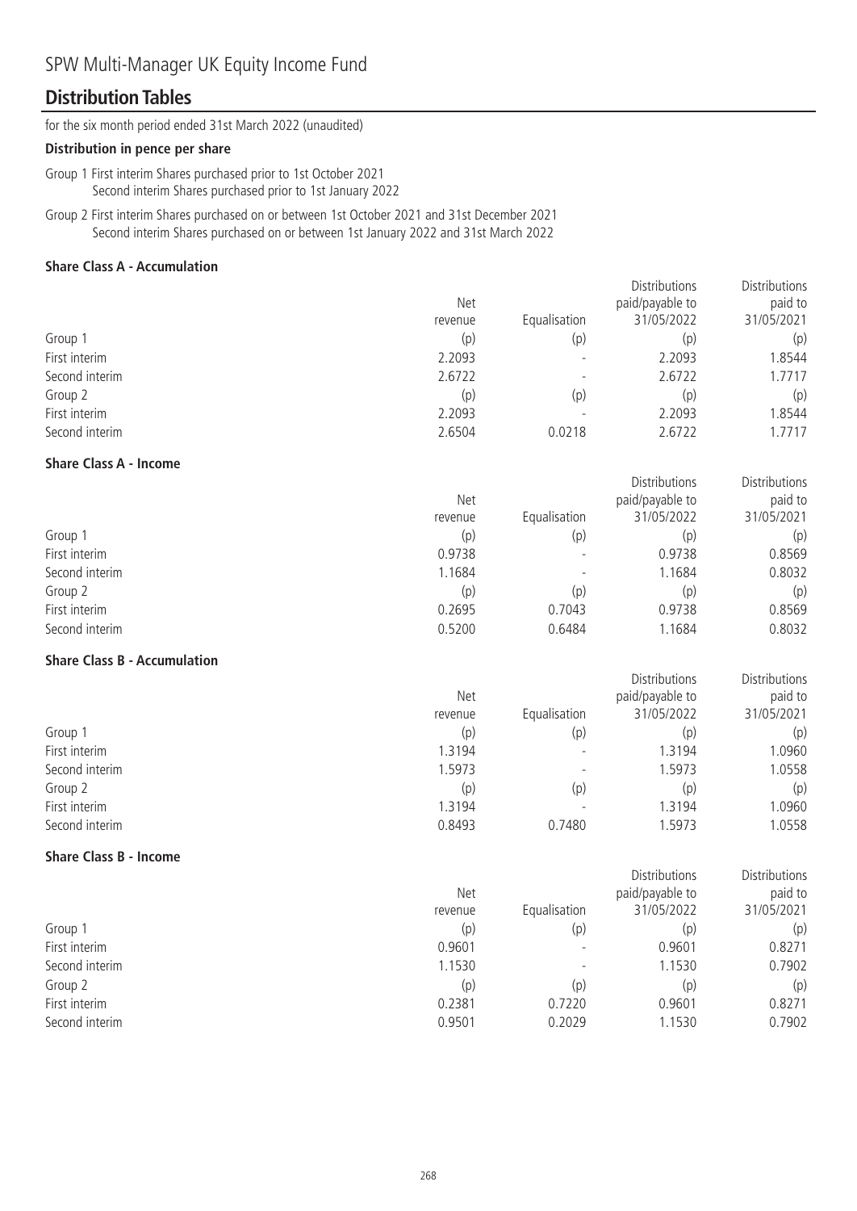SPW Multi-Manager UK Equity Income Fund

## Distribution Tables

for the six month period ended 31st March 2022 (unaudited)

**Distribution in pence per share**

Group 1 First interim Shares purchased prior to 1st October 2021
Second interim Shares purchased prior to 1st January 2022

Group 2 First interim Shares purchased on or between 1st October 2021 and 31st December 2021
Second interim Shares purchased on or between 1st January 2022 and 31st March 2022

**Share Class A - Accumulation**

| | Net revenue | Equalisation | Distributions paid/payable to 31/05/2022 | Distributions paid to 31/05/2021 |
|---|---|---|---|---|
| Group 1 | (p) | (p) | (p) | (p) |
| First interim | 2.2093 | - | 2.2093 | 1.8544 |
| Second interim | 2.6722 | - | 2.6722 | 1.7717 |
| Group 2 | (p) | (p) | (p) | (p) |
| First interim | 2.2093 | - | 2.2093 | 1.8544 |
| Second interim | 2.6504 | 0.0218 | 2.6722 | 1.7717 |

**Share Class A - Income**

| | Net revenue | Equalisation | Distributions paid/payable to 31/05/2022 | Distributions paid to 31/05/2021 |
|---|---|---|---|---|
| Group 1 | (p) | (p) | (p) | (p) |
| First interim | 0.9738 | - | 0.9738 | 0.8569 |
| Second interim | 1.1684 | - | 1.1684 | 0.8032 |
| Group 2 | (p) | (p) | (p) | (p) |
| First interim | 0.2695 | 0.7043 | 0.9738 | 0.8569 |
| Second interim | 0.5200 | 0.6484 | 1.1684 | 0.8032 |

**Share Class B - Accumulation**

| | Net revenue | Equalisation | Distributions paid/payable to 31/05/2022 | Distributions paid to 31/05/2021 |
|---|---|---|---|---|
| Group 1 | (p) | (p) | (p) | (p) |
| First interim | 1.3194 | - | 1.3194 | 1.0960 |
| Second interim | 1.5973 | - | 1.5973 | 1.0558 |
| Group 2 | (p) | (p) | (p) | (p) |
| First interim | 1.3194 | - | 1.3194 | 1.0960 |
| Second interim | 0.8493 | 0.7480 | 1.5973 | 1.0558 |

**Share Class B - Income**

| | Net revenue | Equalisation | Distributions paid/payable to 31/05/2022 | Distributions paid to 31/05/2021 |
|---|---|---|---|---|
| Group 1 | (p) | (p) | (p) | (p) |
| First interim | 0.9601 | - | 0.9601 | 0.8271 |
| Second interim | 1.1530 | - | 1.1530 | 0.7902 |
| Group 2 | (p) | (p) | (p) | (p) |
| First interim | 0.2381 | 0.7220 | 0.9601 | 0.8271 |
| Second interim | 0.9501 | 0.2029 | 1.1530 | 0.7902 |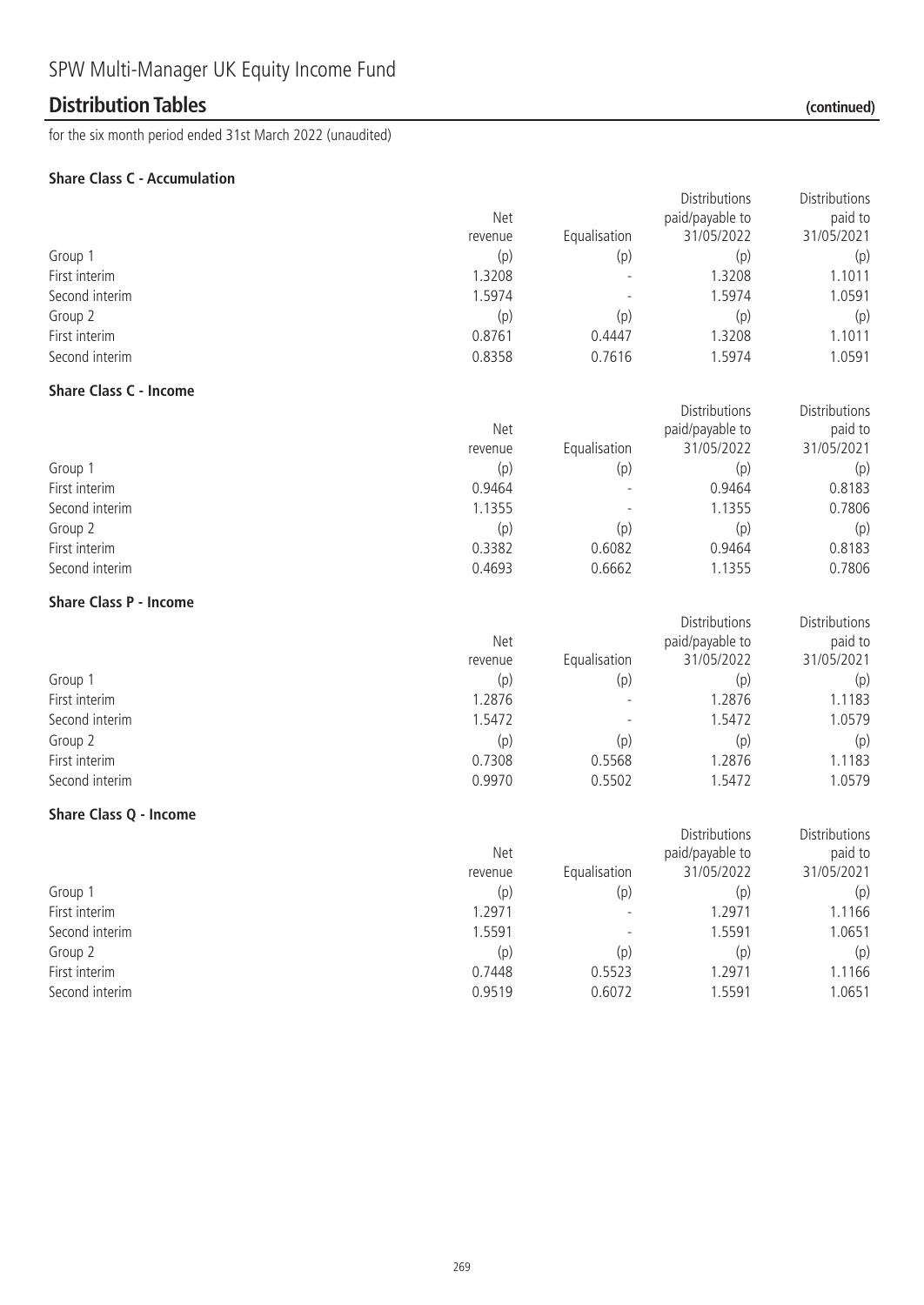SPW Multi-Manager UK Equity Income Fund

## Distribution Tables (continued)

for the six month period ended 31st March 2022 (unaudited)

**Share Class C - Accumulation**

| | Net revenue | Equalisation | Distributions paid/payable to 31/05/2022 | Distributions paid to 31/05/2021 |
|---|---|---|---|---|
| Group 1 | (p) | (p) | (p) | (p) |
| First interim | 1.3208 | - | 1.3208 | 1.1011 |
| Second interim | 1.5974 | - | 1.5974 | 1.0591 |
| Group 2 | (p) | (p) | (p) | (p) |
| First interim | 0.8761 | 0.4447 | 1.3208 | 1.1011 |
| Second interim | 0.8358 | 0.7616 | 1.5974 | 1.0591 |

**Share Class C - Income**

| | Net revenue | Equalisation | Distributions paid/payable to 31/05/2022 | Distributions paid to 31/05/2021 |
|---|---|---|---|---|
| Group 1 | (p) | (p) | (p) | (p) |
| First interim | 0.9464 | - | 0.9464 | 0.8183 |
| Second interim | 1.1355 | - | 1.1355 | 0.7806 |
| Group 2 | (p) | (p) | (p) | (p) |
| First interim | 0.3382 | 0.6082 | 0.9464 | 0.8183 |
| Second interim | 0.4693 | 0.6662 | 1.1355 | 0.7806 |

**Share Class P - Income**

| | Net revenue | Equalisation | Distributions paid/payable to 31/05/2022 | Distributions paid to 31/05/2021 |
|---|---|---|---|---|
| Group 1 | (p) | (p) | (p) | (p) |
| First interim | 1.2876 | - | 1.2876 | 1.1183 |
| Second interim | 1.5472 | - | 1.5472 | 1.0579 |
| Group 2 | (p) | (p) | (p) | (p) |
| First interim | 0.7308 | 0.5568 | 1.2876 | 1.1183 |
| Second interim | 0.9970 | 0.5502 | 1.5472 | 1.0579 |

**Share Class Q - Income**

| | Net revenue | Equalisation | Distributions paid/payable to 31/05/2022 | Distributions paid to 31/05/2021 |
|---|---|---|---|---|
| Group 1 | (p) | (p) | (p) | (p) |
| First interim | 1.2971 | - | 1.2971 | 1.1166 |
| Second interim | 1.5591 | - | 1.5591 | 1.0651 |
| Group 2 | (p) | (p) | (p) | (p) |
| First interim | 0.7448 | 0.5523 | 1.2971 | 1.1166 |
| Second interim | 0.9519 | 0.6072 | 1.5591 | 1.0651 |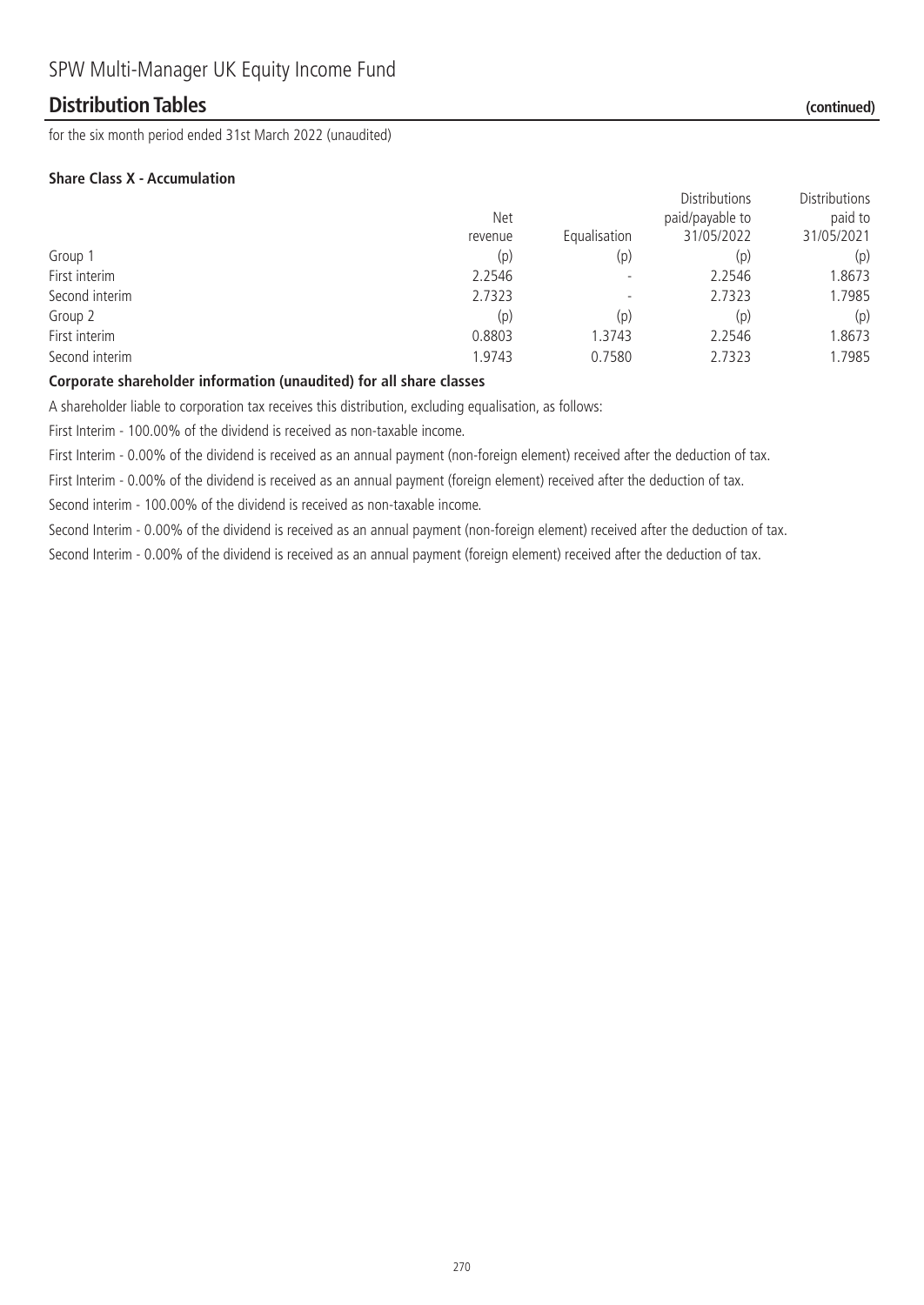# SPW Multi-Manager UK Equity Income Fund

## Distribution Tables (continued)

for the six month period ended 31st March 2022 (unaudited)

**Share Class X - Accumulation**

| | Net revenue | Equalisation | Distributions paid/payable to 31/05/2022 | Distributions paid to 31/05/2021 |
|---|---|---|---|---|
| Group 1 | (p) | (p) | (p) | (p) |
| First interim | 2.2546 | - | 2.2546 | 1.8673 |
| Second interim | 2.7323 | - | 2.7323 | 1.7985 |
| Group 2 | (p) | (p) | (p) | (p) |
| First interim | 0.8803 | 1.3743 | 2.2546 | 1.8673 |
| Second interim | 1.9743 | 0.7580 | 2.7323 | 1.7985 |

**Corporate shareholder information (unaudited) for all share classes**

A shareholder liable to corporation tax receives this distribution, excluding equalisation, as follows:

First Interim - 100.00% of the dividend is received as non-taxable income.

First Interim - 0.00% of the dividend is received as an annual payment (non-foreign element) received after the deduction of tax.

First Interim - 0.00% of the dividend is received as an annual payment (foreign element) received after the deduction of tax.

Second interim - 100.00% of the dividend is received as non-taxable income.

Second Interim - 0.00% of the dividend is received as an annual payment (non-foreign element) received after the deduction of tax.

Second Interim - 0.00% of the dividend is received as an annual payment (foreign element) received after the deduction of tax.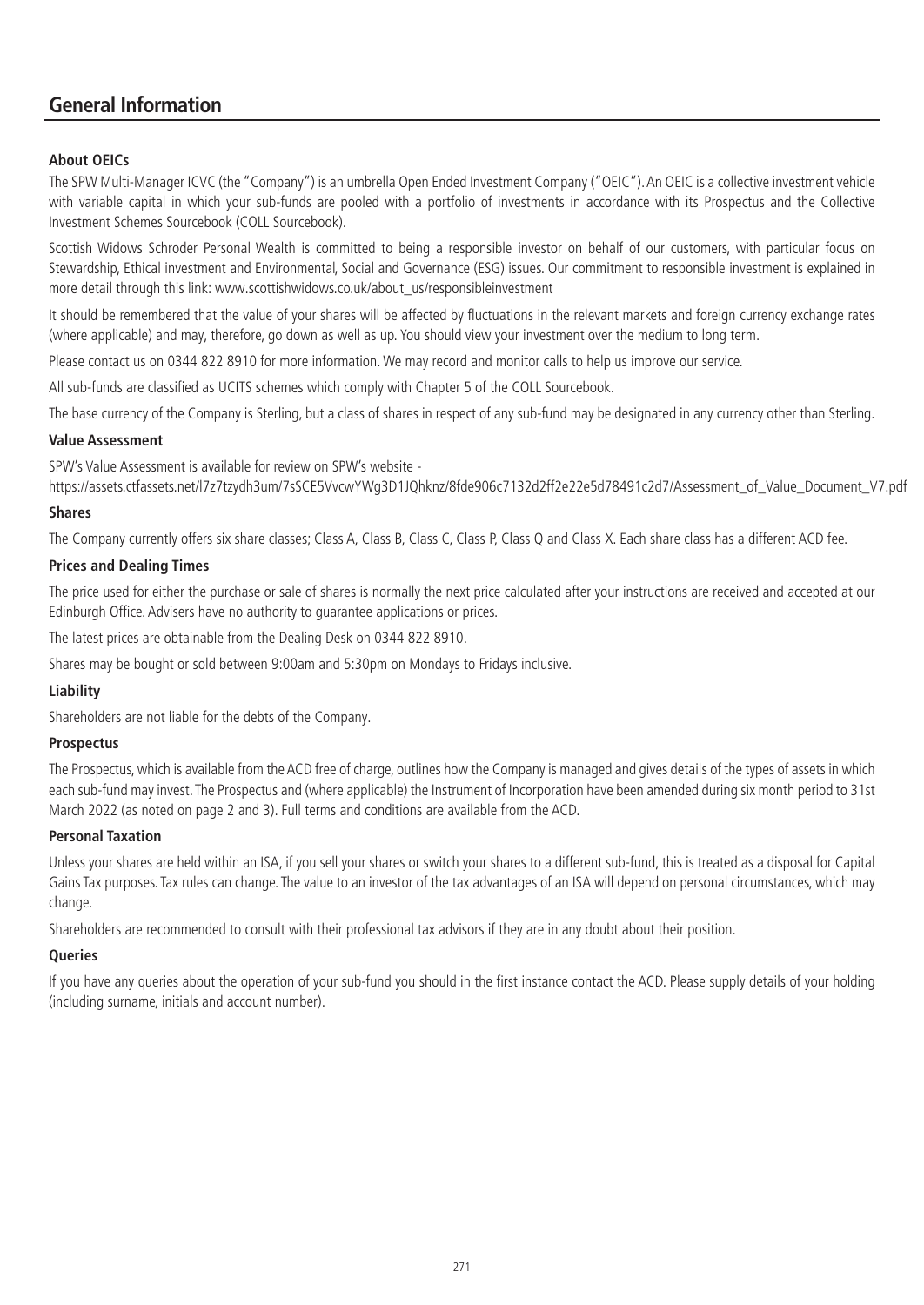# General Information

### About OEICs

The SPW Multi-Manager ICVC (the "Company") is an umbrella Open Ended Investment Company ("OEIC"). An OEIC is a collective investment vehicle with variable capital in which your sub-funds are pooled with a portfolio of investments in accordance with its Prospectus and the Collective Investment Schemes Sourcebook (COLL Sourcebook).

Scottish Widows Schroder Personal Wealth is committed to being a responsible investor on behalf of our customers, with particular focus on Stewardship, Ethical investment and Environmental, Social and Governance (ESG) issues. Our commitment to responsible investment is explained in more detail through this link: www.scottishwidows.co.uk/about_us/responsibleinvestment

It should be remembered that the value of your shares will be affected by fluctuations in the relevant markets and foreign currency exchange rates (where applicable) and may, therefore, go down as well as up. You should view your investment over the medium to long term.

Please contact us on 0344 822 8910 for more information. We may record and monitor calls to help us improve our service.

All sub-funds are classified as UCITS schemes which comply with Chapter 5 of the COLL Sourcebook.

The base currency of the Company is Sterling, but a class of shares in respect of any sub-fund may be designated in any currency other than Sterling.

### Value Assessment

SPW's Value Assessment is available for review on SPW's website - https://assets.ctfassets.net/l7z7tzydh3um/7sSCE5VvcwYWg3D1JQhknz/8fde906c7132d2ff2e22e5d78491c2d7/Assessment_of_Value_Document_V7.pdf

### Shares

The Company currently offers six share classes; Class A, Class B, Class C, Class P, Class Q and Class X. Each share class has a different ACD fee.

### Prices and Dealing Times

The price used for either the purchase or sale of shares is normally the next price calculated after your instructions are received and accepted at our Edinburgh Office. Advisers have no authority to guarantee applications or prices.

The latest prices are obtainable from the Dealing Desk on 0344 822 8910.

Shares may be bought or sold between 9:00am and 5:30pm on Mondays to Fridays inclusive.

### Liability

Shareholders are not liable for the debts of the Company.

### Prospectus

The Prospectus, which is available from the ACD free of charge, outlines how the Company is managed and gives details of the types of assets in which each sub-fund may invest. The Prospectus and (where applicable) the Instrument of Incorporation have been amended during six month period to 31st March 2022 (as noted on page 2 and 3). Full terms and conditions are available from the ACD.

### Personal Taxation

Unless your shares are held within an ISA, if you sell your shares or switch your shares to a different sub-fund, this is treated as a disposal for Capital Gains Tax purposes. Tax rules can change. The value to an investor of the tax advantages of an ISA will depend on personal circumstances, which may change.

Shareholders are recommended to consult with their professional tax advisors if they are in any doubt about their position.

### Queries

If you have any queries about the operation of your sub-fund you should in the first instance contact the ACD. Please supply details of your holding (including surname, initials and account number).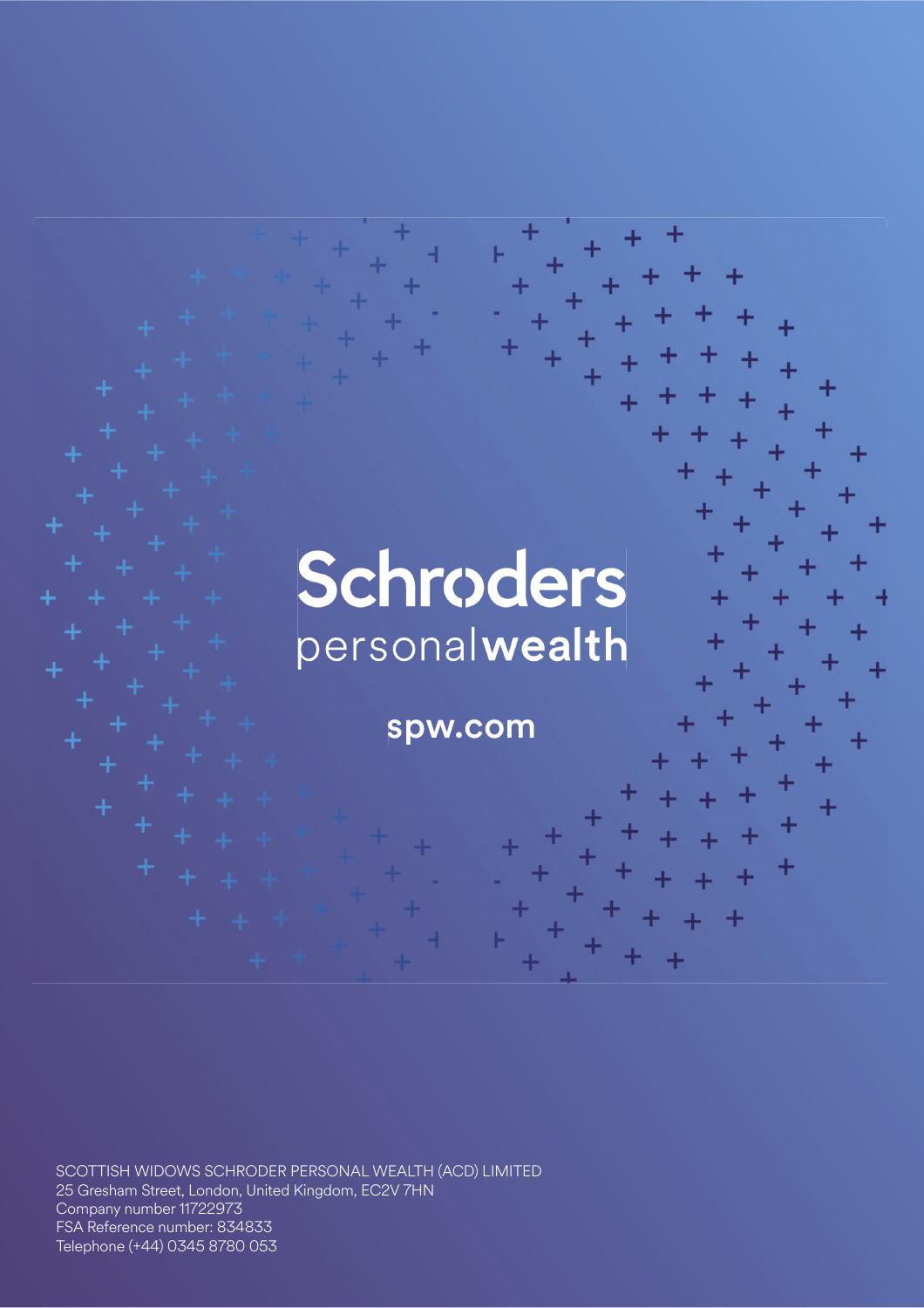Schroders
personal**wealth**

**spw.com**

SCOTTISH WIDOWS SCHRODER PERSONAL WEALTH (ACD) LIMITED
25 Gresham Street, London, United Kingdom, EC2V 7HN
Company number 11722973
FSA Reference number: 834833
Telephone (+44) 0345 8780 053